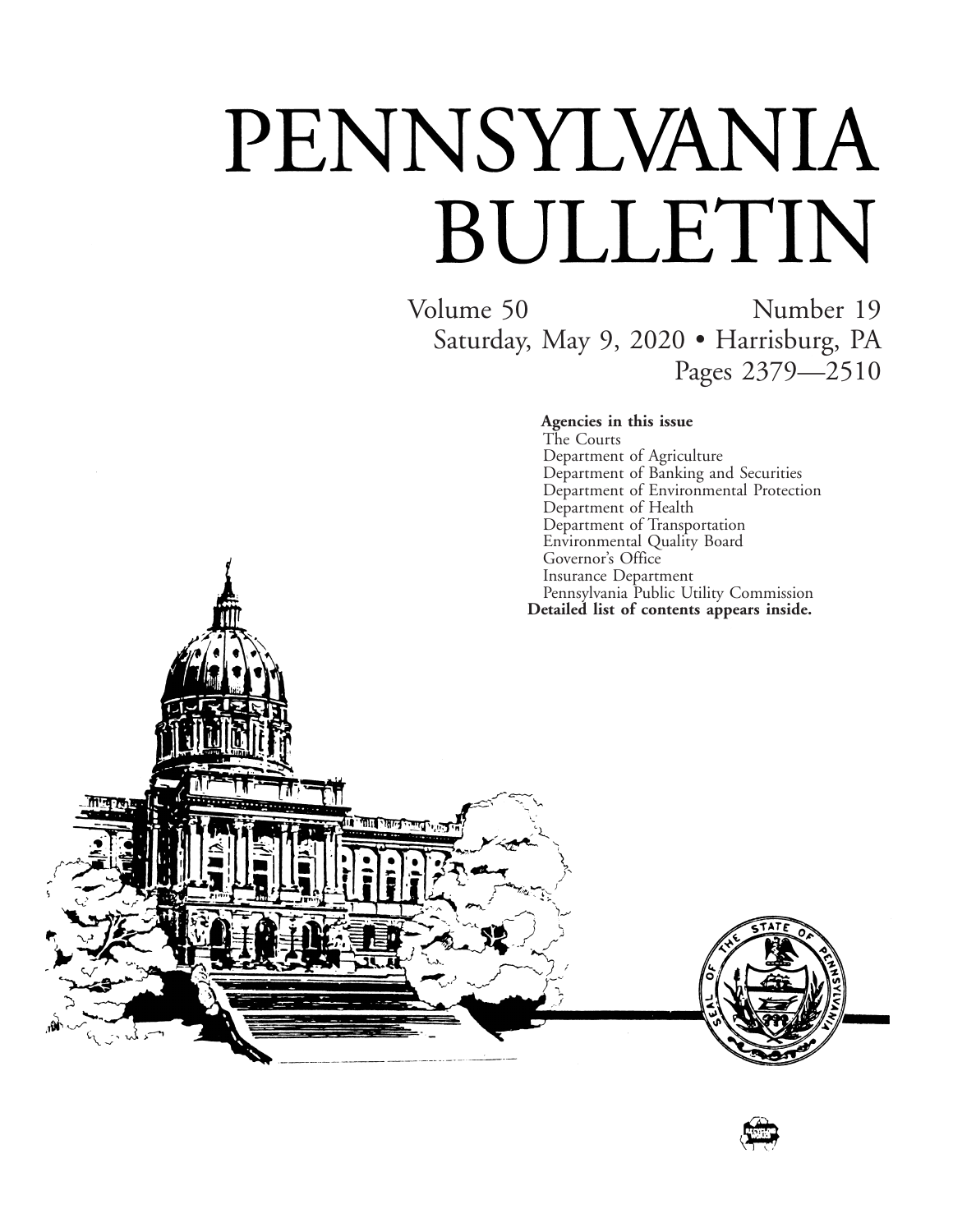# PENNSYLVANIA BULLETIN

Volume 50 Number 19

Saturday, May 9, 2020 • Harrisburg, PA

Pages 2379—2510

**Agencies in this issue**

The Courts
Department of Agriculture
Department of Banking and Securities
Department of Environmental Protection
Department of Health
Department of Transportation
Environmental Quality Board
Governor's Office
Insurance Department
Pennsylvania Public Utility Commission

**Detailed list of contents appears inside.**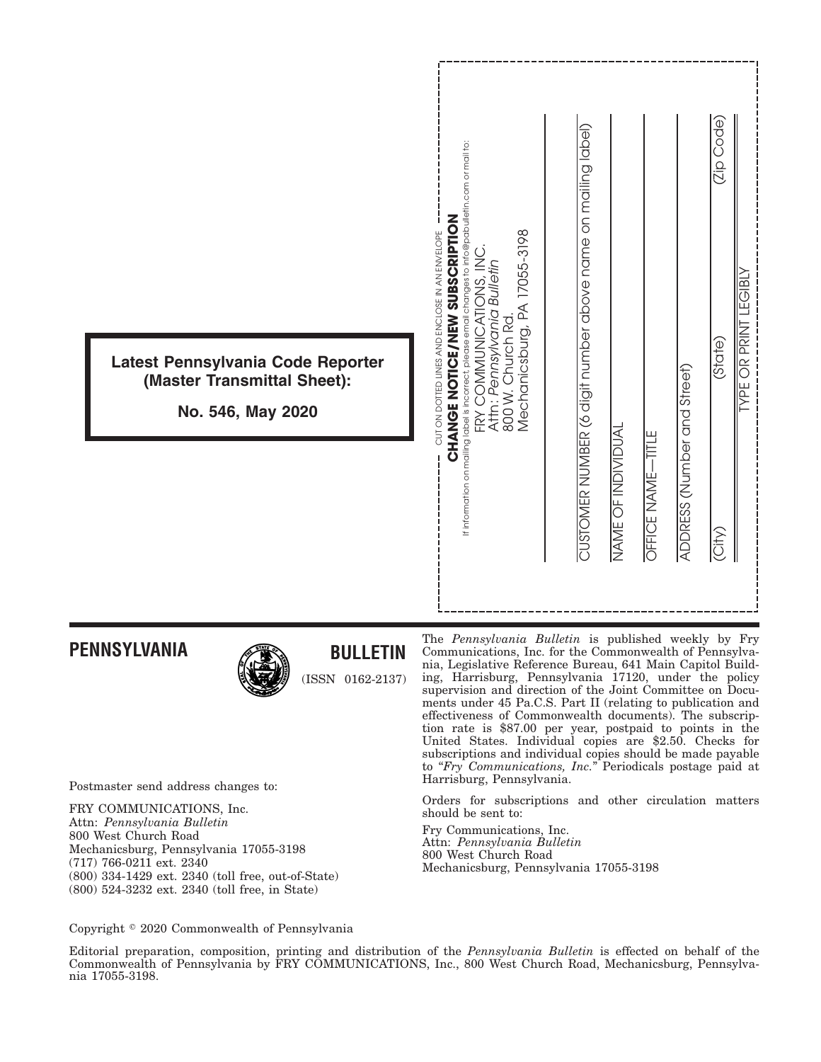**Latest Pennsylvania Code Reporter (Master Transmittal Sheet):**

**No. 546, May 2020**

CUT ON DOTTED LINES AND ENCLOSE IN AN ENVELOPE

**CHANGE NOTICE/NEW SUBSCRIPTION**

If information on mailing label is incorrect, please email changes to info@pabulletin.com or mail to:

FRY COMMUNICATIONS, INC.
Attn: *Pennsylvania Bulletin*
800 W. Church Rd.
Mechanicsburg, PA 17055-3198

CUSTOMER NUMBER (6 digit number above name on mailing label)

NAME OF INDIVIDUAL

OFFICE NAME—TITLE

ADDRESS (Number and Street)

(City) (State) (Zip Code)

TYPE OR PRINT LEGIBLY

---

# PENNSYLVANIA BULLETIN

(ISSN 0162-2137)

Postmaster send address changes to:

FRY COMMUNICATIONS, Inc.
Attn: *Pennsylvania Bulletin*
800 West Church Road
Mechanicsburg, Pennsylvania 17055-3198
(717) 766-0211 ext. 2340
(800) 334-1429 ext. 2340 (toll free, out-of-State)
(800) 524-3232 ext. 2340 (toll free, in State)

The *Pennsylvania Bulletin* is published weekly by Fry Communications, Inc. for the Commonwealth of Pennsylvania, Legislative Reference Bureau, 641 Main Capitol Building, Harrisburg, Pennsylvania 17120, under the policy supervision and direction of the Joint Committee on Documents under 45 Pa.C.S. Part II (relating to publication and effectiveness of Commonwealth documents). The subscription rate is $87.00 per year, postpaid to points in the United States. Individual copies are $2.50. Checks for subscriptions and individual copies should be made payable to "*Fry Communications, Inc.*" Periodicals postage paid at Harrisburg, Pennsylvania.

Orders for subscriptions and other circulation matters should be sent to:

Fry Communications, Inc.
Attn: *Pennsylvania Bulletin*
800 West Church Road
Mechanicsburg, Pennsylvania 17055-3198

Copyright © 2020 Commonwealth of Pennsylvania

Editorial preparation, composition, printing and distribution of the *Pennsylvania Bulletin* is effected on behalf of the Commonwealth of Pennsylvania by FRY COMMUNICATIONS, Inc., 800 West Church Road, Mechanicsburg, Pennsylvania 17055-3198.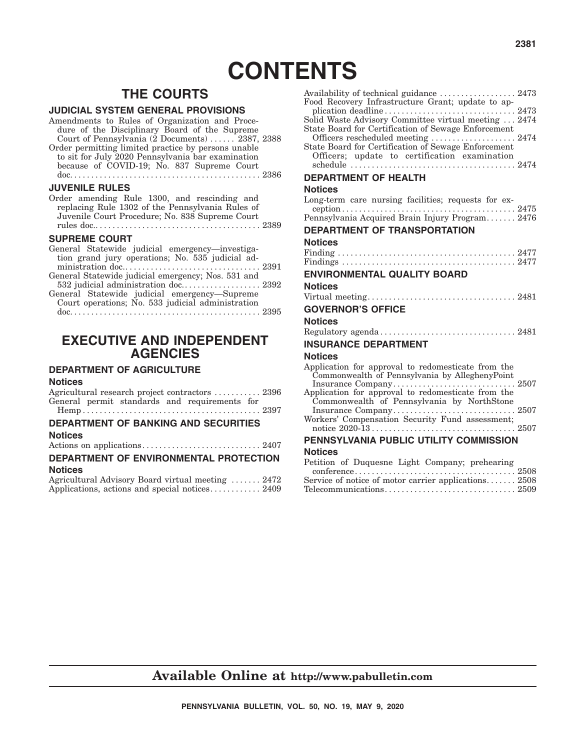# CONTENTS

## THE COURTS

### JUDICIAL SYSTEM GENERAL PROVISIONS

Amendments to Rules of Organization and Procedure of the Disciplinary Board of the Supreme Court of Pennsylvania (2 Documents) . . . . . . 2387, 2388

Order permitting limited practice by persons unable to sit for July 2020 Pennsylvania bar examination because of COVID-19; No. 837 Supreme Court doc. . . . . . . . . . . . . . . . . . . . . . . . . . . . . . . . . . . . . . . . . . . . . 2386

### JUVENILE RULES

Order amending Rule 1300, and rescinding and replacing Rule 1302 of the Pennsylvania Rules of Juvenile Court Procedure; No. 838 Supreme Court rules doc. . . . . . . . . . . . . . . . . . . . . . . . . . . . . . . . . . . . . . . . 2389

### SUPREME COURT

General Statewide judicial emergency—investigation grand jury operations; No. 535 judicial administration doc. . . . . . . . . . . . . . . . . . . . . . . . . . . . . . . . . 2391

General Statewide judicial emergency; Nos. 531 and 532 judicial administration doc. . . . . . . . . . . . . . . . . . . 2392

General Statewide judicial emergency—Supreme Court operations; No. 533 judicial administration doc. . . . . . . . . . . . . . . . . . . . . . . . . . . . . . . . . . . . . . . . . . . . . 2395

## EXECUTIVE AND INDEPENDENT AGENCIES

### DEPARTMENT OF AGRICULTURE

#### Notices

Agricultural research project contractors . . . . . . . . . . . 2396

General permit standards and requirements for Hemp . . . . . . . . . . . . . . . . . . . . . . . . . . . . . . . . . . . . . . . . . . 2397

### DEPARTMENT OF BANKING AND SECURITIES

#### Notices

Actions on applications . . . . . . . . . . . . . . . . . . . . . . . . . . . . 2407

### DEPARTMENT OF ENVIRONMENTAL PROTECTION

#### Notices

Agricultural Advisory Board virtual meeting . . . . . . . 2472

Applications, actions and special notices . . . . . . . . . . . . 2409

Availability of technical guidance . . . . . . . . . . . . . . . . . . 2473

Food Recovery Infrastructure Grant; update to application deadline . . . . . . . . . . . . . . . . . . . . . . . . . . . . . . . 2473

Solid Waste Advisory Committee virtual meeting . . . 2474

State Board for Certification of Sewage Enforcement Officers rescheduled meeting . . . . . . . . . . . . . . . . . . . . 2474

State Board for Certification of Sewage Enforcement Officers; update to certification examination schedule . . . . . . . . . . . . . . . . . . . . . . . . . . . . . . . . . . . . . . . 2474

### DEPARTMENT OF HEALTH

#### Notices

Long-term care nursing facilities; requests for exception . . . . . . . . . . . . . . . . . . . . . . . . . . . . . . . . . . . . . . . . . 2475

Pennsylvania Acquired Brain Injury Program . . . . . . . 2476

### DEPARTMENT OF TRANSPORTATION

#### Notices

Finding . . . . . . . . . . . . . . . . . . . . . . . . . . . . . . . . . . . . . . . . . . 2477

Findings . . . . . . . . . . . . . . . . . . . . . . . . . . . . . . . . . . . . . . . . . 2477

### ENVIRONMENTAL QUALITY BOARD

#### Notices

Virtual meeting . . . . . . . . . . . . . . . . . . . . . . . . . . . . . . . . . . . 2481

### GOVERNOR'S OFFICE

#### Notices

Regulatory agenda . . . . . . . . . . . . . . . . . . . . . . . . . . . . . . . . 2481

### INSURANCE DEPARTMENT

#### Notices

Application for approval to redomesticate from the Commonwealth of Pennsylvania by AlleghenyPoint Insurance Company . . . . . . . . . . . . . . . . . . . . . . . . . . . . . 2507

Application for approval to redomesticate from the Commonwealth of Pennsylvania by NorthStone Insurance Company . . . . . . . . . . . . . . . . . . . . . . . . . . . . . 2507

Workers' Compensation Security Fund assessment; notice 2020-13 . . . . . . . . . . . . . . . . . . . . . . . . . . . . . . . . . . 2507

### PENNSYLVANIA PUBLIC UTILITY COMMISSION

#### Notices

Petition of Duquesne Light Company; prehearing conference . . . . . . . . . . . . . . . . . . . . . . . . . . . . . . . . . . . . . . 2508

Service of notice of motor carrier applications . . . . . . . 2508

Telecommunications . . . . . . . . . . . . . . . . . . . . . . . . . . . . . . . 2509

**Available Online at http://www.pabulletin.com**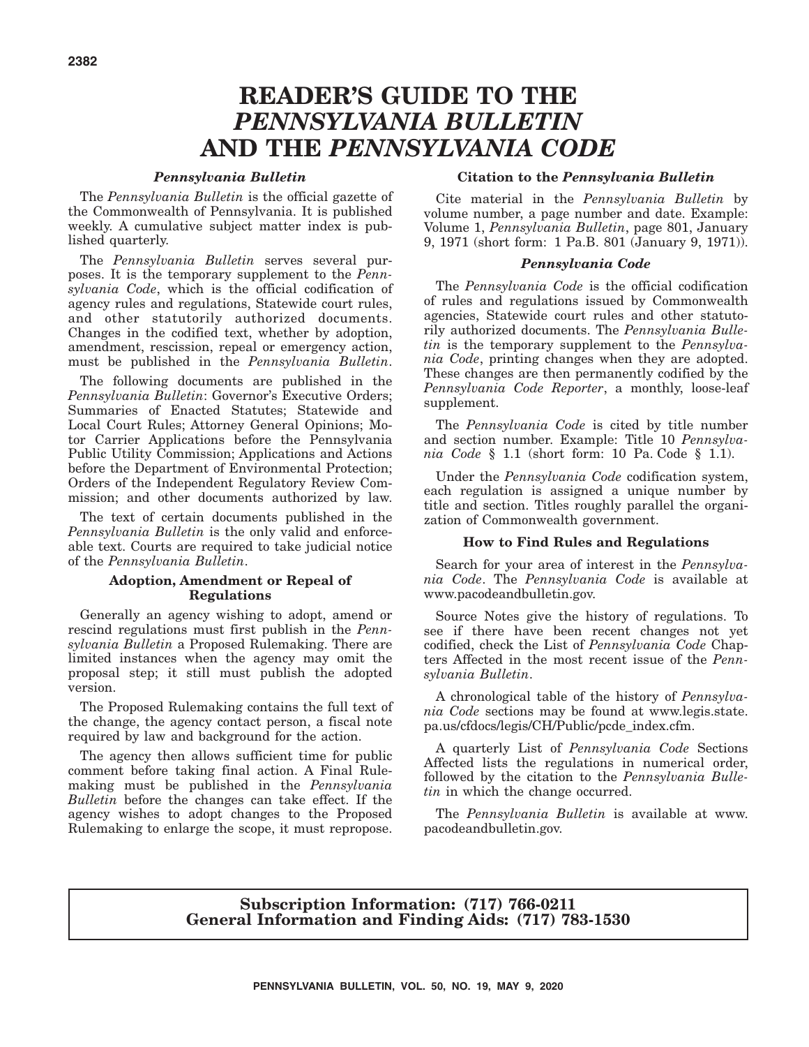# READER'S GUIDE TO THE *PENNSYLVANIA BULLETIN* AND THE *PENNSYLVANIA CODE*

### *Pennsylvania Bulletin*

The *Pennsylvania Bulletin* is the official gazette of the Commonwealth of Pennsylvania. It is published weekly. A cumulative subject matter index is published quarterly.

The *Pennsylvania Bulletin* serves several purposes. It is the temporary supplement to the *Pennsylvania Code*, which is the official codification of agency rules and regulations, Statewide court rules, and other statutorily authorized documents. Changes in the codified text, whether by adoption, amendment, rescission, repeal or emergency action, must be published in the *Pennsylvania Bulletin*.

The following documents are published in the *Pennsylvania Bulletin*: Governor's Executive Orders; Summaries of Enacted Statutes; Statewide and Local Court Rules; Attorney General Opinions; Motor Carrier Applications before the Pennsylvania Public Utility Commission; Applications and Actions before the Department of Environmental Protection; Orders of the Independent Regulatory Review Commission; and other documents authorized by law.

The text of certain documents published in the *Pennsylvania Bulletin* is the only valid and enforceable text. Courts are required to take judicial notice of the *Pennsylvania Bulletin*.

### Adoption, Amendment or Repeal of Regulations

Generally an agency wishing to adopt, amend or rescind regulations must first publish in the *Pennsylvania Bulletin* a Proposed Rulemaking. There are limited instances when the agency may omit the proposal step; it still must publish the adopted version.

The Proposed Rulemaking contains the full text of the change, the agency contact person, a fiscal note required by law and background for the action.

The agency then allows sufficient time for public comment before taking final action. A Final Rulemaking must be published in the *Pennsylvania Bulletin* before the changes can take effect. If the agency wishes to adopt changes to the Proposed Rulemaking to enlarge the scope, it must repropose.

### Citation to the *Pennsylvania Bulletin*

Cite material in the *Pennsylvania Bulletin* by volume number, a page number and date. Example: Volume 1, *Pennsylvania Bulletin*, page 801, January 9, 1971 (short form: 1 Pa.B. 801 (January 9, 1971)).

### *Pennsylvania Code*

The *Pennsylvania Code* is the official codification of rules and regulations issued by Commonwealth agencies, Statewide court rules and other statutorily authorized documents. The *Pennsylvania Bulletin* is the temporary supplement to the *Pennsylvania Code*, printing changes when they are adopted. These changes are then permanently codified by the *Pennsylvania Code Reporter*, a monthly, loose-leaf supplement.

The *Pennsylvania Code* is cited by title number and section number. Example: Title 10 *Pennsylvania Code* § 1.1 (short form: 10 Pa. Code § 1.1).

Under the *Pennsylvania Code* codification system, each regulation is assigned a unique number by title and section. Titles roughly parallel the organization of Commonwealth government.

### How to Find Rules and Regulations

Search for your area of interest in the *Pennsylvania Code*. The *Pennsylvania Code* is available at www.pacodeandbulletin.gov.

Source Notes give the history of regulations. To see if there have been recent changes not yet codified, check the List of *Pennsylvania Code* Chapters Affected in the most recent issue of the *Pennsylvania Bulletin*.

A chronological table of the history of *Pennsylvania Code* sections may be found at www.legis.state.pa.us/cfdocs/legis/CH/Public/pcde_index.cfm.

A quarterly List of *Pennsylvania Code* Sections Affected lists the regulations in numerical order, followed by the citation to the *Pennsylvania Bulletin* in which the change occurred.

The *Pennsylvania Bulletin* is available at www.pacodeandbulletin.gov.

**Subscription Information: (717) 766-0211**
**General Information and Finding Aids: (717) 783-1530**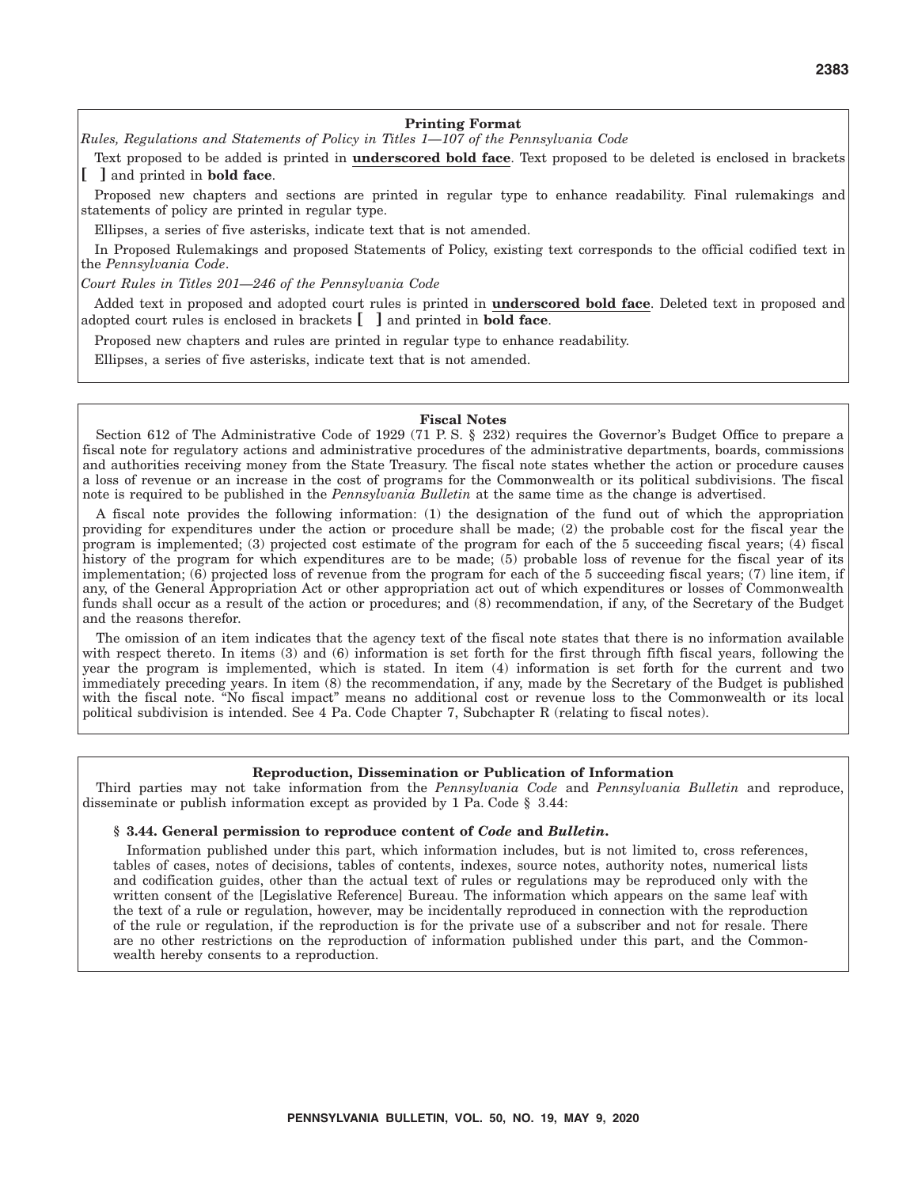## Printing Format

*Rules, Regulations and Statements of Policy in Titles 1—107 of the Pennsylvania Code*

Text proposed to be added is printed in **underscored bold face**. Text proposed to be deleted is enclosed in brackets **[ ]** and printed in **bold face**.

Proposed new chapters and sections are printed in regular type to enhance readability. Final rulemakings and statements of policy are printed in regular type.

Ellipses, a series of five asterisks, indicate text that is not amended.

In Proposed Rulemakings and proposed Statements of Policy, existing text corresponds to the official codified text in the *Pennsylvania Code*.

*Court Rules in Titles 201—246 of the Pennsylvania Code*

Added text in proposed and adopted court rules is printed in **underscored bold face**. Deleted text in proposed and adopted court rules is enclosed in brackets **[ ]** and printed in **bold face**.

Proposed new chapters and rules are printed in regular type to enhance readability.

Ellipses, a series of five asterisks, indicate text that is not amended.

## Fiscal Notes

Section 612 of The Administrative Code of 1929 (71 P. S. § 232) requires the Governor's Budget Office to prepare a fiscal note for regulatory actions and administrative procedures of the administrative departments, boards, commissions and authorities receiving money from the State Treasury. The fiscal note states whether the action or procedure causes a loss of revenue or an increase in the cost of programs for the Commonwealth or its political subdivisions. The fiscal note is required to be published in the *Pennsylvania Bulletin* at the same time as the change is advertised.

A fiscal note provides the following information: (1) the designation of the fund out of which the appropriation providing for expenditures under the action or procedure shall be made; (2) the probable cost for the fiscal year the program is implemented; (3) projected cost estimate of the program for each of the 5 succeeding fiscal years; (4) fiscal history of the program for which expenditures are to be made; (5) probable loss of revenue for the fiscal year of its implementation; (6) projected loss of revenue from the program for each of the 5 succeeding fiscal years; (7) line item, if any, of the General Appropriation Act or other appropriation act out of which expenditures or losses of Commonwealth funds shall occur as a result of the action or procedures; and (8) recommendation, if any, of the Secretary of the Budget and the reasons therefor.

The omission of an item indicates that the agency text of the fiscal note states that there is no information available with respect thereto. In items (3) and (6) information is set forth for the first through fifth fiscal years, following the year the program is implemented, which is stated. In item (4) information is set forth for the current and two immediately preceding years. In item (8) the recommendation, if any, made by the Secretary of the Budget is published with the fiscal note. "No fiscal impact" means no additional cost or revenue loss to the Commonwealth or its local political subdivision is intended. See 4 Pa. Code Chapter 7, Subchapter R (relating to fiscal notes).

## Reproduction, Dissemination or Publication of Information

Third parties may not take information from the *Pennsylvania Code* and *Pennsylvania Bulletin* and reproduce, disseminate or publish information except as provided by 1 Pa. Code § 3.44:

**§ 3.44. General permission to reproduce content of *Code* and *Bulletin*.**

Information published under this part, which information includes, but is not limited to, cross references, tables of cases, notes of decisions, tables of contents, indexes, source notes, authority notes, numerical lists and codification guides, other than the actual text of rules or regulations may be reproduced only with the written consent of the [Legislative Reference] Bureau. The information which appears on the same leaf with the text of a rule or regulation, however, may be incidentally reproduced in connection with the reproduction of the rule or regulation, if the reproduction is for the private use of a subscriber and not for resale. There are no other restrictions on the reproduction of information published under this part, and the Commonwealth hereby consents to a reproduction.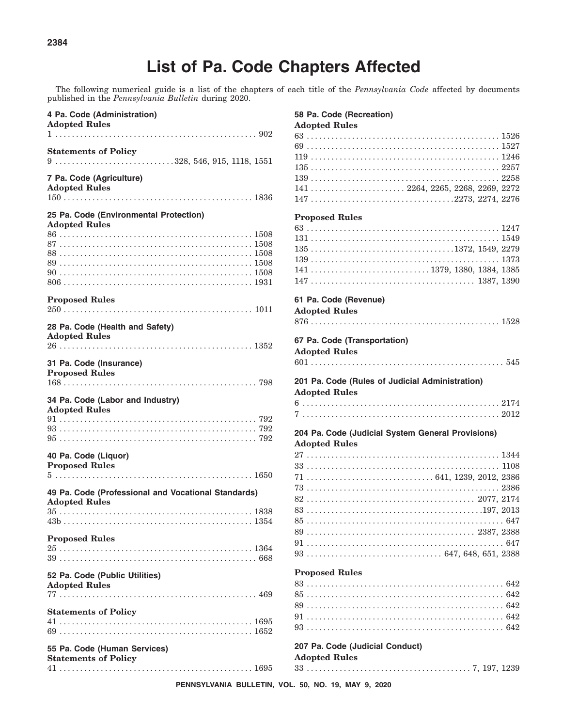# List of Pa. Code Chapters Affected

The following numerical guide is a list of the chapters of each title of the *Pennsylvania Code* affected by documents published in the *Pennsylvania Bulletin* during 2020.

### 4 Pa. Code (Administration)

**Adopted Rules**

1 . . . . . . . . . . . . . . . . . . . . . . . . . . . . . . . . . . . . . . . . . . . . . . . 902

**Statements of Policy**

9 . . . . . . . . . . . . . . . . . . . . . . . . . . . . 328, 546, 915, 1118, 1551

### 7 Pa. Code (Agriculture)

**Adopted Rules**

150 . . . . . . . . . . . . . . . . . . . . . . . . . . . . . . . . . . . . . . . . . . . . . 1836

### 25 Pa. Code (Environmental Protection)

**Adopted Rules**

86 . . . . . . . . . . . . . . . . . . . . . . . . . . . . . . . . . . . . . . . . . . . . . . 1508
87 . . . . . . . . . . . . . . . . . . . . . . . . . . . . . . . . . . . . . . . . . . . . . . 1508
88 . . . . . . . . . . . . . . . . . . . . . . . . . . . . . . . . . . . . . . . . . . . . . . 1508
89 . . . . . . . . . . . . . . . . . . . . . . . . . . . . . . . . . . . . . . . . . . . . . . 1508
90 . . . . . . . . . . . . . . . . . . . . . . . . . . . . . . . . . . . . . . . . . . . . . . 1508
806 . . . . . . . . . . . . . . . . . . . . . . . . . . . . . . . . . . . . . . . . . . . . . 1931

**Proposed Rules**

250 . . . . . . . . . . . . . . . . . . . . . . . . . . . . . . . . . . . . . . . . . . . . . 1011

### 28 Pa. Code (Health and Safety)

**Adopted Rules**

26 . . . . . . . . . . . . . . . . . . . . . . . . . . . . . . . . . . . . . . . . . . . . . . 1352

### 31 Pa. Code (Insurance)

**Proposed Rules**

168 . . . . . . . . . . . . . . . . . . . . . . . . . . . . . . . . . . . . . . . . . . . . . . 798

### 34 Pa. Code (Labor and Industry)

**Adopted Rules**

91 . . . . . . . . . . . . . . . . . . . . . . . . . . . . . . . . . . . . . . . . . . . . . . . 792
93 . . . . . . . . . . . . . . . . . . . . . . . . . . . . . . . . . . . . . . . . . . . . . . . 792
95 . . . . . . . . . . . . . . . . . . . . . . . . . . . . . . . . . . . . . . . . . . . . . . . 792

### 40 Pa. Code (Liquor)

**Proposed Rules**

5 . . . . . . . . . . . . . . . . . . . . . . . . . . . . . . . . . . . . . . . . . . . . . . . 1650

### 49 Pa. Code (Professional and Vocational Standards)

**Adopted Rules**

35 . . . . . . . . . . . . . . . . . . . . . . . . . . . . . . . . . . . . . . . . . . . . . . 1838
43b . . . . . . . . . . . . . . . . . . . . . . . . . . . . . . . . . . . . . . . . . . . . . 1354

**Proposed Rules**

25 . . . . . . . . . . . . . . . . . . . . . . . . . . . . . . . . . . . . . . . . . . . . . . 1364
39 . . . . . . . . . . . . . . . . . . . . . . . . . . . . . . . . . . . . . . . . . . . . . . . 668

### 52 Pa. Code (Public Utilities)

**Adopted Rules**

77 . . . . . . . . . . . . . . . . . . . . . . . . . . . . . . . . . . . . . . . . . . . . . . . 469

**Statements of Policy**

41 . . . . . . . . . . . . . . . . . . . . . . . . . . . . . . . . . . . . . . . . . . . . . . 1695
69 . . . . . . . . . . . . . . . . . . . . . . . . . . . . . . . . . . . . . . . . . . . . . . 1652

### 55 Pa. Code (Human Services)

**Statements of Policy**

41 . . . . . . . . . . . . . . . . . . . . . . . . . . . . . . . . . . . . . . . . . . . . . . 1695

### 58 Pa. Code (Recreation)

**Adopted Rules**

63 . . . . . . . . . . . . . . . . . . . . . . . . . . . . . . . . . . . . . . . . . . . . . . 1526
69 . . . . . . . . . . . . . . . . . . . . . . . . . . . . . . . . . . . . . . . . . . . . . . 1527
119 . . . . . . . . . . . . . . . . . . . . . . . . . . . . . . . . . . . . . . . . . . . . . 1246
135 . . . . . . . . . . . . . . . . . . . . . . . . . . . . . . . . . . . . . . . . . . . . . 2257
139 . . . . . . . . . . . . . . . . . . . . . . . . . . . . . . . . . . . . . . . . . . . . . 2258
141 . . . . . . . . . . . . . . . . . . . . . . 2264, 2265, 2268, 2269, 2272
147 . . . . . . . . . . . . . . . . . . . . . . . . . . . . . . . . . . 2273, 2274, 2276

**Proposed Rules**

63 . . . . . . . . . . . . . . . . . . . . . . . . . . . . . . . . . . . . . . . . . . . . . . 1247
131 . . . . . . . . . . . . . . . . . . . . . . . . . . . . . . . . . . . . . . . . . . . . . 1549
135 . . . . . . . . . . . . . . . . . . . . . . . . . . . . . . . . . 1372, 1549, 2279
139 . . . . . . . . . . . . . . . . . . . . . . . . . . . . . . . . . . . . . . . . . . . . . 1373
141 . . . . . . . . . . . . . . . . . . . . . . . . . . . 1379, 1380, 1384, 1385
147 . . . . . . . . . . . . . . . . . . . . . . . . . . . . . . . . . . . . . . . 1387, 1390

### 61 Pa. Code (Revenue)

**Adopted Rules**

876 . . . . . . . . . . . . . . . . . . . . . . . . . . . . . . . . . . . . . . . . . . . . . 1528

### 67 Pa. Code (Transportation)

**Adopted Rules**

601 . . . . . . . . . . . . . . . . . . . . . . . . . . . . . . . . . . . . . . . . . . . . . . 545

### 201 Pa. Code (Rules of Judicial Administration)

**Adopted Rules**

6 . . . . . . . . . . . . . . . . . . . . . . . . . . . . . . . . . . . . . . . . . . . . . . . 2174
7 . . . . . . . . . . . . . . . . . . . . . . . . . . . . . . . . . . . . . . . . . . . . . . . 2012

### 204 Pa. Code (Judicial System General Provisions)

**Adopted Rules**

27 . . . . . . . . . . . . . . . . . . . . . . . . . . . . . . . . . . . . . . . . . . . . . . 1344
33 . . . . . . . . . . . . . . . . . . . . . . . . . . . . . . . . . . . . . . . . . . . . . . 1108
71 . . . . . . . . . . . . . . . . . . . . . . . . . . . . . . 641, 1239, 2012, 2386
73 . . . . . . . . . . . . . . . . . . . . . . . . . . . . . . . . . . . . . . . . . . . . . . 2386
82 . . . . . . . . . . . . . . . . . . . . . . . . . . . . . . . . . . . . . . . . . 2077, 2174
83 . . . . . . . . . . . . . . . . . . . . . . . . . . . . . . . . . . . . . . . . . . . 197, 2013
85 . . . . . . . . . . . . . . . . . . . . . . . . . . . . . . . . . . . . . . . . . . . . . . . 647
89 . . . . . . . . . . . . . . . . . . . . . . . . . . . . . . . . . . . . . . . . . 2387, 2388
91 . . . . . . . . . . . . . . . . . . . . . . . . . . . . . . . . . . . . . . . . . . . . . . . 647
93 . . . . . . . . . . . . . . . . . . . . . . . . . . . . . . . . 647, 648, 651, 2388

**Proposed Rules**

83 . . . . . . . . . . . . . . . . . . . . . . . . . . . . . . . . . . . . . . . . . . . . . . . 642
85 . . . . . . . . . . . . . . . . . . . . . . . . . . . . . . . . . . . . . . . . . . . . . . . 642
89 . . . . . . . . . . . . . . . . . . . . . . . . . . . . . . . . . . . . . . . . . . . . . . . 642
91 . . . . . . . . . . . . . . . . . . . . . . . . . . . . . . . . . . . . . . . . . . . . . . . 642
93 . . . . . . . . . . . . . . . . . . . . . . . . . . . . . . . . . . . . . . . . . . . . . . . 642

### 207 Pa. Code (Judicial Conduct)

**Adopted Rules**

33 . . . . . . . . . . . . . . . . . . . . . . . . . . . . . . . . . . . . . . . . 7, 197, 1239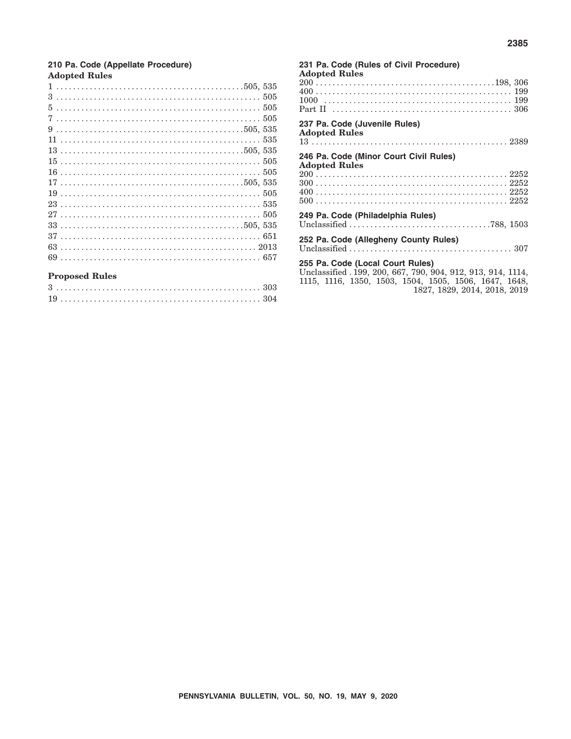### 210 Pa. Code (Appellate Procedure)

**Adopted Rules**

1 . . . . . . . . . . . . . . . . . . . . . . . . . . . . . . . . . . . . . . . . . . . . 505, 535
3 . . . . . . . . . . . . . . . . . . . . . . . . . . . . . . . . . . . . . . . . . . . . . . . . 505
5 . . . . . . . . . . . . . . . . . . . . . . . . . . . . . . . . . . . . . . . . . . . . . . . . 505
7 . . . . . . . . . . . . . . . . . . . . . . . . . . . . . . . . . . . . . . . . . . . . . . . . 505
9 . . . . . . . . . . . . . . . . . . . . . . . . . . . . . . . . . . . . . . . . . . . . 505, 535
11 . . . . . . . . . . . . . . . . . . . . . . . . . . . . . . . . . . . . . . . . . . . . . . . 535
13 . . . . . . . . . . . . . . . . . . . . . . . . . . . . . . . . . . . . . . . . . . . 505, 535
15 . . . . . . . . . . . . . . . . . . . . . . . . . . . . . . . . . . . . . . . . . . . . . . . 505
16 . . . . . . . . . . . . . . . . . . . . . . . . . . . . . . . . . . . . . . . . . . . . . . . 505
17 . . . . . . . . . . . . . . . . . . . . . . . . . . . . . . . . . . . . . . . . . . . 505, 535
19 . . . . . . . . . . . . . . . . . . . . . . . . . . . . . . . . . . . . . . . . . . . . . . . 505
23 . . . . . . . . . . . . . . . . . . . . . . . . . . . . . . . . . . . . . . . . . . . . . . . 535
27 . . . . . . . . . . . . . . . . . . . . . . . . . . . . . . . . . . . . . . . . . . . . . . . 505
33 . . . . . . . . . . . . . . . . . . . . . . . . . . . . . . . . . . . . . . . . . . . 505, 535
37 . . . . . . . . . . . . . . . . . . . . . . . . . . . . . . . . . . . . . . . . . . . . . . . 651
63 . . . . . . . . . . . . . . . . . . . . . . . . . . . . . . . . . . . . . . . . . . . . . . 2013
69 . . . . . . . . . . . . . . . . . . . . . . . . . . . . . . . . . . . . . . . . . . . . . . . 657

**Proposed Rules**

3 . . . . . . . . . . . . . . . . . . . . . . . . . . . . . . . . . . . . . . . . . . . . . . . . 303
19 . . . . . . . . . . . . . . . . . . . . . . . . . . . . . . . . . . . . . . . . . . . . . . . 304

### 231 Pa. Code (Rules of Civil Procedure)

**Adopted Rules**

200 . . . . . . . . . . . . . . . . . . . . . . . . . . . . . . . . . . . . . . . . . . 198, 306
400 . . . . . . . . . . . . . . . . . . . . . . . . . . . . . . . . . . . . . . . . . . . . . . 199
1000 . . . . . . . . . . . . . . . . . . . . . . . . . . . . . . . . . . . . . . . . . . . . . 199
Part II . . . . . . . . . . . . . . . . . . . . . . . . . . . . . . . . . . . . . . . . . . . . 306

### 237 Pa. Code (Juvenile Rules)

**Adopted Rules**

13 . . . . . . . . . . . . . . . . . . . . . . . . . . . . . . . . . . . . . . . . . . . . . . 2389

### 246 Pa. Code (Minor Court Civil Rules)

**Adopted Rules**

200 . . . . . . . . . . . . . . . . . . . . . . . . . . . . . . . . . . . . . . . . . . . . . 2252
300 . . . . . . . . . . . . . . . . . . . . . . . . . . . . . . . . . . . . . . . . . . . . . 2252
400 . . . . . . . . . . . . . . . . . . . . . . . . . . . . . . . . . . . . . . . . . . . . . 2252
500 . . . . . . . . . . . . . . . . . . . . . . . . . . . . . . . . . . . . . . . . . . . . . 2252

### 249 Pa. Code (Philadelphia Rules)

Unclassified . . . . . . . . . . . . . . . . . . . . . . . . . . . . . . . . . . 788, 1503

### 252 Pa. Code (Allegheny County Rules)

Unclassified . . . . . . . . . . . . . . . . . . . . . . . . . . . . . . . . . . . . . . . 307

### 255 Pa. Code (Local Court Rules)

Unclassified . 199, 200, 667, 790, 904, 912, 913, 914, 1114, 1115, 1116, 1350, 1503, 1504, 1505, 1506, 1647, 1648, 1827, 1829, 2014, 2018, 2019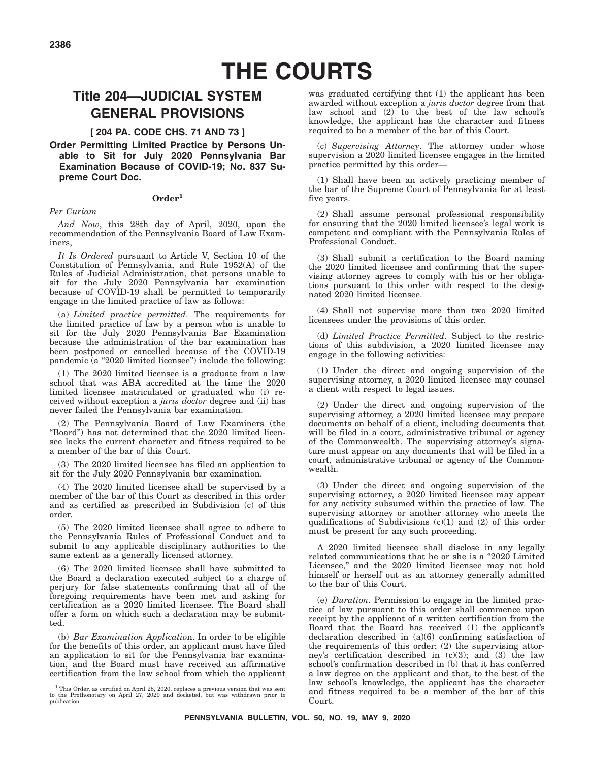# THE COURTS

## Title 204—JUDICIAL SYSTEM GENERAL PROVISIONS

### [ 204 PA. CODE CHS. 71 AND 73 ]

### Order Permitting Limited Practice by Persons Unable to Sit for July 2020 Pennsylvania Bar Examination Because of COVID-19; No. 837 Supreme Court Doc.

#### Order[1]

*Per Curiam*

*And Now*, this 28th day of April, 2020, upon the recommendation of the Pennsylvania Board of Law Examiners,

*It Is Ordered* pursuant to Article V, Section 10 of the Constitution of Pennsylvania, and Rule 1952(A) of the Rules of Judicial Administration, that persons unable to sit for the July 2020 Pennsylvania bar examination because of COVID-19 shall be permitted to temporarily engage in the limited practice of law as follows:

(a) *Limited practice permitted*. The requirements for the limited practice of law by a person who is unable to sit for the July 2020 Pennsylvania Bar Examination because the administration of the bar examination has been postponed or cancelled because of the COVID-19 pandemic (a "2020 limited licensee") include the following:

(1) The 2020 limited licensee is a graduate from a law school that was ABA accredited at the time the 2020 limited licensee matriculated or graduated who (i) received without exception a *juris doctor* degree and (ii) has never failed the Pennsylvania bar examination.

(2) The Pennsylvania Board of Law Examiners (the "Board") has not determined that the 2020 limited licensee lacks the current character and fitness required to be a member of the bar of this Court.

(3) The 2020 limited licensee has filed an application to sit for the July 2020 Pennsylvania bar examination.

(4) The 2020 limited licensee shall be supervised by a member of the bar of this Court as described in this order and as certified as prescribed in Subdivision (c) of this order.

(5) The 2020 limited licensee shall agree to adhere to the Pennsylvania Rules of Professional Conduct and to submit to any applicable disciplinary authorities to the same extent as a generally licensed attorney.

(6) The 2020 limited licensee shall have submitted to the Board a declaration executed subject to a charge of perjury for false statements confirming that all of the foregoing requirements have been met and asking for certification as a 2020 limited licensee. The Board shall offer a form on which such a declaration may be submitted.

(b) *Bar Examination Application*. In order to be eligible for the benefits of this order, an applicant must have filed an application to sit for the Pennsylvania bar examination, and the Board must have received an affirmative certification from the law school from which the applicant was graduated certifying that (1) the applicant has been awarded without exception a *juris doctor* degree from that law school and (2) to the best of the law school's knowledge, the applicant has the character and fitness required to be a member of the bar of this Court.

(c) *Supervising Attorney*. The attorney under whose supervision a 2020 limited licensee engages in the limited practice permitted by this order—

(1) Shall have been an actively practicing member of the bar of the Supreme Court of Pennsylvania for at least five years.

(2) Shall assume personal professional responsibility for ensuring that the 2020 limited licensee's legal work is competent and compliant with the Pennsylvania Rules of Professional Conduct.

(3) Shall submit a certification to the Board naming the 2020 limited licensee and confirming that the supervising attorney agrees to comply with his or her obligations pursuant to this order with respect to the designated 2020 limited licensee.

(4) Shall not supervise more than two 2020 limited licensees under the provisions of this order.

(d) *Limited Practice Permitted*. Subject to the restrictions of this subdivision, a 2020 limited licensee may engage in the following activities:

(1) Under the direct and ongoing supervision of the supervising attorney, a 2020 limited licensee may counsel a client with respect to legal issues.

(2) Under the direct and ongoing supervision of the supervising attorney, a 2020 limited licensee may prepare documents on behalf of a client, including documents that will be filed in a court, administrative tribunal or agency of the Commonwealth. The supervising attorney's signature must appear on any documents that will be filed in a court, administrative tribunal or agency of the Commonwealth.

(3) Under the direct and ongoing supervision of the supervising attorney, a 2020 limited licensee may appear for any activity subsumed within the practice of law. The supervising attorney or another attorney who meets the qualifications of Subdivisions (c)(1) and (2) of this order must be present for any such proceeding.

A 2020 limited licensee shall disclose in any legally related communications that he or she is a "2020 Limited Licensee," and the 2020 limited licensee may not hold himself or herself out as an attorney generally admitted to the bar of this Court.

(e) *Duration*. Permission to engage in the limited practice of law pursuant to this order shall commence upon receipt by the applicant of a written certification from the Board that the Board has received (1) the applicant's declaration described in (a)(6) confirming satisfaction of the requirements of this order; (2) the supervising attorney's certification described in (c)(3); and (3) the law school's confirmation described in (b) that it has conferred a law degree on the applicant and that, to the best of the law school's knowledge, the applicant has the character and fitness required to be a member of the bar of this Court.

---

[1] This Order, as certified on April 28, 2020, replaces a previous version that was sent to the Prothonotary on April 27, 2020 and docketed, but was withdrawn prior to publication.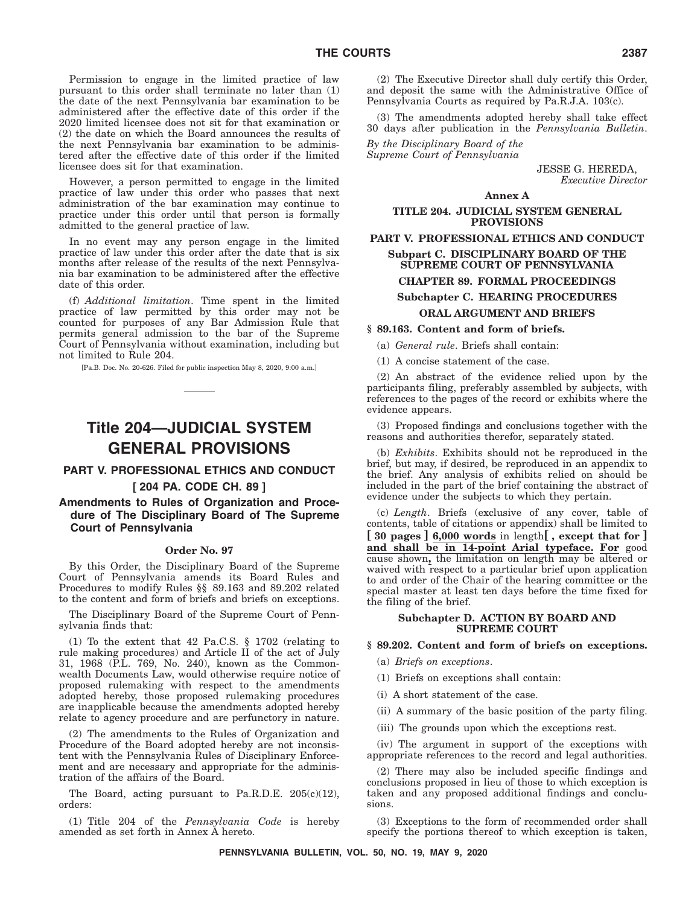Permission to engage in the limited practice of law pursuant to this order shall terminate no later than (1) the date of the next Pennsylvania bar examination to be administered after the effective date of this order if the 2020 limited licensee does not sit for that examination or (2) the date on which the Board announces the results of the next Pennsylvania bar examination to be administered after the effective date of this order if the limited licensee does sit for that examination.

However, a person permitted to engage in the limited practice of law under this order who passes that next administration of the bar examination may continue to practice under this order until that person is formally admitted to the general practice of law.

In no event may any person engage in the limited practice of law under this order after the date that is six months after release of the results of the next Pennsylvania bar examination to be administered after the effective date of this order.

(f) *Additional limitation*. Time spent in the limited practice of law permitted by this order may not be counted for purposes of any Bar Admission Rule that permits general admission to the bar of the Supreme Court of Pennsylvania without examination, including but not limited to Rule 204.

[Pa.B. Doc. No. 20-626. Filed for public inspection May 8, 2020, 9:00 a.m.]

# Title 204—JUDICIAL SYSTEM GENERAL PROVISIONS

## PART V. PROFESSIONAL ETHICS AND CONDUCT

## [ 204 PA. CODE CH. 89 ]

## Amendments to Rules of Organization and Procedure of The Disciplinary Board of The Supreme Court of Pennsylvania

### Order No. 97

By this Order, the Disciplinary Board of the Supreme Court of Pennsylvania amends its Board Rules and Procedures to modify Rules §§ 89.163 and 89.202 related to the content and form of briefs and briefs on exceptions.

The Disciplinary Board of the Supreme Court of Pennsylvania finds that:

(1) To the extent that 42 Pa.C.S. § 1702 (relating to rule making procedures) and Article II of the act of July 31, 1968 (P.L. 769, No. 240), known as the Commonwealth Documents Law, would otherwise require notice of proposed rulemaking with respect to the amendments adopted hereby, those proposed rulemaking procedures are inapplicable because the amendments adopted hereby relate to agency procedure and are perfunctory in nature.

(2) The amendments to the Rules of Organization and Procedure of the Board adopted hereby are not inconsistent with the Pennsylvania Rules of Disciplinary Enforcement and are necessary and appropriate for the administration of the affairs of the Board.

The Board, acting pursuant to Pa.R.D.E. 205(c)(12), orders:

(1) Title 204 of the *Pennsylvania Code* is hereby amended as set forth in Annex A hereto.

(2) The Executive Director shall duly certify this Order, and deposit the same with the Administrative Office of Pennsylvania Courts as required by Pa.R.J.A. 103(c).

(3) The amendments adopted hereby shall take effect 30 days after publication in the *Pennsylvania Bulletin*.

*By the Disciplinary Board of the Supreme Court of Pennsylvania*

JESSE G. HEREDA,
*Executive Director*

**Annex A**

**TITLE 204. JUDICIAL SYSTEM GENERAL PROVISIONS**

**PART V. PROFESSIONAL ETHICS AND CONDUCT**

**Subpart C. DISCIPLINARY BOARD OF THE SUPREME COURT OF PENNSYLVANIA**

**CHAPTER 89. FORMAL PROCEEDINGS**

**Subchapter C. HEARING PROCEDURES**

**ORAL ARGUMENT AND BRIEFS**

**§ 89.163. Content and form of briefs.**

(a) *General rule*. Briefs shall contain:

(1) A concise statement of the case.

(2) An abstract of the evidence relied upon by the participants filing, preferably assembled by subjects, with references to the pages of the record or exhibits where the evidence appears.

(3) Proposed findings and conclusions together with the reasons and authorities therefor, separately stated.

(b) *Exhibits*. Exhibits should not be reproduced in the brief, but may, if desired, be reproduced in an appendix to the brief. Any analysis of exhibits relied on should be included in the part of the brief containing the abstract of evidence under the subjects to which they pertain.

(c) *Length*. Briefs (exclusive of any cover, table of contents, table of citations or appendix) shall be limited to **[ 30 pages ]** <u>**6,000 words**</u> in length**[ , except that for ]** <u>**and shall be in 14-point Arial typeface. For**</u> good cause shown**,** the limitation on length may be altered or waived with respect to a particular brief upon application to and order of the Chair of the hearing committee or the special master at least ten days before the time fixed for the filing of the brief.

**Subchapter D. ACTION BY BOARD AND SUPREME COURT**

**§ 89.202. Content and form of briefs on exceptions.**

(a) *Briefs on exceptions*.

(1) Briefs on exceptions shall contain:

(i) A short statement of the case.

(ii) A summary of the basic position of the party filing.

(iii) The grounds upon which the exceptions rest.

(iv) The argument in support of the exceptions with appropriate references to the record and legal authorities.

(2) There may also be included specific findings and conclusions proposed in lieu of those to which exception is taken and any proposed additional findings and conclusions.

(3) Exceptions to the form of recommended order shall specify the portions thereof to which exception is taken,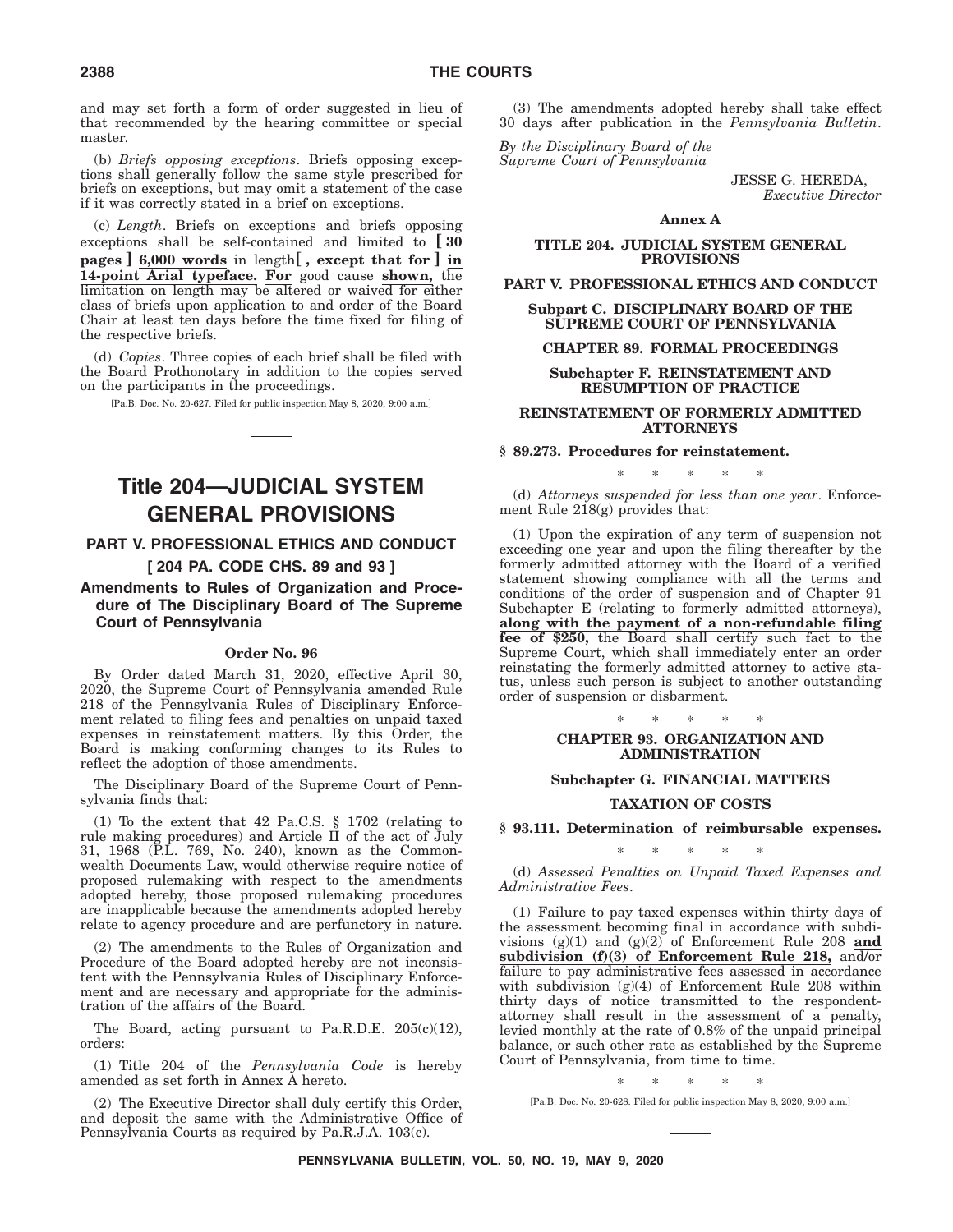and may set forth a form of order suggested in lieu of that recommended by the hearing committee or special master.

(b) *Briefs opposing exceptions*. Briefs opposing exceptions shall generally follow the same style prescribed for briefs on exceptions, but may omit a statement of the case if it was correctly stated in a brief on exceptions.

(c) *Length*. Briefs on exceptions and briefs opposing exceptions shall be self-contained and limited to **[ 30 pages ]** **6,000 words** in length**[ , except that for ]** **in 14-point Arial typeface. For** good cause **shown,** the limitation on length may be altered or waived for either class of briefs upon application to and order of the Board Chair at least ten days before the time fixed for filing of the respective briefs.

(d) *Copies*. Three copies of each brief shall be filed with the Board Prothonotary in addition to the copies served on the participants in the proceedings.

[Pa.B. Doc. No. 20-627. Filed for public inspection May 8, 2020, 9:00 a.m.]

# Title 204—JUDICIAL SYSTEM GENERAL PROVISIONS

## PART V. PROFESSIONAL ETHICS AND CONDUCT

## [ 204 PA. CODE CHS. 89 and 93 ]

## Amendments to Rules of Organization and Procedure of The Disciplinary Board of The Supreme Court of Pennsylvania

### Order No. 96

By Order dated March 31, 2020, effective April 30, 2020, the Supreme Court of Pennsylvania amended Rule 218 of the Pennsylvania Rules of Disciplinary Enforcement related to filing fees and penalties on unpaid taxed expenses in reinstatement matters. By this Order, the Board is making conforming changes to its Rules to reflect the adoption of those amendments.

The Disciplinary Board of the Supreme Court of Pennsylvania finds that:

(1) To the extent that 42 Pa.C.S. § 1702 (relating to rule making procedures) and Article II of the act of July 31, 1968 (P.L. 769, No. 240), known as the Commonwealth Documents Law, would otherwise require notice of proposed rulemaking with respect to the amendments adopted hereby, those proposed rulemaking procedures are inapplicable because the amendments adopted hereby relate to agency procedure and are perfunctory in nature.

(2) The amendments to the Rules of Organization and Procedure of the Board adopted hereby are not inconsistent with the Pennsylvania Rules of Disciplinary Enforcement and are necessary and appropriate for the administration of the affairs of the Board.

The Board, acting pursuant to Pa.R.D.E. 205(c)(12), orders:

(1) Title 204 of the *Pennsylvania Code* is hereby amended as set forth in Annex A hereto.

(2) The Executive Director shall duly certify this Order, and deposit the same with the Administrative Office of Pennsylvania Courts as required by Pa.R.J.A. 103(c).

(3) The amendments adopted hereby shall take effect 30 days after publication in the *Pennsylvania Bulletin*.

*By the Disciplinary Board of the Supreme Court of Pennsylvania*

JESSE G. HEREDA,
*Executive Director*

**Annex A**

**TITLE 204. JUDICIAL SYSTEM GENERAL PROVISIONS**

**PART V. PROFESSIONAL ETHICS AND CONDUCT**

**Subpart C. DISCIPLINARY BOARD OF THE SUPREME COURT OF PENNSYLVANIA**

**CHAPTER 89. FORMAL PROCEEDINGS**

**Subchapter F. REINSTATEMENT AND RESUMPTION OF PRACTICE**

**REINSTATEMENT OF FORMERLY ADMITTED ATTORNEYS**

**§ 89.273. Procedures for reinstatement.**

\* \* \* \* \*

(d) *Attorneys suspended for less than one year*. Enforcement Rule 218(g) provides that:

(1) Upon the expiration of any term of suspension not exceeding one year and upon the filing thereafter by the formerly admitted attorney with the Board of a verified statement showing compliance with all the terms and conditions of the order of suspension and of Chapter 91 Subchapter E (relating to formerly admitted attorneys), **along with the payment of a non-refundable filing fee of $250,** the Board shall certify such fact to the Supreme Court, which shall immediately enter an order reinstating the formerly admitted attorney to active status, unless such person is subject to another outstanding order of suspension or disbarment.

\* \* \* \* \*

**CHAPTER 93. ORGANIZATION AND ADMINISTRATION**

**Subchapter G. FINANCIAL MATTERS**

**TAXATION OF COSTS**

**§ 93.111. Determination of reimbursable expenses.**

\* \* \* \* \*

(d) *Assessed Penalties on Unpaid Taxed Expenses and Administrative Fees*.

(1) Failure to pay taxed expenses within thirty days of the assessment becoming final in accordance with subdivisions (g)(1) and (g)(2) of Enforcement Rule 208 **and subdivision (f)(3) of Enforcement Rule 218,** and/or failure to pay administrative fees assessed in accordance with subdivision (g)(4) of Enforcement Rule 208 within thirty days of notice transmitted to the respondent-attorney shall result in the assessment of a penalty, levied monthly at the rate of 0.8% of the unpaid principal balance, or such other rate as established by the Supreme Court of Pennsylvania, from time to time.

\* \* \* \* \*

[Pa.B. Doc. No. 20-628. Filed for public inspection May 8, 2020, 9:00 a.m.]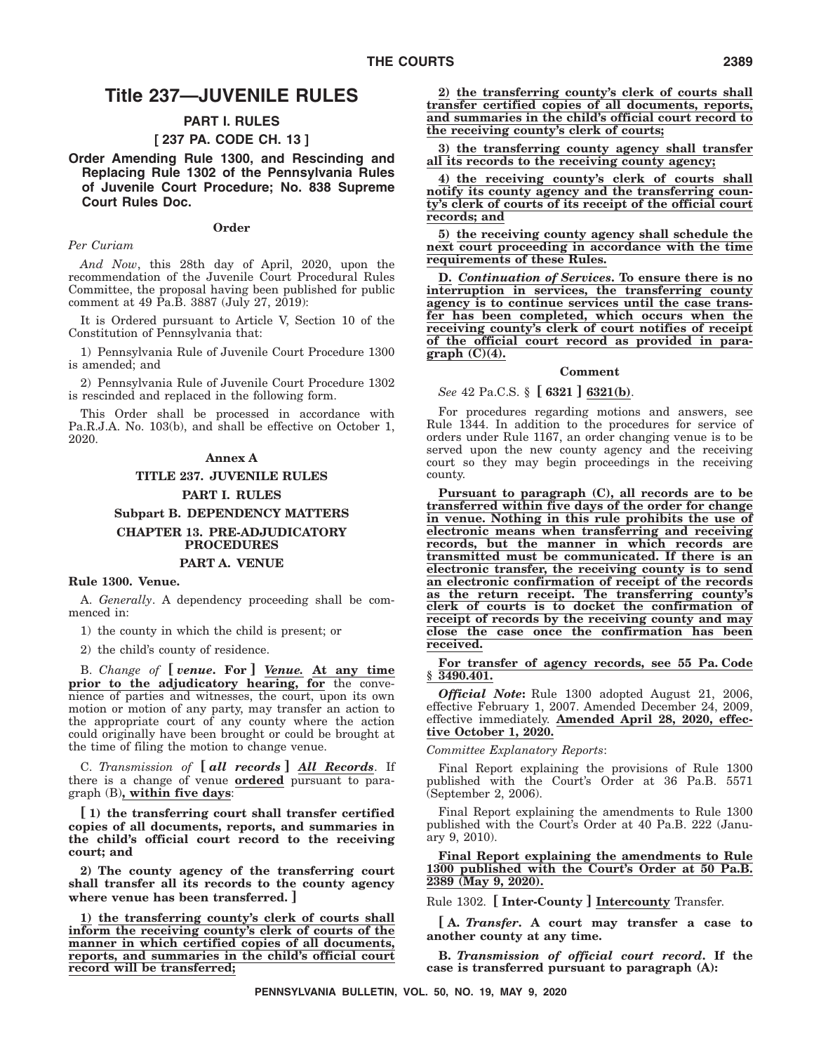# Title 237—JUVENILE RULES

## PART I. RULES

### [ 237 PA. CODE CH. 13 ]

### Order Amending Rule 1300, and Rescinding and Replacing Rule 1302 of the Pennsylvania Rules of Juvenile Court Procedure; No. 838 Supreme Court Rules Doc.

**Order**

*Per Curiam*

*And Now*, this 28th day of April, 2020, upon the recommendation of the Juvenile Court Procedural Rules Committee, the proposal having been published for public comment at 49 Pa.B. 3887 (July 27, 2019):

It is Ordered pursuant to Article V, Section 10 of the Constitution of Pennsylvania that:

1) Pennsylvania Rule of Juvenile Court Procedure 1300 is amended; and

2) Pennsylvania Rule of Juvenile Court Procedure 1302 is rescinded and replaced in the following form.

This Order shall be processed in accordance with Pa.R.J.A. No. 103(b), and shall be effective on October 1, 2020.

**Annex A**

**TITLE 237. JUVENILE RULES**

**PART I. RULES**

**Subpart B. DEPENDENCY MATTERS**

**CHAPTER 13. PRE-ADJUDICATORY PROCEDURES**

**PART A. VENUE**

**Rule 1300. Venue.**

A. *Generally*. A dependency proceeding shall be commenced in:

1) the county in which the child is present; or

2) the child's county of residence.

B. *Change of* **[** ***venue*. For** **]** ***Venue.*** **At any time prior to the adjudicatory hearing, for** the convenience of parties and witnesses, the court, upon its own motion or motion of any party, may transfer an action to the appropriate court of any county where the action could originally have been brought or could be brought at the time of filing the motion to change venue.

C. *Transmission of* **[** ***all records*** **]** ***All Records***. If there is a change of venue **ordered** pursuant to paragraph (B)**, within five days**:

**[ 1) the transferring court shall transfer certified copies of all documents, reports, and summaries in the child's official court record to the receiving court; and**

**2) The county agency of the transferring court shall transfer all its records to the county agency where venue has been transferred. ]**

**1) the transferring county's clerk of courts shall inform the receiving county's clerk of courts of the manner in which certified copies of all documents, reports, and summaries in the child's official court record will be transferred;**

**2) the transferring county's clerk of courts shall transfer certified copies of all documents, reports, and summaries in the child's official court record to the receiving county's clerk of courts;**

**3) the transferring county agency shall transfer all its records to the receiving county agency;**

**4) the receiving county's clerk of courts shall notify its county agency and the transferring county's clerk of courts of its receipt of the official court records; and**

**5) the receiving county agency shall schedule the next court proceeding in accordance with the time requirements of these Rules.**

**D. *Continuation of Services*. To ensure there is no interruption in services, the transferring county agency is to continue services until the case transfer has been completed, which occurs when the receiving county's clerk of court notifies of receipt of the official court record as provided in paragraph (C)(4).**

**Comment**

*See* 42 Pa.C.S. § **[ 6321 ]** **6321(b)**.

For procedures regarding motions and answers, see Rule 1344. In addition to the procedures for service of orders under Rule 1167, an order changing venue is to be served upon the new county agency and the receiving court so they may begin proceedings in the receiving county.

**Pursuant to paragraph (C), all records are to be transferred within five days of the order for change in venue. Nothing in this rule prohibits the use of electronic means when transferring and receiving records, but the manner in which records are transmitted must be communicated. If there is an electronic transfer, the receiving county is to send an electronic confirmation of receipt of the records as the return receipt. The transferring county's clerk of courts is to docket the confirmation of receipt of records by the receiving county and may close the case once the confirmation has been received.**

**For transfer of agency records, see 55 Pa. Code § 3490.401.**

***Official Note*:** Rule 1300 adopted August 21, 2006, effective February 1, 2007. Amended December 24, 2009, effective immediately. **Amended April 28, 2020, effective October 1, 2020.**

*Committee Explanatory Reports*:

Final Report explaining the provisions of Rule 1300 published with the Court's Order at 36 Pa.B. 5571 (September 2, 2006).

Final Report explaining the amendments to Rule 1300 published with the Court's Order at 40 Pa.B. 222 (January 9, 2010).

**Final Report explaining the amendments to Rule 1300 published with the Court's Order at 50 Pa.B. 2389 (May 9, 2020).**

Rule 1302. **[ Inter-County ]** **Intercounty** Transfer.

**[ A. *Transfer*. A court may transfer a case to another county at any time.**

**B. *Transmission of official court record*. If the case is transferred pursuant to paragraph (A):**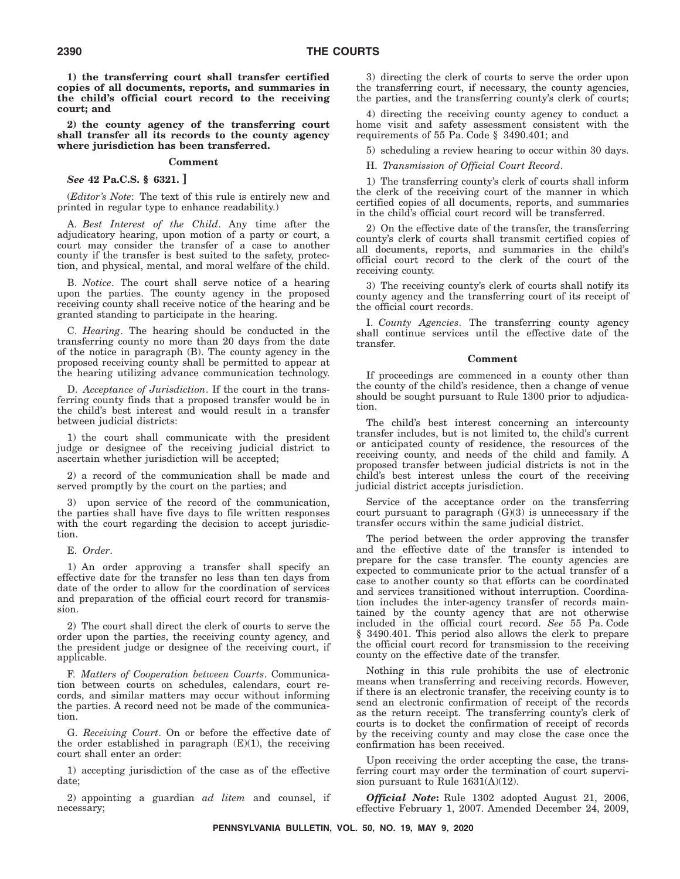**1) the transferring court shall transfer certified copies of all documents, reports, and summaries in the child's official court record to the receiving court; and**

**2) the county agency of the transferring court shall transfer all its records to the county agency where jurisdiction has been transferred.**

**Comment**

***See* 42 Pa.C.S. § 6321. ]**

(*Editor's Note*: The text of this rule is entirely new and printed in regular type to enhance readability.)

A. *Best Interest of the Child*. Any time after the adjudicatory hearing, upon motion of a party or court, a court may consider the transfer of a case to another county if the transfer is best suited to the safety, protection, and physical, mental, and moral welfare of the child.

B. *Notice*. The court shall serve notice of a hearing upon the parties. The county agency in the proposed receiving county shall receive notice of the hearing and be granted standing to participate in the hearing.

C. *Hearing*. The hearing should be conducted in the transferring county no more than 20 days from the date of the notice in paragraph (B). The county agency in the proposed receiving county shall be permitted to appear at the hearing utilizing advance communication technology.

D. *Acceptance of Jurisdiction*. If the court in the transferring county finds that a proposed transfer would be in the child's best interest and would result in a transfer between judicial districts:

1) the court shall communicate with the president judge or designee of the receiving judicial district to ascertain whether jurisdiction will be accepted;

2) a record of the communication shall be made and served promptly by the court on the parties; and

3) upon service of the record of the communication, the parties shall have five days to file written responses with the court regarding the decision to accept jurisdiction.

E. *Order*.

1) An order approving a transfer shall specify an effective date for the transfer no less than ten days from date of the order to allow for the coordination of services and preparation of the official court record for transmission.

2) The court shall direct the clerk of courts to serve the order upon the parties, the receiving county agency, and the president judge or designee of the receiving court, if applicable.

F. *Matters of Cooperation between Courts*. Communication between courts on schedules, calendars, court records, and similar matters may occur without informing the parties. A record need not be made of the communication.

G. *Receiving Court*. On or before the effective date of the order established in paragraph (E)(1), the receiving court shall enter an order:

1) accepting jurisdiction of the case as of the effective date;

2) appointing a guardian *ad litem* and counsel, if necessary;

3) directing the clerk of courts to serve the order upon the transferring court, if necessary, the county agencies, the parties, and the transferring county's clerk of courts;

4) directing the receiving county agency to conduct a home visit and safety assessment consistent with the requirements of 55 Pa. Code § 3490.401; and

5) scheduling a review hearing to occur within 30 days.

H. *Transmission of Official Court Record*.

1) The transferring county's clerk of courts shall inform the clerk of the receiving court of the manner in which certified copies of all documents, reports, and summaries in the child's official court record will be transferred.

2) On the effective date of the transfer, the transferring county's clerk of courts shall transmit certified copies of all documents, reports, and summaries in the child's official court record to the clerk of the court of the receiving county.

3) The receiving county's clerk of courts shall notify its county agency and the transferring court of its receipt of the official court records.

I. *County Agencies*. The transferring county agency shall continue services until the effective date of the transfer.

**Comment**

If proceedings are commenced in a county other than the county of the child's residence, then a change of venue should be sought pursuant to Rule 1300 prior to adjudication.

The child's best interest concerning an intercounty transfer includes, but is not limited to, the child's current or anticipated county of residence, the resources of the receiving county, and needs of the child and family. A proposed transfer between judicial districts is not in the child's best interest unless the court of the receiving judicial district accepts jurisdiction.

Service of the acceptance order on the transferring court pursuant to paragraph (G)(3) is unnecessary if the transfer occurs within the same judicial district.

The period between the order approving the transfer and the effective date of the transfer is intended to prepare for the case transfer. The county agencies are expected to communicate prior to the actual transfer of a case to another county so that efforts can be coordinated and services transitioned without interruption. Coordination includes the inter-agency transfer of records maintained by the county agency that are not otherwise included in the official court record. *See* 55 Pa. Code § 3490.401. This period also allows the clerk to prepare the official court record for transmission to the receiving county on the effective date of the transfer.

Nothing in this rule prohibits the use of electronic means when transferring and receiving records. However, if there is an electronic transfer, the receiving county is to send an electronic confirmation of receipt of the records as the return receipt. The transferring county's clerk of courts is to docket the confirmation of receipt of records by the receiving county and may close the case once the confirmation has been received.

Upon receiving the order accepting the case, the transferring court may order the termination of court supervision pursuant to Rule 1631(A)(12).

***Official Note*:** Rule 1302 adopted August 21, 2006, effective February 1, 2007. Amended December 24, 2009,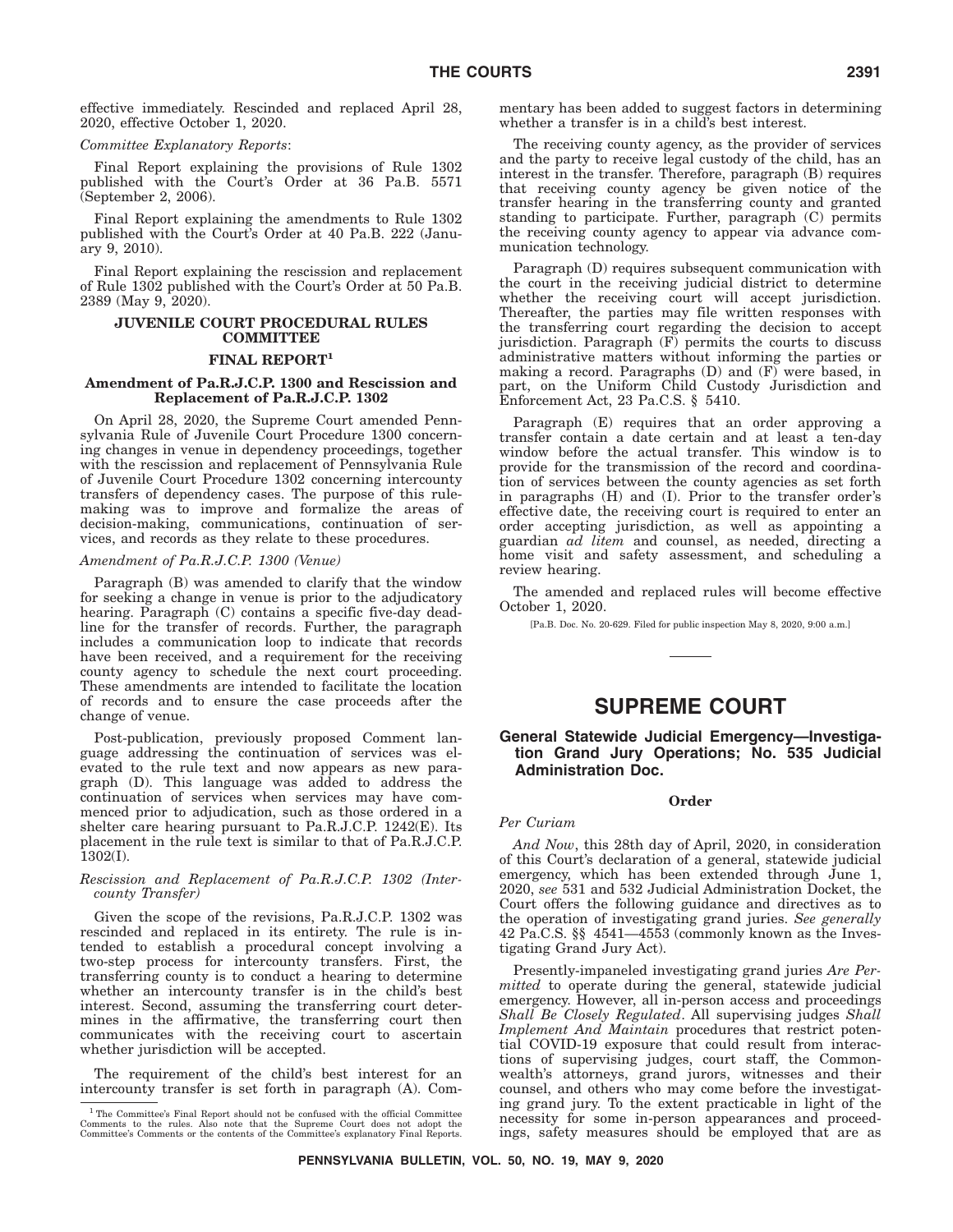effective immediately. Rescinded and replaced April 28, 2020, effective October 1, 2020.

*Committee Explanatory Reports*:

Final Report explaining the provisions of Rule 1302 published with the Court's Order at 36 Pa.B. 5571 (September 2, 2006).

Final Report explaining the amendments to Rule 1302 published with the Court's Order at 40 Pa.B. 222 (January 9, 2010).

Final Report explaining the rescission and replacement of Rule 1302 published with the Court's Order at 50 Pa.B. 2389 (May 9, 2020).

## JUVENILE COURT PROCEDURAL RULES COMMITTEE

### FINAL REPORT[1]

#### Amendment of Pa.R.J.C.P. 1300 and Rescission and Replacement of Pa.R.J.C.P. 1302

On April 28, 2020, the Supreme Court amended Pennsylvania Rule of Juvenile Court Procedure 1300 concerning changes in venue in dependency proceedings, together with the rescission and replacement of Pennsylvania Rule of Juvenile Court Procedure 1302 concerning intercounty transfers of dependency cases. The purpose of this rulemaking was to improve and formalize the areas of decision-making, communications, continuation of services, and records as they relate to these procedures.

*Amendment of Pa.R.J.C.P. 1300 (Venue)*

Paragraph (B) was amended to clarify that the window for seeking a change in venue is prior to the adjudicatory hearing. Paragraph (C) contains a specific five-day deadline for the transfer of records. Further, the paragraph includes a communication loop to indicate that records have been received, and a requirement for the receiving county agency to schedule the next court proceeding. These amendments are intended to facilitate the location of records and to ensure the case proceeds after the change of venue.

Post-publication, previously proposed Comment language addressing the continuation of services was elevated to the rule text and now appears as new paragraph (D). This language was added to address the continuation of services when services may have commenced prior to adjudication, such as those ordered in a shelter care hearing pursuant to Pa.R.J.C.P. 1242(E). Its placement in the rule text is similar to that of Pa.R.J.C.P. 1302(I).

*Rescission and Replacement of Pa.R.J.C.P. 1302 (Intercounty Transfer)*

Given the scope of the revisions, Pa.R.J.C.P. 1302 was rescinded and replaced in its entirety. The rule is intended to establish a procedural concept involving a two-step process for intercounty transfers. First, the transferring county is to conduct a hearing to determine whether an intercounty transfer is in the child's best interest. Second, assuming the transferring court determines in the affirmative, the transferring court then communicates with the receiving court to ascertain whether jurisdiction will be accepted.

The requirement of the child's best interest for an intercounty transfer is set forth in paragraph (A). Commentary has been added to suggest factors in determining whether a transfer is in a child's best interest.

The receiving county agency, as the provider of services and the party to receive legal custody of the child, has an interest in the transfer. Therefore, paragraph (B) requires that receiving county agency be given notice of the transfer hearing in the transferring county and granted standing to participate. Further, paragraph (C) permits the receiving county agency to appear via advance communication technology.

Paragraph (D) requires subsequent communication with the court in the receiving judicial district to determine whether the receiving court will accept jurisdiction. Thereafter, the parties may file written responses with the transferring court regarding the decision to accept jurisdiction. Paragraph (F) permits the courts to discuss administrative matters without informing the parties or making a record. Paragraphs (D) and (F) were based, in part, on the Uniform Child Custody Jurisdiction and Enforcement Act, 23 Pa.C.S. § 5410.

Paragraph (E) requires that an order approving a transfer contain a date certain and at least a ten-day window before the actual transfer. This window is to provide for the transmission of the record and coordination of services between the county agencies as set forth in paragraphs (H) and (I). Prior to the transfer order's effective date, the receiving court is required to enter an order accepting jurisdiction, as well as appointing a guardian *ad litem* and counsel, as needed, directing a home visit and safety assessment, and scheduling a review hearing.

The amended and replaced rules will become effective October 1, 2020.

[Pa.B. Doc. No. 20-629. Filed for public inspection May 8, 2020, 9:00 a.m.]

[1] The Committee's Final Report should not be confused with the official Committee Comments to the rules. Also note that the Supreme Court does not adopt the Committee's Comments or the contents of the Committee's explanatory Final Reports.

# SUPREME COURT

## General Statewide Judicial Emergency—Investigation Grand Jury Operations; No. 535 Judicial Administration Doc.

### Order

*Per Curiam*

*And Now*, this 28th day of April, 2020, in consideration of this Court's declaration of a general, statewide judicial emergency, which has been extended through June 1, 2020, *see* 531 and 532 Judicial Administration Docket, the Court offers the following guidance and directives as to the operation of investigating grand juries. *See generally* 42 Pa.C.S. §§ 4541—4553 (commonly known as the Investigating Grand Jury Act).

Presently-impaneled investigating grand juries *Are Permitted* to operate during the general, statewide judicial emergency. However, all in-person access and proceedings *Shall Be Closely Regulated*. All supervising judges *Shall Implement And Maintain* procedures that restrict potential COVID-19 exposure that could result from interactions of supervising judges, court staff, the Commonwealth's attorneys, grand jurors, witnesses and their counsel, and others who may come before the investigating grand jury. To the extent practicable in light of the necessity for some in-person appearances and proceedings, safety measures should be employed that are as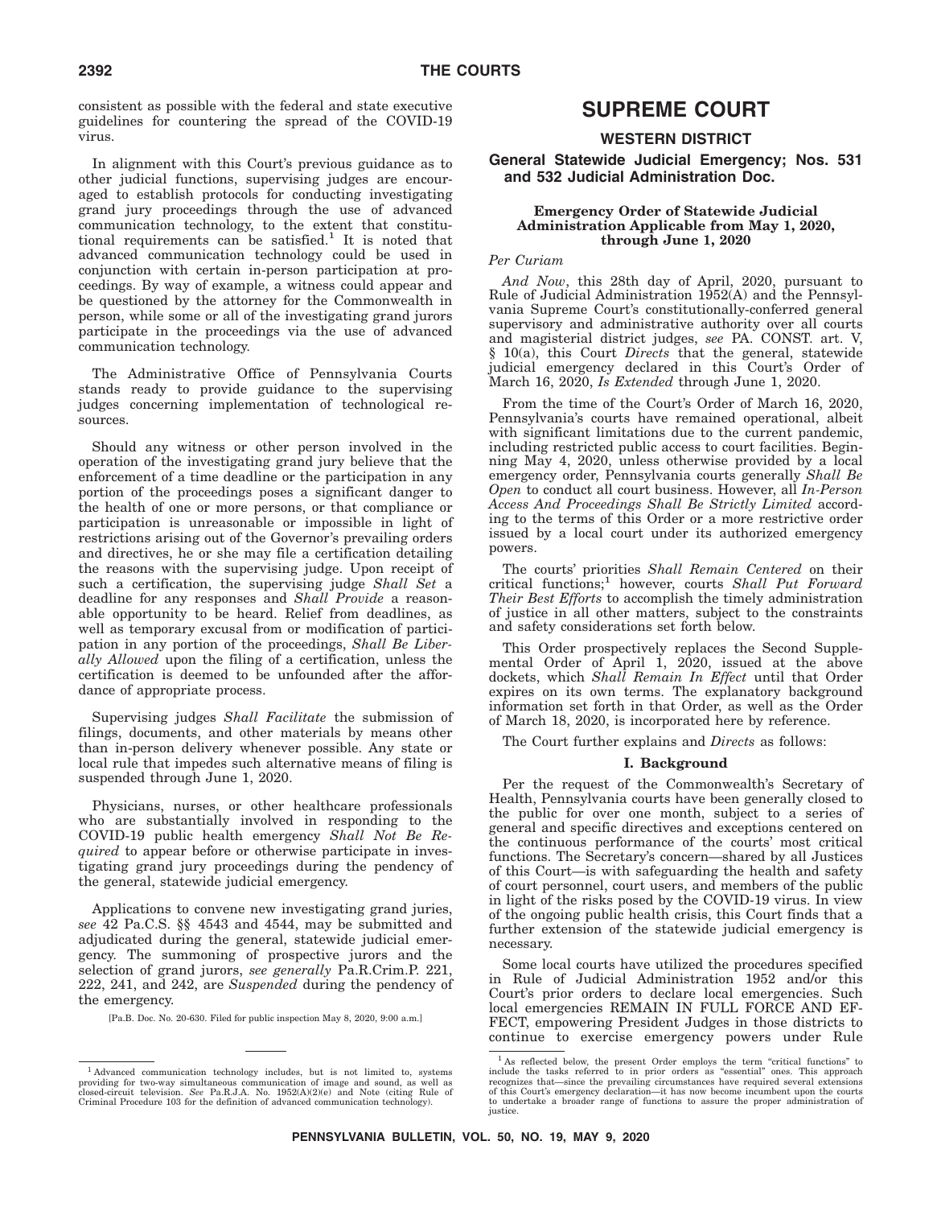consistent as possible with the federal and state executive guidelines for countering the spread of the COVID-19 virus.

In alignment with this Court's previous guidance as to other judicial functions, supervising judges are encouraged to establish protocols for conducting investigating grand jury proceedings through the use of advanced communication technology, to the extent that constitutional requirements can be satisfied.[1] It is noted that advanced communication technology could be used in conjunction with certain in-person participation at proceedings. By way of example, a witness could appear and be questioned by the attorney for the Commonwealth in person, while some or all of the investigating grand jurors participate in the proceedings via the use of advanced communication technology.

The Administrative Office of Pennsylvania Courts stands ready to provide guidance to the supervising judges concerning implementation of technological resources.

Should any witness or other person involved in the operation of the investigating grand jury believe that the enforcement of a time deadline or the participation in any portion of the proceedings poses a significant danger to the health of one or more persons, or that compliance or participation is unreasonable or impossible in light of restrictions arising out of the Governor's prevailing orders and directives, he or she may file a certification detailing the reasons with the supervising judge. Upon receipt of such a certification, the supervising judge *Shall Set* a deadline for any responses and *Shall Provide* a reasonable opportunity to be heard. Relief from deadlines, as well as temporary excusal from or modification of participation in any portion of the proceedings, *Shall Be Liberally Allowed* upon the filing of a certification, unless the certification is deemed to be unfounded after the affordance of appropriate process.

Supervising judges *Shall Facilitate* the submission of filings, documents, and other materials by means other than in-person delivery whenever possible. Any state or local rule that impedes such alternative means of filing is suspended through June 1, 2020.

Physicians, nurses, or other healthcare professionals who are substantially involved in responding to the COVID-19 public health emergency *Shall Not Be Required* to appear before or otherwise participate in investigating grand jury proceedings during the pendency of the general, statewide judicial emergency.

Applications to convene new investigating grand juries, *see* 42 Pa.C.S. §§ 4543 and 4544, may be submitted and adjudicated during the general, statewide judicial emergency. The summoning of prospective jurors and the selection of grand jurors, *see generally* Pa.R.Crim.P. 221, 222, 241, and 242, are *Suspended* during the pendency of the emergency.

[Pa.B. Doc. No. 20-630. Filed for public inspection May 8, 2020, 9:00 a.m.]

[1] Advanced communication technology includes, but is not limited to, systems providing for two-way simultaneous communication of image and sound, as well as closed-circuit television. *See* Pa.R.J.A. No. 1952(A)(2)(e) and Note (citing Rule of Criminal Procedure 103 for the definition of advanced communication technology).

# SUPREME COURT

## WESTERN DISTRICT

### General Statewide Judicial Emergency; Nos. 531 and 532 Judicial Administration Doc.

**Emergency Order of Statewide Judicial Administration Applicable from May 1, 2020, through June 1, 2020**

*Per Curiam*

*And Now*, this 28th day of April, 2020, pursuant to Rule of Judicial Administration 1952(A) and the Pennsylvania Supreme Court's constitutionally-conferred general supervisory and administrative authority over all courts and magisterial district judges, *see* PA. CONST. art. V, § 10(a), this Court *Directs* that the general, statewide judicial emergency declared in this Court's Order of March 16, 2020, *Is Extended* through June 1, 2020.

From the time of the Court's Order of March 16, 2020, Pennsylvania's courts have remained operational, albeit with significant limitations due to the current pandemic, including restricted public access to court facilities. Beginning May 4, 2020, unless otherwise provided by a local emergency order, Pennsylvania courts generally *Shall Be Open* to conduct all court business. However, all *In-Person Access And Proceedings Shall Be Strictly Limited* according to the terms of this Order or a more restrictive order issued by a local court under its authorized emergency powers.

The courts' priorities *Shall Remain Centered* on their critical functions;[1] however, courts *Shall Put Forward Their Best Efforts* to accomplish the timely administration of justice in all other matters, subject to the constraints and safety considerations set forth below.

This Order prospectively replaces the Second Supplemental Order of April 1, 2020, issued at the above dockets, which *Shall Remain In Effect* until that Order expires on its own terms. The explanatory background information set forth in that Order, as well as the Order of March 18, 2020, is incorporated here by reference.

The Court further explains and *Directs* as follows:

**I. Background**

Per the request of the Commonwealth's Secretary of Health, Pennsylvania courts have been generally closed to the public for over one month, subject to a series of general and specific directives and exceptions centered on the continuous performance of the courts' most critical functions. The Secretary's concern—shared by all Justices of this Court—is with safeguarding the health and safety of court personnel, court users, and members of the public in light of the risks posed by the COVID-19 virus. In view of the ongoing public health crisis, this Court finds that a further extension of the statewide judicial emergency is necessary.

Some local courts have utilized the procedures specified in Rule of Judicial Administration 1952 and/or this Court's prior orders to declare local emergencies. Such local emergencies REMAIN IN FULL FORCE AND EFFECT, empowering President Judges in those districts to continue to exercise emergency powers under Rule

[1] As reflected below, the present Order employs the term "critical functions" to include the tasks referred to in prior orders as "essential" ones. This approach recognizes that—since the prevailing circumstances have required several extensions of this Court's emergency declaration—it has now become incumbent upon the courts to undertake a broader range of functions to assure the proper administration of justice.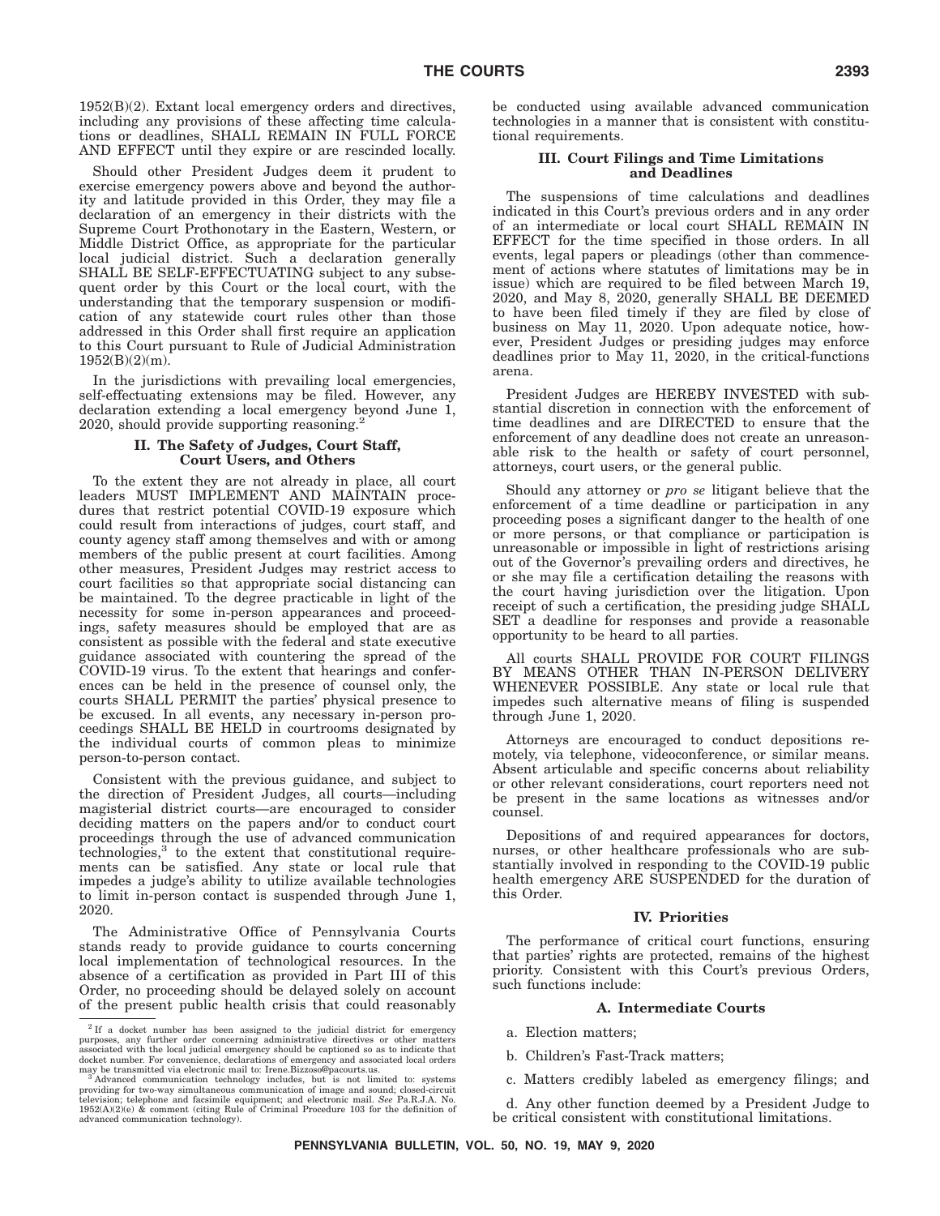1952(B)(2). Extant local emergency orders and directives, including any provisions of these affecting time calculations or deadlines, SHALL REMAIN IN FULL FORCE AND EFFECT until they expire or are rescinded locally.

Should other President Judges deem it prudent to exercise emergency powers above and beyond the authority and latitude provided in this Order, they may file a declaration of an emergency in their districts with the Supreme Court Prothonotary in the Eastern, Western, or Middle District Office, as appropriate for the particular local judicial district. Such a declaration generally SHALL BE SELF-EFFECTUATING subject to any subsequent order by this Court or the local court, with the understanding that the temporary suspension or modification of any statewide court rules other than those addressed in this Order shall first require an application to this Court pursuant to Rule of Judicial Administration 1952(B)(2)(m).

In the jurisdictions with prevailing local emergencies, self-effectuating extensions may be filed. However, any declaration extending a local emergency beyond June 1, 2020, should provide supporting reasoning.[2]

### II. The Safety of Judges, Court Staff, Court Users, and Others

To the extent they are not already in place, all court leaders MUST IMPLEMENT AND MAINTAIN procedures that restrict potential COVID-19 exposure which could result from interactions of judges, court staff, and county agency staff among themselves and with or among members of the public present at court facilities. Among other measures, President Judges may restrict access to court facilities so that appropriate social distancing can be maintained. To the degree practicable in light of the necessity for some in-person appearances and proceedings, safety measures should be employed that are as consistent as possible with the federal and state executive guidance associated with countering the spread of the COVID-19 virus. To the extent that hearings and conferences can be held in the presence of counsel only, the courts SHALL PERMIT the parties' physical presence to be excused. In all events, any necessary in-person proceedings SHALL BE HELD in courtrooms designated by the individual courts of common pleas to minimize person-to-person contact.

Consistent with the previous guidance, and subject to the direction of President Judges, all courts—including magisterial district courts—are encouraged to consider deciding matters on the papers and/or to conduct court proceedings through the use of advanced communication technologies,[3] to the extent that constitutional requirements can be satisfied. Any state or local rule that impedes a judge's ability to utilize available technologies to limit in-person contact is suspended through June 1, 2020.

The Administrative Office of Pennsylvania Courts stands ready to provide guidance to courts concerning local implementation of technological resources. In the absence of a certification as provided in Part III of this Order, no proceeding should be delayed solely on account of the present public health crisis that could reasonably be conducted using available advanced communication technologies in a manner that is consistent with constitutional requirements.

### III. Court Filings and Time Limitations and Deadlines

The suspensions of time calculations and deadlines indicated in this Court's previous orders and in any order of an intermediate or local court SHALL REMAIN IN EFFECT for the time specified in those orders. In all events, legal papers or pleadings (other than commencement of actions where statutes of limitations may be in issue) which are required to be filed between March 19, 2020, and May 8, 2020, generally SHALL BE DEEMED to have been filed timely if they are filed by close of business on May 11, 2020. Upon adequate notice, however, President Judges or presiding judges may enforce deadlines prior to May 11, 2020, in the critical-functions arena.

President Judges are HEREBY INVESTED with substantial discretion in connection with the enforcement of time deadlines and are DIRECTED to ensure that the enforcement of any deadline does not create an unreasonable risk to the health or safety of court personnel, attorneys, court users, or the general public.

Should any attorney or *pro se* litigant believe that the enforcement of a time deadline or participation in any proceeding poses a significant danger to the health of one or more persons, or that compliance or participation is unreasonable or impossible in light of restrictions arising out of the Governor's prevailing orders and directives, he or she may file a certification detailing the reasons with the court having jurisdiction over the litigation. Upon receipt of such a certification, the presiding judge SHALL SET a deadline for responses and provide a reasonable opportunity to be heard to all parties.

All courts SHALL PROVIDE FOR COURT FILINGS BY MEANS OTHER THAN IN-PERSON DELIVERY WHENEVER POSSIBLE. Any state or local rule that impedes such alternative means of filing is suspended through June 1, 2020.

Attorneys are encouraged to conduct depositions remotely, via telephone, videoconference, or similar means. Absent articulable and specific concerns about reliability or other relevant considerations, court reporters need not be present in the same locations as witnesses and/or counsel.

Depositions of and required appearances for doctors, nurses, or other healthcare professionals who are substantially involved in responding to the COVID-19 public health emergency ARE SUSPENDED for the duration of this Order.

### IV. Priorities

The performance of critical court functions, ensuring that parties' rights are protected, remains of the highest priority. Consistent with this Court's previous Orders, such functions include:

#### A. Intermediate Courts

a. Election matters;

b. Children's Fast-Track matters;

c. Matters credibly labeled as emergency filings; and

d. Any other function deemed by a President Judge to be critical consistent with constitutional limitations.

---

[2] If a docket number has been assigned to the judicial district for emergency purposes, any further order concerning administrative directives or other matters associated with the local judicial emergency should be captioned so as to indicate that docket number. For convenience, declarations of emergency and associated local orders may be transmitted via electronic mail to: Irene.Bizzoso@pacourts.us.

[3] Advanced communication technology includes, but is not limited to: systems providing for two-way simultaneous communication of image and sound; closed-circuit television; telephone and facsimile equipment; and electronic mail. *See* Pa.R.J.A. No. 1952(A)(2)(e) & comment (citing Rule of Criminal Procedure 103 for the definition of advanced communication technology).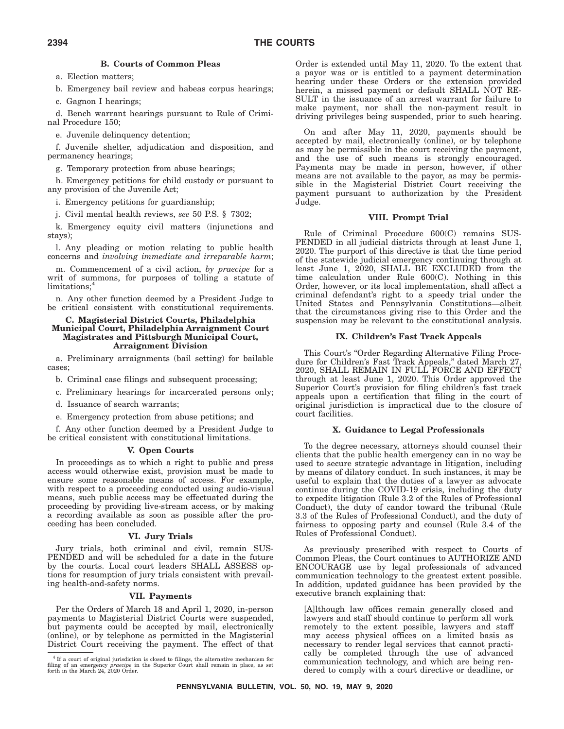### B. Courts of Common Pleas

a. Election matters;

b. Emergency bail review and habeas corpus hearings;

c. Gagnon I hearings;

d. Bench warrant hearings pursuant to Rule of Criminal Procedure 150;

e. Juvenile delinquency detention;

f. Juvenile shelter, adjudication and disposition, and permanency hearings;

g. Temporary protection from abuse hearings;

h. Emergency petitions for child custody or pursuant to any provision of the Juvenile Act;

i. Emergency petitions for guardianship;

j. Civil mental health reviews, *see* 50 P.S. § 7302;

k. Emergency equity civil matters (injunctions and stays);

l. Any pleading or motion relating to public health concerns and *involving immediate and irreparable harm*;

m. Commencement of a civil action, *by praecipe* for a writ of summons, for purposes of tolling a statute of limitations;[4]

n. Any other function deemed by a President Judge to be critical consistent with constitutional requirements.

### C. Magisterial District Courts, Philadelphia Municipal Court, Philadelphia Arraignment Court Magistrates and Pittsburgh Municipal Court, Arraignment Division

a. Preliminary arraignments (bail setting) for bailable cases;

b. Criminal case filings and subsequent processing;

c. Preliminary hearings for incarcerated persons only;

d. Issuance of search warrants;

e. Emergency protection from abuse petitions; and

f. Any other function deemed by a President Judge to be critical consistent with constitutional limitations.

### V. Open Courts

In proceedings as to which a right to public and press access would otherwise exist, provision must be made to ensure some reasonable means of access. For example, with respect to a proceeding conducted using audio-visual means, such public access may be effectuated during the proceeding by providing live-stream access, or by making a recording available as soon as possible after the proceeding has been concluded.

### VI. Jury Trials

Jury trials, both criminal and civil, remain SUSPENDED and will be scheduled for a date in the future by the courts. Local court leaders SHALL ASSESS options for resumption of jury trials consistent with prevailing health-and-safety norms.

### VII. Payments

Per the Orders of March 18 and April 1, 2020, in-person payments to Magisterial District Courts were suspended, but payments could be accepted by mail, electronically (online), or by telephone as permitted in the Magisterial District Court receiving the payment. The effect of that Order is extended until May 11, 2020. To the extent that a payor was or is entitled to a payment determination hearing under these Orders or the extension provided herein, a missed payment or default SHALL NOT RESULT in the issuance of an arrest warrant for failure to make payment, nor shall the non-payment result in driving privileges being suspended, prior to such hearing.

On and after May 11, 2020, payments should be accepted by mail, electronically (online), or by telephone as may be permissible in the court receiving the payment, and the use of such means is strongly encouraged. Payments may be made in person, however, if other means are not available to the payor, as may be permissible in the Magisterial District Court receiving the payment pursuant to authorization by the President Judge.

### VIII. Prompt Trial

Rule of Criminal Procedure 600(C) remains SUSPENDED in all judicial districts through at least June 1, 2020. The purport of this directive is that the time period of the statewide judicial emergency continuing through at least June 1, 2020, SHALL BE EXCLUDED from the time calculation under Rule 600(C). Nothing in this Order, however, or its local implementation, shall affect a criminal defendant's right to a speedy trial under the United States and Pennsylvania Constitutions—albeit that the circumstances giving rise to this Order and the suspension may be relevant to the constitutional analysis.

### IX. Children's Fast Track Appeals

This Court's "Order Regarding Alternative Filing Procedure for Children's Fast Track Appeals," dated March 27, 2020, SHALL REMAIN IN FULL FORCE AND EFFECT through at least June 1, 2020. This Order approved the Superior Court's provision for filing children's fast track appeals upon a certification that filing in the court of original jurisdiction is impractical due to the closure of court facilities.

### X. Guidance to Legal Professionals

To the degree necessary, attorneys should counsel their clients that the public health emergency can in no way be used to secure strategic advantage in litigation, including by means of dilatory conduct. In such instances, it may be useful to explain that the duties of a lawyer as advocate continue during the COVID-19 crisis, including the duty to expedite litigation (Rule 3.2 of the Rules of Professional Conduct), the duty of candor toward the tribunal (Rule 3.3 of the Rules of Professional Conduct), and the duty of fairness to opposing party and counsel (Rule 3.4 of the Rules of Professional Conduct).

As previously prescribed with respect to Courts of Common Pleas, the Court continues to AUTHORIZE AND ENCOURAGE use by legal professionals of advanced communication technology to the greatest extent possible. In addition, updated guidance has been provided by the executive branch explaining that:

> [A]lthough law offices remain generally closed and lawyers and staff should continue to perform all work remotely to the extent possible, lawyers and staff may access physical offices on a limited basis as necessary to render legal services that cannot practically be completed through the use of advanced communication technology, and which are being rendered to comply with a court directive or deadline, or

---

[4] If a court of original jurisdiction is closed to filings, the alternative mechanism for filing of an emergency *praecipe* in the Superior Court shall remain in place, as set forth in the March 24, 2020 Order.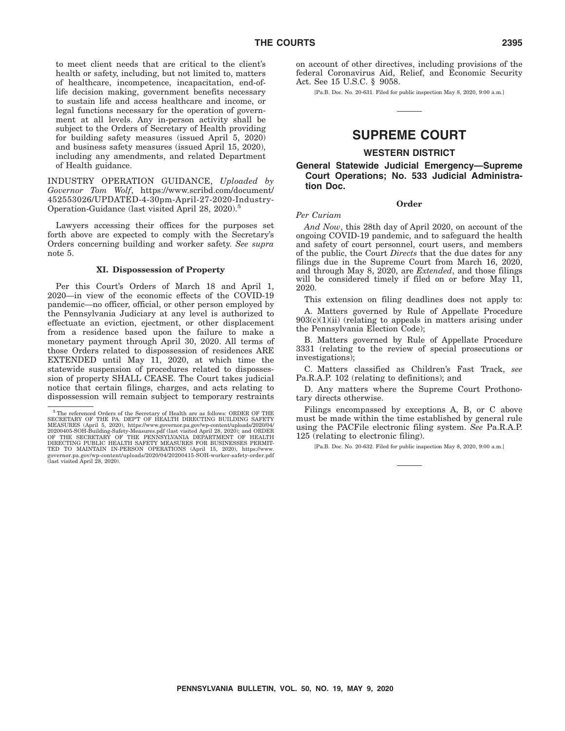to meet client needs that are critical to the client's health or safety, including, but not limited to, matters of healthcare, incompetence, incapacitation, end-of-life decision making, government benefits necessary to sustain life and access healthcare and income, or legal functions necessary for the operation of government at all levels. Any in-person activity shall be subject to the Orders of Secretary of Health providing for building safety measures (issued April 5, 2020) and business safety measures (issued April 15, 2020), including any amendments, and related Department of Health guidance.

INDUSTRY OPERATION GUIDANCE, *Uploaded by Governor Tom Wolf*, https://www.scribd.com/document/452553026/UPDATED-4-30pm-April-27-2020-Industry-Operation-Guidance (last visited April 28, 2020).[5]

Lawyers accessing their offices for the purposes set forth above are expected to comply with the Secretary's Orders concerning building and worker safety. *See supra* note 5.

**XI. Dispossession of Property**

Per this Court's Orders of March 18 and April 1, 2020—in view of the economic effects of the COVID-19 pandemic—no officer, official, or other person employed by the Pennsylvania Judiciary at any level is authorized to effectuate an eviction, ejectment, or other displacement from a residence based upon the failure to make a monetary payment through April 30, 2020. All terms of those Orders related to dispossession of residences ARE EXTENDED until May 11, 2020, at which time the statewide suspension of procedures related to dispossession of property SHALL CEASE. The Court takes judicial notice that certain filings, charges, and acts relating to dispossession will remain subject to temporary restraints on account of other directives, including provisions of the federal Coronavirus Aid, Relief, and Economic Security Act. See 15 U.S.C. § 9058.

[5] The referenced Orders of the Secretary of Health are as follows: ORDER OF THE SECRETARY OF THE PA. DEP'T OF HEALTH DIRECTING BUILDING SAFETY MEASURES (April 5, 2020), https://www.governor.pa.gov/wp-content/uploads/2020/04/20200405-SOH-Building-Safety-Measures.pdf (last visited April 28, 2020); and ORDER OF THE SECRETARY OF THE PENNSYLVANIA DEPARTMENT OF HEALTH DIRECTING PUBLIC HEALTH SAFETY MEASURES FOR BUSINESSES PERMITTED TO MAINTAIN IN-PERSON OPERATIONS (April 15, 2020), https://www.governor.pa.gov/wp-content/uploads/2020/04/20200415-SOH-worker-safety-order.pdf (last visited April 28, 2020).

[Pa.B. Doc. No. 20-631. Filed for public inspection May 8, 2020, 9:00 a.m.]

# SUPREME COURT

## WESTERN DISTRICT

### General Statewide Judicial Emergency—Supreme Court Operations; No. 533 Judicial Administration Doc.

**Order**

*Per Curiam*

*And Now*, this 28th day of April 2020, on account of the ongoing COVID-19 pandemic, and to safeguard the health and safety of court personnel, court users, and members of the public, the Court *Directs* that the due dates for any filings due in the Supreme Court from March 16, 2020, and through May 8, 2020, are *Extended*, and those filings will be considered timely if filed on or before May 11, 2020.

This extension on filing deadlines does not apply to:

A. Matters governed by Rule of Appellate Procedure 903(c)(1)(ii) (relating to appeals in matters arising under the Pennsylvania Election Code);

B. Matters governed by Rule of Appellate Procedure 3331 (relating to the review of special prosecutions or investigations);

C. Matters classified as Children's Fast Track, *see* Pa.R.A.P. 102 (relating to definitions); and

D. Any matters where the Supreme Court Prothonotary directs otherwise.

Filings encompassed by exceptions A, B, or C above must be made within the time established by general rule using the PACFile electronic filing system. *See* Pa.R.A.P. 125 (relating to electronic filing).

[Pa.B. Doc. No. 20-632. Filed for public inspection May 8, 2020, 9:00 a.m.]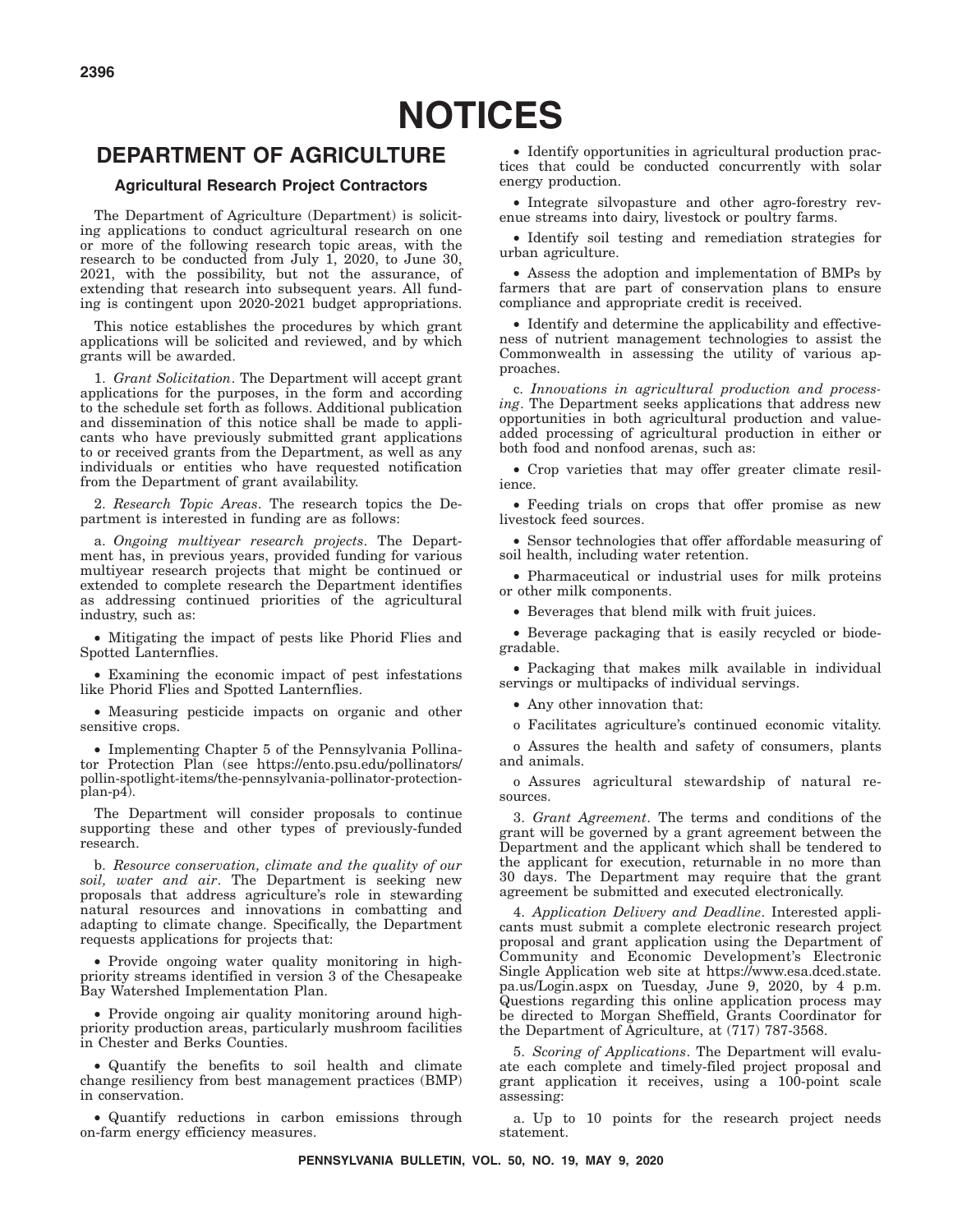# NOTICES

## DEPARTMENT OF AGRICULTURE

### Agricultural Research Project Contractors

The Department of Agriculture (Department) is soliciting applications to conduct agricultural research on one or more of the following research topic areas, with the research to be conducted from July 1, 2020, to June 30, 2021, with the possibility, but not the assurance, of extending that research into subsequent years. All funding is contingent upon 2020-2021 budget appropriations.

This notice establishes the procedures by which grant applications will be solicited and reviewed, and by which grants will be awarded.

1. *Grant Solicitation*. The Department will accept grant applications for the purposes, in the form and according to the schedule set forth as follows. Additional publication and dissemination of this notice shall be made to applicants who have previously submitted grant applications to or received grants from the Department, as well as any individuals or entities who have requested notification from the Department of grant availability.

2. *Research Topic Areas*. The research topics the Department is interested in funding are as follows:

a. *Ongoing multiyear research projects*. The Department has, in previous years, provided funding for various multiyear research projects that might be continued or extended to complete research the Department identifies as addressing continued priorities of the agricultural industry, such as:

- Mitigating the impact of pests like Phorid Flies and Spotted Lanternflies.
- Examining the economic impact of pest infestations like Phorid Flies and Spotted Lanternflies.
- Measuring pesticide impacts on organic and other sensitive crops.
- Implementing Chapter 5 of the Pennsylvania Pollinator Protection Plan (see https://ento.psu.edu/pollinators/pollin-spotlight-items/the-pennsylvania-pollinator-protection-plan-p4).

The Department will consider proposals to continue supporting these and other types of previously-funded research.

b. *Resource conservation, climate and the quality of our soil, water and air*. The Department is seeking new proposals that address agriculture's role in stewarding natural resources and innovations in combatting and adapting to climate change. Specifically, the Department requests applications for projects that:

- Provide ongoing water quality monitoring in high-priority streams identified in version 3 of the Chesapeake Bay Watershed Implementation Plan.
- Provide ongoing air quality monitoring around high-priority production areas, particularly mushroom facilities in Chester and Berks Counties.
- Quantify the benefits to soil health and climate change resiliency from best management practices (BMP) in conservation.
- Quantify reductions in carbon emissions through on-farm energy efficiency measures.
- Identify opportunities in agricultural production practices that could be conducted concurrently with solar energy production.
- Integrate silvopasture and other agro-forestry revenue streams into dairy, livestock or poultry farms.
- Identify soil testing and remediation strategies for urban agriculture.
- Assess the adoption and implementation of BMPs by farmers that are part of conservation plans to ensure compliance and appropriate credit is received.
- Identify and determine the applicability and effectiveness of nutrient management technologies to assist the Commonwealth in assessing the utility of various approaches.

c. *Innovations in agricultural production and processing*. The Department seeks applications that address new opportunities in both agricultural production and value-added processing of agricultural production in either or both food and nonfood arenas, such as:

- Crop varieties that may offer greater climate resilience.
- Feeding trials on crops that offer promise as new livestock feed sources.
- Sensor technologies that offer affordable measuring of soil health, including water retention.
- Pharmaceutical or industrial uses for milk proteins or other milk components.
- Beverages that blend milk with fruit juices.
- Beverage packaging that is easily recycled or biodegradable.
- Packaging that makes milk available in individual servings or multipacks of individual servings.
- Any other innovation that:
  - Facilitates agriculture's continued economic vitality.
  - Assures the health and safety of consumers, plants and animals.
  - Assures agricultural stewardship of natural resources.

3. *Grant Agreement*. The terms and conditions of the grant will be governed by a grant agreement between the Department and the applicant which shall be tendered to the applicant for execution, returnable in no more than 30 days. The Department may require that the grant agreement be submitted and executed electronically.

4. *Application Delivery and Deadline*. Interested applicants must submit a complete electronic research project proposal and grant application using the Department of Community and Economic Development's Electronic Single Application web site at https://www.esa.dced.state.pa.us/Login.aspx on Tuesday, June 9, 2020, by 4 p.m. Questions regarding this online application process may be directed to Morgan Sheffield, Grants Coordinator for the Department of Agriculture, at (717) 787-3568.

5. *Scoring of Applications*. The Department will evaluate each complete and timely-filed project proposal and grant application it receives, using a 100-point scale assessing:

a. Up to 10 points for the research project needs statement.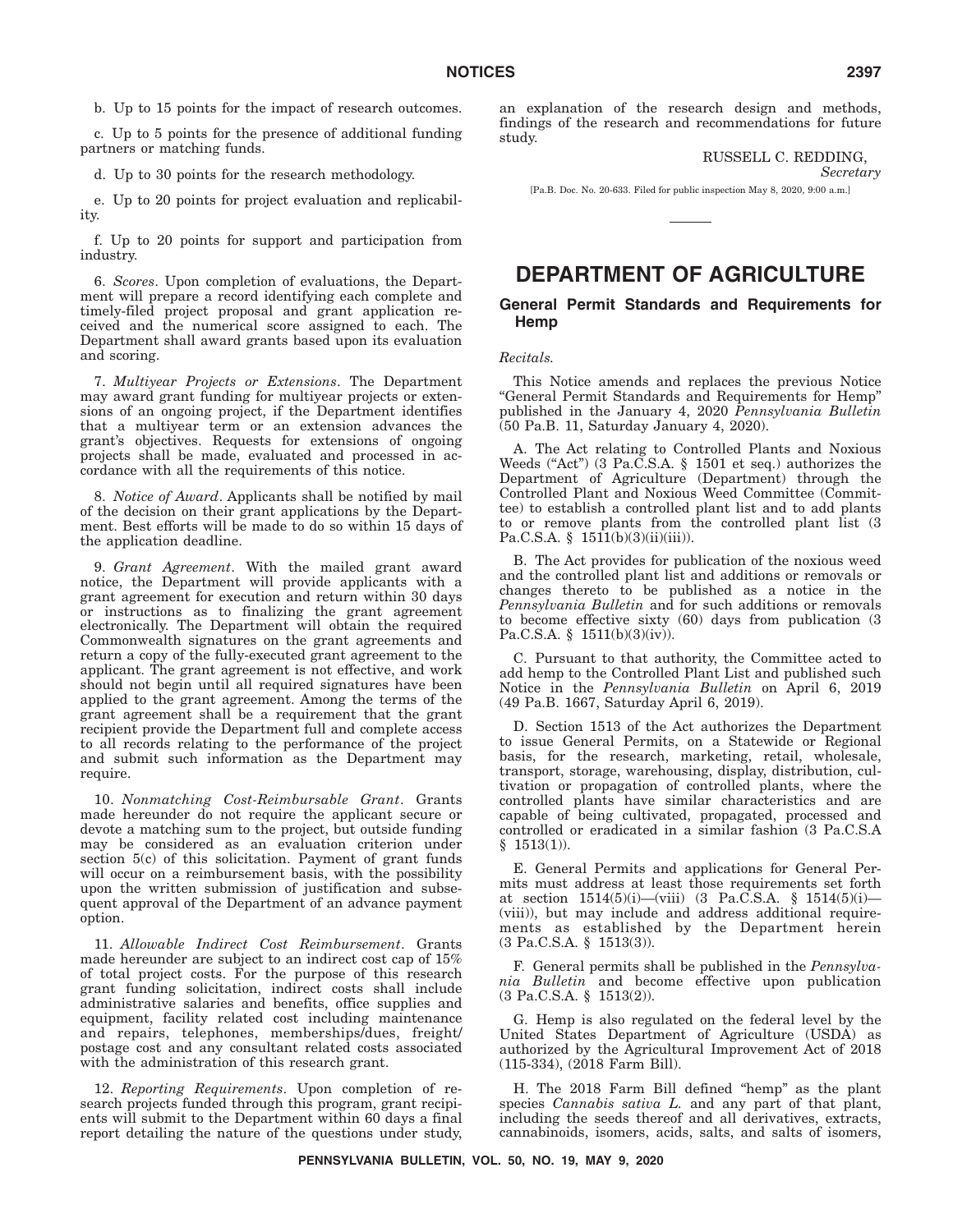b. Up to 15 points for the impact of research outcomes.

c. Up to 5 points for the presence of additional funding partners or matching funds.

d. Up to 30 points for the research methodology.

e. Up to 20 points for project evaluation and replicability.

f. Up to 20 points for support and participation from industry.

6. *Scores*. Upon completion of evaluations, the Department will prepare a record identifying each complete and timely-filed project proposal and grant application received and the numerical score assigned to each. The Department shall award grants based upon its evaluation and scoring.

7. *Multiyear Projects or Extensions*. The Department may award grant funding for multiyear projects or extensions of an ongoing project, if the Department identifies that a multiyear term or an extension advances the grant's objectives. Requests for extensions of ongoing projects shall be made, evaluated and processed in accordance with all the requirements of this notice.

8. *Notice of Award*. Applicants shall be notified by mail of the decision on their grant applications by the Department. Best efforts will be made to do so within 15 days of the application deadline.

9. *Grant Agreement*. With the mailed grant award notice, the Department will provide applicants with a grant agreement for execution and return within 30 days or instructions as to finalizing the grant agreement electronically. The Department will obtain the required Commonwealth signatures on the grant agreements and return a copy of the fully-executed grant agreement to the applicant. The grant agreement is not effective, and work should not begin until all required signatures have been applied to the grant agreement. Among the terms of the grant agreement shall be a requirement that the grant recipient provide the Department full and complete access to all records relating to the performance of the project and submit such information as the Department may require.

10. *Nonmatching Cost-Reimbursable Grant*. Grants made hereunder do not require the applicant secure or devote a matching sum to the project, but outside funding may be considered as an evaluation criterion under section 5(c) of this solicitation. Payment of grant funds will occur on a reimbursement basis, with the possibility upon the written submission of justification and subsequent approval of the Department of an advance payment option.

11. *Allowable Indirect Cost Reimbursement*. Grants made hereunder are subject to an indirect cost cap of 15% of total project costs. For the purpose of this research grant funding solicitation, indirect costs shall include administrative salaries and benefits, office supplies and equipment, facility related cost including maintenance and repairs, telephones, memberships/dues, freight/postage cost and any consultant related costs associated with the administration of this research grant.

12. *Reporting Requirements*. Upon completion of research projects funded through this program, grant recipients will submit to the Department within 60 days a final report detailing the nature of the questions under study, an explanation of the research design and methods, findings of the research and recommendations for future study.

RUSSELL C. REDDING,
*Secretary*

[Pa.B. Doc. No. 20-633. Filed for public inspection May 8, 2020, 9:00 a.m.]

# DEPARTMENT OF AGRICULTURE

## General Permit Standards and Requirements for Hemp

*Recitals*.

This Notice amends and replaces the previous Notice "General Permit Standards and Requirements for Hemp" published in the January 4, 2020 *Pennsylvania Bulletin* (50 Pa.B. 11, Saturday January 4, 2020).

A. The Act relating to Controlled Plants and Noxious Weeds ("Act") (3 Pa.C.S.A. § 1501 et seq.) authorizes the Department of Agriculture (Department) through the Controlled Plant and Noxious Weed Committee (Committee) to establish a controlled plant list and to add plants to or remove plants from the controlled plant list (3 Pa.C.S.A. § 1511(b)(3)(ii)(iii)).

B. The Act provides for publication of the noxious weed and the controlled plant list and additions or removals or changes thereto to be published as a notice in the *Pennsylvania Bulletin* and for such additions or removals to become effective sixty (60) days from publication (3 Pa.C.S.A. § 1511(b)(3)(iv)).

C. Pursuant to that authority, the Committee acted to add hemp to the Controlled Plant List and published such Notice in the *Pennsylvania Bulletin* on April 6, 2019 (49 Pa.B. 1667, Saturday April 6, 2019).

D. Section 1513 of the Act authorizes the Department to issue General Permits, on a Statewide or Regional basis, for the research, marketing, retail, wholesale, transport, storage, warehousing, display, distribution, cultivation or propagation of controlled plants, where the controlled plants have similar characteristics and are capable of being cultivated, propagated, processed and controlled or eradicated in a similar fashion (3 Pa.C.S.A § 1513(1)).

E. General Permits and applications for General Permits must address at least those requirements set forth at section 1514(5)(i)—(viii) (3 Pa.C.S.A. § 1514(5)(i)—(viii)), but may include and address additional requirements as established by the Department herein (3 Pa.C.S.A. § 1513(3)).

F. General permits shall be published in the *Pennsylvania Bulletin* and become effective upon publication (3 Pa.C.S.A. § 1513(2)).

G. Hemp is also regulated on the federal level by the United States Department of Agriculture (USDA) as authorized by the Agricultural Improvement Act of 2018 (115-334), (2018 Farm Bill).

H. The 2018 Farm Bill defined "hemp" as the plant species *Cannabis sativa L.* and any part of that plant, including the seeds thereof and all derivatives, extracts, cannabinoids, isomers, acids, salts, and salts of isomers,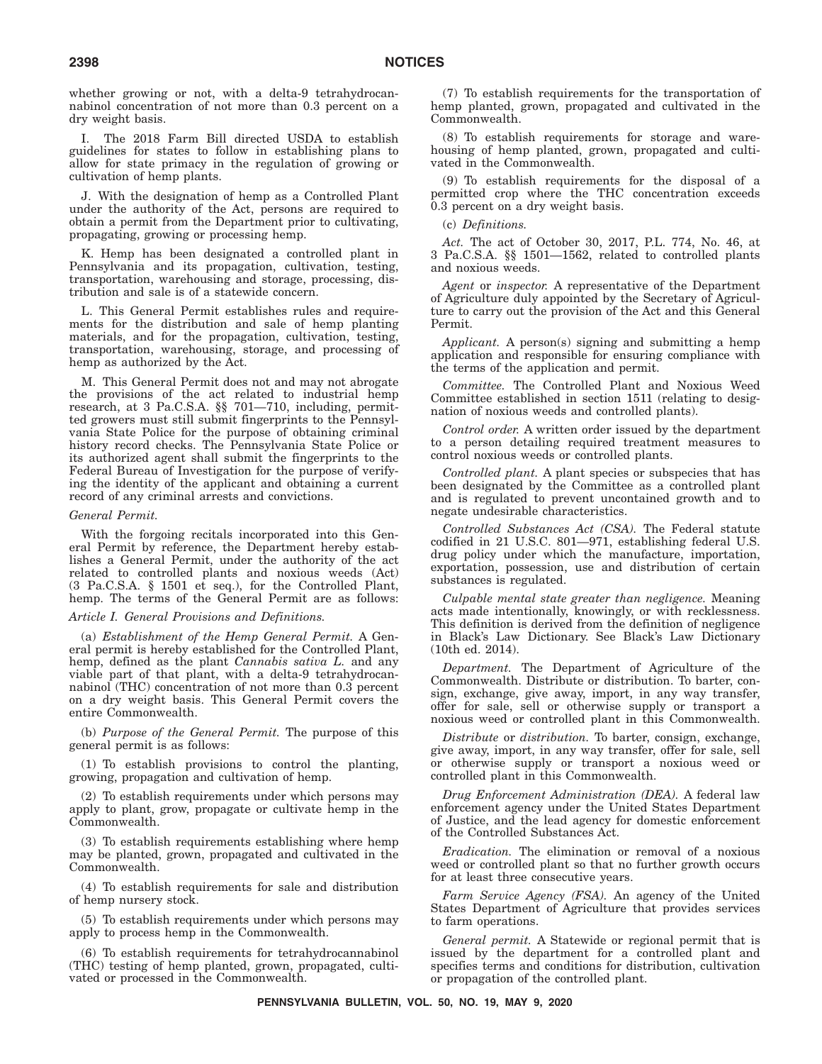whether growing or not, with a delta-9 tetrahydrocannabinol concentration of not more than 0.3 percent on a dry weight basis.

I. The 2018 Farm Bill directed USDA to establish guidelines for states to follow in establishing plans to allow for state primacy in the regulation of growing or cultivation of hemp plants.

J. With the designation of hemp as a Controlled Plant under the authority of the Act, persons are required to obtain a permit from the Department prior to cultivating, propagating, growing or processing hemp.

K. Hemp has been designated a controlled plant in Pennsylvania and its propagation, cultivation, testing, transportation, warehousing and storage, processing, distribution and sale is of a statewide concern.

L. This General Permit establishes rules and requirements for the distribution and sale of hemp planting materials, and for the propagation, cultivation, testing, transportation, warehousing, storage, and processing of hemp as authorized by the Act.

M. This General Permit does not and may not abrogate the provisions of the act related to industrial hemp research, at 3 Pa.C.S.A. §§ 701—710, including, permitted growers must still submit fingerprints to the Pennsylvania State Police for the purpose of obtaining criminal history record checks. The Pennsylvania State Police or its authorized agent shall submit the fingerprints to the Federal Bureau of Investigation for the purpose of verifying the identity of the applicant and obtaining a current record of any criminal arrests and convictions.

*General Permit.*

With the forgoing recitals incorporated into this General Permit by reference, the Department hereby establishes a General Permit, under the authority of the act related to controlled plants and noxious weeds (Act) (3 Pa.C.S.A. § 1501 et seq.), for the Controlled Plant, hemp. The terms of the General Permit are as follows:

*Article I. General Provisions and Definitions.*

(a) *Establishment of the Hemp General Permit.* A General permit is hereby established for the Controlled Plant, hemp, defined as the plant *Cannabis sativa L.* and any viable part of that plant, with a delta-9 tetrahydrocannabinol (THC) concentration of not more than 0.3 percent on a dry weight basis. This General Permit covers the entire Commonwealth.

(b) *Purpose of the General Permit.* The purpose of this general permit is as follows:

(1) To establish provisions to control the planting, growing, propagation and cultivation of hemp.

(2) To establish requirements under which persons may apply to plant, grow, propagate or cultivate hemp in the Commonwealth.

(3) To establish requirements establishing where hemp may be planted, grown, propagated and cultivated in the Commonwealth.

(4) To establish requirements for sale and distribution of hemp nursery stock.

(5) To establish requirements under which persons may apply to process hemp in the Commonwealth.

(6) To establish requirements for tetrahydrocannabinol (THC) testing of hemp planted, grown, propagated, cultivated or processed in the Commonwealth.

(7) To establish requirements for the transportation of hemp planted, grown, propagated and cultivated in the Commonwealth.

(8) To establish requirements for storage and warehousing of hemp planted, grown, propagated and cultivated in the Commonwealth.

(9) To establish requirements for the disposal of a permitted crop where the THC concentration exceeds 0.3 percent on a dry weight basis.

(c) *Definitions.*

*Act.* The act of October 30, 2017, P.L. 774, No. 46, at 3 Pa.C.S.A. §§ 1501—1562, related to controlled plants and noxious weeds.

*Agent* or *inspector.* A representative of the Department of Agriculture duly appointed by the Secretary of Agriculture to carry out the provision of the Act and this General Permit.

*Applicant.* A person(s) signing and submitting a hemp application and responsible for ensuring compliance with the terms of the application and permit.

*Committee.* The Controlled Plant and Noxious Weed Committee established in section 1511 (relating to designation of noxious weeds and controlled plants).

*Control order.* A written order issued by the department to a person detailing required treatment measures to control noxious weeds or controlled plants.

*Controlled plant.* A plant species or subspecies that has been designated by the Committee as a controlled plant and is regulated to prevent uncontained growth and to negate undesirable characteristics.

*Controlled Substances Act (CSA).* The Federal statute codified in 21 U.S.C. 801—971, establishing federal U.S. drug policy under which the manufacture, importation, exportation, possession, use and distribution of certain substances is regulated.

*Culpable mental state greater than negligence.* Meaning acts made intentionally, knowingly, or with recklessness. This definition is derived from the definition of negligence in Black's Law Dictionary. See Black's Law Dictionary (10th ed. 2014).

*Department.* The Department of Agriculture of the Commonwealth. Distribute or distribution. To barter, consign, exchange, give away, import, in any way transfer, offer for sale, sell or otherwise supply or transport a noxious weed or controlled plant in this Commonwealth.

*Distribute* or *distribution.* To barter, consign, exchange, give away, import, in any way transfer, offer for sale, sell or otherwise supply or transport a noxious weed or controlled plant in this Commonwealth.

*Drug Enforcement Administration (DEA).* A federal law enforcement agency under the United States Department of Justice, and the lead agency for domestic enforcement of the Controlled Substances Act.

*Eradication.* The elimination or removal of a noxious weed or controlled plant so that no further growth occurs for at least three consecutive years.

*Farm Service Agency (FSA).* An agency of the United States Department of Agriculture that provides services to farm operations.

*General permit.* A Statewide or regional permit that is issued by the department for a controlled plant and specifies terms and conditions for distribution, cultivation or propagation of the controlled plant.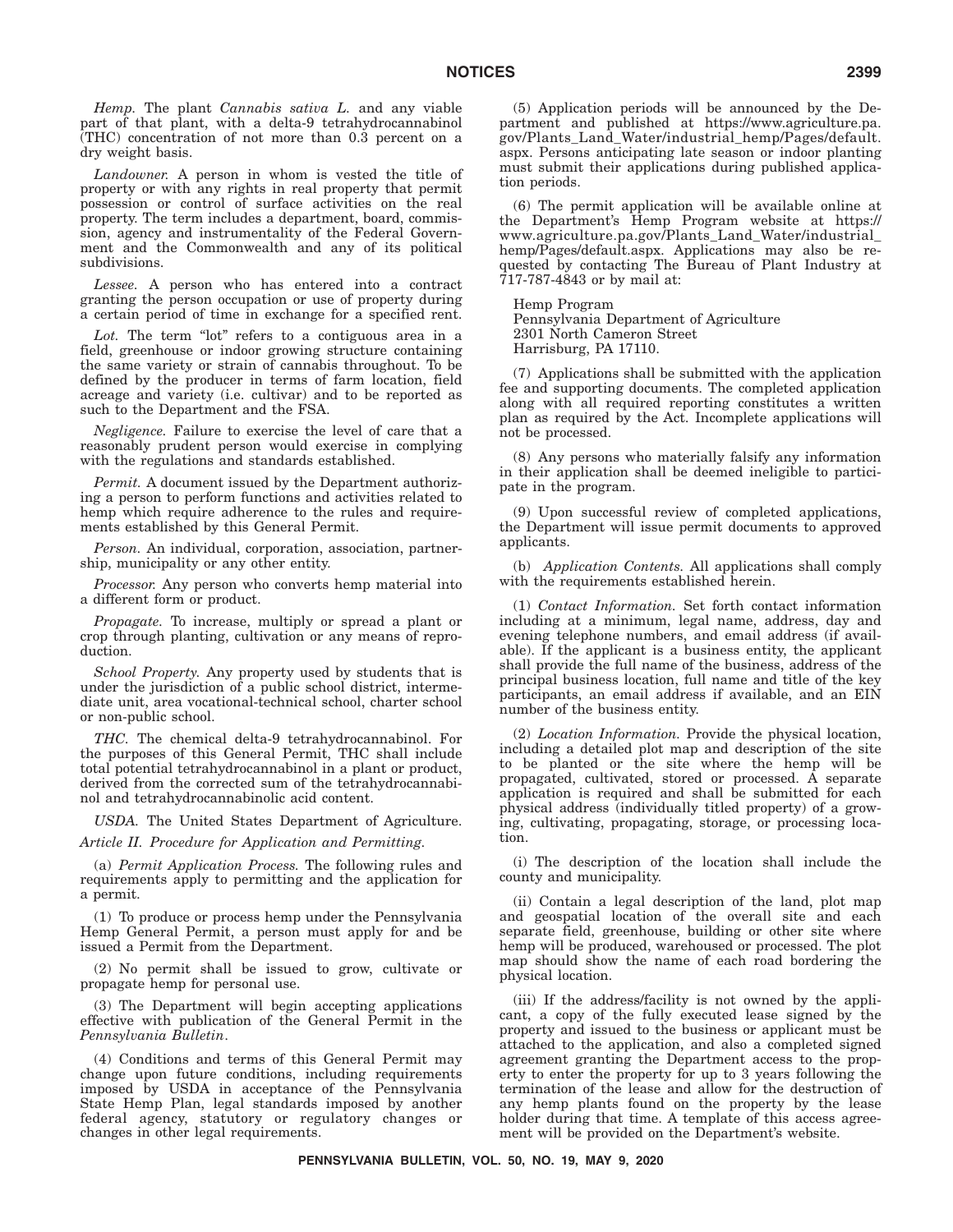*Hemp.* The plant *Cannabis sativa L.* and any viable part of that plant, with a delta-9 tetrahydrocannabinol (THC) concentration of not more than 0.3 percent on a dry weight basis.

*Landowner.* A person in whom is vested the title of property or with any rights in real property that permit possession or control of surface activities on the real property. The term includes a department, board, commission, agency and instrumentality of the Federal Government and the Commonwealth and any of its political subdivisions.

*Lessee.* A person who has entered into a contract granting the person occupation or use of property during a certain period of time in exchange for a specified rent.

*Lot.* The term "lot" refers to a contiguous area in a field, greenhouse or indoor growing structure containing the same variety or strain of cannabis throughout. To be defined by the producer in terms of farm location, field acreage and variety (i.e. cultivar) and to be reported as such to the Department and the FSA.

*Negligence.* Failure to exercise the level of care that a reasonably prudent person would exercise in complying with the regulations and standards established.

*Permit.* A document issued by the Department authorizing a person to perform functions and activities related to hemp which require adherence to the rules and requirements established by this General Permit.

*Person.* An individual, corporation, association, partnership, municipality or any other entity.

*Processor.* Any person who converts hemp material into a different form or product.

*Propagate.* To increase, multiply or spread a plant or crop through planting, cultivation or any means of reproduction.

*School Property.* Any property used by students that is under the jurisdiction of a public school district, intermediate unit, area vocational-technical school, charter school or non-public school.

*THC.* The chemical delta-9 tetrahydrocannabinol. For the purposes of this General Permit, THC shall include total potential tetrahydrocannabinol in a plant or product, derived from the corrected sum of the tetrahydrocannabinol and tetrahydrocannabinolic acid content.

*USDA.* The United States Department of Agriculture.

*Article II. Procedure for Application and Permitting.*

(a) *Permit Application Process.* The following rules and requirements apply to permitting and the application for a permit.

(1) To produce or process hemp under the Pennsylvania Hemp General Permit, a person must apply for and be issued a Permit from the Department.

(2) No permit shall be issued to grow, cultivate or propagate hemp for personal use.

(3) The Department will begin accepting applications effective with publication of the General Permit in the *Pennsylvania Bulletin*.

(4) Conditions and terms of this General Permit may change upon future conditions, including requirements imposed by USDA in acceptance of the Pennsylvania State Hemp Plan, legal standards imposed by another federal agency, statutory or regulatory changes or changes in other legal requirements.

(5) Application periods will be announced by the Department and published at https://www.agriculture.pa.gov/Plants_Land_Water/industrial_hemp/Pages/default.aspx. Persons anticipating late season or indoor planting must submit their applications during published application periods.

(6) The permit application will be available online at the Department's Hemp Program website at https://www.agriculture.pa.gov/Plants_Land_Water/industrial_hemp/Pages/default.aspx. Applications may also be requested by contacting The Bureau of Plant Industry at 717-787-4843 or by mail at:

Hemp Program
Pennsylvania Department of Agriculture
2301 North Cameron Street
Harrisburg, PA 17110.

(7) Applications shall be submitted with the application fee and supporting documents. The completed application along with all required reporting constitutes a written plan as required by the Act. Incomplete applications will not be processed.

(8) Any persons who materially falsify any information in their application shall be deemed ineligible to participate in the program.

(9) Upon successful review of completed applications, the Department will issue permit documents to approved applicants.

(b) *Application Contents.* All applications shall comply with the requirements established herein.

(1) *Contact Information.* Set forth contact information including at a minimum, legal name, address, day and evening telephone numbers, and email address (if available). If the applicant is a business entity, the applicant shall provide the full name of the business, address of the principal business location, full name and title of the key participants, an email address if available, and an EIN number of the business entity.

(2) *Location Information.* Provide the physical location, including a detailed plot map and description of the site to be planted or the site where the hemp will be propagated, cultivated, stored or processed. A separate application is required and shall be submitted for each physical address (individually titled property) of a growing, cultivating, propagating, storage, or processing location.

(i) The description of the location shall include the county and municipality.

(ii) Contain a legal description of the land, plot map and geospatial location of the overall site and each separate field, greenhouse, building or other site where hemp will be produced, warehoused or processed. The plot map should show the name of each road bordering the physical location.

(iii) If the address/facility is not owned by the applicant, a copy of the fully executed lease signed by the property and issued to the business or applicant must be attached to the application, and also a completed signed agreement granting the Department access to the property to enter the property for up to 3 years following the termination of the lease and allow for the destruction of any hemp plants found on the property by the lease holder during that time. A template of this access agreement will be provided on the Department's website.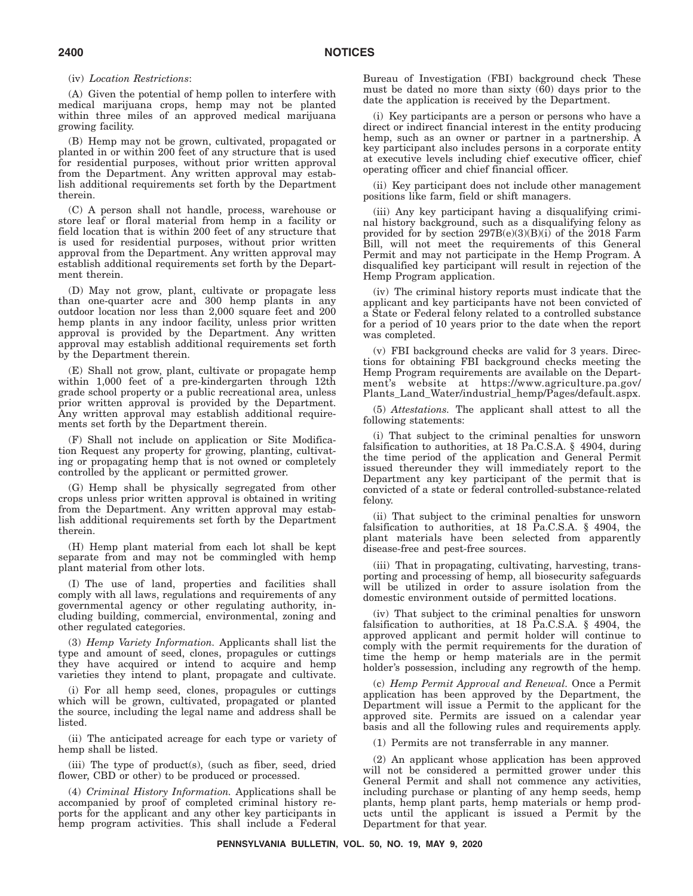(iv) *Location Restrictions*:

(A) Given the potential of hemp pollen to interfere with medical marijuana crops, hemp may not be planted within three miles of an approved medical marijuana growing facility.

(B) Hemp may not be grown, cultivated, propagated or planted in or within 200 feet of any structure that is used for residential purposes, without prior written approval from the Department. Any written approval may establish additional requirements set forth by the Department therein.

(C) A person shall not handle, process, warehouse or store leaf or floral material from hemp in a facility or field location that is within 200 feet of any structure that is used for residential purposes, without prior written approval from the Department. Any written approval may establish additional requirements set forth by the Department therein.

(D) May not grow, plant, cultivate or propagate less than one-quarter acre and 300 hemp plants in any outdoor location nor less than 2,000 square feet and 200 hemp plants in any indoor facility, unless prior written approval is provided by the Department. Any written approval may establish additional requirements set forth by the Department therein.

(E) Shall not grow, plant, cultivate or propagate hemp within 1,000 feet of a pre-kindergarten through 12th grade school property or a public recreational area, unless prior written approval is provided by the Department. Any written approval may establish additional requirements set forth by the Department therein.

(F) Shall not include on application or Site Modification Request any property for growing, planting, cultivating or propagating hemp that is not owned or completely controlled by the applicant or permitted grower.

(G) Hemp shall be physically segregated from other crops unless prior written approval is obtained in writing from the Department. Any written approval may establish additional requirements set forth by the Department therein.

(H) Hemp plant material from each lot shall be kept separate from and may not be commingled with hemp plant material from other lots.

(I) The use of land, properties and facilities shall comply with all laws, regulations and requirements of any governmental agency or other regulating authority, including building, commercial, environmental, zoning and other regulated categories.

(3) *Hemp Variety Information.* Applicants shall list the type and amount of seed, clones, propagules or cuttings they have acquired or intend to acquire and hemp varieties they intend to plant, propagate and cultivate.

(i) For all hemp seed, clones, propagules or cuttings which will be grown, cultivated, propagated or planted the source, including the legal name and address shall be listed.

(ii) The anticipated acreage for each type or variety of hemp shall be listed.

(iii) The type of product(s), (such as fiber, seed, dried flower, CBD or other) to be produced or processed.

(4) *Criminal History Information.* Applications shall be accompanied by proof of completed criminal history reports for the applicant and any other key participants in hemp program activities. This shall include a Federal Bureau of Investigation (FBI) background check These must be dated no more than sixty (60) days prior to the date the application is received by the Department.

(i) Key participants are a person or persons who have a direct or indirect financial interest in the entity producing hemp, such as an owner or partner in a partnership. A key participant also includes persons in a corporate entity at executive levels including chief executive officer, chief operating officer and chief financial officer.

(ii) Key participant does not include other management positions like farm, field or shift managers.

(iii) Any key participant having a disqualifying criminal history background, such as a disqualifying felony as provided for by section 297B(e)(3)(B)(i) of the 2018 Farm Bill, will not meet the requirements of this General Permit and may not participate in the Hemp Program. A disqualified key participant will result in rejection of the Hemp Program application.

(iv) The criminal history reports must indicate that the applicant and key participants have not been convicted of a State or Federal felony related to a controlled substance for a period of 10 years prior to the date when the report was completed.

(v) FBI background checks are valid for 3 years. Directions for obtaining FBI background checks meeting the Hemp Program requirements are available on the Department's website at https://www.agriculture.pa.gov/Plants_Land_Water/industrial_hemp/Pages/default.aspx.

(5) *Attestations.* The applicant shall attest to all the following statements:

(i) That subject to the criminal penalties for unsworn falsification to authorities, at 18 Pa.C.S.A. § 4904, during the time period of the application and General Permit issued thereunder they will immediately report to the Department any key participant of the permit that is convicted of a state or federal controlled-substance-related felony.

(ii) That subject to the criminal penalties for unsworn falsification to authorities, at 18 Pa.C.S.A. § 4904, the plant materials have been selected from apparently disease-free and pest-free sources.

(iii) That in propagating, cultivating, harvesting, transporting and processing of hemp, all biosecurity safeguards will be utilized in order to assure isolation from the domestic environment outside of permitted locations.

(iv) That subject to the criminal penalties for unsworn falsification to authorities, at 18 Pa.C.S.A. § 4904, the approved applicant and permit holder will continue to comply with the permit requirements for the duration of time the hemp or hemp materials are in the permit holder's possession, including any regrowth of the hemp.

(c) *Hemp Permit Approval and Renewal.* Once a Permit application has been approved by the Department, the Department will issue a Permit to the applicant for the approved site. Permits are issued on a calendar year basis and all the following rules and requirements apply.

(1) Permits are not transferrable in any manner.

(2) An applicant whose application has been approved will not be considered a permitted grower under this General Permit and shall not commence any activities, including purchase or planting of any hemp seeds, hemp plants, hemp plant parts, hemp materials or hemp products until the applicant is issued a Permit by the Department for that year.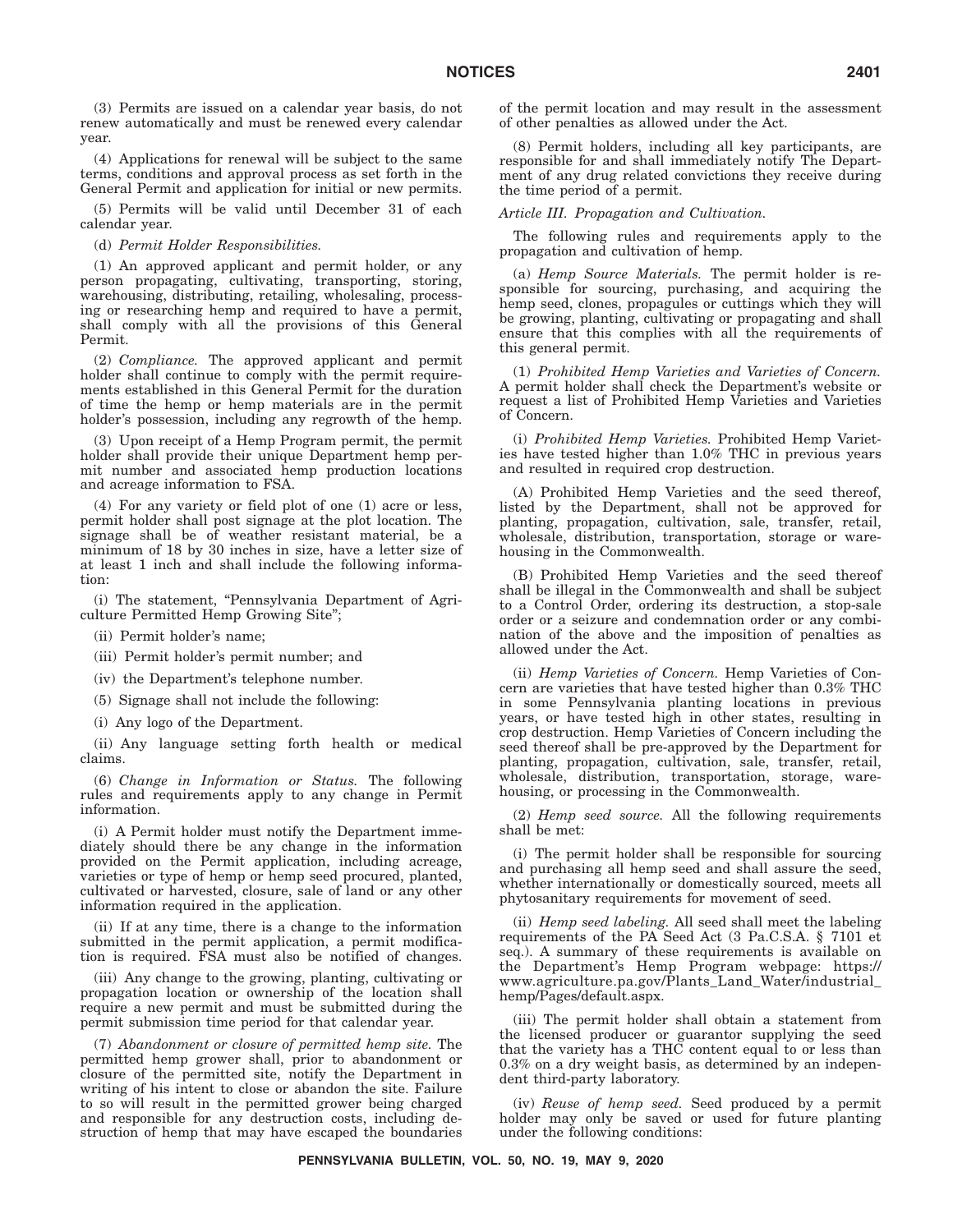(3) Permits are issued on a calendar year basis, do not renew automatically and must be renewed every calendar year.

(4) Applications for renewal will be subject to the same terms, conditions and approval process as set forth in the General Permit and application for initial or new permits.

(5) Permits will be valid until December 31 of each calendar year.

(d) *Permit Holder Responsibilities.*

(1) An approved applicant and permit holder, or any person propagating, cultivating, transporting, storing, warehousing, distributing, retailing, wholesaling, processing or researching hemp and required to have a permit, shall comply with all the provisions of this General Permit.

(2) *Compliance.* The approved applicant and permit holder shall continue to comply with the permit requirements established in this General Permit for the duration of time the hemp or hemp materials are in the permit holder's possession, including any regrowth of the hemp.

(3) Upon receipt of a Hemp Program permit, the permit holder shall provide their unique Department hemp permit number and associated hemp production locations and acreage information to FSA.

(4) For any variety or field plot of one (1) acre or less, permit holder shall post signage at the plot location. The signage shall be of weather resistant material, be a minimum of 18 by 30 inches in size, have a letter size of at least 1 inch and shall include the following information:

(i) The statement, "Pennsylvania Department of Agriculture Permitted Hemp Growing Site";

(ii) Permit holder's name;

(iii) Permit holder's permit number; and

(iv) the Department's telephone number.

(5) Signage shall not include the following:

(i) Any logo of the Department.

(ii) Any language setting forth health or medical claims.

(6) *Change in Information or Status.* The following rules and requirements apply to any change in Permit information.

(i) A Permit holder must notify the Department immediately should there be any change in the information provided on the Permit application, including acreage, varieties or type of hemp or hemp seed procured, planted, cultivated or harvested, closure, sale of land or any other information required in the application.

(ii) If at any time, there is a change to the information submitted in the permit application, a permit modification is required. FSA must also be notified of changes.

(iii) Any change to the growing, planting, cultivating or propagation location or ownership of the location shall require a new permit and must be submitted during the permit submission time period for that calendar year.

(7) *Abandonment or closure of permitted hemp site.* The permitted hemp grower shall, prior to abandonment or closure of the permitted site, notify the Department in writing of his intent to close or abandon the site. Failure to so will result in the permitted grower being charged and responsible for any destruction costs, including destruction of hemp that may have escaped the boundaries of the permit location and may result in the assessment of other penalties as allowed under the Act.

(8) Permit holders, including all key participants, are responsible for and shall immediately notify The Department of any drug related convictions they receive during the time period of a permit.

*Article III. Propagation and Cultivation.*

The following rules and requirements apply to the propagation and cultivation of hemp.

(a) *Hemp Source Materials.* The permit holder is responsible for sourcing, purchasing, and acquiring the hemp seed, clones, propagules or cuttings which they will be growing, planting, cultivating or propagating and shall ensure that this complies with all the requirements of this general permit.

(1) *Prohibited Hemp Varieties and Varieties of Concern.* A permit holder shall check the Department's website or request a list of Prohibited Hemp Varieties and Varieties of Concern.

(i) *Prohibited Hemp Varieties.* Prohibited Hemp Varieties have tested higher than 1.0% THC in previous years and resulted in required crop destruction.

(A) Prohibited Hemp Varieties and the seed thereof, listed by the Department, shall not be approved for planting, propagation, cultivation, sale, transfer, retail, wholesale, distribution, transportation, storage or warehousing in the Commonwealth.

(B) Prohibited Hemp Varieties and the seed thereof shall be illegal in the Commonwealth and shall be subject to a Control Order, ordering its destruction, a stop-sale order or a seizure and condemnation order or any combination of the above and the imposition of penalties as allowed under the Act.

(ii) *Hemp Varieties of Concern.* Hemp Varieties of Concern are varieties that have tested higher than 0.3% THC in some Pennsylvania planting locations in previous years, or have tested high in other states, resulting in crop destruction. Hemp Varieties of Concern including the seed thereof shall be pre-approved by the Department for planting, propagation, cultivation, sale, transfer, retail, wholesale, distribution, transportation, storage, warehousing, or processing in the Commonwealth.

(2) *Hemp seed source.* All the following requirements shall be met:

(i) The permit holder shall be responsible for sourcing and purchasing all hemp seed and shall assure the seed, whether internationally or domestically sourced, meets all phytosanitary requirements for movement of seed.

(ii) *Hemp seed labeling.* All seed shall meet the labeling requirements of the PA Seed Act (3 Pa.C.S.A. § 7101 et seq.). A summary of these requirements is available on the Department's Hemp Program webpage: https://www.agriculture.pa.gov/Plants_Land_Water/industrial_hemp/Pages/default.aspx.

(iii) The permit holder shall obtain a statement from the licensed producer or guarantor supplying the seed that the variety has a THC content equal to or less than 0.3% on a dry weight basis, as determined by an independent third-party laboratory.

(iv) *Reuse of hemp seed.* Seed produced by a permit holder may only be saved or used for future planting under the following conditions: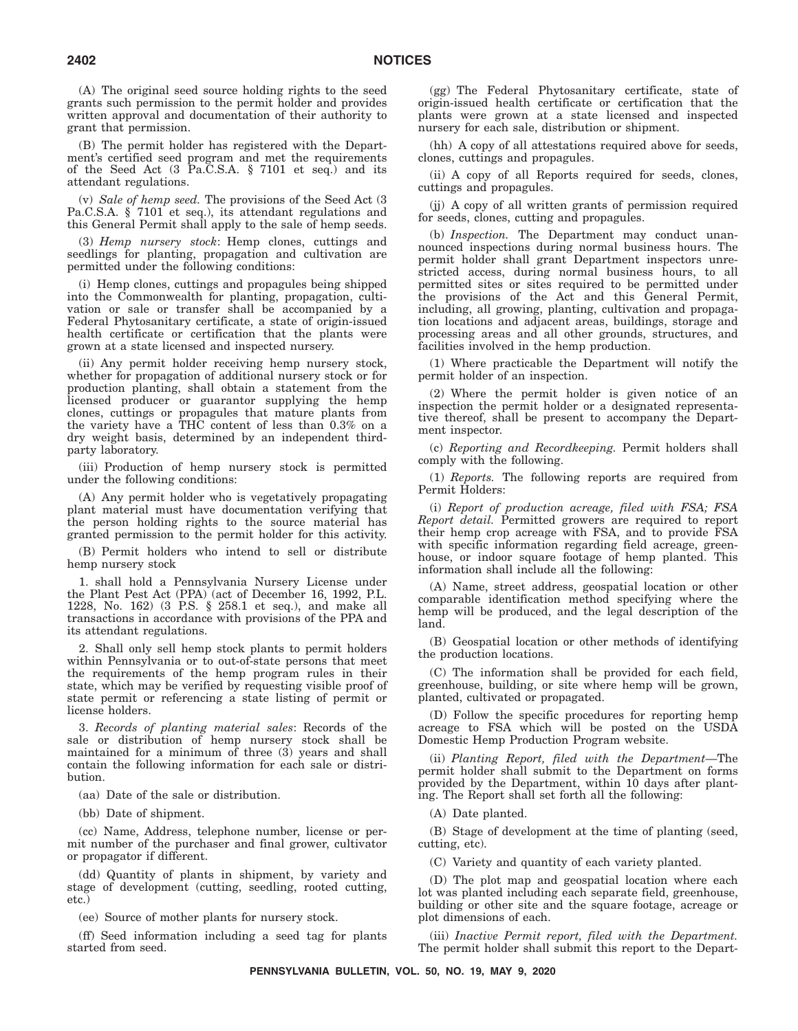(A) The original seed source holding rights to the seed grants such permission to the permit holder and provides written approval and documentation of their authority to grant that permission.

(B) The permit holder has registered with the Department's certified seed program and met the requirements of the Seed Act (3 Pa.C.S.A. § 7101 et seq.) and its attendant regulations.

(v) *Sale of hemp seed.* The provisions of the Seed Act (3 Pa.C.S.A. § 7101 et seq.), its attendant regulations and this General Permit shall apply to the sale of hemp seeds.

(3) *Hemp nursery stock*: Hemp clones, cuttings and seedlings for planting, propagation and cultivation are permitted under the following conditions:

(i) Hemp clones, cuttings and propagules being shipped into the Commonwealth for planting, propagation, cultivation or sale or transfer shall be accompanied by a Federal Phytosanitary certificate, a state of origin-issued health certificate or certification that the plants were grown at a state licensed and inspected nursery.

(ii) Any permit holder receiving hemp nursery stock, whether for propagation of additional nursery stock or for production planting, shall obtain a statement from the licensed producer or guarantor supplying the hemp clones, cuttings or propagules that mature plants from the variety have a THC content of less than 0.3% on a dry weight basis, determined by an independent third-party laboratory.

(iii) Production of hemp nursery stock is permitted under the following conditions:

(A) Any permit holder who is vegetatively propagating plant material must have documentation verifying that the person holding rights to the source material has granted permission to the permit holder for this activity.

(B) Permit holders who intend to sell or distribute hemp nursery stock

1. shall hold a Pennsylvania Nursery License under the Plant Pest Act (PPA) (act of December 16, 1992, P.L. 1228, No. 162) (3 P.S. § 258.1 et seq.), and make all transactions in accordance with provisions of the PPA and its attendant regulations.

2. Shall only sell hemp stock plants to permit holders within Pennsylvania or to out-of-state persons that meet the requirements of the hemp program rules in their state, which may be verified by requesting visible proof of state permit or referencing a state listing of permit or license holders.

3. *Records of planting material sales*: Records of the sale or distribution of hemp nursery stock shall be maintained for a minimum of three (3) years and shall contain the following information for each sale or distribution.

(aa) Date of the sale or distribution.

(bb) Date of shipment.

(cc) Name, Address, telephone number, license or permit number of the purchaser and final grower, cultivator or propagator if different.

(dd) Quantity of plants in shipment, by variety and stage of development (cutting, seedling, rooted cutting, etc.)

(ee) Source of mother plants for nursery stock.

(ff) Seed information including a seed tag for plants started from seed.

(gg) The Federal Phytosanitary certificate, state of origin-issued health certificate or certification that the plants were grown at a state licensed and inspected nursery for each sale, distribution or shipment.

(hh) A copy of all attestations required above for seeds, clones, cuttings and propagules.

(ii) A copy of all Reports required for seeds, clones, cuttings and propagules.

(jj) A copy of all written grants of permission required for seeds, clones, cutting and propagules.

(b) *Inspection.* The Department may conduct unannounced inspections during normal business hours. The permit holder shall grant Department inspectors unrestricted access, during normal business hours, to all permitted sites or sites required to be permitted under the provisions of the Act and this General Permit, including, all growing, planting, cultivation and propagation locations and adjacent areas, buildings, storage and processing areas and all other grounds, structures, and facilities involved in the hemp production.

(1) Where practicable the Department will notify the permit holder of an inspection.

(2) Where the permit holder is given notice of an inspection the permit holder or a designated representative thereof, shall be present to accompany the Department inspector.

(c) *Reporting and Recordkeeping.* Permit holders shall comply with the following.

(1) *Reports.* The following reports are required from Permit Holders:

(i) *Report of production acreage, filed with FSA; FSA Report detail.* Permitted growers are required to report their hemp crop acreage with FSA, and to provide FSA with specific information regarding field acreage, greenhouse, or indoor square footage of hemp planted. This information shall include all the following:

(A) Name, street address, geospatial location or other comparable identification method specifying where the hemp will be produced, and the legal description of the land.

(B) Geospatial location or other methods of identifying the production locations.

(C) The information shall be provided for each field, greenhouse, building, or site where hemp will be grown, planted, cultivated or propagated.

(D) Follow the specific procedures for reporting hemp acreage to FSA which will be posted on the USDA Domestic Hemp Production Program website.

(ii) *Planting Report, filed with the Department*—The permit holder shall submit to the Department on forms provided by the Department, within 10 days after planting. The Report shall set forth all the following:

(A) Date planted.

(B) Stage of development at the time of planting (seed, cutting, etc).

(C) Variety and quantity of each variety planted.

(D) The plot map and geospatial location where each lot was planted including each separate field, greenhouse, building or other site and the square footage, acreage or plot dimensions of each.

(iii) *Inactive Permit report, filed with the Department.* The permit holder shall submit this report to the Depart-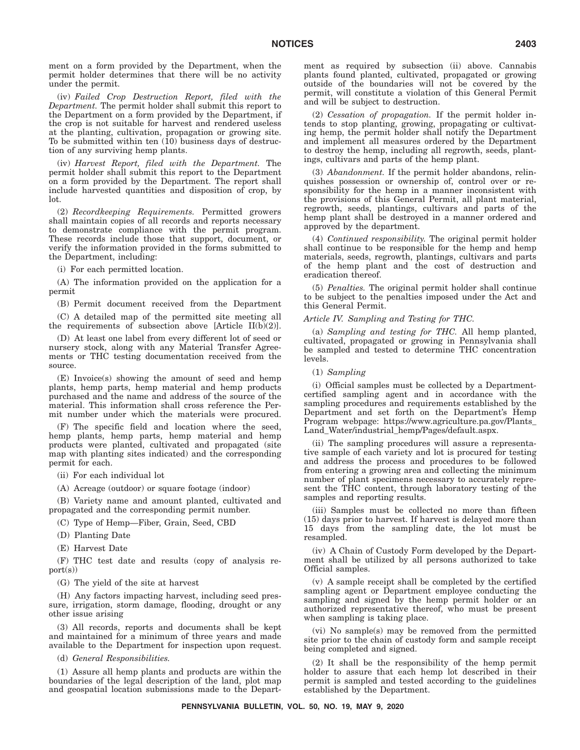ment on a form provided by the Department, when the permit holder determines that there will be no activity under the permit.

(iv) *Failed Crop Destruction Report, filed with the Department.* The permit holder shall submit this report to the Department on a form provided by the Department, if the crop is not suitable for harvest and rendered useless at the planting, cultivation, propagation or growing site. To be submitted within ten (10) business days of destruction of any surviving hemp plants.

(iv) *Harvest Report, filed with the Department.* The permit holder shall submit this report to the Department on a form provided by the Department. The report shall include harvested quantities and disposition of crop, by lot.

(2) *Recordkeeping Requirements.* Permitted growers shall maintain copies of all records and reports necessary to demonstrate compliance with the permit program. These records include those that support, document, or verify the information provided in the forms submitted to the Department, including:

(i) For each permitted location.

(A) The information provided on the application for a permit

(B) Permit document received from the Department

(C) A detailed map of the permitted site meeting all the requirements of subsection above [Article II(b)(2)].

(D) At least one label from every different lot of seed or nursery stock, along with any Material Transfer Agreements or THC testing documentation received from the source.

(E) Invoice(s) showing the amount of seed and hemp plants, hemp parts, hemp material and hemp products purchased and the name and address of the source of the material. This information shall cross reference the Permit number under which the materials were procured.

(F) The specific field and location where the seed, hemp plants, hemp parts, hemp material and hemp products were planted, cultivated and propagated (site map with planting sites indicated) and the corresponding permit for each.

(ii) For each individual lot

(A) Acreage (outdoor) or square footage (indoor)

(B) Variety name and amount planted, cultivated and propagated and the corresponding permit number.

(C) Type of Hemp—Fiber, Grain, Seed, CBD

(D) Planting Date

(E) Harvest Date

(F) THC test date and results (copy of analysis report(s))

(G) The yield of the site at harvest

(H) Any factors impacting harvest, including seed pressure, irrigation, storm damage, flooding, drought or any other issue arising

(3) All records, reports and documents shall be kept and maintained for a minimum of three years and made available to the Department for inspection upon request.

(d) *General Responsibilities.*

(1) Assure all hemp plants and products are within the boundaries of the legal description of the land, plot map and geospatial location submissions made to the Department as required by subsection (ii) above. Cannabis plants found planted, cultivated, propagated or growing outside of the boundaries will not be covered by the permit, will constitute a violation of this General Permit and will be subject to destruction.

(2) *Cessation of propagation.* If the permit holder intends to stop planting, growing, propagating or cultivating hemp, the permit holder shall notify the Department and implement all measures ordered by the Department to destroy the hemp, including all regrowth, seeds, plantings, cultivars and parts of the hemp plant.

(3) *Abandonment.* If the permit holder abandons, relinquishes possession or ownership of, control over or responsibility for the hemp in a manner inconsistent with the provisions of this General Permit, all plant material, regrowth, seeds, plantings, cultivars and parts of the hemp plant shall be destroyed in a manner ordered and approved by the department.

(4) *Continued responsibility.* The original permit holder shall continue to be responsible for the hemp and hemp materials, seeds, regrowth, plantings, cultivars and parts of the hemp plant and the cost of destruction and eradication thereof.

(5) *Penalties.* The original permit holder shall continue to be subject to the penalties imposed under the Act and this General Permit.

*Article IV. Sampling and Testing for THC.*

(a) *Sampling and testing for THC.* All hemp planted, cultivated, propagated or growing in Pennsylvania shall be sampled and tested to determine THC concentration levels.

(1) *Sampling*

(i) Official samples must be collected by a Department-certified sampling agent and in accordance with the sampling procedures and requirements established by the Department and set forth on the Department's Hemp Program webpage: https://www.agriculture.pa.gov/Plants_Land_Water/industrial_hemp/Pages/default.aspx.

(ii) The sampling procedures will assure a representative sample of each variety and lot is procured for testing and address the process and procedures to be followed from entering a growing area and collecting the minimum number of plant specimens necessary to accurately represent the THC content, through laboratory testing of the samples and reporting results.

(iii) Samples must be collected no more than fifteen (15) days prior to harvest. If harvest is delayed more than 15 days from the sampling date, the lot must be resampled.

(iv) A Chain of Custody Form developed by the Department shall be utilized by all persons authorized to take Official samples.

(v) A sample receipt shall be completed by the certified sampling agent or Department employee conducting the sampling and signed by the hemp permit holder or an authorized representative thereof, who must be present when sampling is taking place.

(vi) No sample(s) may be removed from the permitted site prior to the chain of custody form and sample receipt being completed and signed.

(2) It shall be the responsibility of the hemp permit holder to assure that each hemp lot described in their permit is sampled and tested according to the guidelines established by the Department.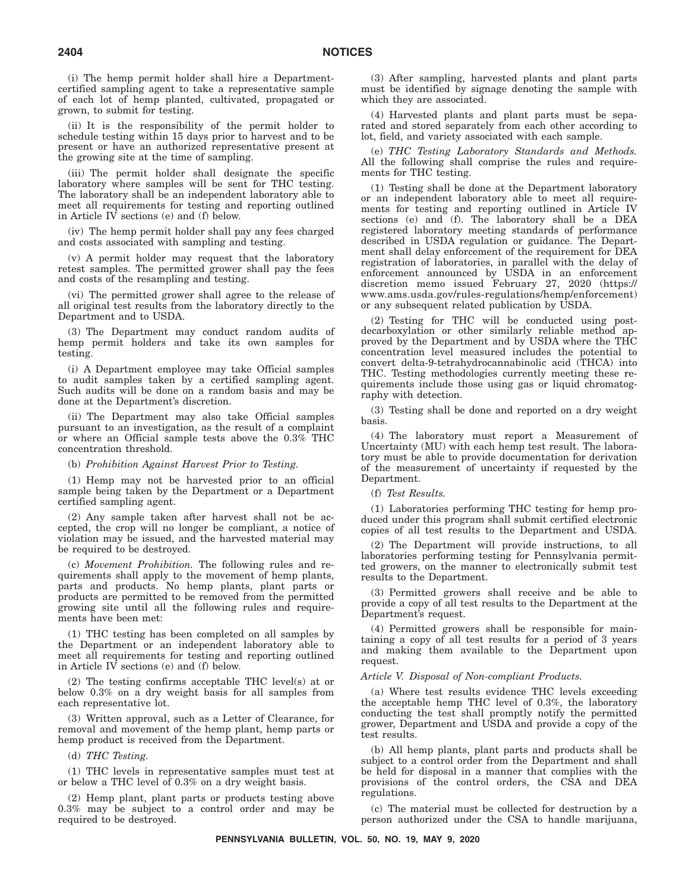(i) The hemp permit holder shall hire a Department-certified sampling agent to take a representative sample of each lot of hemp planted, cultivated, propagated or grown, to submit for testing.

(ii) It is the responsibility of the permit holder to schedule testing within 15 days prior to harvest and to be present or have an authorized representative present at the growing site at the time of sampling.

(iii) The permit holder shall designate the specific laboratory where samples will be sent for THC testing. The laboratory shall be an independent laboratory able to meet all requirements for testing and reporting outlined in Article IV sections (e) and (f) below.

(iv) The hemp permit holder shall pay any fees charged and costs associated with sampling and testing.

(v) A permit holder may request that the laboratory retest samples. The permitted grower shall pay the fees and costs of the resampling and testing.

(vi) The permitted grower shall agree to the release of all original test results from the laboratory directly to the Department and to USDA.

(3) The Department may conduct random audits of hemp permit holders and take its own samples for testing.

(i) A Department employee may take Official samples to audit samples taken by a certified sampling agent. Such audits will be done on a random basis and may be done at the Department's discretion.

(ii) The Department may also take Official samples pursuant to an investigation, as the result of a complaint or where an Official sample tests above the 0.3% THC concentration threshold.

(b) *Prohibition Against Harvest Prior to Testing.*

(1) Hemp may not be harvested prior to an official sample being taken by the Department or a Department certified sampling agent.

(2) Any sample taken after harvest shall not be accepted, the crop will no longer be compliant, a notice of violation may be issued, and the harvested material may be required to be destroyed.

(c) *Movement Prohibition.* The following rules and requirements shall apply to the movement of hemp plants, parts and products. No hemp plants, plant parts or products are permitted to be removed from the permitted growing site until all the following rules and requirements have been met:

(1) THC testing has been completed on all samples by the Department or an independent laboratory able to meet all requirements for testing and reporting outlined in Article IV sections (e) and (f) below.

(2) The testing confirms acceptable THC level(s) at or below 0.3% on a dry weight basis for all samples from each representative lot.

(3) Written approval, such as a Letter of Clearance, for removal and movement of the hemp plant, hemp parts or hemp product is received from the Department.

(d) *THC Testing.*

(1) THC levels in representative samples must test at or below a THC level of 0.3% on a dry weight basis.

(2) Hemp plant, plant parts or products testing above 0.3% may be subject to a control order and may be required to be destroyed.

(3) After sampling, harvested plants and plant parts must be identified by signage denoting the sample with which they are associated.

(4) Harvested plants and plant parts must be separated and stored separately from each other according to lot, field, and variety associated with each sample.

(e) *THC Testing Laboratory Standards and Methods.* All the following shall comprise the rules and requirements for THC testing.

(1) Testing shall be done at the Department laboratory or an independent laboratory able to meet all requirements for testing and reporting outlined in Article IV sections (e) and (f). The laboratory shall be a DEA registered laboratory meeting standards of performance described in USDA regulation or guidance. The Department shall delay enforcement of the requirement for DEA registration of laboratories, in parallel with the delay of enforcement announced by USDA in an enforcement discretion memo issued February 27, 2020 (https://www.ams.usda.gov/rules-regulations/hemp/enforcement) or any subsequent related publication by USDA.

(2) Testing for THC will be conducted using post-decarboxylation or other similarly reliable method approved by the Department and by USDA where the THC concentration level measured includes the potential to convert delta-9-tetrahydrocannabinolic acid (THCA) into THC. Testing methodologies currently meeting these requirements include those using gas or liquid chromatography with detection.

(3) Testing shall be done and reported on a dry weight basis.

(4) The laboratory must report a Measurement of Uncertainty (MU) with each hemp test result. The laboratory must be able to provide documentation for derivation of the measurement of uncertainty if requested by the Department.

(f) *Test Results.*

(1) Laboratories performing THC testing for hemp produced under this program shall submit certified electronic copies of all test results to the Department and USDA.

(2) The Department will provide instructions, to all laboratories performing testing for Pennsylvania permitted growers, on the manner to electronically submit test results to the Department.

(3) Permitted growers shall receive and be able to provide a copy of all test results to the Department at the Department's request.

(4) Permitted growers shall be responsible for maintaining a copy of all test results for a period of 3 years and making them available to the Department upon request.

*Article V. Disposal of Non-compliant Products.*

(a) Where test results evidence THC levels exceeding the acceptable hemp THC level of 0.3%, the laboratory conducting the test shall promptly notify the permitted grower, Department and USDA and provide a copy of the test results.

(b) All hemp plants, plant parts and products shall be subject to a control order from the Department and shall be held for disposal in a manner that complies with the provisions of the control orders, the CSA and DEA regulations.

(c) The material must be collected for destruction by a person authorized under the CSA to handle marijuana,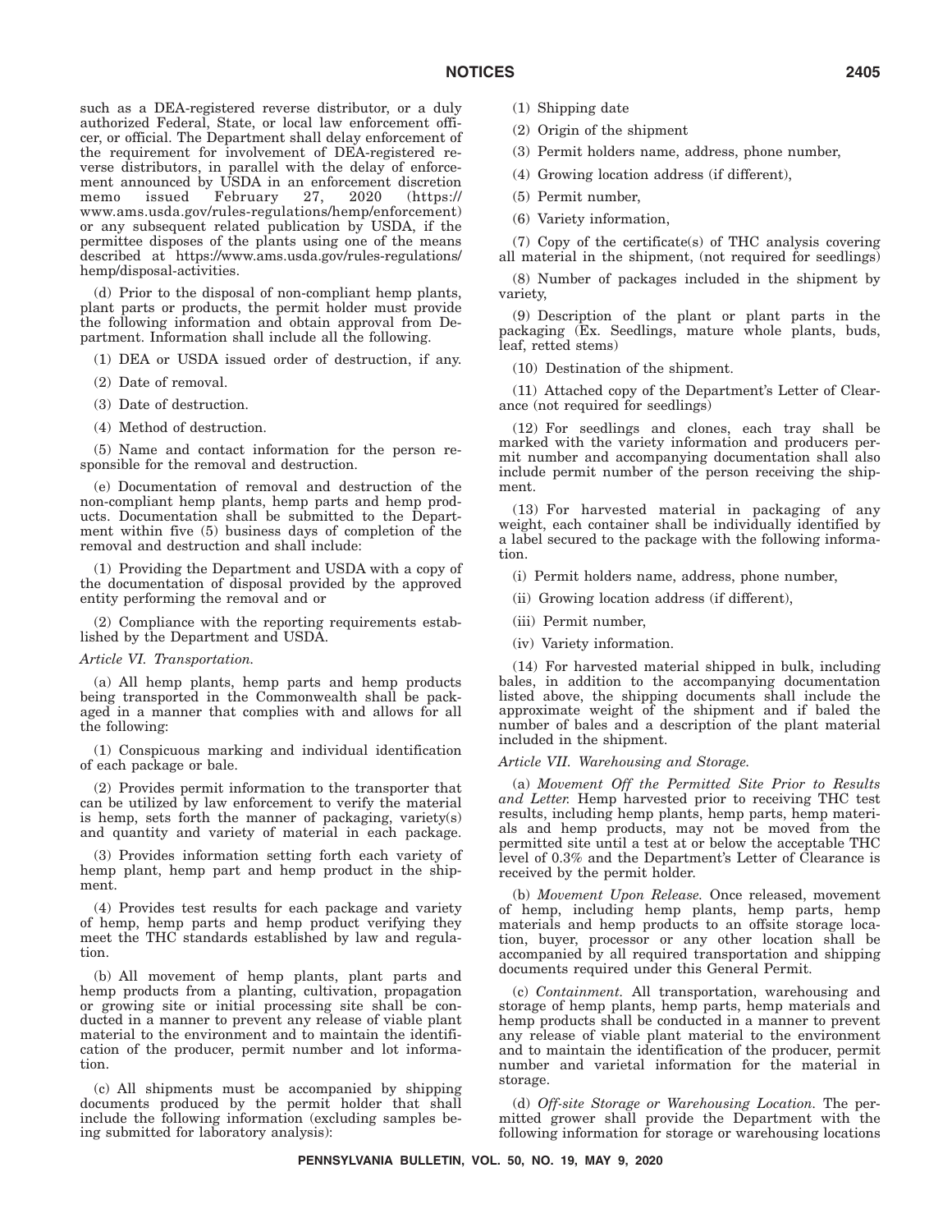such as a DEA-registered reverse distributor, or a duly authorized Federal, State, or local law enforcement officer, or official. The Department shall delay enforcement of the requirement for involvement of DEA-registered reverse distributors, in parallel with the delay of enforcement announced by USDA in an enforcement discretion memo issued February 27, 2020 (https://www.ams.usda.gov/rules-regulations/hemp/enforcement) or any subsequent related publication by USDA, if the permittee disposes of the plants using one of the means described at https://www.ams.usda.gov/rules-regulations/hemp/disposal-activities.

(d) Prior to the disposal of non-compliant hemp plants, plant parts or products, the permit holder must provide the following information and obtain approval from Department. Information shall include all the following.

(1) DEA or USDA issued order of destruction, if any.

(2) Date of removal.

(3) Date of destruction.

(4) Method of destruction.

(5) Name and contact information for the person responsible for the removal and destruction.

(e) Documentation of removal and destruction of the non-compliant hemp plants, hemp parts and hemp products. Documentation shall be submitted to the Department within five (5) business days of completion of the removal and destruction and shall include:

(1) Providing the Department and USDA with a copy of the documentation of disposal provided by the approved entity performing the removal and or

(2) Compliance with the reporting requirements established by the Department and USDA.

*Article VI. Transportation.*

(a) All hemp plants, hemp parts and hemp products being transported in the Commonwealth shall be packaged in a manner that complies with and allows for all the following:

(1) Conspicuous marking and individual identification of each package or bale.

(2) Provides permit information to the transporter that can be utilized by law enforcement to verify the material is hemp, sets forth the manner of packaging, variety(s) and quantity and variety of material in each package.

(3) Provides information setting forth each variety of hemp plant, hemp part and hemp product in the shipment.

(4) Provides test results for each package and variety of hemp, hemp parts and hemp product verifying they meet the THC standards established by law and regulation.

(b) All movement of hemp plants, plant parts and hemp products from a planting, cultivation, propagation or growing site or initial processing site shall be conducted in a manner to prevent any release of viable plant material to the environment and to maintain the identification of the producer, permit number and lot information.

(c) All shipments must be accompanied by shipping documents produced by the permit holder that shall include the following information (excluding samples being submitted for laboratory analysis):

(1) Shipping date

(2) Origin of the shipment

(3) Permit holders name, address, phone number,

(4) Growing location address (if different),

(5) Permit number,

(6) Variety information,

(7) Copy of the certificate(s) of THC analysis covering all material in the shipment, (not required for seedlings)

(8) Number of packages included in the shipment by variety,

(9) Description of the plant or plant parts in the packaging (Ex. Seedlings, mature whole plants, buds, leaf, retted stems)

(10) Destination of the shipment.

(11) Attached copy of the Department's Letter of Clearance (not required for seedlings)

(12) For seedlings and clones, each tray shall be marked with the variety information and producers permit number and accompanying documentation shall also include permit number of the person receiving the shipment.

(13) For harvested material in packaging of any weight, each container shall be individually identified by a label secured to the package with the following information.

(i) Permit holders name, address, phone number,

(ii) Growing location address (if different),

(iii) Permit number,

(iv) Variety information.

(14) For harvested material shipped in bulk, including bales, in addition to the accompanying documentation listed above, the shipping documents shall include the approximate weight of the shipment and if baled the number of bales and a description of the plant material included in the shipment.

*Article VII. Warehousing and Storage.*

(a) *Movement Off the Permitted Site Prior to Results and Letter.* Hemp harvested prior to receiving THC test results, including hemp plants, hemp parts, hemp materials and hemp products, may not be moved from the permitted site until a test at or below the acceptable THC level of 0.3% and the Department's Letter of Clearance is received by the permit holder.

(b) *Movement Upon Release.* Once released, movement of hemp, including hemp plants, hemp parts, hemp materials and hemp products to an offsite storage location, buyer, processor or any other location shall be accompanied by all required transportation and shipping documents required under this General Permit.

(c) *Containment.* All transportation, warehousing and storage of hemp plants, hemp parts, hemp materials and hemp products shall be conducted in a manner to prevent any release of viable plant material to the environment and to maintain the identification of the producer, permit number and varietal information for the material in storage.

(d) *Off-site Storage or Warehousing Location.* The permitted grower shall provide the Department with the following information for storage or warehousing locations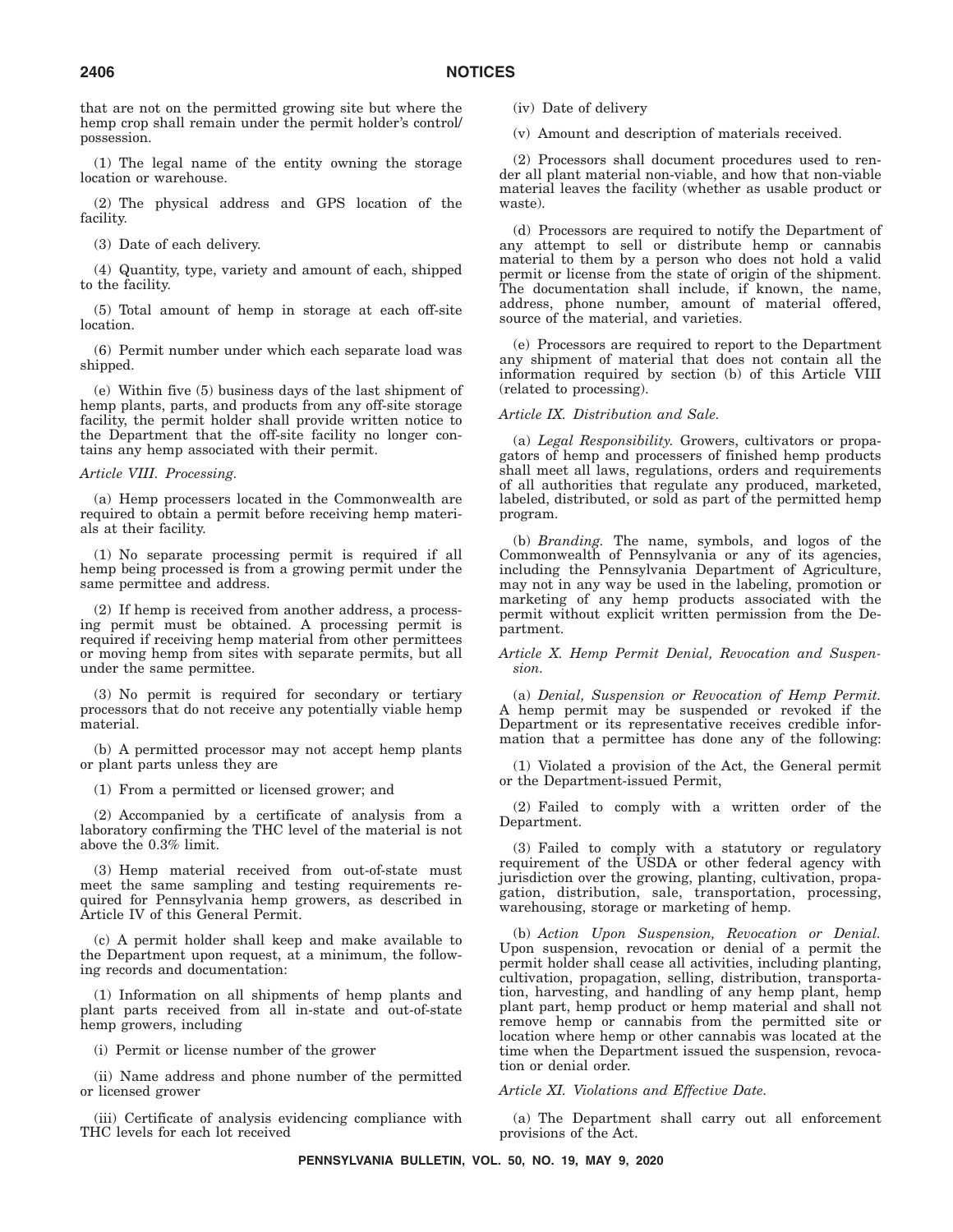that are not on the permitted growing site but where the hemp crop shall remain under the permit holder's control/possession.

(1) The legal name of the entity owning the storage location or warehouse.

(2) The physical address and GPS location of the facility.

(3) Date of each delivery.

(4) Quantity, type, variety and amount of each, shipped to the facility.

(5) Total amount of hemp in storage at each off-site location.

(6) Permit number under which each separate load was shipped.

(e) Within five (5) business days of the last shipment of hemp plants, parts, and products from any off-site storage facility, the permit holder shall provide written notice to the Department that the off-site facility no longer contains any hemp associated with their permit.

*Article VIII. Processing.*

(a) Hemp processers located in the Commonwealth are required to obtain a permit before receiving hemp materials at their facility.

(1) No separate processing permit is required if all hemp being processed is from a growing permit under the same permittee and address.

(2) If hemp is received from another address, a processing permit must be obtained. A processing permit is required if receiving hemp material from other permittees or moving hemp from sites with separate permits, but all under the same permittee.

(3) No permit is required for secondary or tertiary processors that do not receive any potentially viable hemp material.

(b) A permitted processor may not accept hemp plants or plant parts unless they are

(1) From a permitted or licensed grower; and

(2) Accompanied by a certificate of analysis from a laboratory confirming the THC level of the material is not above the 0.3% limit.

(3) Hemp material received from out-of-state must meet the same sampling and testing requirements required for Pennsylvania hemp growers, as described in Article IV of this General Permit.

(c) A permit holder shall keep and make available to the Department upon request, at a minimum, the following records and documentation:

(1) Information on all shipments of hemp plants and plant parts received from all in-state and out-of-state hemp growers, including

(i) Permit or license number of the grower

(ii) Name address and phone number of the permitted or licensed grower

(iii) Certificate of analysis evidencing compliance with THC levels for each lot received

(iv) Date of delivery

(v) Amount and description of materials received.

(2) Processors shall document procedures used to render all plant material non-viable, and how that non-viable material leaves the facility (whether as usable product or waste).

(d) Processors are required to notify the Department of any attempt to sell or distribute hemp or cannabis material to them by a person who does not hold a valid permit or license from the state of origin of the shipment. The documentation shall include, if known, the name, address, phone number, amount of material offered, source of the material, and varieties.

(e) Processors are required to report to the Department any shipment of material that does not contain all the information required by section (b) of this Article VIII (related to processing).

*Article IX. Distribution and Sale.*

(a) *Legal Responsibility.* Growers, cultivators or propagators of hemp and processers of finished hemp products shall meet all laws, regulations, orders and requirements of all authorities that regulate any produced, marketed, labeled, distributed, or sold as part of the permitted hemp program.

(b) *Branding.* The name, symbols, and logos of the Commonwealth of Pennsylvania or any of its agencies, including the Pennsylvania Department of Agriculture, may not in any way be used in the labeling, promotion or marketing of any hemp products associated with the permit without explicit written permission from the Department.

*Article X. Hemp Permit Denial, Revocation and Suspension.*

(a) *Denial, Suspension or Revocation of Hemp Permit.* A hemp permit may be suspended or revoked if the Department or its representative receives credible information that a permittee has done any of the following:

(1) Violated a provision of the Act, the General permit or the Department-issued Permit,

(2) Failed to comply with a written order of the Department.

(3) Failed to comply with a statutory or regulatory requirement of the USDA or other federal agency with jurisdiction over the growing, planting, cultivation, propagation, distribution, sale, transportation, processing, warehousing, storage or marketing of hemp.

(b) *Action Upon Suspension, Revocation or Denial.* Upon suspension, revocation or denial of a permit the permit holder shall cease all activities, including planting, cultivation, propagation, selling, distribution, transportation, harvesting, and handling of any hemp plant, hemp plant part, hemp product or hemp material and shall not remove hemp or cannabis from the permitted site or location where hemp or other cannabis was located at the time when the Department issued the suspension, revocation or denial order.

*Article XI. Violations and Effective Date.*

(a) The Department shall carry out all enforcement provisions of the Act.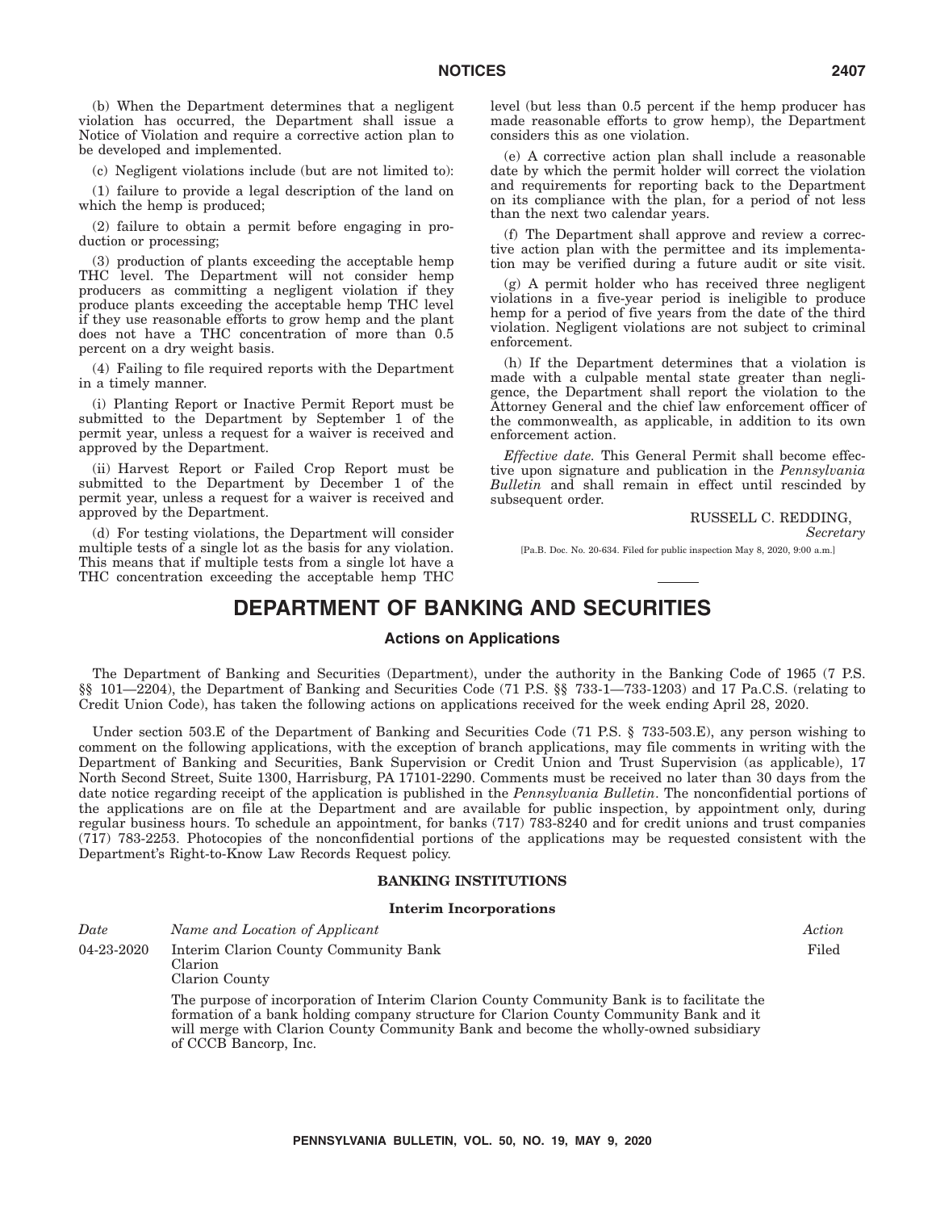(b) When the Department determines that a negligent violation has occurred, the Department shall issue a Notice of Violation and require a corrective action plan to be developed and implemented.

(c) Negligent violations include (but are not limited to):

(1) failure to provide a legal description of the land on which the hemp is produced;

(2) failure to obtain a permit before engaging in production or processing;

(3) production of plants exceeding the acceptable hemp THC level. The Department will not consider hemp producers as committing a negligent violation if they produce plants exceeding the acceptable hemp THC level if they use reasonable efforts to grow hemp and the plant does not have a THC concentration of more than 0.5 percent on a dry weight basis.

(4) Failing to file required reports with the Department in a timely manner.

(i) Planting Report or Inactive Permit Report must be submitted to the Department by September 1 of the permit year, unless a request for a waiver is received and approved by the Department.

(ii) Harvest Report or Failed Crop Report must be submitted to the Department by December 1 of the permit year, unless a request for a waiver is received and approved by the Department.

(d) For testing violations, the Department will consider multiple tests of a single lot as the basis for any violation. This means that if multiple tests from a single lot have a THC concentration exceeding the acceptable hemp THC level (but less than 0.5 percent if the hemp producer has made reasonable efforts to grow hemp), the Department considers this as one violation.

(e) A corrective action plan shall include a reasonable date by which the permit holder will correct the violation and requirements for reporting back to the Department on its compliance with the plan, for a period of not less than the next two calendar years.

(f) The Department shall approve and review a corrective action plan with the permittee and its implementation may be verified during a future audit or site visit.

(g) A permit holder who has received three negligent violations in a five-year period is ineligible to produce hemp for a period of five years from the date of the third violation. Negligent violations are not subject to criminal enforcement.

(h) If the Department determines that a violation is made with a culpable mental state greater than negligence, the Department shall report the violation to the Attorney General and the chief law enforcement officer of the commonwealth, as applicable, in addition to its own enforcement action.

*Effective date.* This General Permit shall become effective upon signature and publication in the *Pennsylvania Bulletin* and shall remain in effect until rescinded by subsequent order.

RUSSELL C. REDDING,
*Secretary*

[Pa.B. Doc. No. 20-634. Filed for public inspection May 8, 2020, 9:00 a.m.]

# DEPARTMENT OF BANKING AND SECURITIES

## Actions on Applications

The Department of Banking and Securities (Department), under the authority in the Banking Code of 1965 (7 P.S. §§ 101—2204), the Department of Banking and Securities Code (71 P.S. §§ 733-1—733-1203) and 17 Pa.C.S. (relating to Credit Union Code), has taken the following actions on applications received for the week ending April 28, 2020.

Under section 503.E of the Department of Banking and Securities Code (71 P.S. § 733-503.E), any person wishing to comment on the following applications, with the exception of branch applications, may file comments in writing with the Department of Banking and Securities, Bank Supervision or Credit Union and Trust Supervision (as applicable), 17 North Second Street, Suite 1300, Harrisburg, PA 17101-2290. Comments must be received no later than 30 days from the date notice regarding receipt of the application is published in the *Pennsylvania Bulletin*. The nonconfidential portions of the applications are on file at the Department and are available for public inspection, by appointment only, during regular business hours. To schedule an appointment, for banks (717) 783-8240 and for credit unions and trust companies (717) 783-2253. Photocopies of the nonconfidential portions of the applications may be requested consistent with the Department's Right-to-Know Law Records Request policy.

### BANKING INSTITUTIONS

#### Interim Incorporations

| *Date* | *Name and Location of Applicant* | *Action* |
|---|---|---|
| 04-23-2020 | Interim Clarion County Community Bank<br>Clarion<br>Clarion County | Filed |

The purpose of incorporation of Interim Clarion County Community Bank is to facilitate the formation of a bank holding company structure for Clarion County Community Bank and it will merge with Clarion County Community Bank and become the wholly-owned subsidiary of CCCB Bancorp, Inc.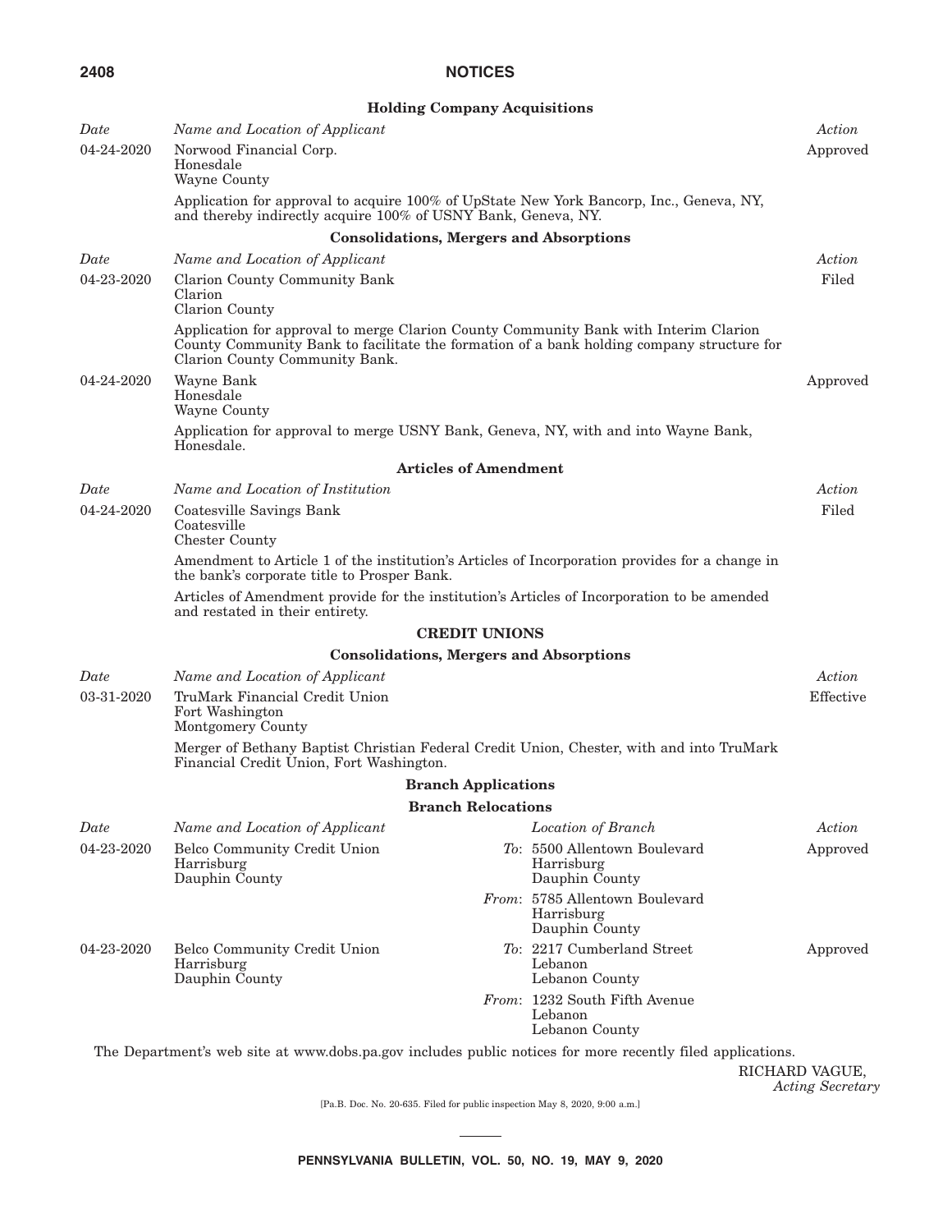### Holding Company Acquisitions

| *Date* | *Name and Location of Applicant* | *Action* |
|---|---|---|
| 04-24-2020 | Norwood Financial Corp.<br>Honesdale<br>Wayne County | Approved |

Application for approval to acquire 100% of UpState New York Bancorp, Inc., Geneva, NY, and thereby indirectly acquire 100% of USNY Bank, Geneva, NY.

### Consolidations, Mergers and Absorptions

| *Date* | *Name and Location of Applicant* | *Action* |
|---|---|---|
| 04-23-2020 | Clarion County Community Bank<br>Clarion<br>Clarion County | Filed |

Application for approval to merge Clarion County Community Bank with Interim Clarion County Community Bank to facilitate the formation of a bank holding company structure for Clarion County Community Bank.

| *Date* | *Name and Location of Applicant* | *Action* |
|---|---|---|
| 04-24-2020 | Wayne Bank<br>Honesdale<br>Wayne County | Approved |

Application for approval to merge USNY Bank, Geneva, NY, with and into Wayne Bank, Honesdale.

### Articles of Amendment

| *Date* | *Name and Location of Institution* | *Action* |
|---|---|---|
| 04-24-2020 | Coatesville Savings Bank<br>Coatesville<br>Chester County | Filed |

Amendment to Article 1 of the institution's Articles of Incorporation provides for a change in the bank's corporate title to Prosper Bank.

Articles of Amendment provide for the institution's Articles of Incorporation to be amended and restated in their entirety.

## CREDIT UNIONS

### Consolidations, Mergers and Absorptions

| *Date* | *Name and Location of Applicant* | *Action* |
|---|---|---|
| 03-31-2020 | TruMark Financial Credit Union<br>Fort Washington<br>Montgomery County | Effective |

Merger of Bethany Baptist Christian Federal Credit Union, Chester, with and into TruMark Financial Credit Union, Fort Washington.

### Branch Applications

#### Branch Relocations

| *Date* | *Name and Location of Applicant* | *Location of Branch* | *Action* |
|---|---|---|---|
| 04-23-2020 | Belco Community Credit Union<br>Harrisburg<br>Dauphin County | *To*: 5500 Allentown Boulevard<br>Harrisburg<br>Dauphin County | Approved |
| | | *From*: 5785 Allentown Boulevard<br>Harrisburg<br>Dauphin County | |
| 04-23-2020 | Belco Community Credit Union<br>Harrisburg<br>Dauphin County | *To*: 2217 Cumberland Street<br>Lebanon<br>Lebanon County | Approved |
| | | *From*: 1232 South Fifth Avenue<br>Lebanon<br>Lebanon County | |

The Department's web site at www.dobs.pa.gov includes public notices for more recently filed applications.

RICHARD VAGUE,
*Acting Secretary*

[Pa.B. Doc. No. 20-635. Filed for public inspection May 8, 2020, 9:00 a.m.]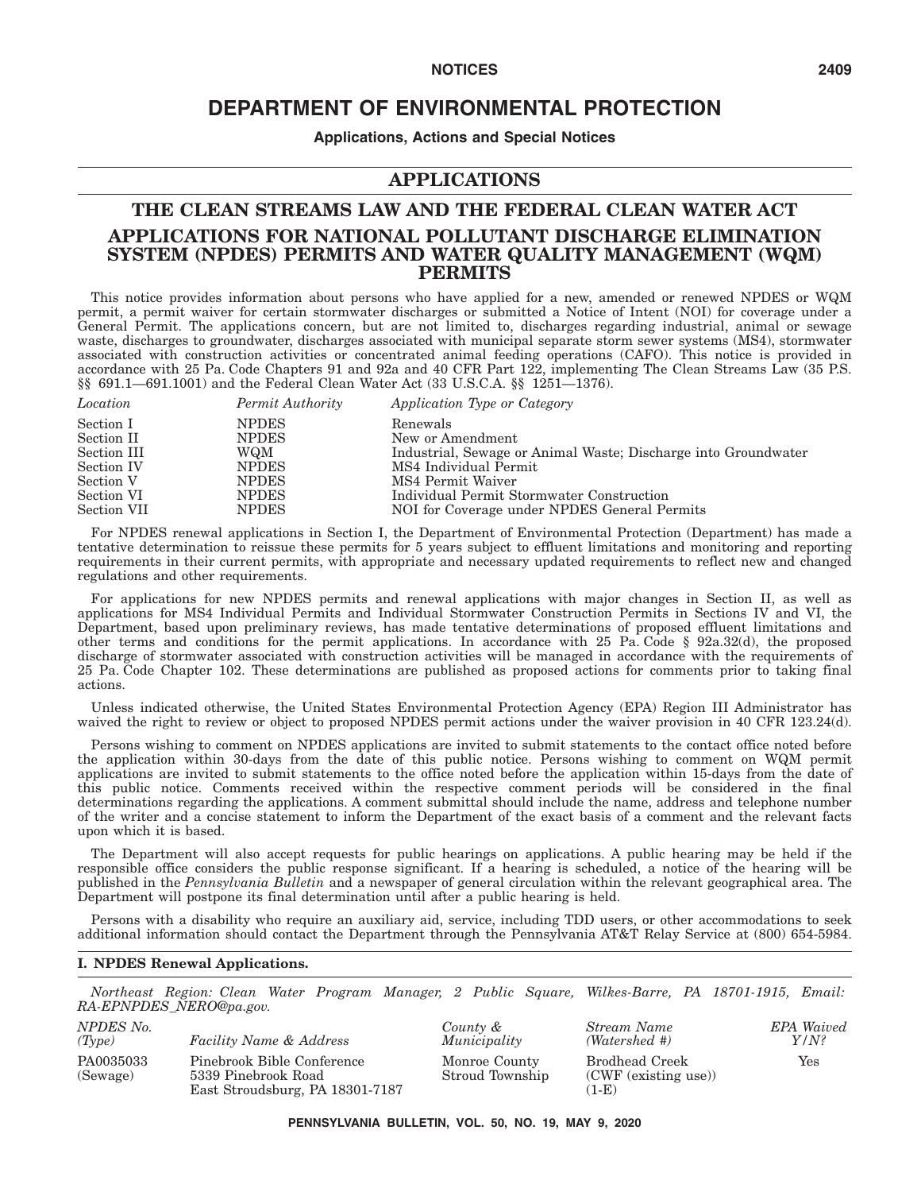# DEPARTMENT OF ENVIRONMENTAL PROTECTION

**Applications, Actions and Special Notices**

## APPLICATIONS

## THE CLEAN STREAMS LAW AND THE FEDERAL CLEAN WATER ACT

## APPLICATIONS FOR NATIONAL POLLUTANT DISCHARGE ELIMINATION SYSTEM (NPDES) PERMITS AND WATER QUALITY MANAGEMENT (WQM) PERMITS

This notice provides information about persons who have applied for a new, amended or renewed NPDES or WQM permit, a permit waiver for certain stormwater discharges or submitted a Notice of Intent (NOI) for coverage under a General Permit. The applications concern, but are not limited to, discharges regarding industrial, animal or sewage waste, discharges to groundwater, discharges associated with municipal separate storm sewer systems (MS4), stormwater associated with construction activities or concentrated animal feeding operations (CAFO). This notice is provided in accordance with 25 Pa. Code Chapters 91 and 92a and 40 CFR Part 122, implementing The Clean Streams Law (35 P.S. §§ 691.1—691.1001) and the Federal Clean Water Act (33 U.S.C.A. §§ 1251—1376).

| *Location* | *Permit Authority* | *Application Type or Category* |
|---|---|---|
| Section I | NPDES | Renewals |
| Section II | NPDES | New or Amendment |
| Section III | WQM | Industrial, Sewage or Animal Waste; Discharge into Groundwater |
| Section IV | NPDES | MS4 Individual Permit |
| Section V | NPDES | MS4 Permit Waiver |
| Section VI | NPDES | Individual Permit Stormwater Construction |
| Section VII | NPDES | NOI for Coverage under NPDES General Permits |

For NPDES renewal applications in Section I, the Department of Environmental Protection (Department) has made a tentative determination to reissue these permits for 5 years subject to effluent limitations and monitoring and reporting requirements in their current permits, with appropriate and necessary updated requirements to reflect new and changed regulations and other requirements.

For applications for new NPDES permits and renewal applications with major changes in Section II, as well as applications for MS4 Individual Permits and Individual Stormwater Construction Permits in Sections IV and VI, the Department, based upon preliminary reviews, has made tentative determinations of proposed effluent limitations and other terms and conditions for the permit applications. In accordance with 25 Pa. Code § 92a.32(d), the proposed discharge of stormwater associated with construction activities will be managed in accordance with the requirements of 25 Pa. Code Chapter 102. These determinations are published as proposed actions for comments prior to taking final actions.

Unless indicated otherwise, the United States Environmental Protection Agency (EPA) Region III Administrator has waived the right to review or object to proposed NPDES permit actions under the waiver provision in 40 CFR 123.24(d).

Persons wishing to comment on NPDES applications are invited to submit statements to the contact office noted before the application within 30-days from the date of this public notice. Persons wishing to comment on WQM permit applications are invited to submit statements to the office noted before the application within 15-days from the date of this public notice. Comments received within the respective comment periods will be considered in the final determinations regarding the applications. A comment submittal should include the name, address and telephone number of the writer and a concise statement to inform the Department of the exact basis of a comment and the relevant facts upon which it is based.

The Department will also accept requests for public hearings on applications. A public hearing may be held if the responsible office considers the public response significant. If a hearing is scheduled, a notice of the hearing will be published in the *Pennsylvania Bulletin* and a newspaper of general circulation within the relevant geographical area. The Department will postpone its final determination until after a public hearing is held.

Persons with a disability who require an auxiliary aid, service, including TDD users, or other accommodations to seek additional information should contact the Department through the Pennsylvania AT&T Relay Service at (800) 654-5984.

### I. NPDES Renewal Applications.

*Northeast Region: Clean Water Program Manager, 2 Public Square, Wilkes-Barre, PA 18701-1915, Email: RA-EPNPDES_NERO@pa.gov.*

| *NPDES No. (Type)* | *Facility Name & Address* | *County & Municipality* | *Stream Name (Watershed #)* | *EPA Waived Y/N?* |
|---|---|---|---|---|
| PA0035033 (Sewage) | Pinebrook Bible Conference 5339 Pinebrook Road East Stroudsburg, PA 18301-7187 | Monroe County Stroud Township | Brodhead Creek (CWF (existing use)) (1-E) | Yes |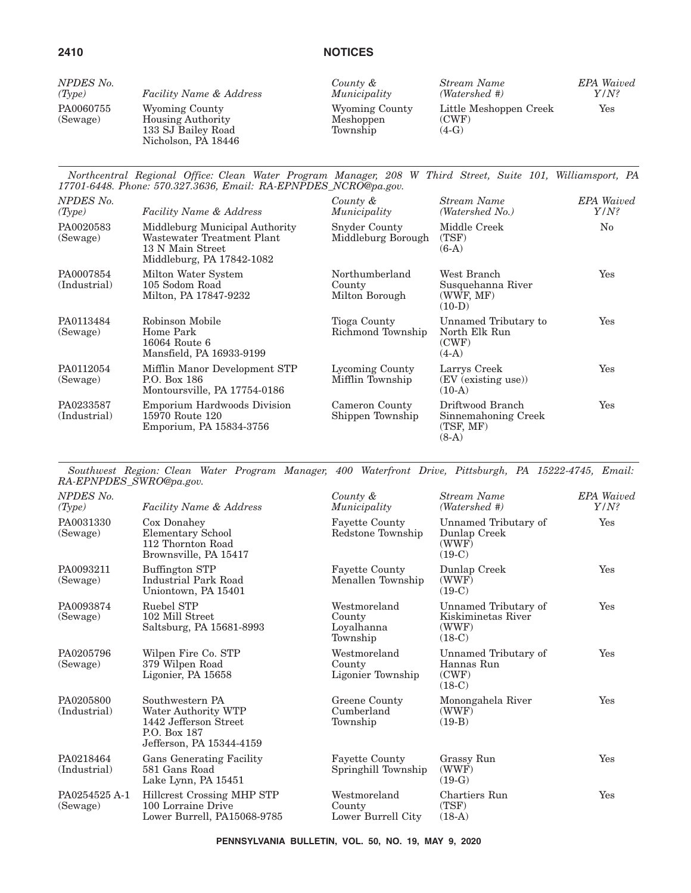| *NPDES No. (Type)* | *Facility Name & Address* | *County & Municipality* | *Stream Name (Watershed #)* | *EPA Waived Y/N?* |
|---|---|---|---|---|
| PA0060755 (Sewage) | Wyoming County Housing Authority 133 SJ Bailey Road Nicholson, PA 18446 | Wyoming County Meshoppen Township | Little Meshoppen Creek (CWF) (4-G) | Yes |

*Northcentral Regional Office: Clean Water Program Manager, 208 W Third Street, Suite 101, Williamsport, PA 17701-6448. Phone: 570.327.3636, Email: RA-EPNPDES_NCRO@pa.gov.*

| *NPDES No. (Type)* | *Facility Name & Address* | *County & Municipality* | *Stream Name (Watershed No.)* | *EPA Waived Y/N?* |
|---|---|---|---|---|
| PA0020583 (Sewage) | Middleburg Municipal Authority Wastewater Treatment Plant 13 N Main Street Middleburg, PA 17842-1082 | Snyder County Middleburg Borough | Middle Creek (TSF) (6-A) | No |
| PA0007854 (Industrial) | Milton Water System 105 Sodom Road Milton, PA 17847-9232 | Northumberland County Milton Borough | West Branch Susquehanna River (WWF, MF) (10-D) | Yes |
| PA0113484 (Sewage) | Robinson Mobile Home Park 16064 Route 6 Mansfield, PA 16933-9199 | Tioga County Richmond Township | Unnamed Tributary to North Elk Run (CWF) (4-A) | Yes |
| PA0112054 (Sewage) | Mifflin Manor Development STP P.O. Box 186 Montoursville, PA 17754-0186 | Lycoming County Mifflin Township | Larrys Creek (EV (existing use)) (10-A) | Yes |
| PA0233587 (Industrial) | Emporium Hardwoods Division 15970 Route 120 Emporium, PA 15834-3756 | Cameron County Shippen Township | Driftwood Branch Sinnemahoning Creek (TSF, MF) (8-A) | Yes |

*Southwest Region: Clean Water Program Manager, 400 Waterfront Drive, Pittsburgh, PA 15222-4745, Email: RA-EPNPDES_SWRO@pa.gov.*

| *NPDES No. (Type)* | *Facility Name & Address* | *County & Municipality* | *Stream Name (Watershed #)* | *EPA Waived Y/N?* |
|---|---|---|---|---|
| PA0031330 (Sewage) | Cox Donahey Elementary School 112 Thornton Road Brownsville, PA 15417 | Fayette County Redstone Township | Unnamed Tributary of Dunlap Creek (WWF) (19-C) | Yes |
| PA0093211 (Sewage) | Buffington STP Industrial Park Road Uniontown, PA 15401 | Fayette County Menallen Township | Dunlap Creek (WWF) (19-C) | Yes |
| PA0093874 (Sewage) | Ruebel STP 102 Mill Street Saltsburg, PA 15681-8993 | Westmoreland County Loyalhanna Township | Unnamed Tributary of Kiskiminetas River (WWF) (18-C) | Yes |
| PA0205796 (Sewage) | Wilpen Fire Co. STP 379 Wilpen Road Ligonier, PA 15658 | Westmoreland County Ligonier Township | Unnamed Tributary of Hannas Run (CWF) (18-C) | Yes |
| PA0205800 (Industrial) | Southwestern PA Water Authority WTP 1442 Jefferson Street P.O. Box 187 Jefferson, PA 15344-4159 | Greene County Cumberland Township | Monongahela River (WWF) (19-B) | Yes |
| PA0218464 (Industrial) | Gans Generating Facility 581 Gans Road Lake Lynn, PA 15451 | Fayette County Springhill Township | Grassy Run (WWF) (19-G) | Yes |
| PA0254525 A-1 (Sewage) | Hillcrest Crossing MHP STP 100 Lorraine Drive Lower Burrell, PA15068-9785 | Westmoreland County Lower Burrell City | Chartiers Run (TSF) (18-A) | Yes |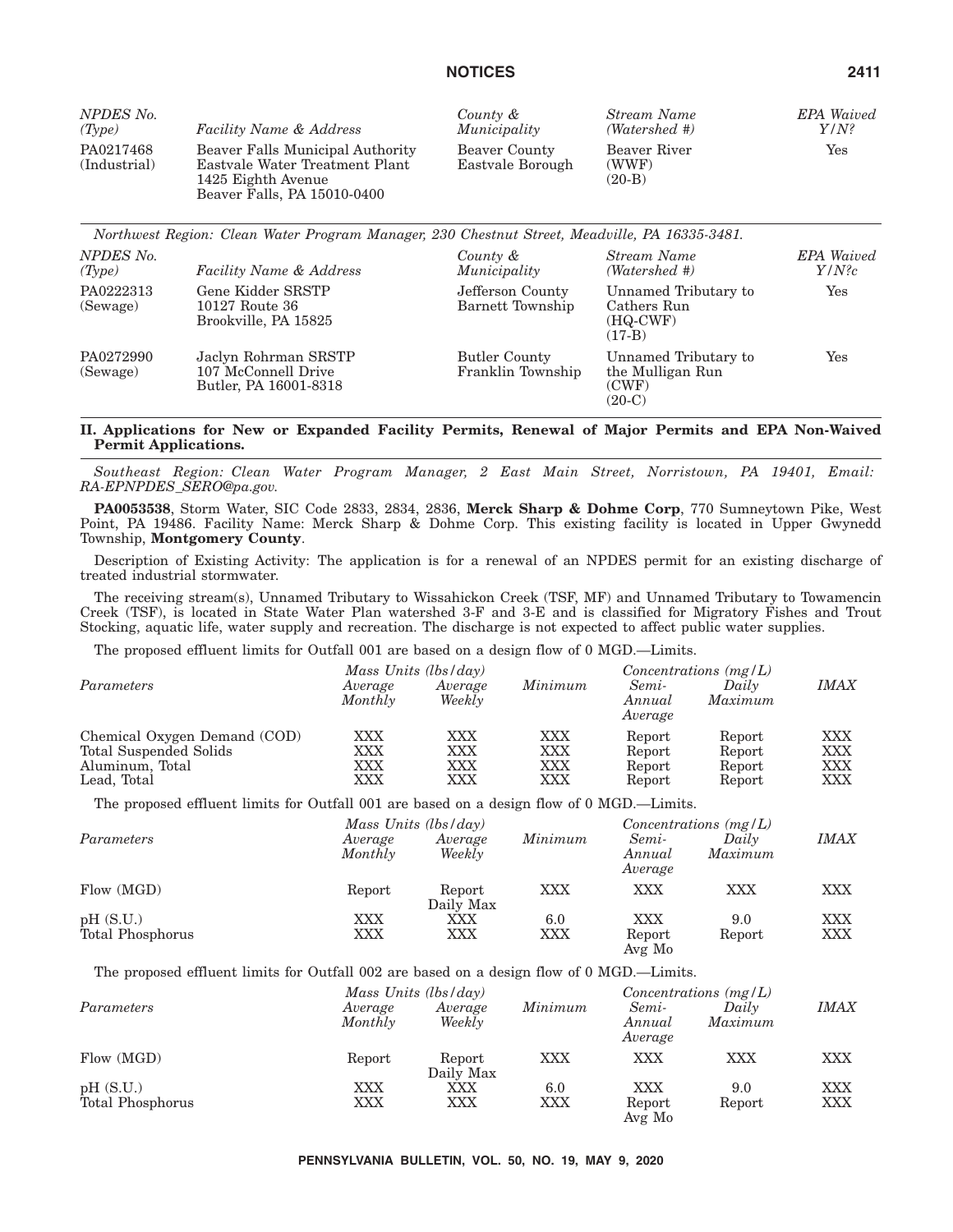| NPDES No. (Type) | Facility Name & Address | County & Municipality | Stream Name (Watershed #) | EPA Waived Y/N? |
|---|---|---|---|---|
| PA0217468 (Industrial) | Beaver Falls Municipal Authority Eastvale Water Treatment Plant 1425 Eighth Avenue Beaver Falls, PA 15010-0400 | Beaver County Eastvale Borough | Beaver River (WWF) (20-B) | Yes |

*Northwest Region: Clean Water Program Manager, 230 Chestnut Street, Meadville, PA 16335-3481.*

| NPDES No. (Type) | Facility Name & Address | County & Municipality | Stream Name (Watershed #) | EPA Waived Y/N?c |
|---|---|---|---|---|
| PA0222313 (Sewage) | Gene Kidder SRSTP 10127 Route 36 Brookville, PA 15825 | Jefferson County Barnett Township | Unnamed Tributary to Cathers Run (HQ-CWF) (17-B) | Yes |
| PA0272990 (Sewage) | Jaclyn Rohrman SRSTP 107 McConnell Drive Butler, PA 16001-8318 | Butler County Franklin Township | Unnamed Tributary to the Mulligan Run (CWF) (20-C) | Yes |

## II. Applications for New or Expanded Facility Permits, Renewal of Major Permits and EPA Non-Waived Permit Applications.

*Southeast Region: Clean Water Program Manager, 2 East Main Street, Norristown, PA 19401, Email: RA-EPNPDES_SERO@pa.gov.*

**PA0053538**, Storm Water, SIC Code 2833, 2834, 2836, **Merck Sharp & Dohme Corp**, 770 Sumneytown Pike, West Point, PA 19486. Facility Name: Merck Sharp & Dohme Corp. This existing facility is located in Upper Gwynedd Township, **Montgomery County**.

Description of Existing Activity: The application is for a renewal of an NPDES permit for an existing discharge of treated industrial stormwater.

The receiving stream(s), Unnamed Tributary to Wissahickon Creek (TSF, MF) and Unnamed Tributary to Towamencin Creek (TSF), is located in State Water Plan watershed 3-F and 3-E and is classified for Migratory Fishes and Trout Stocking, aquatic life, water supply and recreation. The discharge is not expected to affect public water supplies.

The proposed effluent limits for Outfall 001 are based on a design flow of 0 MGD.—Limits.

| Parameters | Mass Units (lbs/day) Average Monthly | Average Weekly | Minimum | Concentrations (mg/L) Semi-Annual Average | Daily Maximum | IMAX |
|---|---|---|---|---|---|---|
| Chemical Oxygen Demand (COD) | XXX | XXX | XXX | Report | Report | XXX |
| Total Suspended Solids | XXX | XXX | XXX | Report | Report | XXX |
| Aluminum, Total | XXX | XXX | XXX | Report | Report | XXX |
| Lead, Total | XXX | XXX | XXX | Report | Report | XXX |

The proposed effluent limits for Outfall 001 are based on a design flow of 0 MGD.—Limits.

| Parameters | Mass Units (lbs/day) Average Monthly | Average Weekly | Minimum | Concentrations (mg/L) Semi-Annual Average | Daily Maximum | IMAX |
|---|---|---|---|---|---|---|
| Flow (MGD) | Report | Report Daily Max | XXX | XXX | XXX | XXX |
| pH (S.U.) | XXX | XXX | 6.0 | XXX | 9.0 | XXX |
| Total Phosphorus | XXX | XXX | XXX | Report Avg Mo | Report | XXX |

The proposed effluent limits for Outfall 002 are based on a design flow of 0 MGD.—Limits.

| Parameters | Mass Units (lbs/day) Average Monthly | Average Weekly | Minimum | Concentrations (mg/L) Semi-Annual Average | Daily Maximum | IMAX |
|---|---|---|---|---|---|---|
| Flow (MGD) | Report | Report Daily Max | XXX | XXX | XXX | XXX |
| pH (S.U.) | XXX | XXX | 6.0 | XXX | 9.0 | XXX |
| Total Phosphorus | XXX | XXX | XXX | Report Avg Mo | Report | XXX |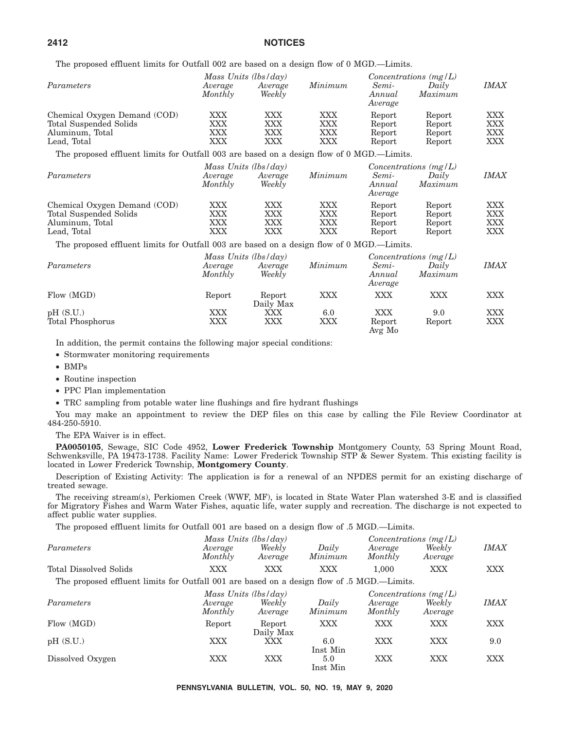The proposed effluent limits for Outfall 002 are based on a design flow of 0 MGD.—Limits.

| Parameters | Mass Units (lbs/day) Average Monthly | Average Weekly | Minimum | Concentrations (mg/L) Semi-Annual Average | Daily Maximum | IMAX |
|---|---|---|---|---|---|---|
| Chemical Oxygen Demand (COD) | XXX | XXX | XXX | Report | Report | XXX |
| Total Suspended Solids | XXX | XXX | XXX | Report | Report | XXX |
| Aluminum, Total | XXX | XXX | XXX | Report | Report | XXX |
| Lead, Total | XXX | XXX | XXX | Report | Report | XXX |

The proposed effluent limits for Outfall 003 are based on a design flow of 0 MGD.—Limits.

| Parameters | Mass Units (lbs/day) Average Monthly | Average Weekly | Minimum | Concentrations (mg/L) Semi-Annual Average | Daily Maximum | IMAX |
|---|---|---|---|---|---|---|
| Chemical Oxygen Demand (COD) | XXX | XXX | XXX | Report | Report | XXX |
| Total Suspended Solids | XXX | XXX | XXX | Report | Report | XXX |
| Aluminum, Total | XXX | XXX | XXX | Report | Report | XXX |
| Lead, Total | XXX | XXX | XXX | Report | Report | XXX |

The proposed effluent limits for Outfall 003 are based on a design flow of 0 MGD.—Limits.

| Parameters | Mass Units (lbs/day) Average Monthly | Average Weekly | Minimum | Concentrations (mg/L) Semi-Annual Average | Daily Maximum | IMAX |
|---|---|---|---|---|---|---|
| Flow (MGD) | Report | Report Daily Max | XXX | XXX | XXX | XXX |
| pH (S.U.) | XXX | XXX | 6.0 | XXX | 9.0 | XXX |
| Total Phosphorus | XXX | XXX | XXX | Report Avg Mo | Report | XXX |

In addition, the permit contains the following major special conditions:

- Stormwater monitoring requirements
- BMPs
- Routine inspection
- PPC Plan implementation
- TRC sampling from potable water line flushings and fire hydrant flushings

You may make an appointment to review the DEP files on this case by calling the File Review Coordinator at 484-250-5910.

The EPA Waiver is in effect.

**PA0050105**, Sewage, SIC Code 4952, **Lower Frederick Township** Montgomery County, 53 Spring Mount Road, Schwenksville, PA 19473-1738. Facility Name: Lower Frederick Township STP & Sewer System. This existing facility is located in Lower Frederick Township, **Montgomery County**.

Description of Existing Activity: The application is for a renewal of an NPDES permit for an existing discharge of treated sewage.

The receiving stream(s), Perkiomen Creek (WWF, MF), is located in State Water Plan watershed 3-E and is classified for Migratory Fishes and Warm Water Fishes, aquatic life, water supply and recreation. The discharge is not expected to affect public water supplies.

The proposed effluent limits for Outfall 001 are based on a design flow of .5 MGD.—Limits.

| Parameters | Mass Units (lbs/day) Average Monthly | Weekly Average | Daily Minimum | Concentrations (mg/L) Average Monthly | Weekly Average | IMAX |
|---|---|---|---|---|---|---|
| Total Dissolved Solids | XXX | XXX | XXX | 1,000 | XXX | XXX |

The proposed effluent limits for Outfall 001 are based on a design flow of .5 MGD.—Limits.

| Parameters | Mass Units (lbs/day) Average Monthly | Weekly Average | Daily Minimum | Concentrations (mg/L) Average Monthly | Weekly Average | IMAX |
|---|---|---|---|---|---|---|
| Flow (MGD) | Report | Report Daily Max | XXX | XXX | XXX | XXX |
| pH (S.U.) | XXX | XXX | 6.0 Inst Min | XXX | XXX | 9.0 |
| Dissolved Oxygen | XXX | XXX | 5.0 Inst Min | XXX | XXX | XXX |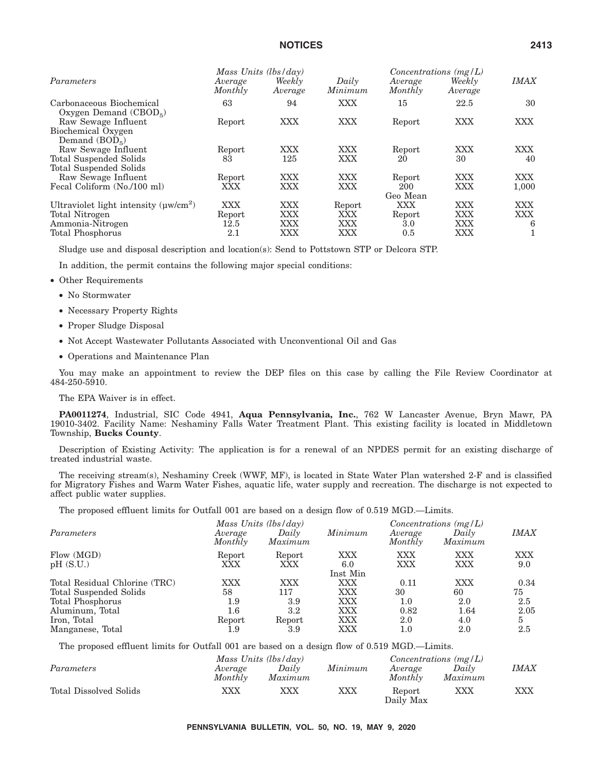| Parameters | *Mass Units (lbs/day)* Average Monthly | Weekly Average | Daily Minimum | *Concentrations (mg/L)* Average Monthly | Weekly Average | IMAX |
|---|---|---|---|---|---|---|
| Carbonaceous Biochemical Oxygen Demand ($CBOD_5$) | 63 | 94 | XXX | 15 | 22.5 | 30 |
| Raw Sewage Influent | Report | XXX | XXX | Report | XXX | XXX |
| Biochemical Oxygen Demand ($BOD_5$) | | | | | | |
| Raw Sewage Influent | Report | XXX | XXX | Report | XXX | XXX |
| Total Suspended Solids | 83 | 125 | XXX | 20 | 30 | 40 |
| Total Suspended Solids | | | | | | |
| Raw Sewage Influent | Report | XXX | XXX | Report | XXX | XXX |
| Fecal Coliform (No./100 ml) | XXX | XXX | XXX | 200 Geo Mean | XXX | 1,000 |
| Ultraviolet light intensity ($\mu w/cm^2$) | XXX | XXX | Report | XXX | XXX | XXX |
| Total Nitrogen | Report | XXX | XXX | Report | XXX | XXX |
| Ammonia-Nitrogen | 12.5 | XXX | XXX | 3.0 | XXX | 6 |
| Total Phosphorus | 2.1 | XXX | XXX | 0.5 | XXX | 1 |

Sludge use and disposal description and location(s): Send to Pottstown STP or Delcora STP.

In addition, the permit contains the following major special conditions:

- Other Requirements
  - No Stormwater
  - Necessary Property Rights
  - Proper Sludge Disposal
  - Not Accept Wastewater Pollutants Associated with Unconventional Oil and Gas
  - Operations and Maintenance Plan

You may make an appointment to review the DEP files on this case by calling the File Review Coordinator at 484-250-5910.

The EPA Waiver is in effect.

**PA0011274**, Industrial, SIC Code 4941, **Aqua Pennsylvania, Inc.**, 762 W Lancaster Avenue, Bryn Mawr, PA 19010-3402. Facility Name: Neshaminy Falls Water Treatment Plant. This existing facility is located in Middletown Township, **Bucks County**.

Description of Existing Activity: The application is for a renewal of an NPDES permit for an existing discharge of treated industrial waste.

The receiving stream(s), Neshaminy Creek (WWF, MF), is located in State Water Plan watershed 2-F and is classified for Migratory Fishes and Warm Water Fishes, aquatic life, water supply and recreation. The discharge is not expected to affect public water supplies.

The proposed effluent limits for Outfall 001 are based on a design flow of 0.519 MGD.—Limits.

| Parameters | *Mass Units (lbs/day)* Average Monthly | Daily Maximum | Minimum | *Concentrations (mg/L)* Average Monthly | Daily Maximum | IMAX |
|---|---|---|---|---|---|---|
| Flow (MGD) | Report | Report | XXX | XXX | XXX | XXX |
| pH (S.U.) | XXX | XXX | 6.0 Inst Min | XXX | XXX | 9.0 |
| Total Residual Chlorine (TRC) | XXX | XXX | XXX | 0.11 | XXX | 0.34 |
| Total Suspended Solids | 58 | 117 | XXX | 30 | 60 | 75 |
| Total Phosphorus | 1.9 | 3.9 | XXX | 1.0 | 2.0 | 2.5 |
| Aluminum, Total | 1.6 | 3.2 | XXX | 0.82 | 1.64 | 2.05 |
| Iron, Total | Report | Report | XXX | 2.0 | 4.0 | 5 |
| Manganese, Total | 1.9 | 3.9 | XXX | 1.0 | 2.0 | 2.5 |

The proposed effluent limits for Outfall 001 are based on a design flow of 0.519 MGD.—Limits.

| Parameters | *Mass Units (lbs/day)* Average Monthly | Daily Maximum | Minimum | *Concentrations (mg/L)* Average Monthly | Daily Maximum | IMAX |
|---|---|---|---|---|---|---|
| Total Dissolved Solids | XXX | XXX | XXX | Report Daily Max | XXX | XXX |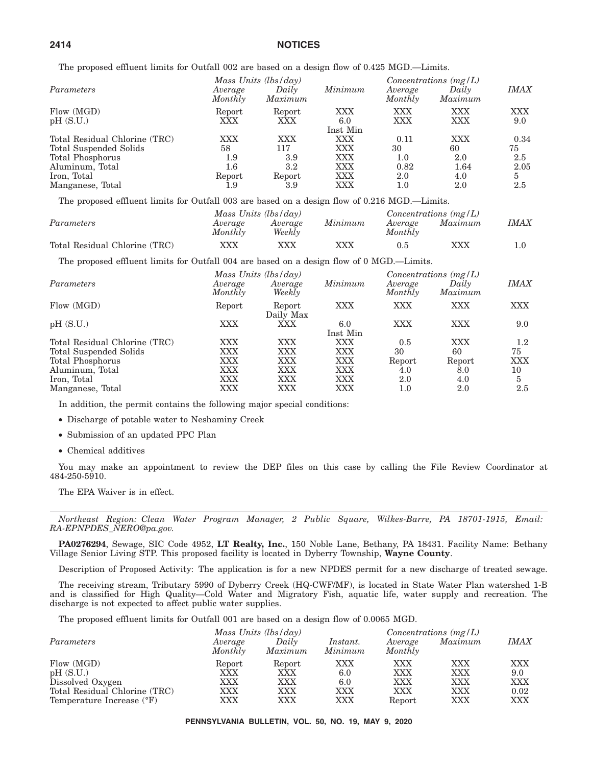The proposed effluent limits for Outfall 002 are based on a design flow of 0.425 MGD.—Limits.

| Parameters | Mass Units (lbs/day) Average Monthly | Mass Units (lbs/day) Daily Maximum | Minimum | Concentrations (mg/L) Average Monthly | Concentrations (mg/L) Daily Maximum | IMAX |
|---|---|---|---|---|---|---|
| Flow (MGD) | Report | Report | XXX | XXX | XXX | XXX |
| pH (S.U.) | XXX | XXX | 6.0 Inst Min | XXX | XXX | 9.0 |
| Total Residual Chlorine (TRC) | XXX | XXX | XXX | 0.11 | XXX | 0.34 |
| Total Suspended Solids | 58 | 117 | XXX | 30 | 60 | 75 |
| Total Phosphorus | 1.9 | 3.9 | XXX | 1.0 | 2.0 | 2.5 |
| Aluminum, Total | 1.6 | 3.2 | XXX | 0.82 | 1.64 | 2.05 |
| Iron, Total | Report | Report | XXX | 2.0 | 4.0 | 5 |
| Manganese, Total | 1.9 | 3.9 | XXX | 1.0 | 2.0 | 2.5 |

The proposed effluent limits for Outfall 003 are based on a design flow of 0.216 MGD.—Limits.

| Parameters | Mass Units (lbs/day) Average Monthly | Mass Units (lbs/day) Average Weekly | Minimum | Concentrations (mg/L) Average Monthly | Concentrations (mg/L) Maximum | IMAX |
|---|---|---|---|---|---|---|
| Total Residual Chlorine (TRC) | XXX | XXX | XXX | 0.5 | XXX | 1.0 |

The proposed effluent limits for Outfall 004 are based on a design flow of 0 MGD.—Limits.

| Parameters | Mass Units (lbs/day) Average Monthly | Mass Units (lbs/day) Average Weekly | Minimum | Concentrations (mg/L) Average Monthly | Concentrations (mg/L) Daily Maximum | IMAX |
|---|---|---|---|---|---|---|
| Flow (MGD) | Report | Report Daily Max | XXX | XXX | XXX | XXX |
| pH (S.U.) | XXX | XXX | 6.0 Inst Min | XXX | XXX | 9.0 |
| Total Residual Chlorine (TRC) | XXX | XXX | XXX | 0.5 | XXX | 1.2 |
| Total Suspended Solids | XXX | XXX | XXX | 30 | 60 | 75 |
| Total Phosphorus | XXX | XXX | XXX | Report | Report | XXX |
| Aluminum, Total | XXX | XXX | XXX | 4.0 | 8.0 | 10 |
| Iron, Total | XXX | XXX | XXX | 2.0 | 4.0 | 5 |
| Manganese, Total | XXX | XXX | XXX | 1.0 | 2.0 | 2.5 |

In addition, the permit contains the following major special conditions:

- Discharge of potable water to Neshaminy Creek
- Submission of an updated PPC Plan
- Chemical additives

You may make an appointment to review the DEP files on this case by calling the File Review Coordinator at 484-250-5910.

The EPA Waiver is in effect.

---

*Northeast Region: Clean Water Program Manager, 2 Public Square, Wilkes-Barre, PA 18701-1915, Email: RA-EPNPDES_NERO@pa.gov.*

**PA0276294**, Sewage, SIC Code 4952, **LT Realty, Inc.**, 150 Noble Lane, Bethany, PA 18431. Facility Name: Bethany Village Senior Living STP. This proposed facility is located in Dyberry Township, **Wayne County**.

Description of Proposed Activity: The application is for a new NPDES permit for a new discharge of treated sewage.

The receiving stream, Tributary 5990 of Dyberry Creek (HQ-CWF/MF), is located in State Water Plan watershed 1-B and is classified for High Quality—Cold Water and Migratory Fish, aquatic life, water supply and recreation. The discharge is not expected to affect public water supplies.

The proposed effluent limits for Outfall 001 are based on a design flow of 0.0065 MGD.

| Parameters | Mass Units (lbs/day) Average Monthly | Mass Units (lbs/day) Daily Maximum | Instant. Minimum | Concentrations (mg/L) Average Monthly | Concentrations (mg/L) Maximum | IMAX |
|---|---|---|---|---|---|---|
| Flow (MGD) | Report | Report | XXX | XXX | XXX | XXX |
| pH (S.U.) | XXX | XXX | 6.0 | XXX | XXX | 9.0 |
| Dissolved Oxygen | XXX | XXX | 6.0 | XXX | XXX | XXX |
| Total Residual Chlorine (TRC) | XXX | XXX | XXX | XXX | XXX | 0.02 |
| Temperature Increase (°F) | XXX | XXX | XXX | Report | XXX | XXX |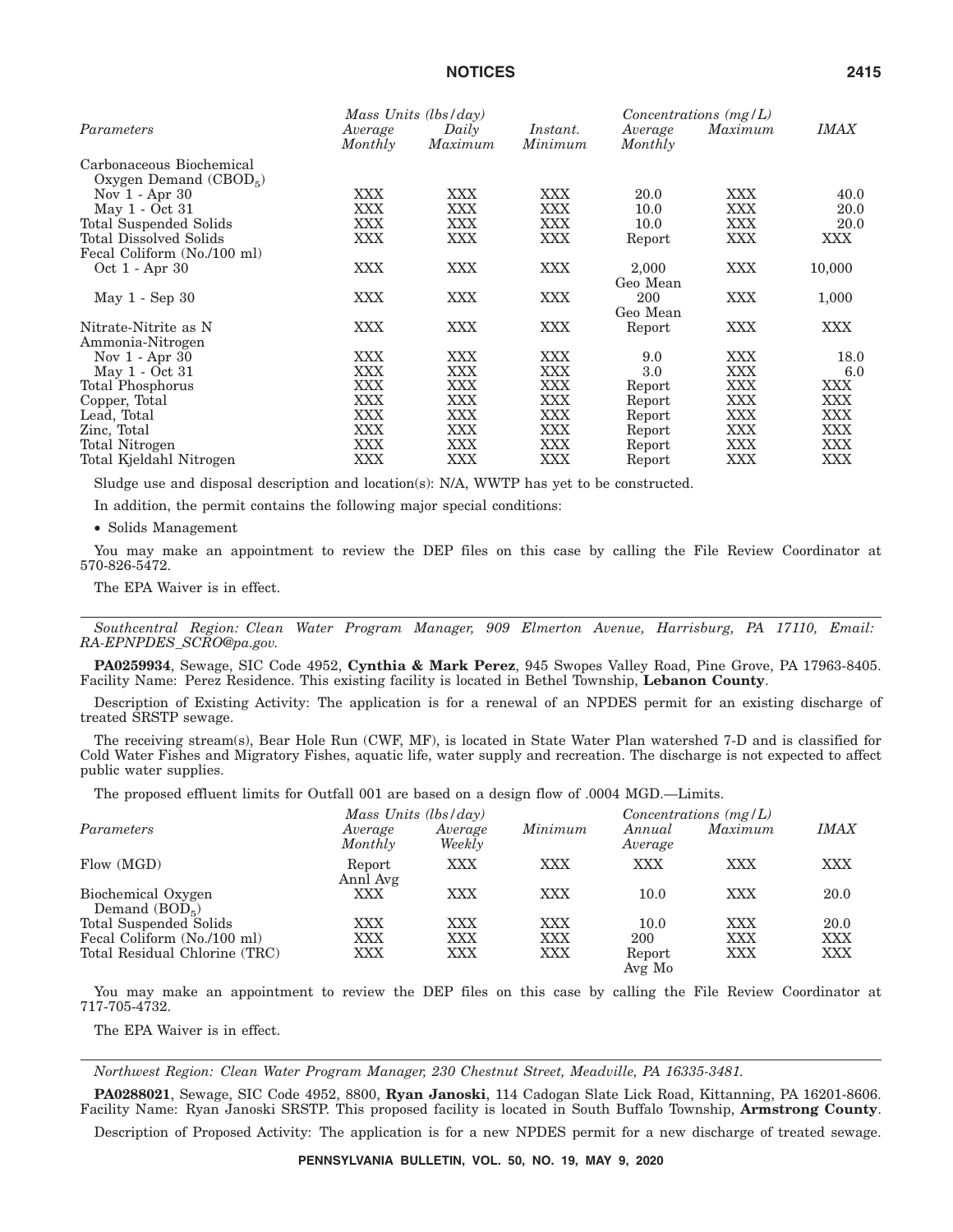| Parameters | Mass Units (lbs/day) Average Monthly | Daily Maximum | Instant. Minimum | Concentrations (mg/L) Average Monthly | Maximum | IMAX |
|---|---|---|---|---|---|---|
| Carbonaceous Biochemical Oxygen Demand ($CBOD_5$) | | | | | | |
| Nov 1 - Apr 30 | XXX | XXX | XXX | 20.0 | XXX | 40.0 |
| May 1 - Oct 31 | XXX | XXX | XXX | 10.0 | XXX | 20.0 |
| Total Suspended Solids | XXX | XXX | XXX | 10.0 | XXX | 20.0 |
| Total Dissolved Solids | XXX | XXX | XXX | Report | XXX | XXX |
| Fecal Coliform (No./100 ml) | | | | | | |
| Oct 1 - Apr 30 | XXX | XXX | XXX | 2,000 Geo Mean | XXX | 10,000 |
| May 1 - Sep 30 | XXX | XXX | XXX | 200 Geo Mean | XXX | 1,000 |
| Nitrate-Nitrite as N | XXX | XXX | XXX | Report | XXX | XXX |
| Ammonia-Nitrogen | | | | | | |
| Nov 1 - Apr 30 | XXX | XXX | XXX | 9.0 | XXX | 18.0 |
| May 1 - Oct 31 | XXX | XXX | XXX | 3.0 | XXX | 6.0 |
| Total Phosphorus | XXX | XXX | XXX | Report | XXX | XXX |
| Copper, Total | XXX | XXX | XXX | Report | XXX | XXX |
| Lead, Total | XXX | XXX | XXX | Report | XXX | XXX |
| Zinc, Total | XXX | XXX | XXX | Report | XXX | XXX |
| Total Nitrogen | XXX | XXX | XXX | Report | XXX | XXX |
| Total Kjeldahl Nitrogen | XXX | XXX | XXX | Report | XXX | XXX |

Sludge use and disposal description and location(s): N/A, WWTP has yet to be constructed.

In addition, the permit contains the following major special conditions:

- Solids Management

You may make an appointment to review the DEP files on this case by calling the File Review Coordinator at 570-826-5472.

The EPA Waiver is in effect.

---

*Southcentral Region: Clean Water Program Manager, 909 Elmerton Avenue, Harrisburg, PA 17110, Email: RA-EPNPDES_SCRO@pa.gov.*

**PA0259934**, Sewage, SIC Code 4952, **Cynthia & Mark Perez**, 945 Swopes Valley Road, Pine Grove, PA 17963-8405. Facility Name: Perez Residence. This existing facility is located in Bethel Township, **Lebanon County**.

Description of Existing Activity: The application is for a renewal of an NPDES permit for an existing discharge of treated SRSTP sewage.

The receiving stream(s), Bear Hole Run (CWF, MF), is located in State Water Plan watershed 7-D and is classified for Cold Water Fishes and Migratory Fishes, aquatic life, water supply and recreation. The discharge is not expected to affect public water supplies.

The proposed effluent limits for Outfall 001 are based on a design flow of .0004 MGD.—Limits.

| Parameters | Mass Units (lbs/day) Average Monthly | Average Weekly | Minimum | Concentrations (mg/L) Annual Average | Maximum | IMAX |
|---|---|---|---|---|---|---|
| Flow (MGD) | Report Annl Avg | XXX | XXX | XXX | XXX | XXX |
| Biochemical Oxygen Demand ($BOD_5$) | XXX | XXX | XXX | 10.0 | XXX | 20.0 |
| Total Suspended Solids | XXX | XXX | XXX | 10.0 | XXX | 20.0 |
| Fecal Coliform (No./100 ml) | XXX | XXX | XXX | 200 | XXX | XXX |
| Total Residual Chlorine (TRC) | XXX | XXX | XXX | Report Avg Mo | XXX | XXX |

You may make an appointment to review the DEP files on this case by calling the File Review Coordinator at 717-705-4732.

The EPA Waiver is in effect.

---

*Northwest Region: Clean Water Program Manager, 230 Chestnut Street, Meadville, PA 16335-3481.*

**PA0288021**, Sewage, SIC Code 4952, 8800, **Ryan Janoski**, 114 Cadogan Slate Lick Road, Kittanning, PA 16201-8606. Facility Name: Ryan Janoski SRSTP. This proposed facility is located in South Buffalo Township, **Armstrong County**.

Description of Proposed Activity: The application is for a new NPDES permit for a new discharge of treated sewage.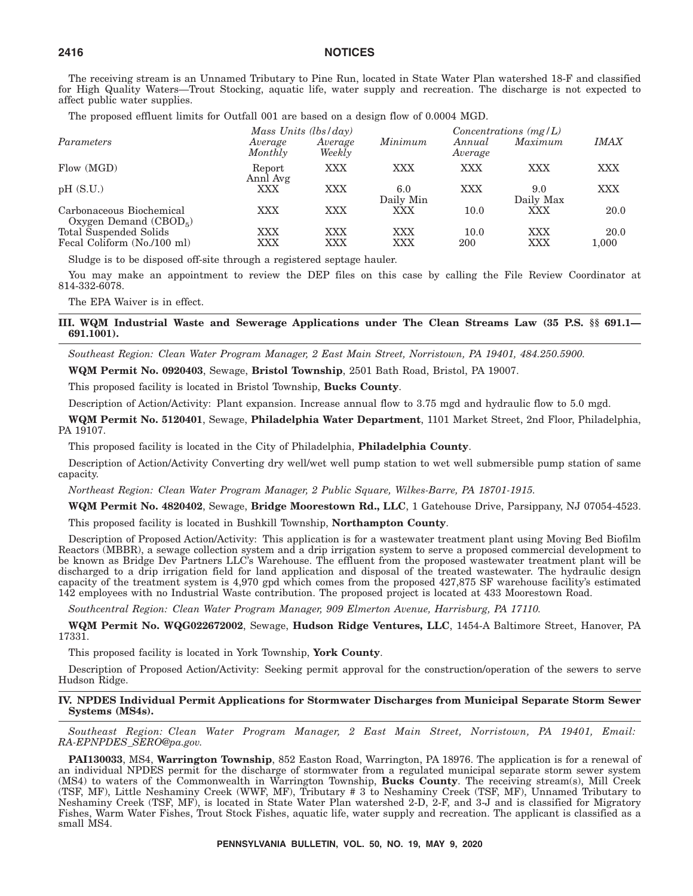The receiving stream is an Unnamed Tributary to Pine Run, located in State Water Plan watershed 18-F and classified for High Quality Waters—Trout Stocking, aquatic life, water supply and recreation. The discharge is not expected to affect public water supplies.

The proposed effluent limits for Outfall 001 are based on a design flow of 0.0004 MGD.

| | *Mass Units (lbs/day)* | | | *Concentrations (mg/L)* | | |
|---|---|---|---|---|---|---|
| *Parameters* | *Average Monthly* | *Average Weekly* | *Minimum* | *Annual Average* | *Maximum* | *IMAX* |
| Flow (MGD) | Report Annl Avg | XXX | XXX | XXX | XXX | XXX |
| pH (S.U.) | XXX | XXX | 6.0 Daily Min | XXX | 9.0 Daily Max | XXX |
| Carbonaceous Biochemical Oxygen Demand ($CBOD_5$) | XXX | XXX | XXX | 10.0 | XXX | 20.0 |
| Total Suspended Solids | XXX | XXX | XXX | 10.0 | XXX | 20.0 |
| Fecal Coliform (No./100 ml) | XXX | XXX | XXX | 200 | XXX | 1,000 |

Sludge is to be disposed off-site through a registered septage hauler.

You may make an appointment to review the DEP files on this case by calling the File Review Coordinator at 814-332-6078.

The EPA Waiver is in effect.

## III. WQM Industrial Waste and Sewerage Applications under The Clean Streams Law (35 P.S. §§ 691.1—691.1001).

*Southeast Region: Clean Water Program Manager, 2 East Main Street, Norristown, PA 19401, 484.250.5900.*

**WQM Permit No. 0920403**, Sewage, **Bristol Township**, 2501 Bath Road, Bristol, PA 19007.

This proposed facility is located in Bristol Township, **Bucks County**.

Description of Action/Activity: Plant expansion. Increase annual flow to 3.75 mgd and hydraulic flow to 5.0 mgd.

**WQM Permit No. 5120401**, Sewage, **Philadelphia Water Department**, 1101 Market Street, 2nd Floor, Philadelphia, PA 19107.

This proposed facility is located in the City of Philadelphia, **Philadelphia County**.

Description of Action/Activity Converting dry well/wet well pump station to wet well submersible pump station of same capacity.

*Northeast Region: Clean Water Program Manager, 2 Public Square, Wilkes-Barre, PA 18701-1915.*

**WQM Permit No. 4820402**, Sewage, **Bridge Moorestown Rd., LLC**, 1 Gatehouse Drive, Parsippany, NJ 07054-4523.

This proposed facility is located in Bushkill Township, **Northampton County**.

Description of Proposed Action/Activity: This application is for a wastewater treatment plant using Moving Bed Biofilm Reactors (MBBR), a sewage collection system and a drip irrigation system to serve a proposed commercial development to be known as Bridge Dev Partners LLC's Warehouse. The effluent from the proposed wastewater treatment plant will be discharged to a drip irrigation field for land application and disposal of the treated wastewater. The hydraulic design capacity of the treatment system is 4,970 gpd which comes from the proposed 427,875 SF warehouse facility's estimated 142 employees with no Industrial Waste contribution. The proposed project is located at 433 Moorestown Road.

*Southcentral Region: Clean Water Program Manager, 909 Elmerton Avenue, Harrisburg, PA 17110.*

**WQM Permit No. WQG022672002**, Sewage, **Hudson Ridge Ventures, LLC**, 1454-A Baltimore Street, Hanover, PA 17331.

This proposed facility is located in York Township, **York County**.

Description of Proposed Action/Activity: Seeking permit approval for the construction/operation of the sewers to serve Hudson Ridge.

## IV. NPDES Individual Permit Applications for Stormwater Discharges from Municipal Separate Storm Sewer Systems (MS4s).

*Southeast Region: Clean Water Program Manager, 2 East Main Street, Norristown, PA 19401, Email: RA-EPNPDES_SERO@pa.gov.*

**PAI130033**, MS4, **Warrington Township**, 852 Easton Road, Warrington, PA 18976. The application is for a renewal of an individual NPDES permit for the discharge of stormwater from a regulated municipal separate storm sewer system (MS4) to waters of the Commonwealth in Warrington Township, **Bucks County**. The receiving stream(s), Mill Creek (TSF, MF), Little Neshaminy Creek (WWF, MF), Tributary # 3 to Neshaminy Creek (TSF, MF), Unnamed Tributary to Neshaminy Creek (TSF, MF), is located in State Water Plan watershed 2-D, 2-F, and 3-J and is classified for Migratory Fishes, Warm Water Fishes, Trout Stock Fishes, aquatic life, water supply and recreation. The applicant is classified as a small MS4.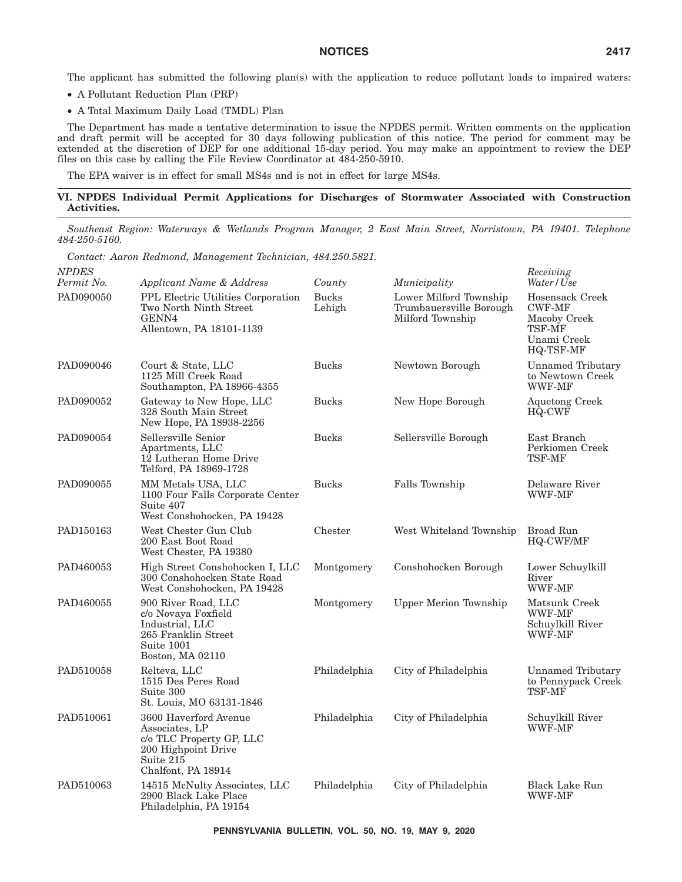The applicant has submitted the following plan(s) with the application to reduce pollutant loads to impaired waters:

- A Pollutant Reduction Plan (PRP)
- A Total Maximum Daily Load (TMDL) Plan

The Department has made a tentative determination to issue the NPDES permit. Written comments on the application and draft permit will be accepted for 30 days following publication of this notice. The period for comment may be extended at the discretion of DEP for one additional 15-day period. You may make an appointment to review the DEP files on this case by calling the File Review Coordinator at 484-250-5910.

The EPA waiver is in effect for small MS4s and is not in effect for large MS4s.

## VI. NPDES Individual Permit Applications for Discharges of Stormwater Associated with Construction Activities.

*Southeast Region: Waterways & Wetlands Program Manager, 2 East Main Street, Norristown, PA 19401. Telephone 484-250-5160.*

*Contact: Aaron Redmond, Management Technician, 484.250.5821.*

| *NPDES Permit No.* | *Applicant Name & Address* | *County* | *Municipality* | *Receiving Water/Use* |
|---|---|---|---|---|
| PAD090050 | PPL Electric Utilities Corporation<br>Two North Ninth Street<br>GENN4<br>Allentown, PA 18101-1139 | Bucks<br>Lehigh | Lower Milford Township<br>Trumbauersville Borough<br>Milford Township | Hosensack Creek<br>CWF-MF<br>Macoby Creek<br>TSF-MF<br>Unami Creek<br>HQ-TSF-MF |
| PAD090046 | Court & State, LLC<br>1125 Mill Creek Road<br>Southampton, PA 18966-4355 | Bucks | Newtown Borough | Unnamed Tributary to Newtown Creek<br>WWF-MF |
| PAD090052 | Gateway to New Hope, LLC<br>328 South Main Street<br>New Hope, PA 18938-2256 | Bucks | New Hope Borough | Aquetong Creek<br>HQ-CWF |
| PAD090054 | Sellersville Senior Apartments, LLC<br>12 Lutheran Home Drive<br>Telford, PA 18969-1728 | Bucks | Sellersville Borough | East Branch Perkiomen Creek<br>TSF-MF |
| PAD090055 | MM Metals USA, LLC<br>1100 Four Falls Corporate Center<br>Suite 407<br>West Conshohocken, PA 19428 | Bucks | Falls Township | Delaware River<br>WWF-MF |
| PAD150163 | West Chester Gun Club<br>200 East Boot Road<br>West Chester, PA 19380 | Chester | West Whiteland Township | Broad Run<br>HQ-CWF/MF |
| PAD460053 | High Street Conshohocken I, LLC<br>300 Conshohocken State Road<br>West Conshohocken, PA 19428 | Montgomery | Conshohocken Borough | Lower Schuylkill River<br>WWF-MF |
| PAD460055 | 900 River Road, LLC<br>c/o Novaya Foxfield Industrial, LLC<br>265 Franklin Street<br>Suite 1001<br>Boston, MA 02110 | Montgomery | Upper Merion Township | Matsunk Creek<br>WWF-MF<br>Schuylkill River<br>WWF-MF |
| PAD510058 | Relteva, LLC<br>1515 Des Peres Road<br>Suite 300<br>St. Louis, MO 63131-1846 | Philadelphia | City of Philadelphia | Unnamed Tributary to Pennypack Creek<br>TSF-MF |
| PAD510061 | 3600 Haverford Avenue Associates, LP<br>c/o TLC Property GP, LLC<br>200 Highpoint Drive<br>Suite 215<br>Chalfont, PA 18914 | Philadelphia | City of Philadelphia | Schuylkill River<br>WWF-MF |
| PAD510063 | 14515 McNulty Associates, LLC<br>2900 Black Lake Place<br>Philadelphia, PA 19154 | Philadelphia | City of Philadelphia | Black Lake Run<br>WWF-MF |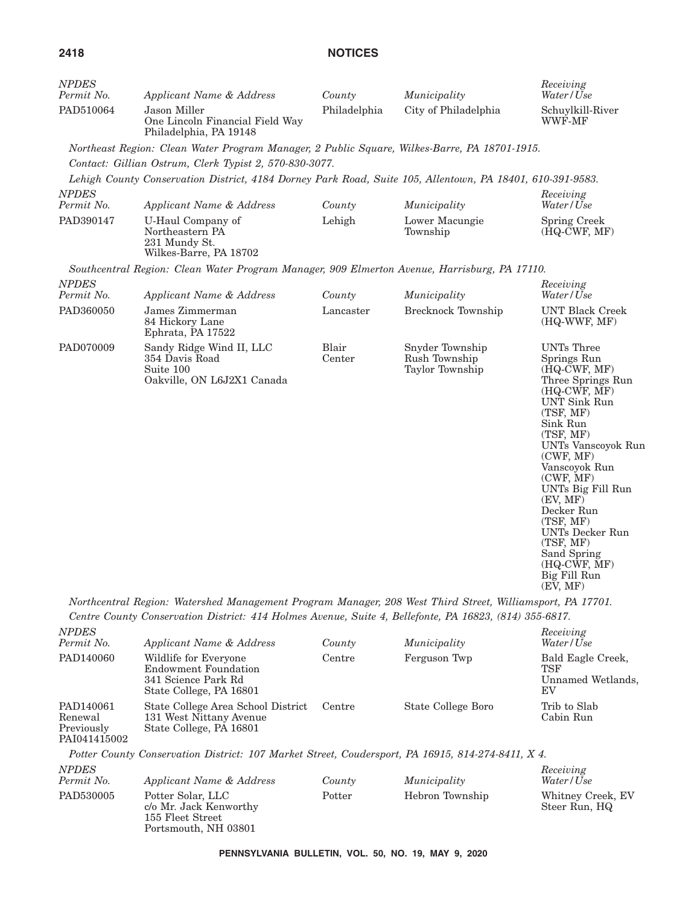| NPDES Permit No. | Applicant Name & Address | County | Municipality | Receiving Water/Use |
|---|---|---|---|---|
| PAD510064 | Jason Miller<br>One Lincoln Financial Field Way<br>Philadelphia, PA 19148 | Philadelphia | City of Philadelphia | Schuylkill-River<br>WWF-MF |

*Northeast Region: Clean Water Program Manager, 2 Public Square, Wilkes-Barre, PA 18701-1915.*

*Contact: Gillian Ostrum, Clerk Typist 2, 570-830-3077.*

*Lehigh County Conservation District, 4184 Dorney Park Road, Suite 105, Allentown, PA 18401, 610-391-9583.*

| NPDES Permit No. | Applicant Name & Address | County | Municipality | Receiving Water/Use |
|---|---|---|---|---|
| PAD390147 | U-Haul Company of<br>Northeastern PA<br>231 Mundy St.<br>Wilkes-Barre, PA 18702 | Lehigh | Lower Macungie<br>Township | Spring Creek<br>(HQ-CWF, MF) |

*Southcentral Region: Clean Water Program Manager, 909 Elmerton Avenue, Harrisburg, PA 17110.*

| NPDES Permit No. | Applicant Name & Address | County | Municipality | Receiving Water/Use |
|---|---|---|---|---|
| PAD360050 | James Zimmerman<br>84 Hickory Lane<br>Ephrata, PA 17522 | Lancaster | Brecknock Township | UNT Black Creek<br>(HQ-WWF, MF) |
| PAD070009 | Sandy Ridge Wind II, LLC<br>354 Davis Road<br>Suite 100<br>Oakville, ON L6J2X1 Canada | Blair<br>Center | Snyder Township<br>Rush Township<br>Taylor Township | UNTs Three Springs Run<br>(HQ-CWF, MF)<br>Three Springs Run<br>(HQ-CWF, MF)<br>UNT Sink Run<br>(TSF, MF)<br>Sink Run<br>(TSF, MF)<br>UNTs Vanscoyok Run<br>(CWF, MF)<br>Vanscoyok Run<br>(CWF, MF)<br>UNTs Big Fill Run<br>(EV, MF)<br>Decker Run<br>(TSF, MF)<br>UNTs Decker Run<br>(TSF, MF)<br>Sand Spring<br>(HQ-CWF, MF)<br>Big Fill Run<br>(EV, MF) |

*Northcentral Region: Watershed Management Program Manager, 208 West Third Street, Williamsport, PA 17701.*

*Centre County Conservation District: 414 Holmes Avenue, Suite 4, Bellefonte, PA 16823, (814) 355-6817.*

| NPDES Permit No. | Applicant Name & Address | County | Municipality | Receiving Water/Use |
|---|---|---|---|---|
| PAD140060 | Wildlife for Everyone<br>Endowment Foundation<br>341 Science Park Rd<br>State College, PA 16801 | Centre | Ferguson Twp | Bald Eagle Creek,<br>TSF<br>Unnamed Wetlands,<br>EV |
| PAD140061<br>Renewal<br>Previously<br>PAI041415002 | State College Area School District<br>131 West Nittany Avenue<br>State College, PA 16801 | Centre | State College Boro | Trib to Slab<br>Cabin Run |

*Potter County Conservation District: 107 Market Street, Coudersport, PA 16915, 814-274-8411, X 4.*

| NPDES Permit No. | Applicant Name & Address | County | Municipality | Receiving Water/Use |
|---|---|---|---|---|
| PAD530005 | Potter Solar, LLC<br>c/o Mr. Jack Kenworthy<br>155 Fleet Street<br>Portsmouth, NH 03801 | Potter | Hebron Township | Whitney Creek, EV<br>Steer Run, HQ |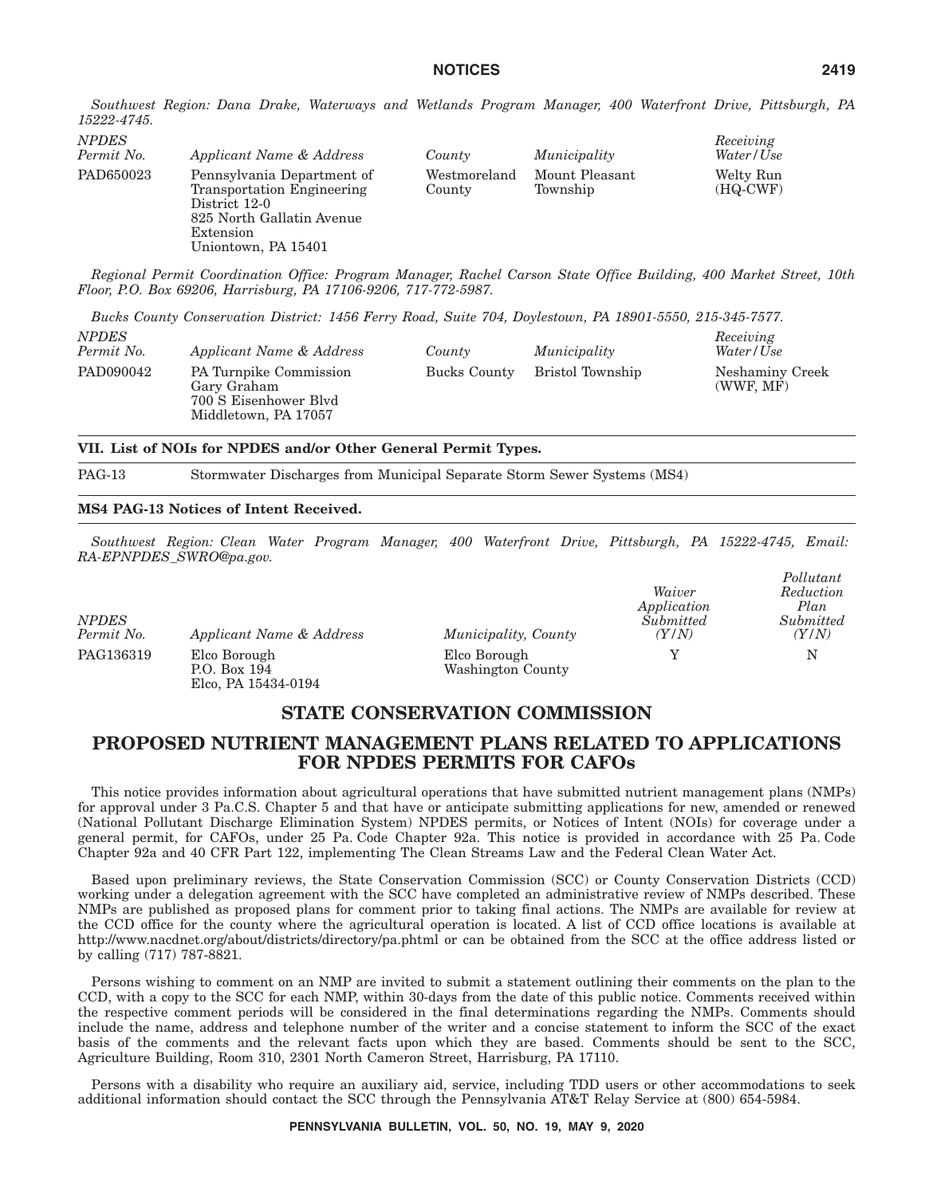*Southwest Region: Dana Drake, Waterways and Wetlands Program Manager, 400 Waterfront Drive, Pittsburgh, PA 15222-4745.*

| *NPDES Permit No.* | *Applicant Name & Address* | *County* | *Municipality* | *Receiving Water/Use* |
|---|---|---|---|---|
| PAD650023 | Pennsylvania Department of Transportation Engineering District 12-0 825 North Gallatin Avenue Extension Uniontown, PA 15401 | Westmoreland County | Mount Pleasant Township | Welty Run (HQ-CWF) |

*Regional Permit Coordination Office: Program Manager, Rachel Carson State Office Building, 400 Market Street, 10th Floor, P.O. Box 69206, Harrisburg, PA 17106-9206, 717-772-5987.*

*Bucks County Conservation District: 1456 Ferry Road, Suite 704, Doylestown, PA 18901-5550, 215-345-7577.*

| *NPDES Permit No.* | *Applicant Name & Address* | *County* | *Municipality* | *Receiving Water/Use* |
|---|---|---|---|---|
| PAD090042 | PA Turnpike Commission Gary Graham 700 S Eisenhower Blvd Middletown, PA 17057 | Bucks County | Bristol Township | Neshaminy Creek (WWF, MF) |

**VII. List of NOIs for NPDES and/or Other General Permit Types.**

| | |
|---|---|
| PAG-13 | Stormwater Discharges from Municipal Separate Storm Sewer Systems (MS4) |

**MS4 PAG-13 Notices of Intent Received.**

*Southwest Region: Clean Water Program Manager, 400 Waterfront Drive, Pittsburgh, PA 15222-4745, Email: RA-EPNPDES_SWRO@pa.gov.*

| *NPDES Permit No.* | *Applicant Name & Address* | *Municipality, County* | *Waiver Application Submitted (Y/N)* | *Pollutant Reduction Plan Submitted (Y/N)* |
|---|---|---|---|---|
| PAG136319 | Elco Borough P.O. Box 194 Elco, PA 15434-0194 | Elco Borough Washington County | Y | N |

## STATE CONSERVATION COMMISSION

## PROPOSED NUTRIENT MANAGEMENT PLANS RELATED TO APPLICATIONS FOR NPDES PERMITS FOR CAFOs

This notice provides information about agricultural operations that have submitted nutrient management plans (NMPs) for approval under 3 Pa.C.S. Chapter 5 and that have or anticipate submitting applications for new, amended or renewed (National Pollutant Discharge Elimination System) NPDES permits, or Notices of Intent (NOIs) for coverage under a general permit, for CAFOs, under 25 Pa. Code Chapter 92a. This notice is provided in accordance with 25 Pa. Code Chapter 92a and 40 CFR Part 122, implementing The Clean Streams Law and the Federal Clean Water Act.

Based upon preliminary reviews, the State Conservation Commission (SCC) or County Conservation Districts (CCD) working under a delegation agreement with the SCC have completed an administrative review of NMPs described. These NMPs are published as proposed plans for comment prior to taking final actions. The NMPs are available for review at the CCD office for the county where the agricultural operation is located. A list of CCD office locations is available at http://www.nacdnet.org/about/districts/directory/pa.phtml or can be obtained from the SCC at the office address listed or by calling (717) 787-8821.

Persons wishing to comment on an NMP are invited to submit a statement outlining their comments on the plan to the CCD, with a copy to the SCC for each NMP, within 30-days from the date of this public notice. Comments received within the respective comment periods will be considered in the final determinations regarding the NMPs. Comments should include the name, address and telephone number of the writer and a concise statement to inform the SCC of the exact basis of the comments and the relevant facts upon which they are based. Comments should be sent to the SCC, Agriculture Building, Room 310, 2301 North Cameron Street, Harrisburg, PA 17110.

Persons with a disability who require an auxiliary aid, service, including TDD users or other accommodations to seek additional information should contact the SCC through the Pennsylvania AT&T Relay Service at (800) 654-5984.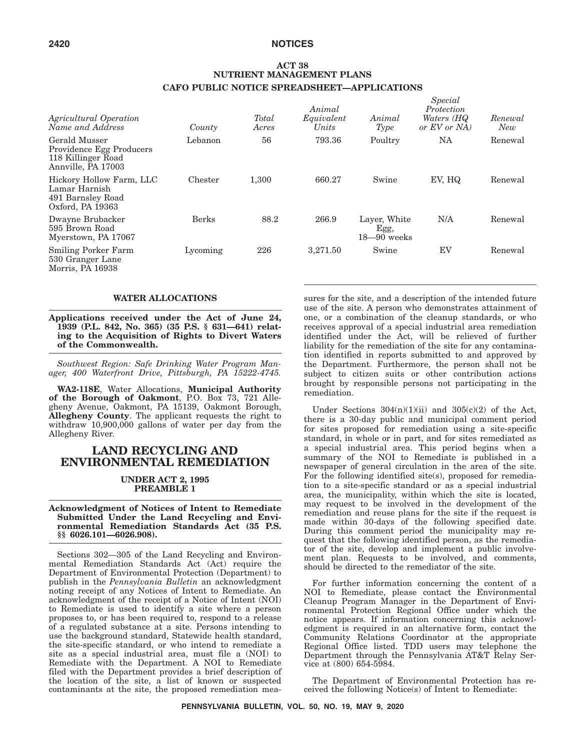## ACT 38
## NUTRIENT MANAGEMENT PLANS
### CAFO PUBLIC NOTICE SPREADSHEET—APPLICATIONS

| *Agricultural Operation Name and Address* | *County* | *Total Acres* | *Animal Equivalent Units* | *Animal Type* | *Special Protection Waters (HQ or EV or NA)* | *Renewal New* |
|---|---|---|---|---|---|---|
| Gerald Musser Providence Egg Producers 118 Killinger Road Annville, PA 17003 | Lebanon | 56 | 793.36 | Poultry | NA | Renewal |
| Hickory Hollow Farm, LLC Lamar Harnish 491 Barnsley Road Oxford, PA 19363 | Chester | 1,300 | 660.27 | Swine | EV, HQ | Renewal |
| Dwayne Brubacker 595 Brown Road Myerstown, PA 17067 | Berks | 88.2 | 266.9 | Layer, White Egg, 18—90 weeks | N/A | Renewal |
| Smiling Porker Farm 530 Granger Lane Morris, PA 16938 | Lycoming | 226 | 3,271.50 | Swine | EV | Renewal |

### WATER ALLOCATIONS

**Applications received under the Act of June 24, 1939 (P.L. 842, No. 365) (35 P.S. § 631—641) relating to the Acquisition of Rights to Divert Waters of the Commonwealth.**

*Southwest Region: Safe Drinking Water Program Manager, 400 Waterfront Drive, Pittsburgh, PA 15222-4745.*

**WA2-118E**, Water Allocations, **Municipal Authority of the Borough of Oakmont**, P.O. Box 73, 721 Allegheny Avenue, Oakmont, PA 15139, Oakmont Borough, **Allegheny County**. The applicant requests the right to withdraw 10,900,000 gallons of water per day from the Allegheny River.

# LAND RECYCLING AND ENVIRONMENTAL REMEDIATION

### UNDER ACT 2, 1995
### PREAMBLE 1

**Acknowledgment of Notices of Intent to Remediate Submitted Under the Land Recycling and Environmental Remediation Standards Act (35 P.S. §§ 6026.101—6026.908).**

Sections 302—305 of the Land Recycling and Environmental Remediation Standards Act (Act) require the Department of Environmental Protection (Department) to publish in the *Pennsylvania Bulletin* an acknowledgment noting receipt of any Notices of Intent to Remediate. An acknowledgment of the receipt of a Notice of Intent (NOI) to Remediate is used to identify a site where a person proposes to, or has been required to, respond to a release of a regulated substance at a site. Persons intending to use the background standard, Statewide health standard, the site-specific standard, or who intend to remediate a site as a special industrial area, must file a (NOI) to Remediate with the Department. A NOI to Remediate filed with the Department provides a brief description of the location of the site, a list of known or suspected contaminants at the site, the proposed remediation measures for the site, and a description of the intended future use of the site. A person who demonstrates attainment of one, or a combination of the cleanup standards, or who receives approval of a special industrial area remediation identified under the Act, will be relieved of further liability for the remediation of the site for any contamination identified in reports submitted to and approved by the Department. Furthermore, the person shall not be subject to citizen suits or other contribution actions brought by responsible persons not participating in the remediation.

Under Sections 304(n)(1)(ii) and 305(c)(2) of the Act, there is a 30-day public and municipal comment period for sites proposed for remediation using a site-specific standard, in whole or in part, and for sites remediated as a special industrial area. This period begins when a summary of the NOI to Remediate is published in a newspaper of general circulation in the area of the site. For the following identified site(s), proposed for remediation to a site-specific standard or as a special industrial area, the municipality, within which the site is located, may request to be involved in the development of the remediation and reuse plans for the site if the request is made within 30-days of the following specified date. During this comment period the municipality may request that the following identified person, as the remediator of the site, develop and implement a public involvement plan. Requests to be involved, and comments, should be directed to the remediator of the site.

For further information concerning the content of a NOI to Remediate, please contact the Environmental Cleanup Program Manager in the Department of Environmental Protection Regional Office under which the notice appears. If information concerning this acknowledgment is required in an alternative form, contact the Community Relations Coordinator at the appropriate Regional Office listed. TDD users may telephone the Department through the Pennsylvania AT&T Relay Service at (800) 654-5984.

The Department of Environmental Protection has received the following Notice(s) of Intent to Remediate: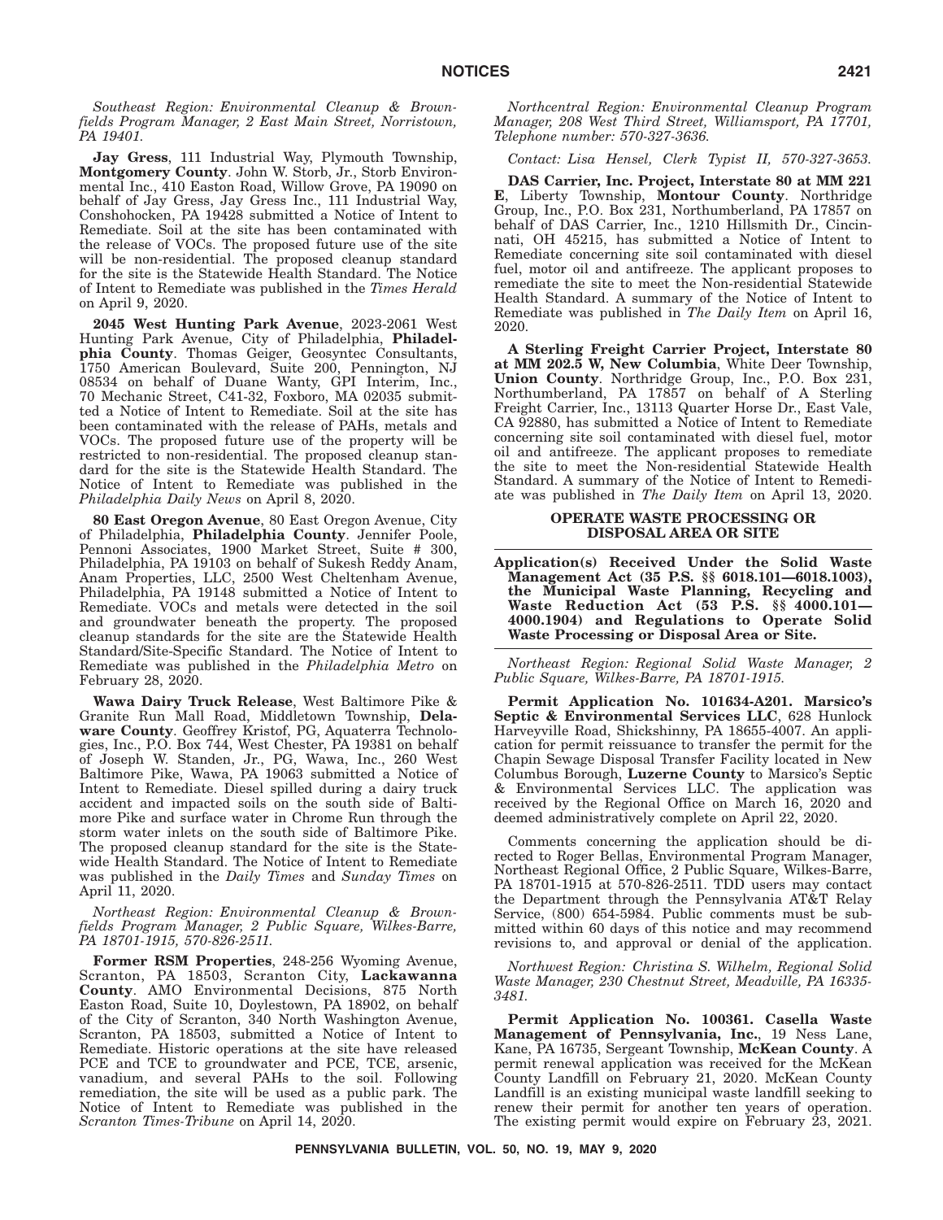*Southeast Region: Environmental Cleanup & Brownfields Program Manager, 2 East Main Street, Norristown, PA 19401.*

**Jay Gress**, 111 Industrial Way, Plymouth Township, **Montgomery County**. John W. Storb, Jr., Storb Environmental Inc., 410 Easton Road, Willow Grove, PA 19090 on behalf of Jay Gress, Jay Gress Inc., 111 Industrial Way, Conshohocken, PA 19428 submitted a Notice of Intent to Remediate. Soil at the site has been contaminated with the release of VOCs. The proposed future use of the site will be non-residential. The proposed cleanup standard for the site is the Statewide Health Standard. The Notice of Intent to Remediate was published in the *Times Herald* on April 9, 2020.

**2045 West Hunting Park Avenue**, 2023-2061 West Hunting Park Avenue, City of Philadelphia, **Philadelphia County**. Thomas Geiger, Geosyntec Consultants, 1750 American Boulevard, Suite 200, Pennington, NJ 08534 on behalf of Duane Wanty, GPI Interim, Inc., 70 Mechanic Street, C41-32, Foxboro, MA 02035 submitted a Notice of Intent to Remediate. Soil at the site has been contaminated with the release of PAHs, metals and VOCs. The proposed future use of the property will be restricted to non-residential. The proposed cleanup standard for the site is the Statewide Health Standard. The Notice of Intent to Remediate was published in the *Philadelphia Daily News* on April 8, 2020.

**80 East Oregon Avenue**, 80 East Oregon Avenue, City of Philadelphia, **Philadelphia County**. Jennifer Poole, Pennoni Associates, 1900 Market Street, Suite # 300, Philadelphia, PA 19103 on behalf of Sukesh Reddy Anam, Anam Properties, LLC, 2500 West Cheltenham Avenue, Philadelphia, PA 19148 submitted a Notice of Intent to Remediate. VOCs and metals were detected in the soil and groundwater beneath the property. The proposed cleanup standards for the site are the Statewide Health Standard/Site-Specific Standard. The Notice of Intent to Remediate was published in the *Philadelphia Metro* on February 28, 2020.

**Wawa Dairy Truck Release**, West Baltimore Pike & Granite Run Mall Road, Middletown Township, **Delaware County**. Geoffrey Kristof, PG, Aquaterra Technologies, Inc., P.O. Box 744, West Chester, PA 19381 on behalf of Joseph W. Standen, Jr., PG, Wawa, Inc., 260 West Baltimore Pike, Wawa, PA 19063 submitted a Notice of Intent to Remediate. Diesel spilled during a dairy truck accident and impacted soils on the south side of Baltimore Pike and surface water in Chrome Run through the storm water inlets on the south side of Baltimore Pike. The proposed cleanup standard for the site is the Statewide Health Standard. The Notice of Intent to Remediate was published in the *Daily Times* and *Sunday Times* on April 11, 2020.

*Northeast Region: Environmental Cleanup & Brownfields Program Manager, 2 Public Square, Wilkes-Barre, PA 18701-1915, 570-826-2511.*

**Former RSM Properties**, 248-256 Wyoming Avenue, Scranton, PA 18503, Scranton City, **Lackawanna County**. AMO Environmental Decisions, 875 North Easton Road, Suite 10, Doylestown, PA 18902, on behalf of the City of Scranton, 340 North Washington Avenue, Scranton, PA 18503, submitted a Notice of Intent to Remediate. Historic operations at the site have released PCE and TCE to groundwater and PCE, TCE, arsenic, vanadium, and several PAHs to the soil. Following remediation, the site will be used as a public park. The Notice of Intent to Remediate was published in the *Scranton Times-Tribune* on April 14, 2020.

*Northcentral Region: Environmental Cleanup Program Manager, 208 West Third Street, Williamsport, PA 17701, Telephone number: 570-327-3636.*

*Contact: Lisa Hensel, Clerk Typist II, 570-327-3653.*

**DAS Carrier, Inc. Project, Interstate 80 at MM 221 E**, Liberty Township, **Montour County**. Northridge Group, Inc., P.O. Box 231, Northumberland, PA 17857 on behalf of DAS Carrier, Inc., 1210 Hillsmith Dr., Cincinnati, OH 45215, has submitted a Notice of Intent to Remediate concerning site soil contaminated with diesel fuel, motor oil and antifreeze. The applicant proposes to remediate the site to meet the Non-residential Statewide Health Standard. A summary of the Notice of Intent to Remediate was published in *The Daily Item* on April 16, 2020.

**A Sterling Freight Carrier Project, Interstate 80 at MM 202.5 W, New Columbia**, White Deer Township, **Union County**. Northridge Group, Inc., P.O. Box 231, Northumberland, PA 17857 on behalf of A Sterling Freight Carrier, Inc., 13113 Quarter Horse Dr., East Vale, CA 92880, has submitted a Notice of Intent to Remediate concerning site soil contaminated with diesel fuel, motor oil and antifreeze. The applicant proposes to remediate the site to meet the Non-residential Statewide Health Standard. A summary of the Notice of Intent to Remediate was published in *The Daily Item* on April 13, 2020.

## OPERATE WASTE PROCESSING OR DISPOSAL AREA OR SITE

**Application(s) Received Under the Solid Waste Management Act (35 P.S. §§ 6018.101—6018.1003), the Municipal Waste Planning, Recycling and Waste Reduction Act (53 P.S. §§ 4000.101—4000.1904) and Regulations to Operate Solid Waste Processing or Disposal Area or Site.**

*Northeast Region: Regional Solid Waste Manager, 2 Public Square, Wilkes-Barre, PA 18701-1915.*

**Permit Application No. 101634-A201. Marsico's Septic & Environmental Services LLC**, 628 Hunlock Harveyville Road, Shickshinny, PA 18655-4007. An application for permit reissuance to transfer the permit for the Chapin Sewage Disposal Transfer Facility located in New Columbus Borough, **Luzerne County** to Marsico's Septic & Environmental Services LLC. The application was received by the Regional Office on March 16, 2020 and deemed administratively complete on April 22, 2020.

Comments concerning the application should be directed to Roger Bellas, Environmental Program Manager, Northeast Regional Office, 2 Public Square, Wilkes-Barre, PA 18701-1915 at 570-826-2511. TDD users may contact the Department through the Pennsylvania AT&T Relay Service, (800) 654-5984. Public comments must be submitted within 60 days of this notice and may recommend revisions to, and approval or denial of the application.

*Northwest Region: Christina S. Wilhelm, Regional Solid Waste Manager, 230 Chestnut Street, Meadville, PA 16335-3481.*

**Permit Application No. 100361. Casella Waste Management of Pennsylvania, Inc.**, 19 Ness Lane, Kane, PA 16735, Sergeant Township, **McKean County**. A permit renewal application was received for the McKean County Landfill on February 21, 2020. McKean County Landfill is an existing municipal waste landfill seeking to renew their permit for another ten years of operation. The existing permit would expire on February 23, 2021.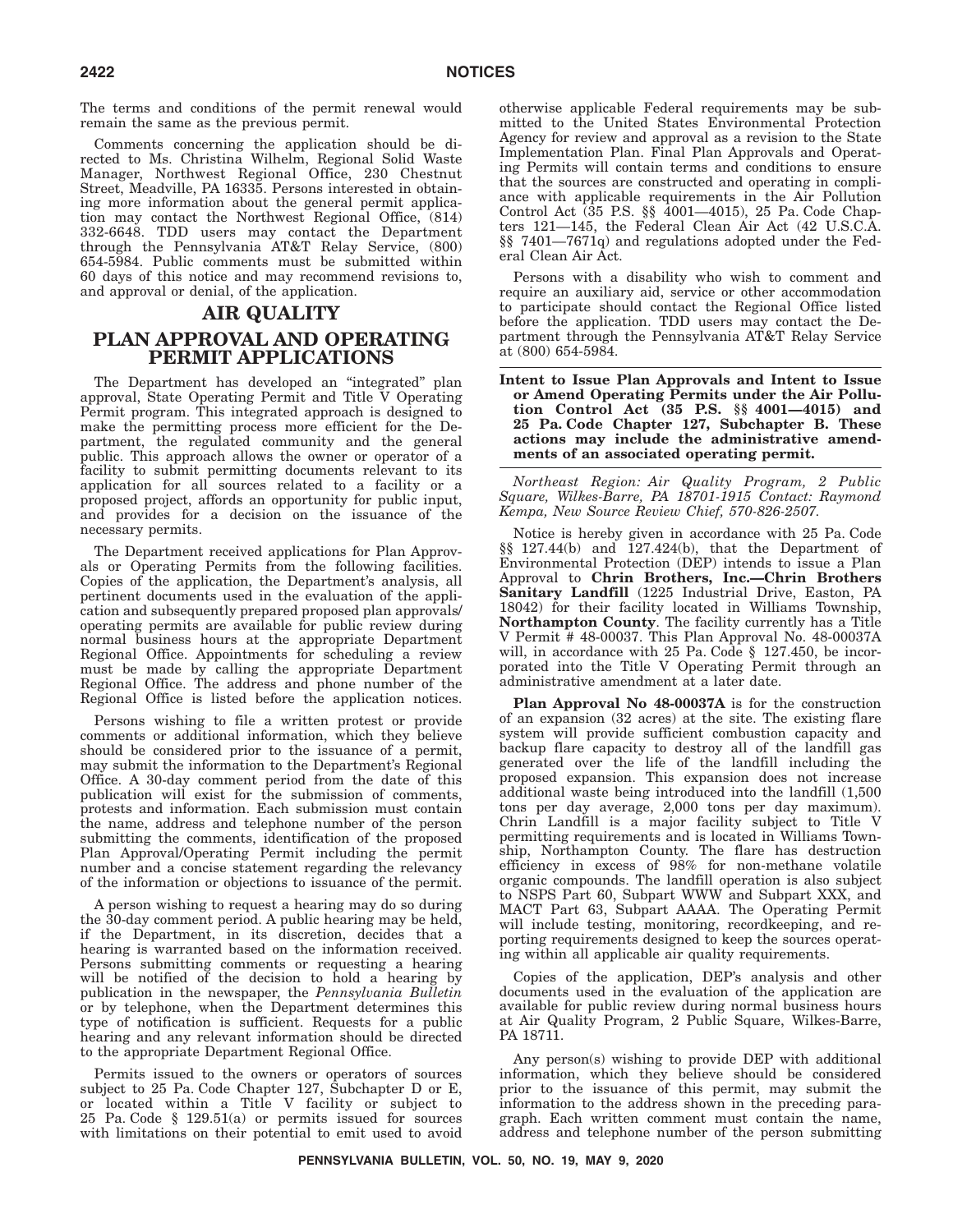The terms and conditions of the permit renewal would remain the same as the previous permit.

Comments concerning the application should be directed to Ms. Christina Wilhelm, Regional Solid Waste Manager, Northwest Regional Office, 230 Chestnut Street, Meadville, PA 16335. Persons interested in obtaining more information about the general permit application may contact the Northwest Regional Office, (814) 332-6648. TDD users may contact the Department through the Pennsylvania AT&T Relay Service, (800) 654-5984. Public comments must be submitted within 60 days of this notice and may recommend revisions to, and approval or denial, of the application.

# AIR QUALITY

# PLAN APPROVAL AND OPERATING PERMIT APPLICATIONS

The Department has developed an "integrated" plan approval, State Operating Permit and Title V Operating Permit program. This integrated approach is designed to make the permitting process more efficient for the Department, the regulated community and the general public. This approach allows the owner or operator of a facility to submit permitting documents relevant to its application for all sources related to a facility or a proposed project, affords an opportunity for public input, and provides for a decision on the issuance of the necessary permits.

The Department received applications for Plan Approvals or Operating Permits from the following facilities. Copies of the application, the Department's analysis, all pertinent documents used in the evaluation of the application and subsequently prepared proposed plan approvals/operating permits are available for public review during normal business hours at the appropriate Department Regional Office. Appointments for scheduling a review must be made by calling the appropriate Department Regional Office. The address and phone number of the Regional Office is listed before the application notices.

Persons wishing to file a written protest or provide comments or additional information, which they believe should be considered prior to the issuance of a permit, may submit the information to the Department's Regional Office. A 30-day comment period from the date of this publication will exist for the submission of comments, protests and information. Each submission must contain the name, address and telephone number of the person submitting the comments, identification of the proposed Plan Approval/Operating Permit including the permit number and a concise statement regarding the relevancy of the information or objections to issuance of the permit.

A person wishing to request a hearing may do so during the 30-day comment period. A public hearing may be held, if the Department, in its discretion, decides that a hearing is warranted based on the information received. Persons submitting comments or requesting a hearing will be notified of the decision to hold a hearing by publication in the newspaper, the *Pennsylvania Bulletin* or by telephone, when the Department determines this type of notification is sufficient. Requests for a public hearing and any relevant information should be directed to the appropriate Department Regional Office.

Permits issued to the owners or operators of sources subject to 25 Pa. Code Chapter 127, Subchapter D or E, or located within a Title V facility or subject to 25 Pa. Code § 129.51(a) or permits issued for sources with limitations on their potential to emit used to avoid otherwise applicable Federal requirements may be submitted to the United States Environmental Protection Agency for review and approval as a revision to the State Implementation Plan. Final Plan Approvals and Operating Permits will contain terms and conditions to ensure that the sources are constructed and operating in compliance with applicable requirements in the Air Pollution Control Act (35 P.S. §§ 4001—4015), 25 Pa. Code Chapters 121—145, the Federal Clean Air Act (42 U.S.C.A. §§ 7401—7671q) and regulations adopted under the Federal Clean Air Act.

Persons with a disability who wish to comment and require an auxiliary aid, service or other accommodation to participate should contact the Regional Office listed before the application. TDD users may contact the Department through the Pennsylvania AT&T Relay Service at (800) 654-5984.

**Intent to Issue Plan Approvals and Intent to Issue or Amend Operating Permits under the Air Pollution Control Act (35 P.S. §§ 4001—4015) and 25 Pa. Code Chapter 127, Subchapter B. These actions may include the administrative amendments of an associated operating permit.**

*Northeast Region: Air Quality Program, 2 Public Square, Wilkes-Barre, PA 18701-1915 Contact: Raymond Kempa, New Source Review Chief, 570-826-2507.*

Notice is hereby given in accordance with 25 Pa. Code §§ 127.44(b) and 127.424(b), that the Department of Environmental Protection (DEP) intends to issue a Plan Approval to **Chrin Brothers, Inc.—Chrin Brothers Sanitary Landfill** (1225 Industrial Drive, Easton, PA 18042) for their facility located in Williams Township, **Northampton County**. The facility currently has a Title V Permit # 48-00037. This Plan Approval No. 48-00037A will, in accordance with 25 Pa. Code § 127.450, be incorporated into the Title V Operating Permit through an administrative amendment at a later date.

**Plan Approval No 48-00037A** is for the construction of an expansion (32 acres) at the site. The existing flare system will provide sufficient combustion capacity and backup flare capacity to destroy all of the landfill gas generated over the life of the landfill including the proposed expansion. This expansion does not increase additional waste being introduced into the landfill (1,500 tons per day average, 2,000 tons per day maximum). Chrin Landfill is a major facility subject to Title V permitting requirements and is located in Williams Township, Northampton County. The flare has destruction efficiency in excess of 98% for non-methane volatile organic compounds. The landfill operation is also subject to NSPS Part 60, Subpart WWW and Subpart XXX, and MACT Part 63, Subpart AAAA. The Operating Permit will include testing, monitoring, recordkeeping, and reporting requirements designed to keep the sources operating within all applicable air quality requirements.

Copies of the application, DEP's analysis and other documents used in the evaluation of the application are available for public review during normal business hours at Air Quality Program, 2 Public Square, Wilkes-Barre, PA 18711.

Any person(s) wishing to provide DEP with additional information, which they believe should be considered prior to the issuance of this permit, may submit the information to the address shown in the preceding paragraph. Each written comment must contain the name, address and telephone number of the person submitting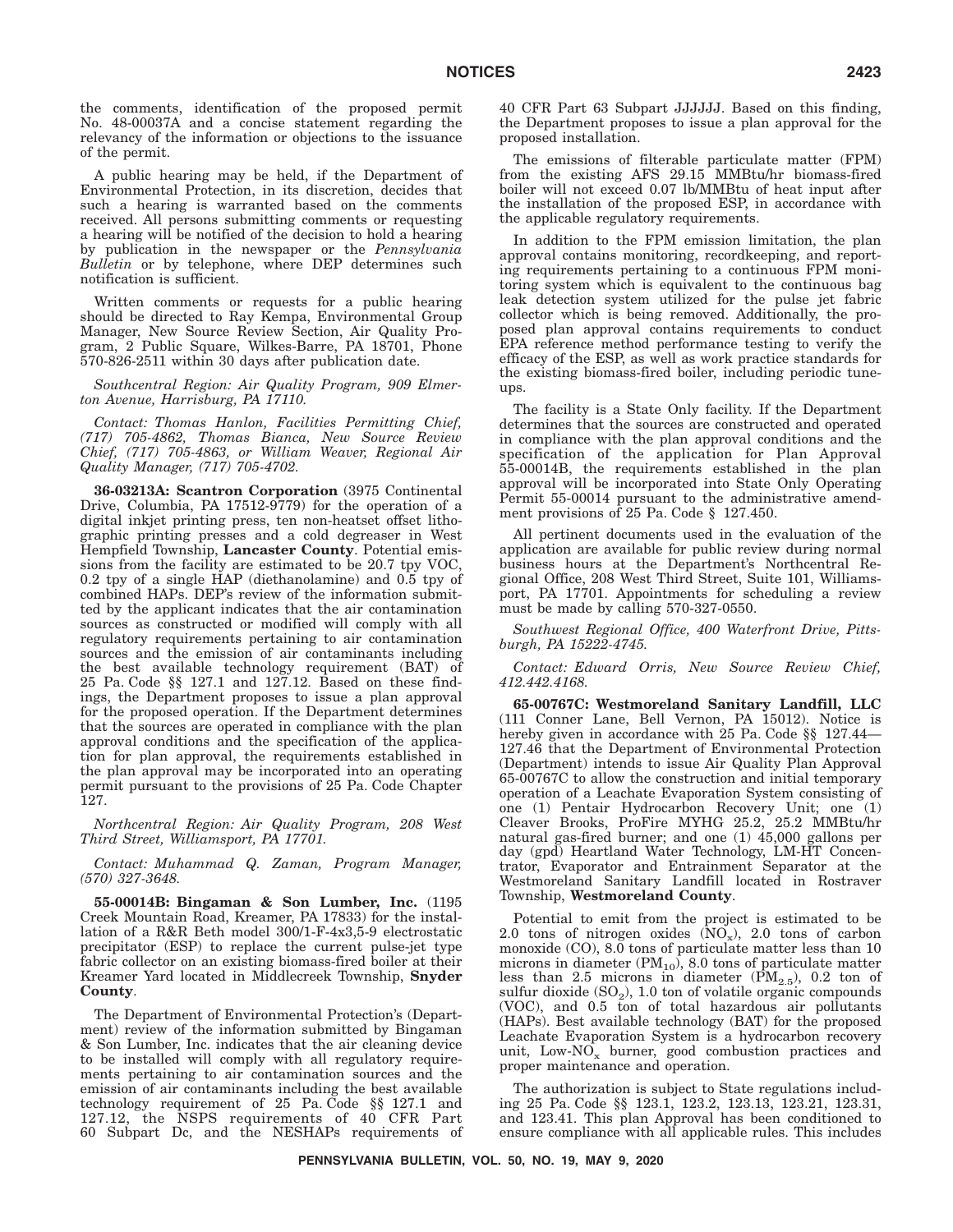the comments, identification of the proposed permit No. 48-00037A and a concise statement regarding the relevancy of the information or objections to the issuance of the permit.

A public hearing may be held, if the Department of Environmental Protection, in its discretion, decides that such a hearing is warranted based on the comments received. All persons submitting comments or requesting a hearing will be notified of the decision to hold a hearing by publication in the newspaper or the *Pennsylvania Bulletin* or by telephone, where DEP determines such notification is sufficient.

Written comments or requests for a public hearing should be directed to Ray Kempa, Environmental Group Manager, New Source Review Section, Air Quality Program, 2 Public Square, Wilkes-Barre, PA 18701, Phone 570-826-2511 within 30 days after publication date.

*Southcentral Region: Air Quality Program, 909 Elmerton Avenue, Harrisburg, PA 17110.*

*Contact: Thomas Hanlon, Facilities Permitting Chief, (717) 705-4862, Thomas Bianca, New Source Review Chief, (717) 705-4863, or William Weaver, Regional Air Quality Manager, (717) 705-4702.*

**36-03213A: Scantron Corporation** (3975 Continental Drive, Columbia, PA 17512-9779) for the operation of a digital inkjet printing press, ten non-heatset offset lithographic printing presses and a cold degreaser in West Hempfield Township, **Lancaster County**. Potential emissions from the facility are estimated to be 20.7 tpy VOC, 0.2 tpy of a single HAP (diethanolamine) and 0.5 tpy of combined HAPs. DEP's review of the information submitted by the applicant indicates that the air contamination sources as constructed or modified will comply with all regulatory requirements pertaining to air contamination sources and the emission of air contaminants including the best available technology requirement (BAT) of 25 Pa. Code §§ 127.1 and 127.12. Based on these findings, the Department proposes to issue a plan approval for the proposed operation. If the Department determines that the sources are operated in compliance with the plan approval conditions and the specification of the application for plan approval, the requirements established in the plan approval may be incorporated into an operating permit pursuant to the provisions of 25 Pa. Code Chapter 127.

*Northcentral Region: Air Quality Program, 208 West Third Street, Williamsport, PA 17701.*

*Contact: Muhammad Q. Zaman, Program Manager, (570) 327-3648.*

**55-00014B: Bingaman & Son Lumber, Inc.** (1195 Creek Mountain Road, Kreamer, PA 17833) for the installation of a R&R Beth model 300/1-F-4x3,5-9 electrostatic precipitator (ESP) to replace the current pulse-jet type fabric collector on an existing biomass-fired boiler at their Kreamer Yard located in Middlecreek Township, **Snyder County**.

The Department of Environmental Protection's (Department) review of the information submitted by Bingaman & Son Lumber, Inc. indicates that the air cleaning device to be installed will comply with all regulatory requirements pertaining to air contamination sources and the emission of air contaminants including the best available technology requirement of 25 Pa. Code §§ 127.1 and 127.12, the NSPS requirements of 40 CFR Part 60 Subpart Dc, and the NESHAPs requirements of 40 CFR Part 63 Subpart JJJJJJ. Based on this finding, the Department proposes to issue a plan approval for the proposed installation.

The emissions of filterable particulate matter (FPM) from the existing AFS 29.15 MMBtu/hr biomass-fired boiler will not exceed 0.07 lb/MMBtu of heat input after the installation of the proposed ESP, in accordance with the applicable regulatory requirements.

In addition to the FPM emission limitation, the plan approval contains monitoring, recordkeeping, and reporting requirements pertaining to a continuous FPM monitoring system which is equivalent to the continuous bag leak detection system utilized for the pulse jet fabric collector which is being removed. Additionally, the proposed plan approval contains requirements to conduct EPA reference method performance testing to verify the efficacy of the ESP, as well as work practice standards for the existing biomass-fired boiler, including periodic tune-ups.

The facility is a State Only facility. If the Department determines that the sources are constructed and operated in compliance with the plan approval conditions and the specification of the application for Plan Approval 55-00014B, the requirements established in the plan approval will be incorporated into State Only Operating Permit 55-00014 pursuant to the administrative amendment provisions of 25 Pa. Code § 127.450.

All pertinent documents used in the evaluation of the application are available for public review during normal business hours at the Department's Northcentral Regional Office, 208 West Third Street, Suite 101, Williamsport, PA 17701. Appointments for scheduling a review must be made by calling 570-327-0550.

*Southwest Regional Office, 400 Waterfront Drive, Pittsburgh, PA 15222-4745.*

*Contact: Edward Orris, New Source Review Chief, 412.442.4168.*

**65-00767C: Westmoreland Sanitary Landfill, LLC** (111 Conner Lane, Bell Vernon, PA 15012). Notice is hereby given in accordance with 25 Pa. Code §§ 127.44—127.46 that the Department of Environmental Protection (Department) intends to issue Air Quality Plan Approval 65-00767C to allow the construction and initial temporary operation of a Leachate Evaporation System consisting of one (1) Pentair Hydrocarbon Recovery Unit; one (1) Cleaver Brooks, ProFire MYHG 25.2, 25.2 MMBtu/hr natural gas-fired burner; and one (1) 45,000 gallons per day (gpd) Heartland Water Technology, LM-HT Concentrator, Evaporator and Entrainment Separator at the Westmoreland Sanitary Landfill located in Rostraver Township, **Westmoreland County**.

Potential to emit from the project is estimated to be 2.0 tons of nitrogen oxides ($NO_x$), 2.0 tons of carbon monoxide (CO), 8.0 tons of particulate matter less than 10 microns in diameter ($PM_{10}$), 8.0 tons of particulate matter less than 2.5 microns in diameter ($PM_{2.5}$), 0.2 ton of sulfur dioxide ($SO_2$), 1.0 ton of volatile organic compounds (VOC), and 0.5 ton of total hazardous air pollutants (HAPs). Best available technology (BAT) for the proposed Leachate Evaporation System is a hydrocarbon recovery unit, Low-$NO_x$ burner, good combustion practices and proper maintenance and operation.

The authorization is subject to State regulations including 25 Pa. Code §§ 123.1, 123.2, 123.13, 123.21, 123.31, and 123.41. This plan Approval has been conditioned to ensure compliance with all applicable rules. This includes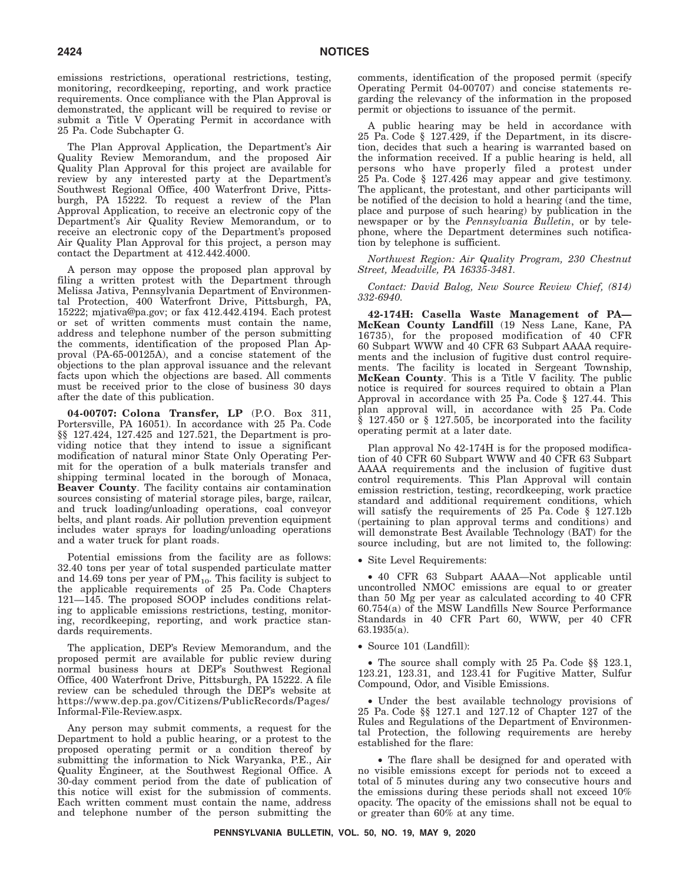emissions restrictions, operational restrictions, testing, monitoring, recordkeeping, reporting, and work practice requirements. Once compliance with the Plan Approval is demonstrated, the applicant will be required to revise or submit a Title V Operating Permit in accordance with 25 Pa. Code Subchapter G.

The Plan Approval Application, the Department's Air Quality Review Memorandum, and the proposed Air Quality Plan Approval for this project are available for review by any interested party at the Department's Southwest Regional Office, 400 Waterfront Drive, Pittsburgh, PA 15222. To request a review of the Plan Approval Application, to receive an electronic copy of the Department's Air Quality Review Memorandum, or to receive an electronic copy of the Department's proposed Air Quality Plan Approval for this project, a person may contact the Department at 412.442.4000.

A person may oppose the proposed plan approval by filing a written protest with the Department through Melissa Jativa, Pennsylvania Department of Environmental Protection, 400 Waterfront Drive, Pittsburgh, PA, 15222; mjativa@pa.gov; or fax 412.442.4194. Each protest or set of written comments must contain the name, address and telephone number of the person submitting the comments, identification of the proposed Plan Approval (PA-65-00125A), and a concise statement of the objections to the plan approval issuance and the relevant facts upon which the objections are based. All comments must be received prior to the close of business 30 days after the date of this publication.

**04-00707: Colona Transfer, LP** (P.O. Box 311, Portersville, PA 16051). In accordance with 25 Pa. Code §§ 127.424, 127.425 and 127.521, the Department is providing notice that they intend to issue a significant modification of natural minor State Only Operating Permit for the operation of a bulk materials transfer and shipping terminal located in the borough of Monaca, **Beaver County**. The facility contains air contamination sources consisting of material storage piles, barge, railcar, and truck loading/unloading operations, coal conveyor belts, and plant roads. Air pollution prevention equipment includes water sprays for loading/unloading operations and a water truck for plant roads.

Potential emissions from the facility are as follows: 32.40 tons per year of total suspended particulate matter and 14.69 tons per year of $PM_{10}$. This facility is subject to the applicable requirements of 25 Pa. Code Chapters 121—145. The proposed SOOP includes conditions relating to applicable emissions restrictions, testing, monitoring, recordkeeping, reporting, and work practice standards requirements.

The application, DEP's Review Memorandum, and the proposed permit are available for public review during normal business hours at DEP's Southwest Regional Office, 400 Waterfront Drive, Pittsburgh, PA 15222. A file review can be scheduled through the DEP's website at https://www.dep.pa.gov/Citizens/PublicRecords/Pages/Informal-File-Review.aspx.

Any person may submit comments, a request for the Department to hold a public hearing, or a protest to the proposed operating permit or a condition thereof by submitting the information to Nick Waryanka, P.E., Air Quality Engineer, at the Southwest Regional Office. A 30-day comment period from the date of publication of this notice will exist for the submission of comments. Each written comment must contain the name, address and telephone number of the person submitting the comments, identification of the proposed permit (specify Operating Permit 04-00707) and concise statements regarding the relevancy of the information in the proposed permit or objections to issuance of the permit.

A public hearing may be held in accordance with 25 Pa. Code § 127.429, if the Department, in its discretion, decides that such a hearing is warranted based on the information received. If a public hearing is held, all persons who have properly filed a protest under 25 Pa. Code § 127.426 may appear and give testimony. The applicant, the protestant, and other participants will be notified of the decision to hold a hearing (and the time, place and purpose of such hearing) by publication in the newspaper or by the *Pennsylvania Bulletin*, or by telephone, where the Department determines such notification by telephone is sufficient.

*Northwest Region: Air Quality Program, 230 Chestnut Street, Meadville, PA 16335-3481.*

*Contact: David Balog, New Source Review Chief, (814) 332-6940.*

**42-174H: Casella Waste Management of PA—McKean County Landfill** (19 Ness Lane, Kane, PA 16735), for the proposed modification of 40 CFR 60 Subpart WWW and 40 CFR 63 Subpart AAAA requirements and the inclusion of fugitive dust control requirements. The facility is located in Sergeant Township, **McKean County**. This is a Title V facility. The public notice is required for sources required to obtain a Plan Approval in accordance with 25 Pa. Code § 127.44. This plan approval will, in accordance with 25 Pa. Code § 127.450 or § 127.505, be incorporated into the facility operating permit at a later date.

Plan approval No 42-174H is for the proposed modification of 40 CFR 60 Subpart WWW and 40 CFR 63 Subpart AAAA requirements and the inclusion of fugitive dust control requirements. This Plan Approval will contain emission restriction, testing, recordkeeping, work practice standard and additional requirement conditions, which will satisfy the requirements of 25 Pa. Code § 127.12b (pertaining to plan approval terms and conditions) and will demonstrate Best Available Technology (BAT) for the source including, but are not limited to, the following:

• Site Level Requirements:

• 40 CFR 63 Subpart AAAA—Not applicable until uncontrolled NMOC emissions are equal to or greater than 50 Mg per year as calculated according to 40 CFR 60.754(a) of the MSW Landfills New Source Performance Standards in 40 CFR Part 60, WWW, per 40 CFR 63.1935(a).

• Source 101 (Landfill):

• The source shall comply with 25 Pa. Code §§ 123.1, 123.21, 123.31, and 123.41 for Fugitive Matter, Sulfur Compound, Odor, and Visible Emissions.

• Under the best available technology provisions of 25 Pa. Code §§ 127.1 and 127.12 of Chapter 127 of the Rules and Regulations of the Department of Environmental Protection, the following requirements are hereby established for the flare:

• The flare shall be designed for and operated with no visible emissions except for periods not to exceed a total of 5 minutes during any two consecutive hours and the emissions during these periods shall not exceed 10% opacity. The opacity of the emissions shall not be equal to or greater than 60% at any time.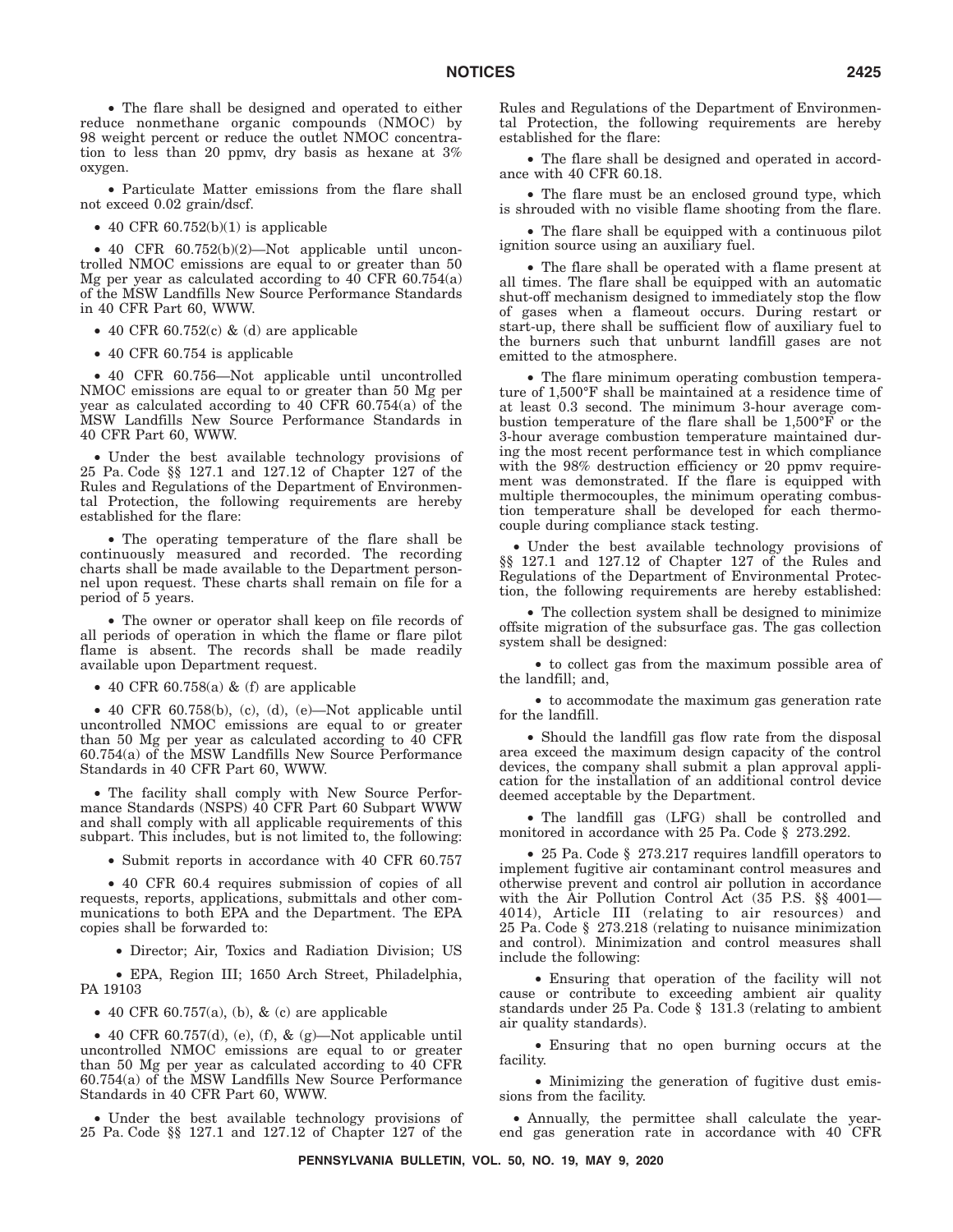• The flare shall be designed and operated to either reduce nonmethane organic compounds (NMOC) by 98 weight percent or reduce the outlet NMOC concentration to less than 20 ppmv, dry basis as hexane at 3% oxygen.

• Particulate Matter emissions from the flare shall not exceed 0.02 grain/dscf.

• 40 CFR 60.752(b)(1) is applicable

• 40 CFR 60.752(b)(2)—Not applicable until uncontrolled NMOC emissions are equal to or greater than 50 Mg per year as calculated according to 40 CFR 60.754(a) of the MSW Landfills New Source Performance Standards in 40 CFR Part 60, WWW.

• 40 CFR 60.752(c) & (d) are applicable

• 40 CFR 60.754 is applicable

• 40 CFR 60.756—Not applicable until uncontrolled NMOC emissions are equal to or greater than 50 Mg per year as calculated according to 40 CFR 60.754(a) of the MSW Landfills New Source Performance Standards in 40 CFR Part 60, WWW.

• Under the best available technology provisions of 25 Pa. Code §§ 127.1 and 127.12 of Chapter 127 of the Rules and Regulations of the Department of Environmental Protection, the following requirements are hereby established for the flare:

  • The operating temperature of the flare shall be continuously measured and recorded. The recording charts shall be made available to the Department personnel upon request. These charts shall remain on file for a period of 5 years.

  • The owner or operator shall keep on file records of all periods of operation in which the flame or flare pilot flame is absent. The records shall be made readily available upon Department request.

• 40 CFR 60.758(a) & (f) are applicable

• 40 CFR 60.758(b), (c), (d), (e)—Not applicable until uncontrolled NMOC emissions are equal to or greater than 50 Mg per year as calculated according to 40 CFR 60.754(a) of the MSW Landfills New Source Performance Standards in 40 CFR Part 60, WWW.

• The facility shall comply with New Source Performance Standards (NSPS) 40 CFR Part 60 Subpart WWW and shall comply with all applicable requirements of this subpart. This includes, but is not limited to, the following:

  • Submit reports in accordance with 40 CFR 60.757

• 40 CFR 60.4 requires submission of copies of all requests, reports, applications, submittals and other communications to both EPA and the Department. The EPA copies shall be forwarded to:

  • Director; Air, Toxics and Radiation Division; US

  • EPA, Region III; 1650 Arch Street, Philadelphia, PA 19103

• 40 CFR 60.757(a), (b), & (c) are applicable

• 40 CFR 60.757(d), (e), (f), & (g)—Not applicable until uncontrolled NMOC emissions are equal to or greater than 50 Mg per year as calculated according to 40 CFR 60.754(a) of the MSW Landfills New Source Performance Standards in 40 CFR Part 60, WWW.

• Under the best available technology provisions of 25 Pa. Code §§ 127.1 and 127.12 of Chapter 127 of the Rules and Regulations of the Department of Environmental Protection, the following requirements are hereby established for the flare:

  • The flare shall be designed and operated in accordance with 40 CFR 60.18.

  • The flare must be an enclosed ground type, which is shrouded with no visible flame shooting from the flare.

  • The flare shall be equipped with a continuous pilot ignition source using an auxiliary fuel.

  • The flare shall be operated with a flame present at all times. The flare shall be equipped with an automatic shut-off mechanism designed to immediately stop the flow of gases when a flameout occurs. During restart or start-up, there shall be sufficient flow of auxiliary fuel to the burners such that unburnt landfill gases are not emitted to the atmosphere.

  • The flare minimum operating combustion temperature of 1,500°F shall be maintained at a residence time of at least 0.3 second. The minimum 3-hour average combustion temperature of the flare shall be 1,500°F or the 3-hour average combustion temperature maintained during the most recent performance test in which compliance with the 98% destruction efficiency or 20 ppmv requirement was demonstrated. If the flare is equipped with multiple thermocouples, the minimum operating combustion temperature shall be developed for each thermocouple during compliance stack testing.

• Under the best available technology provisions of §§ 127.1 and 127.12 of Chapter 127 of the Rules and Regulations of the Department of Environmental Protection, the following requirements are hereby established:

  • The collection system shall be designed to minimize offsite migration of the subsurface gas. The gas collection system shall be designed:

    • to collect gas from the maximum possible area of the landfill; and,

    • to accommodate the maximum gas generation rate for the landfill.

  • Should the landfill gas flow rate from the disposal area exceed the maximum design capacity of the control devices, the company shall submit a plan approval application for the installation of an additional control device deemed acceptable by the Department.

  • The landfill gas (LFG) shall be controlled and monitored in accordance with 25 Pa. Code § 273.292.

  • 25 Pa. Code § 273.217 requires landfill operators to implement fugitive air contaminant control measures and otherwise prevent and control air pollution in accordance with the Air Pollution Control Act (35 P.S. §§ 4001—4014), Article III (relating to air resources) and 25 Pa. Code § 273.218 (relating to nuisance minimization and control). Minimization and control measures shall include the following:

    • Ensuring that operation of the facility will not cause or contribute to exceeding ambient air quality standards under 25 Pa. Code § 131.3 (relating to ambient air quality standards).

    • Ensuring that no open burning occurs at the facility.

    • Minimizing the generation of fugitive dust emissions from the facility.

• Annually, the permittee shall calculate the year-end gas generation rate in accordance with 40 CFR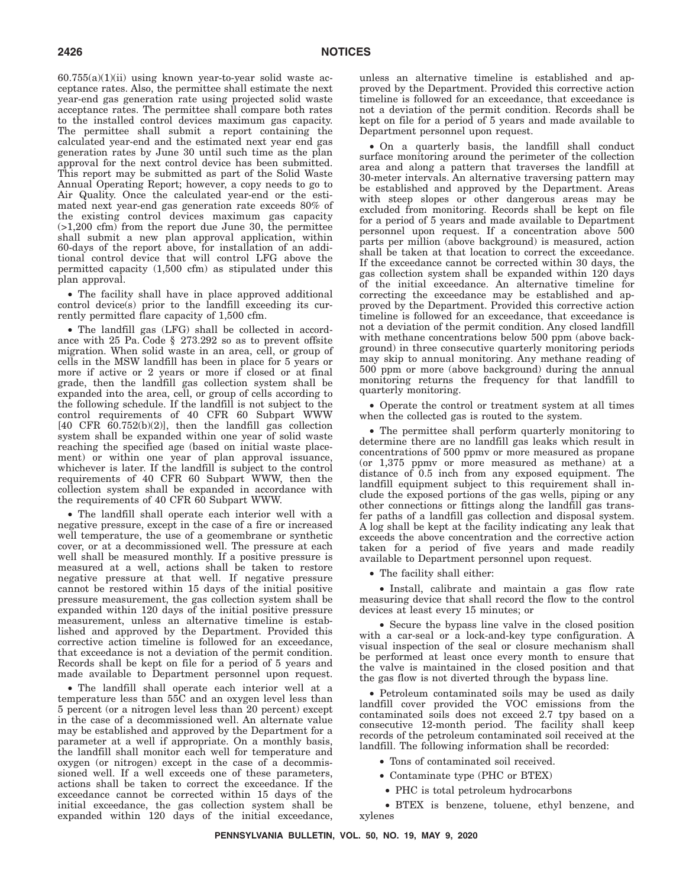60.755(a)(1)(ii) using known year-to-year solid waste acceptance rates. Also, the permittee shall estimate the next year-end gas generation rate using projected solid waste acceptance rates. The permittee shall compare both rates to the installed control devices maximum gas capacity. The permittee shall submit a report containing the calculated year-end and the estimated next year end gas generation rates by June 30 until such time as the plan approval for the next control device has been submitted. This report may be submitted as part of the Solid Waste Annual Operating Report; however, a copy needs to go to Air Quality. Once the calculated year-end or the estimated next year-end gas generation rate exceeds 80% of the existing control devices maximum gas capacity (>1,200 cfm) from the report due June 30, the permittee shall submit a new plan approval application, within 60-days of the report above, for installation of an additional control device that will control LFG above the permitted capacity (1,500 cfm) as stipulated under this plan approval.

• The facility shall have in place approved additional control device(s) prior to the landfill exceeding its currently permitted flare capacity of 1,500 cfm.

• The landfill gas (LFG) shall be collected in accordance with 25 Pa. Code § 273.292 so as to prevent offsite migration. When solid waste in an area, cell, or group of cells in the MSW landfill has been in place for 5 years or more if active or 2 years or more if closed or at final grade, then the landfill gas collection system shall be expanded into the area, cell, or group of cells according to the following schedule. If the landfill is not subject to the control requirements of 40 CFR Subpart WWW [40 CFR 60.752(b)(2)], then the landfill gas collection system shall be expanded within one year of solid waste reaching the specified age (based on initial waste placement) or within one year of plan approval issuance, whichever is later. If the landfill is subject to the control requirements of 40 CFR 60 Subpart WWW, then the collection system shall be expanded in accordance with the requirements of 40 CFR 60 Subpart WWW.

• The landfill shall operate each interior well with a negative pressure, except in the case of a fire or increased well temperature, the use of a geomembrane or synthetic cover, or at a decommissioned well. The pressure at each well shall be measured monthly. If a positive pressure is measured at a well, actions shall be taken to restore negative pressure at that well. If negative pressure cannot be restored within 15 days of the initial positive pressure measurement, the gas collection system shall be expanded within 120 days of the initial positive pressure measurement, unless an alternative timeline is established and approved by the Department. Provided this corrective action timeline is followed for an exceedance, that exceedance is not a deviation of the permit condition. Records shall be kept on file for a period of 5 years and made available to Department personnel upon request.

• The landfill shall operate each interior well at a temperature less than 55C and an oxygen level less than 5 percent (or a nitrogen level less than 20 percent) except in the case of a decommissioned well. An alternate value may be established and approved by the Department for a parameter at a well if appropriate. On a monthly basis, the landfill shall monitor each well for temperature and oxygen (or nitrogen) except in the case of a decommissioned well. If a well exceeds one of these parameters, actions shall be taken to correct the exceedance. If the exceedance cannot be corrected within 15 days of the initial exceedance, the gas collection system shall be expanded within 120 days of the initial exceedance, unless an alternative timeline is established and approved by the Department. Provided this corrective action timeline is followed for an exceedance, that exceedance is not a deviation of the permit condition. Records shall be kept on file for a period of 5 years and made available to Department personnel upon request.

• On a quarterly basis, the landfill shall conduct surface monitoring around the perimeter of the collection area and along a pattern that traverses the landfill at 30-meter intervals. An alternative traversing pattern may be established and approved by the Department. Areas with steep slopes or other dangerous areas may be excluded from monitoring. Records shall be kept on file for a period of 5 years and made available to Department personnel upon request. If a concentration above 500 parts per million (above background) is measured, action shall be taken at that location to correct the exceedance. If the exceedance cannot be corrected within 30 days, the gas collection system shall be expanded within 120 days of the initial exceedance. An alternative timeline for correcting the exceedance may be established and approved by the Department. Provided this corrective action timeline is followed for an exceedance, that exceedance is not a deviation of the permit condition. Any closed landfill with methane concentrations below 500 ppm (above background) in three consecutive quarterly monitoring periods may skip to annual monitoring. Any methane reading of 500 ppm or more (above background) during the annual monitoring returns the frequency for that landfill to quarterly monitoring.

• Operate the control or treatment system at all times when the collected gas is routed to the system.

• The permittee shall perform quarterly monitoring to determine there are no landfill gas leaks which result in concentrations of 500 ppmv or more measured as propane (or 1,375 ppmv or more measured as methane) at a distance of 0.5 inch from any exposed equipment. The landfill equipment subject to this requirement shall include the exposed portions of the gas wells, piping or any other connections or fittings along the landfill gas transfer paths of a landfill gas collection and disposal system. A log shall be kept at the facility indicating any leak that exceeds the above concentration and the corrective action taken for a period of five years and made readily available to Department personnel upon request.

• The facility shall either:

  • Install, calibrate and maintain a gas flow rate measuring device that shall record the flow to the control devices at least every 15 minutes; or

  • Secure the bypass line valve in the closed position with a car-seal or a lock-and-key type configuration. A visual inspection of the seal or closure mechanism shall be performed at least once every month to ensure that the valve is maintained in the closed position and that the gas flow is not diverted through the bypass line.

• Petroleum contaminated soils may be used as daily landfill cover provided the VOC emissions from the contaminated soils does not exceed 2.7 tpy based on a consecutive 12-month period. The facility shall keep records of the petroleum contaminated soil received at the landfill. The following information shall be recorded:

  • Tons of contaminated soil received.

  • Contaminate type (PHC or BTEX)

    • PHC is total petroleum hydrocarbons

    • BTEX is benzene, toluene, ethyl benzene, and xylenes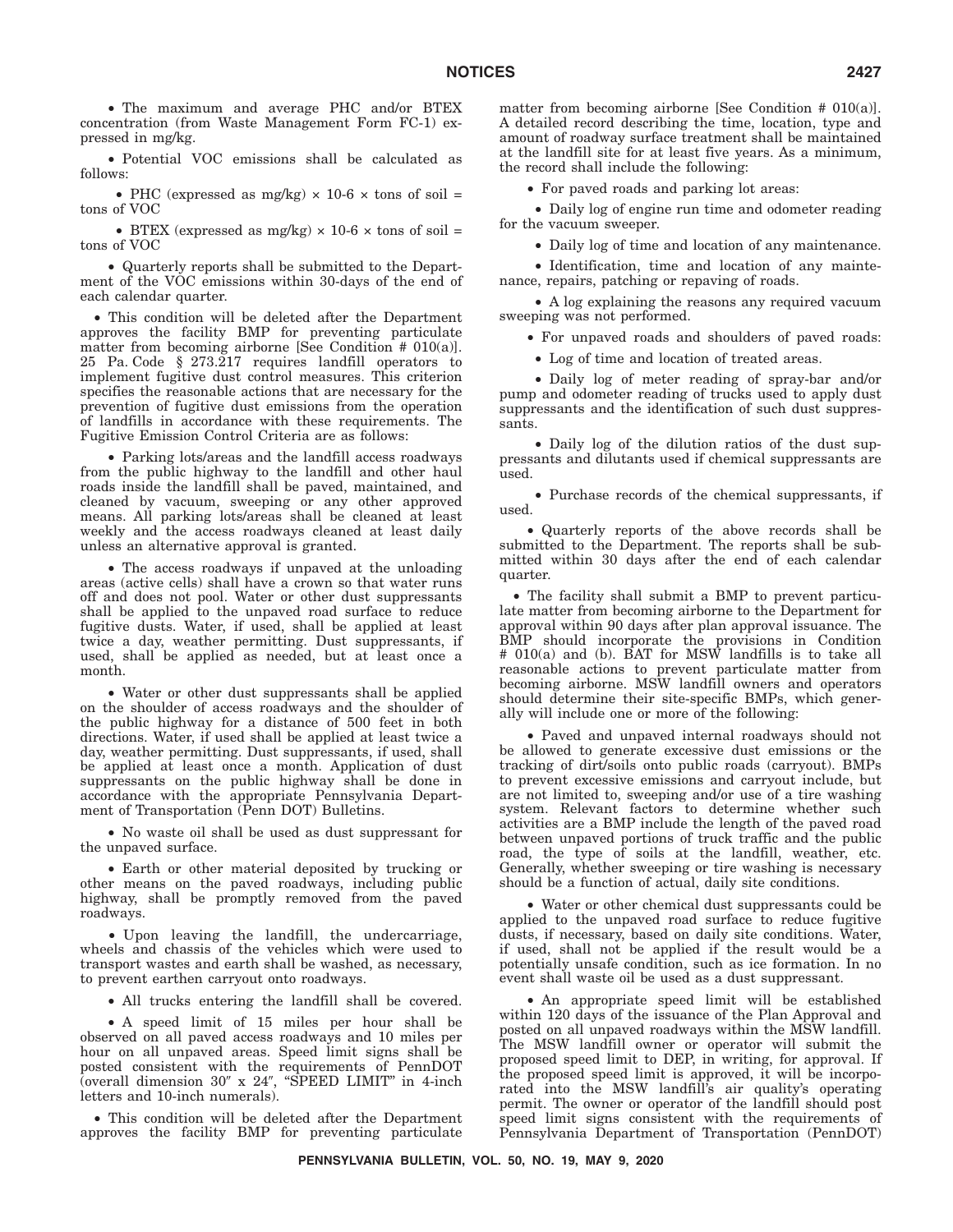• The maximum and average PHC and/or BTEX concentration (from Waste Management Form FC-1) expressed in mg/kg.

• Potential VOC emissions shall be calculated as follows:

• PHC (expressed as mg/kg) × 10-6 × tons of soil = tons of VOC

• BTEX (expressed as mg/kg) × 10-6 × tons of soil = tons of VOC

• Quarterly reports shall be submitted to the Department of the VOC emissions within 30-days of the end of each calendar quarter.

• This condition will be deleted after the Department approves the facility BMP for preventing particulate matter from becoming airborne [See Condition # 010(a)]. 25 Pa. Code § 273.217 requires landfill operators to implement fugitive dust control measures. This criterion specifies the reasonable actions that are necessary for the prevention of fugitive dust emissions from the operation of landfills in accordance with these requirements. The Fugitive Emission Control Criteria are as follows:

• Parking lots/areas and the landfill access roadways from the public highway to the landfill and other haul roads inside the landfill shall be paved, maintained, and cleaned by vacuum, sweeping or any other approved means. All parking lots/areas shall be cleaned at least weekly and the access roadways cleaned at least daily unless an alternative approval is granted.

• The access roadways if unpaved at the unloading areas (active cells) shall have a crown so that water runs off and does not pool. Water or other dust suppressants shall be applied to the unpaved road surface to reduce fugitive dusts. Water, if used, shall be applied at least twice a day, weather permitting. Dust suppressants, if used, shall be applied as needed, but at least once a month.

• Water or other dust suppressants shall be applied on the shoulder of access roadways and the shoulder of the public highway for a distance of 500 feet in both directions. Water, if used shall be applied at least twice a day, weather permitting. Dust suppressants, if used, shall be applied at least once a month. Application of dust suppressants on the public highway shall be done in accordance with the appropriate Pennsylvania Department of Transportation (Penn DOT) Bulletins.

• No waste oil shall be used as dust suppressant for the unpaved surface.

• Earth or other material deposited by trucking or other means on the paved roadways, including public highway, shall be promptly removed from the paved roadways.

• Upon leaving the landfill, the undercarriage, wheels and chassis of the vehicles which were used to transport wastes and earth shall be washed, as necessary, to prevent earthen carryout onto roadways.

• All trucks entering the landfill shall be covered.

• A speed limit of 15 miles per hour shall be observed on all paved access roadways and 10 miles per hour on all unpaved areas. Speed limit signs shall be posted consistent with the requirements of PennDOT (overall dimension 30″ x 24″, "SPEED LIMIT" in 4-inch letters and 10-inch numerals).

• This condition will be deleted after the Department approves the facility BMP for preventing particulate matter from becoming airborne [See Condition # 010(a)]. A detailed record describing the time, location, type and amount of roadway surface treatment shall be maintained at the landfill site for at least five years. As a minimum, the record shall include the following:

• For paved roads and parking lot areas:

• Daily log of engine run time and odometer reading for the vacuum sweeper.

• Daily log of time and location of any maintenance.

• Identification, time and location of any maintenance, repairs, patching or repaving of roads.

• A log explaining the reasons any required vacuum sweeping was not performed.

• For unpaved roads and shoulders of paved roads:

• Log of time and location of treated areas.

• Daily log of meter reading of spray-bar and/or pump and odometer reading of trucks used to apply dust suppressants and the identification of such dust suppressants.

• Daily log of the dilution ratios of the dust suppressants and dilutants used if chemical suppressants are used.

• Purchase records of the chemical suppressants, if used.

• Quarterly reports of the above records shall be submitted to the Department. The reports shall be submitted within 30 days after the end of each calendar quarter.

• The facility shall submit a BMP to prevent particulate matter from becoming airborne to the Department for approval within 90 days after plan approval issuance. The BMP should incorporate the provisions in Condition # 010(a) and (b). BAT for MSW landfills is to take all reasonable actions to prevent particulate matter from becoming airborne. MSW landfill owners and operators should determine their site-specific BMPs, which generally will include one or more of the following:

• Paved and unpaved internal roadways should not be allowed to generate excessive dust emissions or the tracking of dirt/soils onto public roads (carryout). BMPs to prevent excessive emissions and carryout include, but are not limited to, sweeping and/or use of a tire washing system. Relevant factors to determine whether such activities are a BMP include the length of the paved road between unpaved portions of truck traffic and the public road, the type of soils at the landfill, weather, etc. Generally, whether sweeping or tire washing is necessary should be a function of actual, daily site conditions.

• Water or other chemical dust suppressants could be applied to the unpaved road surface to reduce fugitive dusts, if necessary, based on daily site conditions. Water, if used, shall not be applied if the result would be a potentially unsafe condition, such as ice formation. In no event shall waste oil be used as a dust suppressant.

• An appropriate speed limit will be established within 120 days of the issuance of the Plan Approval and posted on all unpaved roadways within the MSW landfill. The MSW landfill owner or operator will submit the proposed speed limit to DEP, in writing, for approval. If the proposed speed limit is approved, it will be incorporated into the MSW landfill's air quality's operating permit. The owner or operator of the landfill should post speed limit signs consistent with the requirements of Pennsylvania Department of Transportation (PennDOT)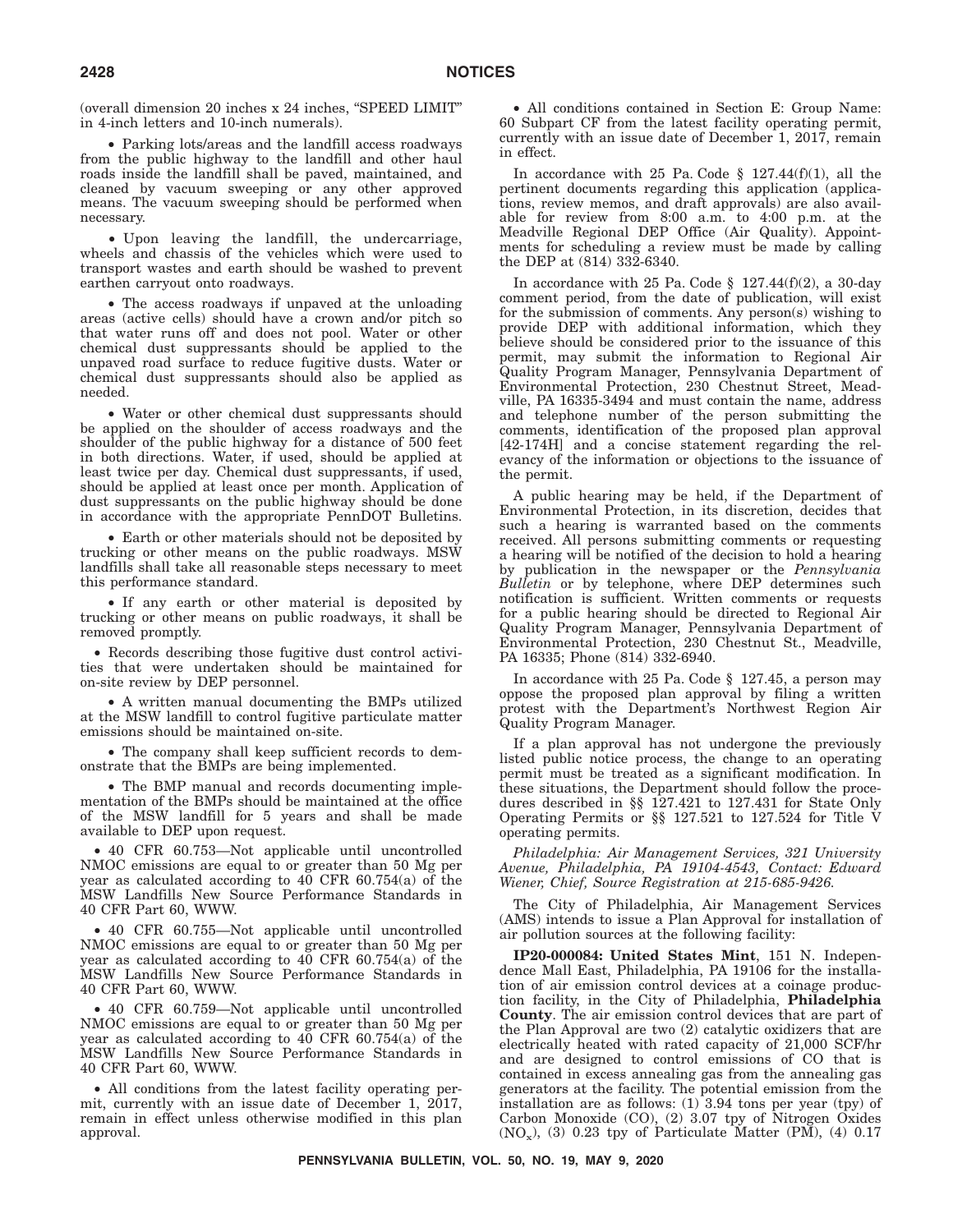(overall dimension 20 inches x 24 inches, "SPEED LIMIT" in 4-inch letters and 10-inch numerals).

• Parking lots/areas and the landfill access roadways from the public highway to the landfill and other haul roads inside the landfill shall be paved, maintained, and cleaned by vacuum sweeping or any other approved means. The vacuum sweeping should be performed when necessary.

• Upon leaving the landfill, the undercarriage, wheels and chassis of the vehicles which were used to transport wastes and earth should be washed to prevent earthen carryout onto roadways.

• The access roadways if unpaved at the unloading areas (active cells) should have a crown and/or pitch so that water runs off and does not pool. Water or other chemical dust suppressants should be applied to the unpaved road surface to reduce fugitive dusts. Water or chemical dust suppressants should also be applied as needed.

• Water or other chemical dust suppressants should be applied on the shoulder of access roadways and the shoulder of the public highway for a distance of 500 feet in both directions. Water, if used, should be applied at least twice per day. Chemical dust suppressants, if used, should be applied at least once per month. Application of dust suppressants on the public highway should be done in accordance with the appropriate PennDOT Bulletins.

• Earth or other materials should not be deposited by trucking or other means on the public roadways. MSW landfills shall take all reasonable steps necessary to meet this performance standard.

• If any earth or other material is deposited by trucking or other means on public roadways, it shall be removed promptly.

• Records describing those fugitive dust control activities that were undertaken should be maintained for on-site review by DEP personnel.

• A written manual documenting the BMPs utilized at the MSW landfill to control fugitive particulate matter emissions should be maintained on-site.

• The company shall keep sufficient records to demonstrate that the BMPs are being implemented.

• The BMP manual and records documenting implementation of the BMPs should be maintained at the office of the MSW landfill for 5 years and shall be made available to DEP upon request.

• 40 CFR 60.753—Not applicable until uncontrolled NMOC emissions are equal to or greater than 50 Mg per year as calculated according to 40 CFR 60.754(a) of the MSW Landfills New Source Performance Standards in 40 CFR Part 60, WWW.

• 40 CFR 60.755—Not applicable until uncontrolled NMOC emissions are equal to or greater than 50 Mg per year as calculated according to 40 CFR 60.754(a) of the MSW Landfills New Source Performance Standards in 40 CFR Part 60, WWW.

• 40 CFR 60.759—Not applicable until uncontrolled NMOC emissions are equal to or greater than 50 Mg per year as calculated according to 40 CFR 60.754(a) of the MSW Landfills New Source Performance Standards in 40 CFR Part 60, WWW.

• All conditions from the latest facility operating permit, currently with an issue date of December 1, 2017, remain in effect unless otherwise modified in this plan approval.

• All conditions contained in Section E: Group Name: 60 Subpart CF from the latest facility operating permit, currently with an issue date of December 1, 2017, remain in effect.

In accordance with 25 Pa. Code § 127.44(f)(1), all the pertinent documents regarding this application (applications, review memos, and draft approvals) are also available for review from 8:00 a.m. to 4:00 p.m. at the Meadville Regional DEP Office (Air Quality). Appointments for scheduling a review must be made by calling the DEP at (814) 332-6340.

In accordance with 25 Pa. Code § 127.44(f)(2), a 30-day comment period, from the date of publication, will exist for the submission of comments. Any person(s) wishing to provide DEP with additional information, which they believe should be considered prior to the issuance of this permit, may submit the information to Regional Air Quality Program Manager, Pennsylvania Department of Environmental Protection, 230 Chestnut Street, Meadville, PA 16335-3494 and must contain the name, address and telephone number of the person submitting the comments, identification of the proposed plan approval [42-174H] and a concise statement regarding the relevancy of the information or objections to the issuance of the permit.

A public hearing may be held, if the Department of Environmental Protection, in its discretion, decides that such a hearing is warranted based on the comments received. All persons submitting comments or requesting a hearing will be notified of the decision to hold a hearing by publication in the newspaper or the *Pennsylvania Bulletin* or by telephone, where DEP determines such notification is sufficient. Written comments or requests for a public hearing should be directed to Regional Air Quality Program Manager, Pennsylvania Department of Environmental Protection, 230 Chestnut St., Meadville, PA 16335; Phone (814) 332-6940.

In accordance with 25 Pa. Code § 127.45, a person may oppose the proposed plan approval by filing a written protest with the Department's Northwest Region Air Quality Program Manager.

If a plan approval has not undergone the previously listed public notice process, the change to an operating permit must be treated as a significant modification. In these situations, the Department should follow the procedures described in §§ 127.421 to 127.431 for State Only Operating Permits or §§ 127.521 to 127.524 for Title V operating permits.

*Philadelphia: Air Management Services, 321 University Avenue, Philadelphia, PA 19104-4543, Contact: Edward Wiener, Chief, Source Registration at 215-685-9426.*

The City of Philadelphia, Air Management Services (AMS) intends to issue a Plan Approval for installation of air pollution sources at the following facility:

**IP20-000084: United States Mint**, 151 N. Independence Mall East, Philadelphia, PA 19106 for the installation of air emission control devices at a coinage production facility, in the City of Philadelphia, **Philadelphia County**. The air emission control devices that are part of the Plan Approval are two (2) catalytic oxidizers that are electrically heated with rated capacity of 21,000 SCF/hr and are designed to control emissions of CO that is contained in excess annealing gas from the annealing gas generators at the facility. The potential emission from the installation are as follows: (1) 3.94 tons per year (tpy) of Carbon Monoxide (CO), (2) 3.07 tpy of Nitrogen Oxides ($NO_x$), (3) 0.23 tpy of Particulate Matter (PM), (4) 0.17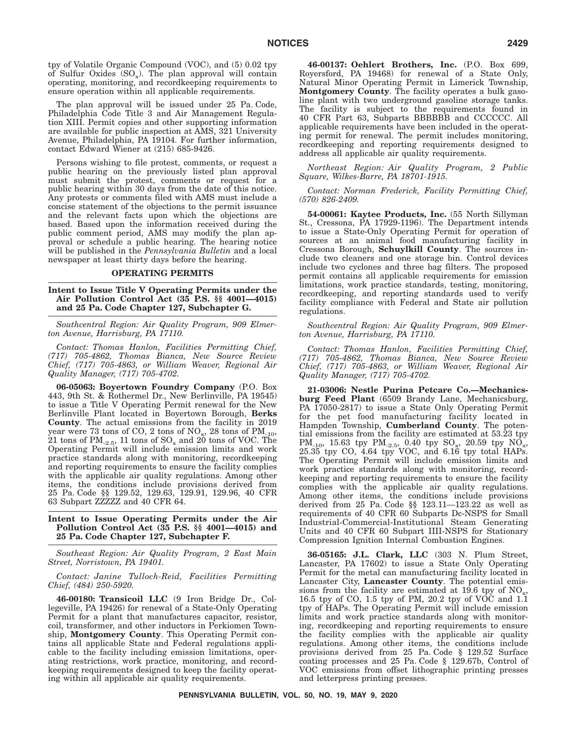tpy of Volatile Organic Compound (VOC), and (5) 0.02 tpy of Sulfur Oxides ($SO_x$). The plan approval will contain operating, monitoring, and recordkeeping requirements to ensure operation within all applicable requirements.

The plan approval will be issued under 25 Pa. Code, Philadelphia Code Title 3 and Air Management Regulation XIII. Permit copies and other supporting information are available for public inspection at AMS, 321 University Avenue, Philadelphia, PA 19104. For further information, contact Edward Wiener at (215) 685-9426.

Persons wishing to file protest, comments, or request a public hearing on the previously listed plan approval must submit the protest, comments or request for a public hearing within 30 days from the date of this notice. Any protests or comments filed with AMS must include a concise statement of the objections to the permit issuance and the relevant facts upon which the objections are based. Based upon the information received during the public comment period, AMS may modify the plan approval or schedule a public hearing. The hearing notice will be published in the *Pennsylvania Bulletin* and a local newspaper at least thirty days before the hearing.

## OPERATING PERMITS

### Intent to Issue Title V Operating Permits under the Air Pollution Control Act (35 P.S. §§ 4001—4015) and 25 Pa. Code Chapter 127, Subchapter G.

*Southcentral Region: Air Quality Program, 909 Elmerton Avenue, Harrisburg, PA 17110.*

*Contact: Thomas Hanlon, Facilities Permitting Chief, (717) 705-4862, Thomas Bianca, New Source Review Chief, (717) 705-4863, or William Weaver, Regional Air Quality Manager, (717) 705-4702.*

**06-05063: Boyertown Foundry Company** (P.O. Box 443, 9th St. & Rothermel Dr., New Berlinville, PA 19545) to issue a Title V Operating Permit renewal for the New Berlinville Plant located in Boyertown Borough, **Berks County**. The actual emissions from the facility in 2019 year were 73 tons of CO, 2 tons of $NO_x$, 28 tons of $PM_{-10}$, 21 tons of $PM_{-2.5}$, 11 tons of $SO_x$ and 20 tons of VOC. The Operating Permit will include emission limits and work practice standards along with monitoring, recordkeeping and reporting requirements to ensure the facility complies with the applicable air quality regulations. Among other items, the conditions include provisions derived from 25 Pa. Code §§ 129.52, 129.63, 129.91, 129.96, 40 CFR 63 Subpart ZZZZZ and 40 CFR 64.

### Intent to Issue Operating Permits under the Air Pollution Control Act (35 P.S. §§ 4001—4015) and 25 Pa. Code Chapter 127, Subchapter F.

*Southeast Region: Air Quality Program, 2 East Main Street, Norristown, PA 19401.*

*Contact: Janine Tulloch-Reid, Facilities Permitting Chief, (484) 250-5920.*

**46-00180: Transicoil LLC** (9 Iron Bridge Dr., Collegeville, PA 19426) for renewal of a State-Only Operating Permit for a plant that manufactures capacitor, resistor, coil, transformer, and other inductors in Perkiomen Township, **Montgomery County**. This Operating Permit contains all applicable State and Federal regulations applicable to the facility including emission limitations, operating restrictions, work practice, monitoring, and recordkeeping requirements designed to keep the facility operating within all applicable air quality requirements.

**46-00137: Oehlert Brothers, Inc.** (P.O. Box 699, Royersford, PA 19468) for renewal of a State Only, Natural Minor Operating Permit in Limerick Township, **Montgomery County**. The facility operates a bulk gasoline plant with two underground gasoline storage tanks. The facility is subject to the requirements found in 40 CFR Part 63, Subparts BBBBBB and CCCCCC. All applicable requirements have been included in the operating permit for renewal. The permit includes monitoring, recordkeeping and reporting requirements designed to address all applicable air quality requirements.

*Northeast Region: Air Quality Program, 2 Public Square, Wilkes-Barre, PA 18701-1915.*

*Contact: Norman Frederick, Facility Permitting Chief, (570) 826-2409.*

**54-00061: Kaytee Products, Inc.** (55 North Sillyman St., Cressona, PA 17929-1196). The Department intends to issue a State-Only Operating Permit for operation of sources at an animal food manufacturing facility in Cressona Borough, **Schuylkill County**. The sources include two cleaners and one storage bin. Control devices include two cyclones and three bag filters. The proposed permit contains all applicable requirements for emission limitations, work practice standards, testing, monitoring, recordkeeping, and reporting standards used to verify facility compliance with Federal and State air pollution regulations.

*Southcentral Region: Air Quality Program, 909 Elmerton Avenue, Harrisburg, PA 17110.*

*Contact: Thomas Hanlon, Facilities Permitting Chief, (717) 705-4862, Thomas Bianca, New Source Review Chief, (717) 705-4863, or William Weaver, Regional Air Quality Manager, (717) 705-4702.*

**21-03006: Nestle Purina Petcare Co.—Mechanicsburg Feed Plant** (6509 Brandy Lane, Mechanicsburg, PA 17050-2817) to issue a State Only Operating Permit for the pet food manufacturing facility located in Hampden Township, **Cumberland County**. The potential emissions from the facility are estimated at 53.23 tpy $PM_{-10}$, 15.63 tpy $PM_{-2.5}$, 0.40 tpy $SO_x$, 20.59 tpy $NO_x$, 25.35 tpy CO, 4.64 tpy VOC, and 6.16 tpy total HAPs. The Operating Permit will include emission limits and work practice standards along with monitoring, recordkeeping and reporting requirements to ensure the facility complies with the applicable air quality regulations. Among other items, the conditions include provisions derived from 25 Pa. Code §§ 123.11—123.22 as well as requirements of 40 CFR 60 Subparts Dc-NSPS for Small Industrial-Commercial-Institutional Steam Generating Units and 40 CFR 60 Subpart IIII-NSPS for Stationary Compression Ignition Internal Combustion Engines.

**36-05165: J.L. Clark, LLC** (303 N. Plum Street, Lancaster, PA 17602) to issue a State Only Operating Permit for the metal can manufacturing facility located in Lancaster City, **Lancaster County**. The potential emissions from the facility are estimated at 19.6 tpy of $NO_x$, 16.5 tpy of CO, 1.5 tpy of PM, 20.2 tpy of VOC and 1.1 tpy of HAPs. The Operating Permit will include emission limits and work practice standards along with monitoring, recordkeeping and reporting requirements to ensure the facility complies with the applicable air quality regulations. Among other items, the conditions include provisions derived from 25 Pa. Code § 129.52 Surface coating processes and 25 Pa. Code § 129.67b, Control of VOC emissions from offset lithographic printing presses and letterpress printing presses.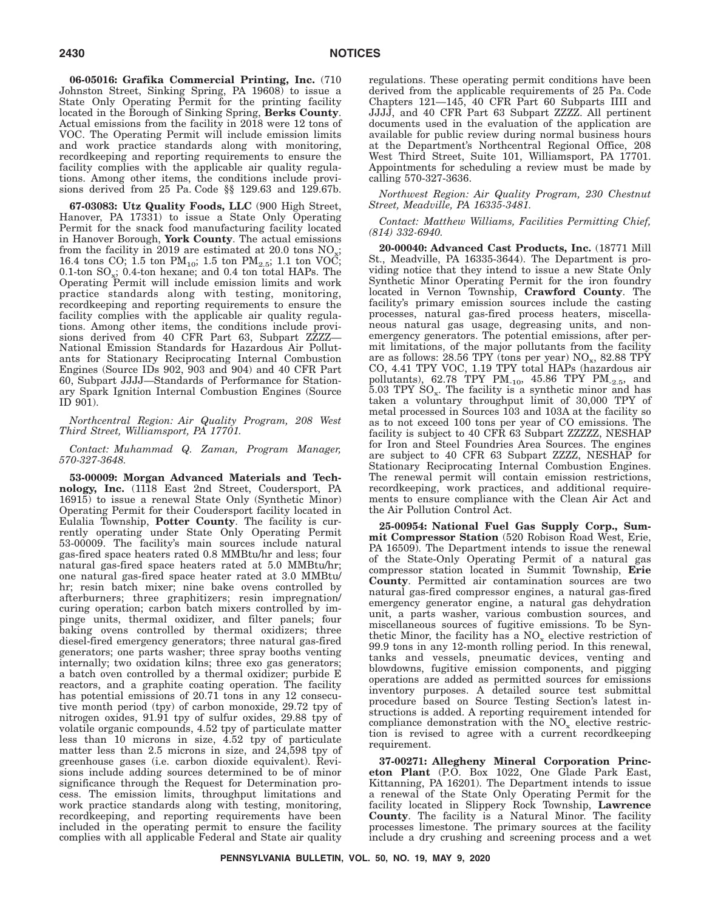**06-05016: Grafika Commercial Printing, Inc.** (710 Johnston Street, Sinking Spring, PA 19608) to issue a State Only Operating Permit for the printing facility located in the Borough of Sinking Spring, **Berks County**. Actual emissions from the facility in 2018 were 12 tons of VOC. The Operating Permit will include emission limits and work practice standards along with monitoring, recordkeeping and reporting requirements to ensure the facility complies with the applicable air quality regulations. Among other items, the conditions include provisions derived from 25 Pa. Code §§ 129.63 and 129.67b.

**67-03083: Utz Quality Foods, LLC** (900 High Street, Hanover, PA 17331) to issue a State Only Operating Permit for the snack food manufacturing facility located in Hanover Borough, **York County**. The actual emissions from the facility in 2019 are estimated at 20.0 tons $NO_x$; 16.4 tons CO; 1.5 ton $PM_{10}$; 1.5 ton $PM_{2.5}$; 1.1 ton VOC; 0.1-ton $SO_x$; 0.4-ton hexane; and 0.4 ton total HAPs. The Operating Permit will include emission limits and work practice standards along with testing, monitoring, recordkeeping and reporting requirements to ensure the facility complies with the applicable air quality regulations. Among other items, the conditions include provisions derived from 40 CFR Part 63, Subpart ZZZZ—National Emission Standards for Hazardous Air Pollutants for Stationary Reciprocating Internal Combustion Engines (Source IDs 902, 903 and 904) and 40 CFR Part 60, Subpart JJJJ—Standards of Performance for Stationary Spark Ignition Internal Combustion Engines (Source ID 901).

*Northcentral Region: Air Quality Program, 208 West Third Street, Williamsport, PA 17701.*

*Contact: Muhammad Q. Zaman, Program Manager, 570-327-3648.*

**53-00009: Morgan Advanced Materials and Technology, Inc.** (1118 East 2nd Street, Coudersport, PA 16915) to issue a renewal State Only (Synthetic Minor) Operating Permit for their Coudersport facility located in Eulalia Township, **Potter County**. The facility is currently operating under State Only Operating Permit 53-00009. The facility's main sources include natural gas-fired space heaters rated 0.8 MMBtu/hr and less; four natural gas-fired space heaters rated at 5.0 MMBtu/hr; one natural gas-fired space heater rated at 3.0 MMBtu/hr; resin batch mixer; nine bake ovens controlled by afterburners; three graphitizers; resin impregnation/curing operation; carbon batch mixers controlled by impinge units, thermal oxidizer, and filter panels; four baking ovens controlled by thermal oxidizers; three diesel-fired emergency generators; three natural gas-fired generators; one parts washer; three spray booths venting internally; two oxidation kilns; three exo gas generators; a batch oven controlled by a thermal oxidizer; purbide E reactors, and a graphite coating operation. The facility has potential emissions of 20.71 tons in any 12 consecutive month period (tpy) of carbon monoxide, 29.72 tpy of nitrogen oxides, 91.91 tpy of sulfur oxides, 29.88 tpy of volatile organic compounds, 4.52 tpy of particulate matter less than 10 microns in size, 4.52 tpy of particulate matter less than 2.5 microns in size, and 24,598 tpy of greenhouse gases (i.e. carbon dioxide equivalent). Revisions include adding sources determined to be of minor significance through the Request for Determination process. The emission limits, throughput limitations and work practice standards along with testing, monitoring, recordkeeping, and reporting requirements have been included in the operating permit to ensure the facility complies with all applicable Federal and State air quality regulations. These operating permit conditions have been derived from the applicable requirements of 25 Pa. Code Chapters 121—145, 40 CFR Part 60 Subparts IIII and JJJJ, and 40 CFR Part 63 Subpart ZZZZ. All pertinent documents used in the evaluation of the application are available for public review during normal business hours at the Department's Northcentral Regional Office, 208 West Third Street, Suite 101, Williamsport, PA 17701. Appointments for scheduling a review must be made by calling 570-327-3636.

*Northwest Region: Air Quality Program, 230 Chestnut Street, Meadville, PA 16335-3481.*

*Contact: Matthew Williams, Facilities Permitting Chief, (814) 332-6940.*

**20-00040: Advanced Cast Products, Inc.** (18771 Mill St., Meadville, PA 16335-3644). The Department is providing notice that they intend to issue a new State Only Synthetic Minor Operating Permit for the iron foundry located in Vernon Township, **Crawford County**. The facility's primary emission sources include the casting processes, natural gas-fired process heaters, miscellaneous natural gas usage, degreasing units, and non-emergency generators. The potential emissions, after permit limitations, of the major pollutants from the facility are as follows: 28.56 TPY (tons per year) $NO_x$, 82.88 TPY CO, 4.41 TPY VOC, 1.19 TPY total HAPs (hazardous air pollutants), 62.78 TPY $PM_{-10}$, 45.86 TPY $PM_{-2.5}$, and 5.03 TPY $SO_x$. The facility is a synthetic minor and has taken a voluntary throughput limit of 30,000 TPY of metal processed in Sources 103 and 103A at the facility so as to not exceed 100 tons per year of CO emissions. The facility is subject to 40 CFR 63 Subpart ZZZZZ, NESHAP for Iron and Steel Foundries Area Sources. The engines are subject to 40 CFR 63 Subpart ZZZZ, NESHAP for Stationary Reciprocating Internal Combustion Engines. The renewal permit will contain emission restrictions, recordkeeping, work practices, and additional requirements to ensure compliance with the Clean Air Act and the Air Pollution Control Act.

**25-00954: National Fuel Gas Supply Corp., Summit Compressor Station** (520 Robison Road West, Erie, PA 16509). The Department intends to issue the renewal of the State-Only Operating Permit of a natural gas compressor station located in Summit Township, **Erie County**. Permitted air contamination sources are two natural gas-fired compressor engines, a natural gas-fired emergency generator engine, a natural gas dehydration unit, a parts washer, various combustion sources, and miscellaneous sources of fugitive emissions. To be Synthetic Minor, the facility has a $NO_x$ elective restriction of 99.9 tons in any 12-month rolling period. In this renewal, tanks and vessels, pneumatic devices, venting and blowdowns, fugitive emission components, and pigging operations are added as permitted sources for emissions inventory purposes. A detailed source test submittal procedure based on Source Testing Section's latest instructions is added. A reporting requirement intended for compliance demonstration with the $NO_x$ elective restriction is revised to agree with a current recordkeeping requirement.

**37-00271: Allegheny Mineral Corporation Princeton Plant** (P.O. Box 1022, One Glade Park East, Kittanning, PA 16201). The Department intends to issue a renewal of the State Only Operating Permit for the facility located in Slippery Rock Township, **Lawrence County**. The facility is a Natural Minor. The facility processes limestone. The primary sources at the facility include a dry crushing and screening process and a wet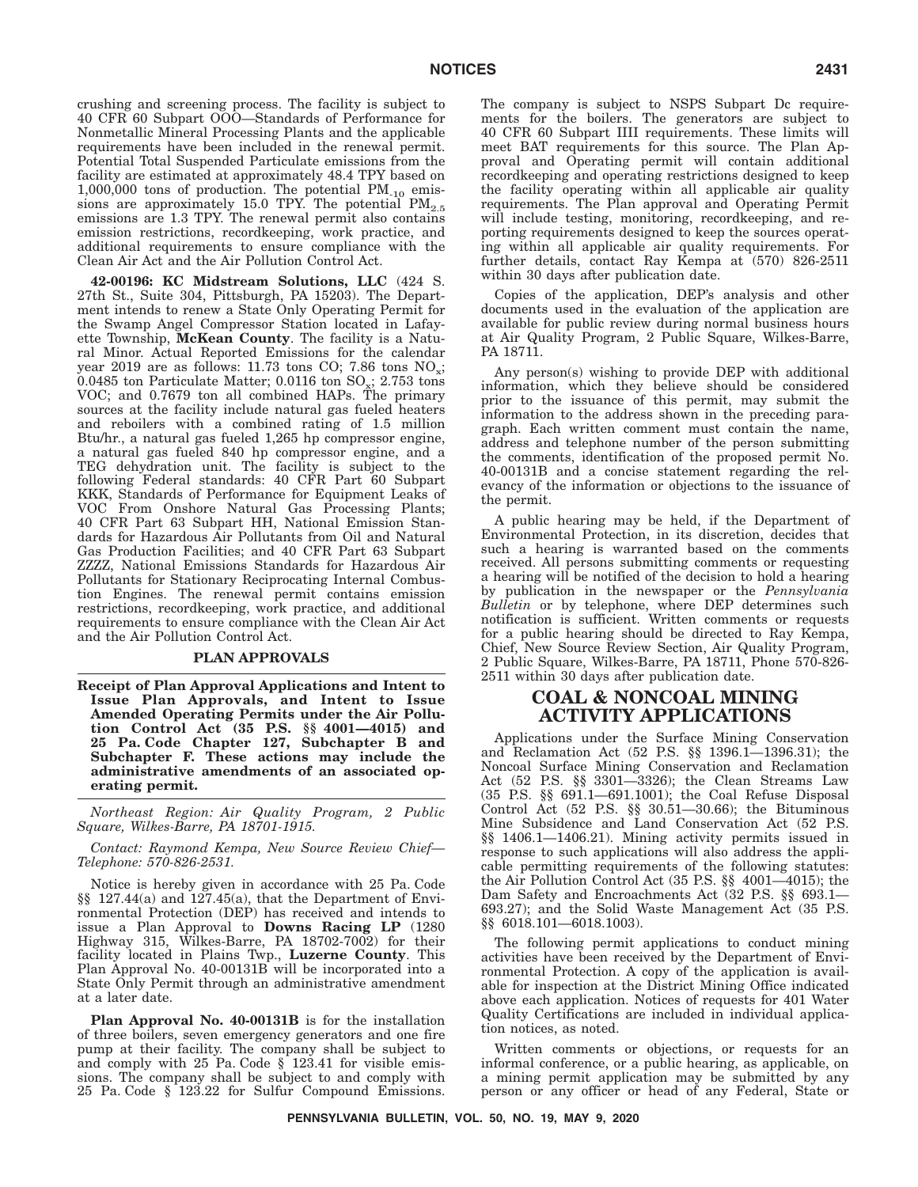crushing and screening process. The facility is subject to 40 CFR 60 Subpart OOO—Standards of Performance for Nonmetallic Mineral Processing Plants and the applicable requirements have been included in the renewal permit. Potential Total Suspended Particulate emissions from the facility are estimated at approximately 48.4 TPY based on 1,000,000 tons of production. The potential $PM_{-10}$ emissions are approximately 15.0 TPY. The potential $PM_{2.5}$ emissions are 1.3 TPY. The renewal permit also contains emission restrictions, recordkeeping, work practice, and additional requirements to ensure compliance with the Clean Air Act and the Air Pollution Control Act.

**42-00196: KC Midstream Solutions, LLC** (424 S. 27th St., Suite 304, Pittsburgh, PA 15203). The Department intends to renew a State Only Operating Permit for the Swamp Angel Compressor Station located in Lafayette Township, **McKean County**. The facility is a Natural Minor. Actual Reported Emissions for the calendar year 2019 are as follows: 11.73 tons CO; 7.86 tons $NO_x$; 0.0485 ton Particulate Matter; 0.0116 ton $SO_x$; 2.753 tons VOC; and 0.7679 ton all combined HAPs. The primary sources at the facility include natural gas fueled heaters and reboilers with a combined rating of 1.5 million Btu/hr., a natural gas fueled 1,265 hp compressor engine, a natural gas fueled 840 hp compressor engine, and a TEG dehydration unit. The facility is subject to the following Federal standards: 40 CFR Part 60 Subpart KKK, Standards of Performance for Equipment Leaks of VOC From Onshore Natural Gas Processing Plants; 40 CFR Part 63 Subpart HH, National Emission Standards for Hazardous Air Pollutants from Oil and Natural Gas Production Facilities; and 40 CFR Part 63 Subpart ZZZZ, National Emissions Standards for Hazardous Air Pollutants for Stationary Reciprocating Internal Combustion Engines. The renewal permit contains emission restrictions, recordkeeping, work practice, and additional requirements to ensure compliance with the Clean Air Act and the Air Pollution Control Act.

## PLAN APPROVALS

**Receipt of Plan Approval Applications and Intent to Issue Plan Approvals, and Intent to Issue Amended Operating Permits under the Air Pollution Control Act (35 P.S. §§ 4001—4015) and 25 Pa. Code Chapter 127, Subchapter B and Subchapter F. These actions may include the administrative amendments of an associated operating permit.**

*Northeast Region: Air Quality Program, 2 Public Square, Wilkes-Barre, PA 18701-1915.*

*Contact: Raymond Kempa, New Source Review Chief—Telephone: 570-826-2531.*

Notice is hereby given in accordance with 25 Pa. Code §§ 127.44(a) and 127.45(a), that the Department of Environmental Protection (DEP) has received and intends to issue a Plan Approval to **Downs Racing LP** (1280 Highway 315, Wilkes-Barre, PA 18702-7002) for their facility located in Plains Twp., **Luzerne County**. This Plan Approval No. 40-00131B will be incorporated into a State Only Permit through an administrative amendment at a later date.

**Plan Approval No. 40-00131B** is for the installation of three boilers, seven emergency generators and one fire pump at their facility. The company shall be subject to and comply with 25 Pa. Code § 123.41 for visible emissions. The company shall be subject to and comply with 25 Pa. Code § 123.22 for Sulfur Compound Emissions. The company is subject to NSPS Subpart Dc requirements for the boilers. The generators are subject to 40 CFR 60 Subpart IIII requirements. These limits will meet BAT requirements for this source. The Plan Approval and Operating permit will contain additional recordkeeping and operating restrictions designed to keep the facility operating within all applicable air quality requirements. The Plan approval and Operating Permit will include testing, monitoring, recordkeeping, and reporting requirements designed to keep the sources operating within all applicable air quality requirements. For further details, contact Ray Kempa at (570) 826-2511 within 30 days after publication date.

Copies of the application, DEP's analysis and other documents used in the evaluation of the application are available for public review during normal business hours at Air Quality Program, 2 Public Square, Wilkes-Barre, PA 18711.

Any person(s) wishing to provide DEP with additional information, which they believe should be considered prior to the issuance of this permit, may submit the information to the address shown in the preceding paragraph. Each written comment must contain the name, address and telephone number of the person submitting the comments, identification of the proposed permit No. 40-00131B and a concise statement regarding the relevancy of the information or objections to the issuance of the permit.

A public hearing may be held, if the Department of Environmental Protection, in its discretion, decides that such a hearing is warranted based on the comments received. All persons submitting comments or requesting a hearing will be notified of the decision to hold a hearing by publication in the newspaper or the *Pennsylvania Bulletin* or by telephone, where DEP determines such notification is sufficient. Written comments or requests for a public hearing should be directed to Ray Kempa, Chief, New Source Review Section, Air Quality Program, 2 Public Square, Wilkes-Barre, PA 18711, Phone 570-826-2511 within 30 days after publication date.

# COAL & NONCOAL MINING ACTIVITY APPLICATIONS

Applications under the Surface Mining Conservation and Reclamation Act (52 P.S. §§ 1396.1—1396.31); the Noncoal Surface Mining Conservation and Reclamation Act (52 P.S. §§ 3301—3326); the Clean Streams Law (35 P.S. §§ 691.1—691.1001); the Coal Refuse Disposal Control Act (52 P.S. §§ 30.51—30.66); the Bituminous Mine Subsidence and Land Conservation Act (52 P.S. §§ 1406.1—1406.21). Mining activity permits issued in response to such applications will also address the applicable permitting requirements of the following statutes: the Air Pollution Control Act (35 P.S. §§ 4001—4015); the Dam Safety and Encroachments Act (32 P.S. §§ 693.1—693.27); and the Solid Waste Management Act (35 P.S. §§ 6018.101—6018.1003).

The following permit applications to conduct mining activities have been received by the Department of Environmental Protection. A copy of the application is available for inspection at the District Mining Office indicated above each application. Notices of requests for 401 Water Quality Certifications are included in individual application notices, as noted.

Written comments or objections, or requests for an informal conference, or a public hearing, as applicable, on a mining permit application may be submitted by any person or any officer or head of any Federal, State or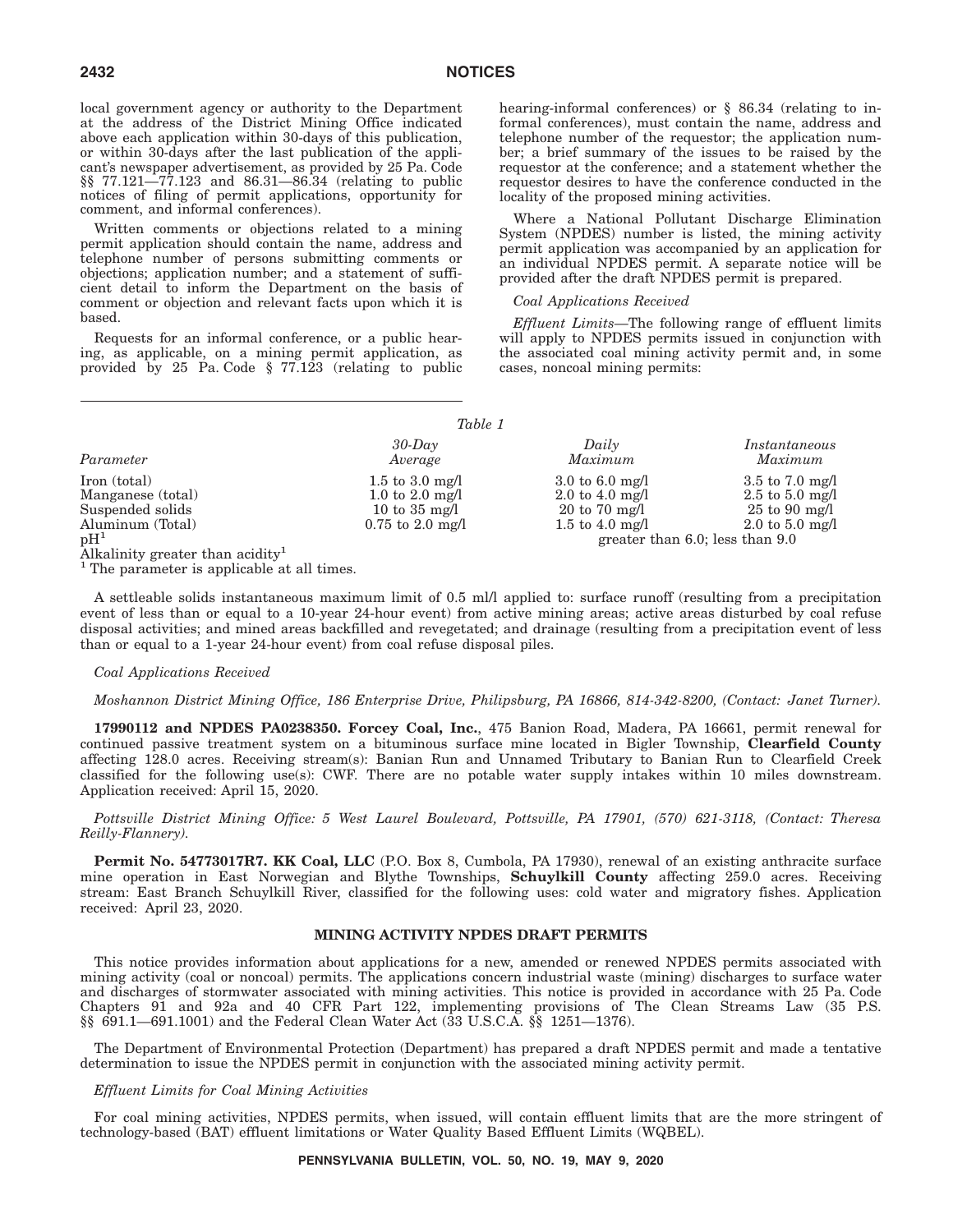local government agency or authority to the Department at the address of the District Mining Office indicated above each application within 30-days of this publication, or within 30-days after the last publication of the applicant's newspaper advertisement, as provided by 25 Pa. Code §§ 77.121—77.123 and 86.31—86.34 (relating to public notices of filing of permit applications, opportunity for comment, and informal conferences).

Written comments or objections related to a mining permit application should contain the name, address and telephone number of persons submitting comments or objections; application number; and a statement of sufficient detail to inform the Department on the basis of comment or objection and relevant facts upon which it is based.

Requests for an informal conference, or a public hearing, as applicable, on a mining permit application, as provided by 25 Pa. Code § 77.123 (relating to public hearing-informal conferences) or § 86.34 (relating to informal conferences), must contain the name, address and telephone number of the requestor; the application number; a brief summary of the issues to be raised by the requestor at the conference; and a statement whether the requestor desires to have the conference conducted in the locality of the proposed mining activities.

Where a National Pollutant Discharge Elimination System (NPDES) number is listed, the mining activity permit application was accompanied by an application for an individual NPDES permit. A separate notice will be provided after the draft NPDES permit is prepared.

*Coal Applications Received*

*Effluent Limits*—The following range of effluent limits will apply to NPDES permits issued in conjunction with the associated coal mining activity permit and, in some cases, noncoal mining permits:

*Table 1*

| *Parameter* | *30-Day Average* | *Daily Maximum* | *Instantaneous Maximum* |
|---|---|---|---|
| Iron (total) | 1.5 to 3.0 mg/l | 3.0 to 6.0 mg/l | 3.5 to 7.0 mg/l |
| Manganese (total) | 1.0 to 2.0 mg/l | 2.0 to 4.0 mg/l | 2.5 to 5.0 mg/l |
| Suspended solids | 10 to 35 mg/l | 20 to 70 mg/l | 25 to 90 mg/l |
| Aluminum (Total) | 0.75 to 2.0 mg/l | 1.5 to 4.0 mg/l | 2.0 to 5.0 mg/l |
| pH[1] | | greater than 6.0; less than 9.0 | |
| Alkalinity greater than acidity[1] | | | |

[1] The parameter is applicable at all times.

A settleable solids instantaneous maximum limit of 0.5 ml/l applied to: surface runoff (resulting from a precipitation event of less than or equal to a 10-year 24-hour event) from active mining areas; active areas disturbed by coal refuse disposal activities; and mined areas backfilled and revegetated; and drainage (resulting from a precipitation event of less than or equal to a 1-year 24-hour event) from coal refuse disposal piles.

*Coal Applications Received*

*Moshannon District Mining Office, 186 Enterprise Drive, Philipsburg, PA 16866, 814-342-8200, (Contact: Janet Turner).*

**17990112 and NPDES PA0238350. Forcey Coal, Inc.**, 475 Banion Road, Madera, PA 16661, permit renewal for continued passive treatment system on a bituminous surface mine located in Bigler Township, **Clearfield County** affecting 128.0 acres. Receiving stream(s): Banian Run and Unnamed Tributary to Banian Run to Clearfield Creek classified for the following use(s): CWF. There are no potable water supply intakes within 10 miles downstream. Application received: April 15, 2020.

*Pottsville District Mining Office: 5 West Laurel Boulevard, Pottsville, PA 17901, (570) 621-3118, (Contact: Theresa Reilly-Flannery).*

**Permit No. 54773017R7. KK Coal, LLC** (P.O. Box 8, Cumbola, PA 17930), renewal of an existing anthracite surface mine operation in East Norwegian and Blythe Townships, **Schuylkill County** affecting 259.0 acres. Receiving stream: East Branch Schuylkill River, classified for the following uses: cold water and migratory fishes. Application received: April 23, 2020.

## MINING ACTIVITY NPDES DRAFT PERMITS

This notice provides information about applications for a new, amended or renewed NPDES permits associated with mining activity (coal or noncoal) permits. The applications concern industrial waste (mining) discharges to surface water and discharges of stormwater associated with mining activities. This notice is provided in accordance with 25 Pa. Code Chapters 91 and 92a and 40 CFR Part 122, implementing provisions of The Clean Streams Law (35 P.S. §§ 691.1—691.1001) and the Federal Clean Water Act (33 U.S.C.A. §§ 1251—1376).

The Department of Environmental Protection (Department) has prepared a draft NPDES permit and made a tentative determination to issue the NPDES permit in conjunction with the associated mining activity permit.

*Effluent Limits for Coal Mining Activities*

For coal mining activities, NPDES permits, when issued, will contain effluent limits that are the more stringent of technology-based (BAT) effluent limitations or Water Quality Based Effluent Limits (WQBEL).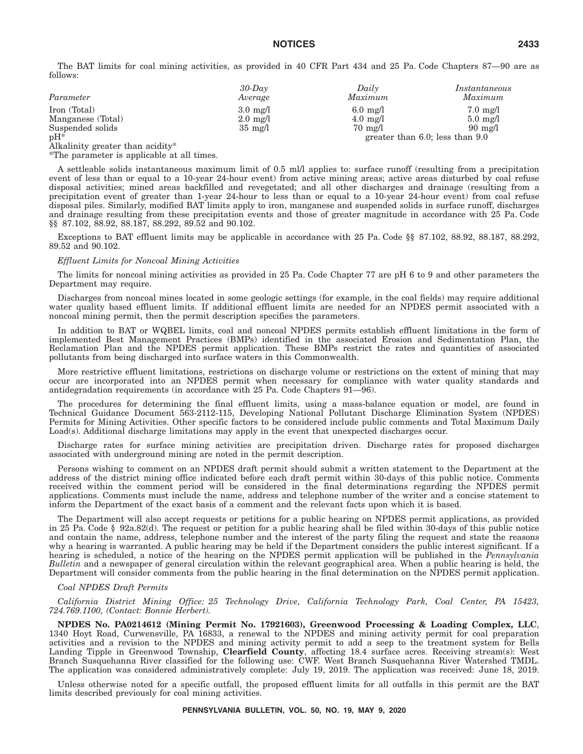The BAT limits for coal mining activities, as provided in 40 CFR Part 434 and 25 Pa. Code Chapters 87—90 are as follows:

| *Parameter* | *30-Day Average* | *Daily Maximum* | *Instantaneous Maximum* |
|---|---|---|---|
| Iron (Total) | 3.0 mg/l | 6.0 mg/l | 7.0 mg/l |
| Manganese (Total) | 2.0 mg/l | 4.0 mg/l | 5.0 mg/l |
| Suspended solids | 35 mg/l | 70 mg/l | 90 mg/l |
| pH* | | greater than 6.0; less than 9.0 | |
| Alkalinity greater than acidity* | | | |

*The parameter is applicable at all times.

A settleable solids instantaneous maximum limit of 0.5 ml/l applies to: surface runoff (resulting from a precipitation event of less than or equal to a 10-year 24-hour event) from active mining areas; active areas disturbed by coal refuse disposal activities; mined areas backfilled and revegetated; and all other discharges and drainage (resulting from a precipitation event of greater than 1-year 24-hour to less than or equal to a 10-year 24-hour event) from coal refuse disposal piles. Similarly, modified BAT limits apply to iron, manganese and suspended solids in surface runoff, discharges and drainage resulting from these precipitation events and those of greater magnitude in accordance with 25 Pa. Code §§ 87.102, 88.92, 88.187, 88.292, 89.52 and 90.102.

Exceptions to BAT effluent limits may be applicable in accordance with 25 Pa. Code §§ 87.102, 88.92, 88.187, 88.292, 89.52 and 90.102.

*Effluent Limits for Noncoal Mining Activities*

The limits for noncoal mining activities as provided in 25 Pa. Code Chapter 77 are pH 6 to 9 and other parameters the Department may require.

Discharges from noncoal mines located in some geologic settings (for example, in the coal fields) may require additional water quality based effluent limits. If additional effluent limits are needed for an NPDES permit associated with a noncoal mining permit, then the permit description specifies the parameters.

In addition to BAT or WQBEL limits, coal and noncoal NPDES permits establish effluent limitations in the form of implemented Best Management Practices (BMPs) identified in the associated Erosion and Sedimentation Plan, the Reclamation Plan and the NPDES permit application. These BMPs restrict the rates and quantities of associated pollutants from being discharged into surface waters in this Commonwealth.

More restrictive effluent limitations, restrictions on discharge volume or restrictions on the extent of mining that may occur are incorporated into an NPDES permit when necessary for compliance with water quality standards and antidegradation requirements (in accordance with 25 Pa. Code Chapters 91—96).

The procedures for determining the final effluent limits, using a mass-balance equation or model, are found in Technical Guidance Document 563-2112-115, Developing National Pollutant Discharge Elimination System (NPDES) Permits for Mining Activities. Other specific factors to be considered include public comments and Total Maximum Daily Load(s). Additional discharge limitations may apply in the event that unexpected discharges occur.

Discharge rates for surface mining activities are precipitation driven. Discharge rates for proposed discharges associated with underground mining are noted in the permit description.

Persons wishing to comment on an NPDES draft permit should submit a written statement to the Department at the address of the district mining office indicated before each draft permit within 30-days of this public notice. Comments received within the comment period will be considered in the final determinations regarding the NPDES permit applications. Comments must include the name, address and telephone number of the writer and a concise statement to inform the Department of the exact basis of a comment and the relevant facts upon which it is based.

The Department will also accept requests or petitions for a public hearing on NPDES permit applications, as provided in 25 Pa. Code § 92a.82(d). The request or petition for a public hearing shall be filed within 30-days of this public notice and contain the name, address, telephone number and the interest of the party filing the request and state the reasons why a hearing is warranted. A public hearing may be held if the Department considers the public interest significant. If a hearing is scheduled, a notice of the hearing on the NPDES permit application will be published in the *Pennsylvania Bulletin* and a newspaper of general circulation within the relevant geographical area. When a public hearing is held, the Department will consider comments from the public hearing in the final determination on the NPDES permit application.

*Coal NPDES Draft Permits*

*California District Mining Office: 25 Technology Drive, California Technology Park, Coal Center, PA 15423, 724.769.1100, (Contact: Bonnie Herbert).*

**NPDES No. PA0214612 (Mining Permit No. 17921603), Greenwood Processing & Loading Complex, LLC**, 1340 Hoyt Road, Curwensville, PA 16833, a renewal to the NPDES and mining activity permit for coal preparation activities and a revision to the NPDES and mining activity permit to add a seep to the treatment system for Bells Landing Tipple in Greenwood Township, **Clearfield County**, affecting 18.4 surface acres. Receiving stream(s): West Branch Susquehanna River classified for the following use: CWF. West Branch Susquehanna River Watershed TMDL. The application was considered administratively complete: July 19, 2019. The application was received: June 18, 2019.

Unless otherwise noted for a specific outfall, the proposed effluent limits for all outfalls in this permit are the BAT limits described previously for coal mining activities.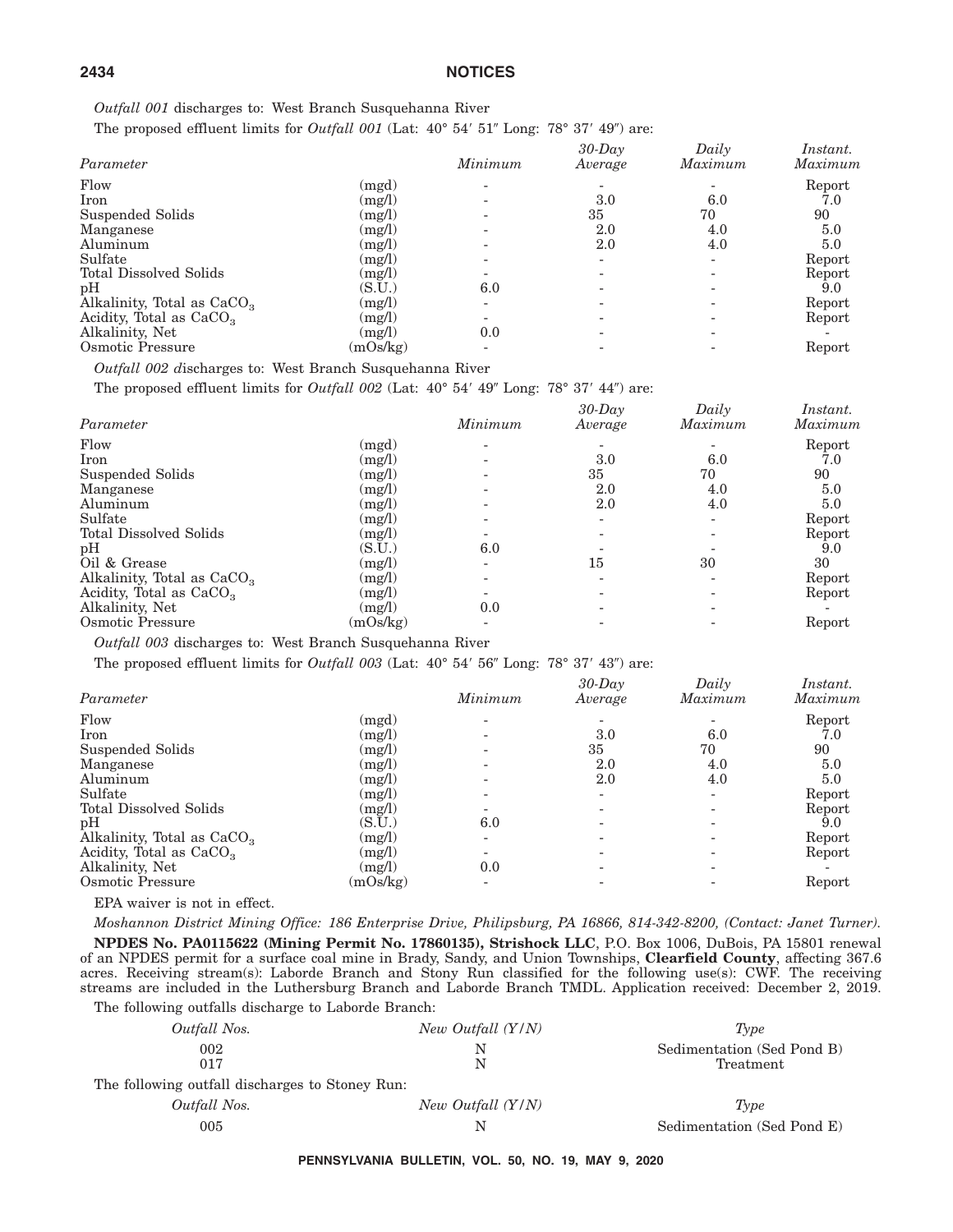*Outfall 001* discharges to: West Branch Susquehanna River

The proposed effluent limits for *Outfall 001* (Lat: 40° 54′ 51″ Long: 78° 37′ 49″) are:

| *Parameter* | | *Minimum* | *30-Day Average* | *Daily Maximum* | *Instant. Maximum* |
|---|---|---|---|---|---|
| Flow | (mgd) | - | - | - | Report |
| Iron | (mg/l) | - | 3.0 | 6.0 | 7.0 |
| Suspended Solids | (mg/l) | - | 35 | 70 | 90 |
| Manganese | (mg/l) | - | 2.0 | 4.0 | 5.0 |
| Aluminum | (mg/l) | - | 2.0 | 4.0 | 5.0 |
| Sulfate | (mg/l) | - | - | - | Report |
| Total Dissolved Solids | (mg/l) | - | - | - | Report |
| pH | (S.U.) | 6.0 | - | - | 9.0 |
| Alkalinity, Total as $CaCO_3$ | (mg/l) | - | - | - | Report |
| Acidity, Total as $CaCO_3$ | (mg/l) | - | - | - | Report |
| Alkalinity, Net | (mg/l) | 0.0 | - | - | - |
| Osmotic Pressure | (mOs/kg) | - | - | - | Report |

*Outfall 002 d*ischarges to: West Branch Susquehanna River

The proposed effluent limits for *Outfall 002* (Lat: 40° 54′ 49″ Long: 78° 37′ 44″) are:

| *Parameter* | | *Minimum* | *30-Day Average* | *Daily Maximum* | *Instant. Maximum* |
|---|---|---|---|---|---|
| Flow | (mgd) | - | - | - | Report |
| Iron | (mg/l) | - | 3.0 | 6.0 | 7.0 |
| Suspended Solids | (mg/l) | - | 35 | 70 | 90 |
| Manganese | (mg/l) | - | 2.0 | 4.0 | 5.0 |
| Aluminum | (mg/l) | - | 2.0 | 4.0 | 5.0 |
| Sulfate | (mg/l) | - | - | - | Report |
| Total Dissolved Solids | (mg/l) | - | - | - | Report |
| pH | (S.U.) | 6.0 | - | - | 9.0 |
| Oil & Grease | (mg/l) | - | 15 | 30 | 30 |
| Alkalinity, Total as $CaCO_3$ | (mg/l) | - | - | - | Report |
| Acidity, Total as $CaCO_3$ | (mg/l) | - | - | - | Report |
| Alkalinity, Net | (mg/l) | 0.0 | - | - | - |
| Osmotic Pressure | (mOs/kg) | - | - | - | Report |

*Outfall 003* discharges to: West Branch Susquehanna River

The proposed effluent limits for *Outfall 003* (Lat: 40° 54′ 56″ Long: 78° 37′ 43″) are:

| *Parameter* | | *Minimum* | *30-Day Average* | *Daily Maximum* | *Instant. Maximum* |
|---|---|---|---|---|---|
| Flow | (mgd) | - | - | - | Report |
| Iron | (mg/l) | - | 3.0 | 6.0 | 7.0 |
| Suspended Solids | (mg/l) | - | 35 | 70 | 90 |
| Manganese | (mg/l) | - | 2.0 | 4.0 | 5.0 |
| Aluminum | (mg/l) | - | 2.0 | 4.0 | 5.0 |
| Sulfate | (mg/l) | - | - | - | Report |
| Total Dissolved Solids | (mg/l) | - | - | - | Report |
| pH | (S.U.) | 6.0 | - | - | 9.0 |
| Alkalinity, Total as $CaCO_3$ | (mg/l) | - | - | - | Report |
| Acidity, Total as $CaCO_3$ | (mg/l) | - | - | - | Report |
| Alkalinity, Net | (mg/l) | 0.0 | - | - | - |
| Osmotic Pressure | (mOs/kg) | - | - | - | Report |

EPA waiver is not in effect.

*Moshannon District Mining Office: 186 Enterprise Drive, Philipsburg, PA 16866, 814-342-8200, (Contact: Janet Turner).*

**NPDES No. PA0115622 (Mining Permit No. 17860135), Strishock LLC**, P.O. Box 1006, DuBois, PA 15801 renewal of an NPDES permit for a surface coal mine in Brady, Sandy, and Union Townships, **Clearfield County**, affecting 367.6 acres. Receiving stream(s): Laborde Branch and Stony Run classified for the following use(s): CWF. The receiving streams are included in the Luthersburg Branch and Laborde Branch TMDL. Application received: December 2, 2019.

The following outfalls discharge to Laborde Branch:

| *Outfall Nos.* | *New Outfall (Y/N)* | *Type* |
|---|---|---|
| 002 | N | Sedimentation (Sed Pond B) |
| 017 | N | Treatment |

The following outfall discharges to Stoney Run:

| *Outfall Nos.* | *New Outfall (Y/N)* | *Type* |
|---|---|---|
| 005 | N | Sedimentation (Sed Pond E) |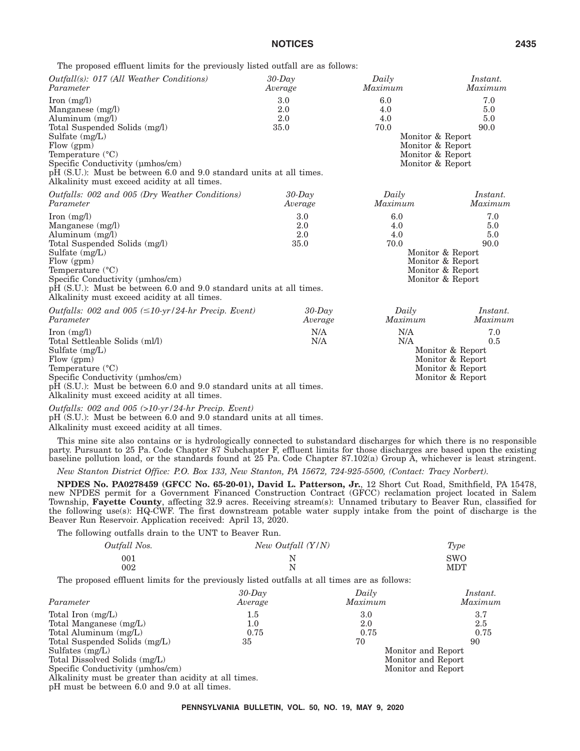The proposed effluent limits for the previously listed outfall are as follows:

| *Outfall(s): 017 (All Weather Conditions)* *Parameter* | *30-Day* *Average* | *Daily* *Maximum* | *Instant.* *Maximum* |
|---|---|---|---|
| Iron (mg/l) | 3.0 | 6.0 | 7.0 |
| Manganese (mg/l) | 2.0 | 4.0 | 5.0 |
| Aluminum (mg/l) | 2.0 | 4.0 | 5.0 |
| Total Suspended Solids (mg/l) | 35.0 | 70.0 | 90.0 |
| Sulfate (mg/L) | | Monitor & Report | |
| Flow (gpm) | | Monitor & Report | |
| Temperature (°C) | | Monitor & Report | |
| Specific Conductivity (µmhos/cm) | | Monitor & Report | |

pH (S.U.): Must be between 6.0 and 9.0 standard units at all times.
Alkalinity must exceed acidity at all times.

| *Outfalls: 002 and 005 (Dry Weather Conditions)* *Parameter* | *30-Day* *Average* | *Daily* *Maximum* | *Instant.* *Maximum* |
|---|---|---|---|
| Iron (mg/l) | 3.0 | 6.0 | 7.0 |
| Manganese (mg/l) | 2.0 | 4.0 | 5.0 |
| Aluminum (mg/l) | 2.0 | 4.0 | 5.0 |
| Total Suspended Solids (mg/l) | 35.0 | 70.0 | 90.0 |
| Sulfate (mg/L) | | Monitor & Report | |
| Flow (gpm) | | Monitor & Report | |
| Temperature (°C) | | Monitor & Report | |
| Specific Conductivity (µmhos/cm) | | Monitor & Report | |

pH (S.U.): Must be between 6.0 and 9.0 standard units at all times.
Alkalinity must exceed acidity at all times.

| *Outfalls: 002 and 005 (≤10-yr/24-hr Precip. Event)* *Parameter* | *30-Day* *Average* | *Daily* *Maximum* | *Instant.* *Maximum* |
|---|---|---|---|
| Iron (mg/l) | N/A | N/A | 7.0 |
| Total Settleable Solids (ml/l) | N/A | N/A | 0.5 |
| Sulfate (mg/L) | | Monitor & Report | |
| Flow (gpm) | | Monitor & Report | |
| Temperature (°C) | | Monitor & Report | |
| Specific Conductivity (µmhos/cm) | | Monitor & Report | |

pH (S.U.): Must be between 6.0 and 9.0 standard units at all times.
Alkalinity must exceed acidity at all times.

*Outfalls: 002 and 005 (>10-yr/24-hr Precip. Event)*
pH (S.U.): Must be between 6.0 and 9.0 standard units at all times.
Alkalinity must exceed acidity at all times.

This mine site also contains or is hydrologically connected to substandard discharges for which there is no responsible party. Pursuant to 25 Pa. Code Chapter 87 Subchapter F, effluent limits for those discharges are based upon the existing baseline pollution load, or the standards found at 25 Pa. Code Chapter 87.102(a) Group A, whichever is least stringent.

*New Stanton District Office: P.O. Box 133, New Stanton, PA 15672, 724-925-5500, (Contact: Tracy Norbert).*

**NPDES No. PA0278459 (GFCC No. 65-20-01), David L. Patterson, Jr.**, 12 Short Cut Road, Smithfield, PA 15478, new NPDES permit for a Government Financed Construction Contract (GFCC) reclamation project located in Salem Township, **Fayette County**, affecting 32.9 acres. Receiving stream(s): Unnamed tributary to Beaver Run, classified for the following use(s): HQ-CWF. The first downstream potable water supply intake from the point of discharge is the Beaver Run Reservoir. Application received: April 13, 2020.

The following outfalls drain to the UNT to Beaver Run.

| *Outfall Nos.* | *New Outfall (Y/N)* | *Type* |
|---|---|---|
| 001 | N | SWO |
| 002 | N | MDT |

The proposed effluent limits for the previously listed outfalls at all times are as follows:

| *Parameter* | *30-Day* *Average* | *Daily* *Maximum* | *Instant.* *Maximum* |
|---|---|---|---|
| Total Iron (mg/L) | 1.5 | 3.0 | 3.7 |
| Total Manganese (mg/L) | 1.0 | 2.0 | 2.5 |
| Total Aluminum (mg/L) | 0.75 | 0.75 | 0.75 |
| Total Suspended Solids (mg/L) | 35 | 70 | 90 |
| Sulfates (mg/L) | | Monitor and Report | |
| Total Dissolved Solids (mg/L) | | Monitor and Report | |
| Specific Conductivity (µmhos/cm) | | Monitor and Report | |

Alkalinity must be greater than acidity at all times.
pH must be between 6.0 and 9.0 at all times.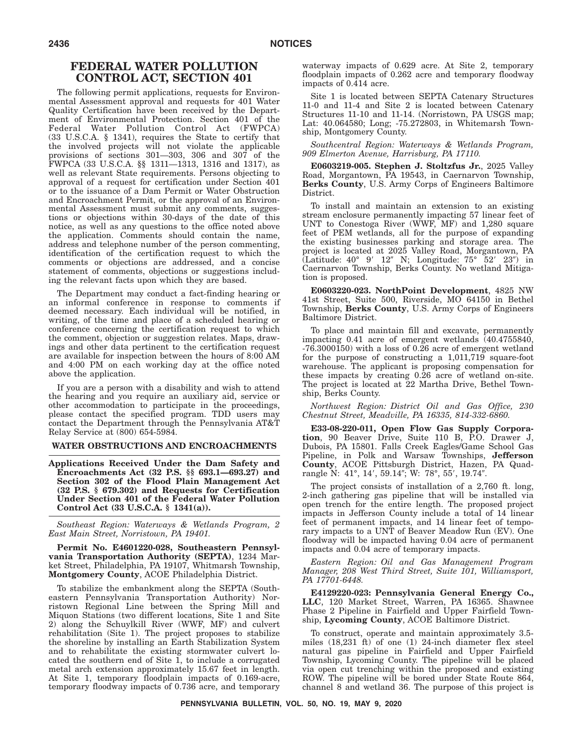# FEDERAL WATER POLLUTION CONTROL ACT, SECTION 401

The following permit applications, requests for Environmental Assessment approval and requests for 401 Water Quality Certification have been received by the Department of Environmental Protection. Section 401 of the Federal Water Pollution Control Act (FWPCA) (33 U.S.C.A. § 1341), requires the State to certify that the involved projects will not violate the applicable provisions of sections 301—303, 306 and 307 of the FWPCA (33 U.S.C.A. §§ 1311—1313, 1316 and 1317), as well as relevant State requirements. Persons objecting to approval of a request for certification under Section 401 or to the issuance of a Dam Permit or Water Obstruction and Encroachment Permit, or the approval of an Environmental Assessment must submit any comments, suggestions or objections within 30-days of the date of this notice, as well as any questions to the office noted above the application. Comments should contain the name, address and telephone number of the person commenting, identification of the certification request to which the comments or objections are addressed, and a concise statement of comments, objections or suggestions including the relevant facts upon which they are based.

The Department may conduct a fact-finding hearing or an informal conference in response to comments if deemed necessary. Each individual will be notified, in writing, of the time and place of a scheduled hearing or conference concerning the certification request to which the comment, objection or suggestion relates. Maps, drawings and other data pertinent to the certification request are available for inspection between the hours of 8:00 AM and 4:00 PM on each working day at the office noted above the application.

If you are a person with a disability and wish to attend the hearing and you require an auxiliary aid, service or other accommodation to participate in the proceedings, please contact the specified program. TDD users may contact the Department through the Pennsylvania AT&T Relay Service at (800) 654-5984.

## WATER OBSTRUCTIONS AND ENCROACHMENTS

**Applications Received Under the Dam Safety and Encroachments Act (32 P.S. §§ 693.1—693.27) and Section 302 of the Flood Plain Management Act (32 P.S. § 679.302) and Requests for Certification Under Section 401 of the Federal Water Pollution Control Act (33 U.S.C.A. § 1341(a)).**

*Southeast Region: Waterways & Wetlands Program, 2 East Main Street, Norristown, PA 19401.*

**Permit No. E4601220-028, Southeastern Pennsylvania Transportation Authority (SEPTA)**, 1234 Market Street, Philadelphia, PA 19107, Whitmarsh Township, **Montgomery County**, ACOE Philadelphia District.

To stabilize the embankment along the SEPTA (Southeastern Pennsylvania Transportation Authority) Norristown Regional Line between the Spring Mill and Miquon Stations (two different locations, Site 1 and Site 2) along the Schuylkill River (WWF, MF) and culvert rehabilitation (Site 1). The project proposes to stabilize the shoreline by installing an Earth Stabilization System and to rehabilitate the existing stormwater culvert located the southern end of Site 1, to include a corrugated metal arch extension approximately 15.67 feet in length. At Site 1, temporary floodplain impacts of 0.169-acre, temporary floodway impacts of 0.736 acre, and temporary waterway impacts of 0.629 acre. At Site 2, temporary floodplain impacts of 0.262 acre and temporary floodway impacts of 0.414 acre.

Site 1 is located between SEPTA Catenary Structures 11-0 and 11-4 and Site 2 is located between Catenary Structures 11-10 and 11-14. (Norristown, PA USGS map; Lat: 40.064580; Long; -75.272803, in Whitemarsh Township, Montgomery County.

*Southcentral Region: Waterways & Wetlands Program, 909 Elmerton Avenue, Harrisburg, PA 17110.*

**E0603219-005. Stephen J. Stoltzfus Jr.**, 2025 Valley Road, Morgantown, PA 19543, in Caernarvon Township, **Berks County**, U.S. Army Corps of Engineers Baltimore District.

To install and maintain an extension to an existing stream enclosure permanently impacting 57 linear feet of UNT to Conestoga River (WWF, MF) and 1,280 square feet of PEM wetlands, all for the purpose of expanding the existing businesses parking and storage area. The project is located at 2025 Valley Road, Morgantown, PA (Latitude: 40° 9′ 12″ N; Longitude: 75° 52′ 23″) in Caernarvon Township, Berks County. No wetland Mitigation is proposed.

**E0603220-023. NorthPoint Development**, 4825 NW 41st Street, Suite 500, Riverside, MO 64150 in Bethel Township, **Berks County**, U.S. Army Corps of Engineers Baltimore District.

To place and maintain fill and excavate, permanently impacting 0.41 acre of emergent wetlands (40.4755840, -76.3000150) with a loss of 0.26 acre of emergent wetland for the purpose of constructing a 1,011,719 square-foot warehouse. The applicant is proposing compensation for these impacts by creating 0.26 acre of wetland on-site. The project is located at 22 Martha Drive, Bethel Township, Berks County.

*Northwest Region: District Oil and Gas Office, 230 Chestnut Street, Meadville, PA 16335, 814-332-6860.*

**E33-08-220-011, Open Flow Gas Supply Corporation**, 90 Beaver Drive, Suite 110 B, P.O. Drawer J, Dubois, PA 15801. Falls Creek Eagles/Game School Gas Pipeline, in Polk and Warsaw Townships, **Jefferson County**, ACOE Pittsburgh District, Hazen, PA Quadrangle N: 41°, 14′, 59.14″; W: 78°, 55′, 19.74″.

The project consists of installation of a 2,760 ft. long, 2-inch gathering gas pipeline that will be installed via open trench for the entire length. The proposed project impacts in Jefferson County include a total of 14 linear feet of permanent impacts, and 14 linear feet of temporary impacts to a UNT of Beaver Meadow Run (EV). One floodway will be impacted having 0.04 acre of permanent impacts and 0.04 acre of temporary impacts.

*Eastern Region: Oil and Gas Management Program Manager, 208 West Third Street, Suite 101, Williamsport, PA 17701-6448.*

**E4129220-023: Pennsylvania General Energy Co., LLC**, 120 Market Street, Warren, PA 16365. Shawnee Phase 2 Pipeline in Fairfield and Upper Fairfield Township, **Lycoming County**, ACOE Baltimore District.

To construct, operate and maintain approximately 3.5-miles (18,231 ft) of one (1) 24-inch diameter flex steel natural gas pipeline in Fairfield and Upper Fairfield Township, Lycoming County. The pipeline will be placed via open cut trenching within the proposed and existing ROW. The pipeline will be bored under State Route 864, channel 8 and wetland 36. The purpose of this project is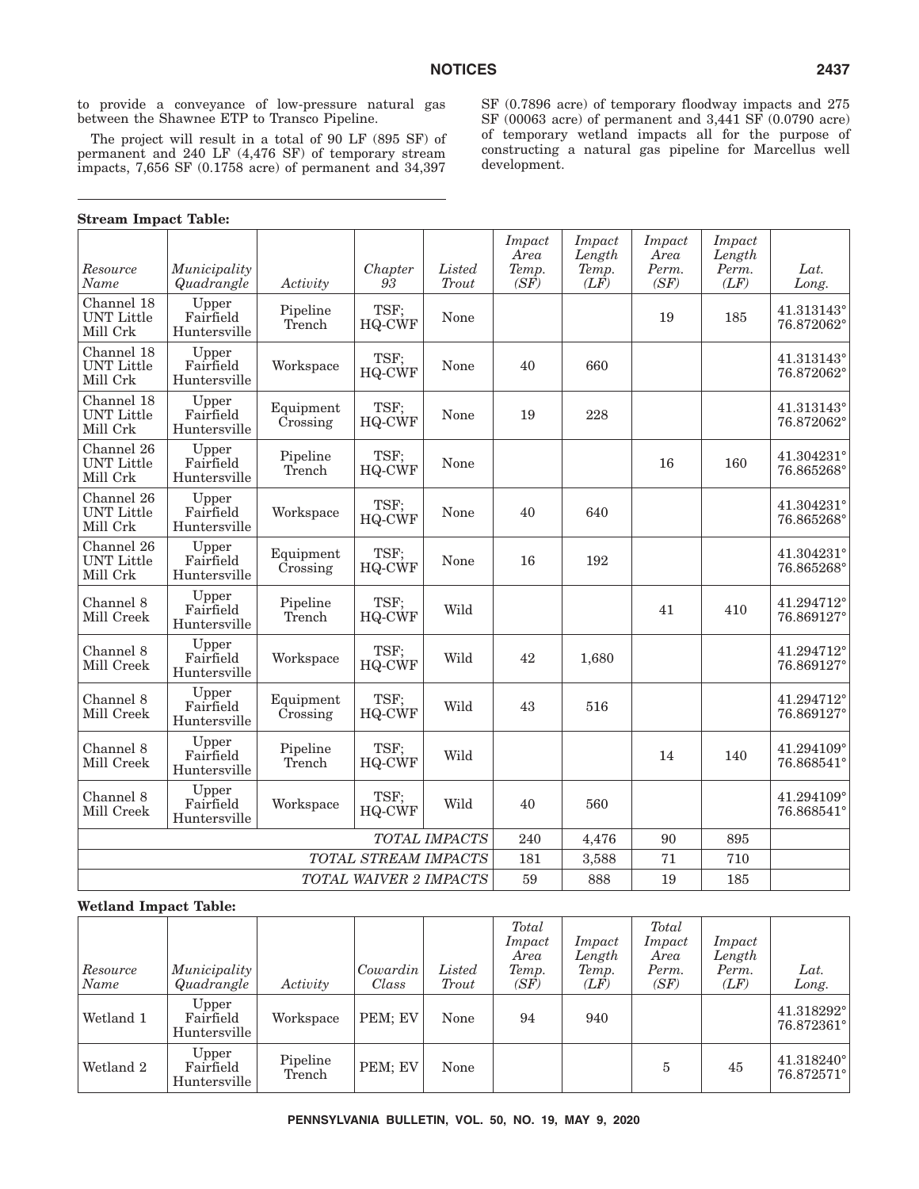to provide a conveyance of low-pressure natural gas between the Shawnee ETP to Transco Pipeline.

The project will result in a total of 90 LF (895 SF) of permanent and 240 LF (4,476 SF) of temporary stream impacts, 7,656 SF (0.1758 acre) of permanent and 34,397 SF (0.7896 acre) of temporary floodway impacts and 275 SF (00063 acre) of permanent and 3,441 SF (0.0790 acre) of temporary wetland impacts all for the purpose of constructing a natural gas pipeline for Marcellus well development.

**Stream Impact Table:**

| Resource Name | Municipality Quadrangle | Activity | Chapter 93 | Listed Trout | Impact Area Temp. (SF) | Impact Length Temp. (LF) | Impact Area Perm. (SF) | Impact Length Perm. (LF) | Lat. Long. |
|---|---|---|---|---|---|---|---|---|---|
| Channel 18 UNT Little Mill Crk | Upper Fairfield Huntersville | Pipeline Trench | TSF; HQ-CWF | None | | | 19 | 185 | 41.313143° 76.872062° |
| Channel 18 UNT Little Mill Crk | Upper Fairfield Huntersville | Workspace | TSF; HQ-CWF | None | 40 | 660 | | | 41.313143° 76.872062° |
| Channel 18 UNT Little Mill Crk | Upper Fairfield Huntersville | Equipment Crossing | TSF; HQ-CWF | None | 19 | 228 | | | 41.313143° 76.872062° |
| Channel 26 UNT Little Mill Crk | Upper Fairfield Huntersville | Pipeline Trench | TSF; HQ-CWF | None | | | 16 | 160 | 41.304231° 76.865268° |
| Channel 26 UNT Little Mill Crk | Upper Fairfield Huntersville | Workspace | TSF; HQ-CWF | None | 40 | 640 | | | 41.304231° 76.865268° |
| Channel 26 UNT Little Mill Crk | Upper Fairfield Huntersville | Equipment Crossing | TSF; HQ-CWF | None | 16 | 192 | | | 41.304231° 76.865268° |
| Channel 8 Mill Creek | Upper Fairfield Huntersville | Pipeline Trench | TSF; HQ-CWF | Wild | | | 41 | 410 | 41.294712° 76.869127° |
| Channel 8 Mill Creek | Upper Fairfield Huntersville | Workspace | TSF; HQ-CWF | Wild | 42 | 1,680 | | | 41.294712° 76.869127° |
| Channel 8 Mill Creek | Upper Fairfield Huntersville | Equipment Crossing | TSF; HQ-CWF | Wild | 43 | 516 | | | 41.294712° 76.869127° |
| Channel 8 Mill Creek | Upper Fairfield Huntersville | Pipeline Trench | TSF; HQ-CWF | Wild | | | 14 | 140 | 41.294109° 76.868541° |
| Channel 8 Mill Creek | Upper Fairfield Huntersville | Workspace | TSF; HQ-CWF | Wild | 40 | 560 | | | 41.294109° 76.868541° |
| | | | | *TOTAL IMPACTS* | 240 | 4,476 | 90 | 895 | |
| | | | | *TOTAL STREAM IMPACTS* | 181 | 3,588 | 71 | 710 | |
| | | | | *TOTAL WAIVER 2 IMPACTS* | 59 | 888 | 19 | 185 | |

**Wetland Impact Table:**

| Resource Name | Municipality Quadrangle | Activity | Cowardin Class | Listed Trout | Total Impact Area Temp. (SF) | Impact Length Temp. (LF) | Total Impact Area Perm. (SF) | Impact Length Perm. (LF) | Lat. Long. |
|---|---|---|---|---|---|---|---|---|---|
| Wetland 1 | Upper Fairfield Huntersville | Workspace | PEM; EV | None | 94 | 940 | | | 41.318292° 76.872361° |
| Wetland 2 | Upper Fairfield Huntersville | Pipeline Trench | PEM; EV | None | | | 5 | 45 | 41.318240° 76.872571° |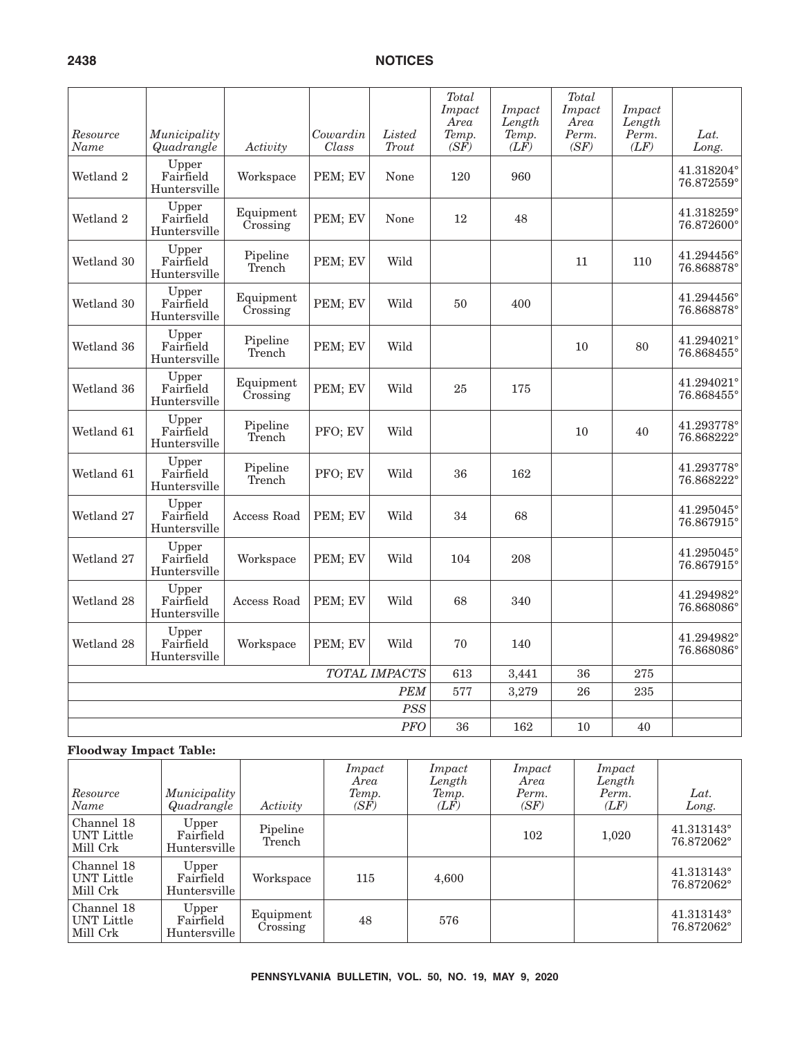| *Resource Name* | *Municipality Quadrangle* | *Activity* | *Cowardin Class* | *Listed Trout* | *Total Impact Area Temp. (SF)* | *Impact Length Temp. (LF)* | *Total Impact Area Perm. (SF)* | *Impact Length Perm. (LF)* | *Lat. Long.* |
|---|---|---|---|---|---|---|---|---|---|
| Wetland 2 | Upper Fairfield Huntersville | Workspace | PEM; EV | None | 120 | 960 | | | 41.318204° 76.872559° |
| Wetland 2 | Upper Fairfield Huntersville | Equipment Crossing | PEM; EV | None | 12 | 48 | | | 41.318259° 76.872600° |
| Wetland 30 | Upper Fairfield Huntersville | Pipeline Trench | PEM; EV | Wild | | | 11 | 110 | 41.294456° 76.868878° |
| Wetland 30 | Upper Fairfield Huntersville | Equipment Crossing | PEM; EV | Wild | 50 | 400 | | | 41.294456° 76.868878° |
| Wetland 36 | Upper Fairfield Huntersville | Pipeline Trench | PEM; EV | Wild | | | 10 | 80 | 41.294021° 76.868455° |
| Wetland 36 | Upper Fairfield Huntersville | Equipment Crossing | PEM; EV | Wild | 25 | 175 | | | 41.294021° 76.868455° |
| Wetland 61 | Upper Fairfield Huntersville | Pipeline Trench | PFO; EV | Wild | | | 10 | 40 | 41.293778° 76.868222° |
| Wetland 61 | Upper Fairfield Huntersville | Pipeline Trench | PFO; EV | Wild | 36 | 162 | | | 41.293778° 76.868222° |
| Wetland 27 | Upper Fairfield Huntersville | Access Road | PEM; EV | Wild | 34 | 68 | | | 41.295045° 76.867915° |
| Wetland 27 | Upper Fairfield Huntersville | Workspace | PEM; EV | Wild | 104 | 208 | | | 41.295045° 76.867915° |
| Wetland 28 | Upper Fairfield Huntersville | Access Road | PEM; EV | Wild | 68 | 340 | | | 41.294982° 76.868086° |
| Wetland 28 | Upper Fairfield Huntersville | Workspace | PEM; EV | Wild | 70 | 140 | | | 41.294982° 76.868086° |
| | | | | *TOTAL IMPACTS* | 613 | 3,441 | 36 | 275 | |
| | | | | *PEM* | 577 | 3,279 | 26 | 235 | |
| | | | | *PSS* | | | | | |
| | | | | *PFO* | 36 | 162 | 10 | 40 | |

**Floodway Impact Table:**

| *Resource Name* | *Municipality Quadrangle* | *Activity* | *Impact Area Temp. (SF)* | *Impact Length Temp. (LF)* | *Impact Area Perm. (SF)* | *Impact Length Perm. (LF)* | *Lat. Long.* |
|---|---|---|---|---|---|---|---|
| Channel 18 UNT Little Mill Crk | Upper Fairfield Huntersville | Pipeline Trench | | | 102 | 1,020 | 41.313143° 76.872062° |
| Channel 18 UNT Little Mill Crk | Upper Fairfield Huntersville | Workspace | 115 | 4,600 | | | 41.313143° 76.872062° |
| Channel 18 UNT Little Mill Crk | Upper Fairfield Huntersville | Equipment Crossing | 48 | 576 | | | 41.313143° 76.872062° |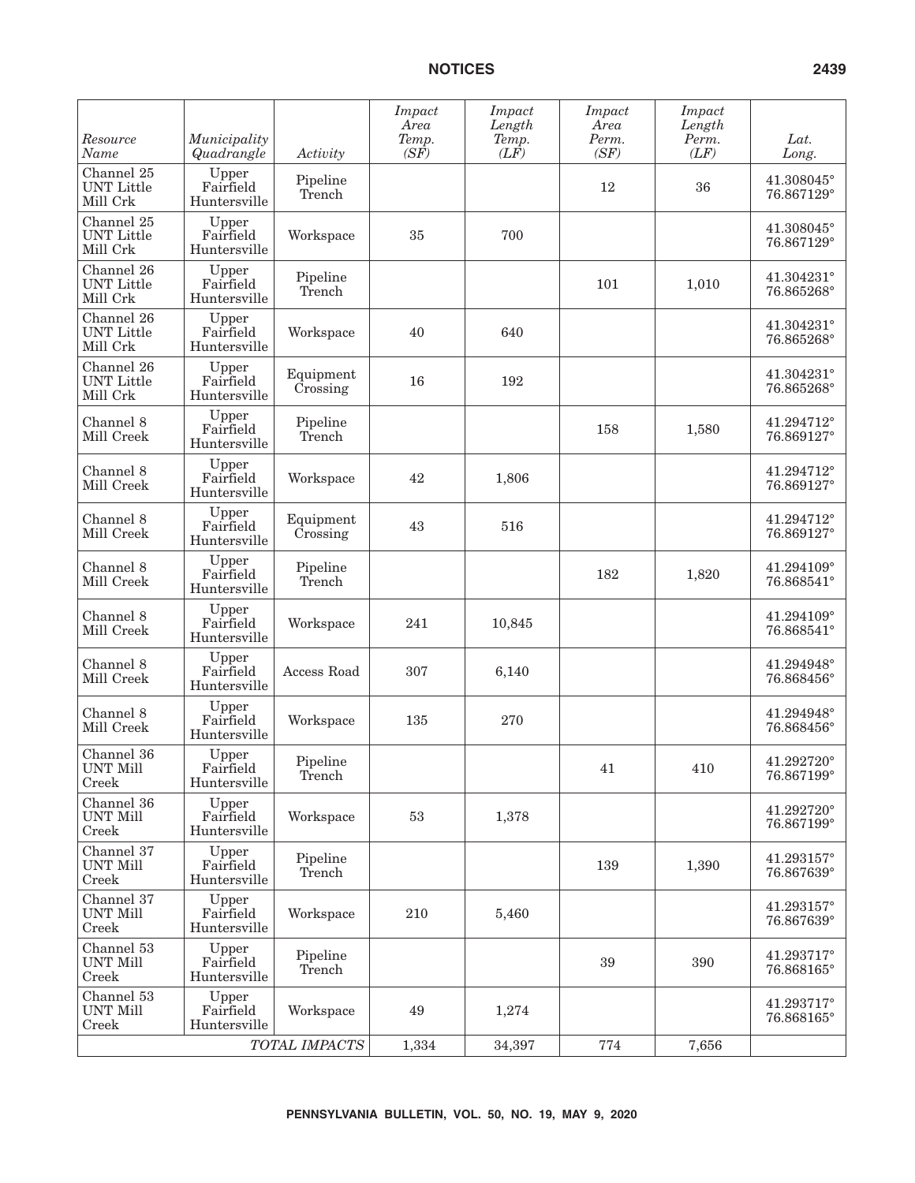| *Resource Name* | *Municipality Quadrangle* | *Activity* | *Impact Area Temp. (SF)* | *Impact Length Temp. (LF)* | *Impact Area Perm. (SF)* | *Impact Length Perm. (LF)* | *Lat. Long.* |
|---|---|---|---|---|---|---|---|
| Channel 25 UNT Little Mill Crk | Upper Fairfield Huntersville | Pipeline Trench | | | 12 | 36 | 41.308045° 76.867129° |
| Channel 25 UNT Little Mill Crk | Upper Fairfield Huntersville | Workspace | 35 | 700 | | | 41.308045° 76.867129° |
| Channel 26 UNT Little Mill Crk | Upper Fairfield Huntersville | Pipeline Trench | | | 101 | 1,010 | 41.304231° 76.865268° |
| Channel 26 UNT Little Mill Crk | Upper Fairfield Huntersville | Workspace | 40 | 640 | | | 41.304231° 76.865268° |
| Channel 26 UNT Little Mill Crk | Upper Fairfield Huntersville | Equipment Crossing | 16 | 192 | | | 41.304231° 76.865268° |
| Channel 8 Mill Creek | Upper Fairfield Huntersville | Pipeline Trench | | | 158 | 1,580 | 41.294712° 76.869127° |
| Channel 8 Mill Creek | Upper Fairfield Huntersville | Workspace | 42 | 1,806 | | | 41.294712° 76.869127° |
| Channel 8 Mill Creek | Upper Fairfield Huntersville | Equipment Crossing | 43 | 516 | | | 41.294712° 76.869127° |
| Channel 8 Mill Creek | Upper Fairfield Huntersville | Pipeline Trench | | | 182 | 1,820 | 41.294109° 76.868541° |
| Channel 8 Mill Creek | Upper Fairfield Huntersville | Workspace | 241 | 10,845 | | | 41.294109° 76.868541° |
| Channel 8 Mill Creek | Upper Fairfield Huntersville | Access Road | 307 | 6,140 | | | 41.294948° 76.868456° |
| Channel 8 Mill Creek | Upper Fairfield Huntersville | Workspace | 135 | 270 | | | 41.294948° 76.868456° |
| Channel 36 UNT Mill Creek | Upper Fairfield Huntersville | Pipeline Trench | | | 41 | 410 | 41.292720° 76.867199° |
| Channel 36 UNT Mill Creek | Upper Fairfield Huntersville | Workspace | 53 | 1,378 | | | 41.292720° 76.867199° |
| Channel 37 UNT Mill Creek | Upper Fairfield Huntersville | Pipeline Trench | | | 139 | 1,390 | 41.293157° 76.867639° |
| Channel 37 UNT Mill Creek | Upper Fairfield Huntersville | Workspace | 210 | 5,460 | | | 41.293157° 76.867639° |
| Channel 53 UNT Mill Creek | Upper Fairfield Huntersville | Pipeline Trench | | | 39 | 390 | 41.293717° 76.868165° |
| Channel 53 UNT Mill Creek | Upper Fairfield Huntersville | Workspace | 49 | 1,274 | | | 41.293717° 76.868165° |
| | | *TOTAL IMPACTS* | 1,334 | 34,397 | 774 | 7,656 | |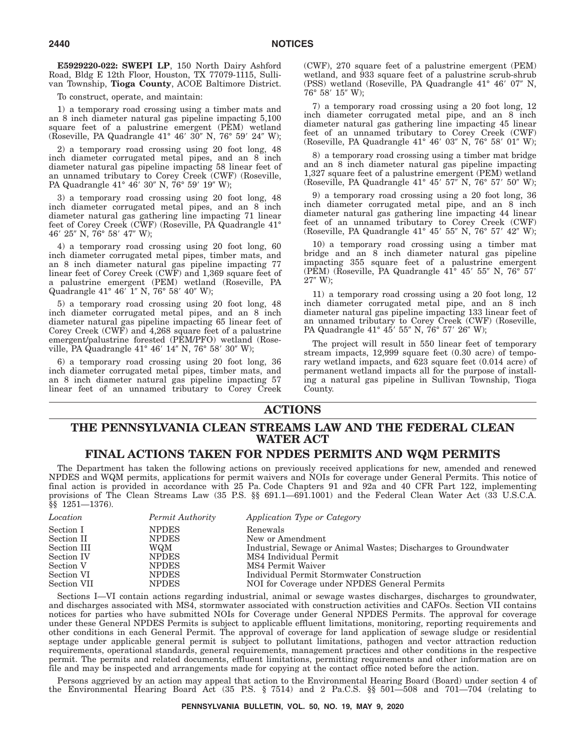**E5929220-022: SWEPI LP**, 150 North Dairy Ashford Road, Bldg E 12th Floor, Houston, TX 77079-1115, Sullivan Township, **Tioga County**, ACOE Baltimore District.

To construct, operate, and maintain:

1) a temporary road crossing using a timber mats and an 8 inch diameter natural gas pipeline impacting 5,100 square feet of a palustrine emergent (PEM) wetland (Roseville, PA Quadrangle 41° 46′ 30″ N, 76° 59′ 24″ W);

2) a temporary road crossing using 20 foot long, 48 inch diameter corrugated metal pipes, and an 8 inch diameter natural gas pipeline impacting 58 linear feet of an unnamed tributary to Corey Creek (CWF) (Roseville, PA Quadrangle 41° 46′ 30″ N, 76° 59′ 19″ W);

3) a temporary road crossing using 20 foot long, 48 inch diameter corrugated metal pipes, and an 8 inch diameter natural gas gathering line impacting 71 linear feet of Corey Creek (CWF) (Roseville, PA Quadrangle 41° 46′ 25″ N, 76° 58′ 47″ W);

4) a temporary road crossing using 20 foot long, 60 inch diameter corrugated metal pipes, timber mats, and an 8 inch diameter natural gas pipeline impacting 77 linear feet of Corey Creek (CWF) and 1,369 square feet of a palustrine emergent (PEM) wetland (Roseville, PA Quadrangle 41° 46′ 1″ N, 76° 58′ 40″ W);

5) a temporary road crossing using 20 foot long, 48 inch diameter corrugated metal pipes, and an 8 inch diameter natural gas pipeline impacting 65 linear feet of Corey Creek (CWF) and 4,268 square feet of a palustrine emergent/palustrine forested (PEM/PFO) wetland (Roseville, PA Quadrangle 41° 46′ 14″ N, 76° 58′ 30″ W);

6) a temporary road crossing using 20 foot long, 36 inch diameter corrugated metal pipes, timber mats, and an 8 inch diameter natural gas pipeline impacting 57 linear feet of an unnamed tributary to Corey Creek (CWF), 270 square feet of a palustrine emergent (PEM) wetland, and 933 square feet of a palustrine scrub-shrub (PSS) wetland (Roseville, PA Quadrangle 41° 46′ 07″ N, 76° 58′ 15″ W);

7) a temporary road crossing using a 20 foot long, 12 inch diameter corrugated metal pipe, and an 8 inch diameter natural gas gathering line impacting 45 linear feet of an unnamed tributary to Corey Creek (CWF) (Roseville, PA Quadrangle 41° 46′ 03″ N, 76° 58′ 01″ W);

8) a temporary road crossing using a timber mat bridge and an 8 inch diameter natural gas pipeline impacting 1,327 square feet of a palustrine emergent (PEM) wetland (Roseville, PA Quadrangle 41° 45′ 57″ N, 76° 57′ 50″ W);

9) a temporary road crossing using a 20 foot long, 36 inch diameter corrugated metal pipe, and an 8 inch diameter natural gas gathering line impacting 44 linear feet of an unnamed tributary to Corey Creek (CWF) (Roseville, PA Quadrangle 41° 45′ 55″ N, 76° 57′ 42″ W);

10) a temporary road crossing using a timber mat bridge and an 8 inch diameter natural gas pipeline impacting 355 square feet of a palustrine emergent (PEM) (Roseville, PA Quadrangle 41° 45′ 55″ N, 76° 57′ 27″ W);

11) a temporary road crossing using a 20 foot long, 12 inch diameter corrugated metal pipe, and an 8 inch diameter natural gas pipeline impacting 133 linear feet of an unnamed tributary to Corey Creek (CWF) (Roseville, PA Quadrangle 41° 45′ 55″ N, 76° 57′ 26″ W);

The project will result in 550 linear feet of temporary stream impacts, 12,999 square feet (0.30 acre) of temporary wetland impacts, and 623 square feet (0.014 acre) of permanent wetland impacts all for the purpose of installing a natural gas pipeline in Sullivan Township, Tioga County.

# ACTIONS

## THE PENNSYLVANIA CLEAN STREAMS LAW AND THE FEDERAL CLEAN WATER ACT

## FINAL ACTIONS TAKEN FOR NPDES PERMITS AND WQM PERMITS

The Department has taken the following actions on previously received applications for new, amended and renewed NPDES and WQM permits, applications for permit waivers and NOIs for coverage under General Permits. This notice of final action is provided in accordance with 25 Pa. Code Chapters 91 and 92a and 40 CFR Part 122, implementing provisions of The Clean Streams Law (35 P.S. §§ 691.1—691.1001) and the Federal Clean Water Act (33 U.S.C.A. §§ 1251—1376).

| *Location* | *Permit Authority* | *Application Type or Category* |
|---|---|---|
| Section I | NPDES | Renewals |
| Section II | NPDES | New or Amendment |
| Section III | WQM | Industrial, Sewage or Animal Wastes; Discharges to Groundwater |
| Section IV | NPDES | MS4 Individual Permit |
| Section V | NPDES | MS4 Permit Waiver |
| Section VI | NPDES | Individual Permit Stormwater Construction |
| Section VII | NPDES | NOI for Coverage under NPDES General Permits |

Sections I—VI contain actions regarding industrial, animal or sewage wastes discharges, discharges to groundwater, and discharges associated with MS4, stormwater associated with construction activities and CAFOs. Section VII contains notices for parties who have submitted NOIs for Coverage under General NPDES Permits. The approval for coverage under these General NPDES Permits is subject to applicable effluent limitations, monitoring, reporting requirements and other conditions in each General Permit. The approval of coverage for land application of sewage sludge or residential septage under applicable general permit is subject to pollutant limitations, pathogen and vector attraction reduction requirements, operational standards, general requirements, management practices and other conditions in the respective permit. The permits and related documents, effluent limitations, permitting requirements and other information are on file and may be inspected and arrangements made for copying at the contact office noted before the action.

Persons aggrieved by an action may appeal that action to the Environmental Hearing Board (Board) under section 4 of the Environmental Hearing Board Act (35 P.S. § 7514) and 2 Pa.C.S. §§ 501—508 and 701—704 (relating to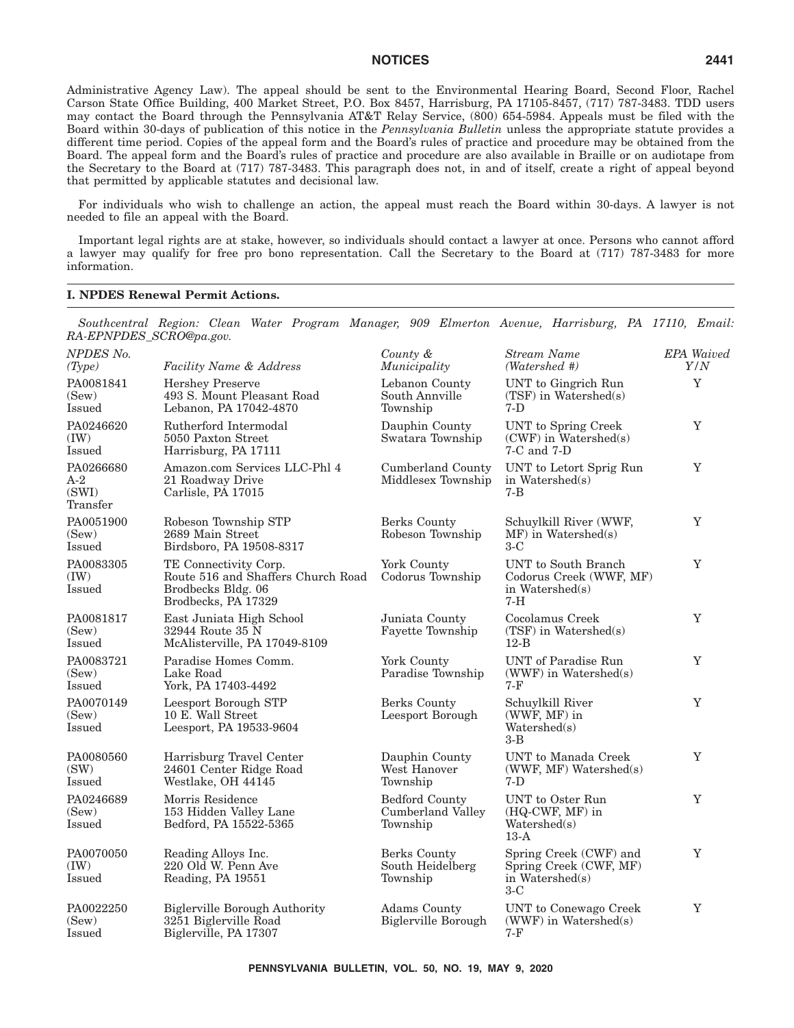Administrative Agency Law). The appeal should be sent to the Environmental Hearing Board, Second Floor, Rachel Carson State Office Building, 400 Market Street, P.O. Box 8457, Harrisburg, PA 17105-8457, (717) 787-3483. TDD users may contact the Board through the Pennsylvania AT&T Relay Service, (800) 654-5984. Appeals must be filed with the Board within 30-days of publication of this notice in the *Pennsylvania Bulletin* unless the appropriate statute provides a different time period. Copies of the appeal form and the Board's rules of practice and procedure may be obtained from the Board. The appeal form and the Board's rules of practice and procedure are also available in Braille or on audiotape from the Secretary to the Board at (717) 787-3483. This paragraph does not, in and of itself, create a right of appeal beyond that permitted by applicable statutes and decisional law.

For individuals who wish to challenge an action, the appeal must reach the Board within 30-days. A lawyer is not needed to file an appeal with the Board.

Important legal rights are at stake, however, so individuals should contact a lawyer at once. Persons who cannot afford a lawyer may qualify for free pro bono representation. Call the Secretary to the Board at (717) 787-3483 for more information.

## I. NPDES Renewal Permit Actions.

*Southcentral Region: Clean Water Program Manager, 909 Elmerton Avenue, Harrisburg, PA 17110, Email: RA-EPNPDES_SCRO@pa.gov.*

| *NPDES No. (Type)* | *Facility Name & Address* | *County & Municipality* | *Stream Name (Watershed #)* | *EPA Waived Y/N* |
|---|---|---|---|---|
| PA0081841 (Sew) Issued | Hershey Preserve 493 S. Mount Pleasant Road Lebanon, PA 17042-4870 | Lebanon County South Annville Township | UNT to Gingrich Run (TSF) in Watershed(s) 7-D | Y |
| PA0246620 (IW) Issued | Rutherford Intermodal 5050 Paxton Street Harrisburg, PA 17111 | Dauphin County Swatara Township | UNT to Spring Creek (CWF) in Watershed(s) 7-C and 7-D | Y |
| PA0266680 A-2 (SWI) Transfer | Amazon.com Services LLC-Phl 4 21 Roadway Drive Carlisle, PA 17015 | Cumberland County Middlesex Township | UNT to Letort Sprig Run in Watershed(s) 7-B | Y |
| PA0051900 (Sew) Issued | Robeson Township STP 2689 Main Street Birdsboro, PA 19508-8317 | Berks County Robeson Township | Schuylkill River (WWF, MF) in Watershed(s) 3-C | Y |
| PA0083305 (IW) Issued | TE Connectivity Corp. Route 516 and Shaffers Church Road Brodbecks Bldg. 06 Brodbecks, PA 17329 | York County Codorus Township | UNT to South Branch Codorus Creek (WWF, MF) in Watershed(s) 7-H | Y |
| PA0081817 (Sew) Issued | East Juniata High School 32944 Route 35 N McAlisterville, PA 17049-8109 | Juniata County Fayette Township | Cocolamus Creek (TSF) in Watershed(s) 12-B | Y |
| PA0083721 (Sew) Issued | Paradise Homes Comm. Lake Road York, PA 17403-4492 | York County Paradise Township | UNT of Paradise Run (WWF) in Watershed(s) 7-F | Y |
| PA0070149 (Sew) Issued | Leesport Borough STP 10 E. Wall Street Leesport, PA 19533-9604 | Berks County Leesport Borough | Schuylkill River (WWF, MF) in Watershed(s) 3-B | Y |
| PA0080560 (SW) Issued | Harrisburg Travel Center 24601 Center Ridge Road Westlake, OH 44145 | Dauphin County West Hanover Township | UNT to Manada Creek (WWF, MF) Watershed(s) 7-D | Y |
| PA0246689 (Sew) Issued | Morris Residence 153 Hidden Valley Lane Bedford, PA 15522-5365 | Bedford County Cumberland Valley Township | UNT to Oster Run (HQ-CWF, MF) in Watershed(s) 13-A | Y |
| PA0070050 (IW) Issued | Reading Alloys Inc. 220 Old W. Penn Ave Reading, PA 19551 | Berks County South Heidelberg Township | Spring Creek (CWF) and Spring Creek (CWF, MF) in Watershed(s) 3-C | Y |
| PA0022250 (Sew) Issued | Biglerville Borough Authority 3251 Biglerville Road Biglerville, PA 17307 | Adams County Biglerville Borough | UNT to Conewago Creek (WWF) in Watershed(s) 7-F | Y |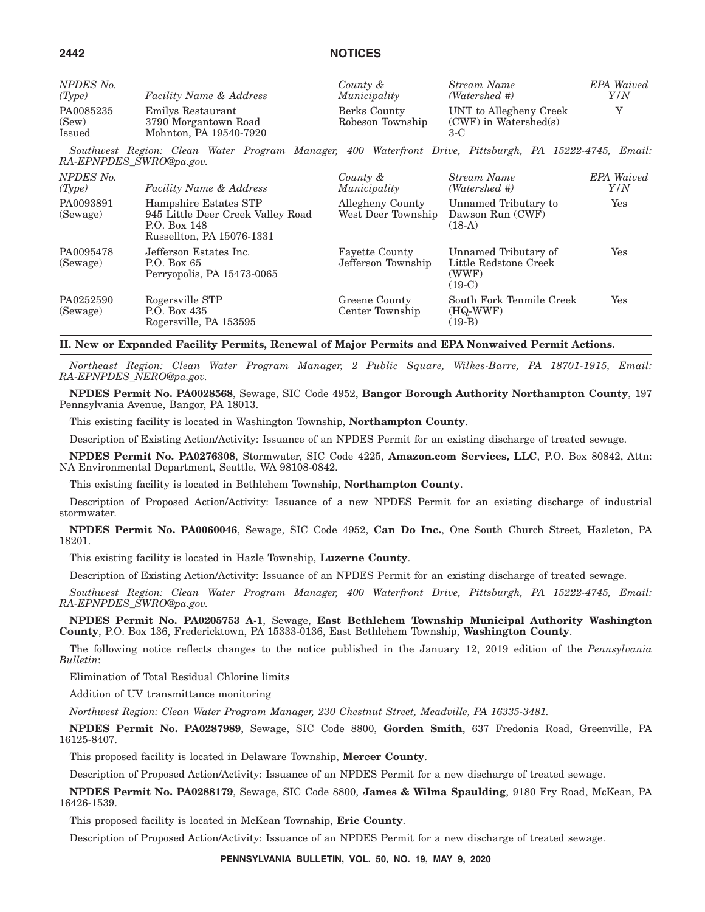| NPDES No. (Type) | Facility Name & Address | County & Municipality | Stream Name (Watershed #) | EPA Waived Y/N |
|---|---|---|---|---|
| PA0085235 (Sew) Issued | Emilys Restaurant 3790 Morgantown Road Mohnton, PA 19540-7920 | Berks County Robeson Township | UNT to Allegheny Creek (CWF) in Watershed(s) 3-C | Y |

*Southwest Region: Clean Water Program Manager, 400 Waterfront Drive, Pittsburgh, PA 15222-4745, Email: RA-EPNPDES_SWRO@pa.gov.*

| NPDES No. (Type) | Facility Name & Address | County & Municipality | Stream Name (Watershed #) | EPA Waived Y/N |
|---|---|---|---|---|
| PA0093891 (Sewage) | Hampshire Estates STP 945 Little Deer Creek Valley Road P.O. Box 148 Russellton, PA 15076-1331 | Allegheny County West Deer Township | Unnamed Tributary to Dawson Run (CWF) (18-A) | Yes |
| PA0095478 (Sewage) | Jefferson Estates Inc. P.O. Box 65 Perryopolis, PA 15473-0065 | Fayette County Jefferson Township | Unnamed Tributary of Little Redstone Creek (WWF) (19-C) | Yes |
| PA0252590 (Sewage) | Rogersville STP P.O. Box 435 Rogersville, PA 153595 | Greene County Center Township | South Fork Tenmile Creek (HQ-WWF) (19-B) | Yes |

## II. New or Expanded Facility Permits, Renewal of Major Permits and EPA Nonwaived Permit Actions.

*Northeast Region: Clean Water Program Manager, 2 Public Square, Wilkes-Barre, PA 18701-1915, Email: RA-EPNPDES_NERO@pa.gov.*

**NPDES Permit No. PA0028568**, Sewage, SIC Code 4952, **Bangor Borough Authority Northampton County**, 197 Pennsylvania Avenue, Bangor, PA 18013.

This existing facility is located in Washington Township, **Northampton County**.

Description of Existing Action/Activity: Issuance of an NPDES Permit for an existing discharge of treated sewage.

**NPDES Permit No. PA0276308**, Stormwater, SIC Code 4225, **Amazon.com Services, LLC**, P.O. Box 80842, Attn: NA Environmental Department, Seattle, WA 98108-0842.

This existing facility is located in Bethlehem Township, **Northampton County**.

Description of Proposed Action/Activity: Issuance of a new NPDES Permit for an existing discharge of industrial stormwater.

**NPDES Permit No. PA0060046**, Sewage, SIC Code 4952, **Can Do Inc.**, One South Church Street, Hazleton, PA 18201.

This existing facility is located in Hazle Township, **Luzerne County**.

Description of Existing Action/Activity: Issuance of an NPDES Permit for an existing discharge of treated sewage.

*Southwest Region: Clean Water Program Manager, 400 Waterfront Drive, Pittsburgh, PA 15222-4745, Email: RA-EPNPDES_SWRO@pa.gov.*

**NPDES Permit No. PA0205753 A-1**, Sewage, **East Bethlehem Township Municipal Authority Washington County**, P.O. Box 136, Fredericktown, PA 15333-0136, East Bethlehem Township, **Washington County**.

The following notice reflects changes to the notice published in the January 12, 2019 edition of the *Pennsylvania Bulletin*:

Elimination of Total Residual Chlorine limits

Addition of UV transmittance monitoring

*Northwest Region: Clean Water Program Manager, 230 Chestnut Street, Meadville, PA 16335-3481.*

**NPDES Permit No. PA0287989**, Sewage, SIC Code 8800, **Gorden Smith**, 637 Fredonia Road, Greenville, PA 16125-8407.

This proposed facility is located in Delaware Township, **Mercer County**.

Description of Proposed Action/Activity: Issuance of an NPDES Permit for a new discharge of treated sewage.

**NPDES Permit No. PA0288179**, Sewage, SIC Code 8800, **James & Wilma Spaulding**, 9180 Fry Road, McKean, PA 16426-1539.

This proposed facility is located in McKean Township, **Erie County**.

Description of Proposed Action/Activity: Issuance of an NPDES Permit for a new discharge of treated sewage.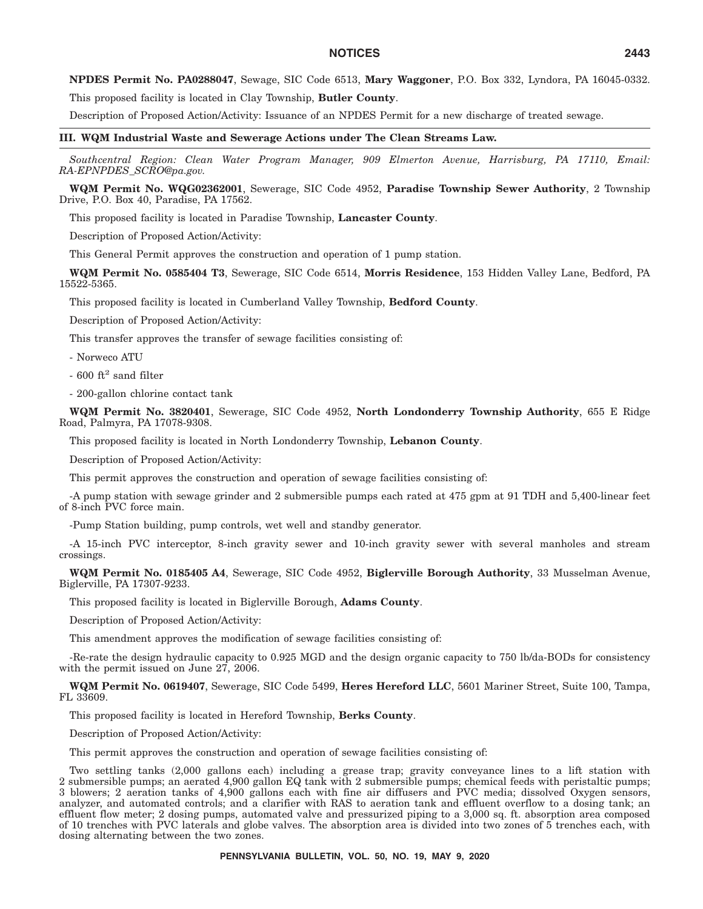**NPDES Permit No. PA0288047**, Sewage, SIC Code 6513, **Mary Waggoner**, P.O. Box 332, Lyndora, PA 16045-0332.

This proposed facility is located in Clay Township, **Butler County**.

Description of Proposed Action/Activity: Issuance of an NPDES Permit for a new discharge of treated sewage.

## III. WQM Industrial Waste and Sewerage Actions under The Clean Streams Law.

*Southcentral Region: Clean Water Program Manager, 909 Elmerton Avenue, Harrisburg, PA 17110, Email: RA-EPNPDES_SCRO@pa.gov.*

**WQM Permit No. WQG02362001**, Sewerage, SIC Code 4952, **Paradise Township Sewer Authority**, 2 Township Drive, P.O. Box 40, Paradise, PA 17562.

This proposed facility is located in Paradise Township, **Lancaster County**.

Description of Proposed Action/Activity:

This General Permit approves the construction and operation of 1 pump station.

**WQM Permit No. 0585404 T3**, Sewerage, SIC Code 6514, **Morris Residence**, 153 Hidden Valley Lane, Bedford, PA 15522-5365.

This proposed facility is located in Cumberland Valley Township, **Bedford County**.

Description of Proposed Action/Activity:

This transfer approves the transfer of sewage facilities consisting of:

- Norweco ATU

- 600 $ft^2$ sand filter

- 200-gallon chlorine contact tank

**WQM Permit No. 3820401**, Sewerage, SIC Code 4952, **North Londonderry Township Authority**, 655 E Ridge Road, Palmyra, PA 17078-9308.

This proposed facility is located in North Londonderry Township, **Lebanon County**.

Description of Proposed Action/Activity:

This permit approves the construction and operation of sewage facilities consisting of:

-A pump station with sewage grinder and 2 submersible pumps each rated at 475 gpm at 91 TDH and 5,400-linear feet of 8-inch PVC force main.

-Pump Station building, pump controls, wet well and standby generator.

-A 15-inch PVC interceptor, 8-inch gravity sewer and 10-inch gravity sewer with several manholes and stream crossings.

**WQM Permit No. 0185405 A4**, Sewerage, SIC Code 4952, **Biglerville Borough Authority**, 33 Musselman Avenue, Biglerville, PA 17307-9233.

This proposed facility is located in Biglerville Borough, **Adams County**.

Description of Proposed Action/Activity:

This amendment approves the modification of sewage facilities consisting of:

-Re-rate the design hydraulic capacity to 0.925 MGD and the design organic capacity to 750 lb/da-BODs for consistency with the permit issued on June 27, 2006.

**WQM Permit No. 0619407**, Sewerage, SIC Code 5499, **Heres Hereford LLC**, 5601 Mariner Street, Suite 100, Tampa, FL 33609.

This proposed facility is located in Hereford Township, **Berks County**.

Description of Proposed Action/Activity:

This permit approves the construction and operation of sewage facilities consisting of:

Two settling tanks (2,000 gallons each) including a grease trap; gravity conveyance lines to a lift station with 2 submersible pumps; an aerated 4,900 gallon EQ tank with 2 submersible pumps; chemical feeds with peristaltic pumps; 3 blowers; 2 aeration tanks of 4,900 gallons each with fine air diffusers and PVC media; dissolved Oxygen sensors, analyzer, and automated controls; and a clarifier with RAS to aeration tank and effluent overflow to a dosing tank; an effluent flow meter; 2 dosing pumps, automated valve and pressurized piping to a 3,000 sq. ft. absorption area composed of 10 trenches with PVC laterals and globe valves. The absorption area is divided into two zones of 5 trenches each, with dosing alternating between the two zones.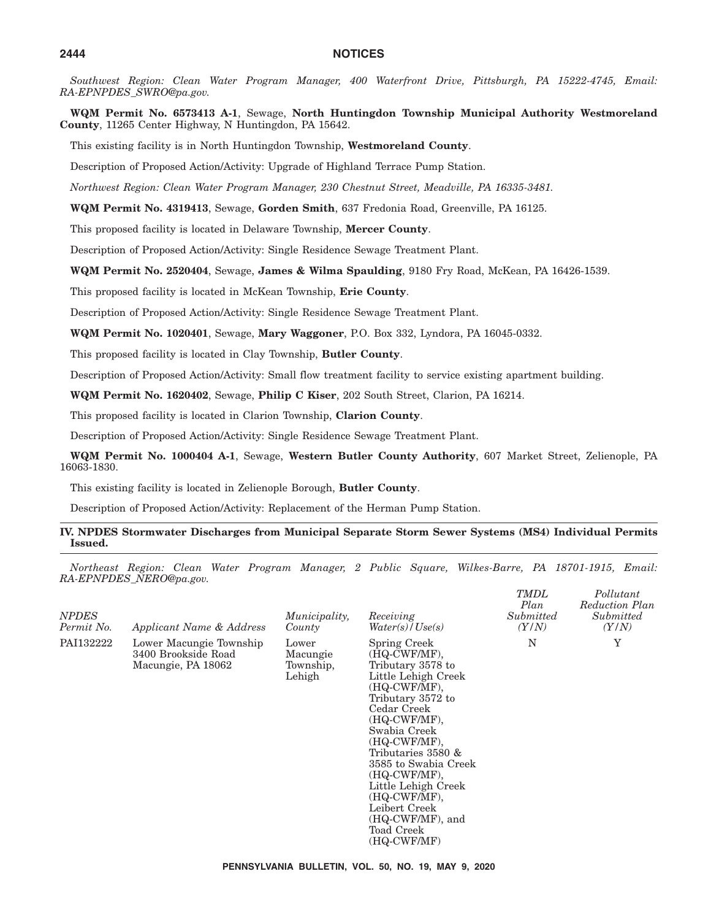*Southwest Region: Clean Water Program Manager, 400 Waterfront Drive, Pittsburgh, PA 15222-4745, Email: RA-EPNPDES_SWRO@pa.gov.*

**WQM Permit No. 6573413 A-1**, Sewage, **North Huntingdon Township Municipal Authority Westmoreland County**, 11265 Center Highway, N Huntingdon, PA 15642.

This existing facility is in North Huntingdon Township, **Westmoreland County**.

Description of Proposed Action/Activity: Upgrade of Highland Terrace Pump Station.

*Northwest Region: Clean Water Program Manager, 230 Chestnut Street, Meadville, PA 16335-3481.*

**WQM Permit No. 4319413**, Sewage, **Gorden Smith**, 637 Fredonia Road, Greenville, PA 16125.

This proposed facility is located in Delaware Township, **Mercer County**.

Description of Proposed Action/Activity: Single Residence Sewage Treatment Plant.

**WQM Permit No. 2520404**, Sewage, **James & Wilma Spaulding**, 9180 Fry Road, McKean, PA 16426-1539.

This proposed facility is located in McKean Township, **Erie County**.

Description of Proposed Action/Activity: Single Residence Sewage Treatment Plant.

**WQM Permit No. 1020401**, Sewage, **Mary Waggoner**, P.O. Box 332, Lyndora, PA 16045-0332.

This proposed facility is located in Clay Township, **Butler County**.

Description of Proposed Action/Activity: Small flow treatment facility to service existing apartment building.

**WQM Permit No. 1620402**, Sewage, **Philip C Kiser**, 202 South Street, Clarion, PA 16214.

This proposed facility is located in Clarion Township, **Clarion County**.

Description of Proposed Action/Activity: Single Residence Sewage Treatment Plant.

**WQM Permit No. 1000404 A-1**, Sewage, **Western Butler County Authority**, 607 Market Street, Zelienople, PA 16063-1830.

This existing facility is located in Zelienople Borough, **Butler County**.

Description of Proposed Action/Activity: Replacement of the Herman Pump Station.

## IV. NPDES Stormwater Discharges from Municipal Separate Storm Sewer Systems (MS4) Individual Permits Issued.

*Northeast Region: Clean Water Program Manager, 2 Public Square, Wilkes-Barre, PA 18701-1915, Email: RA-EPNPDES_NERO@pa.gov.*

| *NPDES Permit No.* | *Applicant Name & Address* | *Municipality, County* | *Receiving Water(s)/Use(s)* | *TMDL Plan Submitted (Y/N)* | *Pollutant Reduction Plan Submitted (Y/N)* |
|---|---|---|---|---|---|
| PAI132222 | Lower Macungie Township 3400 Brookside Road Macungie, PA 18062 | Lower Macungie Township, Lehigh | Spring Creek (HQ-CWF/MF), Tributary 3578 to Little Lehigh Creek (HQ-CWF/MF), Tributary 3572 to Cedar Creek (HQ-CWF/MF), Swabia Creek (HQ-CWF/MF), Tributaries 3580 & 3585 to Swabia Creek (HQ-CWF/MF), Little Lehigh Creek (HQ-CWF/MF), Leibert Creek (HQ-CWF/MF), and Toad Creek (HQ-CWF/MF) | N | Y |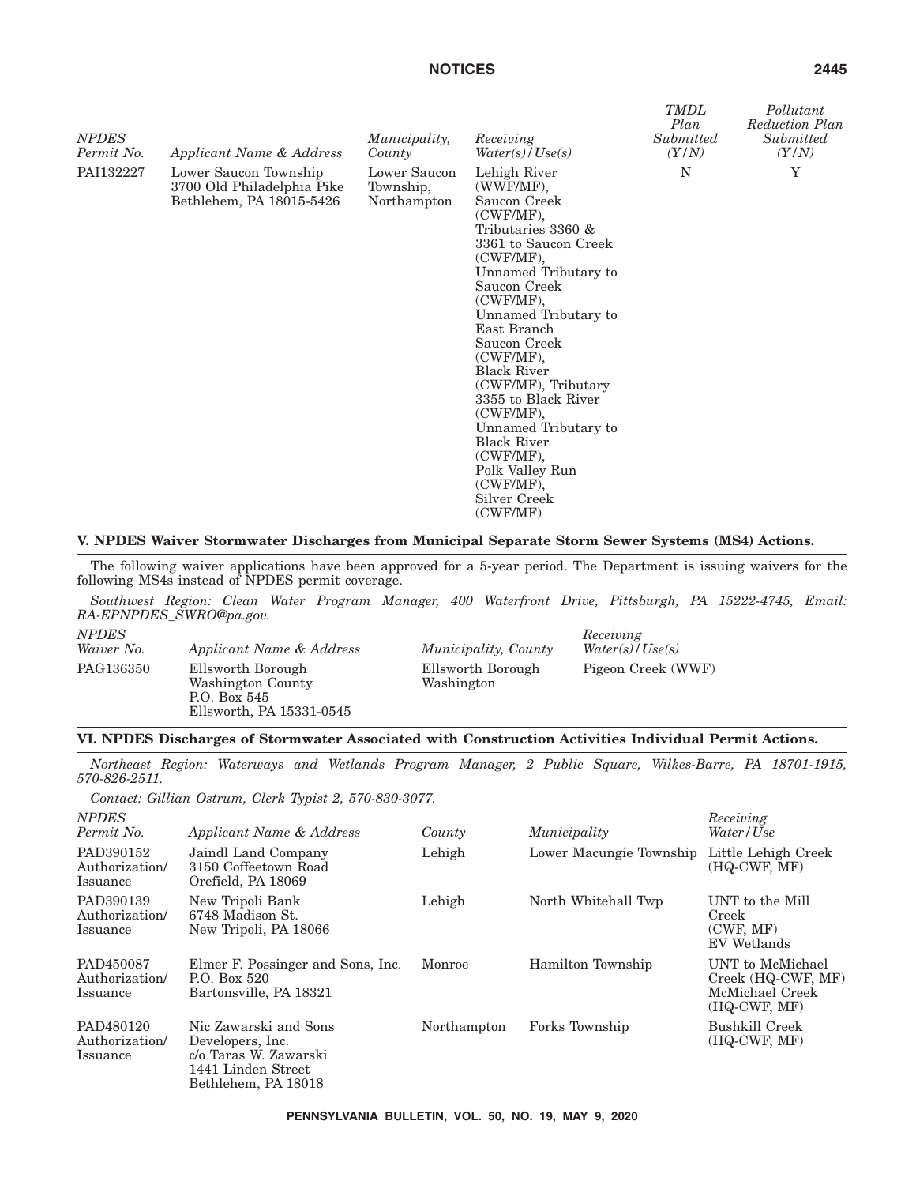| NPDES Permit No. | Applicant Name & Address | Municipality, County | Receiving Water(s)/Use(s) | TMDL Plan Submitted (Y/N) | Pollutant Reduction Plan Submitted (Y/N) |
|---|---|---|---|---|---|
| PAI132227 | Lower Saucon Township 3700 Old Philadelphia Pike Bethlehem, PA 18015-5426 | Lower Saucon Township, Northampton | Lehigh River (WWF/MF), Saucon Creek (CWF/MF), Tributaries 3360 & 3361 to Saucon Creek (CWF/MF), Unnamed Tributary to Saucon Creek (CWF/MF), Unnamed Tributary to East Branch Saucon Creek (CWF/MF), Black River (CWF/MF), Tributary 3355 to Black River (CWF/MF), Unnamed Tributary to Black River (CWF/MF), Polk Valley Run (CWF/MF), Silver Creek (CWF/MF) | N | Y |

## V. NPDES Waiver Stormwater Discharges from Municipal Separate Storm Sewer Systems (MS4) Actions.

The following waiver applications have been approved for a 5-year period. The Department is issuing waivers for the following MS4s instead of NPDES permit coverage.

*Southwest Region: Clean Water Program Manager, 400 Waterfront Drive, Pittsburgh, PA 15222-4745, Email: RA-EPNPDES_SWRO@pa.gov.*

| NPDES Waiver No. | Applicant Name & Address | Municipality, County | Receiving Water(s)/Use(s) |
|---|---|---|---|
| PAG136350 | Ellsworth Borough Washington County P.O. Box 545 Ellsworth, PA 15331-0545 | Ellsworth Borough Washington | Pigeon Creek (WWF) |

## VI. NPDES Discharges of Stormwater Associated with Construction Activities Individual Permit Actions.

*Northeast Region: Waterways and Wetlands Program Manager, 2 Public Square, Wilkes-Barre, PA 18701-1915, 570-826-2511.*

*Contact: Gillian Ostrum, Clerk Typist 2, 570-830-3077.*

| NPDES Permit No. | Applicant Name & Address | County | Municipality | Receiving Water/Use |
|---|---|---|---|---|
| PAD390152 Authorization/ Issuance | Jaindl Land Company 3150 Coffeetown Road Orefield, PA 18069 | Lehigh | Lower Macungie Township | Little Lehigh Creek (HQ-CWF, MF) |
| PAD390139 Authorization/ Issuance | New Tripoli Bank 6748 Madison St. New Tripoli, PA 18066 | Lehigh | North Whitehall Twp | UNT to the Mill Creek (CWF, MF) EV Wetlands |
| PAD450087 Authorization/ Issuance | Elmer F. Possinger and Sons, Inc. P.O. Box 520 Bartonsville, PA 18321 | Monroe | Hamilton Township | UNT to McMichael Creek (HQ-CWF, MF) McMichael Creek (HQ-CWF, MF) |
| PAD480120 Authorization/ Issuance | Nic Zawarski and Sons Developers, Inc. c/o Taras W. Zawarski 1441 Linden Street Bethlehem, PA 18018 | Northampton | Forks Township | Bushkill Creek (HQ-CWF, MF) |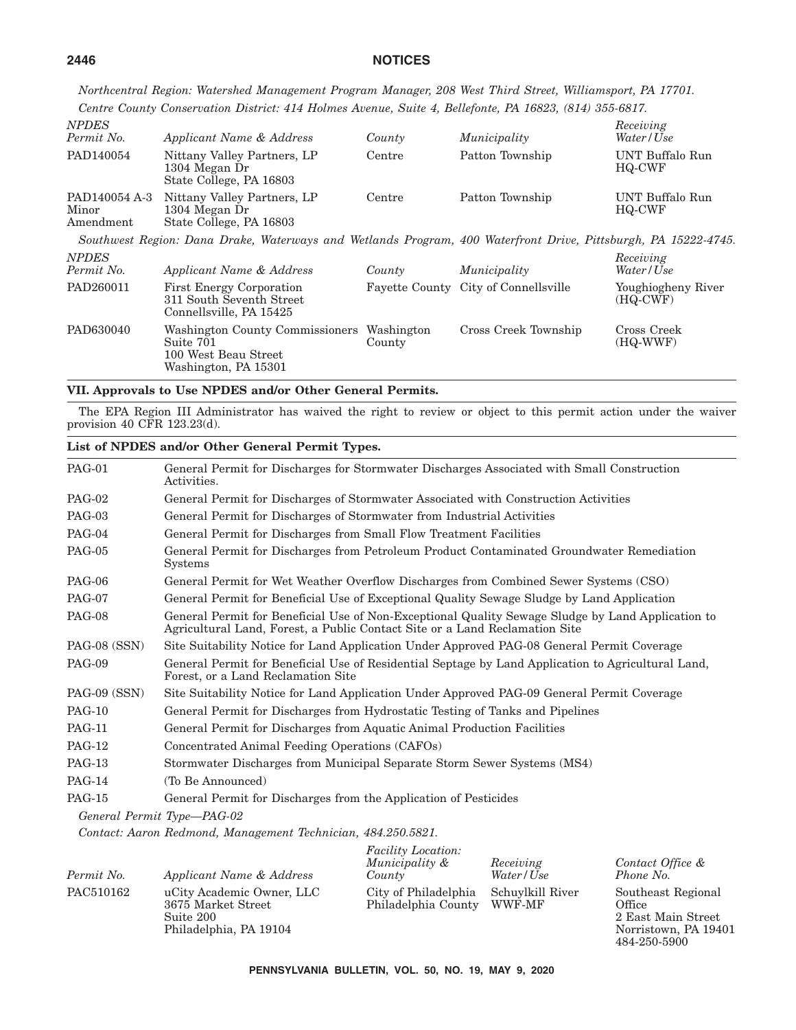*Northcentral Region: Watershed Management Program Manager, 208 West Third Street, Williamsport, PA 17701.*

*Centre County Conservation District: 414 Holmes Avenue, Suite 4, Bellefonte, PA 16823, (814) 355-6817.*

| *NPDES Permit No.* | *Applicant Name & Address* | *County* | *Municipality* | *Receiving Water/Use* |
|---|---|---|---|---|
| PAD140054 | Nittany Valley Partners, LP 1304 Megan Dr State College, PA 16803 | Centre | Patton Township | UNT Buffalo Run HQ-CWF |
| PAD140054 A-3 Minor Amendment | Nittany Valley Partners, LP 1304 Megan Dr State College, PA 16803 | Centre | Patton Township | UNT Buffalo Run HQ-CWF |

*Southwest Region: Dana Drake, Waterways and Wetlands Program, 400 Waterfront Drive, Pittsburgh, PA 15222-4745.*

| *NPDES Permit No.* | *Applicant Name & Address* | *County* | *Municipality* | *Receiving Water/Use* |
|---|---|---|---|---|
| PAD260011 | First Energy Corporation 311 South Seventh Street Connellsville, PA 15425 | Fayette County | City of Connellsville | Youghiogheny River (HQ-CWF) |
| PAD630040 | Washington County Commissioners Suite 701 100 West Beau Street Washington, PA 15301 | Washington County | Cross Creek Township | Cross Creek (HQ-WWF) |

## VII. Approvals to Use NPDES and/or Other General Permits.

The EPA Region III Administrator has waived the right to review or object to this permit action under the waiver provision 40 CFR 123.23(d).

### List of NPDES and/or Other General Permit Types.

| | |
|---|---|
| PAG-01 | General Permit for Discharges for Stormwater Discharges Associated with Small Construction Activities. |
| PAG-02 | General Permit for Discharges of Stormwater Associated with Construction Activities |
| PAG-03 | General Permit for Discharges of Stormwater from Industrial Activities |
| PAG-04 | General Permit for Discharges from Small Flow Treatment Facilities |
| PAG-05 | General Permit for Discharges from Petroleum Product Contaminated Groundwater Remediation Systems |
| PAG-06 | General Permit for Wet Weather Overflow Discharges from Combined Sewer Systems (CSO) |
| PAG-07 | General Permit for Beneficial Use of Exceptional Quality Sewage Sludge by Land Application |
| PAG-08 | General Permit for Beneficial Use of Non-Exceptional Quality Sewage Sludge by Land Application to Agricultural Land, Forest, a Public Contact Site or a Land Reclamation Site |
| PAG-08 (SSN) | Site Suitability Notice for Land Application Under Approved PAG-08 General Permit Coverage |
| PAG-09 | General Permit for Beneficial Use of Residential Septage by Land Application to Agricultural Land, Forest, or a Land Reclamation Site |
| PAG-09 (SSN) | Site Suitability Notice for Land Application Under Approved PAG-09 General Permit Coverage |
| PAG-10 | General Permit for Discharges from Hydrostatic Testing of Tanks and Pipelines |
| PAG-11 | General Permit for Discharges from Aquatic Animal Production Facilities |
| PAG-12 | Concentrated Animal Feeding Operations (CAFOs) |
| PAG-13 | Stormwater Discharges from Municipal Separate Storm Sewer Systems (MS4) |
| PAG-14 | (To Be Announced) |
| PAG-15 | General Permit for Discharges from the Application of Pesticides |

*General Permit Type—PAG-02*

*Contact: Aaron Redmond, Management Technician, 484.250.5821.*

| *Permit No.* | *Applicant Name & Address* | *Facility Location: Municipality & County* | *Receiving Water/Use* | *Contact Office & Phone No.* |
|---|---|---|---|---|
| PAC510162 | uCity Academic Owner, LLC 3675 Market Street Suite 200 Philadelphia, PA 19104 | City of Philadelphia Philadelphia County | Schuylkill River WWF-MF | Southeast Regional Office 2 East Main Street Norristown, PA 19401 484-250-5900 |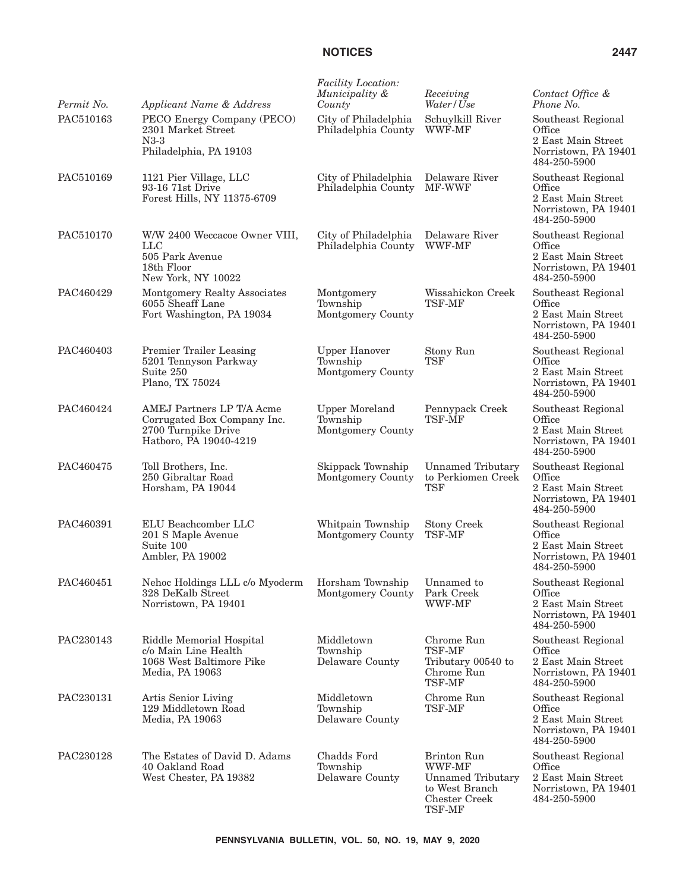| Permit No. | Applicant Name & Address | Facility Location: Municipality & County | Receiving Water/Use | Contact Office & Phone No. |
|---|---|---|---|---|
| PAC510163 | PECO Energy Company (PECO) 2301 Market Street N3-3 Philadelphia, PA 19103 | City of Philadelphia Philadelphia County | Schuylkill River WWF-MF | Southeast Regional Office 2 East Main Street Norristown, PA 19401 484-250-5900 |
| PAC510169 | 1121 Pier Village, LLC 93-16 71st Drive Forest Hills, NY 11375-6709 | City of Philadelphia Philadelphia County | Delaware River MF-WWF | Southeast Regional Office 2 East Main Street Norristown, PA 19401 484-250-5900 |
| PAC510170 | W/W 2400 Weccacoe Owner VIII, LLC 505 Park Avenue 18th Floor New York, NY 10022 | City of Philadelphia Philadelphia County | Delaware River WWF-MF | Southeast Regional Office 2 East Main Street Norristown, PA 19401 484-250-5900 |
| PAC460429 | Montgomery Realty Associates 6055 Sheaff Lane Fort Washington, PA 19034 | Montgomery Township Montgomery County | Wissahickon Creek TSF-MF | Southeast Regional Office 2 East Main Street Norristown, PA 19401 484-250-5900 |
| PAC460403 | Premier Trailer Leasing 5201 Tennyson Parkway Suite 250 Plano, TX 75024 | Upper Hanover Township Montgomery County | Stony Run TSF | Southeast Regional Office 2 East Main Street Norristown, PA 19401 484-250-5900 |
| PAC460424 | AMEJ Partners LP T/A Acme Corrugated Box Company Inc. 2700 Turnpike Drive Hatboro, PA 19040-4219 | Upper Moreland Township Montgomery County | Pennypack Creek TSF-MF | Southeast Regional Office 2 East Main Street Norristown, PA 19401 484-250-5900 |
| PAC460475 | Toll Brothers, Inc. 250 Gibraltar Road Horsham, PA 19044 | Skippack Township Montgomery County | Unnamed Tributary to Perkiomen Creek TSF | Southeast Regional Office 2 East Main Street Norristown, PA 19401 484-250-5900 |
| PAC460391 | ELU Beachcomber LLC 201 S Maple Avenue Suite 100 Ambler, PA 19002 | Whitpain Township Montgomery County | Stony Creek TSF-MF | Southeast Regional Office 2 East Main Street Norristown, PA 19401 484-250-5900 |
| PAC460451 | Nehoc Holdings LLL c/o Myoderm 328 DeKalb Street Norristown, PA 19401 | Horsham Township Montgomery County | Unnamed to Park Creek WWF-MF | Southeast Regional Office 2 East Main Street Norristown, PA 19401 484-250-5900 |
| PAC230143 | Riddle Memorial Hospital c/o Main Line Health 1068 West Baltimore Pike Media, PA 19063 | Middletown Township Delaware County | Chrome Run TSF-MF Tributary 00540 to Chrome Run TSF-MF | Southeast Regional Office 2 East Main Street Norristown, PA 19401 484-250-5900 |
| PAC230131 | Artis Senior Living 129 Middletown Road Media, PA 19063 | Middletown Township Delaware County | Chrome Run TSF-MF | Southeast Regional Office 2 East Main Street Norristown, PA 19401 484-250-5900 |
| PAC230128 | The Estates of David D. Adams 40 Oakland Road West Chester, PA 19382 | Chadds Ford Township Delaware County | Brinton Run WWF-MF Unnamed Tributary to West Branch Chester Creek TSF-MF | Southeast Regional Office 2 East Main Street Norristown, PA 19401 484-250-5900 |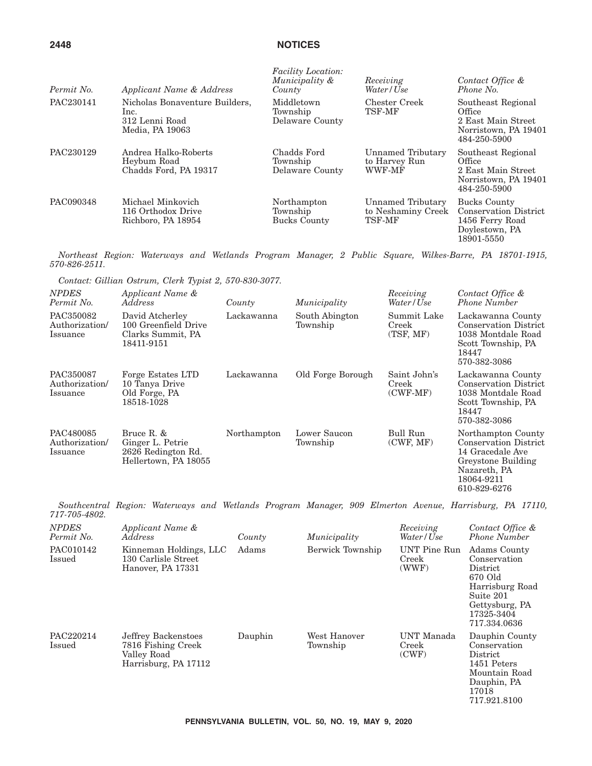| Permit No. | Applicant Name & Address | Facility Location: Municipality & County | Receiving Water/Use | Contact Office & Phone No. |
| --- | --- | --- | --- | --- |
| PAC230141 | Nicholas Bonaventure Builders, Inc. 312 Lenni Road Media, PA 19063 | Middletown Township Delaware County | Chester Creek TSF-MF | Southeast Regional Office 2 East Main Street Norristown, PA 19401 484-250-5900 |
| PAC230129 | Andrea Halko-Roberts Heybum Road Chadds Ford, PA 19317 | Chadds Ford Township Delaware County | Unnamed Tributary to Harvey Run WWF-MF | Southeast Regional Office 2 East Main Street Norristown, PA 19401 484-250-5900 |
| PAC090348 | Michael Minkovich 116 Orthodox Drive Richboro, PA 18954 | Northampton Township Bucks County | Unnamed Tributary to Neshaminy Creek TSF-MF | Bucks County Conservation District 1456 Ferry Road Doylestown, PA 18901-5550 |

*Northeast Region: Waterways and Wetlands Program Manager, 2 Public Square, Wilkes-Barre, PA 18701-1915, 570-826-2511.*

*Contact: Gillian Ostrum, Clerk Typist 2, 570-830-3077.*

| NPDES Permit No. | Applicant Name & Address | County | Municipality | Receiving Water/Use | Contact Office & Phone Number |
| --- | --- | --- | --- | --- | --- |
| PAC350082 Authorization/ Issuance | David Atcherley 100 Greenfield Drive Clarks Summit, PA 18411-9151 | Lackawanna | South Abington Township | Summit Lake Creek (TSF, MF) | Lackawanna County Conservation District 1038 Montdale Road Scott Township, PA 18447 570-382-3086 |
| PAC350087 Authorization/ Issuance | Forge Estates LTD 10 Tanya Drive Old Forge, PA 18518-1028 | Lackawanna | Old Forge Borough | Saint John's Creek (CWF-MF) | Lackawanna County Conservation District 1038 Montdale Road Scott Township, PA 18447 570-382-3086 |
| PAC480085 Authorization/ Issuance | Bruce R. & Ginger L. Petrie 2626 Redington Rd. Hellertown, PA 18055 | Northampton | Lower Saucon Township | Bull Run (CWF, MF) | Northampton County Conservation District 14 Gracedale Ave Greystone Building Nazareth, PA 18064-9211 610-829-6276 |

*Southcentral Region: Waterways and Wetlands Program Manager, 909 Elmerton Avenue, Harrisburg, PA 17110, 717-705-4802.*

| NPDES Permit No. | Applicant Name & Address | County | Municipality | Receiving Water/Use | Contact Office & Phone Number |
| --- | --- | --- | --- | --- | --- |
| PAC010142 Issued | Kinneman Holdings, LLC 130 Carlisle Street Hanover, PA 17331 | Adams | Berwick Township | UNT Pine Run Creek (WWF) | Adams County Conservation District 670 Old Harrisburg Road Suite 201 Gettysburg, PA 17325-3404 717.334.0636 |
| PAC220214 Issued | Jeffrey Backenstoes 7816 Fishing Creek Valley Road Harrisburg, PA 17112 | Dauphin | West Hanover Township | UNT Manada Creek (CWF) | Dauphin County Conservation District 1451 Peters Mountain Road Dauphin, PA 17018 717.921.8100 |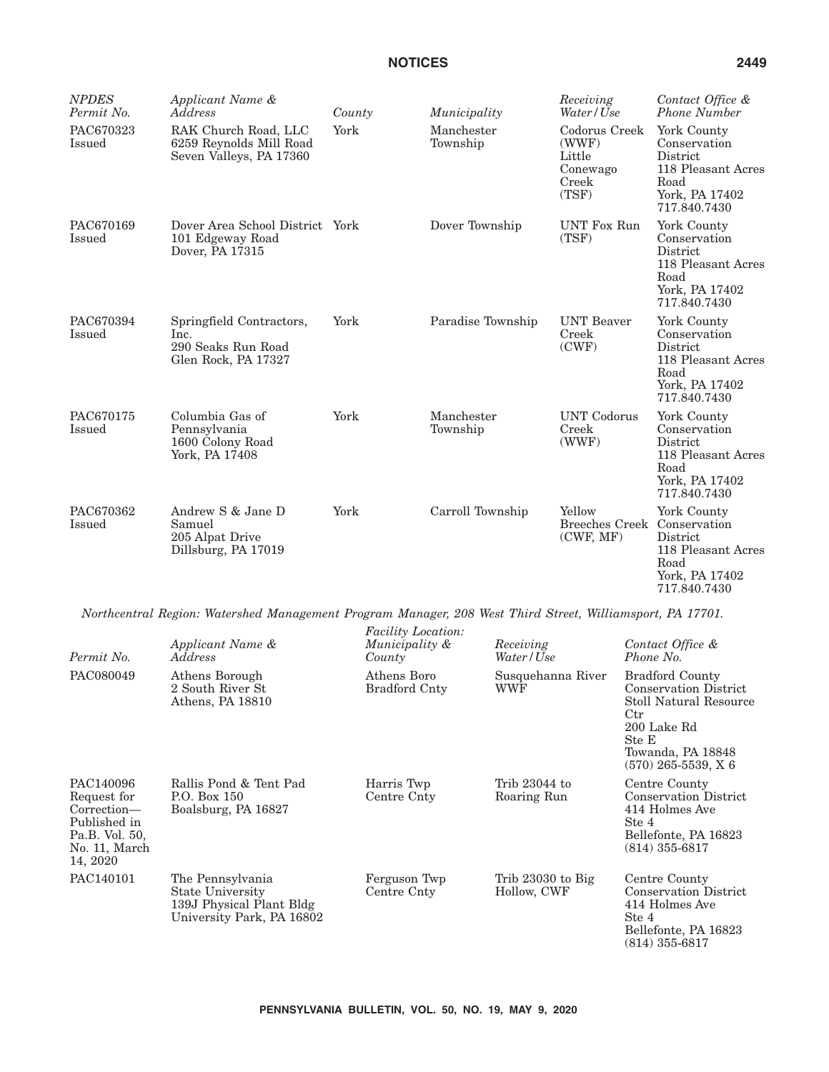| *NPDES Permit No.* | *Applicant Name & Address* | *County* | *Municipality* | *Receiving Water/Use* | *Contact Office & Phone Number* |
|---|---|---|---|---|---|
| PAC670323 Issued | RAK Church Road, LLC 6259 Reynolds Mill Road Seven Valleys, PA 17360 | York | Manchester Township | Codorus Creek (WWF) Little Conewago Creek (TSF) | York County Conservation District 118 Pleasant Acres Road York, PA 17402 717.840.7430 |
| PAC670169 Issued | Dover Area School District 101 Edgeway Road Dover, PA 17315 | York | Dover Township | UNT Fox Run (TSF) | York County Conservation District 118 Pleasant Acres Road York, PA 17402 717.840.7430 |
| PAC670394 Issued | Springfield Contractors, Inc. 290 Seaks Run Road Glen Rock, PA 17327 | York | Paradise Township | UNT Beaver Creek (CWF) | York County Conservation District 118 Pleasant Acres Road York, PA 17402 717.840.7430 |
| PAC670175 Issued | Columbia Gas of Pennsylvania 1600 Colony Road York, PA 17408 | York | Manchester Township | UNT Codorus Creek (WWF) | York County Conservation District 118 Pleasant Acres Road York, PA 17402 717.840.7430 |
| PAC670362 Issued | Andrew S & Jane D Samuel 205 Alpat Drive Dillsburg, PA 17019 | York | Carroll Township | Yellow Breeches Creek (CWF, MF) | York County Conservation District 118 Pleasant Acres Road York, PA 17402 717.840.7430 |

*Northcentral Region: Watershed Management Program Manager, 208 West Third Street, Williamsport, PA 17701.*

| *Permit No.* | *Applicant Name & Address* | *Facility Location: Municipality & County* | *Receiving Water/Use* | *Contact Office & Phone No.* |
|---|---|---|---|---|
| PAC080049 | Athens Borough 2 South River St Athens, PA 18810 | Athens Boro Bradford Cnty | Susquehanna River WWF | Bradford County Conservation District Stoll Natural Resource Ctr 200 Lake Rd Ste E Towanda, PA 18848 (570) 265-5539, X 6 |
| PAC140096 Request for Correction— Published in Pa.B. Vol. 50, No. 11, March 14, 2020 | Rallis Pond & Tent Pad P.O. Box 150 Boalsburg, PA 16827 | Harris Twp Centre Cnty | Trib 23044 to Roaring Run | Centre County Conservation District 414 Holmes Ave Ste 4 Bellefonte, PA 16823 (814) 355-6817 |
| PAC140101 | The Pennsylvania State University 139J Physical Plant Bldg University Park, PA 16802 | Ferguson Twp Centre Cnty | Trib 23030 to Big Hollow, CWF | Centre County Conservation District 414 Holmes Ave Ste 4 Bellefonte, PA 16823 (814) 355-6817 |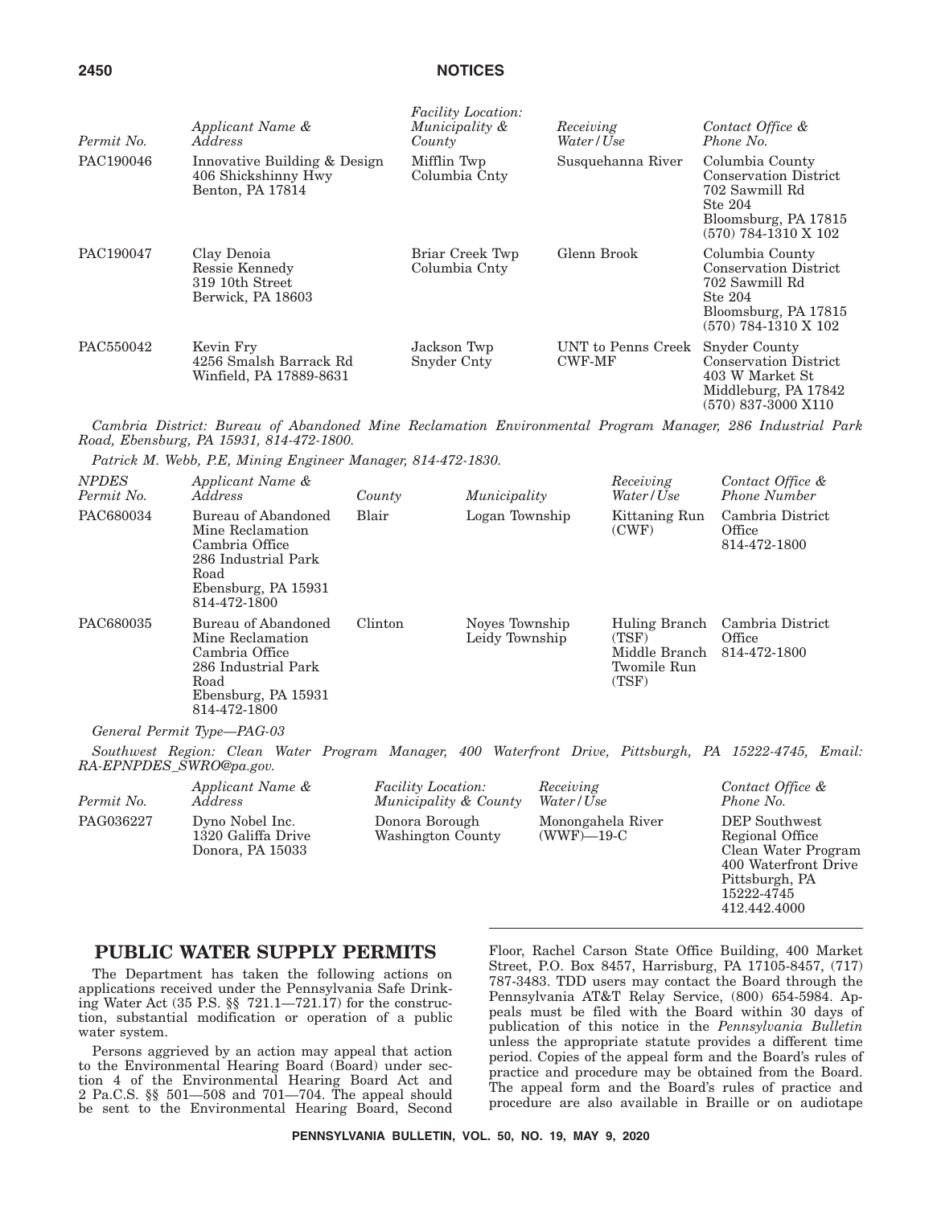| Permit No. | Applicant Name & Address | Facility Location: Municipality & County | Receiving Water/Use | Contact Office & Phone No. |
| --- | --- | --- | --- | --- |
| PAC190046 | Innovative Building & Design 406 Shickshinny Hwy Benton, PA 17814 | Mifflin Twp Columbia Cnty | Susquehanna River | Columbia County Conservation District 702 Sawmill Rd Ste 204 Bloomsburg, PA 17815 (570) 784-1310 X 102 |
| PAC190047 | Clay Denoia Ressie Kennedy 319 10th Street Berwick, PA 18603 | Briar Creek Twp Columbia Cnty | Glenn Brook | Columbia County Conservation District 702 Sawmill Rd Ste 204 Bloomsburg, PA 17815 (570) 784-1310 X 102 |
| PAC550042 | Kevin Fry 4256 Smalsh Barrack Rd Winfield, PA 17889-8631 | Jackson Twp Snyder Cnty | UNT to Penns Creek CWF-MF | Snyder County Conservation District 403 W Market St Middleburg, PA 17842 (570) 837-3000 X110 |

*Cambria District: Bureau of Abandoned Mine Reclamation Environmental Program Manager, 286 Industrial Park Road, Ebensburg, PA 15931, 814-472-1800.*

*Patrick M. Webb, P.E, Mining Engineer Manager, 814-472-1830.*

| NPDES Permit No. | Applicant Name & Address | County | Municipality | Receiving Water/Use | Contact Office & Phone Number |
| --- | --- | --- | --- | --- | --- |
| PAC680034 | Bureau of Abandoned Mine Reclamation Cambria Office 286 Industrial Park Road Ebensburg, PA 15931 814-472-1800 | Blair | Logan Township | Kittaning Run (CWF) | Cambria District Office 814-472-1800 |
| PAC680035 | Bureau of Abandoned Mine Reclamation Cambria Office 286 Industrial Park Road Ebensburg, PA 15931 814-472-1800 | Clinton | Noyes Township Leidy Township | Huling Branch (TSF) Middle Branch Twomile Run (TSF) | Cambria District Office 814-472-1800 |

*General Permit Type—PAG-03*

*Southwest Region: Clean Water Program Manager, 400 Waterfront Drive, Pittsburgh, PA 15222-4745, Email: RA-EPNPDES_SWRO@pa.gov.*

| Permit No. | Applicant Name & Address | Facility Location: Municipality & County | Receiving Water/Use | Contact Office & Phone No. |
| --- | --- | --- | --- | --- |
| PAG036227 | Dyno Nobel Inc. 1320 Galiffa Drive Donora, PA 15033 | Donora Borough Washington County | Monongahela River (WWF)—19-C | DEP Southwest Regional Office Clean Water Program 400 Waterfront Drive Pittsburgh, PA 15222-4745 412.442.4000 |

## PUBLIC WATER SUPPLY PERMITS

The Department has taken the following actions on applications received under the Pennsylvania Safe Drinking Water Act (35 P.S. §§ 721.1—721.17) for the construction, substantial modification or operation of a public water system.

Persons aggrieved by an action may appeal that action to the Environmental Hearing Board (Board) under section 4 of the Environmental Hearing Board Act and 2 Pa.C.S. §§ 501—508 and 701—704. The appeal should be sent to the Environmental Hearing Board, Second Floor, Rachel Carson State Office Building, 400 Market Street, P.O. Box 8457, Harrisburg, PA 17105-8457, (717) 787-3483. TDD users may contact the Board through the Pennsylvania AT&T Relay Service, (800) 654-5984. Appeals must be filed with the Board within 30 days of publication of this notice in the *Pennsylvania Bulletin* unless the appropriate statute provides a different time period. Copies of the appeal form and the Board's rules of practice and procedure may be obtained from the Board. The appeal form and the Board's rules of practice and procedure are also available in Braille or on audiotape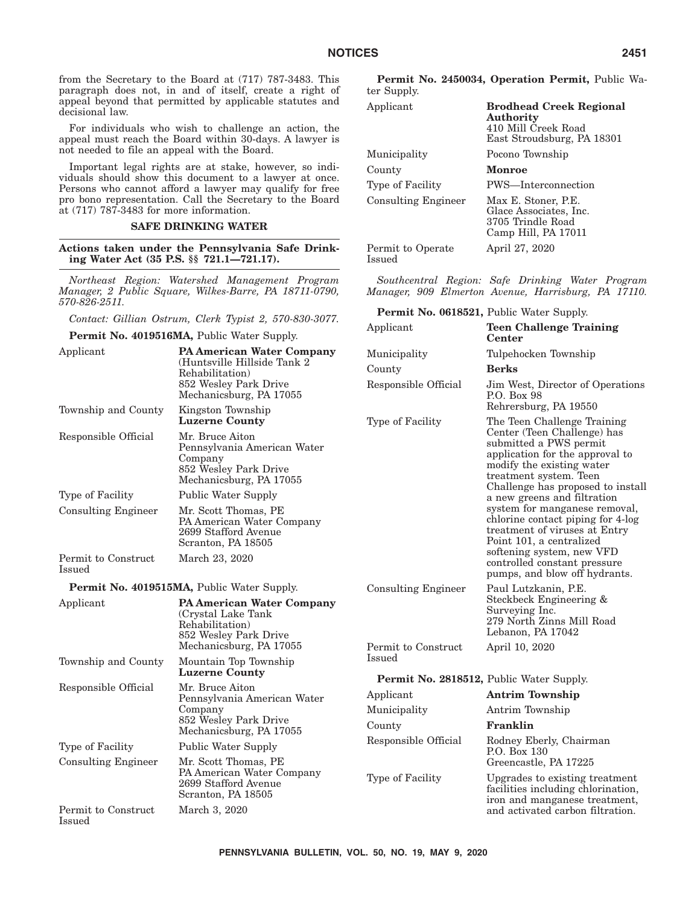from the Secretary to the Board at (717) 787-3483. This paragraph does not, in and of itself, create a right of appeal beyond that permitted by applicable statutes and decisional law.

For individuals who wish to challenge an action, the appeal must reach the Board within 30-days. A lawyer is not needed to file an appeal with the Board.

Important legal rights are at stake, however, so individuals should show this document to a lawyer at once. Persons who cannot afford a lawyer may qualify for free pro bono representation. Call the Secretary to the Board at (717) 787-3483 for more information.

## SAFE DRINKING WATER

### Actions taken under the Pennsylvania Safe Drinking Water Act (35 P.S. §§ 721.1—721.17).

*Northeast Region: Watershed Management Program Manager, 2 Public Square, Wilkes-Barre, PA 18711-0790, 570-826-2511.*

*Contact: Gillian Ostrum, Clerk Typist 2, 570-830-3077.*

**Permit No. 4019516MA,** Public Water Supply.

| | |
|---|---|
| Applicant | **PA American Water Company** (Huntsville Hillside Tank 2 Rehabilitation) 852 Wesley Park Drive Mechanicsburg, PA 17055 |
| Township and County | Kingston Township **Luzerne County** |
| Responsible Official | Mr. Bruce Aiton Pennsylvania American Water Company 852 Wesley Park Drive Mechanicsburg, PA 17055 |
| Type of Facility | Public Water Supply |
| Consulting Engineer | Mr. Scott Thomas, PE PA American Water Company 2699 Stafford Avenue Scranton, PA 18505 |
| Permit to Construct Issued | March 23, 2020 |

**Permit No. 4019515MA,** Public Water Supply.

| | |
|---|---|
| Applicant | **PA American Water Company** (Crystal Lake Tank Rehabilitation) 852 Wesley Park Drive Mechanicsburg, PA 17055 |
| Township and County | Mountain Top Township **Luzerne County** |
| Responsible Official | Mr. Bruce Aiton Pennsylvania American Water Company 852 Wesley Park Drive Mechanicsburg, PA 17055 |
| Type of Facility | Public Water Supply |
| Consulting Engineer | Mr. Scott Thomas, PE PA American Water Company 2699 Stafford Avenue Scranton, PA 18505 |
| Permit to Construct Issued | March 3, 2020 |

**Permit No. 2450034, Operation Permit,** Public Water Supply.

| | |
|---|---|
| Applicant | **Brodhead Creek Regional Authority** 410 Mill Creek Road East Stroudsburg, PA 18301 |
| Municipality | Pocono Township |
| County | **Monroe** |
| Type of Facility | PWS—Interconnection |
| Consulting Engineer | Max E. Stoner, P.E. Glace Associates, Inc. 3705 Trindle Road Camp Hill, PA 17011 |
| Permit to Operate Issued | April 27, 2020 |

*Southcentral Region: Safe Drinking Water Program Manager, 909 Elmerton Avenue, Harrisburg, PA 17110.*

**Permit No. 0618521,** Public Water Supply.

| | |
|---|---|
| Applicant | **Teen Challenge Training Center** |
| Municipality | Tulpehocken Township |
| County | **Berks** |
| Responsible Official | Jim West, Director of Operations P.O. Box 98 Rehrersburg, PA 19550 |
| Type of Facility | The Teen Challenge Training Center (Teen Challenge) has submitted a PWS permit application for the approval to modify the existing water treatment system. Teen Challenge has proposed to install a new greens and filtration system for manganese removal, chlorine contact piping for 4-log treatment of viruses at Entry Point 101, a centralized softening system, new VFD controlled constant pressure pumps, and blow off hydrants. |
| Consulting Engineer | Paul Lutzkanin, P.E. Steckbeck Engineering & Surveying Inc. 279 North Zinns Mill Road Lebanon, PA 17042 |
| Permit to Construct Issued | April 10, 2020 |

**Permit No. 2818512,** Public Water Supply.

| | |
|---|---|
| Applicant | **Antrim Township** |
| Municipality | Antrim Township |
| County | **Franklin** |
| Responsible Official | Rodney Eberly, Chairman P.O. Box 130 Greencastle, PA 17225 |
| Type of Facility | Upgrades to existing treatment facilities including chlorination, iron and manganese treatment, and activated carbon filtration. |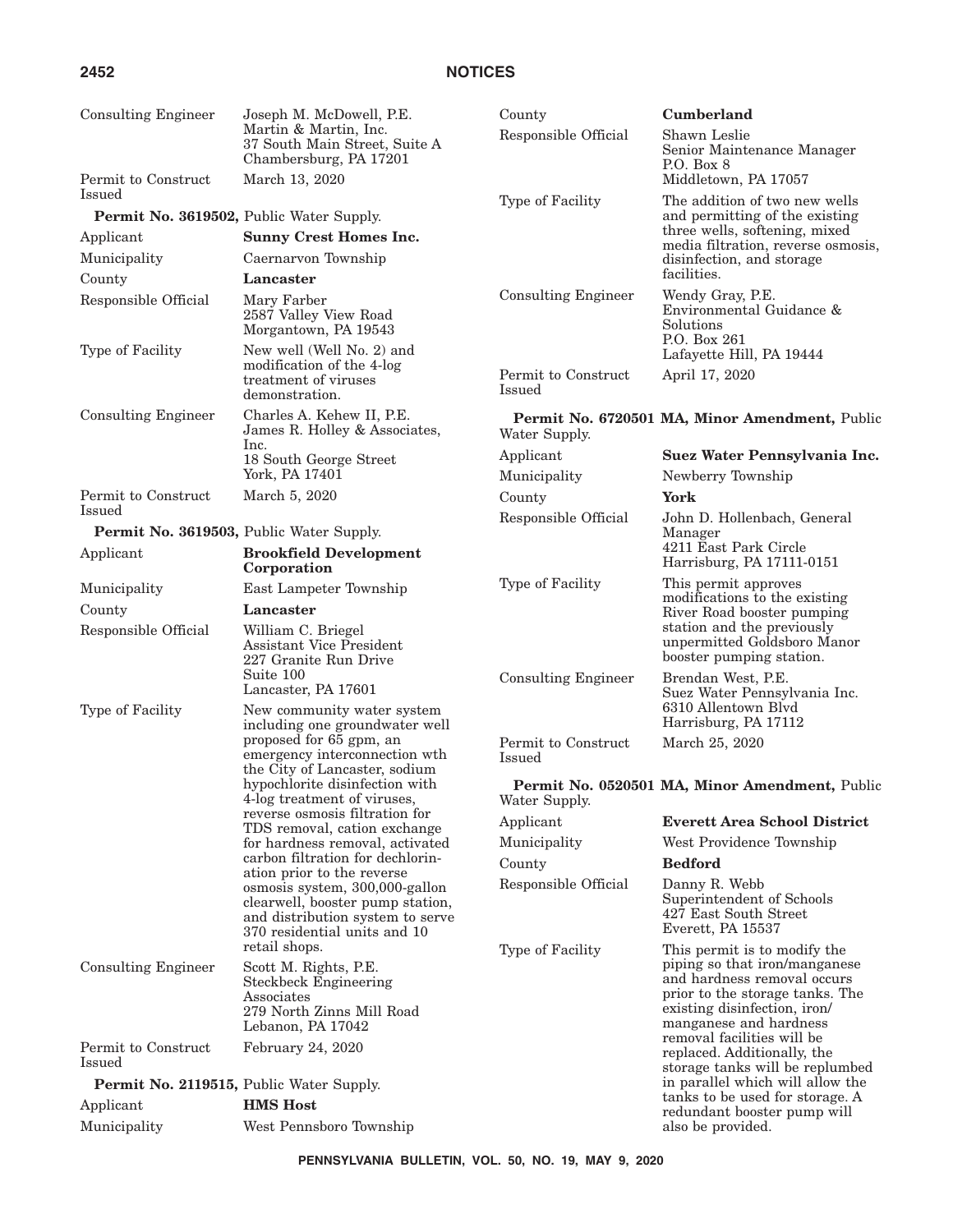| | |
|---|---|
| Consulting Engineer | Joseph M. McDowell, P.E.<br>Martin & Martin, Inc.<br>37 South Main Street, Suite A<br>Chambersburg, PA 17201 |
| Permit to Construct Issued | March 13, 2020 |

**Permit No. 3619502,** Public Water Supply.

| | |
|---|---|
| Applicant | **Sunny Crest Homes Inc.** |
| Municipality | Caernarvon Township |
| County | **Lancaster** |
| Responsible Official | Mary Farber<br>2587 Valley View Road<br>Morgantown, PA 19543 |
| Type of Facility | New well (Well No. 2) and modification of the 4-log treatment of viruses demonstration. |
| Consulting Engineer | Charles A. Kehew II, P.E.<br>James R. Holley & Associates, Inc.<br>18 South George Street<br>York, PA 17401 |
| Permit to Construct Issued | March 5, 2020 |

**Permit No. 3619503,** Public Water Supply.

| | |
|---|---|
| Applicant | **Brookfield Development Corporation** |
| Municipality | East Lampeter Township |
| County | **Lancaster** |
| Responsible Official | William C. Briegel<br>Assistant Vice President<br>227 Granite Run Drive<br>Suite 100<br>Lancaster, PA 17601 |
| Type of Facility | New community water system including one groundwater well proposed for 65 gpm, an emergency interconnection wth the City of Lancaster, sodium hypochlorite disinfection with 4-log treatment of viruses, reverse osmosis filtration for TDS removal, cation exchange for hardness removal, activated carbon filtration for dechlorination prior to the reverse osmosis system, 300,000-gallon clearwell, booster pump station, and distribution system to serve 370 residential units and 10 retail shops. |
| Consulting Engineer | Scott M. Rights, P.E.<br>Steckbeck Engineering Associates<br>279 North Zinns Mill Road<br>Lebanon, PA 17042 |
| Permit to Construct Issued | February 24, 2020 |

**Permit No. 2119515,** Public Water Supply.

| | |
|---|---|
| Applicant | **HMS Host** |
| Municipality | West Pennsboro Township |
| County | **Cumberland** |
| Responsible Official | Shawn Leslie<br>Senior Maintenance Manager<br>P.O. Box 8<br>Middletown, PA 17057 |
| Type of Facility | The addition of two new wells and permitting of the existing three wells, softening, mixed media filtration, reverse osmosis, disinfection, and storage facilities. |
| Consulting Engineer | Wendy Gray, P.E.<br>Environmental Guidance & Solutions<br>P.O. Box 261<br>Lafayette Hill, PA 19444 |
| Permit to Construct Issued | April 17, 2020 |

**Permit No. 6720501 MA, Minor Amendment,** Public Water Supply.

| | |
|---|---|
| Applicant | **Suez Water Pennsylvania Inc.** |
| Municipality | Newberry Township |
| County | **York** |
| Responsible Official | John D. Hollenbach, General Manager<br>4211 East Park Circle<br>Harrisburg, PA 17111-0151 |
| Type of Facility | This permit approves modifications to the existing River Road booster pumping station and the previously unpermitted Goldsboro Manor booster pumping station. |
| Consulting Engineer | Brendan West, P.E.<br>Suez Water Pennsylvania Inc.<br>6310 Allentown Blvd<br>Harrisburg, PA 17112 |
| Permit to Construct Issued | March 25, 2020 |

**Permit No. 0520501 MA, Minor Amendment,** Public Water Supply.

| | |
|---|---|
| Applicant | **Everett Area School District** |
| Municipality | West Providence Township |
| County | **Bedford** |
| Responsible Official | Danny R. Webb<br>Superintendent of Schools<br>427 East South Street<br>Everett, PA 15537 |
| Type of Facility | This permit is to modify the piping so that iron/manganese and hardness removal occurs prior to the storage tanks. The existing disinfection, iron/manganese and hardness removal facilities will be replaced. Additionally, the storage tanks will be replumbed in parallel which will allow the tanks to be used for storage. A redundant booster pump will also be provided. |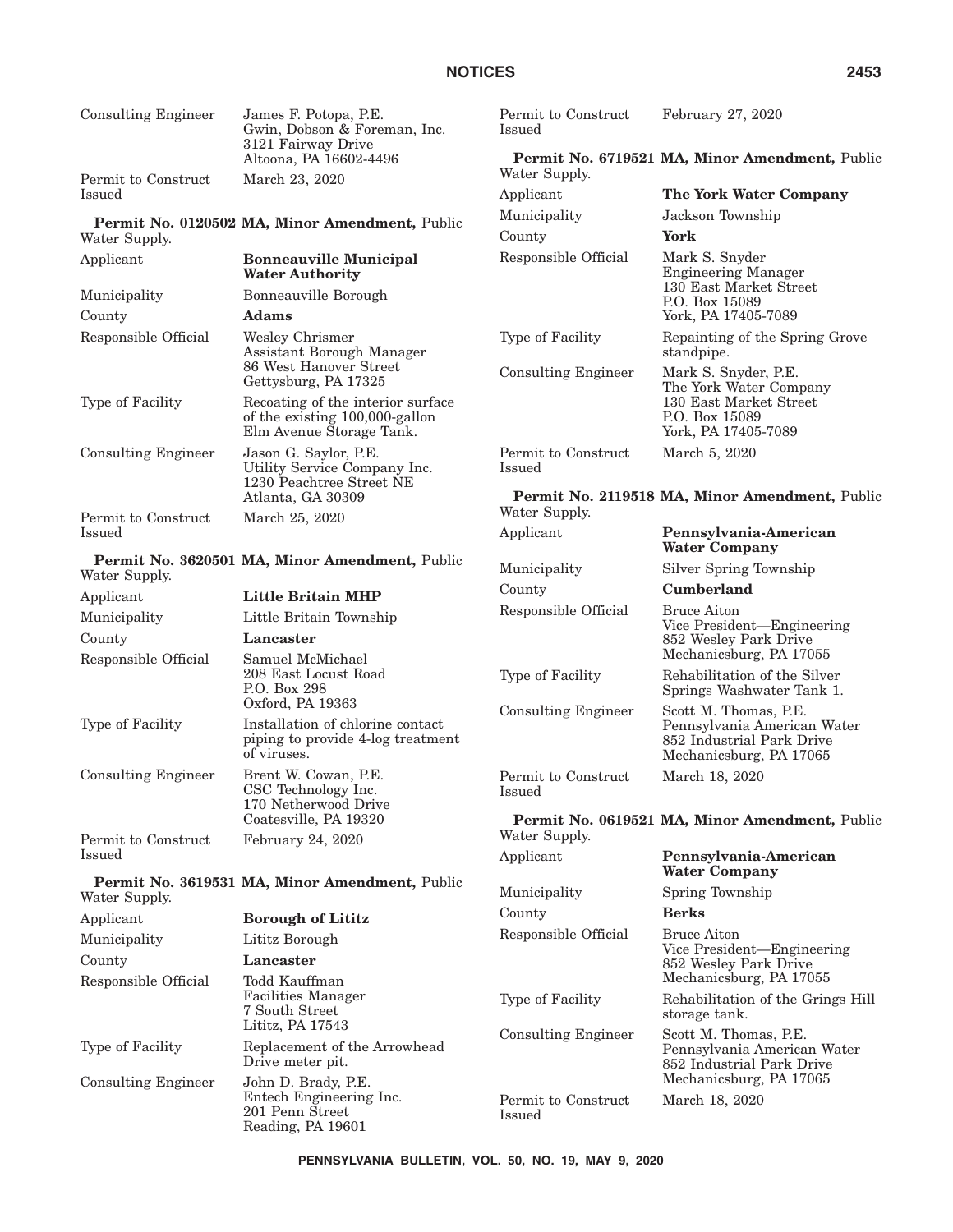| | |
|---|---|
| Consulting Engineer | James F. Potopa, P.E.<br>Gwin, Dobson & Foreman, Inc.<br>3121 Fairway Drive<br>Altoona, PA 16602-4496 |
| Permit to Construct Issued | March 23, 2020 |

**Permit No. 0120502 MA, Minor Amendment,** Public Water Supply.

| | |
|---|---|
| Applicant | **Bonneauville Municipal Water Authority** |
| Municipality | Bonneauville Borough |
| County | **Adams** |
| Responsible Official | Wesley Chrismer<br>Assistant Borough Manager<br>86 West Hanover Street<br>Gettysburg, PA 17325 |
| Type of Facility | Recoating of the interior surface of the existing 100,000-gallon Elm Avenue Storage Tank. |
| Consulting Engineer | Jason G. Saylor, P.E.<br>Utility Service Company Inc.<br>1230 Peachtree Street NE<br>Atlanta, GA 30309 |
| Permit to Construct Issued | March 25, 2020 |

**Permit No. 3620501 MA, Minor Amendment,** Public Water Supply.

| | |
|---|---|
| Applicant | **Little Britain MHP** |
| Municipality | Little Britain Township |
| County | **Lancaster** |
| Responsible Official | Samuel McMichael<br>208 East Locust Road<br>P.O. Box 298<br>Oxford, PA 19363 |
| Type of Facility | Installation of chlorine contact piping to provide 4-log treatment of viruses. |
| Consulting Engineer | Brent W. Cowan, P.E.<br>CSC Technology Inc.<br>170 Netherwood Drive<br>Coatesville, PA 19320 |
| Permit to Construct Issued | February 24, 2020 |

**Permit No. 3619531 MA, Minor Amendment,** Public Water Supply.

| | |
|---|---|
| Applicant | **Borough of Lititz** |
| Municipality | Lititz Borough |
| County | **Lancaster** |
| Responsible Official | Todd Kauffman<br>Facilities Manager<br>7 South Street<br>Lititz, PA 17543 |
| Type of Facility | Replacement of the Arrowhead Drive meter pit. |
| Consulting Engineer | John D. Brady, P.E.<br>Entech Engineering Inc.<br>201 Penn Street<br>Reading, PA 19601 |
| Permit to Construct Issued | February 27, 2020 |

**Permit No. 6719521 MA, Minor Amendment,** Public Water Supply.

| | |
|---|---|
| Applicant | **The York Water Company** |
| Municipality | Jackson Township |
| County | **York** |
| Responsible Official | Mark S. Snyder<br>Engineering Manager<br>130 East Market Street<br>P.O. Box 15089<br>York, PA 17405-7089 |
| Type of Facility | Repainting of the Spring Grove standpipe. |
| Consulting Engineer | Mark S. Snyder, P.E.<br>The York Water Company<br>130 East Market Street<br>P.O. Box 15089<br>York, PA 17405-7089 |
| Permit to Construct Issued | March 5, 2020 |

**Permit No. 2119518 MA, Minor Amendment,** Public Water Supply.

| | |
|---|---|
| Applicant | **Pennsylvania-American Water Company** |
| Municipality | Silver Spring Township |
| County | **Cumberland** |
| Responsible Official | Bruce Aiton<br>Vice President—Engineering<br>852 Wesley Park Drive<br>Mechanicsburg, PA 17055 |
| Type of Facility | Rehabilitation of the Silver Springs Washwater Tank 1. |
| Consulting Engineer | Scott M. Thomas, P.E.<br>Pennsylvania American Water<br>852 Industrial Park Drive<br>Mechanicsburg, PA 17065 |
| Permit to Construct Issued | March 18, 2020 |

**Permit No. 0619521 MA, Minor Amendment,** Public Water Supply.

| | |
|---|---|
| Applicant | **Pennsylvania-American Water Company** |
| Municipality | Spring Township |
| County | **Berks** |
| Responsible Official | Bruce Aiton<br>Vice President—Engineering<br>852 Wesley Park Drive<br>Mechanicsburg, PA 17055 |
| Type of Facility | Rehabilitation of the Grings Hill storage tank. |
| Consulting Engineer | Scott M. Thomas, P.E.<br>Pennsylvania American Water<br>852 Industrial Park Drive<br>Mechanicsburg, PA 17065 |
| Permit to Construct Issued | March 18, 2020 |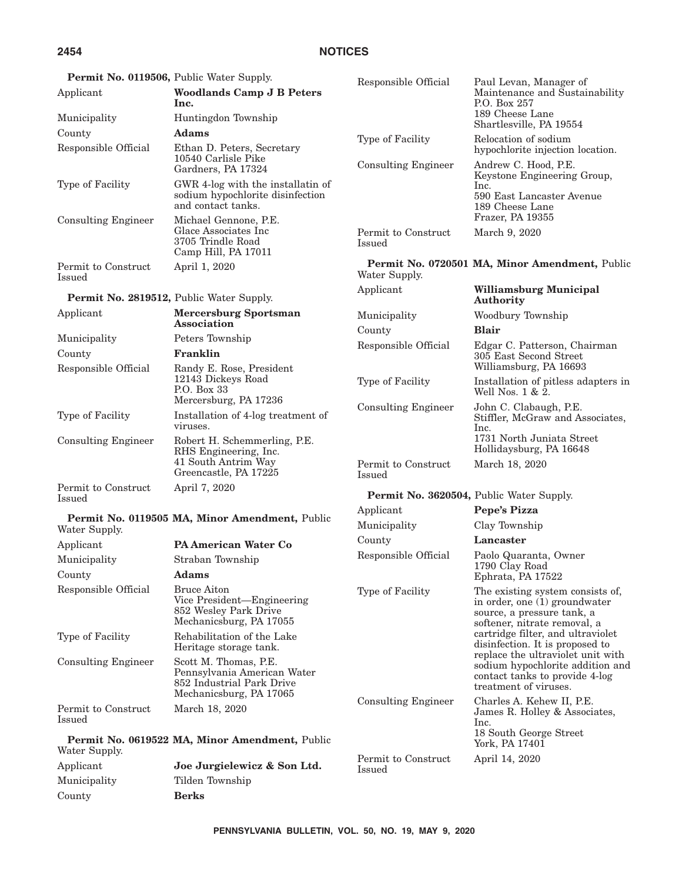**Permit No. 0119506,** Public Water Supply.

| | |
|---|---|
| Applicant | **Woodlands Camp J B Peters Inc.** |
| Municipality | Huntingdon Township |
| County | **Adams** |
| Responsible Official | Ethan D. Peters, Secretary<br>10540 Carlisle Pike<br>Gardners, PA 17324 |
| Type of Facility | GWR 4-log with the installatin of sodium hypochlorite disinfection and contact tanks. |
| Consulting Engineer | Michael Gennone, P.E.<br>Glace Associates Inc<br>3705 Trindle Road<br>Camp Hill, PA 17011 |
| Permit to Construct Issued | April 1, 2020 |

**Permit No. 2819512,** Public Water Supply.

| | |
|---|---|
| Applicant | **Mercersburg Sportsman Association** |
| Municipality | Peters Township |
| County | **Franklin** |
| Responsible Official | Randy E. Rose, President<br>12143 Dickeys Road<br>P.O. Box 33<br>Mercersburg, PA 17236 |
| Type of Facility | Installation of 4-log treatment of viruses. |
| Consulting Engineer | Robert H. Schemmerling, P.E.<br>RHS Engineering, Inc.<br>41 South Antrim Way<br>Greencastle, PA 17225 |
| Permit to Construct Issued | April 7, 2020 |

**Permit No. 0119505 MA, Minor Amendment,** Public Water Supply.

| | |
|---|---|
| Applicant | **PA American Water Co** |
| Municipality | Straban Township |
| County | **Adams** |
| Responsible Official | Bruce Aiton<br>Vice President—Engineering<br>852 Wesley Park Drive<br>Mechanicsburg, PA 17055 |
| Type of Facility | Rehabilitation of the Lake Heritage storage tank. |
| Consulting Engineer | Scott M. Thomas, P.E.<br>Pennsylvania American Water<br>852 Industrial Park Drive<br>Mechanicsburg, PA 17065 |
| Permit to Construct Issued | March 18, 2020 |

**Permit No. 0619522 MA, Minor Amendment,** Public Water Supply.

| | |
|---|---|
| Applicant | **Joe Jurgielewicz & Son Ltd.** |
| Municipality | Tilden Township |
| County | **Berks** |
| Responsible Official | Paul Levan, Manager of Maintenance and Sustainability<br>P.O. Box 257<br>189 Cheese Lane<br>Shartlesville, PA 19554 |
| Type of Facility | Relocation of sodium hypochlorite injection location. |
| Consulting Engineer | Andrew C. Hood, P.E.<br>Keystone Engineering Group, Inc.<br>590 East Lancaster Avenue<br>189 Cheese Lane<br>Frazer, PA 19355 |
| Permit to Construct Issued | March 9, 2020 |

**Permit No. 0720501 MA, Minor Amendment,** Public Water Supply.

| | |
|---|---|
| Applicant | **Williamsburg Municipal Authority** |
| Municipality | Woodbury Township |
| County | **Blair** |
| Responsible Official | Edgar C. Patterson, Chairman<br>305 East Second Street<br>Williamsburg, PA 16693 |
| Type of Facility | Installation of pitless adapters in Well Nos. 1 & 2. |
| Consulting Engineer | John C. Clabaugh, P.E.<br>Stiffler, McGraw and Associates, Inc.<br>1731 North Juniata Street<br>Hollidaysburg, PA 16648 |
| Permit to Construct Issued | March 18, 2020 |

**Permit No. 3620504,** Public Water Supply.

| | |
|---|---|
| Applicant | **Pepe's Pizza** |
| Municipality | Clay Township |
| County | **Lancaster** |
| Responsible Official | Paolo Quaranta, Owner<br>1790 Clay Road<br>Ephrata, PA 17522 |
| Type of Facility | The existing system consists of, in order, one (1) groundwater source, a pressure tank, a softener, nitrate removal, a cartridge filter, and ultraviolet disinfection. It is proposed to replace the ultraviolet unit with sodium hypochlorite addition and contact tanks to provide 4-log treatment of viruses. |
| Consulting Engineer | Charles A. Kehew II, P.E.<br>James R. Holley & Associates, Inc.<br>18 South George Street<br>York, PA 17401 |
| Permit to Construct Issued | April 14, 2020 |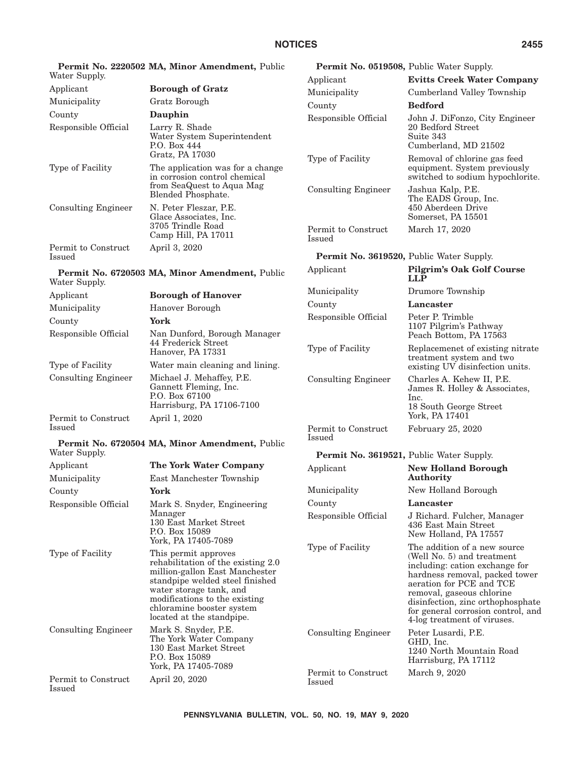**Permit No. 2220502 MA, Minor Amendment,** Public Water Supply.

| | |
|---|---|
| Applicant | **Borough of Gratz** |
| Municipality | Gratz Borough |
| County | **Dauphin** |
| Responsible Official | Larry R. Shade<br>Water System Superintendent<br>P.O. Box 444<br>Gratz, PA 17030 |
| Type of Facility | The application was for a change in corrosion control chemical from SeaQuest to Aqua Mag Blended Phosphate. |
| Consulting Engineer | N. Peter Fleszar, P.E.<br>Glace Associates, Inc.<br>3705 Trindle Road<br>Camp Hill, PA 17011 |
| Permit to Construct Issued | April 3, 2020 |

**Permit No. 6720503 MA, Minor Amendment,** Public Water Supply.

| | |
|---|---|
| Applicant | **Borough of Hanover** |
| Municipality | Hanover Borough |
| County | **York** |
| Responsible Official | Nan Dunford, Borough Manager<br>44 Frederick Street<br>Hanover, PA 17331 |
| Type of Facility | Water main cleaning and lining. |
| Consulting Engineer | Michael J. Mehaffey, P.E.<br>Gannett Fleming, Inc.<br>P.O. Box 67100<br>Harrisburg, PA 17106-7100 |
| Permit to Construct Issued | April 1, 2020 |

**Permit No. 6720504 MA, Minor Amendment,** Public Water Supply.

| | |
|---|---|
| Applicant | **The York Water Company** |
| Municipality | East Manchester Township |
| County | **York** |
| Responsible Official | Mark S. Snyder, Engineering Manager<br>130 East Market Street<br>P.O. Box 15089<br>York, PA 17405-7089 |
| Type of Facility | This permit approves rehabilitation of the existing 2.0 million-gallon East Manchester standpipe welded steel finished water storage tank, and modifications to the existing chloramine booster system located at the standpipe. |
| Consulting Engineer | Mark S. Snyder, P.E.<br>The York Water Company<br>130 East Market Street<br>P.O. Box 15089<br>York, PA 17405-7089 |
| Permit to Construct Issued | April 20, 2020 |

**Permit No. 0519508,** Public Water Supply.

| | |
|---|---|
| Applicant | **Evitts Creek Water Company** |
| Municipality | Cumberland Valley Township |
| County | **Bedford** |
| Responsible Official | John J. DiFonzo, City Engineer<br>20 Bedford Street<br>Suite 343<br>Cumberland, MD 21502 |
| Type of Facility | Removal of chlorine gas feed equipment. System previously switched to sodium hypochlorite. |
| Consulting Engineer | Jashua Kalp, P.E.<br>The EADS Group, Inc.<br>450 Aberdeen Drive<br>Somerset, PA 15501 |
| Permit to Construct Issued | March 17, 2020 |

**Permit No. 3619520,** Public Water Supply.

| | |
|---|---|
| Applicant | **Pilgrim's Oak Golf Course LLP** |
| Municipality | Drumore Township |
| County | **Lancaster** |
| Responsible Official | Peter P. Trimble<br>1107 Pilgrim's Pathway<br>Peach Bottom, PA 17563 |
| Type of Facility | Replacemenet of existing nitrate treatment system and two existing UV disinfection units. |
| Consulting Engineer | Charles A. Kehew II, P.E.<br>James R. Holley & Associates, Inc.<br>18 South George Street<br>York, PA 17401 |
| Permit to Construct Issued | February 25, 2020 |

**Permit No. 3619521,** Public Water Supply.

| | |
|---|---|
| Applicant | **New Holland Borough Authority** |
| Municipality | New Holland Borough |
| County | **Lancaster** |
| Responsible Official | J Richard. Fulcher, Manager<br>436 East Main Street<br>New Holland, PA 17557 |
| Type of Facility | The addition of a new source (Well No. 5) and treatment including: cation exchange for hardness removal, packed tower aeration for PCE and TCE removal, gaseous chlorine disinfection, zinc orthophosphate for general corrosion control, and 4-log treatment of viruses. |
| Consulting Engineer | Peter Lusardi, P.E.<br>GHD, Inc.<br>1240 North Mountain Road<br>Harrisburg, PA 17112 |
| Permit to Construct Issued | March 9, 2020 |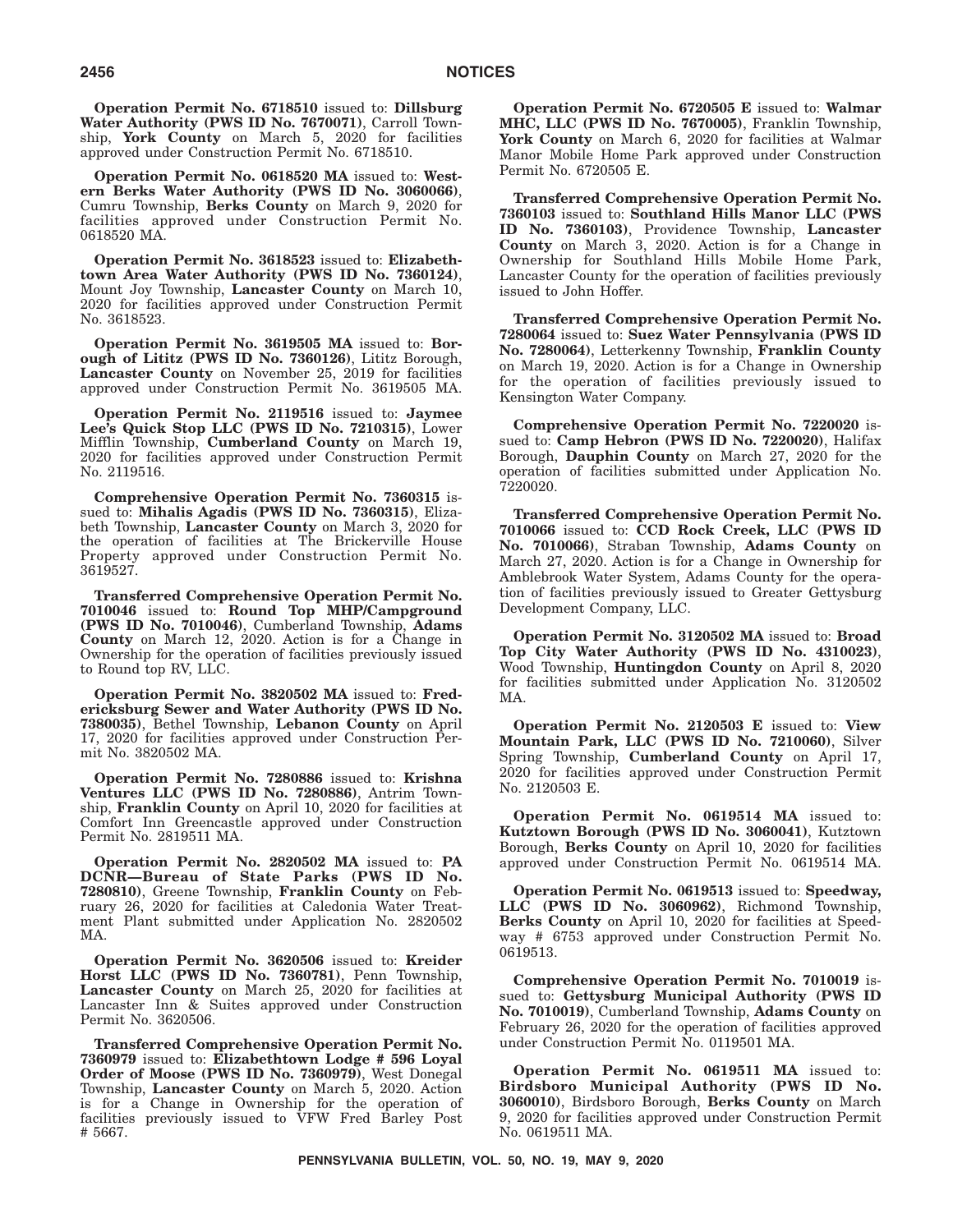**Operation Permit No. 6718510** issued to: **Dillsburg Water Authority (PWS ID No. 7670071)**, Carroll Township, **York County** on March 5, 2020 for facilities approved under Construction Permit No. 6718510.

**Operation Permit No. 0618520 MA** issued to: **Western Berks Water Authority (PWS ID No. 3060066)**, Cumru Township, **Berks County** on March 9, 2020 for facilities approved under Construction Permit No. 0618520 MA.

**Operation Permit No. 3618523** issued to: **Elizabethtown Area Water Authority (PWS ID No. 7360124)**, Mount Joy Township, **Lancaster County** on March 10, 2020 for facilities approved under Construction Permit No. 3618523.

**Operation Permit No. 3619505 MA** issued to: **Borough of Lititz (PWS ID No. 7360126)**, Lititz Borough, **Lancaster County** on November 25, 2019 for facilities approved under Construction Permit No. 3619505 MA.

**Operation Permit No. 2119516** issued to: **Jaymee Lee's Quick Stop LLC (PWS ID No. 7210315)**, Lower Mifflin Township, **Cumberland County** on March 19, 2020 for facilities approved under Construction Permit No. 2119516.

**Comprehensive Operation Permit No. 7360315** issued to: **Mihalis Agadis (PWS ID No. 7360315)**, Elizabeth Township, **Lancaster County** on March 3, 2020 for the operation of facilities at The Brickerville House Property approved under Construction Permit No. 3619527.

**Transferred Comprehensive Operation Permit No. 7010046** issued to: **Round Top MHP/Campground (PWS ID No. 7010046)**, Cumberland Township, **Adams County** on March 12, 2020. Action is for a Change in Ownership for the operation of facilities previously issued to Round top RV, LLC.

**Operation Permit No. 3820502 MA** issued to: **Fredericksburg Sewer and Water Authority (PWS ID No. 7380035)**, Bethel Township, **Lebanon County** on April 17, 2020 for facilities approved under Construction Permit No. 3820502 MA.

**Operation Permit No. 7280886** issued to: **Krishna Ventures LLC (PWS ID No. 7280886)**, Antrim Township, **Franklin County** on April 10, 2020 for facilities at Comfort Inn Greencastle approved under Construction Permit No. 2819511 MA.

**Operation Permit No. 2820502 MA** issued to: **PA DCNR—Bureau of State Parks (PWS ID No. 7280810)**, Greene Township, **Franklin County** on February 26, 2020 for facilities at Caledonia Water Treatment Plant submitted under Application No. 2820502 MA.

**Operation Permit No. 3620506** issued to: **Kreider Horst LLC (PWS ID No. 7360781)**, Penn Township, **Lancaster County** on March 25, 2020 for facilities at Lancaster Inn & Suites approved under Construction Permit No. 3620506.

**Transferred Comprehensive Operation Permit No. 7360979** issued to: **Elizabethtown Lodge # 596 Loyal Order of Moose (PWS ID No. 7360979)**, West Donegal Township, **Lancaster County** on March 5, 2020. Action is for a Change in Ownership for the operation of facilities previously issued to VFW Fred Barley Post # 5667.

**Operation Permit No. 6720505 E** issued to: **Walmar MHC, LLC (PWS ID No. 7670005)**, Franklin Township, **York County** on March 6, 2020 for facilities at Walmar Manor Mobile Home Park approved under Construction Permit No. 6720505 E.

**Transferred Comprehensive Operation Permit No. 7360103** issued to: **Southland Hills Manor LLC (PWS ID No. 7360103)**, Providence Township, **Lancaster County** on March 3, 2020. Action is for a Change in Ownership for Southland Hills Mobile Home Park, Lancaster County for the operation of facilities previously issued to John Hoffer.

**Transferred Comprehensive Operation Permit No. 7280064** issued to: **Suez Water Pennsylvania (PWS ID No. 7280064)**, Letterkenny Township, **Franklin County** on March 19, 2020. Action is for a Change in Ownership for the operation of facilities previously issued to Kensington Water Company.

**Comprehensive Operation Permit No. 7220020** issued to: **Camp Hebron (PWS ID No. 7220020)**, Halifax Borough, **Dauphin County** on March 27, 2020 for the operation of facilities submitted under Application No. 7220020.

**Transferred Comprehensive Operation Permit No. 7010066** issued to: **CCD Rock Creek, LLC (PWS ID No. 7010066)**, Straban Township, **Adams County** on March 27, 2020. Action is for a Change in Ownership for Amblebrook Water System, Adams County for the operation of facilities previously issued to Greater Gettysburg Development Company, LLC.

**Operation Permit No. 3120502 MA** issued to: **Broad Top City Water Authority (PWS ID No. 4310023)**, Wood Township, **Huntingdon County** on April 8, 2020 for facilities submitted under Application No. 3120502 MA.

**Operation Permit No. 2120503 E** issued to: **View Mountain Park, LLC (PWS ID No. 7210060)**, Silver Spring Township, **Cumberland County** on April 17, 2020 for facilities approved under Construction Permit No. 2120503 E.

**Operation Permit No. 0619514 MA** issued to: **Kutztown Borough (PWS ID No. 3060041)**, Kutztown Borough, **Berks County** on April 10, 2020 for facilities approved under Construction Permit No. 0619514 MA.

**Operation Permit No. 0619513** issued to: **Speedway, LLC (PWS ID No. 3060962)**, Richmond Township, **Berks County** on April 10, 2020 for facilities at Speedway # 6753 approved under Construction Permit No. 0619513.

**Comprehensive Operation Permit No. 7010019** issued to: **Gettysburg Municipal Authority (PWS ID No. 7010019)**, Cumberland Township, **Adams County** on February 26, 2020 for the operation of facilities approved under Construction Permit No. 0119501 MA.

**Operation Permit No. 0619511 MA** issued to: **Birdsboro Municipal Authority (PWS ID No. 3060010)**, Birdsboro Borough, **Berks County** on March 9, 2020 for facilities approved under Construction Permit No. 0619511 MA.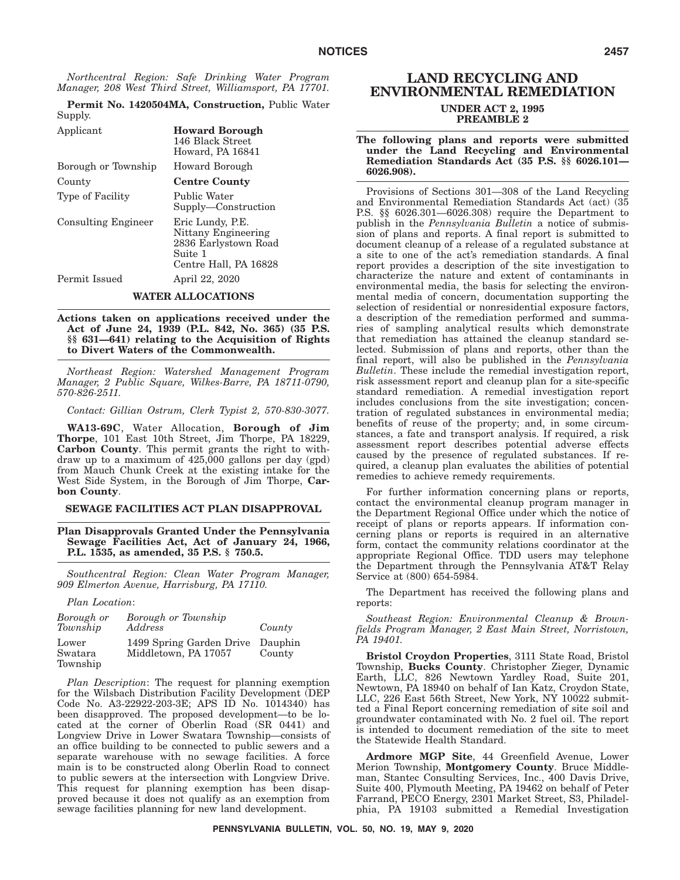*Northcentral Region: Safe Drinking Water Program Manager, 208 West Third Street, Williamsport, PA 17701.*

**Permit No. 1420504MA, Construction,** Public Water Supply.

| | |
|---|---|
| Applicant | **Howard Borough** 146 Black Street Howard, PA 16841 |
| Borough or Township | Howard Borough |
| County | **Centre County** |
| Type of Facility | Public Water Supply—Construction |
| Consulting Engineer | Eric Lundy, P.E. Nittany Engineering 2836 Earlystown Road Suite 1 Centre Hall, PA 16828 |
| Permit Issued | April 22, 2020 |

## WATER ALLOCATIONS

**Actions taken on applications received under the Act of June 24, 1939 (P.L. 842, No. 365) (35 P.S. §§ 631—641) relating to the Acquisition of Rights to Divert Waters of the Commonwealth.**

*Northeast Region: Watershed Management Program Manager, 2 Public Square, Wilkes-Barre, PA 18711-0790, 570-826-2511.*

*Contact: Gillian Ostrum, Clerk Typist 2, 570-830-3077.*

**WA13-69C**, Water Allocation, **Borough of Jim Thorpe**, 101 East 10th Street, Jim Thorpe, PA 18229, **Carbon County**. This permit grants the right to withdraw up to a maximum of 425,000 gallons per day (gpd) from Mauch Chunk Creek at the existing intake for the West Side System, in the Borough of Jim Thorpe, **Carbon County**.

## SEWAGE FACILITIES ACT PLAN DISAPPROVAL

**Plan Disapprovals Granted Under the Pennsylvania Sewage Facilities Act, Act of January 24, 1966, P.L. 1535, as amended, 35 P.S. § 750.5.**

*Southcentral Region: Clean Water Program Manager, 909 Elmerton Avenue, Harrisburg, PA 17110.*

*Plan Location*:

| *Borough or Township* | *Borough or Township Address* | *County* |
|---|---|---|
| Lower Swatara Township | 1499 Spring Garden Drive Middletown, PA 17057 | Dauphin County |

*Plan Description*: The request for planning exemption for the Wilsbach Distribution Facility Development (DEP Code No. A3-22922-203-3E; APS ID No. 1014340) has been disapproved. The proposed development—to be located at the corner of Oberlin Road (SR 0441) and Longview Drive in Lower Swatara Township—consists of an office building to be connected to public sewers and a separate warehouse with no sewage facilities. A force main is to be constructed along Oberlin Road to connect to public sewers at the intersection with Longview Drive. This request for planning exemption has been disapproved because it does not qualify as an exemption from sewage facilities planning for new land development.

# LAND RECYCLING AND ENVIRONMENTAL REMEDIATION

## UNDER ACT 2, 1995
## PREAMBLE 2

**The following plans and reports were submitted under the Land Recycling and Environmental Remediation Standards Act (35 P.S. §§ 6026.101—6026.908).**

Provisions of Sections 301—308 of the Land Recycling and Environmental Remediation Standards Act (act) (35 P.S. §§ 6026.301—6026.308) require the Department to publish in the *Pennsylvania Bulletin* a notice of submission of plans and reports. A final report is submitted to document cleanup of a release of a regulated substance at a site to one of the act's remediation standards. A final report provides a description of the site investigation to characterize the nature and extent of contaminants in environmental media, the basis for selecting the environmental media of concern, documentation supporting the selection of residential or nonresidential exposure factors, a description of the remediation performed and summaries of sampling analytical results which demonstrate that remediation has attained the cleanup standard selected. Submission of plans and reports, other than the final report, will also be published in the *Pennsylvania Bulletin*. These include the remedial investigation report, risk assessment report and cleanup plan for a site-specific standard remediation. A remedial investigation report includes conclusions from the site investigation; concentration of regulated substances in environmental media; benefits of reuse of the property; and, in some circumstances, a fate and transport analysis. If required, a risk assessment report describes potential adverse effects caused by the presence of regulated substances. If required, a cleanup plan evaluates the abilities of potential remedies to achieve remedy requirements.

For further information concerning plans or reports, contact the environmental cleanup program manager in the Department Regional Office under which the notice of receipt of plans or reports appears. If information concerning plans or reports is required in an alternative form, contact the community relations coordinator at the appropriate Regional Office. TDD users may telephone the Department through the Pennsylvania AT&T Relay Service at (800) 654-5984.

The Department has received the following plans and reports:

*Southeast Region: Environmental Cleanup & Brownfields Program Manager, 2 East Main Street, Norristown, PA 19401.*

**Bristol Croydon Properties**, 3111 State Road, Bristol Township, **Bucks County**. Christopher Zieger, Dynamic Earth, LLC, 826 Newtown Yardley Road, Suite 201, Newtown, PA 18940 on behalf of Ian Katz, Croydon State, LLC, 226 East 56th Street, New York, NY 10022 submitted a Final Report concerning remediation of site soil and groundwater contaminated with No. 2 fuel oil. The report is intended to document remediation of the site to meet the Statewide Health Standard.

**Ardmore MGP Site**, 44 Greenfield Avenue, Lower Merion Township, **Montgomery County**. Bruce Middleman, Stantec Consulting Services, Inc., 400 Davis Drive, Suite 400, Plymouth Meeting, PA 19462 on behalf of Peter Farrand, PECO Energy, 2301 Market Street, S3, Philadelphia, PA 19103 submitted a Remedial Investigation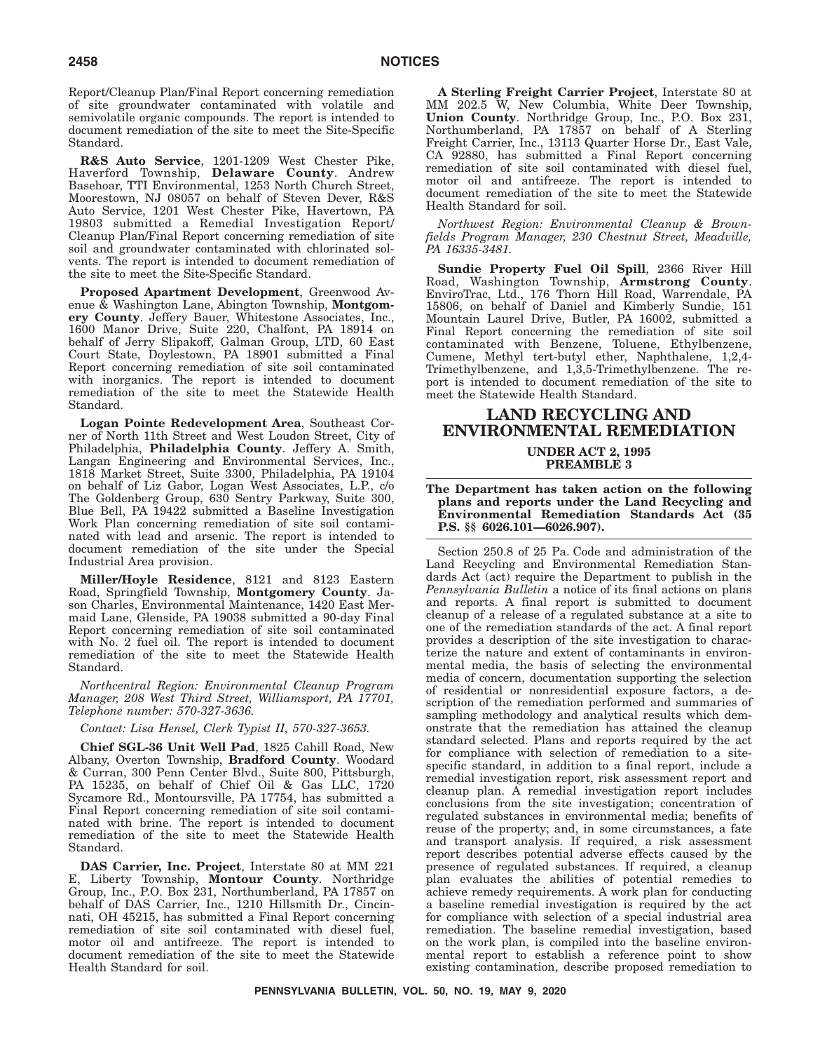Report/Cleanup Plan/Final Report concerning remediation of site groundwater contaminated with volatile and semivolatile organic compounds. The report is intended to document remediation of the site to meet the Site-Specific Standard.

**R&S Auto Service**, 1201-1209 West Chester Pike, Haverford Township, **Delaware County**. Andrew Basehoar, TTI Environmental, 1253 North Church Street, Moorestown, NJ 08057 on behalf of Steven Dever, R&S Auto Service, 1201 West Chester Pike, Havertown, PA 19803 submitted a Remedial Investigation Report/Cleanup Plan/Final Report concerning remediation of site soil and groundwater contaminated with chlorinated solvents. The report is intended to document remediation of the site to meet the Site-Specific Standard.

**Proposed Apartment Development**, Greenwood Avenue & Washington Lane, Abington Township, **Montgomery County**. Jeffery Bauer, Whitestone Associates, Inc., 1600 Manor Drive, Suite 220, Chalfont, PA 18914 on behalf of Jerry Slipakoff, Galman Group, LTD, 60 East Court State, Doylestown, PA 18901 submitted a Final Report concerning remediation of site soil contaminated with inorganics. The report is intended to document remediation of the site to meet the Statewide Health Standard.

**Logan Pointe Redevelopment Area**, Southeast Corner of North 11th Street and West Loudon Street, City of Philadelphia, **Philadelphia County**. Jeffery A. Smith, Langan Engineering and Environmental Services, Inc., 1818 Market Street, Suite 3300, Philadelphia, PA 19104 on behalf of Liz Gabor, Logan West Associates, L.P., c/o The Goldenberg Group, 630 Sentry Parkway, Suite 300, Blue Bell, PA 19422 submitted a Baseline Investigation Work Plan concerning remediation of site soil contaminated with lead and arsenic. The report is intended to document remediation of the site under the Special Industrial Area provision.

**Miller/Hoyle Residence**, 8121 and 8123 Eastern Road, Springfield Township, **Montgomery County**. Jason Charles, Environmental Maintenance, 1420 East Mermaid Lane, Glenside, PA 19038 submitted a 90-day Final Report concerning remediation of site soil contaminated with No. 2 fuel oil. The report is intended to document remediation of the site to meet the Statewide Health Standard.

*Northcentral Region: Environmental Cleanup Program Manager, 208 West Third Street, Williamsport, PA 17701, Telephone number: 570-327-3636.*

*Contact: Lisa Hensel, Clerk Typist II, 570-327-3653.*

**Chief SGL-36 Unit Well Pad**, 1825 Cahill Road, New Albany, Overton Township, **Bradford County**. Woodard & Curran, 300 Penn Center Blvd., Suite 800, Pittsburgh, PA 15235, on behalf of Chief Oil & Gas LLC, 1720 Sycamore Rd., Montoursville, PA 17754, has submitted a Final Report concerning remediation of site soil contaminated with brine. The report is intended to document remediation of the site to meet the Statewide Health Standard.

**DAS Carrier, Inc. Project**, Interstate 80 at MM 221 E, Liberty Township, **Montour County**. Northridge Group, Inc., P.O. Box 231, Northumberland, PA 17857 on behalf of DAS Carrier, Inc., 1210 Hillsmith Dr., Cincinnati, OH 45215, has submitted a Final Report concerning remediation of site soil contaminated with diesel fuel, motor oil and antifreeze. The report is intended to document remediation of the site to meet the Statewide Health Standard for soil.

**A Sterling Freight Carrier Project**, Interstate 80 at MM 202.5 W, New Columbia, White Deer Township, **Union County**. Northridge Group, Inc., P.O. Box 231, Northumberland, PA 17857 on behalf of A Sterling Freight Carrier, Inc., 13113 Quarter Horse Dr., East Vale, CA 92880, has submitted a Final Report concerning remediation of site soil contaminated with diesel fuel, motor oil and antifreeze. The report is intended to document remediation of the site to meet the Statewide Health Standard for soil.

*Northwest Region: Environmental Cleanup & Brownfields Program Manager, 230 Chestnut Street, Meadville, PA 16335-3481.*

**Sundie Property Fuel Oil Spill**, 2366 River Hill Road, Washington Township, **Armstrong County**. EnviroTrac, Ltd., 176 Thorn Hill Road, Warrendale, PA 15806, on behalf of Daniel and Kimberly Sundie, 151 Mountain Laurel Drive, Butler, PA 16002, submitted a Final Report concerning the remediation of site soil contaminated with Benzene, Toluene, Ethylbenzene, Cumene, Methyl tert-butyl ether, Naphthalene, 1,2,4-Trimethylbenzene, and 1,3,5-Trimethylbenzene. The report is intended to document remediation of the site to meet the Statewide Health Standard.

## LAND RECYCLING AND ENVIRONMENTAL REMEDIATION

### UNDER ACT 2, 1995
### PREAMBLE 3

**The Department has taken action on the following plans and reports under the Land Recycling and Environmental Remediation Standards Act (35 P.S. §§ 6026.101—6026.907).**

Section 250.8 of 25 Pa. Code and administration of the Land Recycling and Environmental Remediation Standards Act (act) require the Department to publish in the *Pennsylvania Bulletin* a notice of its final actions on plans and reports. A final report is submitted to document cleanup of a release of a regulated substance at a site to one of the remediation standards of the act. A final report provides a description of the site investigation to characterize the nature and extent of contaminants in environmental media, the basis of selecting the environmental media of concern, documentation supporting the selection of residential or nonresidential exposure factors, a description of the remediation performed and summaries of sampling methodology and analytical results which demonstrate that the remediation has attained the cleanup standard selected. Plans and reports required by the act for compliance with selection of remediation to a site-specific standard, in addition to a final report, include a remedial investigation report, risk assessment report and cleanup plan. A remedial investigation report includes conclusions from the site investigation; concentration of regulated substances in environmental media; benefits of reuse of the property; and, in some circumstances, a fate and transport analysis. If required, a risk assessment report describes potential adverse effects caused by the presence of regulated substances. If required, a cleanup plan evaluates the abilities of potential remedies to achieve remedy requirements. A work plan for conducting a baseline remedial investigation is required by the act for compliance with selection of a special industrial area remediation. The baseline remedial investigation, based on the work plan, is compiled into the baseline environmental report to establish a reference point to show existing contamination, describe proposed remediation to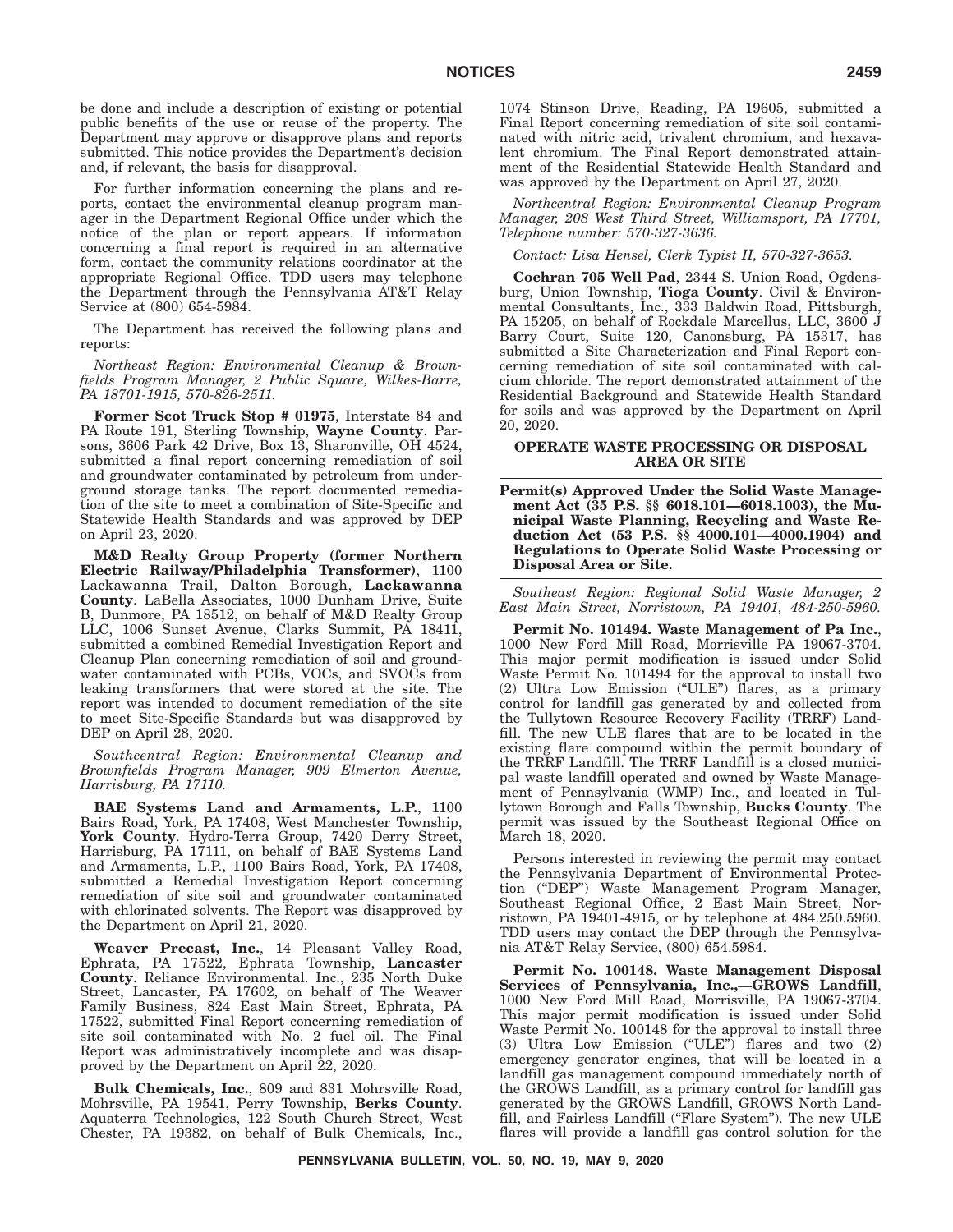be done and include a description of existing or potential public benefits of the use or reuse of the property. The Department may approve or disapprove plans and reports submitted. This notice provides the Department's decision and, if relevant, the basis for disapproval.

For further information concerning the plans and reports, contact the environmental cleanup program manager in the Department Regional Office under which the notice of the plan or report appears. If information concerning a final report is required in an alternative form, contact the community relations coordinator at the appropriate Regional Office. TDD users may telephone the Department through the Pennsylvania AT&T Relay Service at (800) 654-5984.

The Department has received the following plans and reports:

*Northeast Region: Environmental Cleanup & Brownfields Program Manager, 2 Public Square, Wilkes-Barre, PA 18701-1915, 570-826-2511.*

**Former Scot Truck Stop # 01975**, Interstate 84 and PA Route 191, Sterling Township, **Wayne County**. Parsons, 3606 Park 42 Drive, Box 13, Sharonville, OH 4524, submitted a final report concerning remediation of soil and groundwater contaminated by petroleum from underground storage tanks. The report documented remediation of the site to meet a combination of Site-Specific and Statewide Health Standards and was approved by DEP on April 23, 2020.

**M&D Realty Group Property (former Northern Electric Railway/Philadelphia Transformer)**, 1100 Lackawanna Trail, Dalton Borough, **Lackawanna County**. LaBella Associates, 1000 Dunham Drive, Suite B, Dunmore, PA 18512, on behalf of M&D Realty Group LLC, 1006 Sunset Avenue, Clarks Summit, PA 18411, submitted a combined Remedial Investigation Report and Cleanup Plan concerning remediation of soil and groundwater contaminated with PCBs, VOCs, and SVOCs from leaking transformers that were stored at the site. The report was intended to document remediation of the site to meet Site-Specific Standards but was disapproved by DEP on April 28, 2020.

*Southcentral Region: Environmental Cleanup and Brownfields Program Manager, 909 Elmerton Avenue, Harrisburg, PA 17110.*

**BAE Systems Land and Armaments, L.P.**, 1100 Bairs Road, York, PA 17408, West Manchester Township, **York County**. Hydro-Terra Group, 7420 Derry Street, Harrisburg, PA 17111, on behalf of BAE Systems Land and Armaments, L.P., 1100 Bairs Road, York, PA 17408, submitted a Remedial Investigation Report concerning remediation of site soil and groundwater contaminated with chlorinated solvents. The Report was disapproved by the Department on April 21, 2020.

**Weaver Precast, Inc.**, 14 Pleasant Valley Road, Ephrata, PA 17522, Ephrata Township, **Lancaster County**. Reliance Environmental. Inc., 235 North Duke Street, Lancaster, PA 17602, on behalf of The Weaver Family Business, 824 East Main Street, Ephrata, PA 17522, submitted Final Report concerning remediation of site soil contaminated with No. 2 fuel oil. The Final Report was administratively incomplete and was disapproved by the Department on April 22, 2020.

**Bulk Chemicals, Inc.**, 809 and 831 Mohrsville Road, Mohrsville, PA 19541, Perry Township, **Berks County**. Aquaterra Technologies, 122 South Church Street, West Chester, PA 19382, on behalf of Bulk Chemicals, Inc., 1074 Stinson Drive, Reading, PA 19605, submitted a Final Report concerning remediation of site soil contaminated with nitric acid, trivalent chromium, and hexavalent chromium. The Final Report demonstrated attainment of the Residential Statewide Health Standard and was approved by the Department on April 27, 2020.

*Northcentral Region: Environmental Cleanup Program Manager, 208 West Third Street, Williamsport, PA 17701, Telephone number: 570-327-3636.*

*Contact: Lisa Hensel, Clerk Typist II, 570-327-3653.*

**Cochran 705 Well Pad**, 2344 S. Union Road, Ogdensburg, Union Township, **Tioga County**. Civil & Environmental Consultants, Inc., 333 Baldwin Road, Pittsburgh, PA 15205, on behalf of Rockdale Marcellus, LLC, 3600 J Barry Court, Suite 120, Canonsburg, PA 15317, has submitted a Site Characterization and Final Report concerning remediation of site soil contaminated with calcium chloride. The report demonstrated attainment of the Residential Background and Statewide Health Standard for soils and was approved by the Department on April 20, 2020.

## OPERATE WASTE PROCESSING OR DISPOSAL AREA OR SITE

**Permit(s) Approved Under the Solid Waste Management Act (35 P.S. §§ 6018.101—6018.1003), the Municipal Waste Planning, Recycling and Waste Reduction Act (53 P.S. §§ 4000.101—4000.1904) and Regulations to Operate Solid Waste Processing or Disposal Area or Site.**

*Southeast Region: Regional Solid Waste Manager, 2 East Main Street, Norristown, PA 19401, 484-250-5960.*

**Permit No. 101494. Waste Management of Pa Inc.**, 1000 New Ford Mill Road, Morrisville PA 19067-3704. This major permit modification is issued under Solid Waste Permit No. 101494 for the approval to install two (2) Ultra Low Emission ("ULE") flares, as a primary control for landfill gas generated by and collected from the Tullytown Resource Recovery Facility (TRRF) Landfill. The new ULE flares that are to be located in the existing flare compound within the permit boundary of the TRRF Landfill. The TRRF Landfill is a closed municipal waste landfill operated and owned by Waste Management of Pennsylvania (WMP) Inc., and located in Tullytown Borough and Falls Township, **Bucks County**. The permit was issued by the Southeast Regional Office on March 18, 2020.

Persons interested in reviewing the permit may contact the Pennsylvania Department of Environmental Protection ("DEP") Waste Management Program Manager, Southeast Regional Office, 2 East Main Street, Norristown, PA 19401-4915, or by telephone at 484.250.5960. TDD users may contact the DEP through the Pennsylvania AT&T Relay Service, (800) 654.5984.

**Permit No. 100148. Waste Management Disposal Services of Pennsylvania, Inc.,—GROWS Landfill**, 1000 New Ford Mill Road, Morrisville, PA 19067-3704. This major permit modification is issued under Solid Waste Permit No. 100148 for the approval to install three (3) Ultra Low Emission ("ULE") flares and two (2) emergency generator engines, that will be located in a landfill gas management compound immediately north of the GROWS Landfill, as a primary control for landfill gas generated by the GROWS Landfill, GROWS North Landfill, and Fairless Landfill ("Flare System"). The new ULE flares will provide a landfill gas control solution for the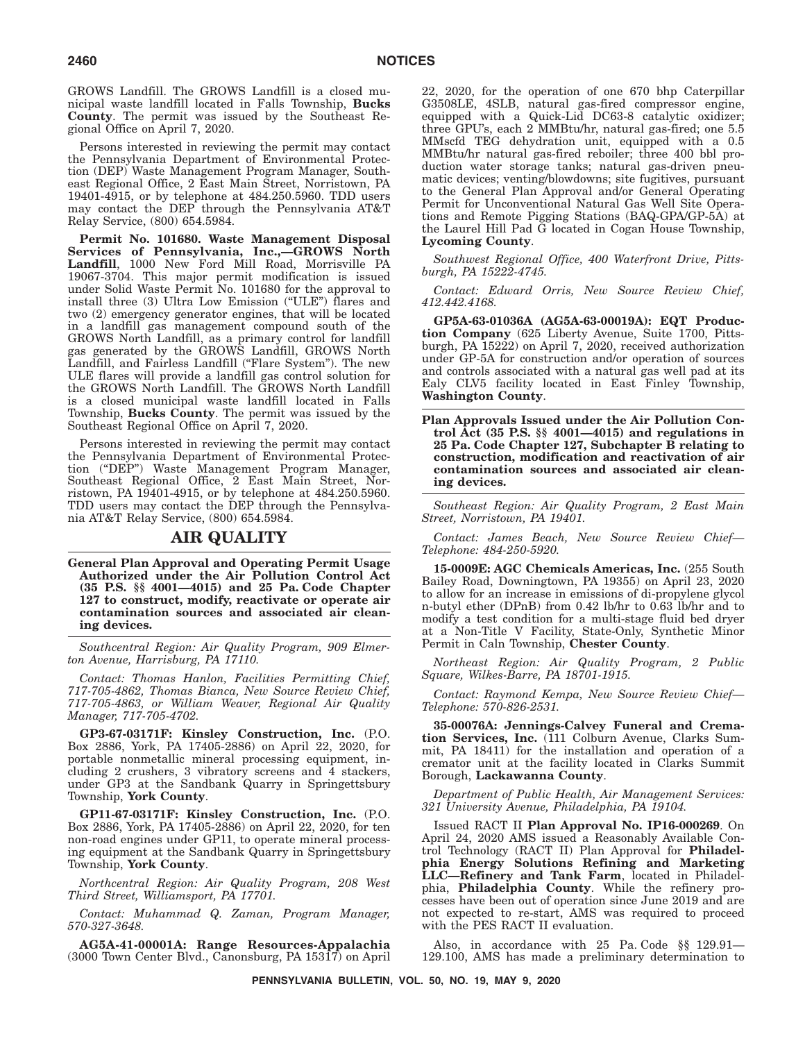GROWS Landfill. The GROWS Landfill is a closed municipal waste landfill located in Falls Township, **Bucks County**. The permit was issued by the Southeast Regional Office on April 7, 2020.

Persons interested in reviewing the permit may contact the Pennsylvania Department of Environmental Protection (DEP) Waste Management Program Manager, Southeast Regional Office, 2 East Main Street, Norristown, PA 19401-4915, or by telephone at 484.250.5960. TDD users may contact the DEP through the Pennsylvania AT&T Relay Service, (800) 654.5984.

**Permit No. 101680. Waste Management Disposal Services of Pennsylvania, Inc.,—GROWS North Landfill**, 1000 New Ford Mill Road, Morrisville PA 19067-3704. This major permit modification is issued under Solid Waste Permit No. 101680 for the approval to install three (3) Ultra Low Emission ("ULE") flares and two (2) emergency generator engines, that will be located in a landfill gas management compound south of the GROWS North Landfill, as a primary control for landfill gas generated by the GROWS Landfill, GROWS North Landfill, and Fairless Landfill ("Flare System"). The new ULE flares will provide a landfill gas control solution for the GROWS North Landfill. The GROWS North Landfill is a closed municipal waste landfill located in Falls Township, **Bucks County**. The permit was issued by the Southeast Regional Office on April 7, 2020.

Persons interested in reviewing the permit may contact the Pennsylvania Department of Environmental Protection ("DEP") Waste Management Program Manager, Southeast Regional Office, 2 East Main Street, Norristown, PA 19401-4915, or by telephone at 484.250.5960. TDD users may contact the DEP through the Pennsylvania AT&T Relay Service, (800) 654.5984.

## AIR QUALITY

**General Plan Approval and Operating Permit Usage Authorized under the Air Pollution Control Act (35 P.S. §§ 4001—4015) and 25 Pa. Code Chapter 127 to construct, modify, reactivate or operate air contamination sources and associated air cleaning devices.**

*Southcentral Region: Air Quality Program, 909 Elmerton Avenue, Harrisburg, PA 17110.*

*Contact: Thomas Hanlon, Facilities Permitting Chief, 717-705-4862, Thomas Bianca, New Source Review Chief, 717-705-4863, or William Weaver, Regional Air Quality Manager, 717-705-4702.*

**GP3-67-03171F: Kinsley Construction, Inc.** (P.O. Box 2886, York, PA 17405-2886) on April 22, 2020, for portable nonmetallic mineral processing equipment, including 2 crushers, 3 vibratory screens and 4 stackers, under GP3 at the Sandbank Quarry in Springettsbury Township, **York County**.

**GP11-67-03171F: Kinsley Construction, Inc.** (P.O. Box 2886, York, PA 17405-2886) on April 22, 2020, for ten non-road engines under GP11, to operate mineral processing equipment at the Sandbank Quarry in Springettsbury Township, **York County**.

*Northcentral Region: Air Quality Program, 208 West Third Street, Williamsport, PA 17701.*

*Contact: Muhammad Q. Zaman, Program Manager, 570-327-3648.*

**AG5A-41-00001A: Range Resources-Appalachia** (3000 Town Center Blvd., Canonsburg, PA 15317) on April 22, 2020, for the operation of one 670 bhp Caterpillar G3508LE, 4SLB, natural gas-fired compressor engine, equipped with a Quick-Lid DC63-8 catalytic oxidizer; three GPU's, each 2 MMBtu/hr, natural gas-fired; one 5.5 MMscfd TEG dehydration unit, equipped with a 0.5 MMBtu/hr natural gas-fired reboiler; three 400 bbl production water storage tanks; natural gas-driven pneumatic devices; venting/blowdowns; site fugitives, pursuant to the General Plan Approval and/or General Operating Permit for Unconventional Natural Gas Well Site Operations and Remote Pigging Stations (BAQ-GPA/GP-5A) at the Laurel Hill Pad G located in Cogan House Township, **Lycoming County**.

*Southwest Regional Office, 400 Waterfront Drive, Pittsburgh, PA 15222-4745.*

*Contact: Edward Orris, New Source Review Chief, 412.442.4168.*

**GP5A-63-01036A (AG5A-63-00019A): EQT Production Company** (625 Liberty Avenue, Suite 1700, Pittsburgh, PA 15222) on April 7, 2020, received authorization under GP-5A for construction and/or operation of sources and controls associated with a natural gas well pad at its Ealy CLV5 facility located in East Finley Township, **Washington County**.

**Plan Approvals Issued under the Air Pollution Control Act (35 P.S. §§ 4001—4015) and regulations in 25 Pa. Code Chapter 127, Subchapter B relating to construction, modification and reactivation of air contamination sources and associated air cleaning devices.**

*Southeast Region: Air Quality Program, 2 East Main Street, Norristown, PA 19401.*

*Contact: James Beach, New Source Review Chief—Telephone: 484-250-5920.*

**15-0009E: AGC Chemicals Americas, Inc.** (255 South Bailey Road, Downingtown, PA 19355) on April 23, 2020 to allow for an increase in emissions of di-propylene glycol n-butyl ether (DPnB) from 0.42 lb/hr to 0.63 lb/hr and to modify a test condition for a multi-stage fluid bed dryer at a Non-Title V Facility, State-Only, Synthetic Minor Permit in Caln Township, **Chester County**.

*Northeast Region: Air Quality Program, 2 Public Square, Wilkes-Barre, PA 18701-1915.*

*Contact: Raymond Kempa, New Source Review Chief—Telephone: 570-826-2531.*

**35-00076A: Jennings-Calvey Funeral and Cremation Services, Inc.** (111 Colburn Avenue, Clarks Summit, PA 18411) for the installation and operation of a cremator unit at the facility located in Clarks Summit Borough, **Lackawanna County**.

*Department of Public Health, Air Management Services: 321 University Avenue, Philadelphia, PA 19104.*

Issued RACT II **Plan Approval No. IP16-000269**. On April 24, 2020 AMS issued a Reasonably Available Control Technology (RACT II) Plan Approval for **Philadelphia Energy Solutions Refining and Marketing LLC—Refinery and Tank Farm**, located in Philadelphia, **Philadelphia County**. While the refinery processes have been out of operation since June 2019 and are not expected to re-start, AMS was required to proceed with the PES RACT II evaluation.

Also, in accordance with 25 Pa. Code §§ 129.91—129.100, AMS has made a preliminary determination to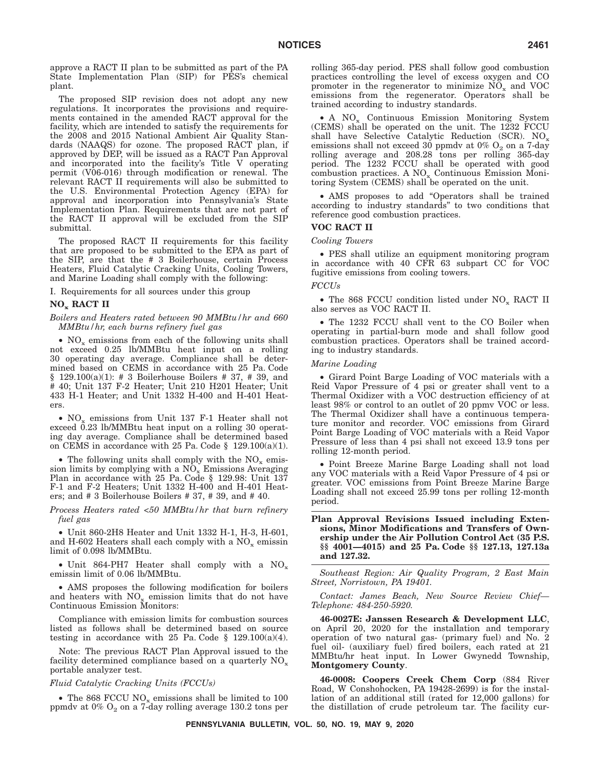approve a RACT II plan to be submitted as part of the PA State Implementation Plan (SIP) for PES's chemical plant.

The proposed SIP revision does not adopt any new regulations. It incorporates the provisions and requirements contained in the amended RACT approval for the facility, which are intended to satisfy the requirements for the 2008 and 2015 National Ambient Air Quality Standards (NAAQS) for ozone. The proposed RACT plan, if approved by DEP, will be issued as a RACT Pan Approval and incorporated into the facility's Title V operating permit (V06-016) through modification or renewal. The relevant RACT II requirements will also be submitted to the U.S. Environmental Protection Agency (EPA) for approval and incorporation into Pennsylvania's State Implementation Plan. Requirements that are not part of the RACT II approval will be excluded from the SIP submittal.

The proposed RACT II requirements for this facility that are proposed to be submitted to the EPA as part of the SIP, are that the # 3 Boilerhouse, certain Process Heaters, Fluid Catalytic Cracking Units, Cooling Towers, and Marine Loading shall comply with the following:

I. Requirements for all sources under this group

## $NO_x$ RACT II

*Boilers and Heaters rated between 90 MMBtu/hr and 660 MMBtu/hr, each burns refinery fuel gas*

• $NO_x$ emissions from each of the following units shall not exceed 0.25 lb/MMBtu heat input on a rolling 30 operating day average. Compliance shall be determined based on CEMS in accordance with 25 Pa. Code § 129.100(a)(1): # 3 Boilerhouse Boilers # 37, # 39, and # 40; Unit 137 F-2 Heater; Unit 210 H201 Heater; Unit 433 H-1 Heater; and Unit 1332 H-400 and H-401 Heaters.

• $NO_x$ emissions from Unit 137 F-1 Heater shall not exceed 0.23 lb/MMBtu heat input on a rolling 30 operating day average. Compliance shall be determined based on CEMS in accordance with 25 Pa. Code § 129.100(a)(1).

• The following units shall comply with the $NO_x$ emission limits by complying with a $NO_x$ Emissions Averaging Plan in accordance with 25 Pa. Code § 129.98: Unit 137 F-1 and F-2 Heaters; Unit 1332 H-400 and H-401 Heaters; and # 3 Boilerhouse Boilers # 37, # 39, and # 40.

*Process Heaters rated <50 MMBtu/hr that burn refinery fuel gas*

• Unit 860-2H8 Heater and Unit 1332 H-1, H-3, H-601, and H-602 Heaters shall each comply with a $NO_x$ emissin limit of 0.098 lb/MMBtu.

• Unit 864-PH7 Heater shall comply with a $NO_x$ emissin limit of 0.06 lb/MMBtu.

• AMS proposes the following modification for boilers and heaters with $NO_x$ emission limits that do not have Continuous Emission Monitors:

Compliance with emission limits for combustion sources listed as follows shall be determined based on source testing in accordance with 25 Pa. Code § 129.100(a)(4).

Note: The previous RACT Plan Approval issued to the facility determined compliance based on a quarterly $NO_x$ portable analyzer test.

*Fluid Catalytic Cracking Units (FCCUs)*

• The 868 FCCU $NO_x$ emissions shall be limited to 100 ppmdv at 0% $O_2$ on a 7-day rolling average 130.2 tons per rolling 365-day period. PES shall follow good combustion practices controlling the level of excess oxygen and CO promoter in the regenerator to minimize $NO_x$ and VOC emissions from the regenerator. Operators shall be trained according to industry standards.

• A $NO_x$ Continuous Emission Monitoring System (CEMS) shall be operated on the unit. The 1232 FCCU shall have Selective Catalytic Reduction (SCR). $NO_x$ emissions shall not exceed 30 ppmdv at 0% $O_2$ on a 7-day rolling average and 208.28 tons per rolling 365-day period. The 1232 FCCU shall be operated with good combustion practices. A $NO_x$ Continuous Emission Monitoring System (CEMS) shall be operated on the unit.

• AMS proposes to add "Operators shall be trained according to industry standards" to two conditions that reference good combustion practices.

## VOC RACT II

*Cooling Towers*

• PES shall utilize an equipment monitoring program in accordance with 40 CFR 63 subpart CC for VOC fugitive emissions from cooling towers.

*FCCUs*

• The 868 FCCU condition listed under $NO_x$ RACT II also serves as VOC RACT II.

• The 1232 FCCU shall vent to the CO Boiler when operating in partial-burn mode and shall follow good combustion practices. Operators shall be trained according to industry standards.

*Marine Loading*

• Girard Point Barge Loading of VOC materials with a Reid Vapor Pressure of 4 psi or greater shall vent to a Thermal Oxidizer with a VOC destruction efficiency of at least 98% or control to an outlet of 20 ppmv VOC or less. The Thermal Oxidizer shall have a continuous temperature monitor and recorder. VOC emissions from Girard Point Barge Loading of VOC materials with a Reid Vapor Pressure of less than 4 psi shall not exceed 13.9 tons per rolling 12-month period.

• Point Breeze Marine Barge Loading shall not load any VOC materials with a Reid Vapor Pressure of 4 psi or greater. VOC emissions from Point Breeze Marine Barge Loading shall not exceed 25.99 tons per rolling 12-month period.

## Plan Approval Revisions Issued including Extensions, Minor Modifications and Transfers of Ownership under the Air Pollution Control Act (35 P.S. §§ 4001—4015) and 25 Pa. Code §§ 127.13, 127.13a and 127.32.

*Southeast Region: Air Quality Program, 2 East Main Street, Norristown, PA 19401.*

*Contact: James Beach, New Source Review Chief—Telephone: 484-250-5920.*

**46-0027E: Janssen Research & Development LLC**, on April 20, 2020 for the installation and temporary operation of two natural gas- (primary fuel) and No. 2 fuel oil- (auxiliary fuel) fired boilers, each rated at 21 MMBtu/hr heat input. In Lower Gwynedd Township, **Montgomery County**.

**46-0008: Coopers Creek Chem Corp** (884 River Road, W Conshohocken, PA 19428-2699) is for the installation of an additional still (rated for 12,000 gallons) for the distillation of crude petroleum tar. The facility cur-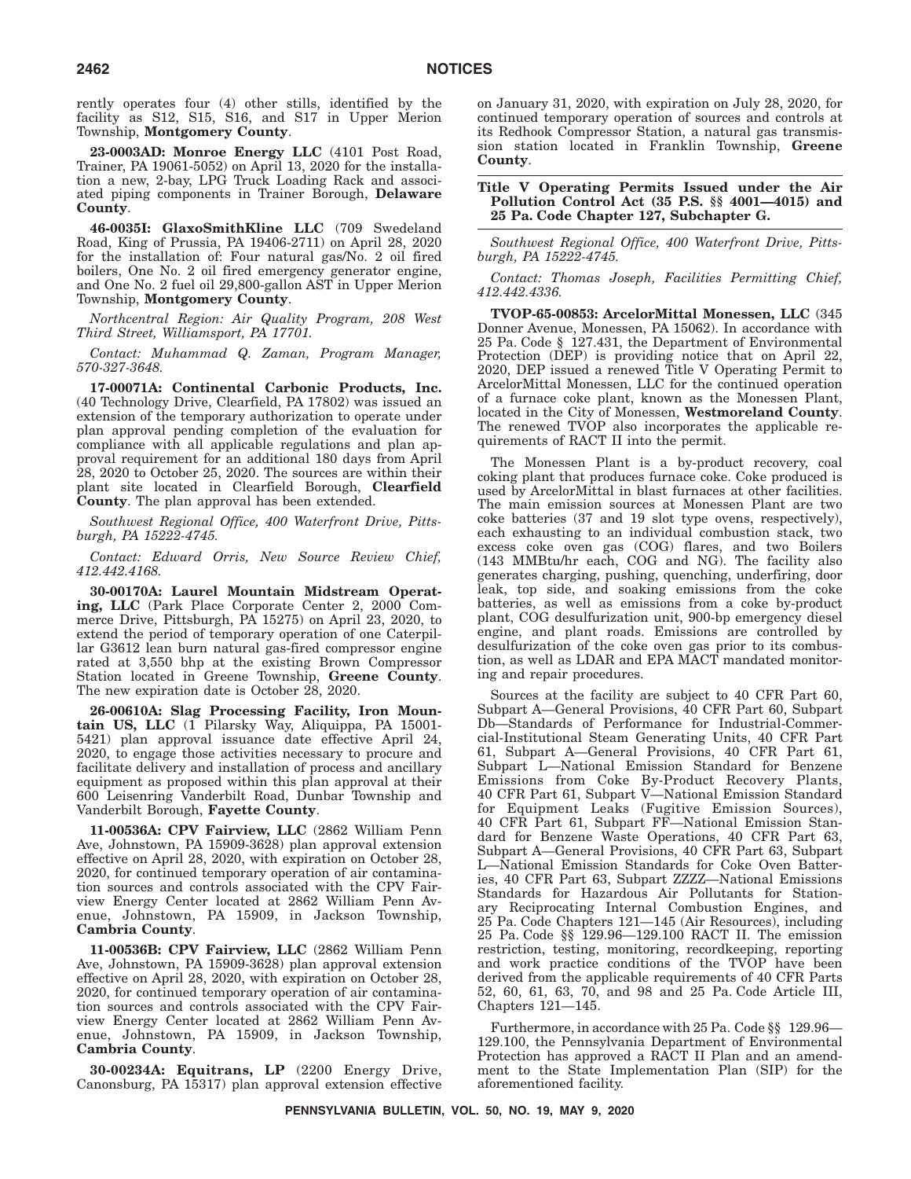rently operates four (4) other stills, identified by the facility as S12, S15, S16, and S17 in Upper Merion Township, **Montgomery County**.

**23-0003AD: Monroe Energy LLC** (4101 Post Road, Trainer, PA 19061-5052) on April 13, 2020 for the installation a new, 2-bay, LPG Truck Loading Rack and associated piping components in Trainer Borough, **Delaware County**.

**46-0035I: GlaxoSmithKline LLC** (709 Swedeland Road, King of Prussia, PA 19406-2711) on April 28, 2020 for the installation of: Four natural gas/No. 2 oil fired boilers, One No. 2 oil fired emergency generator engine, and One No. 2 fuel oil 29,800-gallon AST in Upper Merion Township, **Montgomery County**.

*Northcentral Region: Air Quality Program, 208 West Third Street, Williamsport, PA 17701.*

*Contact: Muhammad Q. Zaman, Program Manager, 570-327-3648.*

**17-00071A: Continental Carbonic Products, Inc.** (40 Technology Drive, Clearfield, PA 17802) was issued an extension of the temporary authorization to operate under plan approval pending completion of the evaluation for compliance with all applicable regulations and plan approval requirement for an additional 180 days from April 28, 2020 to October 25, 2020. The sources are within their plant site located in Clearfield Borough, **Clearfield County**. The plan approval has been extended.

*Southwest Regional Office, 400 Waterfront Drive, Pittsburgh, PA 15222-4745.*

*Contact: Edward Orris, New Source Review Chief, 412.442.4168.*

**30-00170A: Laurel Mountain Midstream Operating, LLC** (Park Place Corporate Center 2, 2000 Commerce Drive, Pittsburgh, PA 15275) on April 23, 2020, to extend the period of temporary operation of one Caterpillar G3612 lean burn natural gas-fired compressor engine rated at 3,550 bhp at the existing Brown Compressor Station located in Greene Township, **Greene County**. The new expiration date is October 28, 2020.

**26-00610A: Slag Processing Facility, Iron Mountain US, LLC** (1 Pilarsky Way, Aliquippa, PA 15001-5421) plan approval issuance date effective April 24, 2020, to engage those activities necessary to procure and facilitate delivery and installation of process and ancillary equipment as proposed within this plan approval at their 600 Leisenring Vanderbilt Road, Dunbar Township and Vanderbilt Borough, **Fayette County**.

**11-00536A: CPV Fairview, LLC** (2862 William Penn Ave, Johnstown, PA 15909-3628) plan approval extension effective on April 28, 2020, with expiration on October 28, 2020, for continued temporary operation of air contamination sources and controls associated with the CPV Fairview Energy Center located at 2862 William Penn Avenue, Johnstown, PA 15909, in Jackson Township, **Cambria County**.

**11-00536B: CPV Fairview, LLC** (2862 William Penn Ave, Johnstown, PA 15909-3628) plan approval extension effective on April 28, 2020, with expiration on October 28, 2020, for continued temporary operation of air contamination sources and controls associated with the CPV Fairview Energy Center located at 2862 William Penn Avenue, Johnstown, PA 15909, in Jackson Township, **Cambria County**.

**30-00234A: Equitrans, LP** (2200 Energy Drive, Canonsburg, PA 15317) plan approval extension effective on January 31, 2020, with expiration on July 28, 2020, for continued temporary operation of sources and controls at its Redhook Compressor Station, a natural gas transmission station located in Franklin Township, **Greene County**.

## Title V Operating Permits Issued under the Air Pollution Control Act (35 P.S. §§ 4001—4015) and 25 Pa. Code Chapter 127, Subchapter G.

*Southwest Regional Office, 400 Waterfront Drive, Pittsburgh, PA 15222-4745.*

*Contact: Thomas Joseph, Facilities Permitting Chief, 412.442.4336.*

**TVOP-65-00853: ArcelorMittal Monessen, LLC** (345 Donner Avenue, Monessen, PA 15062). In accordance with 25 Pa. Code § 127.431, the Department of Environmental Protection (DEP) is providing notice that on April 22, 2020, DEP issued a renewed Title V Operating Permit to ArcelorMittal Monessen, LLC for the continued operation of a furnace coke plant, known as the Monessen Plant, located in the City of Monessen, **Westmoreland County**. The renewed TVOP also incorporates the applicable requirements of RACT II into the permit.

The Monessen Plant is a by-product recovery, coal coking plant that produces furnace coke. Coke produced is used by ArcelorMittal in blast furnaces at other facilities. The main emission sources at Monessen Plant are two coke batteries (37 and 19 slot type ovens, respectively), each exhausting to an individual combustion stack, two excess coke oven gas (COG) flares, and two Boilers (143 MMBtu/hr each, COG and NG). The facility also generates charging, pushing, quenching, underfiring, door leak, top side, and soaking emissions from the coke batteries, as well as emissions from a coke by-product plant, COG desulfurization unit, 900-bp emergency diesel engine, and plant roads. Emissions are controlled by desulfurization of the coke oven gas prior to its combustion, as well as LDAR and EPA MACT mandated monitoring and repair procedures.

Sources at the facility are subject to 40 CFR Part 60, Subpart A—General Provisions, 40 CFR Part 60, Subpart Db—Standards of Performance for Industrial-Commercial-Institutional Steam Generating Units, 40 CFR Part 61, Subpart A—General Provisions, 40 CFR Part 61, Subpart L—National Emission Standard for Benzene Emissions from Coke By-Product Recovery Plants, 40 CFR Part 61, Subpart V—National Emission Standard for Equipment Leaks (Fugitive Emission Sources), 40 CFR Part 61, Subpart FF—National Emission Standard for Benzene Waste Operations, 40 CFR Part 63, Subpart A—General Provisions, 40 CFR Part 63, Subpart L—National Emission Standards for Coke Oven Batteries, 40 CFR Part 63, Subpart ZZZZ—National Emissions Standards for Hazardous Air Pollutants for Stationary Reciprocating Internal Combustion Engines, and 25 Pa. Code Chapters 121—145 (Air Resources), including 25 Pa. Code §§ 129.96—129.100 RACT II. The emission restriction, testing, monitoring, recordkeeping, reporting and work practice conditions of the TVOP have been derived from the applicable requirements of 40 CFR Parts 52, 60, 61, 63, 70, and 98 and 25 Pa. Code Article III, Chapters 121—145.

Furthermore, in accordance with 25 Pa. Code §§ 129.96—129.100, the Pennsylvania Department of Environmental Protection has approved a RACT II Plan and an amendment to the State Implementation Plan (SIP) for the aforementioned facility.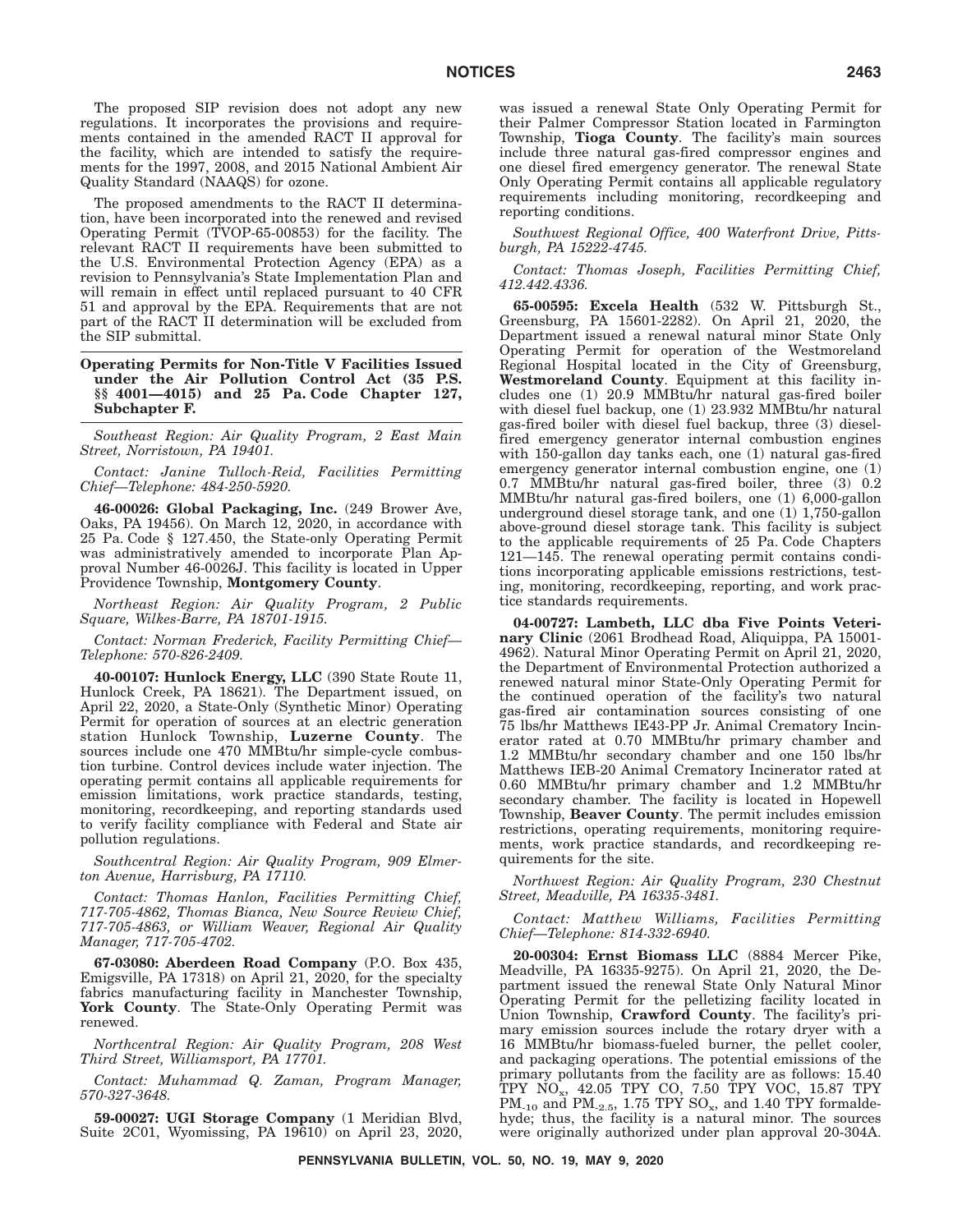The proposed SIP revision does not adopt any new regulations. It incorporates the provisions and requirements contained in the amended RACT II approval for the facility, which are intended to satisfy the requirements for the 1997, 2008, and 2015 National Ambient Air Quality Standard (NAAQS) for ozone.

The proposed amendments to the RACT II determination, have been incorporated into the renewed and revised Operating Permit (TVOP-65-00853) for the facility. The relevant RACT II requirements have been submitted to the U.S. Environmental Protection Agency (EPA) as a revision to Pennsylvania's State Implementation Plan and will remain in effect until replaced pursuant to 40 CFR 51 and approval by the EPA. Requirements that are not part of the RACT II determination will be excluded from the SIP submittal.

## Operating Permits for Non-Title V Facilities Issued under the Air Pollution Control Act (35 P.S. §§ 4001—4015) and 25 Pa. Code Chapter 127, Subchapter F.

*Southeast Region: Air Quality Program, 2 East Main Street, Norristown, PA 19401.*

*Contact: Janine Tulloch-Reid, Facilities Permitting Chief—Telephone: 484-250-5920.*

**46-00026: Global Packaging, Inc.** (249 Brower Ave, Oaks, PA 19456). On March 12, 2020, in accordance with 25 Pa. Code § 127.450, the State-only Operating Permit was administratively amended to incorporate Plan Approval Number 46-0026J. This facility is located in Upper Providence Township, **Montgomery County**.

*Northeast Region: Air Quality Program, 2 Public Square, Wilkes-Barre, PA 18701-1915.*

*Contact: Norman Frederick, Facility Permitting Chief—Telephone: 570-826-2409.*

**40-00107: Hunlock Energy, LLC** (390 State Route 11, Hunlock Creek, PA 18621). The Department issued, on April 22, 2020, a State-Only (Synthetic Minor) Operating Permit for operation of sources at an electric generation station Hunlock Township, **Luzerne County**. The sources include one 470 MMBtu/hr simple-cycle combustion turbine. Control devices include water injection. The operating permit contains all applicable requirements for emission limitations, work practice standards, testing, monitoring, recordkeeping, and reporting standards used to verify facility compliance with Federal and State air pollution regulations.

*Southcentral Region: Air Quality Program, 909 Elmerton Avenue, Harrisburg, PA 17110.*

*Contact: Thomas Hanlon, Facilities Permitting Chief, 717-705-4862, Thomas Bianca, New Source Review Chief, 717-705-4863, or William Weaver, Regional Air Quality Manager, 717-705-4702.*

**67-03080: Aberdeen Road Company** (P.O. Box 435, Emigsville, PA 17318) on April 21, 2020, for the specialty fabrics manufacturing facility in Manchester Township, **York County**. The State-Only Operating Permit was renewed.

*Northcentral Region: Air Quality Program, 208 West Third Street, Williamsport, PA 17701.*

*Contact: Muhammad Q. Zaman, Program Manager, 570-327-3648.*

**59-00027: UGI Storage Company** (1 Meridian Blvd, Suite 2C01, Wyomissing, PA 19610) on April 23, 2020, was issued a renewal State Only Operating Permit for their Palmer Compressor Station located in Farmington Township, **Tioga County**. The facility's main sources include three natural gas-fired compressor engines and one diesel fired emergency generator. The renewal State Only Operating Permit contains all applicable regulatory requirements including monitoring, recordkeeping and reporting conditions.

*Southwest Regional Office, 400 Waterfront Drive, Pittsburgh, PA 15222-4745.*

*Contact: Thomas Joseph, Facilities Permitting Chief, 412.442.4336.*

**65-00595: Excela Health** (532 W. Pittsburgh St., Greensburg, PA 15601-2282). On April 21, 2020, the Department issued a renewal natural minor State Only Operating Permit for operation of the Westmoreland Regional Hospital located in the City of Greensburg, **Westmoreland County**. Equipment at this facility includes one (1) 20.9 MMBtu/hr natural gas-fired boiler with diesel fuel backup, one (1) 23.932 MMBtu/hr natural gas-fired boiler with diesel fuel backup, three (3) diesel-fired emergency generator internal combustion engines with 150-gallon day tanks each, one (1) natural gas-fired emergency generator internal combustion engine, one (1) 0.7 MMBtu/hr natural gas-fired boiler, three (3) 0.2 MMBtu/hr natural gas-fired boilers, one (1) 6,000-gallon underground diesel storage tank, and one (1) 1,750-gallon above-ground diesel storage tank. This facility is subject to the applicable requirements of 25 Pa. Code Chapters 121—145. The renewal operating permit contains conditions incorporating applicable emissions restrictions, testing, monitoring, recordkeeping, reporting, and work practice standards requirements.

**04-00727: Lambeth, LLC dba Five Points Veterinary Clinic** (2061 Brodhead Road, Aliquippa, PA 15001-4962). Natural Minor Operating Permit on April 21, 2020, the Department of Environmental Protection authorized a renewed natural minor State-Only Operating Permit for the continued operation of the facility's two natural gas-fired air contamination sources consisting of one 75 lbs/hr Matthews IE43-PP Jr. Animal Crematory Incinerator rated at 0.70 MMBtu/hr primary chamber and 1.2 MMBtu/hr secondary chamber and one 150 lbs/hr Matthews IEB-20 Animal Crematory Incinerator rated at 0.60 MMBtu/hr primary chamber and 1.2 MMBtu/hr secondary chamber. The facility is located in Hopewell Township, **Beaver County**. The permit includes emission restrictions, operating requirements, monitoring requirements, work practice standards, and recordkeeping requirements for the site.

*Northwest Region: Air Quality Program, 230 Chestnut Street, Meadville, PA 16335-3481.*

*Contact: Matthew Williams, Facilities Permitting Chief—Telephone: 814-332-6940.*

**20-00304: Ernst Biomass LLC** (8884 Mercer Pike, Meadville, PA 16335-9275). On April 21, 2020, the Department issued the renewal State Only Natural Minor Operating Permit for the pelletizing facility located in Union Township, **Crawford County**. The facility's primary emission sources include the rotary dryer with a 16 MMBtu/hr biomass-fueled burner, the pellet cooler, and packaging operations. The potential emissions of the primary pollutants from the facility are as follows: 15.40 TPY $NO_x$, 42.05 TPY CO, 7.50 TPY VOC, 15.87 TPY $PM_{-10}$ and $PM_{-2.5}$, 1.75 TPY $SO_x$, and 1.40 TPY formaldehyde; thus, the facility is a natural minor. The sources were originally authorized under plan approval 20-304A.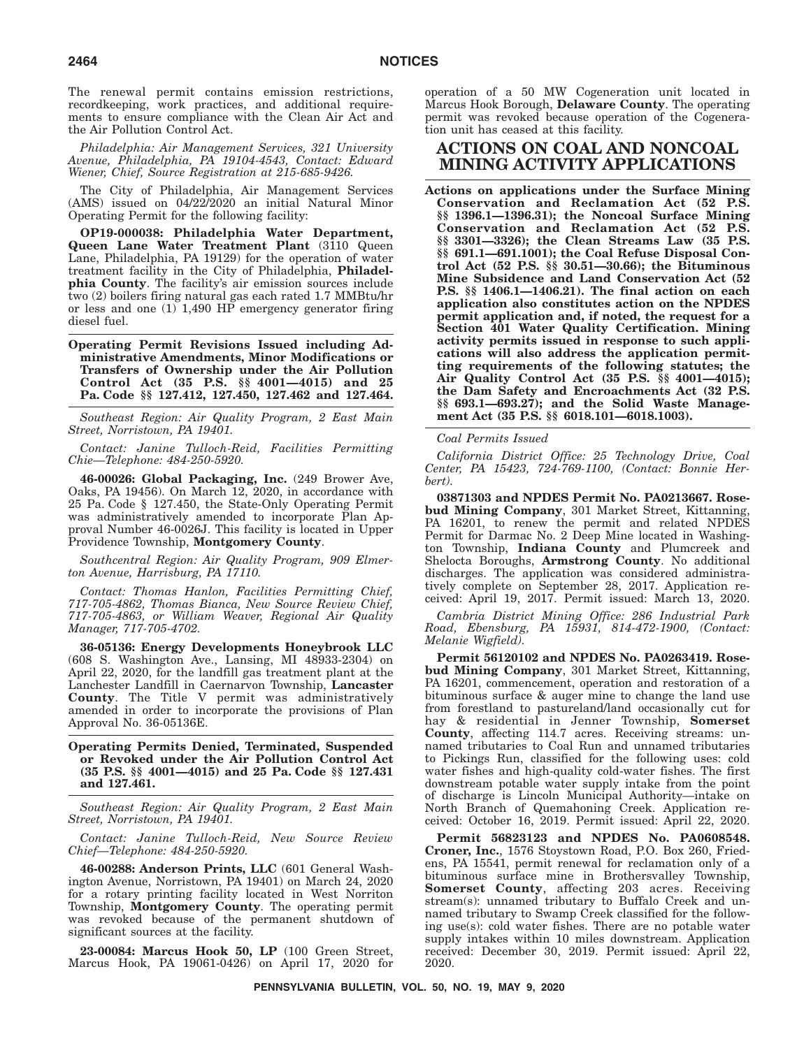The renewal permit contains emission restrictions, recordkeeping, work practices, and additional requirements to ensure compliance with the Clean Air Act and the Air Pollution Control Act.

*Philadelphia: Air Management Services, 321 University Avenue, Philadelphia, PA 19104-4543, Contact: Edward Wiener, Chief, Source Registration at 215-685-9426.*

The City of Philadelphia, Air Management Services (AMS) issued on 04/22/2020 an initial Natural Minor Operating Permit for the following facility:

**OP19-000038: Philadelphia Water Department, Queen Lane Water Treatment Plant** (3110 Queen Lane, Philadelphia, PA 19129) for the operation of water treatment facility in the City of Philadelphia, **Philadelphia County**. The facility's air emission sources include two (2) boilers firing natural gas each rated 1.7 MMBtu/hr or less and one (1) 1,490 HP emergency generator firing diesel fuel.

**Operating Permit Revisions Issued including Administrative Amendments, Minor Modifications or Transfers of Ownership under the Air Pollution Control Act (35 P.S. §§ 4001—4015) and 25 Pa. Code §§ 127.412, 127.450, 127.462 and 127.464.**

*Southeast Region: Air Quality Program, 2 East Main Street, Norristown, PA 19401.*

*Contact: Janine Tulloch-Reid, Facilities Permitting Chie—Telephone: 484-250-5920.*

**46-00026: Global Packaging, Inc.** (249 Brower Ave, Oaks, PA 19456). On March 12, 2020, in accordance with 25 Pa. Code § 127.450, the State-Only Operating Permit was administratively amended to incorporate Plan Approval Number 46-0026J. This facility is located in Upper Providence Township, **Montgomery County**.

*Southcentral Region: Air Quality Program, 909 Elmerton Avenue, Harrisburg, PA 17110.*

*Contact: Thomas Hanlon, Facilities Permitting Chief, 717-705-4862, Thomas Bianca, New Source Review Chief, 717-705-4863, or William Weaver, Regional Air Quality Manager, 717-705-4702.*

**36-05136: Energy Developments Honeybrook LLC** (608 S. Washington Ave., Lansing, MI 48933-2304) on April 22, 2020, for the landfill gas treatment plant at the Lanchester Landfill in Caernarvon Township, **Lancaster County**. The Title V permit was administratively amended in order to incorporate the provisions of Plan Approval No. 36-05136E.

**Operating Permits Denied, Terminated, Suspended or Revoked under the Air Pollution Control Act (35 P.S. §§ 4001—4015) and 25 Pa. Code §§ 127.431 and 127.461.**

*Southeast Region: Air Quality Program, 2 East Main Street, Norristown, PA 19401.*

*Contact: Janine Tulloch-Reid, New Source Review Chief—Telephone: 484-250-5920.*

**46-00288: Anderson Prints, LLC** (601 General Washington Avenue, Norristown, PA 19401) on March 24, 2020 for a rotary printing facility located in West Norriton Township, **Montgomery County**. The operating permit was revoked because of the permanent shutdown of significant sources at the facility.

**23-00084: Marcus Hook 50, LP** (100 Green Street, Marcus Hook, PA 19061-0426) on April 17, 2020 for operation of a 50 MW Cogeneration unit located in Marcus Hook Borough, **Delaware County**. The operating permit was revoked because operation of the Cogeneration unit has ceased at this facility.

# ACTIONS ON COAL AND NONCOAL MINING ACTIVITY APPLICATIONS

**Actions on applications under the Surface Mining Conservation and Reclamation Act (52 P.S. §§ 1396.1—1396.31); the Noncoal Surface Mining Conservation and Reclamation Act (52 P.S. §§ 3301—3326); the Clean Streams Law (35 P.S. §§ 691.1—691.1001); the Coal Refuse Disposal Control Act (52 P.S. §§ 30.51—30.66); the Bituminous Mine Subsidence and Land Conservation Act (52 P.S. §§ 1406.1—1406.21). The final action on each application also constitutes action on the NPDES permit application and, if noted, the request for a Section 401 Water Quality Certification. Mining activity permits issued in response to such applications will also address the application permitting requirements of the following statutes; the Air Quality Control Act (35 P.S. §§ 4001—4015); the Dam Safety and Encroachments Act (32 P.S. §§ 693.1—693.27); and the Solid Waste Management Act (35 P.S. §§ 6018.101—6018.1003).**

*Coal Permits Issued*

*California District Office: 25 Technology Drive, Coal Center, PA 15423, 724-769-1100, (Contact: Bonnie Herbert).*

**03871303 and NPDES Permit No. PA0213667. Rosebud Mining Company**, 301 Market Street, Kittanning, PA 16201, to renew the permit and related NPDES Permit for Darmac No. 2 Deep Mine located in Washington Township, **Indiana County** and Plumcreek and Shelocta Boroughs, **Armstrong County**. No additional discharges. The application was considered administratively complete on September 28, 2017. Application received: April 19, 2017. Permit issued: March 13, 2020.

*Cambria District Mining Office: 286 Industrial Park Road, Ebensburg, PA 15931, 814-472-1900, (Contact: Melanie Wigfield).*

**Permit 56120102 and NPDES No. PA0263419. Rosebud Mining Company**, 301 Market Street, Kittanning, PA 16201, commencement, operation and restoration of a bituminous surface & auger mine to change the land use from forestland to pastureland/land occasionally cut for hay & residential in Jenner Township, **Somerset County**, affecting 114.7 acres. Receiving streams: unnamed tributaries to Coal Run and unnamed tributaries to Pickings Run, classified for the following uses: cold water fishes and high-quality cold-water fishes. The first downstream potable water supply intake from the point of discharge is Lincoln Municipal Authority—intake on North Branch of Quemahoning Creek. Application received: October 16, 2019. Permit issued: April 22, 2020.

**Permit 56823123 and NPDES No. PA0608548. Croner, Inc.**, 1576 Stoystown Road, P.O. Box 260, Friedens, PA 15541, permit renewal for reclamation only of a bituminous surface mine in Brothersvalley Township, **Somerset County**, affecting 203 acres. Receiving stream(s): unnamed tributary to Buffalo Creek and unnamed tributary to Swamp Creek classified for the following use(s): cold water fishes. There are no potable water supply intakes within 10 miles downstream. Application received: December 30, 2019. Permit issued: April 22, 2020.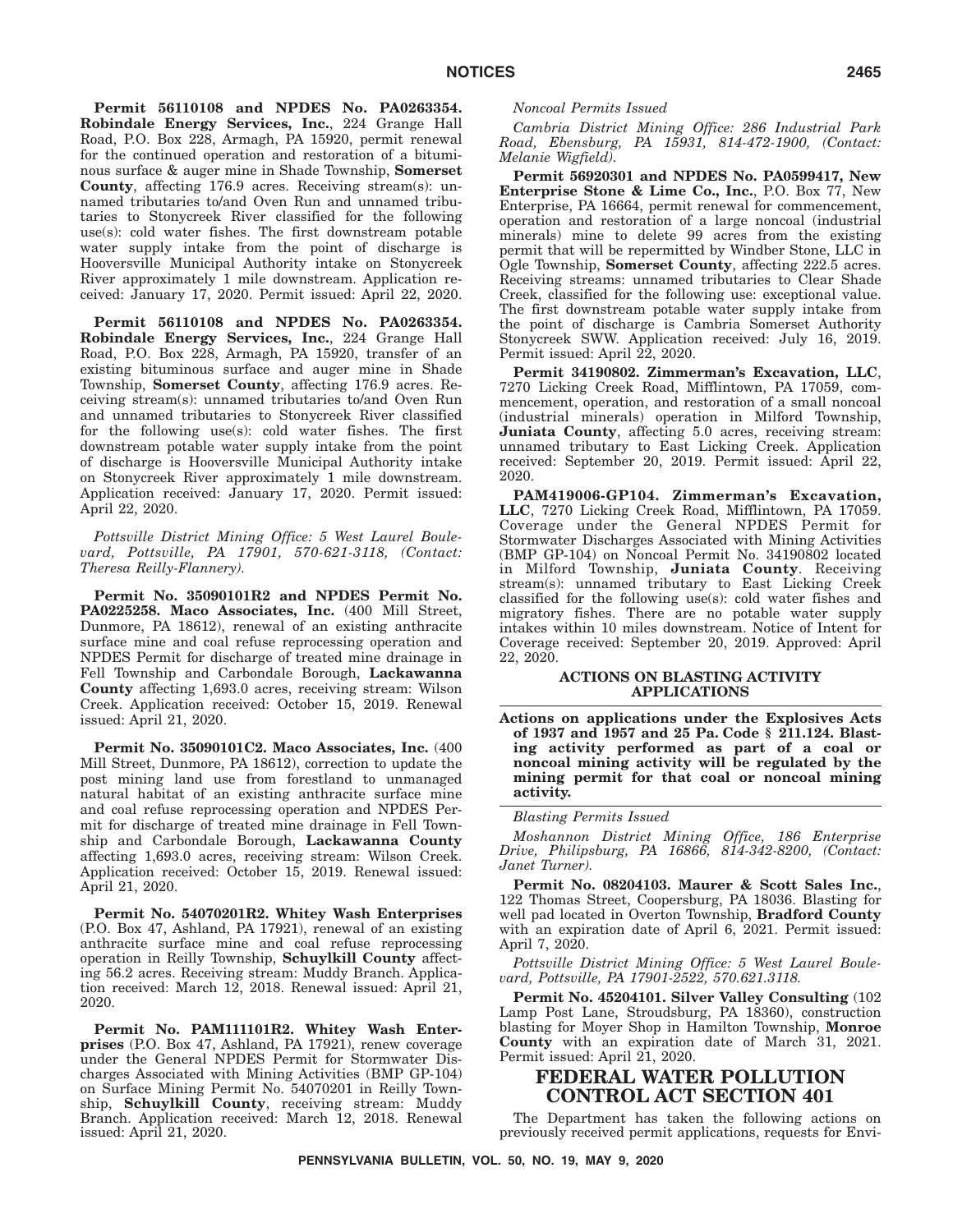**Permit 56110108 and NPDES No. PA0263354. Robindale Energy Services, Inc.**, 224 Grange Hall Road, P.O. Box 228, Armagh, PA 15920, permit renewal for the continued operation and restoration of a bituminous surface & auger mine in Shade Township, **Somerset County**, affecting 176.9 acres. Receiving stream(s): unnamed tributaries to/and Oven Run and unnamed tributaries to Stonycreek River classified for the following use(s): cold water fishes. The first downstream potable water supply intake from the point of discharge is Hooversville Municipal Authority intake on Stonycreek River approximately 1 mile downstream. Application received: January 17, 2020. Permit issued: April 22, 2020.

**Permit 56110108 and NPDES No. PA0263354. Robindale Energy Services, Inc.**, 224 Grange Hall Road, P.O. Box 228, Armagh, PA 15920, transfer of an existing bituminous surface and auger mine in Shade Township, **Somerset County**, affecting 176.9 acres. Receiving stream(s): unnamed tributaries to/and Oven Run and unnamed tributaries to Stonycreek River classified for the following use(s): cold water fishes. The first downstream potable water supply intake from the point of discharge is Hooversville Municipal Authority intake on Stonycreek River approximately 1 mile downstream. Application received: January 17, 2020. Permit issued: April 22, 2020.

*Pottsville District Mining Office: 5 West Laurel Boulevard, Pottsville, PA 17901, 570-621-3118, (Contact: Theresa Reilly-Flannery).*

**Permit No. 35090101R2 and NPDES Permit No. PA0225258. Maco Associates, Inc.** (400 Mill Street, Dunmore, PA 18612), renewal of an existing anthracite surface mine and coal refuse reprocessing operation and NPDES Permit for discharge of treated mine drainage in Fell Township and Carbondale Borough, **Lackawanna County** affecting 1,693.0 acres, receiving stream: Wilson Creek. Application received: October 15, 2019. Renewal issued: April 21, 2020.

**Permit No. 35090101C2. Maco Associates, Inc.** (400 Mill Street, Dunmore, PA 18612), correction to update the post mining land use from forestland to unmanaged natural habitat of an existing anthracite surface mine and coal refuse reprocessing operation and NPDES Permit for discharge of treated mine drainage in Fell Township and Carbondale Borough, **Lackawanna County** affecting 1,693.0 acres, receiving stream: Wilson Creek. Application received: October 15, 2019. Renewal issued: April 21, 2020.

**Permit No. 54070201R2. Whitey Wash Enterprises** (P.O. Box 47, Ashland, PA 17921), renewal of an existing anthracite surface mine and coal refuse reprocessing operation in Reilly Township, **Schuylkill County** affecting 56.2 acres. Receiving stream: Muddy Branch. Application received: March 12, 2018. Renewal issued: April 21, 2020.

**Permit No. PAM111101R2. Whitey Wash Enterprises** (P.O. Box 47, Ashland, PA 17921), renew coverage under the General NPDES Permit for Stormwater Discharges Associated with Mining Activities (BMP GP-104) on Surface Mining Permit No. 54070201 in Reilly Township, **Schuylkill County**, receiving stream: Muddy Branch. Application received: March 12, 2018. Renewal issued: April 21, 2020.

*Noncoal Permits Issued*

*Cambria District Mining Office: 286 Industrial Park Road, Ebensburg, PA 15931, 814-472-1900, (Contact: Melanie Wigfield).*

**Permit 56920301 and NPDES No. PA0599417, New Enterprise Stone & Lime Co., Inc.**, P.O. Box 77, New Enterprise, PA 16664, permit renewal for commencement, operation and restoration of a large noncoal (industrial minerals) mine to delete 99 acres from the existing permit that will be repermitted by Windber Stone, LLC in Ogle Township, **Somerset County**, affecting 222.5 acres. Receiving streams: unnamed tributaries to Clear Shade Creek, classified for the following use: exceptional value. The first downstream potable water supply intake from the point of discharge is Cambria Somerset Authority Stonycreek SWW. Application received: July 16, 2019. Permit issued: April 22, 2020.

**Permit 34190802. Zimmerman's Excavation, LLC**, 7270 Licking Creek Road, Mifflintown, PA 17059, commencement, operation, and restoration of a small noncoal (industrial minerals) operation in Milford Township, **Juniata County**, affecting 5.0 acres, receiving stream: unnamed tributary to East Licking Creek. Application received: September 20, 2019. Permit issued: April 22, 2020.

**PAM419006-GP104. Zimmerman's Excavation, LLC**, 7270 Licking Creek Road, Mifflintown, PA 17059. Coverage under the General NPDES Permit for Stormwater Discharges Associated with Mining Activities (BMP GP-104) on Noncoal Permit No. 34190802 located in Milford Township, **Juniata County**. Receiving stream(s): unnamed tributary to East Licking Creek classified for the following use(s): cold water fishes and migratory fishes. There are no potable water supply intakes within 10 miles downstream. Notice of Intent for Coverage received: September 20, 2019. Approved: April 22, 2020.

### ACTIONS ON BLASTING ACTIVITY APPLICATIONS

**Actions on applications under the Explosives Acts of 1937 and 1957 and 25 Pa. Code § 211.124. Blasting activity performed as part of a coal or noncoal mining activity will be regulated by the mining permit for that coal or noncoal mining activity.**

*Blasting Permits Issued*

*Moshannon District Mining Office, 186 Enterprise Drive, Philipsburg, PA 16866, 814-342-8200, (Contact: Janet Turner).*

**Permit No. 08204103. Maurer & Scott Sales Inc.**, 122 Thomas Street, Coopersburg, PA 18036. Blasting for well pad located in Overton Township, **Bradford County** with an expiration date of April 6, 2021. Permit issued: April 7, 2020.

*Pottsville District Mining Office: 5 West Laurel Boulevard, Pottsville, PA 17901-2522, 570.621.3118.*

**Permit No. 45204101. Silver Valley Consulting** (102 Lamp Post Lane, Stroudsburg, PA 18360), construction blasting for Moyer Shop in Hamilton Township, **Monroe County** with an expiration date of March 31, 2021. Permit issued: April 21, 2020.

## FEDERAL WATER POLLUTION CONTROL ACT SECTION 401

The Department has taken the following actions on previously received permit applications, requests for Envi-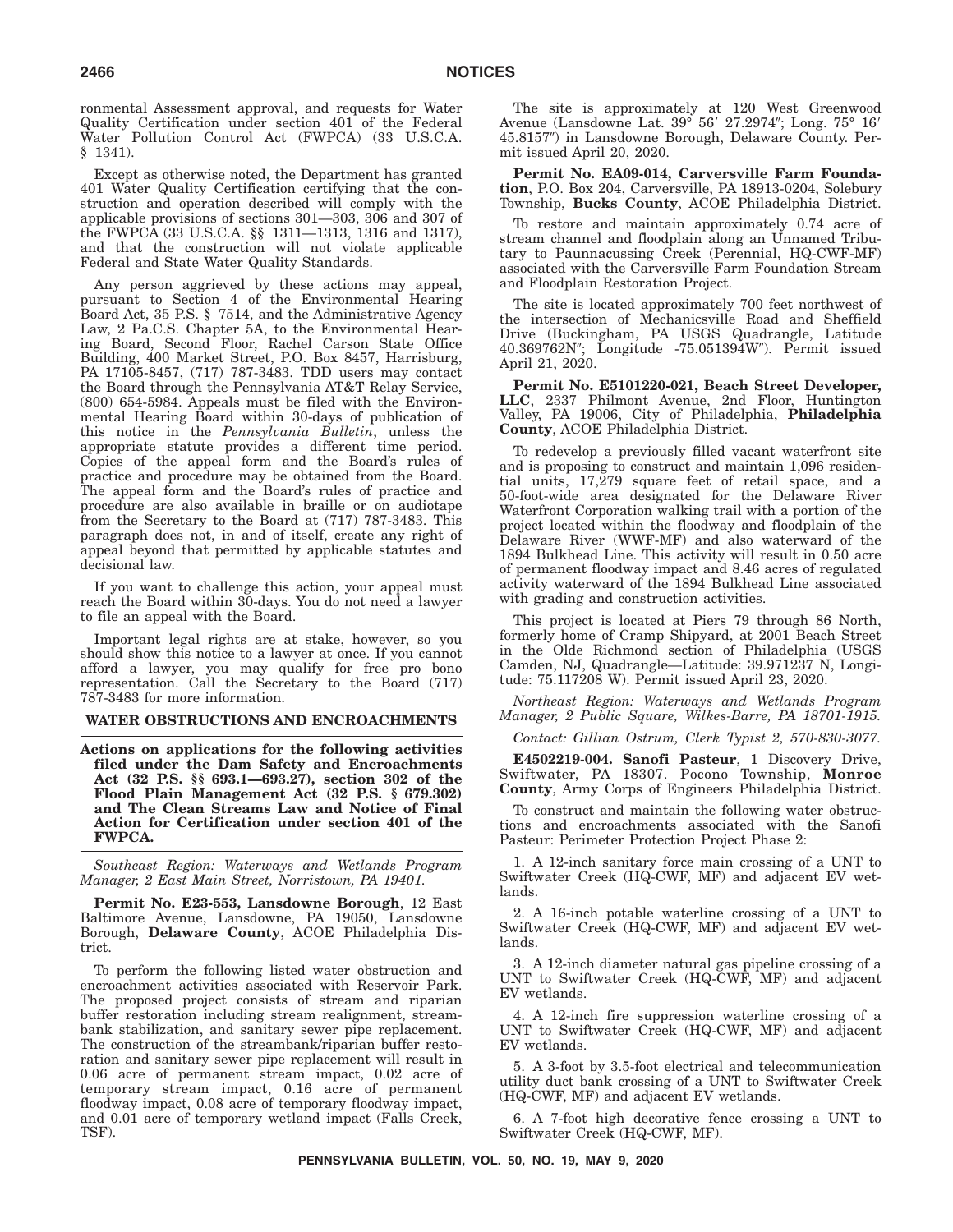ronmental Assessment approval, and requests for Water Quality Certification under section 401 of the Federal Water Pollution Control Act (FWPCA) (33 U.S.C.A. § 1341).

Except as otherwise noted, the Department has granted 401 Water Quality Certification certifying that the construction and operation described will comply with the applicable provisions of sections 301—303, 306 and 307 of the FWPCA (33 U.S.C.A. §§ 1311—1313, 1316 and 1317), and that the construction will not violate applicable Federal and State Water Quality Standards.

Any person aggrieved by these actions may appeal, pursuant to Section 4 of the Environmental Hearing Board Act, 35 P.S. § 7514, and the Administrative Agency Law, 2 Pa.C.S. Chapter 5A, to the Environmental Hearing Board, Second Floor, Rachel Carson State Office Building, 400 Market Street, P.O. Box 8457, Harrisburg, PA 17105-8457, (717) 787-3483. TDD users may contact the Board through the Pennsylvania AT&T Relay Service, (800) 654-5984. Appeals must be filed with the Environmental Hearing Board within 30-days of publication of this notice in the *Pennsylvania Bulletin*, unless the appropriate statute provides a different time period. Copies of the appeal form and the Board's rules of practice and procedure may be obtained from the Board. The appeal form and the Board's rules of practice and procedure are also available in braille or on audiotape from the Secretary to the Board at (717) 787-3483. This paragraph does not, in and of itself, create any right of appeal beyond that permitted by applicable statutes and decisional law.

If you want to challenge this action, your appeal must reach the Board within 30-days. You do not need a lawyer to file an appeal with the Board.

Important legal rights are at stake, however, so you should show this notice to a lawyer at once. If you cannot afford a lawyer, you may qualify for free pro bono representation. Call the Secretary to the Board (717) 787-3483 for more information.

## WATER OBSTRUCTIONS AND ENCROACHMENTS

**Actions on applications for the following activities filed under the Dam Safety and Encroachments Act (32 P.S. §§ 693.1—693.27), section 302 of the Flood Plain Management Act (32 P.S. § 679.302) and The Clean Streams Law and Notice of Final Action for Certification under section 401 of the FWPCA.**

*Southeast Region: Waterways and Wetlands Program Manager, 2 East Main Street, Norristown, PA 19401.*

**Permit No. E23-553, Lansdowne Borough**, 12 East Baltimore Avenue, Lansdowne, PA 19050, Lansdowne Borough, **Delaware County**, ACOE Philadelphia District.

To perform the following listed water obstruction and encroachment activities associated with Reservoir Park. The proposed project consists of stream and riparian buffer restoration including stream realignment, streambank stabilization, and sanitary sewer pipe replacement. The construction of the streambank/riparian buffer restoration and sanitary sewer pipe replacement will result in 0.06 acre of permanent stream impact, 0.02 acre of temporary stream impact, 0.16 acre of permanent floodway impact, 0.08 acre of temporary floodway impact, and 0.01 acre of temporary wetland impact (Falls Creek, TSF).

The site is approximately at 120 West Greenwood Avenue (Lansdowne Lat. 39° 56′ 27.2974″; Long. 75° 16′ 45.8157″) in Lansdowne Borough, Delaware County. Permit issued April 20, 2020.

**Permit No. EA09-014, Carversville Farm Foundation**, P.O. Box 204, Carversville, PA 18913-0204, Solebury Township, **Bucks County**, ACOE Philadelphia District.

To restore and maintain approximately 0.74 acre of stream channel and floodplain along an Unnamed Tributary to Paunnacussing Creek (Perennial, HQ-CWF-MF) associated with the Carversville Farm Foundation Stream and Floodplain Restoration Project.

The site is located approximately 700 feet northwest of the intersection of Mechanicsville Road and Sheffield Drive (Buckingham, PA USGS Quadrangle, Latitude 40.369762N″; Longitude -75.051394W″). Permit issued April 21, 2020.

**Permit No. E5101220-021, Beach Street Developer, LLC**, 2337 Philmont Avenue, 2nd Floor, Huntington Valley, PA 19006, City of Philadelphia, **Philadelphia County**, ACOE Philadelphia District.

To redevelop a previously filled vacant waterfront site and is proposing to construct and maintain 1,096 residential units, 17,279 square feet of retail space, and a 50-foot-wide area designated for the Delaware River Waterfront Corporation walking trail with a portion of the project located within the floodway and floodplain of the Delaware River (WWF-MF) and also waterward of the 1894 Bulkhead Line. This activity will result in 0.50 acre of permanent floodway impact and 8.46 acres of regulated activity waterward of the 1894 Bulkhead Line associated with grading and construction activities.

This project is located at Piers 79 through 86 North, formerly home of Cramp Shipyard, at 2001 Beach Street in the Olde Richmond section of Philadelphia (USGS Camden, NJ, Quadrangle—Latitude: 39.971237 N, Longitude: 75.117208 W). Permit issued April 23, 2020.

*Northeast Region: Waterways and Wetlands Program Manager, 2 Public Square, Wilkes-Barre, PA 18701-1915.*

*Contact: Gillian Ostrum, Clerk Typist 2, 570-830-3077.*

**E4502219-004. Sanofi Pasteur**, 1 Discovery Drive, Swiftwater, PA 18307. Pocono Township, **Monroe County**, Army Corps of Engineers Philadelphia District.

To construct and maintain the following water obstructions and encroachments associated with the Sanofi Pasteur: Perimeter Protection Project Phase 2:

1. A 12-inch sanitary force main crossing of a UNT to Swiftwater Creek (HQ-CWF, MF) and adjacent EV wetlands.

2. A 16-inch potable waterline crossing of a UNT to Swiftwater Creek (HQ-CWF, MF) and adjacent EV wetlands.

3. A 12-inch diameter natural gas pipeline crossing of a UNT to Swiftwater Creek (HQ-CWF, MF) and adjacent EV wetlands.

4. A 12-inch fire suppression waterline crossing of a UNT to Swiftwater Creek (HQ-CWF, MF) and adjacent EV wetlands.

5. A 3-foot by 3.5-foot electrical and telecommunication utility duct bank crossing of a UNT to Swiftwater Creek (HQ-CWF, MF) and adjacent EV wetlands.

6. A 7-foot high decorative fence crossing a UNT to Swiftwater Creek (HQ-CWF, MF).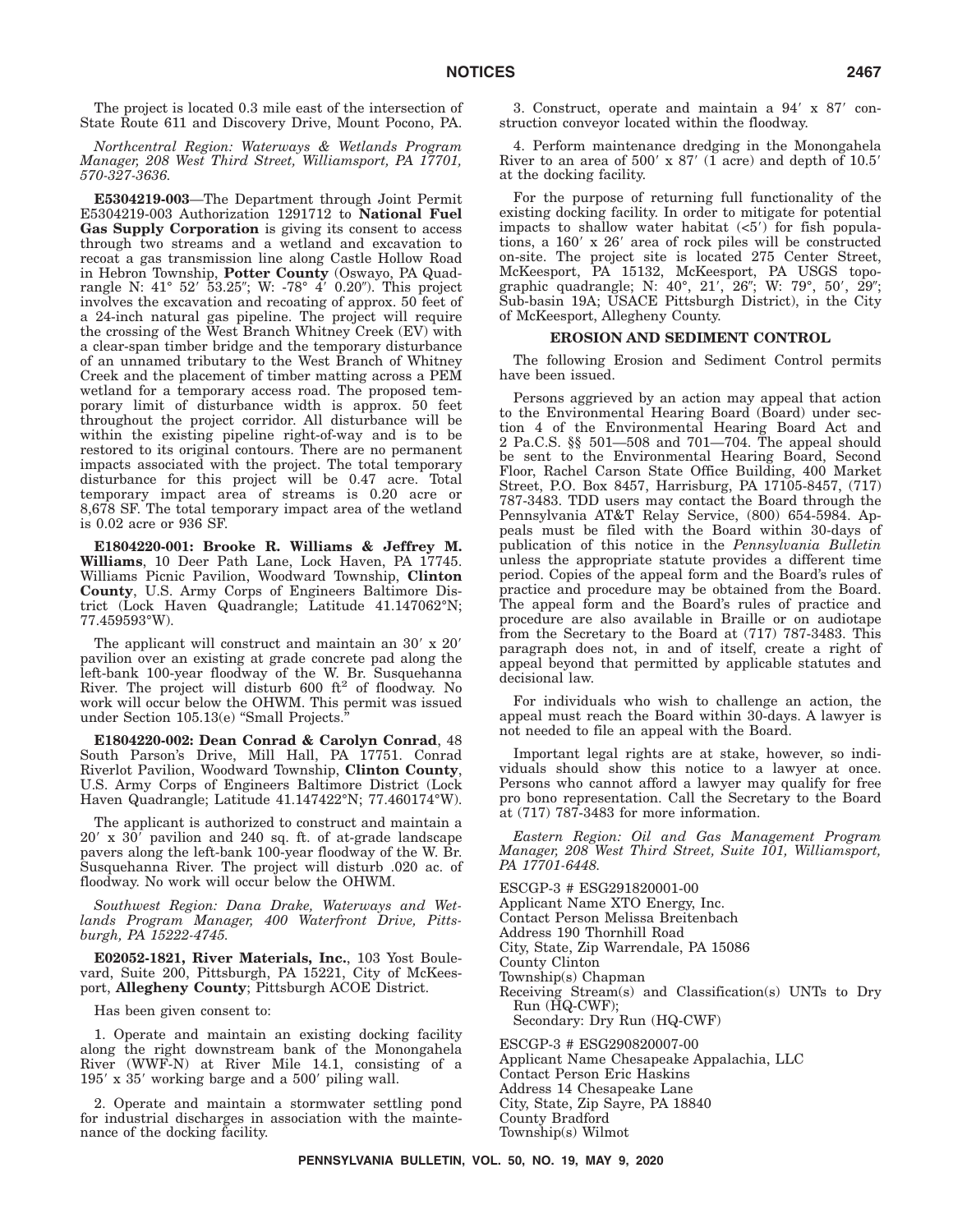The project is located 0.3 mile east of the intersection of State Route 611 and Discovery Drive, Mount Pocono, PA.

*Northcentral Region: Waterways & Wetlands Program Manager, 208 West Third Street, Williamsport, PA 17701, 570-327-3636.*

**E5304219-003**—The Department through Joint Permit E5304219-003 Authorization 1291712 to **National Fuel Gas Supply Corporation** is giving its consent to access through two streams and a wetland and excavation to recoat a gas transmission line along Castle Hollow Road in Hebron Township, **Potter County** (Oswayo, PA Quadrangle N: 41° 52′ 53.25″; W: -78° 4′ 0.20″). This project involves the excavation and recoating of approx. 50 feet of a 24-inch natural gas pipeline. The project will require the crossing of the West Branch Whitney Creek (EV) with a clear-span timber bridge and the temporary disturbance of an unnamed tributary to the West Branch of Whitney Creek and the placement of timber matting across a PEM wetland for a temporary access road. The proposed temporary limit of disturbance width is approx. 50 feet throughout the project corridor. All disturbance will be within the existing pipeline right-of-way and is to be restored to its original contours. There are no permanent impacts associated with the project. The total temporary disturbance for this project will be 0.47 acre. Total temporary impact area of streams is 0.20 acre or 8,678 SF. The total temporary impact area of the wetland is 0.02 acre or 936 SF.

**E1804220-001: Brooke R. Williams & Jeffrey M. Williams**, 10 Deer Path Lane, Lock Haven, PA 17745. Williams Picnic Pavilion, Woodward Township, **Clinton County**, U.S. Army Corps of Engineers Baltimore District (Lock Haven Quadrangle; Latitude 41.147062°N; 77.459593°W).

The applicant will construct and maintain an 30′ x 20′ pavilion over an existing at grade concrete pad along the left-bank 100-year floodway of the W. Br. Susquehanna River. The project will disturb 600 $ft^2$ of floodway. No work will occur below the OHWM. This permit was issued under Section 105.13(e) "Small Projects."

**E1804220-002: Dean Conrad & Carolyn Conrad**, 48 South Parson's Drive, Mill Hall, PA 17751. Conrad Riverlot Pavilion, Woodward Township, **Clinton County**, U.S. Army Corps of Engineers Baltimore District (Lock Haven Quadrangle; Latitude 41.147422°N; 77.460174°W).

The applicant is authorized to construct and maintain a 20′ x 30′ pavilion and 240 sq. ft. of at-grade landscape pavers along the left-bank 100-year floodway of the W. Br. Susquehanna River. The project will disturb .020 ac. of floodway. No work will occur below the OHWM.

*Southwest Region: Dana Drake, Waterways and Wetlands Program Manager, 400 Waterfront Drive, Pittsburgh, PA 15222-4745.*

**E02052-1821, River Materials, Inc.**, 103 Yost Boulevard, Suite 200, Pittsburgh, PA 15221, City of McKeesport, **Allegheny County**; Pittsburgh ACOE District.

Has been given consent to:

1. Operate and maintain an existing docking facility along the right downstream bank of the Monongahela River (WWF-N) at River Mile 14.1, consisting of a 195′ x 35′ working barge and a 500′ piling wall.

2. Operate and maintain a stormwater settling pond for industrial discharges in association with the maintenance of the docking facility.

3. Construct, operate and maintain a 94′ x 87′ construction conveyor located within the floodway.

4. Perform maintenance dredging in the Monongahela River to an area of 500′ x 87′ (1 acre) and depth of 10.5′ at the docking facility.

For the purpose of returning full functionality of the existing docking facility. In order to mitigate for potential impacts to shallow water habitat (<5′) for fish populations, a 160′ x 26′ area of rock piles will be constructed on-site. The project site is located 275 Center Street, McKeesport, PA 15132, McKeesport, PA USGS topographic quadrangle; N: 40°, 21′, 26″; W: 79°, 50′, 29″; Sub-basin 19A; USACE Pittsburgh District), in the City of McKeesport, Allegheny County.

## EROSION AND SEDIMENT CONTROL

The following Erosion and Sediment Control permits have been issued.

Persons aggrieved by an action may appeal that action to the Environmental Hearing Board (Board) under section 4 of the Environmental Hearing Board Act and 2 Pa.C.S. §§ 501—508 and 701—704. The appeal should be sent to the Environmental Hearing Board, Second Floor, Rachel Carson State Office Building, 400 Market Street, P.O. Box 8457, Harrisburg, PA 17105-8457, (717) 787-3483. TDD users may contact the Board through the Pennsylvania AT&T Relay Service, (800) 654-5984. Appeals must be filed with the Board within 30-days of publication of this notice in the *Pennsylvania Bulletin* unless the appropriate statute provides a different time period. Copies of the appeal form and the Board's rules of practice and procedure may be obtained from the Board. The appeal form and the Board's rules of practice and procedure are also available in Braille or on audiotape from the Secretary to the Board at (717) 787-3483. This paragraph does not, in and of itself, create a right of appeal beyond that permitted by applicable statutes and decisional law.

For individuals who wish to challenge an action, the appeal must reach the Board within 30-days. A lawyer is not needed to file an appeal with the Board.

Important legal rights are at stake, however, so individuals should show this notice to a lawyer at once. Persons who cannot afford a lawyer may qualify for free pro bono representation. Call the Secretary to the Board at (717) 787-3483 for more information.

*Eastern Region: Oil and Gas Management Program Manager, 208 West Third Street, Suite 101, Williamsport, PA 17701-6448.*

ESCGP-3 # ESG291820001-00
Applicant Name XTO Energy, Inc.
Contact Person Melissa Breitenbach
Address 190 Thornhill Road
City, State, Zip Warrendale, PA 15086
County Clinton
Township(s) Chapman
Receiving Stream(s) and Classification(s) UNTs to Dry Run (HQ-CWF);
Secondary: Dry Run (HQ-CWF)

ESCGP-3 # ESG290820007-00
Applicant Name Chesapeake Appalachia, LLC
Contact Person Eric Haskins
Address 14 Chesapeake Lane
City, State, Zip Sayre, PA 18840
County Bradford
Township(s) Wilmot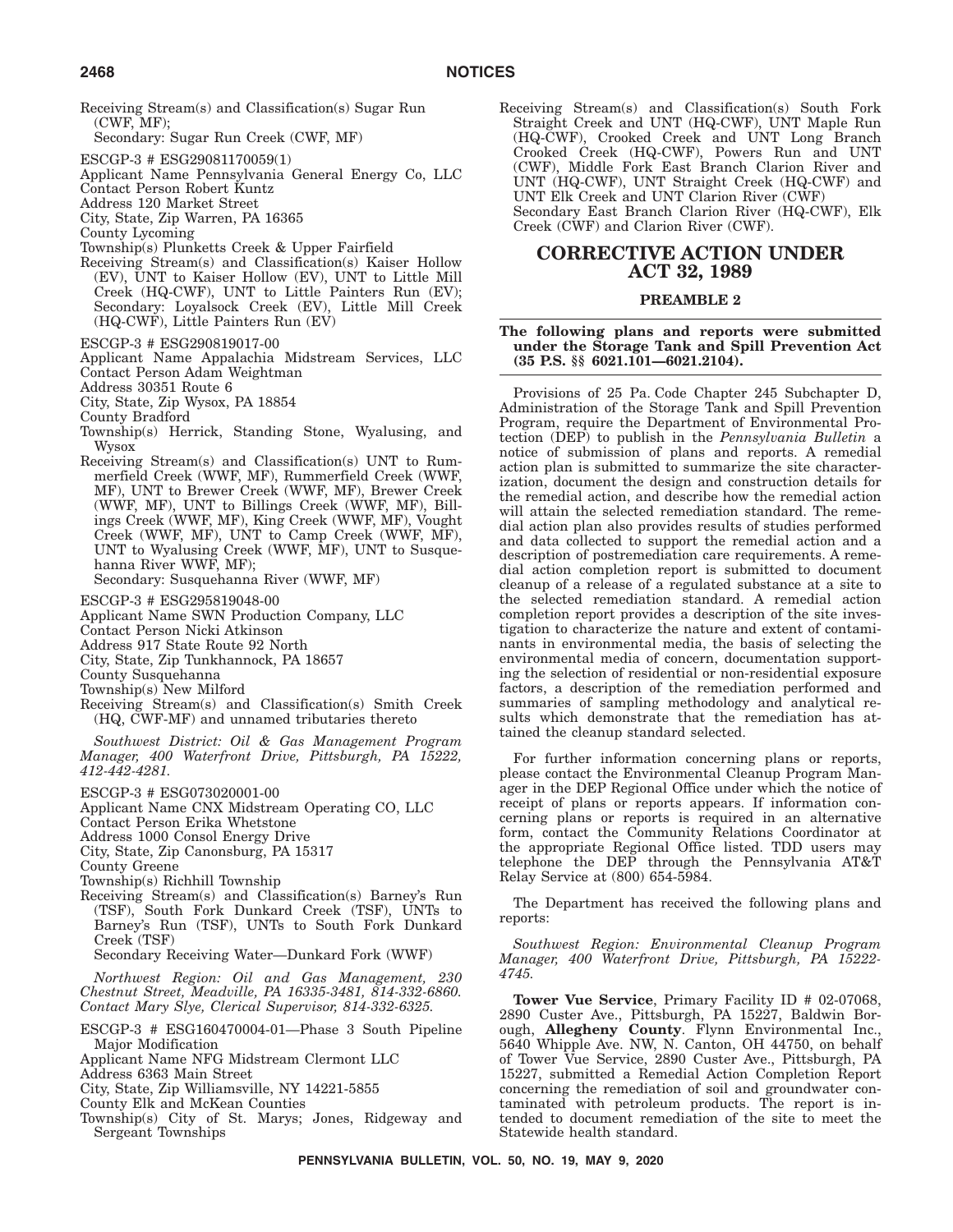Receiving Stream(s) and Classification(s) Sugar Run (CWF, MF);
Secondary: Sugar Run Creek (CWF, MF)

ESCGP-3 # ESG29081170059(1)
Applicant Name Pennsylvania General Energy Co, LLC
Contact Person Robert Kuntz
Address 120 Market Street
City, State, Zip Warren, PA 16365
County Lycoming
Township(s) Plunketts Creek & Upper Fairfield
Receiving Stream(s) and Classification(s) Kaiser Hollow (EV), UNT to Kaiser Hollow (EV), UNT to Little Mill Creek (HQ-CWF), UNT to Little Painters Run (EV);
Secondary: Loyalsock Creek (EV), Little Mill Creek (HQ-CWF), Little Painters Run (EV)

ESCGP-3 # ESG290819017-00
Applicant Name Appalachia Midstream Services, LLC
Contact Person Adam Weightman
Address 30351 Route 6
City, State, Zip Wysox, PA 18854
County Bradford
Township(s) Herrick, Standing Stone, Wyalusing, and Wysox
Receiving Stream(s) and Classification(s) UNT to Rummerfield Creek (WWF, MF), Rummerfield Creek (WWF, MF), UNT to Brewer Creek (WWF, MF), Brewer Creek (WWF, MF), UNT to Billings Creek (WWF, MF), Billings Creek (WWF, MF), King Creek (WWF, MF), Vought Creek (WWF, MF), UNT to Camp Creek (WWF, MF), UNT to Wyalusing Creek (WWF, MF), UNT to Susquehanna River WWF, MF);
Secondary: Susquehanna River (WWF, MF)

ESCGP-3 # ESG295819048-00
Applicant Name SWN Production Company, LLC
Contact Person Nicki Atkinson
Address 917 State Route 92 North
City, State, Zip Tunkhannock, PA 18657
County Susquehanna
Township(s) New Milford
Receiving Stream(s) and Classification(s) Smith Creek (HQ, CWF-MF) and unnamed tributaries thereto

*Southwest District: Oil & Gas Management Program Manager, 400 Waterfront Drive, Pittsburgh, PA 15222, 412-442-4281.*

ESCGP-3 # ESG073020001-00
Applicant Name CNX Midstream Operating CO, LLC
Contact Person Erika Whetstone
Address 1000 Consol Energy Drive
City, State, Zip Canonsburg, PA 15317
County Greene
Township(s) Richhill Township
Receiving Stream(s) and Classification(s) Barney's Run (TSF), South Fork Dunkard Creek (TSF), UNTs to Barney's Run (TSF), UNTs to South Fork Dunkard Creek (TSF)
Secondary Receiving Water—Dunkard Fork (WWF)

*Northwest Region: Oil and Gas Management, 230 Chestnut Street, Meadville, PA 16335-3481, 814-332-6860. Contact Mary Slye, Clerical Supervisor, 814-332-6325.*

ESCGP-3 # ESG160470004-01—Phase 3 South Pipeline Major Modification
Applicant Name NFG Midstream Clermont LLC
Address 6363 Main Street
City, State, Zip Williamsville, NY 14221-5855
County Elk and McKean Counties
Township(s) City of St. Marys; Jones, Ridgeway and Sergeant Townships
Receiving Stream(s) and Classification(s) South Fork Straight Creek and UNT (HQ-CWF), UNT Maple Run (HQ-CWF), Crooked Creek and UNT Long Branch Crooked Creek (HQ-CWF), Powers Run and UNT (CWF), Middle Fork East Branch Clarion River and UNT (HQ-CWF), UNT Straight Creek (HQ-CWF) and UNT Elk Creek and UNT Clarion River (CWF)
Secondary East Branch Clarion River (HQ-CWF), Elk Creek (CWF) and Clarion River (CWF).

# CORRECTIVE ACTION UNDER ACT 32, 1989

## PREAMBLE 2

**The following plans and reports were submitted under the Storage Tank and Spill Prevention Act (35 P.S. §§ 6021.101—6021.2104).**

Provisions of 25 Pa. Code Chapter 245 Subchapter D, Administration of the Storage Tank and Spill Prevention Program, require the Department of Environmental Protection (DEP) to publish in the *Pennsylvania Bulletin* a notice of submission of plans and reports. A remedial action plan is submitted to summarize the site characterization, document the design and construction details for the remedial action, and describe how the remedial action will attain the selected remediation standard. The remedial action plan also provides results of studies performed and data collected to support the remedial action and a description of postremediation care requirements. A remedial action completion report is submitted to document cleanup of a release of a regulated substance at a site to the selected remediation standard. A remedial action completion report provides a description of the site investigation to characterize the nature and extent of contaminants in environmental media, the basis of selecting the environmental media of concern, documentation supporting the selection of residential or non-residential exposure factors, a description of the remediation performed and summaries of sampling methodology and analytical results which demonstrate that the remediation has attained the cleanup standard selected.

For further information concerning plans or reports, please contact the Environmental Cleanup Program Manager in the DEP Regional Office under which the notice of receipt of plans or reports appears. If information concerning plans or reports is required in an alternative form, contact the Community Relations Coordinator at the appropriate Regional Office listed. TDD users may telephone the DEP through the Pennsylvania AT&T Relay Service at (800) 654-5984.

The Department has received the following plans and reports:

*Southwest Region: Environmental Cleanup Program Manager, 400 Waterfront Drive, Pittsburgh, PA 15222-4745.*

**Tower Vue Service**, Primary Facility ID # 02-07068, 2890 Custer Ave., Pittsburgh, PA 15227, Baldwin Borough, **Allegheny County**. Flynn Environmental Inc., 5640 Whipple Ave. NW, N. Canton, OH 44750, on behalf of Tower Vue Service, 2890 Custer Ave., Pittsburgh, PA 15227, submitted a Remedial Action Completion Report concerning the remediation of soil and groundwater contaminated with petroleum products. The report is intended to document remediation of the site to meet the Statewide health standard.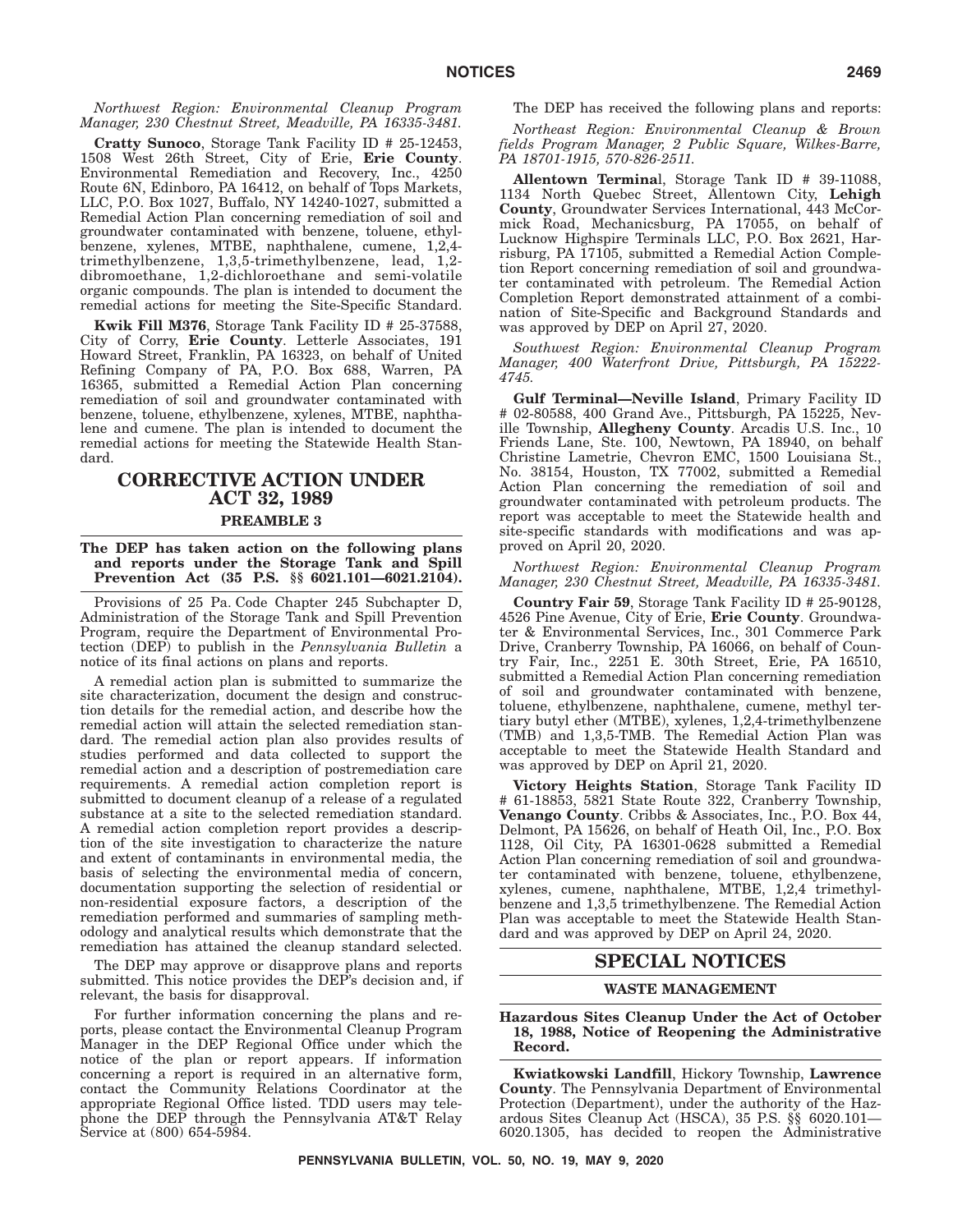*Northwest Region: Environmental Cleanup Program Manager, 230 Chestnut Street, Meadville, PA 16335-3481.*

**Cratty Sunoco**, Storage Tank Facility ID # 25-12453, 1508 West 26th Street, City of Erie, **Erie County**. Environmental Remediation and Recovery, Inc., 4250 Route 6N, Edinboro, PA 16412, on behalf of Tops Markets, LLC, P.O. Box 1027, Buffalo, NY 14240-1027, submitted a Remedial Action Plan concerning remediation of soil and groundwater contaminated with benzene, toluene, ethylbenzene, xylenes, MTBE, naphthalene, cumene, 1,2,4-trimethylbenzene, 1,3,5-trimethylbenzene, lead, 1,2-dibromoethane, 1,2-dichloroethane and semi-volatile organic compounds. The plan is intended to document the remedial actions for meeting the Site-Specific Standard.

**Kwik Fill M376**, Storage Tank Facility ID # 25-37588, City of Corry, **Erie County**. Letterle Associates, 191 Howard Street, Franklin, PA 16323, on behalf of United Refining Company of PA, P.O. Box 688, Warren, PA 16365, submitted a Remedial Action Plan concerning remediation of soil and groundwater contaminated with benzene, toluene, ethylbenzene, xylenes, MTBE, naphthalene and cumene. The plan is intended to document the remedial actions for meeting the Statewide Health Standard.

# CORRECTIVE ACTION UNDER ACT 32, 1989

## PREAMBLE 3

**The DEP has taken action on the following plans and reports under the Storage Tank and Spill Prevention Act (35 P.S. §§ 6021.101—6021.2104).**

Provisions of 25 Pa. Code Chapter 245 Subchapter D, Administration of the Storage Tank and Spill Prevention Program, require the Department of Environmental Protection (DEP) to publish in the *Pennsylvania Bulletin* a notice of its final actions on plans and reports.

A remedial action plan is submitted to summarize the site characterization, document the design and construction details for the remedial action, and describe how the remedial action will attain the selected remediation standard. The remedial action plan also provides results of studies performed and data collected to support the remedial action and a description of postremediation care requirements. A remedial action completion report is submitted to document cleanup of a release of a regulated substance at a site to the selected remediation standard. A remedial action completion report provides a description of the site investigation to characterize the nature and extent of contaminants in environmental media, the basis of selecting the environmental media of concern, documentation supporting the selection of residential or non-residential exposure factors, a description of the remediation performed and summaries of sampling methodology and analytical results which demonstrate that the remediation has attained the cleanup standard selected.

The DEP may approve or disapprove plans and reports submitted. This notice provides the DEP's decision and, if relevant, the basis for disapproval.

For further information concerning the plans and reports, please contact the Environmental Cleanup Program Manager in the DEP Regional Office under which the notice of the plan or report appears. If information concerning a report is required in an alternative form, contact the Community Relations Coordinator at the appropriate Regional Office listed. TDD users may telephone the DEP through the Pennsylvania AT&T Relay Service at (800) 654-5984.

The DEP has received the following plans and reports:

*Northeast Region: Environmental Cleanup & Brownfields Program Manager, 2 Public Square, Wilkes-Barre, PA 18701-1915, 570-826-2511.*

**Allentown Terminal**, Storage Tank ID # 39-11088, 1134 North Quebec Street, Allentown City, **Lehigh County**, Groundwater Services International, 443 McCormick Road, Mechanicsburg, PA 17055, on behalf of Lucknow Highspire Terminals LLC, P.O. Box 2621, Harrisburg, PA 17105, submitted a Remedial Action Completion Report concerning remediation of soil and groundwater contaminated with petroleum. The Remedial Action Completion Report demonstrated attainment of a combination of Site-Specific and Background Standards and was approved by DEP on April 27, 2020.

*Southwest Region: Environmental Cleanup Program Manager, 400 Waterfront Drive, Pittsburgh, PA 15222-4745.*

**Gulf Terminal—Neville Island**, Primary Facility ID # 02-80588, 400 Grand Ave., Pittsburgh, PA 15225, Neville Township, **Allegheny County**. Arcadis U.S. Inc., 10 Friends Lane, Ste. 100, Newtown, PA 18940, on behalf Christine Lametrie, Chevron EMC, 1500 Louisiana St., No. 38154, Houston, TX 77002, submitted a Remedial Action Plan concerning the remediation of soil and groundwater contaminated with petroleum products. The report was acceptable to meet the Statewide health and site-specific standards with modifications and was approved on April 20, 2020.

*Northwest Region: Environmental Cleanup Program Manager, 230 Chestnut Street, Meadville, PA 16335-3481.*

**Country Fair 59**, Storage Tank Facility ID # 25-90128, 4526 Pine Avenue, City of Erie, **Erie County**. Groundwater & Environmental Services, Inc., 301 Commerce Park Drive, Cranberry Township, PA 16066, on behalf of Country Fair, Inc., 2251 E. 30th Street, Erie, PA 16510, submitted a Remedial Action Plan concerning remediation of soil and groundwater contaminated with benzene, toluene, ethylbenzene, naphthalene, cumene, methyl tertiary butyl ether (MTBE), xylenes, 1,2,4-trimethylbenzene (TMB) and 1,3,5-TMB. The Remedial Action Plan was acceptable to meet the Statewide Health Standard and was approved by DEP on April 21, 2020.

**Victory Heights Station**, Storage Tank Facility ID # 61-18853, 5821 State Route 322, Cranberry Township, **Venango County**. Cribbs & Associates, Inc., P.O. Box 44, Delmont, PA 15626, on behalf of Heath Oil, Inc., P.O. Box 1128, Oil City, PA 16301-0628 submitted a Remedial Action Plan concerning remediation of soil and groundwater contaminated with benzene, toluene, ethylbenzene, xylenes, cumene, naphthalene, MTBE, 1,2,4 trimethylbenzene and 1,3,5 trimethylbenzene. The Remedial Action Plan was acceptable to meet the Statewide Health Standard and was approved by DEP on April 24, 2020.

# SPECIAL NOTICES

## WASTE MANAGEMENT

**Hazardous Sites Cleanup Under the Act of October 18, 1988, Notice of Reopening the Administrative Record.**

**Kwiatkowski Landfill**, Hickory Township, **Lawrence County**. The Pennsylvania Department of Environmental Protection (Department), under the authority of the Hazardous Sites Cleanup Act (HSCA), 35 P.S. §§ 6020.101—6020.1305, has decided to reopen the Administrative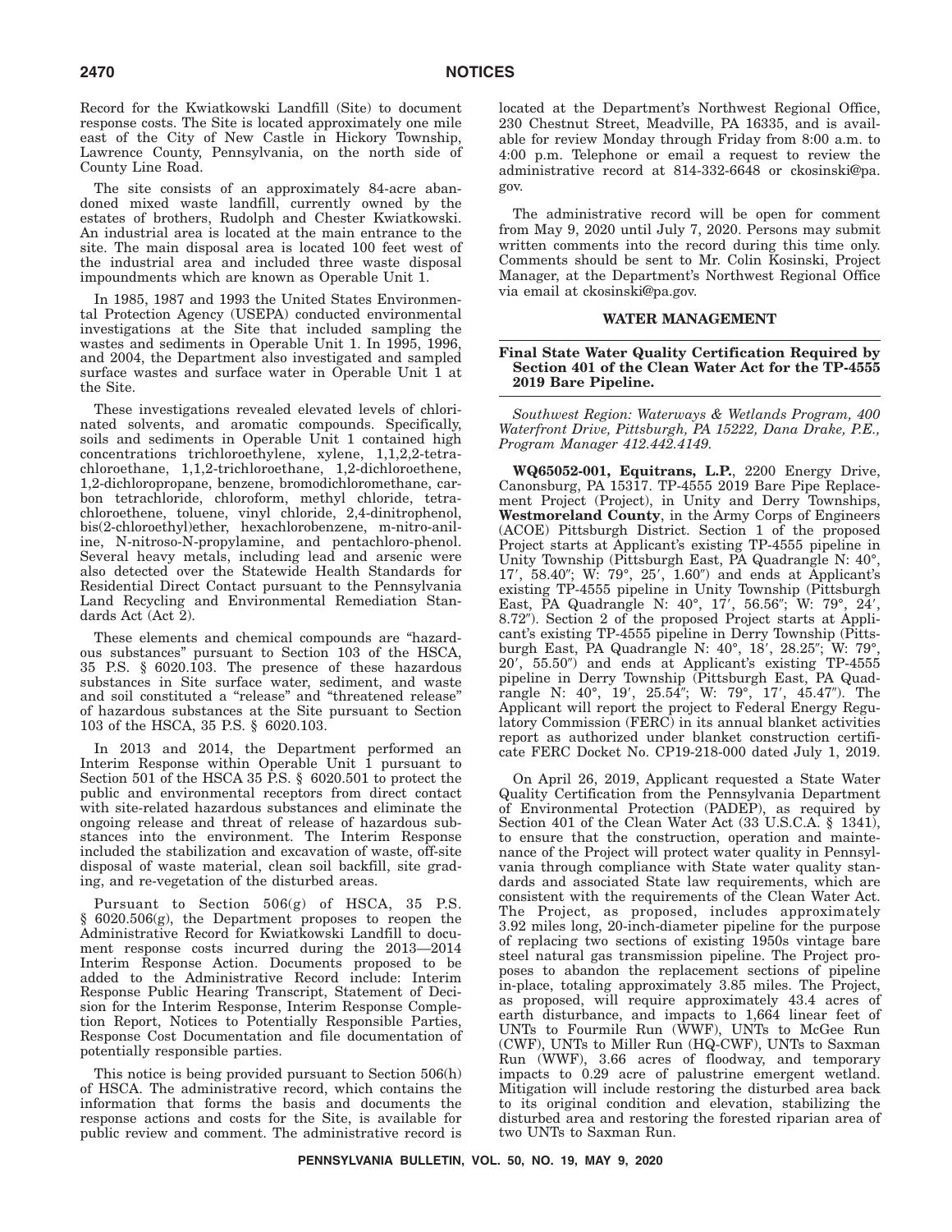Record for the Kwiatkowski Landfill (Site) to document response costs. The Site is located approximately one mile east of the City of New Castle in Hickory Township, Lawrence County, Pennsylvania, on the north side of County Line Road.

The site consists of an approximately 84-acre abandoned mixed waste landfill, currently owned by the estates of brothers, Rudolph and Chester Kwiatkowski. An industrial area is located at the main entrance to the site. The main disposal area is located 100 feet west of the industrial area and included three waste disposal impoundments which are known as Operable Unit 1.

In 1985, 1987 and 1993 the United States Environmental Protection Agency (USEPA) conducted environmental investigations at the Site that included sampling the wastes and sediments in Operable Unit 1. In 1995, 1996, and 2004, the Department also investigated and sampled surface wastes and surface water in Operable Unit 1 at the Site.

These investigations revealed elevated levels of chlorinated solvents, and aromatic compounds. Specifically, soils and sediments in Operable Unit 1 contained high concentrations trichloroethylene, xylene, 1,1,2,2-tetrachloroethane, 1,1,2-trichloroethane, 1,2-dichloroethene, 1,2-dichloropropane, benzene, bromodichloromethane, carbon tetrachloride, chloroform, methyl chloride, tetrachloroethene, toluene, vinyl chloride, 2,4-dinitrophenol, bis(2-chloroethyl)ether, hexachlorobenzene, m-nitro-aniline, N-nitroso-N-propylamine, and pentachloro-phenol. Several heavy metals, including lead and arsenic were also detected over the Statewide Health Standards for Residential Direct Contact pursuant to the Pennsylvania Land Recycling and Environmental Remediation Standards Act (Act 2).

These elements and chemical compounds are "hazardous substances" pursuant to Section 103 of the HSCA, 35 P.S. § 6020.103. The presence of these hazardous substances in Site surface water, sediment, and waste and soil constituted a "release" and "threatened release" of hazardous substances at the Site pursuant to Section 103 of the HSCA, 35 P.S. § 6020.103.

In 2013 and 2014, the Department performed an Interim Response within Operable Unit 1 pursuant to Section 501 of the HSCA 35 P.S. § 6020.501 to protect the public and environmental receptors from direct contact with site-related hazardous substances and eliminate the ongoing release and threat of release of hazardous substances into the environment. The Interim Response included the stabilization and excavation of waste, off-site disposal of waste material, clean soil backfill, site grading, and re-vegetation of the disturbed areas.

Pursuant to Section 506(g) of HSCA, 35 P.S. § 6020.506(g), the Department proposes to reopen the Administrative Record for Kwiatkowski Landfill to document response costs incurred during the 2013—2014 Interim Response Action. Documents proposed to be added to the Administrative Record include: Interim Response Public Hearing Transcript, Statement of Decision for the Interim Response, Interim Response Completion Report, Notices to Potentially Responsible Parties, Response Cost Documentation and file documentation of potentially responsible parties.

This notice is being provided pursuant to Section 506(h) of HSCA. The administrative record, which contains the information that forms the basis and documents the response actions and costs for the Site, is available for public review and comment. The administrative record is located at the Department's Northwest Regional Office, 230 Chestnut Street, Meadville, PA 16335, and is available for review Monday through Friday from 8:00 a.m. to 4:00 p.m. Telephone or email a request to review the administrative record at 814-332-6648 or ckosinski@pa.gov.

The administrative record will be open for comment from May 9, 2020 until July 7, 2020. Persons may submit written comments into the record during this time only. Comments should be sent to Mr. Colin Kosinski, Project Manager, at the Department's Northwest Regional Office via email at ckosinski@pa.gov.

## WATER MANAGEMENT

### Final State Water Quality Certification Required by Section 401 of the Clean Water Act for the TP-4555 2019 Bare Pipeline.

*Southwest Region: Waterways & Wetlands Program, 400 Waterfront Drive, Pittsburgh, PA 15222, Dana Drake, P.E., Program Manager 412.442.4149.*

**WQ65052-001, Equitrans, L.P.**, 2200 Energy Drive, Canonsburg, PA 15317. TP-4555 2019 Bare Pipe Replacement Project (Project), in Unity and Derry Townships, **Westmoreland County**, in the Army Corps of Engineers (ACOE) Pittsburgh District. Section 1 of the proposed Project starts at Applicant's existing TP-4555 pipeline in Unity Township (Pittsburgh East, PA Quadrangle N: 40°, 17′, 58.40″; W: 79°, 25′, 1.60″) and ends at Applicant's existing TP-4555 pipeline in Unity Township (Pittsburgh East, PA Quadrangle N: 40°, 17′, 56.56″; W: 79°, 24′, 8.72″). Section 2 of the proposed Project starts at Applicant's existing TP-4555 pipeline in Derry Township (Pittsburgh East, PA Quadrangle N: 40°, 18′, 28.25″; W: 79°, 20′, 55.50″) and ends at Applicant's existing TP-4555 pipeline in Derry Township (Pittsburgh East, PA Quadrangle N: 40°, 19′, 25.54″; W: 79°, 17′, 45.47″). The Applicant will report the project to Federal Energy Regulatory Commission (FERC) in its annual blanket activities report as authorized under blanket construction certificate FERC Docket No. CP19-218-000 dated July 1, 2019.

On April 26, 2019, Applicant requested a State Water Quality Certification from the Pennsylvania Department of Environmental Protection (PADEP), as required by Section 401 of the Clean Water Act (33 U.S.C.A. § 1341), to ensure that the construction, operation and maintenance of the Project will protect water quality in Pennsylvania through compliance with State water quality standards and associated State law requirements, which are consistent with the requirements of the Clean Water Act. The Project, as proposed, includes approximately 3.92 miles long, 20-inch-diameter pipeline for the purpose of replacing two sections of existing 1950s vintage bare steel natural gas transmission pipeline. The Project proposes to abandon the replacement sections of pipeline in-place, totaling approximately 3.85 miles. The Project, as proposed, will require approximately 43.4 acres of earth disturbance, and impacts to 1,664 linear feet of UNTs to Fourmile Run (WWF), UNTs to McGee Run (CWF), UNTs to Miller Run (HQ-CWF), UNTs to Saxman Run (WWF), 3.66 acres of floodway, and temporary impacts to 0.29 acre of palustrine emergent wetland. Mitigation will include restoring the disturbed area back to its original condition and elevation, stabilizing the disturbed area and restoring the forested riparian area of two UNTs to Saxman Run.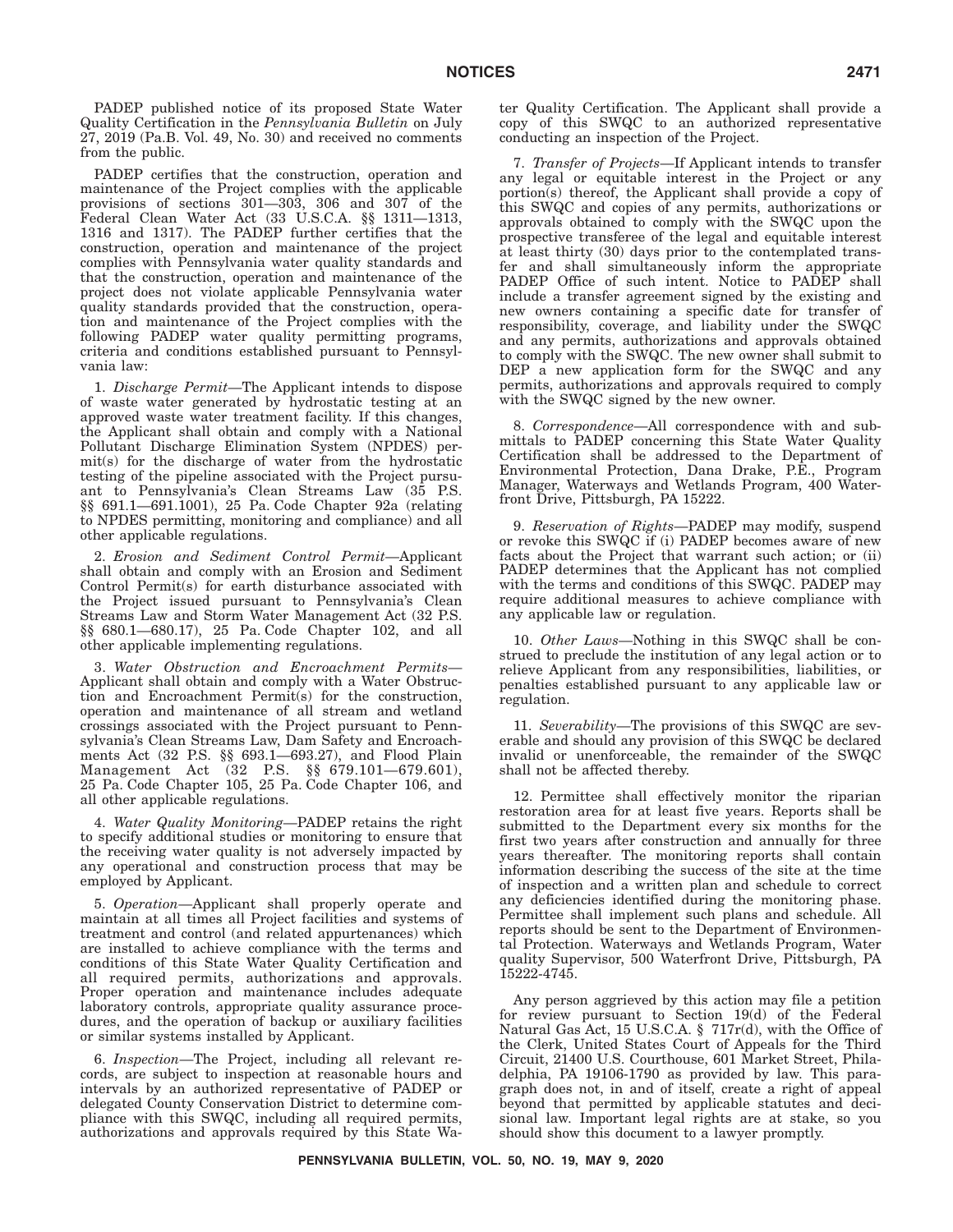PADEP published notice of its proposed State Water Quality Certification in the *Pennsylvania Bulletin* on July 27, 2019 (Pa.B. Vol. 49, No. 30) and received no comments from the public.

PADEP certifies that the construction, operation and maintenance of the Project complies with the applicable provisions of sections 301—303, 306 and 307 of the Federal Clean Water Act (33 U.S.C.A. §§ 1311—1313, 1316 and 1317). The PADEP further certifies that the construction, operation and maintenance of the project complies with Pennsylvania water quality standards and that the construction, operation and maintenance of the project does not violate applicable Pennsylvania water quality standards provided that the construction, operation and maintenance of the Project complies with the following PADEP water quality permitting programs, criteria and conditions established pursuant to Pennsylvania law:

1. *Discharge Permit*—The Applicant intends to dispose of waste water generated by hydrostatic testing at an approved waste water treatment facility. If this changes, the Applicant shall obtain and comply with a National Pollutant Discharge Elimination System (NPDES) permit(s) for the discharge of water from the hydrostatic testing of the pipeline associated with the Project pursuant to Pennsylvania's Clean Streams Law (35 P.S. §§ 691.1—691.1001), 25 Pa. Code Chapter 92a (relating to NPDES permitting, monitoring and compliance) and all other applicable regulations.

2. *Erosion and Sediment Control Permit*—Applicant shall obtain and comply with an Erosion and Sediment Control Permit(s) for earth disturbance associated with the Project issued pursuant to Pennsylvania's Clean Streams Law and Storm Water Management Act (32 P.S. §§ 680.1—680.17), 25 Pa. Code Chapter 102, and all other applicable implementing regulations.

3. *Water Obstruction and Encroachment Permits*—Applicant shall obtain and comply with a Water Obstruction and Encroachment Permit(s) for the construction, operation and maintenance of all stream and wetland crossings associated with the Project pursuant to Pennsylvania's Clean Streams Law, Dam Safety and Encroachments Act (32 P.S. §§ 693.1—693.27), and Flood Plain Management Act (32 P.S. §§ 679.101—679.601), 25 Pa. Code Chapter 105, 25 Pa. Code Chapter 106, and all other applicable regulations.

4. *Water Quality Monitoring*—PADEP retains the right to specify additional studies or monitoring to ensure that the receiving water quality is not adversely impacted by any operational and construction process that may be employed by Applicant.

5. *Operation*—Applicant shall properly operate and maintain at all times all Project facilities and systems of treatment and control (and related appurtenances) which are installed to achieve compliance with the terms and conditions of this State Water Quality Certification and all required permits, authorizations and approvals. Proper operation and maintenance includes adequate laboratory controls, appropriate quality assurance procedures, and the operation of backup or auxiliary facilities or similar systems installed by Applicant.

6. *Inspection*—The Project, including all relevant records, are subject to inspection at reasonable hours and intervals by an authorized representative of PADEP or delegated County Conservation District to determine compliance with this SWQC, including all required permits, authorizations and approvals required by this State Water Quality Certification. The Applicant shall provide a copy of this SWQC to an authorized representative conducting an inspection of the Project.

7. *Transfer of Projects*—If Applicant intends to transfer any legal or equitable interest in the Project or any portion(s) thereof, the Applicant shall provide a copy of this SWQC and copies of any permits, authorizations or approvals obtained to comply with the SWQC upon the prospective transferee of the legal and equitable interest at least thirty (30) days prior to the contemplated transfer and shall simultaneously inform the appropriate PADEP Office of such intent. Notice to PADEP shall include a transfer agreement signed by the existing and new owners containing a specific date for transfer of responsibility, coverage, and liability under the SWQC and any permits, authorizations and approvals obtained to comply with the SWQC. The new owner shall submit to DEP a new application form for the SWQC and any permits, authorizations and approvals required to comply with the SWQC signed by the new owner.

8. *Correspondence*—All correspondence with and submittals to PADEP concerning this State Water Quality Certification shall be addressed to the Department of Environmental Protection, Dana Drake, P.E., Program Manager, Waterways and Wetlands Program, 400 Waterfront Drive, Pittsburgh, PA 15222.

9. *Reservation of Rights*—PADEP may modify, suspend or revoke this SWQC if (i) PADEP becomes aware of new facts about the Project that warrant such action; or (ii) PADEP determines that the Applicant has not complied with the terms and conditions of this SWQC. PADEP may require additional measures to achieve compliance with any applicable law or regulation.

10. *Other Laws*—Nothing in this SWQC shall be construed to preclude the institution of any legal action or to relieve Applicant from any responsibilities, liabilities, or penalties established pursuant to any applicable law or regulation.

11. *Severability*—The provisions of this SWQC are severable and should any provision of this SWQC be declared invalid or unenforceable, the remainder of the SWQC shall not be affected thereby.

12. Permittee shall effectively monitor the riparian restoration area for at least five years. Reports shall be submitted to the Department every six months for the first two years after construction and annually for three years thereafter. The monitoring reports shall contain information describing the success of the site at the time of inspection and a written plan and schedule to correct any deficiencies identified during the monitoring phase. Permittee shall implement such plans and schedule. All reports should be sent to the Department of Environmental Protection. Waterways and Wetlands Program, Water quality Supervisor, 500 Waterfront Drive, Pittsburgh, PA 15222-4745.

Any person aggrieved by this action may file a petition for review pursuant to Section 19(d) of the Federal Natural Gas Act, 15 U.S.C.A. § 717r(d), with the Office of the Clerk, United States Court of Appeals for the Third Circuit, 21400 U.S. Courthouse, 601 Market Street, Philadelphia, PA 19106-1790 as provided by law. This paragraph does not, in and of itself, create a right of appeal beyond that permitted by applicable statutes and decisional law. Important legal rights are at stake, so you should show this document to a lawyer promptly.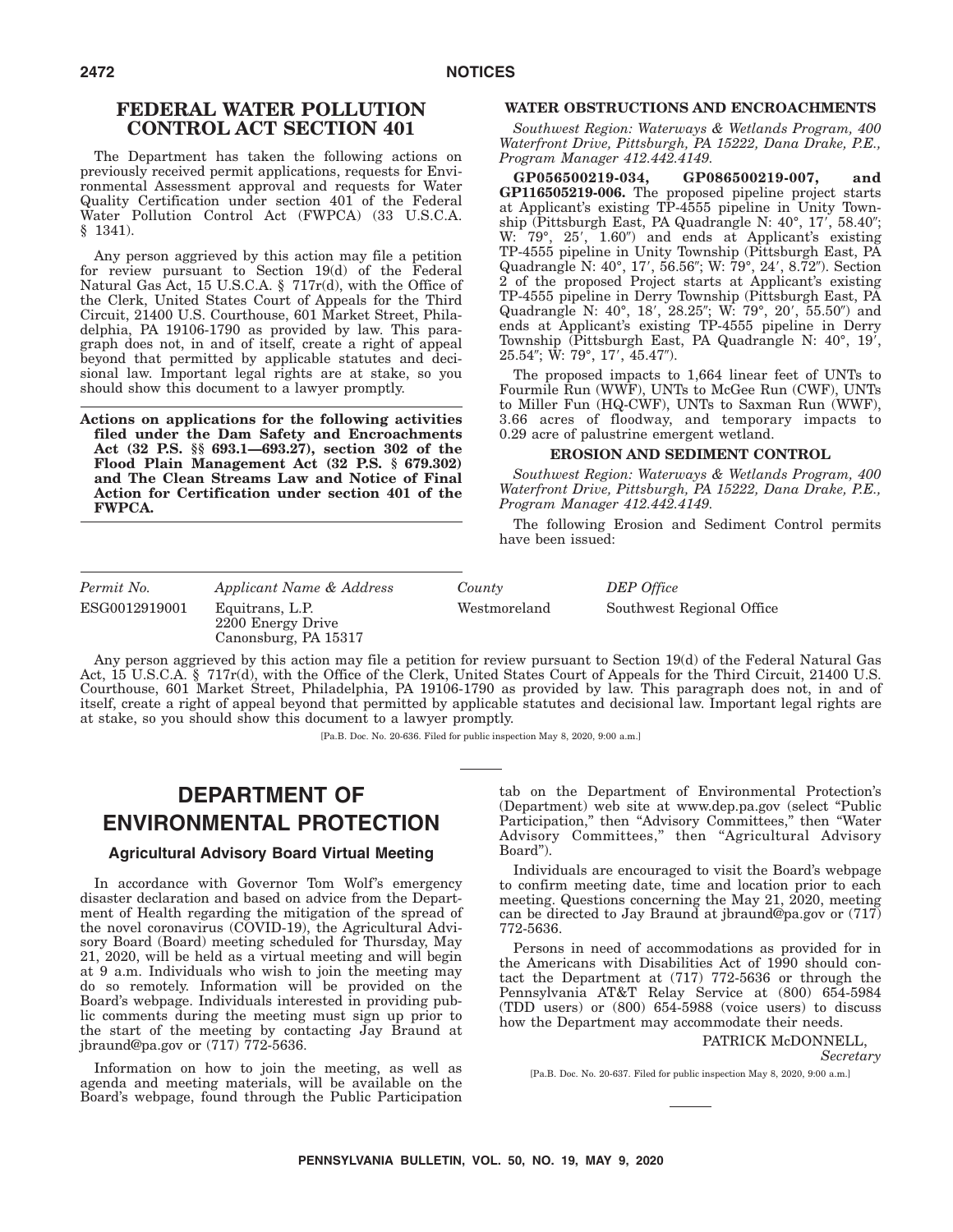## FEDERAL WATER POLLUTION CONTROL ACT SECTION 401

The Department has taken the following actions on previously received permit applications, requests for Environmental Assessment approval and requests for Water Quality Certification under section 401 of the Federal Water Pollution Control Act (FWPCA) (33 U.S.C.A. § 1341).

Any person aggrieved by this action may file a petition for review pursuant to Section 19(d) of the Federal Natural Gas Act, 15 U.S.C.A. § 717r(d), with the Office of the Clerk, United States Court of Appeals for the Third Circuit, 21400 U.S. Courthouse, 601 Market Street, Philadelphia, PA 19106-1790 as provided by law. This paragraph does not, in and of itself, create a right of appeal beyond that permitted by applicable statutes and decisional law. Important legal rights are at stake, so you should show this document to a lawyer promptly.

**Actions on applications for the following activities filed under the Dam Safety and Encroachments Act (32 P.S. §§ 693.1—693.27), section 302 of the Flood Plain Management Act (32 P.S. § 679.302) and The Clean Streams Law and Notice of Final Action for Certification under section 401 of the FWPCA.**

### WATER OBSTRUCTIONS AND ENCROACHMENTS

*Southwest Region: Waterways & Wetlands Program, 400 Waterfront Drive, Pittsburgh, PA 15222, Dana Drake, P.E., Program Manager 412.442.4149.*

**GP056500219-034, GP086500219-007, and GP116505219-006.** The proposed pipeline project starts at Applicant's existing TP-4555 pipeline in Unity Township (Pittsburgh East, PA Quadrangle N: 40°, 17′, 58.40″; W: 79°, 25′, 1.60″) and ends at Applicant's existing TP-4555 pipeline in Unity Township (Pittsburgh East, PA Quadrangle N: 40°, 17′, 56.56″; W: 79°, 24′, 8.72″). Section 2 of the proposed Project starts at Applicant's existing TP-4555 pipeline in Derry Township (Pittsburgh East, PA Quadrangle N: 40°, 18′, 28.25″; W: 79°, 20′, 55.50″) and ends at Applicant's existing TP-4555 pipeline in Derry Township (Pittsburgh East, PA Quadrangle N: 40°, 19′, 25.54″; W: 79°, 17′, 45.47″).

The proposed impacts to 1,664 linear feet of UNTs to Fourmile Run (WWF), UNTs to McGee Run (CWF), UNTs to Miller Fun (HQ-CWF), UNTs to Saxman Run (WWF), 3.66 acres of floodway, and temporary impacts to 0.29 acre of palustrine emergent wetland.

### EROSION AND SEDIMENT CONTROL

*Southwest Region: Waterways & Wetlands Program, 400 Waterfront Drive, Pittsburgh, PA 15222, Dana Drake, P.E., Program Manager 412.442.4149.*

The following Erosion and Sediment Control permits have been issued:

| *Permit No.* | *Applicant Name & Address* | *County* | *DEP Office* |
|---|---|---|---|
| ESG0012919001 | Equitrans, L.P.<br>2200 Energy Drive<br>Canonsburg, PA 15317 | Westmoreland | Southwest Regional Office |

Any person aggrieved by this action may file a petition for review pursuant to Section 19(d) of the Federal Natural Gas Act, 15 U.S.C.A. § 717r(d), with the Office of the Clerk, United States Court of Appeals for the Third Circuit, 21400 U.S. Courthouse, 601 Market Street, Philadelphia, PA 19106-1790 as provided by law. This paragraph does not, in and of itself, create a right of appeal beyond that permitted by applicable statutes and decisional law. Important legal rights are at stake, so you should show this document to a lawyer promptly.

[Pa.B. Doc. No. 20-636. Filed for public inspection May 8, 2020, 9:00 a.m.]

# DEPARTMENT OF ENVIRONMENTAL PROTECTION

## Agricultural Advisory Board Virtual Meeting

In accordance with Governor Tom Wolf's emergency disaster declaration and based on advice from the Department of Health regarding the mitigation of the spread of the novel coronavirus (COVID-19), the Agricultural Advisory Board (Board) meeting scheduled for Thursday, May 21, 2020, will be held as a virtual meeting and will begin at 9 a.m. Individuals who wish to join the meeting may do so remotely. Information will be provided on the Board's webpage. Individuals interested in providing public comments during the meeting must sign up prior to the start of the meeting by contacting Jay Braund at jbraund@pa.gov or (717) 772-5636.

Information on how to join the meeting, as well as agenda and meeting materials, will be available on the Board's webpage, found through the Public Participation tab on the Department of Environmental Protection's (Department) web site at www.dep.pa.gov (select "Public Participation," then "Advisory Committees," then "Water Advisory Committees," then "Agricultural Advisory Board").

Individuals are encouraged to visit the Board's webpage to confirm meeting date, time and location prior to each meeting. Questions concerning the May 21, 2020, meeting can be directed to Jay Braund at jbraund@pa.gov or (717) 772-5636.

Persons in need of accommodations as provided for in the Americans with Disabilities Act of 1990 should contact the Department at (717) 772-5636 or through the Pennsylvania AT&T Relay Service at (800) 654-5984 (TDD users) or (800) 654-5988 (voice users) to discuss how the Department may accommodate their needs.

PATRICK McDONNELL,
*Secretary*

[Pa.B. Doc. No. 20-637. Filed for public inspection May 8, 2020, 9:00 a.m.]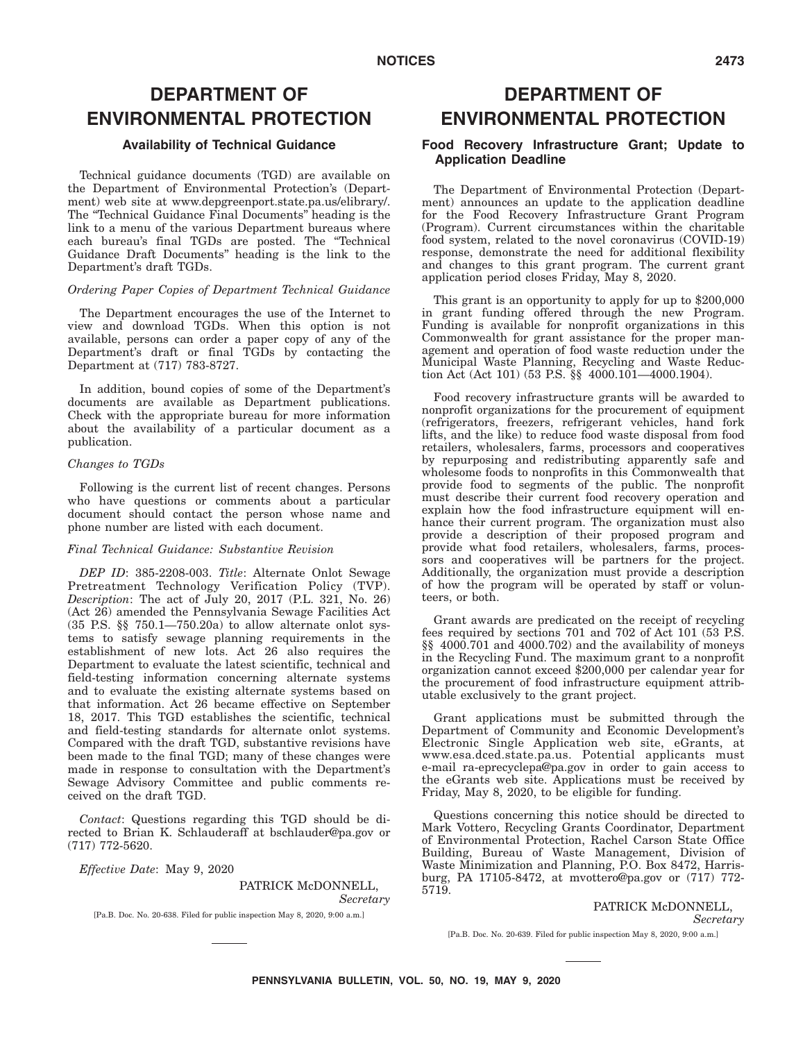# DEPARTMENT OF ENVIRONMENTAL PROTECTION

## Availability of Technical Guidance

Technical guidance documents (TGD) are available on the Department of Environmental Protection's (Department) web site at www.depgreenport.state.pa.us/elibrary/. The "Technical Guidance Final Documents" heading is the link to a menu of the various Department bureaus where each bureau's final TGDs are posted. The "Technical Guidance Draft Documents" heading is the link to the Department's draft TGDs.

*Ordering Paper Copies of Department Technical Guidance*

The Department encourages the use of the Internet to view and download TGDs. When this option is not available, persons can order a paper copy of any of the Department's draft or final TGDs by contacting the Department at (717) 783-8727.

In addition, bound copies of some of the Department's documents are available as Department publications. Check with the appropriate bureau for more information about the availability of a particular document as a publication.

*Changes to TGDs*

Following is the current list of recent changes. Persons who have questions or comments about a particular document should contact the person whose name and phone number are listed with each document.

*Final Technical Guidance: Substantive Revision*

*DEP ID*: 385-2208-003. *Title*: Alternate Onlot Sewage Pretreatment Technology Verification Policy (TVP). *Description*: The act of July 20, 2017 (P.L. 321, No. 26) (Act 26) amended the Pennsylvania Sewage Facilities Act (35 P.S. §§ 750.1—750.20a) to allow alternate onlot systems to satisfy sewage planning requirements in the establishment of new lots. Act 26 also requires the Department to evaluate the latest scientific, technical and field-testing information concerning alternate systems and to evaluate the existing alternate systems based on that information. Act 26 became effective on September 18, 2017. This TGD establishes the scientific, technical and field-testing standards for alternate onlot systems. Compared with the draft TGD, substantive revisions have been made to the final TGD; many of these changes were made in response to consultation with the Department's Sewage Advisory Committee and public comments received on the draft TGD.

*Contact*: Questions regarding this TGD should be directed to Brian K. Schlauderaff at bschlauder@pa.gov or (717) 772-5620.

*Effective Date*: May 9, 2020

PATRICK McDONNELL,
*Secretary*

[Pa.B. Doc. No. 20-638. Filed for public inspection May 8, 2020, 9:00 a.m.]

# DEPARTMENT OF ENVIRONMENTAL PROTECTION

## Food Recovery Infrastructure Grant; Update to Application Deadline

The Department of Environmental Protection (Department) announces an update to the application deadline for the Food Recovery Infrastructure Grant Program (Program). Current circumstances within the charitable food system, related to the novel coronavirus (COVID-19) response, demonstrate the need for additional flexibility and changes to this grant program. The current grant application period closes Friday, May 8, 2020.

This grant is an opportunity to apply for up to $200,000 in grant funding offered through the new Program. Funding is available for nonprofit organizations in this Commonwealth for grant assistance for the proper management and operation of food waste reduction under the Municipal Waste Planning, Recycling and Waste Reduction Act (Act 101) (53 P.S. §§ 4000.101—4000.1904).

Food recovery infrastructure grants will be awarded to nonprofit organizations for the procurement of equipment (refrigerators, freezers, refrigerant vehicles, hand fork lifts, and the like) to reduce food waste disposal from food retailers, wholesalers, farms, processors and cooperatives by repurposing and redistributing apparently safe and wholesome foods to nonprofits in this Commonwealth that provide food to segments of the public. The nonprofit must describe their current food recovery operation and explain how the food infrastructure equipment will enhance their current program. The organization must also provide a description of their proposed program and provide what food retailers, wholesalers, farms, processors and cooperatives will be partners for the project. Additionally, the organization must provide a description of how the program will be operated by staff or volunteers, or both.

Grant awards are predicated on the receipt of recycling fees required by sections 701 and 702 of Act 101 (53 P.S. §§ 4000.701 and 4000.702) and the availability of moneys in the Recycling Fund. The maximum grant to a nonprofit organization cannot exceed $200,000 per calendar year for the procurement of food infrastructure equipment attributable exclusively to the grant project.

Grant applications must be submitted through the Department of Community and Economic Development's Electronic Single Application web site, eGrants, at www.esa.dced.state.pa.us. Potential applicants must e-mail ra-eprecyclepa@pa.gov in order to gain access to the eGrants web site. Applications must be received by Friday, May 8, 2020, to be eligible for funding.

Questions concerning this notice should be directed to Mark Vottero, Recycling Grants Coordinator, Department of Environmental Protection, Rachel Carson State Office Building, Bureau of Waste Management, Division of Waste Minimization and Planning, P.O. Box 8472, Harrisburg, PA 17105-8472, at mvottero@pa.gov or (717) 772-5719.

PATRICK McDONNELL,
*Secretary*

[Pa.B. Doc. No. 20-639. Filed for public inspection May 8, 2020, 9:00 a.m.]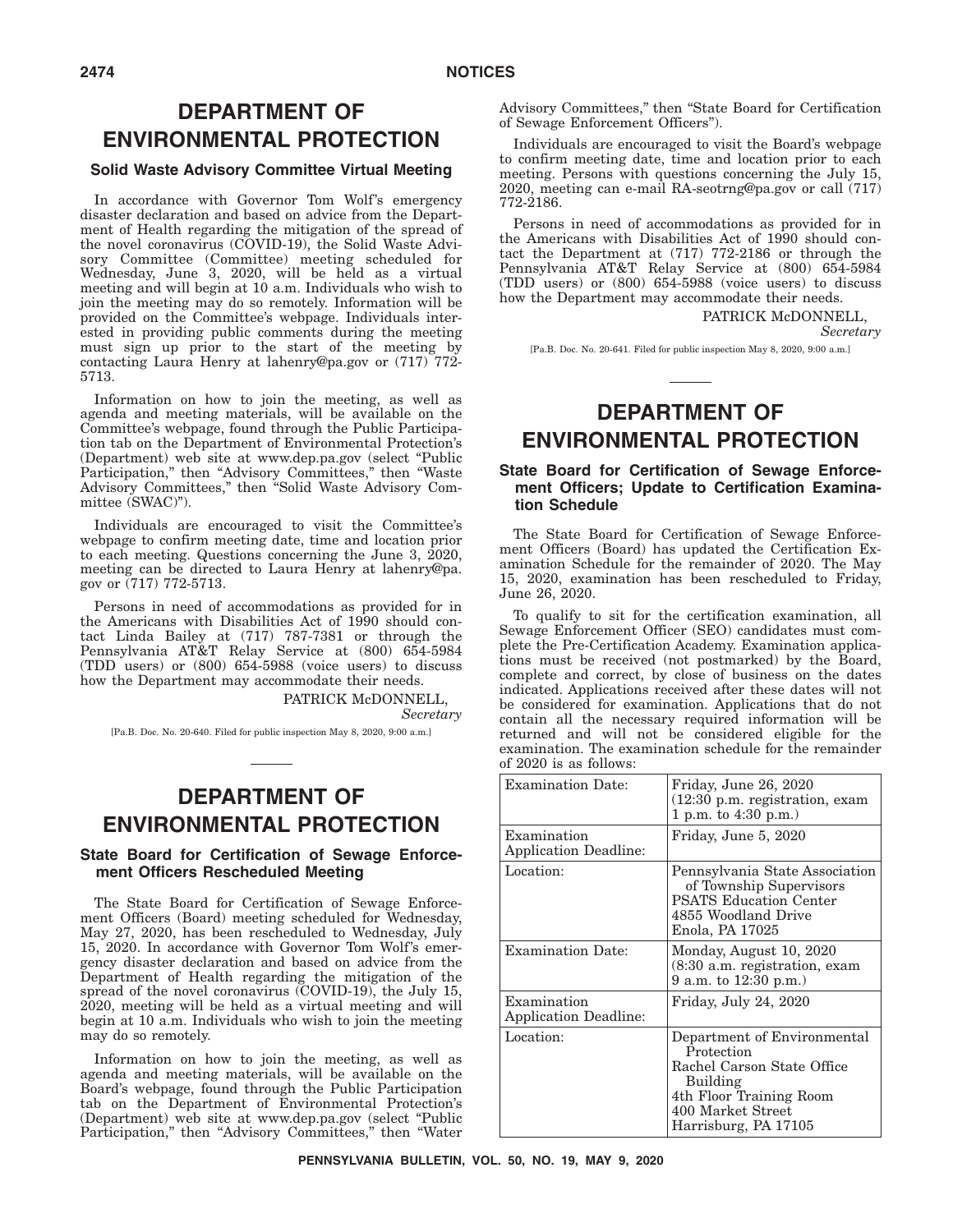## DEPARTMENT OF ENVIRONMENTAL PROTECTION

### Solid Waste Advisory Committee Virtual Meeting

In accordance with Governor Tom Wolf's emergency disaster declaration and based on advice from the Department of Health regarding the mitigation of the spread of the novel coronavirus (COVID-19), the Solid Waste Advisory Committee (Committee) meeting scheduled for Wednesday, June 3, 2020, will be held as a virtual meeting and will begin at 10 a.m. Individuals who wish to join the meeting may do so remotely. Information will be provided on the Committee's webpage. Individuals interested in providing public comments during the meeting must sign up prior to the start of the meeting by contacting Laura Henry at lahenry@pa.gov or (717) 772-5713.

Information on how to join the meeting, as well as agenda and meeting materials, will be available on the Committee's webpage, found through the Public Participation tab on the Department of Environmental Protection's (Department) web site at www.dep.pa.gov (select "Public Participation," then "Advisory Committees," then "Waste Advisory Committees," then "Solid Waste Advisory Committee (SWAC)").

Individuals are encouraged to visit the Committee's webpage to confirm meeting date, time and location prior to each meeting. Questions concerning the June 3, 2020, meeting can be directed to Laura Henry at lahenry@pa.gov or (717) 772-5713.

Persons in need of accommodations as provided for in the Americans with Disabilities Act of 1990 should contact Linda Bailey at (717) 787-7381 or through the Pennsylvania AT&T Relay Service at (800) 654-5984 (TDD users) or (800) 654-5988 (voice users) to discuss how the Department may accommodate their needs.

PATRICK McDONNELL,
*Secretary*

[Pa.B. Doc. No. 20-640. Filed for public inspection May 8, 2020, 9:00 a.m.]

## DEPARTMENT OF ENVIRONMENTAL PROTECTION

### State Board for Certification of Sewage Enforcement Officers Rescheduled Meeting

The State Board for Certification of Sewage Enforcement Officers (Board) meeting scheduled for Wednesday, May 27, 2020, has been rescheduled to Wednesday, July 15, 2020. In accordance with Governor Tom Wolf's emergency disaster declaration and based on advice from the Department of Health regarding the mitigation of the spread of the novel coronavirus (COVID-19), the July 15, 2020, meeting will be held as a virtual meeting and will begin at 10 a.m. Individuals who wish to join the meeting may do so remotely.

Information on how to join the meeting, as well as agenda and meeting materials, will be available on the Board's webpage, found through the Public Participation tab on the Department of Environmental Protection's (Department) web site at www.dep.pa.gov (select "Public Participation," then "Advisory Committees," then "Water Advisory Committees," then "State Board for Certification of Sewage Enforcement Officers").

Individuals are encouraged to visit the Board's webpage to confirm meeting date, time and location prior to each meeting. Persons with questions concerning the July 15, 2020, meeting can e-mail RA-seotrng@pa.gov or call (717) 772-2186.

Persons in need of accommodations as provided for in the Americans with Disabilities Act of 1990 should contact the Department at (717) 772-2186 or through the Pennsylvania AT&T Relay Service at (800) 654-5984 (TDD users) or (800) 654-5988 (voice users) to discuss how the Department may accommodate their needs.

PATRICK McDONNELL,
*Secretary*

[Pa.B. Doc. No. 20-641. Filed for public inspection May 8, 2020, 9:00 a.m.]

## DEPARTMENT OF ENVIRONMENTAL PROTECTION

### State Board for Certification of Sewage Enforcement Officers; Update to Certification Examination Schedule

The State Board for Certification of Sewage Enforcement Officers (Board) has updated the Certification Examination Schedule for the remainder of 2020. The May 15, 2020, examination has been rescheduled to Friday, June 26, 2020.

To qualify to sit for the certification examination, all Sewage Enforcement Officer (SEO) candidates must complete the Pre-Certification Academy. Examination applications must be received (not postmarked) by the Board, complete and correct, by close of business on the dates indicated. Applications received after these dates will not be considered for examination. Applications that do not contain all the necessary required information will be returned and will not be considered eligible for the examination. The examination schedule for the remainder of 2020 is as follows:

| | |
|---|---|
| Examination Date: | Friday, June 26, 2020 (12:30 p.m. registration, exam 1 p.m. to 4:30 p.m.) |
| Examination Application Deadline: | Friday, June 5, 2020 |
| Location: | Pennsylvania State Association of Township Supervisors PSATS Education Center 4855 Woodland Drive Enola, PA 17025 |
| Examination Date: | Monday, August 10, 2020 (8:30 a.m. registration, exam 9 a.m. to 12:30 p.m.) |
| Examination Application Deadline: | Friday, July 24, 2020 |
| Location: | Department of Environmental Protection Rachel Carson State Office Building 4th Floor Training Room 400 Market Street Harrisburg, PA 17105 |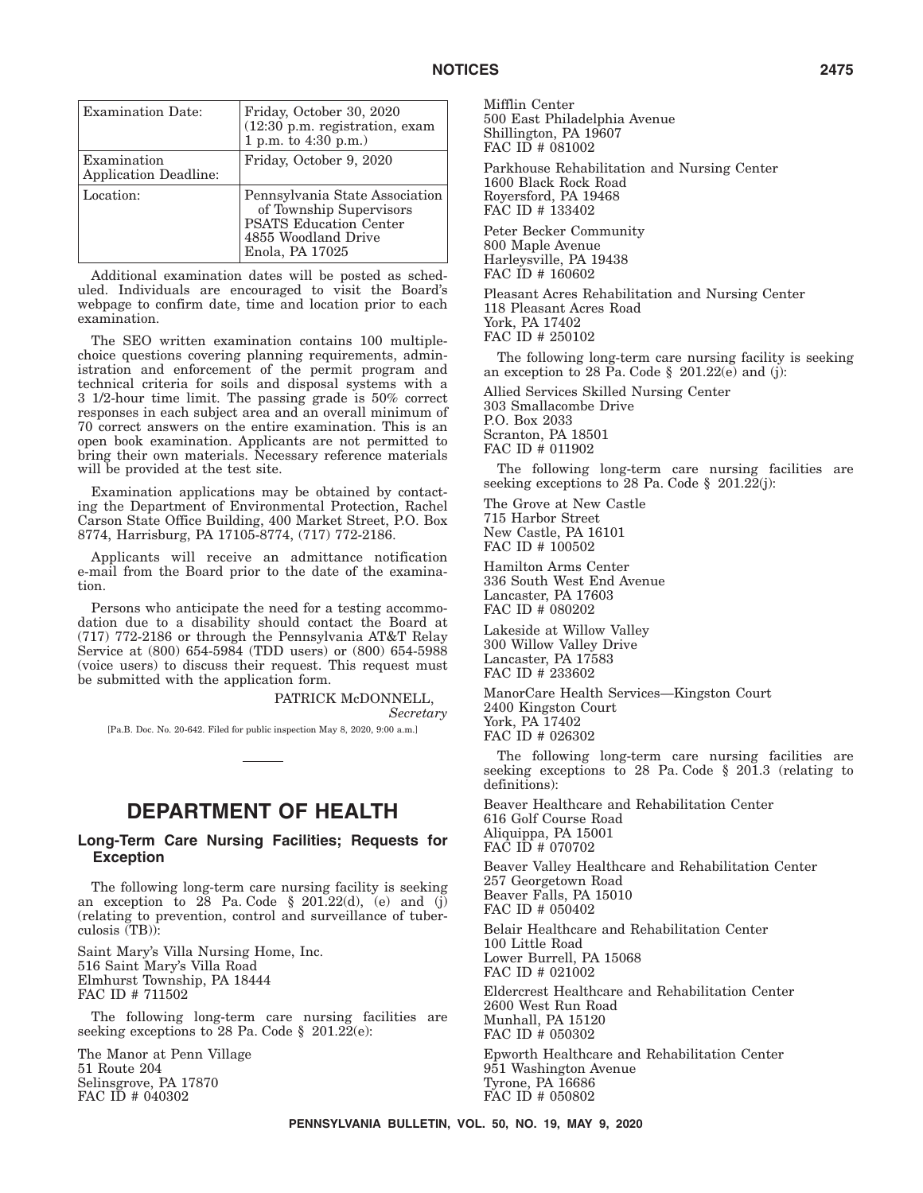| Examination Date: | Friday, October 30, 2020 (12:30 p.m. registration, exam 1 p.m. to 4:30 p.m.) |
| --- | --- |
| Examination Application Deadline: | Friday, October 9, 2020 |
| Location: | Pennsylvania State Association of Township Supervisors PSATS Education Center 4855 Woodland Drive Enola, PA 17025 |

Additional examination dates will be posted as scheduled. Individuals are encouraged to visit the Board's webpage to confirm date, time and location prior to each examination.

The SEO written examination contains 100 multiple-choice questions covering planning requirements, administration and enforcement of the permit program and technical criteria for soils and disposal systems with a 3 1/2-hour time limit. The passing grade is 50% correct responses in each subject area and an overall minimum of 70 correct answers on the entire examination. This is an open book examination. Applicants are not permitted to bring their own materials. Necessary reference materials will be provided at the test site.

Examination applications may be obtained by contacting the Department of Environmental Protection, Rachel Carson State Office Building, 400 Market Street, P.O. Box 8774, Harrisburg, PA 17105-8774, (717) 772-2186.

Applicants will receive an admittance notification e-mail from the Board prior to the date of the examination.

Persons who anticipate the need for a testing accommodation due to a disability should contact the Board at (717) 772-2186 or through the Pennsylvania AT&T Relay Service at (800) 654-5984 (TDD users) or (800) 654-5988 (voice users) to discuss their request. This request must be submitted with the application form.

PATRICK McDONNELL,
*Secretary*

[Pa.B. Doc. No. 20-642. Filed for public inspection May 8, 2020, 9:00 a.m.]

# DEPARTMENT OF HEALTH

## Long-Term Care Nursing Facilities; Requests for Exception

The following long-term care nursing facility is seeking an exception to 28 Pa. Code § 201.22(d), (e) and (j) (relating to prevention, control and surveillance of tuberculosis (TB)):

Saint Mary's Villa Nursing Home, Inc.
516 Saint Mary's Villa Road
Elmhurst Township, PA 18444
FAC ID # 711502

The following long-term care nursing facilities are seeking exceptions to 28 Pa. Code § 201.22(e):

The Manor at Penn Village
51 Route 204
Selinsgrove, PA 17870
FAC ID # 040302

Mifflin Center
500 East Philadelphia Avenue
Shillington, PA 19607
FAC ID # 081002

Parkhouse Rehabilitation and Nursing Center
1600 Black Rock Road
Royersford, PA 19468
FAC ID # 133402

Peter Becker Community
800 Maple Avenue
Harleysville, PA 19438
FAC ID # 160602

Pleasant Acres Rehabilitation and Nursing Center
118 Pleasant Acres Road
York, PA 17402
FAC ID # 250102

The following long-term care nursing facility is seeking an exception to 28 Pa. Code § 201.22(e) and (j):

Allied Services Skilled Nursing Center
303 Smallacombe Drive
P.O. Box 2033
Scranton, PA 18501
FAC ID # 011902

The following long-term care nursing facilities are seeking exceptions to 28 Pa. Code § 201.22(j):

The Grove at New Castle
715 Harbor Street
New Castle, PA 16101
FAC ID # 100502

Hamilton Arms Center
336 South West End Avenue
Lancaster, PA 17603
FAC ID # 080202

Lakeside at Willow Valley
300 Willow Valley Drive
Lancaster, PA 17583
FAC ID # 233602

ManorCare Health Services—Kingston Court
2400 Kingston Court
York, PA 17402
FAC ID # 026302

The following long-term care nursing facilities are seeking exceptions to 28 Pa. Code § 201.3 (relating to definitions):

Beaver Healthcare and Rehabilitation Center
616 Golf Course Road
Aliquippa, PA 15001
FAC ID # 070702

Beaver Valley Healthcare and Rehabilitation Center
257 Georgetown Road
Beaver Falls, PA 15010
FAC ID # 050402

Belair Healthcare and Rehabilitation Center
100 Little Road
Lower Burrell, PA 15068
FAC ID # 021002

Eldercrest Healthcare and Rehabilitation Center
2600 West Run Road
Munhall, PA 15120
FAC ID # 050302

Epworth Healthcare and Rehabilitation Center
951 Washington Avenue
Tyrone, PA 16686
FAC ID # 050802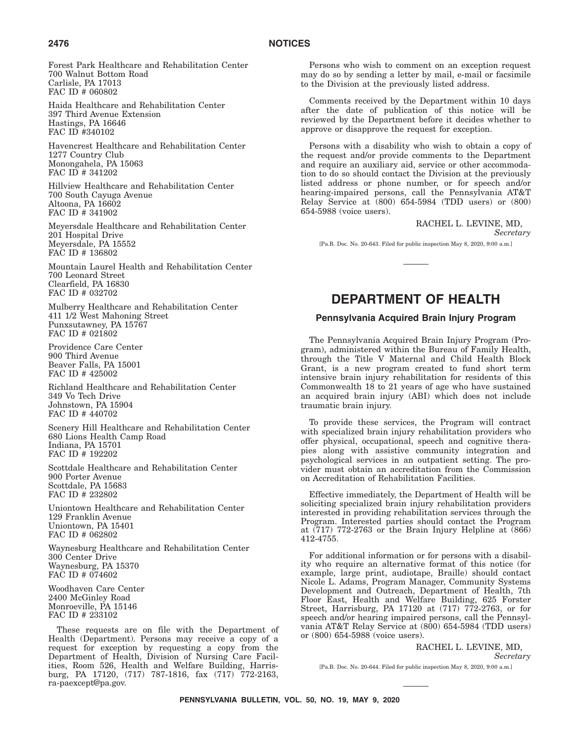Forest Park Healthcare and Rehabilitation Center
700 Walnut Bottom Road
Carlisle, PA 17013
FAC ID # 060802

Haida Healthcare and Rehabilitation Center
397 Third Avenue Extension
Hastings, PA 16646
FAC ID #340102

Havencrest Healthcare and Rehabilitation Center
1277 Country Club
Monongahela, PA 15063
FAC ID # 341202

Hillview Healthcare and Rehabilitation Center
700 South Cayuga Avenue
Altoona, PA 16602
FAC ID # 341902

Meyersdale Healthcare and Rehabilitation Center
201 Hospital Drive
Meyersdale, PA 15552
FAC ID # 136802

Mountain Laurel Health and Rehabilitation Center
700 Leonard Street
Clearfield, PA 16830
FAC ID # 032702

Mulberry Healthcare and Rehabilitation Center
411 1/2 West Mahoning Street
Punxsutawney, PA 15767
FAC ID # 021802

Providence Care Center
900 Third Avenue
Beaver Falls, PA 15001
FAC ID # 425002

Richland Healthcare and Rehabilitation Center
349 Vo Tech Drive
Johnstown, PA 15904
FAC ID # 440702

Scenery Hill Healthcare and Rehabilitation Center
680 Lions Health Camp Road
Indiana, PA 15701
FAC ID # 192202

Scottdale Healthcare and Rehabilitation Center
900 Porter Avenue
Scottdale, PA 15683
FAC ID # 232802

Uniontown Healthcare and Rehabilitation Center
129 Franklin Avenue
Uniontown, PA 15401
FAC ID # 062802

Waynesburg Healthcare and Rehabilitation Center
300 Center Drive
Waynesburg, PA 15370
FAC ID # 074602

Woodhaven Care Center
2400 McGinley Road
Monroeville, PA 15146
FAC ID # 233102

These requests are on file with the Department of Health (Department). Persons may receive a copy of a request for exception by requesting a copy from the Department of Health, Division of Nursing Care Facilities, Room 526, Health and Welfare Building, Harrisburg, PA 17120, (717) 787-1816, fax (717) 772-2163, ra-paexcept@pa.gov.

Persons who wish to comment on an exception request may do so by sending a letter by mail, e-mail or facsimile to the Division at the previously listed address.

Comments received by the Department within 10 days after the date of publication of this notice will be reviewed by the Department before it decides whether to approve or disapprove the request for exception.

Persons with a disability who wish to obtain a copy of the request and/or provide comments to the Department and require an auxiliary aid, service or other accommodation to do so should contact the Division at the previously listed address or phone number, or for speech and/or hearing-impaired persons, call the Pennsylvania AT&T Relay Service at (800) 654-5984 (TDD users) or (800) 654-5988 (voice users).

RACHEL L. LEVINE, MD,
*Secretary*

[Pa.B. Doc. No. 20-643. Filed for public inspection May 8, 2020, 9:00 a.m.]

# DEPARTMENT OF HEALTH

## Pennsylvania Acquired Brain Injury Program

The Pennsylvania Acquired Brain Injury Program (Program), administered within the Bureau of Family Health, through the Title V Maternal and Child Health Block Grant, is a new program created to fund short term intensive brain injury rehabilitation for residents of this Commonwealth 18 to 21 years of age who have sustained an acquired brain injury (ABI) which does not include traumatic brain injury.

To provide these services, the Program will contract with specialized brain injury rehabilitation providers who offer physical, occupational, speech and cognitive therapies along with assistive community integration and psychological services in an outpatient setting. The provider must obtain an accreditation from the Commission on Accreditation of Rehabilitation Facilities.

Effective immediately, the Department of Health will be soliciting specialized brain injury rehabilitation providers interested in providing rehabilitation services through the Program. Interested parties should contact the Program at (717) 772-2763 or the Brain Injury Helpline at (866) 412-4755.

For additional information or for persons with a disability who require an alternative format of this notice (for example, large print, audiotape, Braille) should contact Nicole L. Adams, Program Manager, Community Systems Development and Outreach, Department of Health, 7th Floor East, Health and Welfare Building, 625 Forster Street, Harrisburg, PA 17120 at (717) 772-2763, or for speech and/or hearing impaired persons, call the Pennsylvania AT&T Relay Service at (800) 654-5984 (TDD users) or (800) 654-5988 (voice users).

RACHEL L. LEVINE, MD,
*Secretary*

[Pa.B. Doc. No. 20-644. Filed for public inspection May 8, 2020, 9:00 a.m.]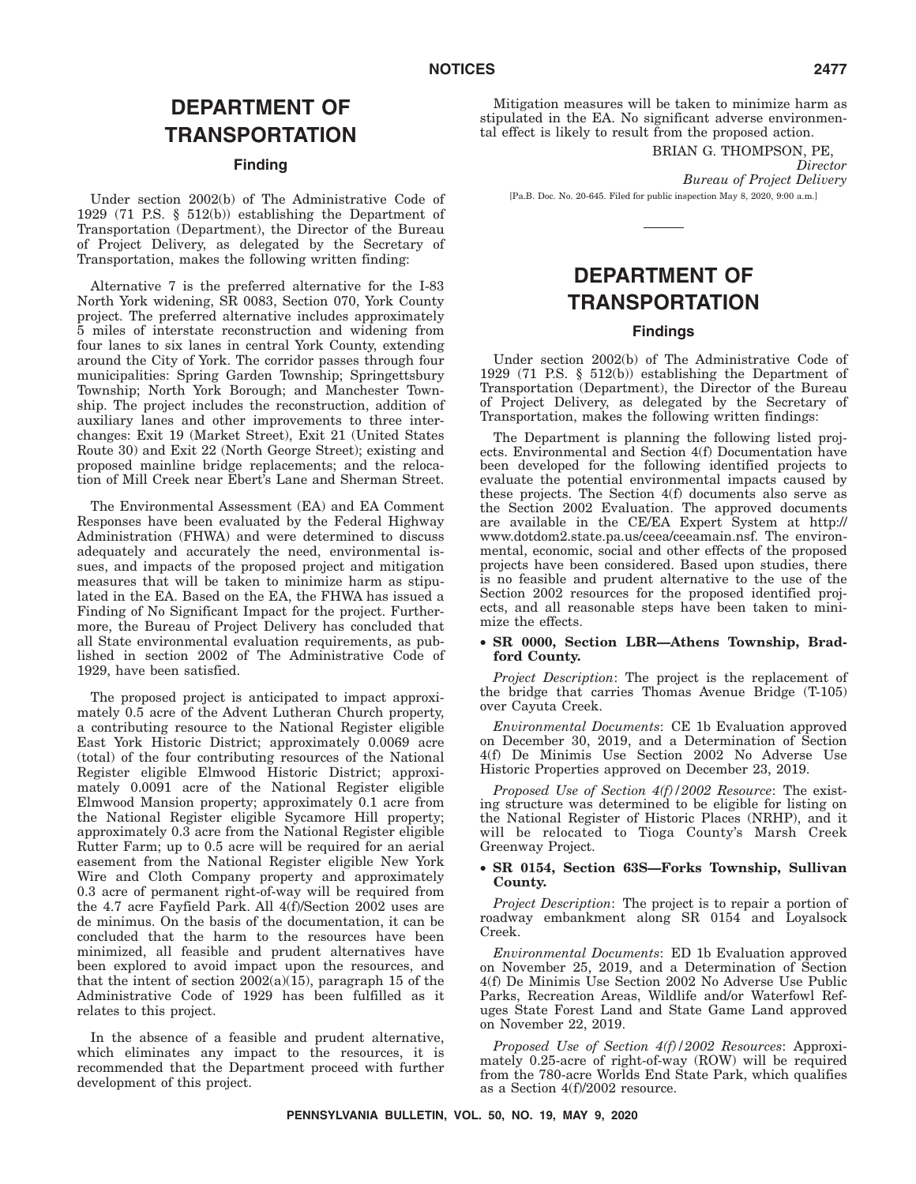# DEPARTMENT OF TRANSPORTATION

## Finding

Under section 2002(b) of The Administrative Code of 1929 (71 P.S. § 512(b)) establishing the Department of Transportation (Department), the Director of the Bureau of Project Delivery, as delegated by the Secretary of Transportation, makes the following written finding:

Alternative 7 is the preferred alternative for the I-83 North York widening, SR 0083, Section 070, York County project. The preferred alternative includes approximately 5 miles of interstate reconstruction and widening from four lanes to six lanes in central York County, extending around the City of York. The corridor passes through four municipalities: Spring Garden Township; Springettsbury Township; North York Borough; and Manchester Township. The project includes the reconstruction, addition of auxiliary lanes and other improvements to three interchanges: Exit 19 (Market Street), Exit 21 (United States Route 30) and Exit 22 (North George Street); existing and proposed mainline bridge replacements; and the relocation of Mill Creek near Ebert's Lane and Sherman Street.

The Environmental Assessment (EA) and EA Comment Responses have been evaluated by the Federal Highway Administration (FHWA) and were determined to discuss adequately and accurately the need, environmental issues, and impacts of the proposed project and mitigation measures that will be taken to minimize harm as stipulated in the EA. Based on the EA, the FHWA has issued a Finding of No Significant Impact for the project. Furthermore, the Bureau of Project Delivery has concluded that all State environmental evaluation requirements, as published in section 2002 of The Administrative Code of 1929, have been satisfied.

The proposed project is anticipated to impact approximately 0.5 acre of the Advent Lutheran Church property, a contributing resource to the National Register eligible East York Historic District; approximately 0.0069 acre (total) of the four contributing resources of the National Register eligible Elmwood Historic District; approximately 0.0091 acre of the National Register eligible Elmwood Mansion property; approximately 0.1 acre from the National Register eligible Sycamore Hill property; approximately 0.3 acre from the National Register eligible Rutter Farm; up to 0.5 acre will be required for an aerial easement from the National Register eligible New York Wire and Cloth Company property and approximately 0.3 acre of permanent right-of-way will be required from the 4.7 acre Fayfield Park. All 4(f)/Section 2002 uses are de minimus. On the basis of the documentation, it can be concluded that the harm to the resources have been minimized, all feasible and prudent alternatives have been explored to avoid impact upon the resources, and that the intent of section 2002(a)(15), paragraph 15 of the Administrative Code of 1929 has been fulfilled as it relates to this project.

In the absence of a feasible and prudent alternative, which eliminates any impact to the resources, it is recommended that the Department proceed with further development of this project.

Mitigation measures will be taken to minimize harm as stipulated in the EA. No significant adverse environmental effect is likely to result from the proposed action.

BRIAN G. THOMPSON, PE,
*Director*
*Bureau of Project Delivery*

[Pa.B. Doc. No. 20-645. Filed for public inspection May 8, 2020, 9:00 a.m.]

---

# DEPARTMENT OF TRANSPORTATION

## Findings

Under section 2002(b) of The Administrative Code of 1929 (71 P.S. § 512(b)) establishing the Department of Transportation (Department), the Director of the Bureau of Project Delivery, as delegated by the Secretary of Transportation, makes the following written findings:

The Department is planning the following listed projects. Environmental and Section 4(f) Documentation have been developed for the following identified projects to evaluate the potential environmental impacts caused by these projects. The Section 4(f) documents also serve as the Section 2002 Evaluation. The approved documents are available in the CE/EA Expert System at http://www.dotdom2.state.pa.us/ceea/ceeamain.nsf. The environmental, economic, social and other effects of the proposed projects have been considered. Based upon studies, there is no feasible and prudent alternative to the use of the Section 2002 resources for the proposed identified projects, and all reasonable steps have been taken to minimize the effects.

- **SR 0000, Section LBR—Athens Township, Bradford County.**

*Project Description*: The project is the replacement of the bridge that carries Thomas Avenue Bridge (T-105) over Cayuta Creek.

*Environmental Documents*: CE 1b Evaluation approved on December 30, 2019, and a Determination of Section 4(f) De Minimis Use Section 2002 No Adverse Use Historic Properties approved on December 23, 2019.

*Proposed Use of Section 4(f)/2002 Resource*: The existing structure was determined to be eligible for listing on the National Register of Historic Places (NRHP), and it will be relocated to Tioga County's Marsh Creek Greenway Project.

- **SR 0154, Section 63S—Forks Township, Sullivan County.**

*Project Description*: The project is to repair a portion of roadway embankment along SR 0154 and Loyalsock Creek.

*Environmental Documents*: ED 1b Evaluation approved on November 25, 2019, and a Determination of Section 4(f) De Minimis Use Section 2002 No Adverse Use Public Parks, Recreation Areas, Wildlife and/or Waterfowl Refuges State Forest Land and State Game Land approved on November 22, 2019.

*Proposed Use of Section 4(f)/2002 Resources*: Approximately 0.25-acre of right-of-way (ROW) will be required from the 780-acre Worlds End State Park, which qualifies as a Section 4(f)/2002 resource.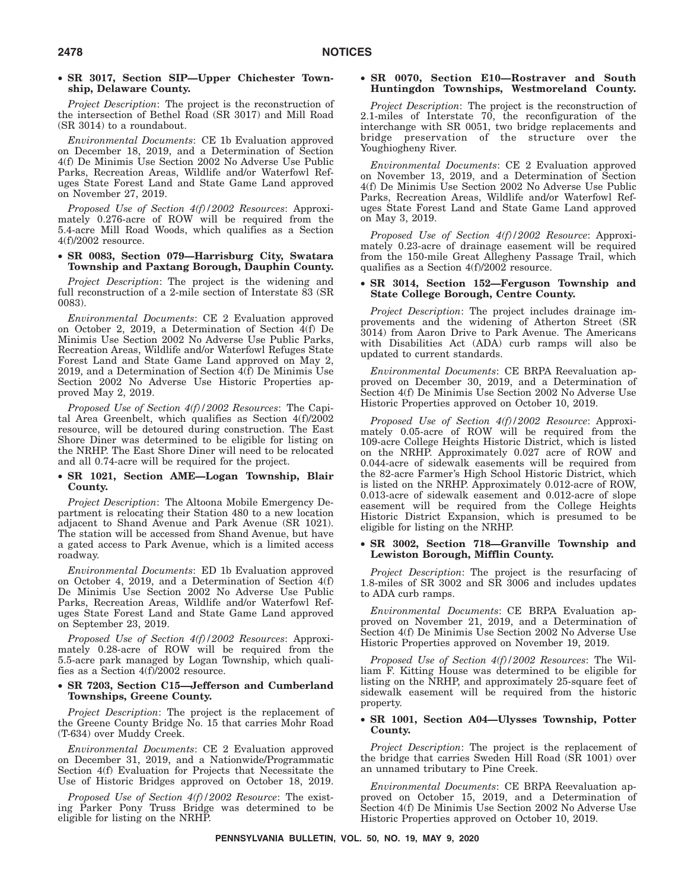- **SR 3017, Section SIP—Upper Chichester Township, Delaware County.**

*Project Description*: The project is the reconstruction of the intersection of Bethel Road (SR 3017) and Mill Road (SR 3014) to a roundabout.

*Environmental Documents*: CE 1b Evaluation approved on December 18, 2019, and a Determination of Section 4(f) De Minimis Use Section 2002 No Adverse Use Public Parks, Recreation Areas, Wildlife and/or Waterfowl Refuges State Forest Land and State Game Land approved on November 27, 2019.

*Proposed Use of Section 4(f)/2002 Resources*: Approximately 0.276-acre of ROW will be required from the 5.4-acre Mill Road Woods, which qualifies as a Section 4(f)/2002 resource.

- **SR 0083, Section 079—Harrisburg City, Swatara Township and Paxtang Borough, Dauphin County.**

*Project Description*: The project is the widening and full reconstruction of a 2-mile section of Interstate 83 (SR 0083).

*Environmental Documents*: CE 2 Evaluation approved on October 2, 2019, a Determination of Section 4(f) De Minimis Use Section 2002 No Adverse Use Public Parks, Recreation Areas, Wildlife and/or Waterfowl Refuges State Forest Land and State Game Land approved on May 2, 2019, and a Determination of Section 4(f) De Minimis Use Section 2002 No Adverse Use Historic Properties approved May 2, 2019.

*Proposed Use of Section 4(f)/2002 Resources*: The Capital Area Greenbelt, which qualifies as Section 4(f)/2002 resource, will be detoured during construction. The East Shore Diner was determined to be eligible for listing on the NRHP. The East Shore Diner will need to be relocated and all 0.74-acre will be required for the project.

- **SR 1021, Section AME—Logan Township, Blair County.**

*Project Description*: The Altoona Mobile Emergency Department is relocating their Station 480 to a new location adjacent to Shand Avenue and Park Avenue (SR 1021). The station will be accessed from Shand Avenue, but have a gated access to Park Avenue, which is a limited access roadway.

*Environmental Documents*: ED 1b Evaluation approved on October 4, 2019, and a Determination of Section 4(f) De Minimis Use Section 2002 No Adverse Use Public Parks, Recreation Areas, Wildlife and/or Waterfowl Refuges State Forest Land and State Game Land approved on September 23, 2019.

*Proposed Use of Section 4(f)/2002 Resources*: Approximately 0.28-acre of ROW will be required from the 5.5-acre park managed by Logan Township, which qualifies as a Section 4(f)/2002 resource.

- **SR 7203, Section C15—Jefferson and Cumberland Townships, Greene County.**

*Project Description*: The project is the replacement of the Greene County Bridge No. 15 that carries Mohr Road (T-634) over Muddy Creek.

*Environmental Documents*: CE 2 Evaluation approved on December 31, 2019, and a Nationwide/Programmatic Section 4(f) Evaluation for Projects that Necessitate the Use of Historic Bridges approved on October 18, 2019.

*Proposed Use of Section 4(f)/2002 Resource*: The existing Parker Pony Truss Bridge was determined to be eligible for listing on the NRHP.

- **SR 0070, Section E10—Rostraver and South Huntingdon Townships, Westmoreland County.**

*Project Description*: The project is the reconstruction of 2.1-miles of Interstate 70, the reconfiguration of the interchange with SR 0051, two bridge replacements and bridge preservation of the structure over the Youghiogheny River.

*Environmental Documents*: CE 2 Evaluation approved on November 13, 2019, and a Determination of Section 4(f) De Minimis Use Section 2002 No Adverse Use Public Parks, Recreation Areas, Wildlife and/or Waterfowl Refuges State Forest Land and State Game Land approved on May 3, 2019.

*Proposed Use of Section 4(f)/2002 Resource*: Approximately 0.23-acre of drainage easement will be required from the 150-mile Great Allegheny Passage Trail, which qualifies as a Section 4(f)/2002 resource.

- **SR 3014, Section 152—Ferguson Township and State College Borough, Centre County.**

*Project Description*: The project includes drainage improvements and the widening of Atherton Street (SR 3014) from Aaron Drive to Park Avenue. The Americans with Disabilities Act (ADA) curb ramps will also be updated to current standards.

*Environmental Documents*: CE BRPA Reevaluation approved on December 30, 2019, and a Determination of Section 4(f) De Minimis Use Section 2002 No Adverse Use Historic Properties approved on October 10, 2019.

*Proposed Use of Section 4(f)/2002 Resource*: Approximately 0.05-acre of ROW will be required from the 109-acre College Heights Historic District, which is listed on the NRHP. Approximately 0.027 acre of ROW and 0.044-acre of sidewalk easements will be required from the 82-acre Farmer's High School Historic District, which is listed on the NRHP. Approximately 0.012-acre of ROW, 0.013-acre of sidewalk easement and 0.012-acre of slope easement will be required from the College Heights Historic District Expansion, which is presumed to be eligible for listing on the NRHP.

- **SR 3002, Section 718—Granville Township and Lewiston Borough, Mifflin County.**

*Project Description*: The project is the resurfacing of 1.8-miles of SR 3002 and SR 3006 and includes updates to ADA curb ramps.

*Environmental Documents*: CE BRPA Evaluation approved on November 21, 2019, and a Determination of Section 4(f) De Minimis Use Section 2002 No Adverse Use Historic Properties approved on November 19, 2019.

*Proposed Use of Section 4(f)/2002 Resources*: The William F. Kitting House was determined to be eligible for listing on the NRHP, and approximately 25-square feet of sidewalk easement will be required from the historic property.

- **SR 1001, Section A04—Ulysses Township, Potter County.**

*Project Description*: The project is the replacement of the bridge that carries Sweden Hill Road (SR 1001) over an unnamed tributary to Pine Creek.

*Environmental Documents*: CE BRPA Reevaluation approved on October 15, 2019, and a Determination of Section 4(f) De Minimis Use Section 2002 No Adverse Use Historic Properties approved on October 10, 2019.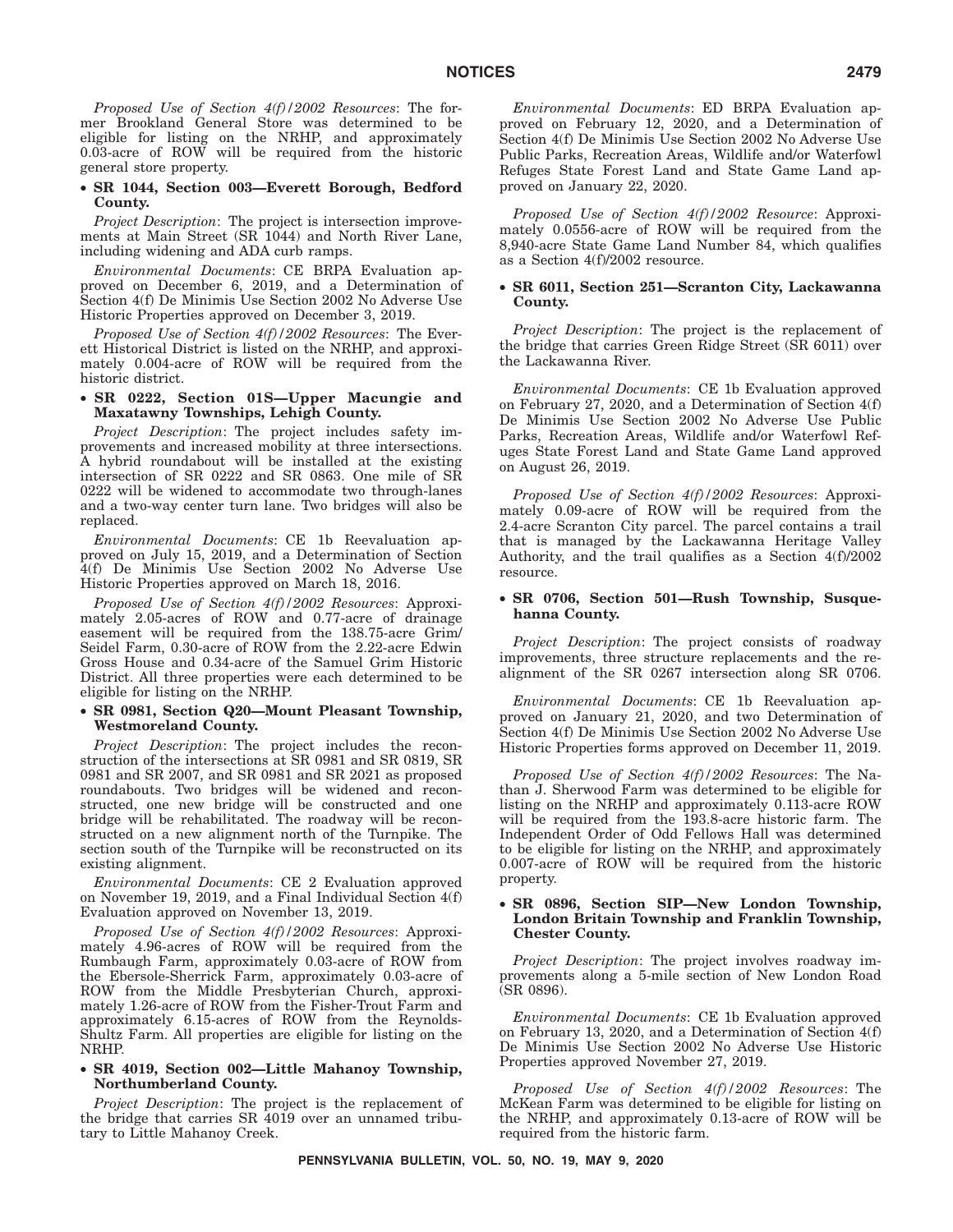*Proposed Use of Section 4(f)/2002 Resources*: The former Brookland General Store was determined to be eligible for listing on the NRHP, and approximately 0.03-acre of ROW will be required from the historic general store property.

• **SR 1044, Section 003—Everett Borough, Bedford County.**

*Project Description*: The project is intersection improvements at Main Street (SR 1044) and North River Lane, including widening and ADA curb ramps.

*Environmental Documents*: CE BRPA Evaluation approved on December 6, 2019, and a Determination of Section 4(f) De Minimis Use Section 2002 No Adverse Use Historic Properties approved on December 3, 2019.

*Proposed Use of Section 4(f)/2002 Resources*: The Everett Historical District is listed on the NRHP, and approximately 0.004-acre of ROW will be required from the historic district.

• **SR 0222, Section 01S—Upper Macungie and Maxatawny Townships, Lehigh County.**

*Project Description*: The project includes safety improvements and increased mobility at three intersections. A hybrid roundabout will be installed at the existing intersection of SR 0222 and SR 0863. One mile of SR 0222 will be widened to accommodate two through-lanes and a two-way center turn lane. Two bridges will also be replaced.

*Environmental Documents*: CE 1b Reevaluation approved on July 15, 2019, and a Determination of Section 4(f) De Minimis Use Section 2002 No Adverse Use Historic Properties approved on March 18, 2016.

*Proposed Use of Section 4(f)/2002 Resources*: Approximately 2.05-acres of ROW and 0.77-acre of drainage easement will be required from the 138.75-acre Grim/Seidel Farm, 0.30-acre of ROW from the 2.22-acre Edwin Gross House and 0.34-acre of the Samuel Grim Historic District. All three properties were each determined to be eligible for listing on the NRHP.

• **SR 0981, Section Q20—Mount Pleasant Township, Westmoreland County.**

*Project Description*: The project includes the reconstruction of the intersections at SR 0981 and SR 0819, SR 0981 and SR 2007, and SR 0981 and SR 2021 as proposed roundabouts. Two bridges will be widened and reconstructed, one new bridge will be constructed and one bridge will be rehabilitated. The roadway will be reconstructed on a new alignment north of the Turnpike. The section south of the Turnpike will be reconstructed on its existing alignment.

*Environmental Documents*: CE 2 Evaluation approved on November 19, 2019, and a Final Individual Section 4(f) Evaluation approved on November 13, 2019.

*Proposed Use of Section 4(f)/2002 Resources*: Approximately 4.96-acres of ROW will be required from the Rumbaugh Farm, approximately 0.03-acre of ROW from the Ebersole-Sherrick Farm, approximately 0.03-acre of ROW from the Middle Presbyterian Church, approximately 1.26-acre of ROW from the Fisher-Trout Farm and approximately 6.15-acres of ROW from the Reynolds-Shultz Farm. All properties are eligible for listing on the NRHP.

• **SR 4019, Section 002—Little Mahanoy Township, Northumberland County.**

*Project Description*: The project is the replacement of the bridge that carries SR 4019 over an unnamed tributary to Little Mahanoy Creek.

*Environmental Documents*: ED BRPA Evaluation approved on February 12, 2020, and a Determination of Section 4(f) De Minimis Use Section 2002 No Adverse Use Public Parks, Recreation Areas, Wildlife and/or Waterfowl Refuges State Forest Land and State Game Land approved on January 22, 2020.

*Proposed Use of Section 4(f)/2002 Resource*: Approximately 0.0556-acre of ROW will be required from the 8,940-acre State Game Land Number 84, which qualifies as a Section 4(f)/2002 resource.

• **SR 6011, Section 251—Scranton City, Lackawanna County.**

*Project Description*: The project is the replacement of the bridge that carries Green Ridge Street (SR 6011) over the Lackawanna River.

*Environmental Documents*: CE 1b Evaluation approved on February 27, 2020, and a Determination of Section 4(f) De Minimis Use Section 2002 No Adverse Use Public Parks, Recreation Areas, Wildlife and/or Waterfowl Refuges State Forest Land and State Game Land approved on August 26, 2019.

*Proposed Use of Section 4(f)/2002 Resources*: Approximately 0.09-acre of ROW will be required from the 2.4-acre Scranton City parcel. The parcel contains a trail that is managed by the Lackawanna Heritage Valley Authority, and the trail qualifies as a Section 4(f)/2002 resource.

• **SR 0706, Section 501—Rush Township, Susquehanna County.**

*Project Description*: The project consists of roadway improvements, three structure replacements and the realignment of the SR 0267 intersection along SR 0706.

*Environmental Documents*: CE 1b Reevaluation approved on January 21, 2020, and two Determination of Section 4(f) De Minimis Use Section 2002 No Adverse Use Historic Properties forms approved on December 11, 2019.

*Proposed Use of Section 4(f)/2002 Resources*: The Nathan J. Sherwood Farm was determined to be eligible for listing on the NRHP and approximately 0.113-acre ROW will be required from the 193.8-acre historic farm. The Independent Order of Odd Fellows Hall was determined to be eligible for listing on the NRHP, and approximately 0.007-acre of ROW will be required from the historic property.

• **SR 0896, Section SIP—New London Township, London Britain Township and Franklin Township, Chester County.**

*Project Description*: The project involves roadway improvements along a 5-mile section of New London Road (SR 0896).

*Environmental Documents*: CE 1b Evaluation approved on February 13, 2020, and a Determination of Section 4(f) De Minimis Use Section 2002 No Adverse Use Historic Properties approved November 27, 2019.

*Proposed Use of Section 4(f)/2002 Resources*: The McKean Farm was determined to be eligible for listing on the NRHP, and approximately 0.13-acre of ROW will be required from the historic farm.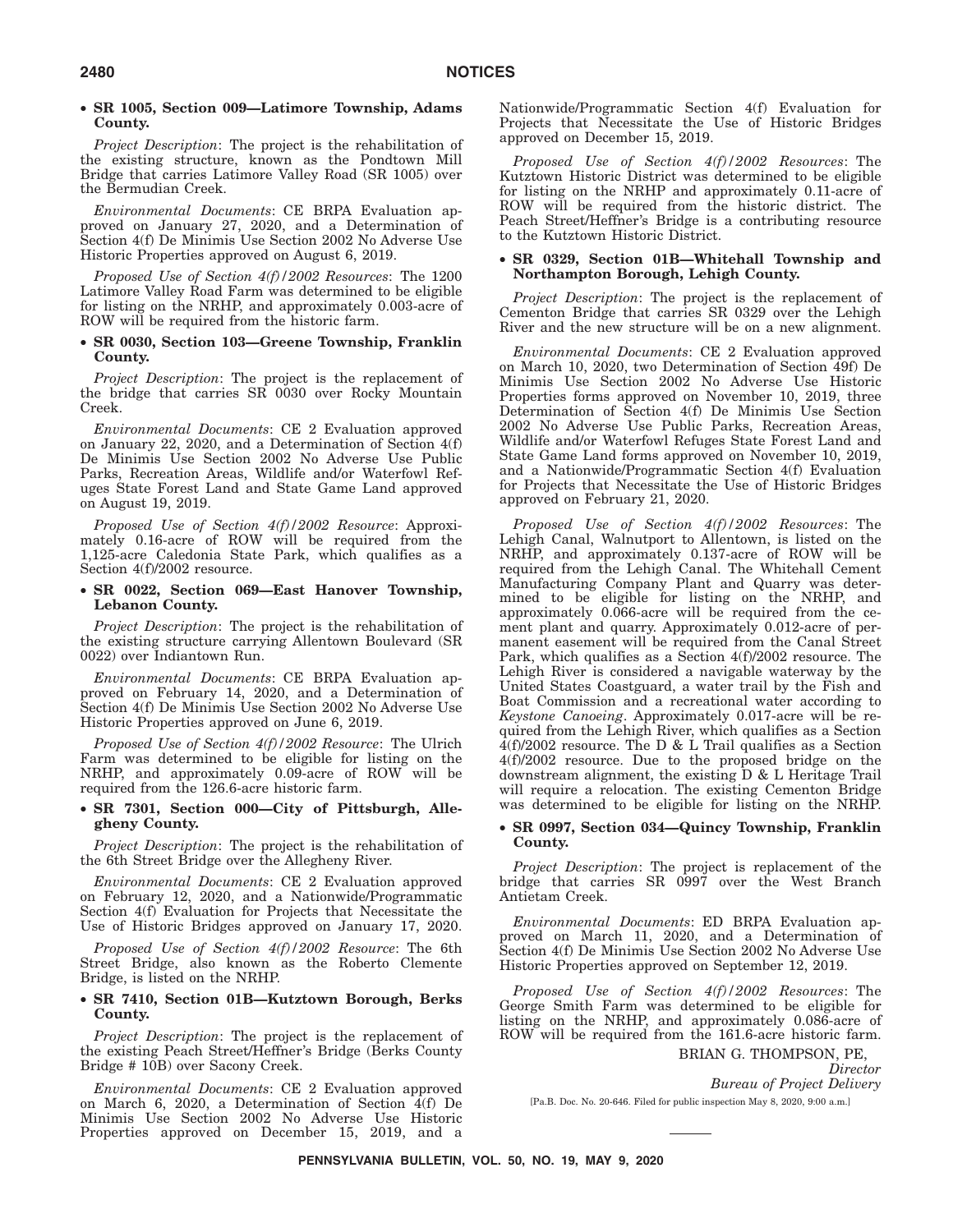• **SR 1005, Section 009—Latimore Township, Adams County.**

*Project Description*: The project is the rehabilitation of the existing structure, known as the Pondtown Mill Bridge that carries Latimore Valley Road (SR 1005) over the Bermudian Creek.

*Environmental Documents*: CE BRPA Evaluation approved on January 27, 2020, and a Determination of Section 4(f) De Minimis Use Section 2002 No Adverse Use Historic Properties approved on August 6, 2019.

*Proposed Use of Section 4(f)/2002 Resources*: The 1200 Latimore Valley Road Farm was determined to be eligible for listing on the NRHP, and approximately 0.003-acre of ROW will be required from the historic farm.

• **SR 0030, Section 103—Greene Township, Franklin County.**

*Project Description*: The project is the replacement of the bridge that carries SR 0030 over Rocky Mountain Creek.

*Environmental Documents*: CE 2 Evaluation approved on January 22, 2020, and a Determination of Section 4(f) De Minimis Use Section 2002 No Adverse Use Public Parks, Recreation Areas, Wildlife and/or Waterfowl Refuges State Forest Land and State Game Land approved on August 19, 2019.

*Proposed Use of Section 4(f)/2002 Resource*: Approximately 0.16-acre of ROW will be required from the 1,125-acre Caledonia State Park, which qualifies as a Section 4(f)/2002 resource.

• **SR 0022, Section 069—East Hanover Township, Lebanon County.**

*Project Description*: The project is the rehabilitation of the existing structure carrying Allentown Boulevard (SR 0022) over Indiantown Run.

*Environmental Documents*: CE BRPA Evaluation approved on February 14, 2020, and a Determination of Section 4(f) De Minimis Use Section 2002 No Adverse Use Historic Properties approved on June 6, 2019.

*Proposed Use of Section 4(f)/2002 Resource*: The Ulrich Farm was determined to be eligible for listing on the NRHP, and approximately 0.09-acre of ROW will be required from the 126.6-acre historic farm.

• **SR 7301, Section 000—City of Pittsburgh, Allegheny County.**

*Project Description*: The project is the rehabilitation of the 6th Street Bridge over the Allegheny River.

*Environmental Documents*: CE 2 Evaluation approved on February 12, 2020, and a Nationwide/Programmatic Section 4(f) Evaluation for Projects that Necessitate the Use of Historic Bridges approved on January 17, 2020.

*Proposed Use of Section 4(f)/2002 Resource*: The 6th Street Bridge, also known as the Roberto Clemente Bridge, is listed on the NRHP.

• **SR 7410, Section 01B—Kutztown Borough, Berks County.**

*Project Description*: The project is the replacement of the existing Peach Street/Heffner's Bridge (Berks County Bridge # 10B) over Sacony Creek.

*Environmental Documents*: CE 2 Evaluation approved on March 6, 2020, a Determination of Section 4(f) De Minimis Use Section 2002 No Adverse Use Historic Properties approved on December 15, 2019, and a Nationwide/Programmatic Section 4(f) Evaluation for Projects that Necessitate the Use of Historic Bridges approved on December 15, 2019.

*Proposed Use of Section 4(f)/2002 Resources*: The Kutztown Historic District was determined to be eligible for listing on the NRHP and approximately 0.11-acre of ROW will be required from the historic district. The Peach Street/Heffner's Bridge is a contributing resource to the Kutztown Historic District.

• **SR 0329, Section 01B—Whitehall Township and Northampton Borough, Lehigh County.**

*Project Description*: The project is the replacement of Cementon Bridge that carries SR 0329 over the Lehigh River and the new structure will be on a new alignment.

*Environmental Documents*: CE 2 Evaluation approved on March 10, 2020, two Determination of Section 49f) De Minimis Use Section 2002 No Adverse Use Historic Properties forms approved on November 10, 2019, three Determination of Section 4(f) De Minimis Use Section 2002 No Adverse Use Public Parks, Recreation Areas, Wildlife and/or Waterfowl Refuges State Forest Land and State Game Land forms approved on November 10, 2019, and a Nationwide/Programmatic Section 4(f) Evaluation for Projects that Necessitate the Use of Historic Bridges approved on February 21, 2020.

*Proposed Use of Section 4(f)/2002 Resources*: The Lehigh Canal, Walnutport to Allentown, is listed on the NRHP, and approximately 0.137-acre of ROW will be required from the Lehigh Canal. The Whitehall Cement Manufacturing Company Plant and Quarry was determined to be eligible for listing on the NRHP, and approximately 0.066-acre will be required from the cement plant and quarry. Approximately 0.012-acre of permanent easement will be required from the Canal Street Park, which qualifies as a Section 4(f)/2002 resource. The Lehigh River is considered a navigable waterway by the United States Coastguard, a water trail by the Fish and Boat Commission and a recreational water according to *Keystone Canoeing*. Approximately 0.017-acre will be required from the Lehigh River, which qualifies as a Section 4(f)/2002 resource. The D & L Trail qualifies as a Section 4(f)/2002 resource. Due to the proposed bridge on the downstream alignment, the existing D & L Heritage Trail will require a relocation. The existing Cementon Bridge was determined to be eligible for listing on the NRHP.

• **SR 0997, Section 034—Quincy Township, Franklin County.**

*Project Description*: The project is replacement of the bridge that carries SR 0997 over the West Branch Antietam Creek.

*Environmental Documents*: ED BRPA Evaluation approved on March 11, 2020, and a Determination of Section 4(f) De Minimis Use Section 2002 No Adverse Use Historic Properties approved on September 12, 2019.

*Proposed Use of Section 4(f)/2002 Resources*: The George Smith Farm was determined to be eligible for listing on the NRHP, and approximately 0.086-acre of ROW will be required from the 161.6-acre historic farm.

BRIAN G. THOMPSON, PE,
*Director*
*Bureau of Project Delivery*

[Pa.B. Doc. No. 20-646. Filed for public inspection May 8, 2020, 9:00 a.m.]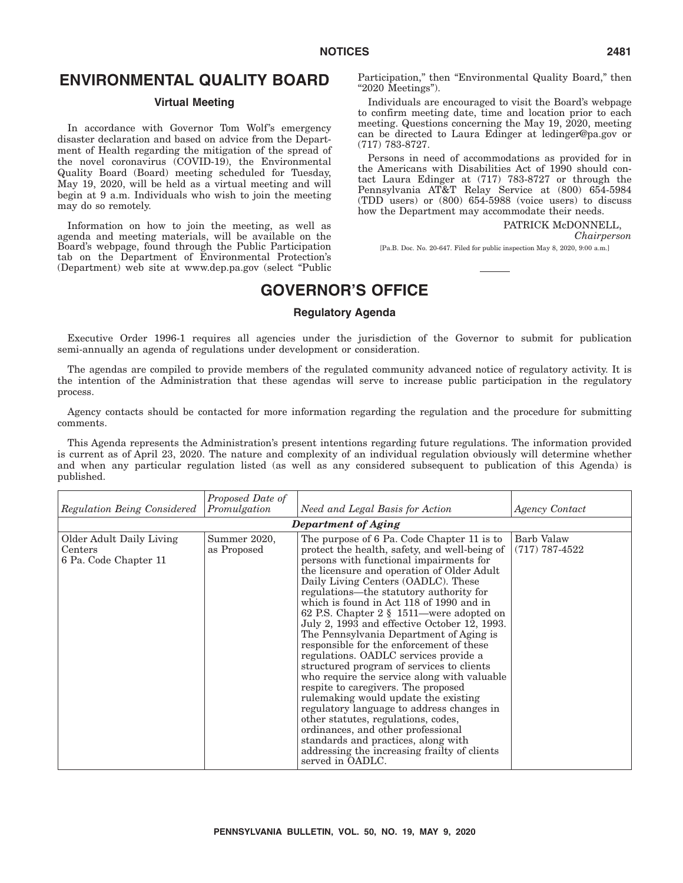## ENVIRONMENTAL QUALITY BOARD

### Virtual Meeting

In accordance with Governor Tom Wolf's emergency disaster declaration and based on advice from the Department of Health regarding the mitigation of the spread of the novel coronavirus (COVID-19), the Environmental Quality Board (Board) meeting scheduled for Tuesday, May 19, 2020, will be held as a virtual meeting and will begin at 9 a.m. Individuals who wish to join the meeting may do so remotely.

Information on how to join the meeting, as well as agenda and meeting materials, will be available on the Board's webpage, found through the Public Participation tab on the Department of Environmental Protection's (Department) web site at www.dep.pa.gov (select "Public Participation," then "Environmental Quality Board," then "2020 Meetings").

Individuals are encouraged to visit the Board's webpage to confirm meeting date, time and location prior to each meeting. Questions concerning the May 19, 2020, meeting can be directed to Laura Edinger at ledinger@pa.gov or (717) 783-8727.

Persons in need of accommodations as provided for in the Americans with Disabilities Act of 1990 should contact Laura Edinger at (717) 783-8727 or through the Pennsylvania AT&T Relay Service at (800) 654-5984 (TDD users) or (800) 654-5988 (voice users) to discuss how the Department may accommodate their needs.

PATRICK McDONNELL,
*Chairperson*

[Pa.B. Doc. No. 20-647. Filed for public inspection May 8, 2020, 9:00 a.m.]

## GOVERNOR'S OFFICE

### Regulatory Agenda

Executive Order 1996-1 requires all agencies under the jurisdiction of the Governor to submit for publication semi-annually an agenda of regulations under development or consideration.

The agendas are compiled to provide members of the regulated community advanced notice of regulatory activity. It is the intention of the Administration that these agendas will serve to increase public participation in the regulatory process.

Agency contacts should be contacted for more information regarding the regulation and the procedure for submitting comments.

This Agenda represents the Administration's present intentions regarding future regulations. The information provided is current as of April 23, 2020. The nature and complexity of an individual regulation obviously will determine whether and when any particular regulation listed (as well as any considered subsequent to publication of this Agenda) is published.

| *Regulation Being Considered* | *Proposed Date of Promulgation* | *Need and Legal Basis for Action* | *Agency Contact* |
|---|---|---|---|
| ***Department of Aging*** | | | |
| Older Adult Daily Living Centers<br>6 Pa. Code Chapter 11 | Summer 2020, as Proposed | The purpose of 6 Pa. Code Chapter 11 is to protect the health, safety, and well-being of persons with functional impairments for the licensure and operation of Older Adult Daily Living Centers (OADLC). These regulations—the statutory authority for which is found in Act 118 of 1990 and in 62 P.S. Chapter 2 § 1511—were adopted on July 2, 1993 and effective October 12, 1993. The Pennsylvania Department of Aging is responsible for the enforcement of these regulations. OADLC services provide a structured program of services to clients who require the service along with valuable respite to caregivers. The proposed rulemaking would update the existing regulatory language to address changes in other statutes, regulations, codes, ordinances, and other professional standards and practices, along with addressing the increasing frailty of clients served in OADLC. | Barb Valaw<br>(717) 787-4522 |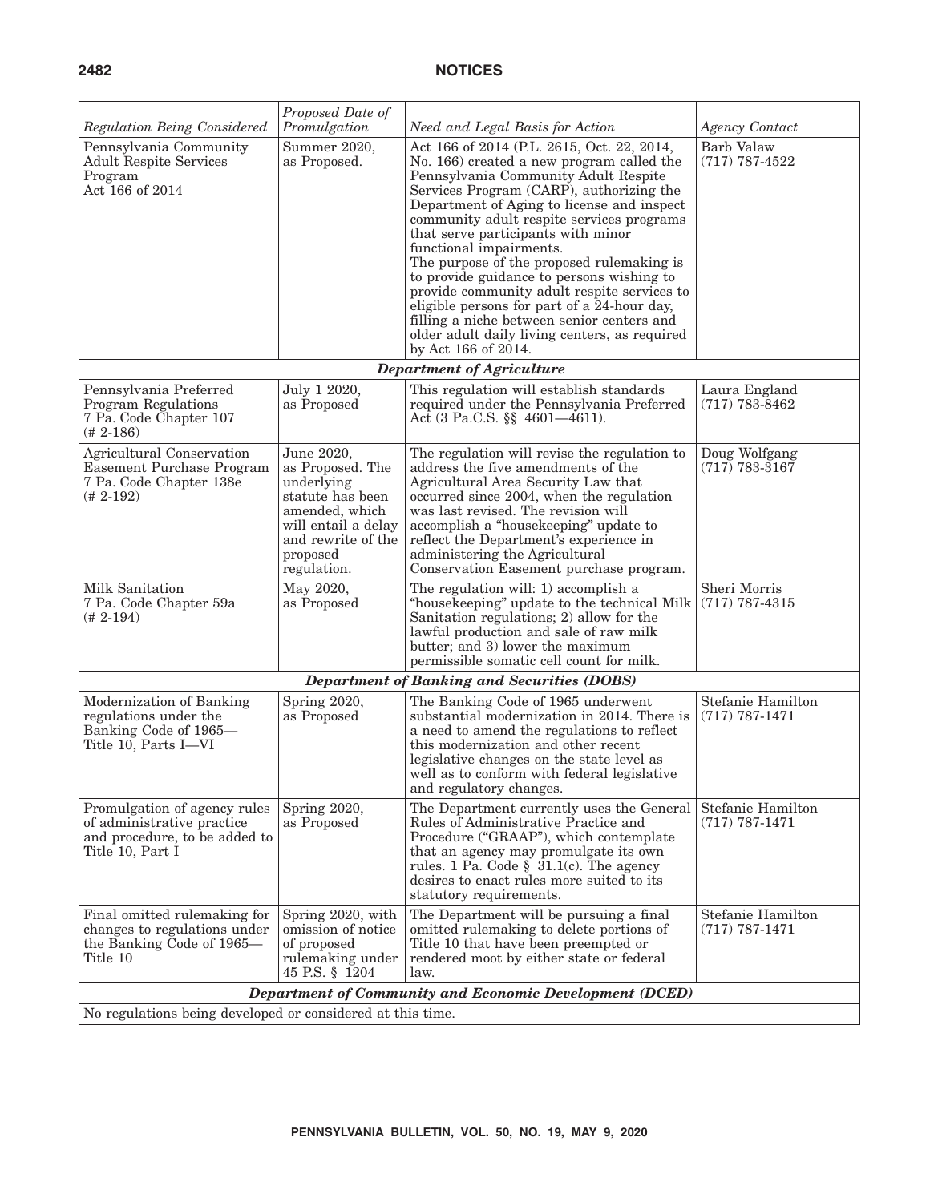| *Regulation Being Considered* | *Proposed Date of Promulgation* | *Need and Legal Basis for Action* | *Agency Contact* |
| --- | --- | --- | --- |
| Pennsylvania Community Adult Respite Services Program Act 166 of 2014 | Summer 2020, as Proposed. | Act 166 of 2014 (P.L. 2615, Oct. 22, 2014, No. 166) created a new program called the Pennsylvania Community Adult Respite Services Program (CARP), authorizing the Department of Aging to license and inspect community adult respite services programs that serve participants with minor functional impairments. The purpose of the proposed rulemaking is to provide guidance to persons wishing to provide community adult respite services to eligible persons for part of a 24-hour day, filling a niche between senior centers and older adult daily living centers, as required by Act 166 of 2014. | Barb Valaw (717) 787-4522 |
| ***Department of Agriculture*** | | | |
| Pennsylvania Preferred Program Regulations 7 Pa. Code Chapter 107 (# 2-186) | July 1 2020, as Proposed | This regulation will establish standards required under the Pennsylvania Preferred Act (3 Pa.C.S. §§ 4601—4611). | Laura England (717) 783-8462 |
| Agricultural Conservation Easement Purchase Program 7 Pa. Code Chapter 138e (# 2-192) | June 2020, as Proposed. The underlying statute has been amended, which will entail a delay and rewrite of the proposed regulation. | The regulation will revise the regulation to address the five amendments of the Agricultural Area Security Law that occurred since 2004, when the regulation was last revised. The revision will accomplish a "housekeeping" update to reflect the Department's experience in administering the Agricultural Conservation Easement purchase program. | Doug Wolfgang (717) 783-3167 |
| Milk Sanitation 7 Pa. Code Chapter 59a (# 2-194) | May 2020, as Proposed | The regulation will: 1) accomplish a "housekeeping" update to the technical Milk Sanitation regulations; 2) allow for the lawful production and sale of raw milk butter; and 3) lower the maximum permissible somatic cell count for milk. | Sheri Morris (717) 787-4315 |
| ***Department of Banking and Securities (DOBS)*** | | | |
| Modernization of Banking regulations under the Banking Code of 1965—Title 10, Parts I—VI | Spring 2020, as Proposed | The Banking Code of 1965 underwent substantial modernization in 2014. There is a need to amend the regulations to reflect this modernization and other recent legislative changes on the state level as well as to conform with federal legislative and regulatory changes. | Stefanie Hamilton (717) 787-1471 |
| Promulgation of agency rules of administrative practice and procedure, to be added to Title 10, Part I | Spring 2020, as Proposed | The Department currently uses the General Rules of Administrative Practice and Procedure ("GRAAP"), which contemplate that an agency may promulgate its own rules. 1 Pa. Code § 31.1(c). The agency desires to enact rules more suited to its statutory requirements. | Stefanie Hamilton (717) 787-1471 |
| Final omitted rulemaking for changes to regulations under the Banking Code of 1965—Title 10 | Spring 2020, with omission of notice of proposed rulemaking under 45 P.S. § 1204 | The Department will be pursuing a final omitted rulemaking to delete portions of Title 10 that have been preempted or rendered moot by either state or federal law. | Stefanie Hamilton (717) 787-1471 |
| ***Department of Community and Economic Development (DCED)*** | | | |
| No regulations being developed or considered at this time. | | | |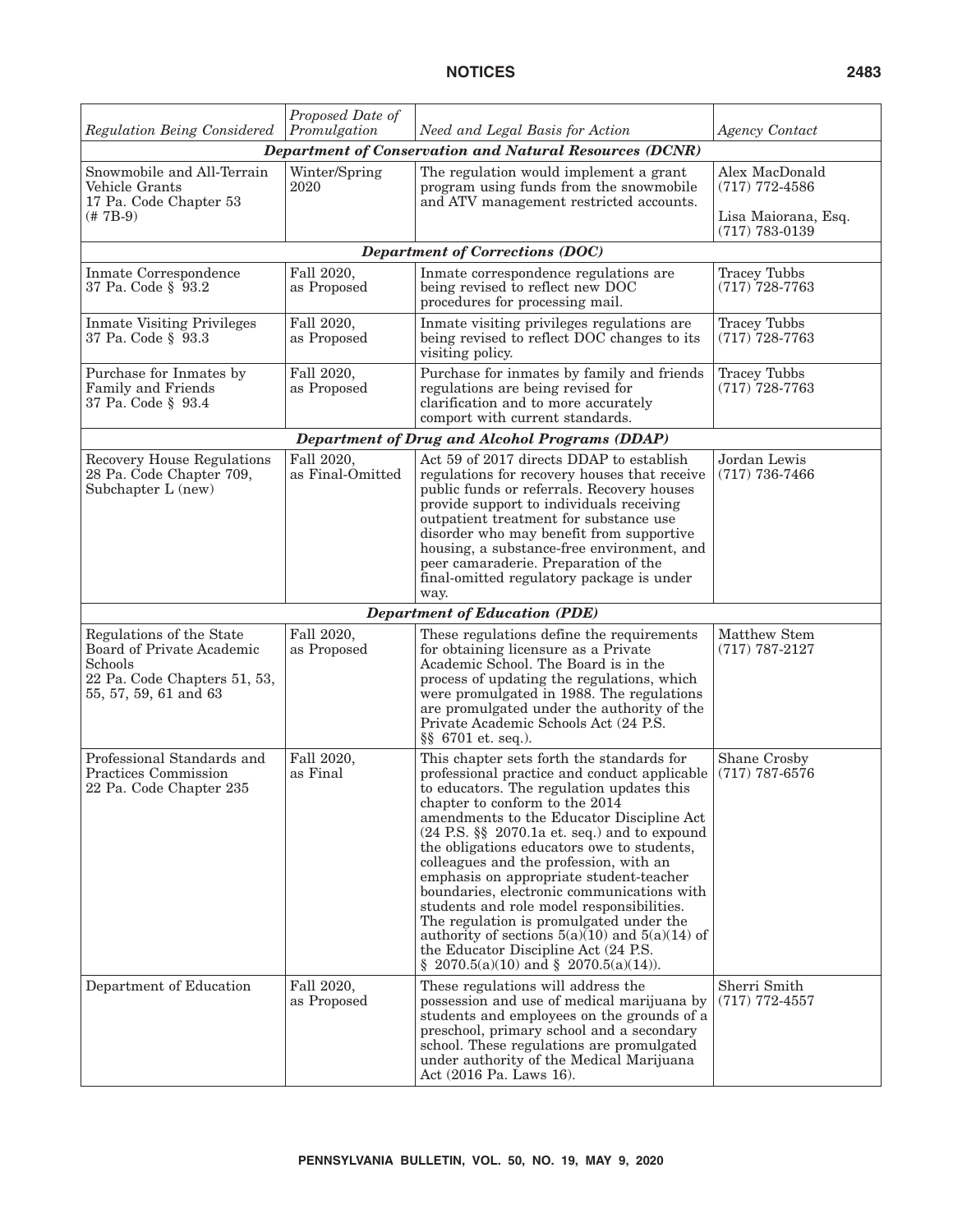| *Regulation Being Considered* | *Proposed Date of Promulgation* | *Need and Legal Basis for Action* | *Agency Contact* |
|---|---|---|---|
| ***Department of Conservation and Natural Resources (DCNR)*** | | | |
| Snowmobile and All-Terrain Vehicle Grants 17 Pa. Code Chapter 53 (# 7B-9) | Winter/Spring 2020 | The regulation would implement a grant program using funds from the snowmobile and ATV management restricted accounts. | Alex MacDonald (717) 772-4586<br><br>Lisa Maiorana, Esq. (717) 783-0139 |
| ***Department of Corrections (DOC)*** | | | |
| Inmate Correspondence 37 Pa. Code § 93.2 | Fall 2020, as Proposed | Inmate correspondence regulations are being revised to reflect new DOC procedures for processing mail. | Tracey Tubbs (717) 728-7763 |
| Inmate Visiting Privileges 37 Pa. Code § 93.3 | Fall 2020, as Proposed | Inmate visiting privileges regulations are being revised to reflect DOC changes to its visiting policy. | Tracey Tubbs (717) 728-7763 |
| Purchase for Inmates by Family and Friends 37 Pa. Code § 93.4 | Fall 2020, as Proposed | Purchase for inmates by family and friends regulations are being revised for clarification and to more accurately comport with current standards. | Tracey Tubbs (717) 728-7763 |
| ***Department of Drug and Alcohol Programs (DDAP)*** | | | |
| Recovery House Regulations 28 Pa. Code Chapter 709, Subchapter L (new) | Fall 2020, as Final-Omitted | Act 59 of 2017 directs DDAP to establish regulations for recovery houses that receive public funds or referrals. Recovery houses provide support to individuals receiving outpatient treatment for substance use disorder who may benefit from supportive housing, a substance-free environment, and peer camaraderie. Preparation of the final-omitted regulatory package is under way. | Jordan Lewis (717) 736-7466 |
| ***Department of Education (PDE)*** | | | |
| Regulations of the State Board of Private Academic Schools 22 Pa. Code Chapters 51, 53, 55, 57, 59, 61 and 63 | Fall 2020, as Proposed | These regulations define the requirements for obtaining licensure as a Private Academic School. The Board is in the process of updating the regulations, which were promulgated in 1988. The regulations are promulgated under the authority of the Private Academic Schools Act (24 P.S. §§ 6701 et. seq.). | Matthew Stem (717) 787-2127 |
| Professional Standards and Practices Commission 22 Pa. Code Chapter 235 | Fall 2020, as Final | This chapter sets forth the standards for professional practice and conduct applicable to educators. The regulation updates this chapter to conform to the 2014 amendments to the Educator Discipline Act (24 P.S. §§ 2070.1a et. seq.) and to expound the obligations educators owe to students, colleagues and the profession, with an emphasis on appropriate student-teacher boundaries, electronic communications with students and role model responsibilities. The regulation is promulgated under the authority of sections 5(a)(10) and 5(a)(14) of the Educator Discipline Act (24 P.S. § 2070.5(a)(10) and § 2070.5(a)(14)). | Shane Crosby (717) 787-6576 |
| Department of Education | Fall 2020, as Proposed | These regulations will address the possession and use of medical marijuana by students and employees on the grounds of a preschool, primary school and a secondary school. These regulations are promulgated under authority of the Medical Marijuana Act (2016 Pa. Laws 16). | Sherri Smith (717) 772-4557 |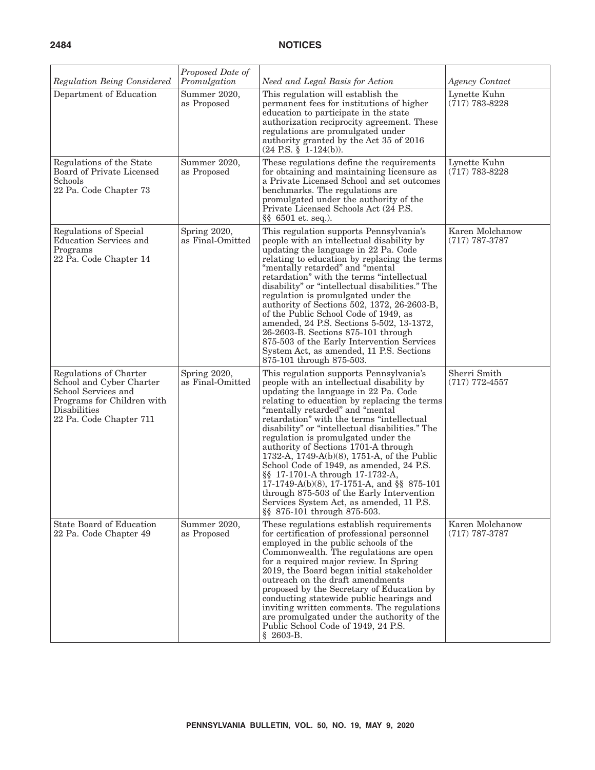| *Regulation Being Considered* | *Proposed Date of Promulgation* | *Need and Legal Basis for Action* | *Agency Contact* |
|---|---|---|---|
| Department of Education | Summer 2020, as Proposed | This regulation will establish the permanent fees for institutions of higher education to participate in the state authorization reciprocity agreement. These regulations are promulgated under authority granted by the Act 35 of 2016 (24 P.S. § 1-124(b)). | Lynette Kuhn (717) 783-8228 |
| Regulations of the State Board of Private Licensed Schools 22 Pa. Code Chapter 73 | Summer 2020, as Proposed | These regulations define the requirements for obtaining and maintaining licensure as a Private Licensed School and set outcomes benchmarks. The regulations are promulgated under the authority of the Private Licensed Schools Act (24 P.S. §§ 6501 et. seq.). | Lynette Kuhn (717) 783-8228 |
| Regulations of Special Education Services and Programs 22 Pa. Code Chapter 14 | Spring 2020, as Final-Omitted | This regulation supports Pennsylvania's people with an intellectual disability by updating the language in 22 Pa. Code relating to education by replacing the terms "mentally retarded" and "mental retardation" with the terms "intellectual disability" or "intellectual disabilities." The regulation is promulgated under the authority of Sections 502, 1372, 26-2603-B, of the Public School Code of 1949, as amended, 24 P.S. Sections 5-502, 13-1372, 26-2603-B. Sections 875-101 through 875-503 of the Early Intervention Services System Act, as amended, 11 P.S. Sections 875-101 through 875-503. | Karen Molchanow (717) 787-3787 |
| Regulations of Charter School and Cyber Charter School Services and Programs for Children with Disabilities 22 Pa. Code Chapter 711 | Spring 2020, as Final-Omitted | This regulation supports Pennsylvania's people with an intellectual disability by updating the language in 22 Pa. Code relating to education by replacing the terms "mentally retarded" and "mental retardation" with the terms "intellectual disability" or "intellectual disabilities." The regulation is promulgated under the authority of Sections 1701-A through 1732-A, 1749-A(b)(8), 1751-A, of the Public School Code of 1949, as amended, 24 P.S. §§ 17-1701-A through 17-1732-A, 17-1749-A(b)(8), 17-1751-A, and §§ 875-101 through 875-503 of the Early Intervention Services System Act, as amended, 11 P.S. §§ 875-101 through 875-503. | Sherri Smith (717) 772-4557 |
| State Board of Education 22 Pa. Code Chapter 49 | Summer 2020, as Proposed | These regulations establish requirements for certification of professional personnel employed in the public schools of the Commonwealth. The regulations are open for a required major review. In Spring 2019, the Board began initial stakeholder outreach on the draft amendments proposed by the Secretary of Education by conducting statewide public hearings and inviting written comments. The regulations are promulgated under the authority of the Public School Code of 1949, 24 P.S. § 2603-B. | Karen Molchanow (717) 787-3787 |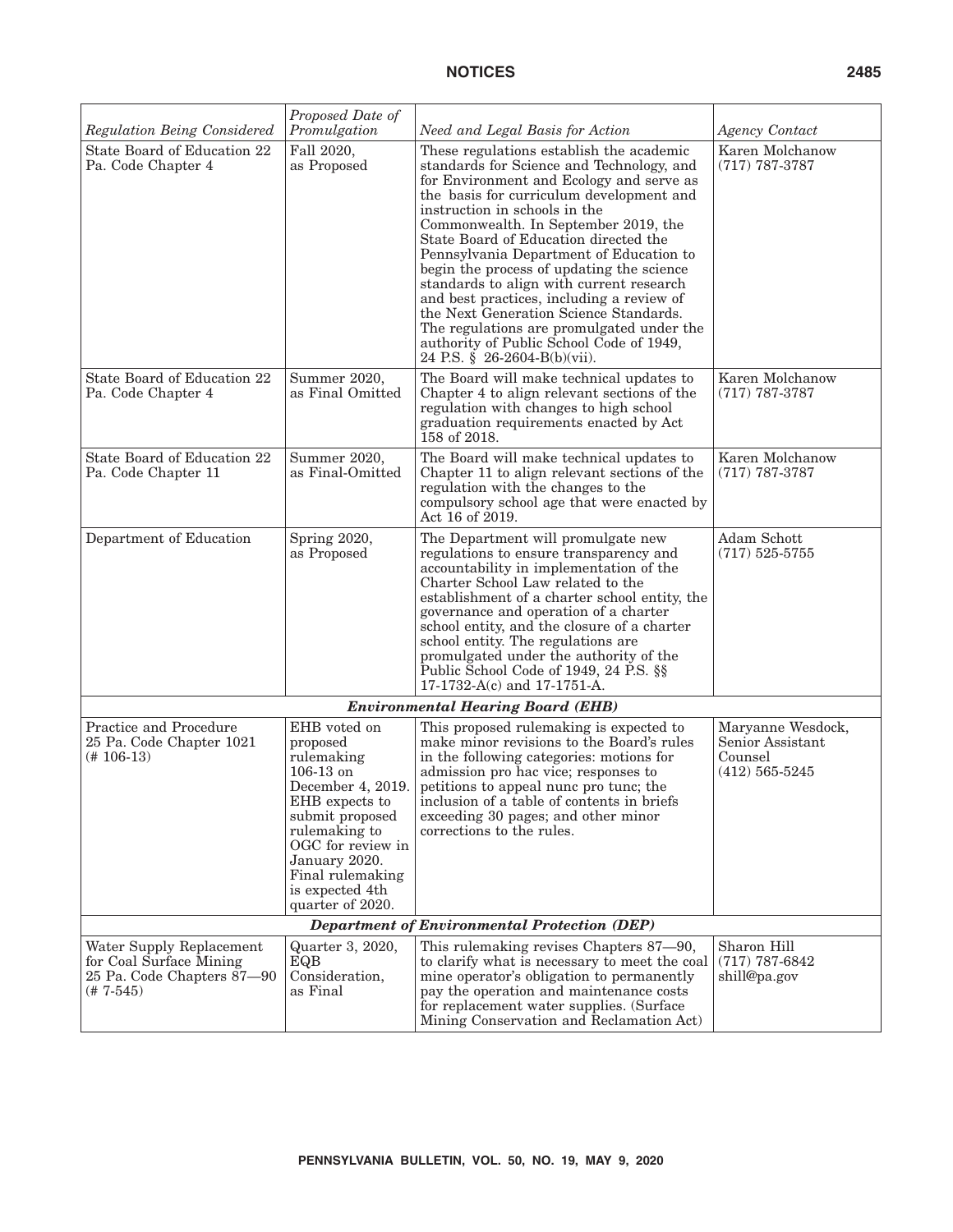| *Regulation Being Considered* | *Proposed Date of Promulgation* | *Need and Legal Basis for Action* | *Agency Contact* |
|---|---|---|---|
| State Board of Education 22 Pa. Code Chapter 4 | Fall 2020, as Proposed | These regulations establish the academic standards for Science and Technology, and for Environment and Ecology and serve as the basis for curriculum development and instruction in schools in the Commonwealth. In September 2019, the State Board of Education directed the Pennsylvania Department of Education to begin the process of updating the science standards to align with current research and best practices, including a review of the Next Generation Science Standards. The regulations are promulgated under the authority of Public School Code of 1949, 24 P.S. § 26-2604-B(b)(vii). | Karen Molchanow (717) 787-3787 |
| State Board of Education 22 Pa. Code Chapter 4 | Summer 2020, as Final Omitted | The Board will make technical updates to Chapter 4 to align relevant sections of the regulation with changes to high school graduation requirements enacted by Act 158 of 2018. | Karen Molchanow (717) 787-3787 |
| State Board of Education 22 Pa. Code Chapter 11 | Summer 2020, as Final-Omitted | The Board will make technical updates to Chapter 11 to align relevant sections of the regulation with the changes to the compulsory school age that were enacted by Act 16 of 2019. | Karen Molchanow (717) 787-3787 |
| Department of Education | Spring 2020, as Proposed | The Department will promulgate new regulations to ensure transparency and accountability in implementation of the Charter School Law related to the establishment of a charter school entity, the governance and operation of a charter school entity, and the closure of a charter school entity. The regulations are promulgated under the authority of the Public School Code of 1949, 24 P.S. §§ 17-1732-A(c) and 17-1751-A. | Adam Schott (717) 525-5755 |
| ***Environmental Hearing Board (EHB)*** | | | |
| Practice and Procedure 25 Pa. Code Chapter 1021 (# 106-13) | EHB voted on proposed rulemaking 106-13 on December 4, 2019. EHB expects to submit proposed rulemaking to OGC for review in January 2020. Final rulemaking is expected 4th quarter of 2020. | This proposed rulemaking is expected to make minor revisions to the Board's rules in the following categories: motions for admission pro hac vice; responses to petitions to appeal nunc pro tunc; the inclusion of a table of contents in briefs exceeding 30 pages; and other minor corrections to the rules. | Maryanne Wesdock, Senior Assistant Counsel (412) 565-5245 |
| ***Department of Environmental Protection (DEP)*** | | | |
| Water Supply Replacement for Coal Surface Mining 25 Pa. Code Chapters 87—90 (# 7-545) | Quarter 3, 2020, EQB Consideration, as Final | This rulemaking revises Chapters 87—90, to clarify what is necessary to meet the coal mine operator's obligation to permanently pay the operation and maintenance costs for replacement water supplies. (Surface Mining Conservation and Reclamation Act) | Sharon Hill (717) 787-6842 shill@pa.gov |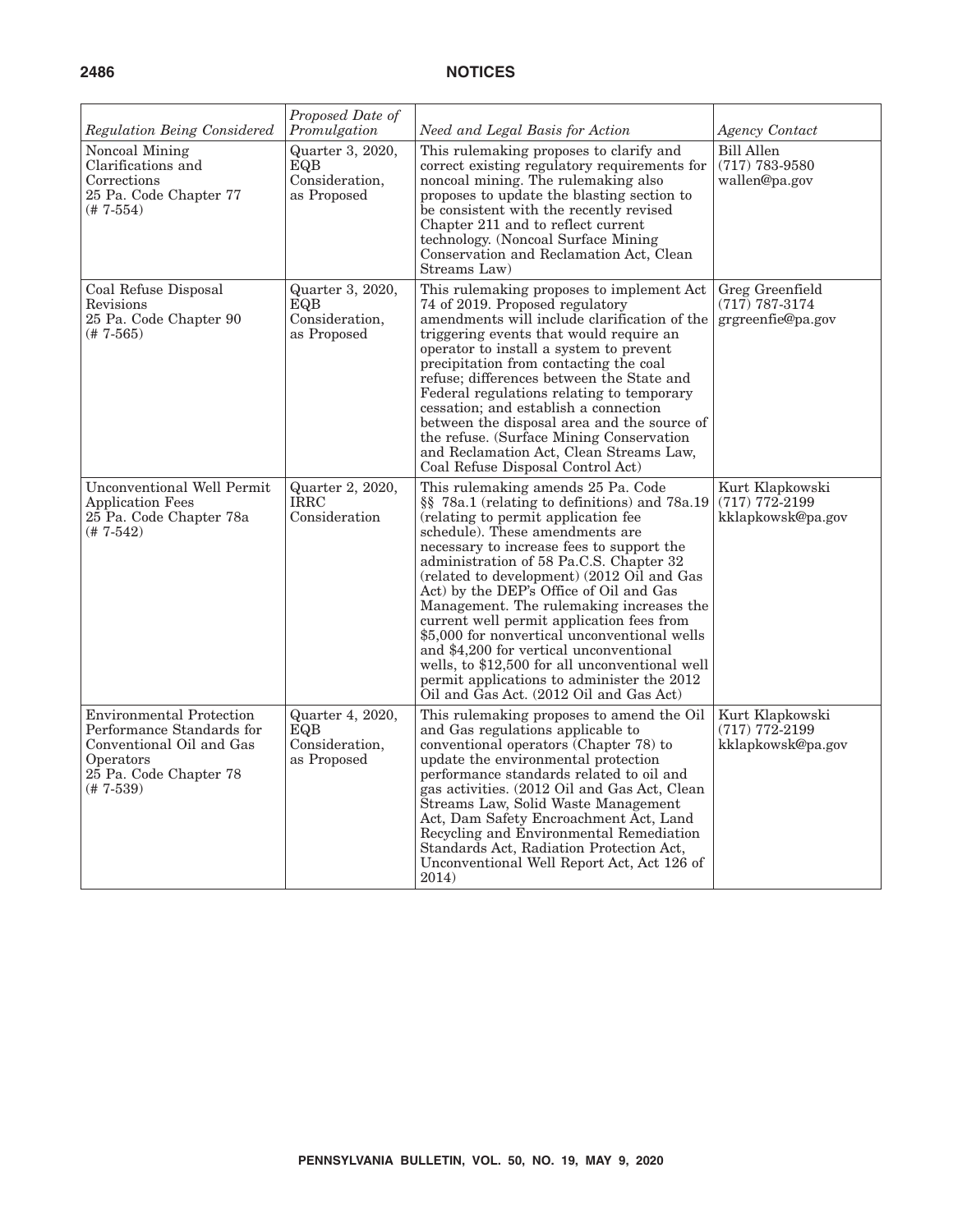| *Regulation Being Considered* | *Proposed Date of Promulgation* | *Need and Legal Basis for Action* | *Agency Contact* |
|---|---|---|---|
| Noncoal Mining Clarifications and Corrections 25 Pa. Code Chapter 77 (# 7-554) | Quarter 3, 2020, EQB Consideration, as Proposed | This rulemaking proposes to clarify and correct existing regulatory requirements for noncoal mining. The rulemaking also proposes to update the blasting section to be consistent with the recently revised Chapter 211 and to reflect current technology. (Noncoal Surface Mining Conservation and Reclamation Act, Clean Streams Law) | Bill Allen (717) 783-9580 wallen@pa.gov |
| Coal Refuse Disposal Revisions 25 Pa. Code Chapter 90 (# 7-565) | Quarter 3, 2020, EQB Consideration, as Proposed | This rulemaking proposes to implement Act 74 of 2019. Proposed regulatory amendments will include clarification of the triggering events that would require an operator to install a system to prevent precipitation from contacting the coal refuse; differences between the State and Federal regulations relating to temporary cessation; and establish a connection between the disposal area and the source of the refuse. (Surface Mining Conservation and Reclamation Act, Clean Streams Law, Coal Refuse Disposal Control Act) | Greg Greenfield (717) 787-3174 grgreenfie@pa.gov |
| Unconventional Well Permit Application Fees 25 Pa. Code Chapter 78a (# 7-542) | Quarter 2, 2020, IRRC Consideration | This rulemaking amends 25 Pa. Code §§ 78a.1 (relating to definitions) and 78a.19 (relating to permit application fee schedule). These amendments are necessary to increase fees to support the administration of 58 Pa.C.S. Chapter 32 (related to development) (2012 Oil and Gas Act) by the DEP's Office of Oil and Gas Management. The rulemaking increases the current well permit application fees from $5,000 for nonvertical unconventional wells and $4,200 for vertical unconventional wells, to $12,500 for all unconventional well permit applications to administer the 2012 Oil and Gas Act. (2012 Oil and Gas Act) | Kurt Klapkowski (717) 772-2199 kklapkowsk@pa.gov |
| Environmental Protection Performance Standards for Conventional Oil and Gas Operators 25 Pa. Code Chapter 78 (# 7-539) | Quarter 4, 2020, EQB Consideration, as Proposed | This rulemaking proposes to amend the Oil and Gas regulations applicable to conventional operators (Chapter 78) to update the environmental protection performance standards related to oil and gas activities. (2012 Oil and Gas Act, Clean Streams Law, Solid Waste Management Act, Dam Safety Encroachment Act, Land Recycling and Environmental Remediation Standards Act, Radiation Protection Act, Unconventional Well Report Act, Act 126 of 2014) | Kurt Klapkowski (717) 772-2199 kklapkowsk@pa.gov |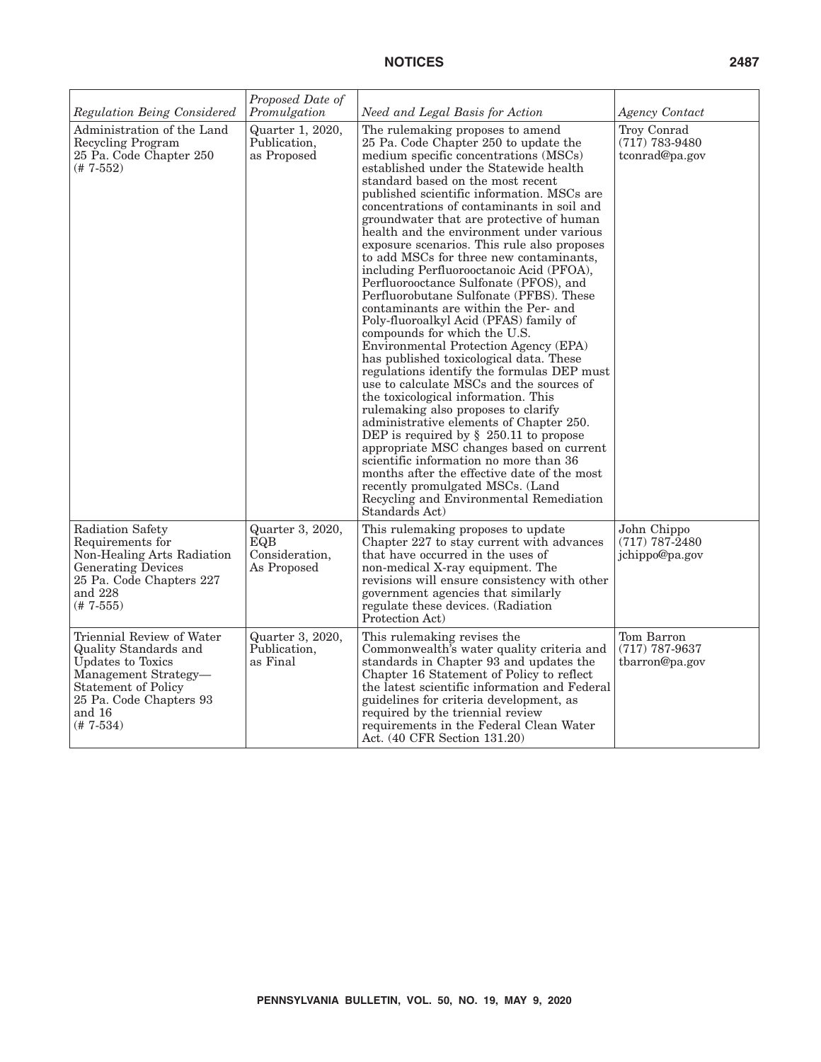| *Regulation Being Considered* | *Proposed Date of Promulgation* | *Need and Legal Basis for Action* | *Agency Contact* |
|---|---|---|---|
| Administration of the Land Recycling Program 25 Pa. Code Chapter 250 (# 7-552) | Quarter 1, 2020, Publication, as Proposed | The rulemaking proposes to amend 25 Pa. Code Chapter 250 to update the medium specific concentrations (MSCs) established under the Statewide health standard based on the most recent published scientific information. MSCs are concentrations of contaminants in soil and groundwater that are protective of human health and the environment under various exposure scenarios. This rule also proposes to add MSCs for three new contaminants, including Perfluorooctanoic Acid (PFOA), Perfluorooctance Sulfonate (PFOS), and Perfluorobutane Sulfonate (PFBS). These contaminants are within the Per- and Poly-fluoroalkyl Acid (PFAS) family of compounds for which the U.S. Environmental Protection Agency (EPA) has published toxicological data. These regulations identify the formulas DEP must use to calculate MSCs and the sources of the toxicological information. This rulemaking also proposes to clarify administrative elements of Chapter 250. DEP is required by § 250.11 to propose appropriate MSC changes based on current scientific information no more than 36 months after the effective date of the most recently promulgated MSCs. (Land Recycling and Environmental Remediation Standards Act) | Troy Conrad (717) 783-9480 tconrad@pa.gov |
| Radiation Safety Requirements for Non-Healing Arts Radiation Generating Devices 25 Pa. Code Chapters 227 and 228 (# 7-555) | Quarter 3, 2020, EQB Consideration, As Proposed | This rulemaking proposes to update Chapter 227 to stay current with advances that have occurred in the uses of non-medical X-ray equipment. The revisions will ensure consistency with other government agencies that similarly regulate these devices. (Radiation Protection Act) | John Chippo (717) 787-2480 jchippo@pa.gov |
| Triennial Review of Water Quality Standards and Updates to Toxics Management Strategy—Statement of Policy 25 Pa. Code Chapters 93 and 16 (# 7-534) | Quarter 3, 2020, Publication, as Final | This rulemaking revises the Commonwealth's water quality criteria and standards in Chapter 93 and updates the Chapter 16 Statement of Policy to reflect the latest scientific information and Federal guidelines for criteria development, as required by the triennial review requirements in the Federal Clean Water Act. (40 CFR Section 131.20) | Tom Barron (717) 787-9637 tbarron@pa.gov |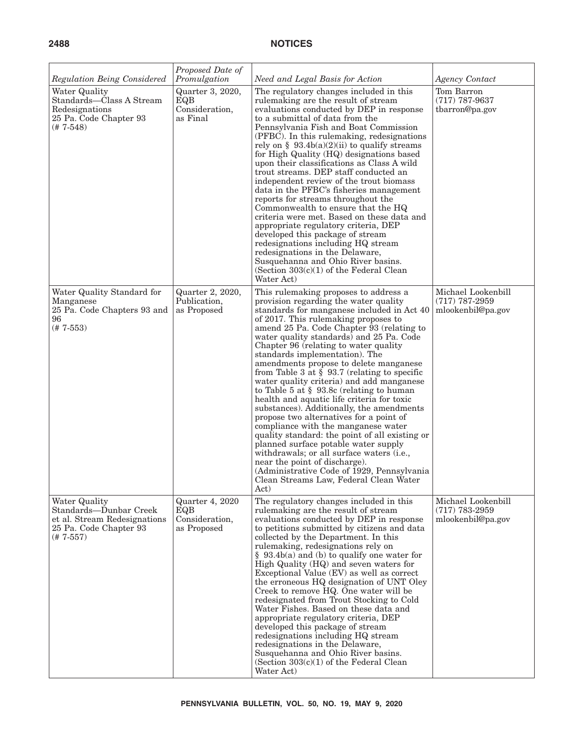| *Regulation Being Considered* | *Proposed Date of Promulgation* | *Need and Legal Basis for Action* | *Agency Contact* |
|---|---|---|---|
| Water Quality Standards—Class A Stream Redesignations 25 Pa. Code Chapter 93 (# 7-548) | Quarter 3, 2020, EQB Consideration, as Final | The regulatory changes included in this rulemaking are the result of stream evaluations conducted by DEP in response to a submittal of data from the Pennsylvania Fish and Boat Commission (PFBC). In this rulemaking, redesignations rely on § 93.4b(a)(2)(ii) to qualify streams for High Quality (HQ) designations based upon their classifications as Class A wild trout streams. DEP staff conducted an independent review of the trout biomass data in the PFBC's fisheries management reports for streams throughout the Commonwealth to ensure that the HQ criteria were met. Based on these data and appropriate regulatory criteria, DEP developed this package of stream redesignations including HQ stream redesignations in the Delaware, Susquehanna and Ohio River basins. (Section 303(c)(1) of the Federal Clean Water Act) | Tom Barron (717) 787-9637 tbarron@pa.gov |
| Water Quality Standard for Manganese 25 Pa. Code Chapters 93 and 96 (# 7-553) | Quarter 2, 2020, Publication, as Proposed | This rulemaking proposes to address a provision regarding the water quality standards for manganese included in Act 40 of 2017. This rulemaking proposes to amend 25 Pa. Code Chapter 93 (relating to water quality standards) and 25 Pa. Code Chapter 96 (relating to water quality standards implementation). The amendments propose to delete manganese from Table 3 at § 93.7 (relating to specific water quality criteria) and add manganese to Table 5 at § 93.8c (relating to human health and aquatic life criteria for toxic substances). Additionally, the amendments propose two alternatives for a point of compliance with the manganese water quality standard: the point of all existing or planned surface potable water supply withdrawals; or all surface waters (i.e., near the point of discharge). (Administrative Code of 1929, Pennsylvania Clean Streams Law, Federal Clean Water Act) | Michael Lookenbill (717) 787-2959 mlookenbil@pa.gov |
| Water Quality Standards—Dunbar Creek et al. Stream Redesignations 25 Pa. Code Chapter 93 (# 7-557) | Quarter 4, 2020 EQB Consideration, as Proposed | The regulatory changes included in this rulemaking are the result of stream evaluations conducted by DEP in response to petitions submitted by citizens and data collected by the Department. In this rulemaking, redesignations rely on § 93.4b(a) and (b) to qualify one water for High Quality (HQ) and seven waters for Exceptional Value (EV) as well as correct the erroneous HQ designation of UNT Oley Creek to remove HQ. One water will be redesignated from Trout Stocking to Cold Water Fishes. Based on these data and appropriate regulatory criteria, DEP developed this package of stream redesignations including HQ stream redesignations in the Delaware, Susquehanna and Ohio River basins. (Section 303(c)(1) of the Federal Clean Water Act) | Michael Lookenbill (717) 783-2959 mlookenbil@pa.gov |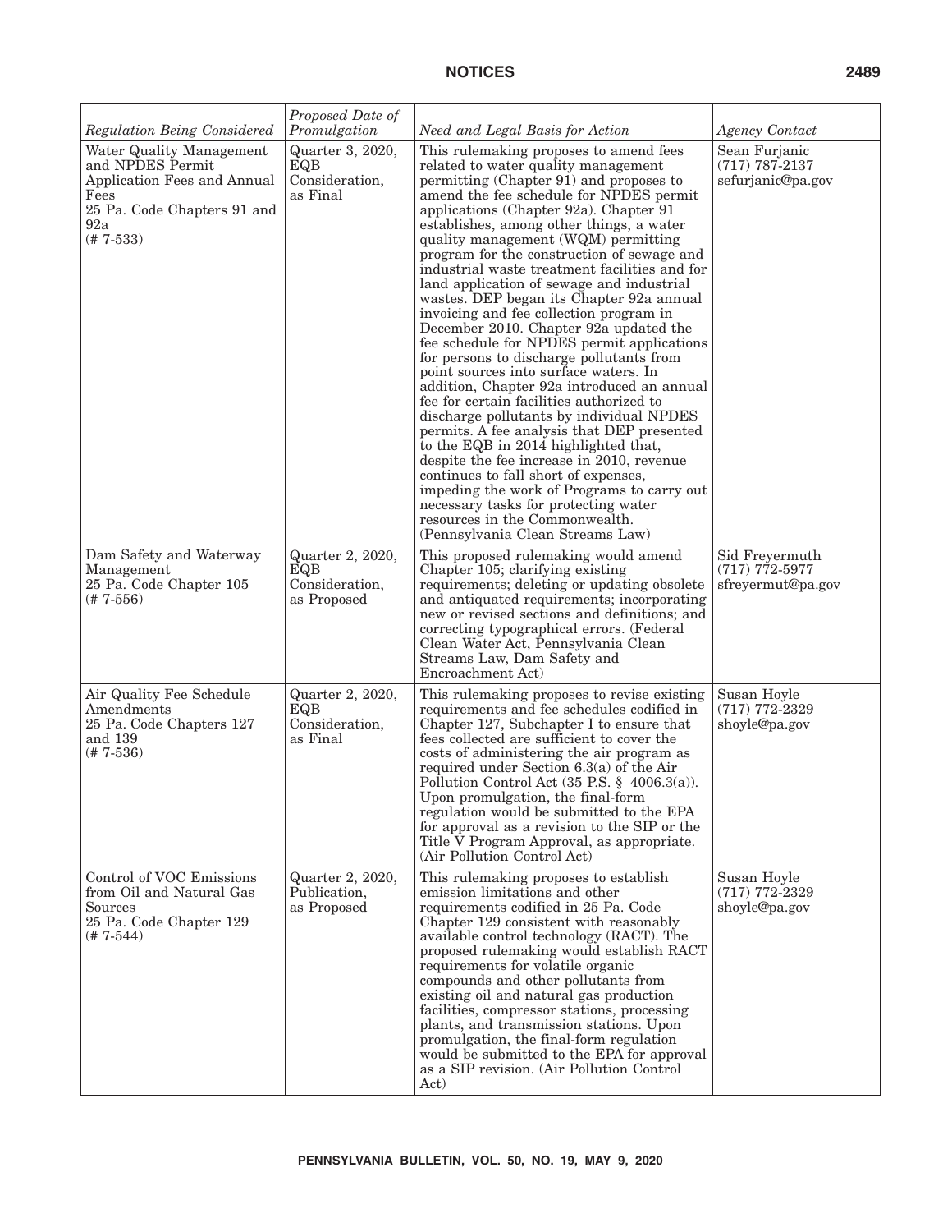| *Regulation Being Considered* | *Proposed Date of Promulgation* | *Need and Legal Basis for Action* | *Agency Contact* |
|---|---|---|---|
| Water Quality Management and NPDES Permit Application Fees and Annual Fees 25 Pa. Code Chapters 91 and 92a (# 7-533) | Quarter 3, 2020, EQB Consideration, as Final | This rulemaking proposes to amend fees related to water quality management permitting (Chapter 91) and proposes to amend the fee schedule for NPDES permit applications (Chapter 92a). Chapter 91 establishes, among other things, a water quality management (WQM) permitting program for the construction of sewage and industrial waste treatment facilities and for land application of sewage and industrial wastes. DEP began its Chapter 92a annual invoicing and fee collection program in December 2010. Chapter 92a updated the fee schedule for NPDES permit applications for persons to discharge pollutants from point sources into surface waters. In addition, Chapter 92a introduced an annual fee for certain facilities authorized to discharge pollutants by individual NPDES permits. A fee analysis that DEP presented to the EQB in 2014 highlighted that, despite the fee increase in 2010, revenue continues to fall short of expenses, impeding the work of Programs to carry out necessary tasks for protecting water resources in the Commonwealth. (Pennsylvania Clean Streams Law) | Sean Furjanic (717) 787-2137 sefurjanic@pa.gov |
| Dam Safety and Waterway Management 25 Pa. Code Chapter 105 (# 7-556) | Quarter 2, 2020, EQB Consideration, as Proposed | This proposed rulemaking would amend Chapter 105; clarifying existing requirements; deleting or updating obsolete and antiquated requirements; incorporating new or revised sections and definitions; and correcting typographical errors. (Federal Clean Water Act, Pennsylvania Clean Streams Law, Dam Safety and Encroachment Act) | Sid Freyermuth (717) 772-5977 sfreyermut@pa.gov |
| Air Quality Fee Schedule Amendments 25 Pa. Code Chapters 127 and 139 (# 7-536) | Quarter 2, 2020, EQB Consideration, as Final | This rulemaking proposes to revise existing requirements and fee schedules codified in Chapter 127, Subchapter I to ensure that fees collected are sufficient to cover the costs of administering the air program as required under Section 6.3(a) of the Air Pollution Control Act (35 P.S. § 4006.3(a)). Upon promulgation, the final-form regulation would be submitted to the EPA for approval as a revision to the SIP or the Title V Program Approval, as appropriate. (Air Pollution Control Act) | Susan Hoyle (717) 772-2329 shoyle@pa.gov |
| Control of VOC Emissions from Oil and Natural Gas Sources 25 Pa. Code Chapter 129 (# 7-544) | Quarter 2, 2020, Publication, as Proposed | This rulemaking proposes to establish emission limitations and other requirements codified in 25 Pa. Code Chapter 129 consistent with reasonably available control technology (RACT). The proposed rulemaking would establish RACT requirements for volatile organic compounds and other pollutants from existing oil and natural gas production facilities, compressor stations, processing plants, and transmission stations. Upon promulgation, the final-form regulation would be submitted to the EPA for approval as a SIP revision. (Air Pollution Control Act) | Susan Hoyle (717) 772-2329 shoyle@pa.gov |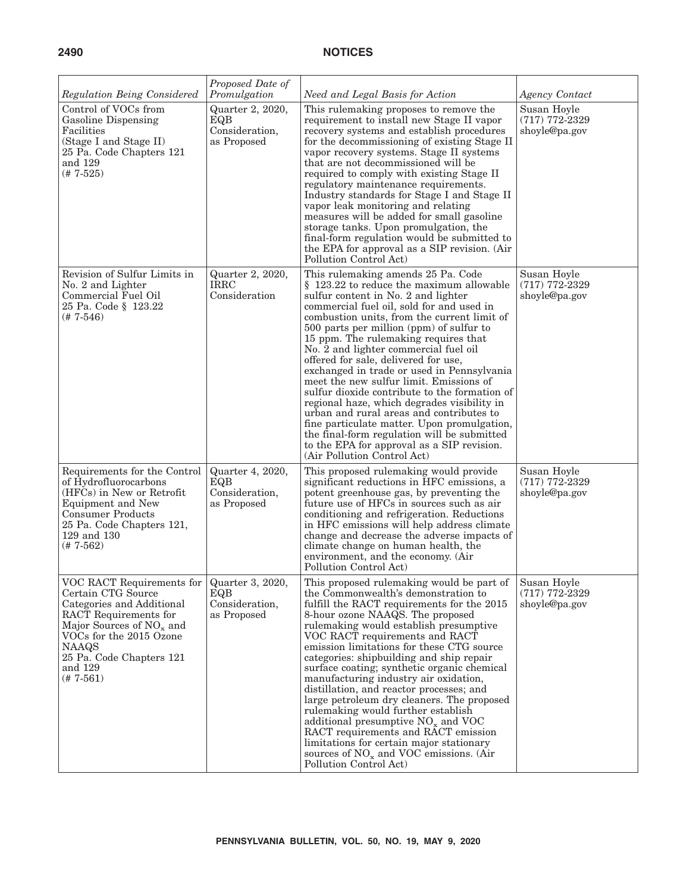| *Regulation Being Considered* | *Proposed Date of Promulgation* | *Need and Legal Basis for Action* | *Agency Contact* |
|---|---|---|---|
| Control of VOCs from Gasoline Dispensing Facilities (Stage I and Stage II) 25 Pa. Code Chapters 121 and 129 (# 7-525) | Quarter 2, 2020, EQB Consideration, as Proposed | This rulemaking proposes to remove the requirement to install new Stage II vapor recovery systems and establish procedures for the decommissioning of existing Stage II vapor recovery systems. Stage II systems that are not decommissioned will be required to comply with existing Stage II regulatory maintenance requirements. Industry standards for Stage I and Stage II vapor leak monitoring and relating measures will be added for small gasoline storage tanks. Upon promulgation, the final-form regulation would be submitted to the EPA for approval as a SIP revision. (Air Pollution Control Act) | Susan Hoyle (717) 772-2329 shoyle@pa.gov |
| Revision of Sulfur Limits in No. 2 and Lighter Commercial Fuel Oil 25 Pa. Code § 123.22 (# 7-546) | Quarter 2, 2020, IRRC Consideration | This rulemaking amends 25 Pa. Code § 123.22 to reduce the maximum allowable sulfur content in No. 2 and lighter commercial fuel oil, sold for and used in combustion units, from the current limit of 500 parts per million (ppm) of sulfur to 15 ppm. The rulemaking requires that No. 2 and lighter commercial fuel oil offered for sale, delivered for use, exchanged in trade or used in Pennsylvania meet the new sulfur limit. Emissions of sulfur dioxide contribute to the formation of regional haze, which degrades visibility in urban and rural areas and contributes to fine particulate matter. Upon promulgation, the final-form regulation will be submitted to the EPA for approval as a SIP revision. (Air Pollution Control Act) | Susan Hoyle (717) 772-2329 shoyle@pa.gov |
| Requirements for the Control of Hydrofluorocarbons (HFCs) in New or Retrofit Equipment and New Consumer Products 25 Pa. Code Chapters 121, 129 and 130 (# 7-562) | Quarter 4, 2020, EQB Consideration, as Proposed | This proposed rulemaking would provide significant reductions in HFC emissions, a potent greenhouse gas, by preventing the future use of HFCs in sources such as air conditioning and refrigeration. Reductions in HFC emissions will help address climate change and decrease the adverse impacts of climate change on human health, the environment, and the economy. (Air Pollution Control Act) | Susan Hoyle (717) 772-2329 shoyle@pa.gov |
| VOC RACT Requirements for Certain CTG Source Categories and Additional RACT Requirements for Major Sources of $NO_x$ and VOCs for the 2015 Ozone NAAQS 25 Pa. Code Chapters 121 and 129 (# 7-561) | Quarter 3, 2020, EQB Consideration, as Proposed | This proposed rulemaking would be part of the Commonwealth's demonstration to fulfill the RACT requirements for the 2015 8-hour ozone NAAQS. The proposed rulemaking would establish presumptive VOC RACT requirements and RACT emission limitations for these CTG source categories: shipbuilding and ship repair surface coating; synthetic organic chemical manufacturing industry air oxidation, distillation, and reactor processes; and large petroleum dry cleaners. The proposed rulemaking would further establish additional presumptive $NO_x$ and VOC RACT requirements and RACT emission limitations for certain major stationary sources of $NO_x$ and VOC emissions. (Air Pollution Control Act) | Susan Hoyle (717) 772-2329 shoyle@pa.gov |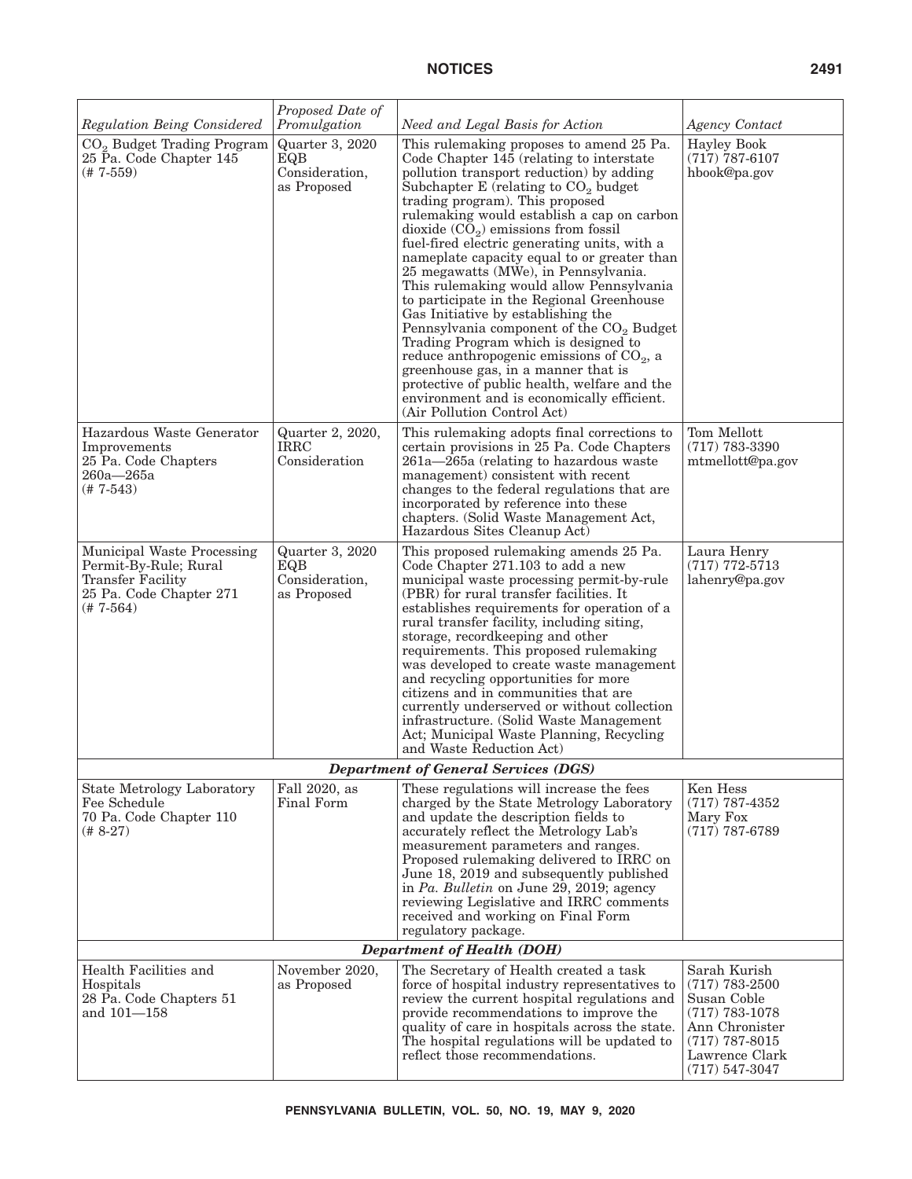| *Regulation Being Considered* | *Proposed Date of Promulgation* | *Need and Legal Basis for Action* | *Agency Contact* |
|---|---|---|---|
| $CO_2$ Budget Trading Program 25 Pa. Code Chapter 145 (# 7-559) | Quarter 3, 2020 EQB Consideration, as Proposed | This rulemaking proposes to amend 25 Pa. Code Chapter 145 (relating to interstate pollution transport reduction) by adding Subchapter E (relating to $CO_2$ budget trading program). This proposed rulemaking would establish a cap on carbon dioxide ($CO_2$) emissions from fossil fuel-fired electric generating units, with a nameplate capacity equal to or greater than 25 megawatts (MWe), in Pennsylvania. This rulemaking would allow Pennsylvania to participate in the Regional Greenhouse Gas Initiative by establishing the Pennsylvania component of the $CO_2$ Budget Trading Program which is designed to reduce anthropogenic emissions of $CO_2$, a greenhouse gas, in a manner that is protective of public health, welfare and the environment and is economically efficient. (Air Pollution Control Act) | Hayley Book (717) 787-6107 hbook@pa.gov |
| Hazardous Waste Generator Improvements 25 Pa. Code Chapters 260a—265a (# 7-543) | Quarter 2, 2020, IRRC Consideration | This rulemaking adopts final corrections to certain provisions in 25 Pa. Code Chapters 261a—265a (relating to hazardous waste management) consistent with recent changes to the federal regulations that are incorporated by reference into these chapters. (Solid Waste Management Act, Hazardous Sites Cleanup Act) | Tom Mellott (717) 783-3390 mtmellott@pa.gov |
| Municipal Waste Processing Permit-By-Rule; Rural Transfer Facility 25 Pa. Code Chapter 271 (# 7-564) | Quarter 3, 2020 EQB Consideration, as Proposed | This proposed rulemaking amends 25 Pa. Code Chapter 271.103 to add a new municipal waste processing permit-by-rule (PBR) for rural transfer facilities. It establishes requirements for operation of a rural transfer facility, including siting, storage, recordkeeping and other requirements. This proposed rulemaking was developed to create waste management and recycling opportunities for more citizens and in communities that are currently underserved or without collection infrastructure. (Solid Waste Management Act; Municipal Waste Planning, Recycling and Waste Reduction Act) | Laura Henry (717) 772-5713 lahenry@pa.gov |
| | | ***Department of General Services (DGS)*** | |
| State Metrology Laboratory Fee Schedule 70 Pa. Code Chapter 110 (# 8-27) | Fall 2020, as Final Form | These regulations will increase the fees charged by the State Metrology Laboratory and update the description fields to accurately reflect the Metrology Lab's measurement parameters and ranges. Proposed rulemaking delivered to IRRC on June 18, 2019 and subsequently published in *Pa. Bulletin* on June 29, 2019; agency reviewing Legislative and IRRC comments received and working on Final Form regulatory package. | Ken Hess (717) 787-4352 Mary Fox (717) 787-6789 |
| | | ***Department of Health (DOH)*** | |
| Health Facilities and Hospitals 28 Pa. Code Chapters 51 and 101—158 | November 2020, as Proposed | The Secretary of Health created a task force of hospital industry representatives to review the current hospital regulations and provide recommendations to improve the quality of care in hospitals across the state. The hospital regulations will be updated to reflect those recommendations. | Sarah Kurish (717) 783-2500 Susan Coble (717) 783-1078 Ann Chronister (717) 787-8015 Lawrence Clark (717) 547-3047 |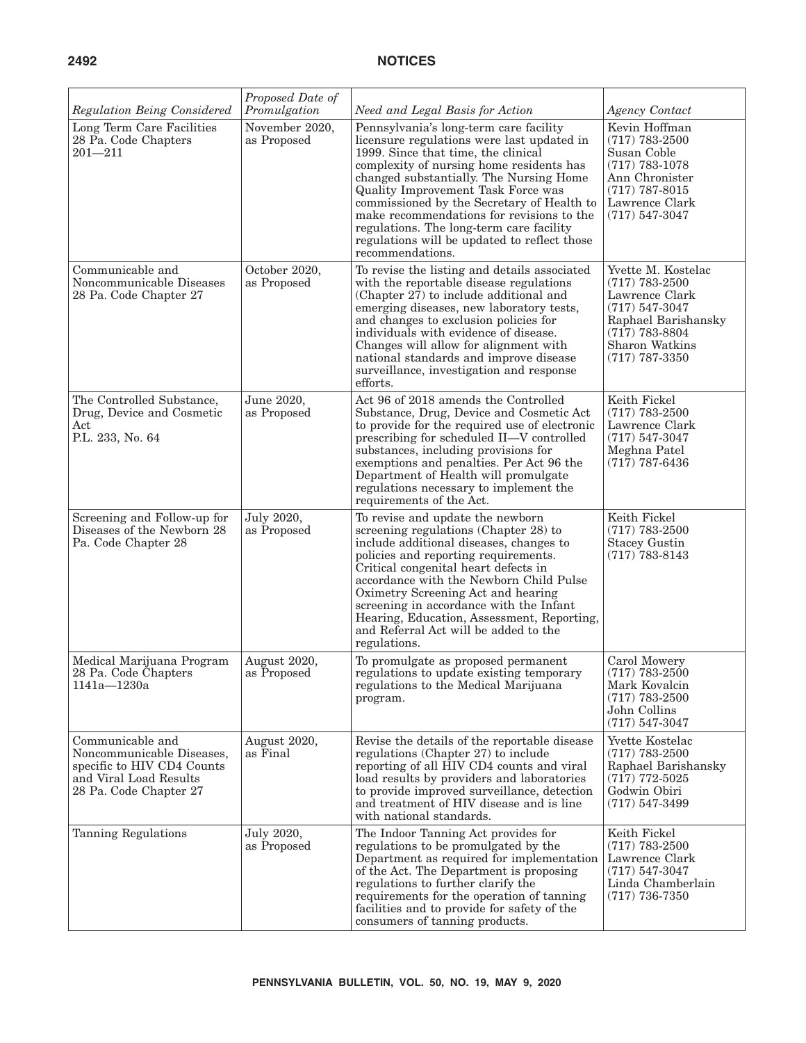| *Regulation Being Considered* | *Proposed Date of Promulgation* | *Need and Legal Basis for Action* | *Agency Contact* |
|---|---|---|---|
| Long Term Care Facilities 28 Pa. Code Chapters 201—211 | November 2020, as Proposed | Pennsylvania's long-term care facility licensure regulations were last updated in 1999. Since that time, the clinical complexity of nursing home residents has changed substantially. The Nursing Home Quality Improvement Task Force was commissioned by the Secretary of Health to make recommendations for revisions to the regulations. The long-term care facility regulations will be updated to reflect those recommendations. | Kevin Hoffman (717) 783-2500 Susan Coble (717) 783-1078 Ann Chronister (717) 787-8015 Lawrence Clark (717) 547-3047 |
| Communicable and Noncommunicable Diseases 28 Pa. Code Chapter 27 | October 2020, as Proposed | To revise the listing and details associated with the reportable disease regulations (Chapter 27) to include additional and emerging diseases, new laboratory tests, and changes to exclusion policies for individuals with evidence of disease. Changes will allow for alignment with national standards and improve disease surveillance, investigation and response efforts. | Yvette M. Kostelac (717) 783-2500 Lawrence Clark (717) 547-3047 Raphael Barishansky (717) 783-8804 Sharon Watkins (717) 787-3350 |
| The Controlled Substance, Drug, Device and Cosmetic Act P.L. 233, No. 64 | June 2020, as Proposed | Act 96 of 2018 amends the Controlled Substance, Drug, Device and Cosmetic Act to provide for the required use of electronic prescribing for scheduled II—V controlled substances, including provisions for exemptions and penalties. Per Act 96 the Department of Health will promulgate regulations necessary to implement the requirements of the Act. | Keith Fickel (717) 783-2500 Lawrence Clark (717) 547-3047 Meghna Patel (717) 787-6436 |
| Screening and Follow-up for Diseases of the Newborn 28 Pa. Code Chapter 28 | July 2020, as Proposed | To revise and update the newborn screening regulations (Chapter 28) to include additional diseases, changes to policies and reporting requirements. Critical congenital heart defects in accordance with the Newborn Child Pulse Oximetry Screening Act and hearing screening in accordance with the Infant Hearing, Education, Assessment, Reporting, and Referral Act will be added to the regulations. | Keith Fickel (717) 783-2500 Stacey Gustin (717) 783-8143 |
| Medical Marijuana Program 28 Pa. Code Chapters 1141a—1230a | August 2020, as Proposed | To promulgate as proposed permanent regulations to update existing temporary regulations to the Medical Marijuana program. | Carol Mowery (717) 783-2500 Mark Kovalcin (717) 783-2500 John Collins (717) 547-3047 |
| Communicable and Noncommunicable Diseases, specific to HIV CD4 Counts and Viral Load Results 28 Pa. Code Chapter 27 | August 2020, as Final | Revise the details of the reportable disease regulations (Chapter 27) to include reporting of all HIV CD4 counts and viral load results by providers and laboratories to provide improved surveillance, detection and treatment of HIV disease and is line with national standards. | Yvette Kostelac (717) 783-2500 Raphael Barishansky (717) 772-5025 Godwin Obiri (717) 547-3499 |
| Tanning Regulations | July 2020, as Proposed | The Indoor Tanning Act provides for regulations to be promulgated by the Department as required for implementation of the Act. The Department is proposing regulations to further clarify the requirements for the operation of tanning facilities and to provide for safety of the consumers of tanning products. | Keith Fickel (717) 783-2500 Lawrence Clark (717) 547-3047 Linda Chamberlain (717) 736-7350 |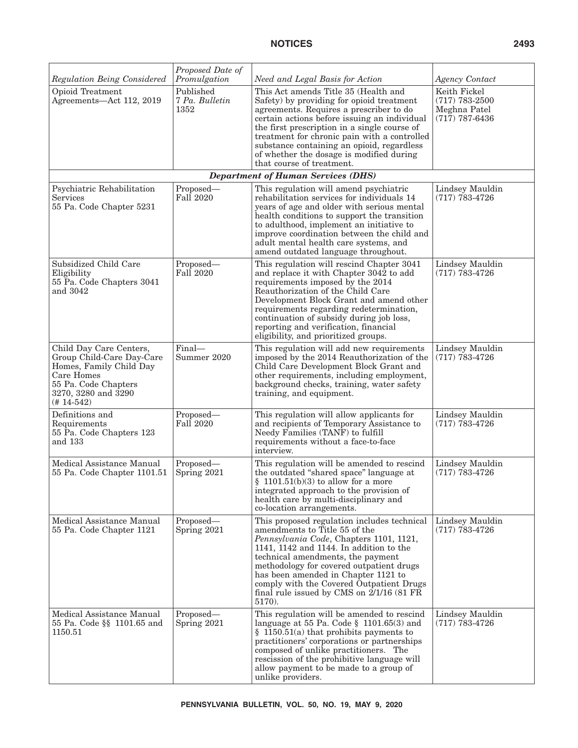| *Regulation Being Considered* | *Proposed Date of Promulgation* | *Need and Legal Basis for Action* | *Agency Contact* |
|---|---|---|---|
| Opioid Treatment Agreements—Act 112, 2019 | Published 7 *Pa. Bulletin* 1352 | This Act amends Title 35 (Health and Safety) by providing for opioid treatment agreements. Requires a prescriber to do certain actions before issuing an individual the first prescription in a single course of treatment for chronic pain with a controlled substance containing an opioid, regardless of whether the dosage is modified during that course of treatment. | Keith Fickel (717) 783-2500 Meghna Patel (717) 787-6436 |
| | | ***Department of Human Services (DHS)*** | |
| Psychiatric Rehabilitation Services 55 Pa. Code Chapter 5231 | Proposed— Fall 2020 | This regulation will amend psychiatric rehabilitation services for individuals 14 years of age and older with serious mental health conditions to support the transition to adulthood, implement an initiative to improve coordination between the child and adult mental health care systems, and amend outdated language throughout. | Lindsey Mauldin (717) 783-4726 |
| Subsidized Child Care Eligibility 55 Pa. Code Chapters 3041 and 3042 | Proposed— Fall 2020 | This regulation will rescind Chapter 3041 and replace it with Chapter 3042 to add requirements imposed by the 2014 Reauthorization of the Child Care Development Block Grant and amend other requirements regarding redetermination, continuation of subsidy during job loss, reporting and verification, financial eligibility, and prioritized groups. | Lindsey Mauldin (717) 783-4726 |
| Child Day Care Centers, Group Child-Care Day-Care Homes, Family Child Day Care Homes 55 Pa. Code Chapters 3270, 3280 and 3290 (# 14-542) | Final— Summer 2020 | This regulation will add new requirements imposed by the 2014 Reauthorization of the Child Care Development Block Grant and other requirements, including employment, background checks, training, water safety training, and equipment. | Lindsey Mauldin (717) 783-4726 |
| Definitions and Requirements 55 Pa. Code Chapters 123 and 133 | Proposed— Fall 2020 | This regulation will allow applicants for and recipients of Temporary Assistance to Needy Families (TANF) to fulfill requirements without a face-to-face interview. | Lindsey Mauldin (717) 783-4726 |
| Medical Assistance Manual 55 Pa. Code Chapter 1101.51 | Proposed— Spring 2021 | This regulation will be amended to rescind the outdated "shared space" language at § 1101.51(b)(3) to allow for a more integrated approach to the provision of health care by multi-disciplinary and co-location arrangements. | Lindsey Mauldin (717) 783-4726 |
| Medical Assistance Manual 55 Pa. Code Chapter 1121 | Proposed— Spring 2021 | This proposed regulation includes technical amendments to Title 55 of the *Pennsylvania Code*, Chapters 1101, 1121, 1141, 1142 and 1144. In addition to the technical amendments, the payment methodology for covered outpatient drugs has been amended in Chapter 1121 to comply with the Covered Outpatient Drugs final rule issued by CMS on 2/1/16 (81 FR 5170). | Lindsey Mauldin (717) 783-4726 |
| Medical Assistance Manual 55 Pa. Code §§ 1101.65 and 1150.51 | Proposed— Spring 2021 | This regulation will be amended to rescind language at 55 Pa. Code § 1101.65(3) and § 1150.51(a) that prohibits payments to practitioners' corporations or partnerships composed of unlike practitioners. The rescission of the prohibitive language will allow payment to be made to a group of unlike providers. | Lindsey Mauldin (717) 783-4726 |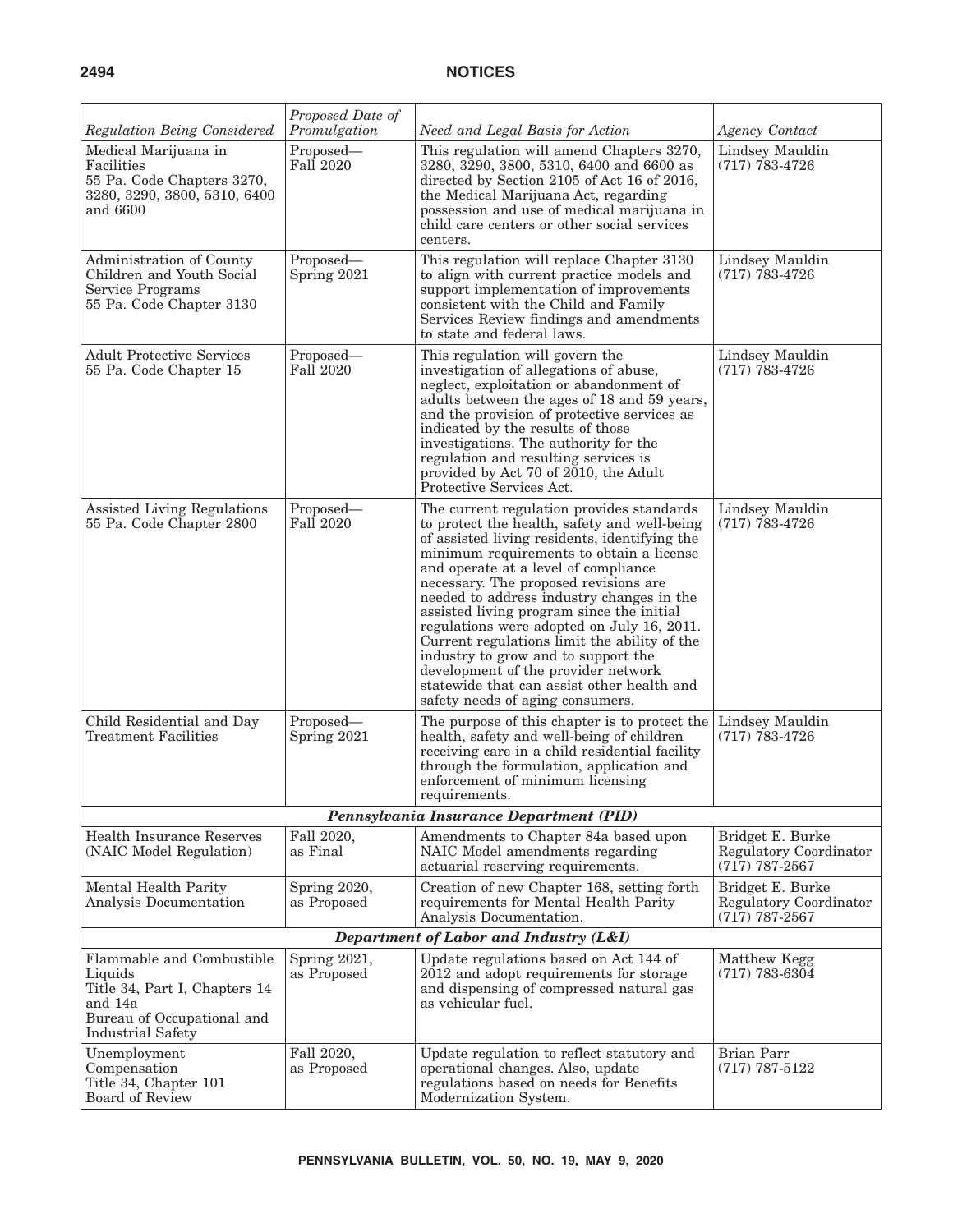| *Regulation Being Considered* | *Proposed Date of Promulgation* | *Need and Legal Basis for Action* | *Agency Contact* |
|---|---|---|---|
| Medical Marijuana in Facilities 55 Pa. Code Chapters 3270, 3280, 3290, 3800, 5310, 6400 and 6600 | Proposed— Fall 2020 | This regulation will amend Chapters 3270, 3280, 3290, 3800, 5310, 6400 and 6600 as directed by Section 2105 of Act 16 of 2016, the Medical Marijuana Act, regarding possession and use of medical marijuana in child care centers or other social services centers. | Lindsey Mauldin (717) 783-4726 |
| Administration of County Children and Youth Social Service Programs 55 Pa. Code Chapter 3130 | Proposed— Spring 2021 | This regulation will replace Chapter 3130 to align with current practice models and support implementation of improvements consistent with the Child and Family Services Review findings and amendments to state and federal laws. | Lindsey Mauldin (717) 783-4726 |
| Adult Protective Services 55 Pa. Code Chapter 15 | Proposed— Fall 2020 | This regulation will govern the investigation of allegations of abuse, neglect, exploitation or abandonment of adults between the ages of 18 and 59 years, and the provision of protective services as indicated by the results of those investigations. The authority for the regulation and resulting services is provided by Act 70 of 2010, the Adult Protective Services Act. | Lindsey Mauldin (717) 783-4726 |
| Assisted Living Regulations 55 Pa. Code Chapter 2800 | Proposed— Fall 2020 | The current regulation provides standards to protect the health, safety and well-being of assisted living residents, identifying the minimum requirements to obtain a license and operate at a level of compliance necessary. The proposed revisions are needed to address industry changes in the assisted living program since the initial regulations were adopted on July 16, 2011. Current regulations limit the ability of the industry to grow and to support the development of the provider network statewide that can assist other health and safety needs of aging consumers. | Lindsey Mauldin (717) 783-4726 |
| Child Residential and Day Treatment Facilities | Proposed— Spring 2021 | The purpose of this chapter is to protect the health, safety and well-being of children receiving care in a child residential facility through the formulation, application and enforcement of minimum licensing requirements. | Lindsey Mauldin (717) 783-4726 |
| ***Pennsylvania Insurance Department (PID)*** | | | |
| Health Insurance Reserves (NAIC Model Regulation) | Fall 2020, as Final | Amendments to Chapter 84a based upon NAIC Model amendments regarding actuarial reserving requirements. | Bridget E. Burke Regulatory Coordinator (717) 787-2567 |
| Mental Health Parity Analysis Documentation | Spring 2020, as Proposed | Creation of new Chapter 168, setting forth requirements for Mental Health Parity Analysis Documentation. | Bridget E. Burke Regulatory Coordinator (717) 787-2567 |
| ***Department of Labor and Industry (L&I)*** | | | |
| Flammable and Combustible Liquids Title 34, Part I, Chapters 14 and 14a Bureau of Occupational and Industrial Safety | Spring 2021, as Proposed | Update regulations based on Act 144 of 2012 and adopt requirements for storage and dispensing of compressed natural gas as vehicular fuel. | Matthew Kegg (717) 783-6304 |
| Unemployment Compensation Title 34, Chapter 101 Board of Review | Fall 2020, as Proposed | Update regulation to reflect statutory and operational changes. Also, update regulations based on needs for Benefits Modernization System. | Brian Parr (717) 787-5122 |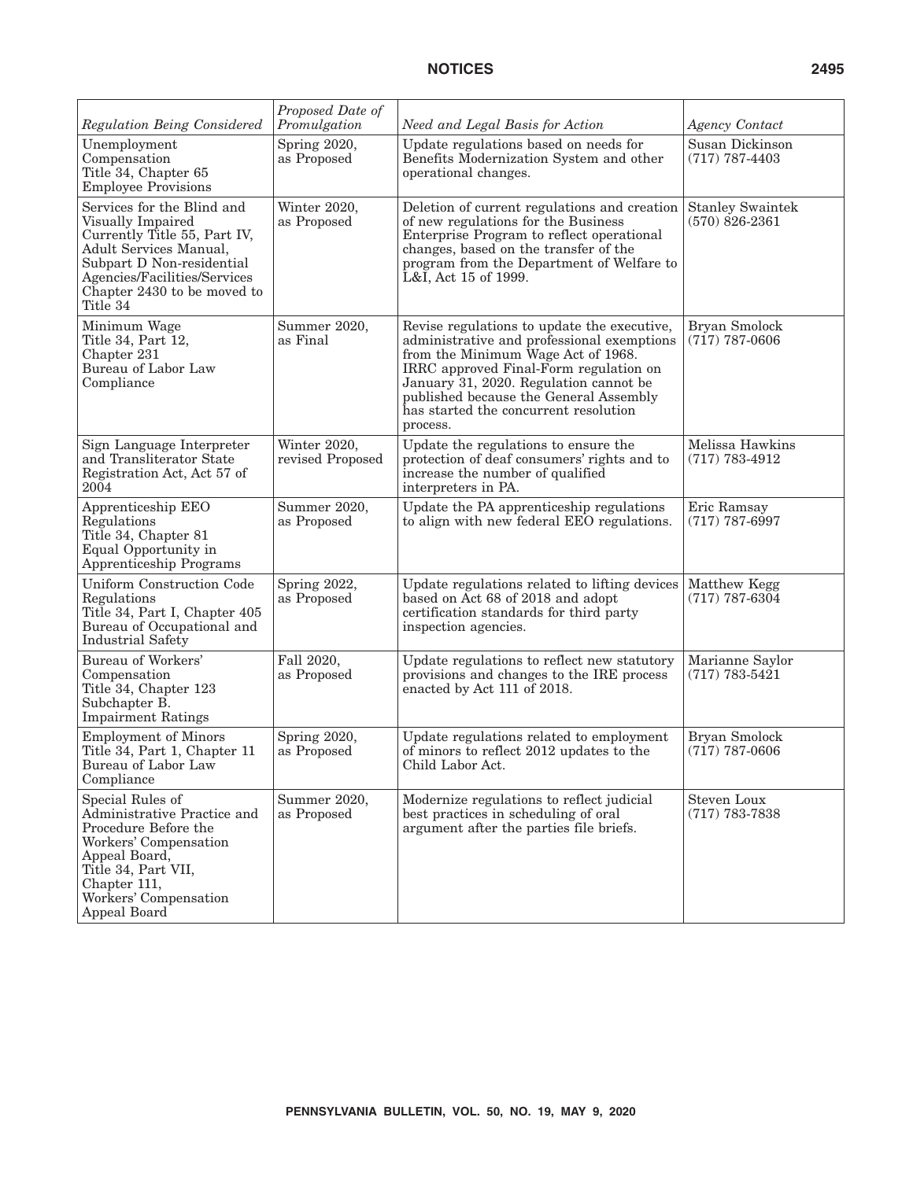| *Regulation Being Considered* | *Proposed Date of Promulgation* | *Need and Legal Basis for Action* | *Agency Contact* |
|---|---|---|---|
| Unemployment Compensation Title 34, Chapter 65 Employee Provisions | Spring 2020, as Proposed | Update regulations based on needs for Benefits Modernization System and other operational changes. | Susan Dickinson (717) 787-4403 |
| Services for the Blind and Visually Impaired Currently Title 55, Part IV, Adult Services Manual, Subpart D Non-residential Agencies/Facilities/Services Chapter 2430 to be moved to Title 34 | Winter 2020, as Proposed | Deletion of current regulations and creation of new regulations for the Business Enterprise Program to reflect operational changes, based on the transfer of the program from the Department of Welfare to L&I, Act 15 of 1999. | Stanley Swaintek (570) 826-2361 |
| Minimum Wage Title 34, Part 12, Chapter 231 Bureau of Labor Law Compliance | Summer 2020, as Final | Revise regulations to update the executive, administrative and professional exemptions from the Minimum Wage Act of 1968. IRRC approved Final-Form regulation on January 31, 2020. Regulation cannot be published because the General Assembly has started the concurrent resolution process. | Bryan Smolock (717) 787-0606 |
| Sign Language Interpreter and Transliterator State Registration Act, Act 57 of 2004 | Winter 2020, revised Proposed | Update the regulations to ensure the protection of deaf consumers' rights and to increase the number of qualified interpreters in PA. | Melissa Hawkins (717) 783-4912 |
| Apprenticeship EEO Regulations Title 34, Chapter 81 Equal Opportunity in Apprenticeship Programs | Summer 2020, as Proposed | Update the PA apprenticeship regulations to align with new federal EEO regulations. | Eric Ramsay (717) 787-6997 |
| Uniform Construction Code Regulations Title 34, Part I, Chapter 405 Bureau of Occupational and Industrial Safety | Spring 2022, as Proposed | Update regulations related to lifting devices based on Act 68 of 2018 and adopt certification standards for third party inspection agencies. | Matthew Kegg (717) 787-6304 |
| Bureau of Workers' Compensation Title 34, Chapter 123 Subchapter B. Impairment Ratings | Fall 2020, as Proposed | Update regulations to reflect new statutory provisions and changes to the IRE process enacted by Act 111 of 2018. | Marianne Saylor (717) 783-5421 |
| Employment of Minors Title 34, Part 1, Chapter 11 Bureau of Labor Law Compliance | Spring 2020, as Proposed | Update regulations related to employment of minors to reflect 2012 updates to the Child Labor Act. | Bryan Smolock (717) 787-0606 |
| Special Rules of Administrative Practice and Procedure Before the Workers' Compensation Appeal Board, Title 34, Part VII, Chapter 111, Workers' Compensation Appeal Board | Summer 2020, as Proposed | Modernize regulations to reflect judicial best practices in scheduling of oral argument after the parties file briefs. | Steven Loux (717) 783-7838 |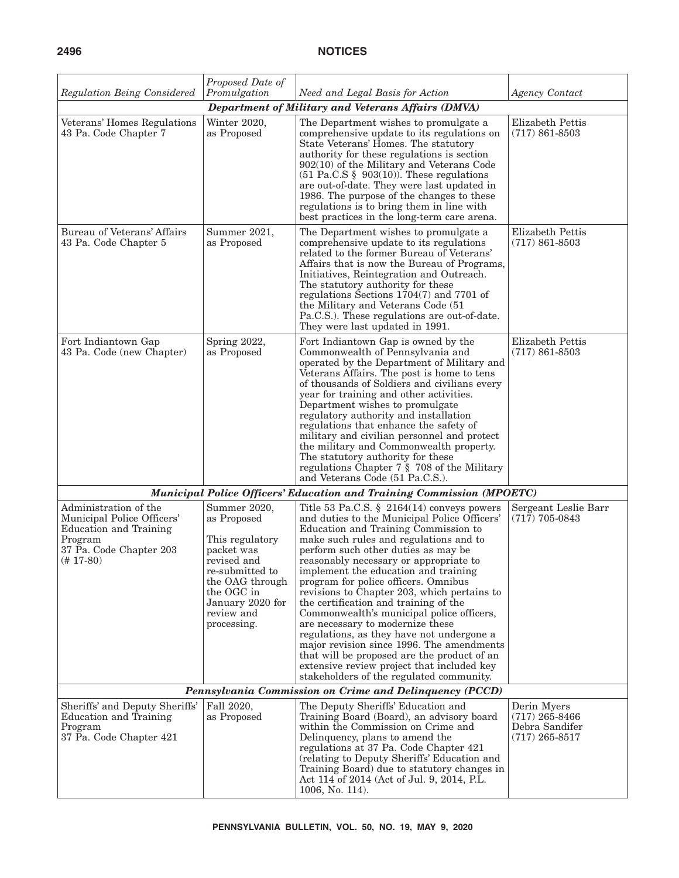| *Regulation Being Considered* | *Proposed Date of Promulgation* | *Need and Legal Basis for Action* | *Agency Contact* |
|---|---|---|---|
| ***Department of Military and Veterans Affairs (DMVA)*** | | | |
| Veterans' Homes Regulations 43 Pa. Code Chapter 7 | Winter 2020, as Proposed | The Department wishes to promulgate a comprehensive update to its regulations on State Veterans' Homes. The statutory authority for these regulations is section 902(10) of the Military and Veterans Code (51 Pa.C.S § 903(10)). These regulations are out-of-date. They were last updated in 1986. The purpose of the changes to these regulations is to bring them in line with best practices in the long-term care arena. | Elizabeth Pettis (717) 861-8503 |
| Bureau of Veterans' Affairs 43 Pa. Code Chapter 5 | Summer 2021, as Proposed | The Department wishes to promulgate a comprehensive update to its regulations related to the former Bureau of Veterans' Affairs that is now the Bureau of Programs, Initiatives, Reintegration and Outreach. The statutory authority for these regulations Sections 1704(7) and 7701 of the Military and Veterans Code (51 Pa.C.S.). These regulations are out-of-date. They were last updated in 1991. | Elizabeth Pettis (717) 861-8503 |
| Fort Indiantown Gap 43 Pa. Code (new Chapter) | Spring 2022, as Proposed | Fort Indiantown Gap is owned by the Commonwealth of Pennsylvania and operated by the Department of Military and Veterans Affairs. The post is home to tens of thousands of Soldiers and civilians every year for training and other activities. Department wishes to promulgate regulatory authority and installation regulations that enhance the safety of military and civilian personnel and protect the military and Commonwealth property. The statutory authority for these regulations Chapter 7 § 708 of the Military and Veterans Code (51 Pa.C.S.). | Elizabeth Pettis (717) 861-8503 |
| ***Municipal Police Officers' Education and Training Commission (MPOETC)*** | | | |
| Administration of the Municipal Police Officers' Education and Training Program 37 Pa. Code Chapter 203 (# 17-80) | Summer 2020, as Proposed<br><br>This regulatory packet was revised and re-submitted to the OAG through the OGC in January 2020 for review and processing. | Title 53 Pa.C.S. § 2164(14) conveys powers and duties to the Municipal Police Officers' Education and Training Commission to make such rules and regulations and to perform such other duties as may be reasonably necessary or appropriate to implement the education and training program for police officers. Omnibus revisions to Chapter 203, which pertains to the certification and training of the Commonwealth's municipal police officers, are necessary to modernize these regulations, as they have not undergone a major revision since 1996. The amendments that will be proposed are the product of an extensive review project that included key stakeholders of the regulated community. | Sergeant Leslie Barr (717) 705-0843 |
| ***Pennsylvania Commission on Crime and Delinquency (PCCD)*** | | | |
| Sheriffs' and Deputy Sheriffs' Education and Training Program 37 Pa. Code Chapter 421 | Fall 2020, as Proposed | The Deputy Sheriffs' Education and Training Board (Board), an advisory board within the Commission on Crime and Delinquency, plans to amend the regulations at 37 Pa. Code Chapter 421 (relating to Deputy Sheriffs' Education and Training Board) due to statutory changes in Act 114 of 2014 (Act of Jul. 9, 2014, P.L. 1006, No. 114). | Derin Myers (717) 265-8466<br>Debra Sandifer (717) 265-8517 |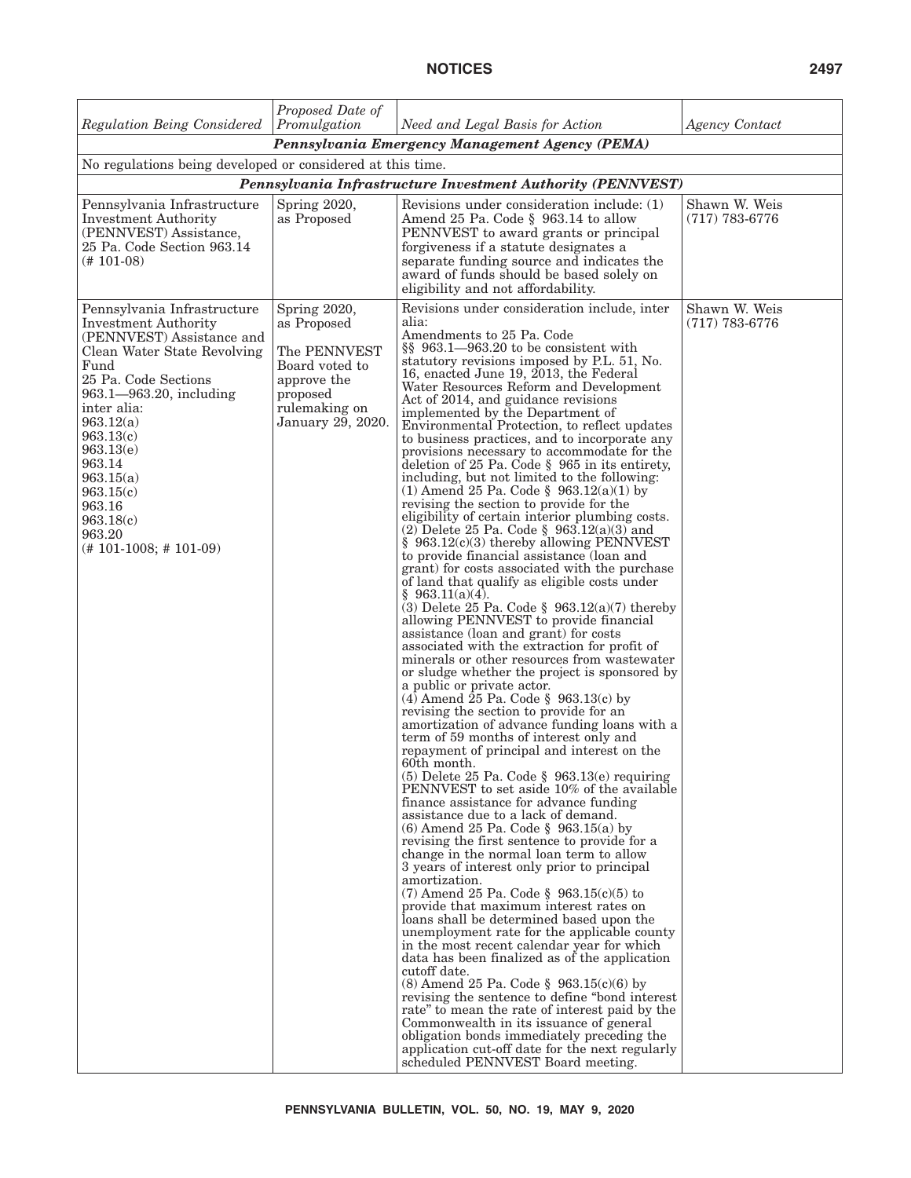| *Regulation Being Considered* | *Proposed Date of Promulgation* | *Need and Legal Basis for Action* | *Agency Contact* |
|---|---|---|---|
| ***Pennsylvania Emergency Management Agency (PEMA)*** | | | |
| No regulations being developed or considered at this time. | | | |
| ***Pennsylvania Infrastructure Investment Authority (PENNVEST)*** | | | |
| Pennsylvania Infrastructure Investment Authority (PENNVEST) Assistance, 25 Pa. Code Section 963.14 (# 101-08) | Spring 2020, as Proposed | Revisions under consideration include: (1) Amend 25 Pa. Code § 963.14 to allow PENNVEST to award grants or principal forgiveness if a statute designates a separate funding source and indicates the award of funds should be based solely on eligibility and not affordability. | Shawn W. Weis (717) 783-6776 |
| Pennsylvania Infrastructure Investment Authority (PENNVEST) Assistance and Clean Water State Revolving Fund<br>25 Pa. Code Sections 963.1—963.20, including inter alia:<br>963.12(a)<br>963.13(c)<br>963.13(e)<br>963.14<br>963.15(a)<br>963.15(c)<br>963.16<br>963.18(c)<br>963.20<br>(# 101-1008; # 101-09) | Spring 2020, as Proposed<br><br>The PENNVEST Board voted to approve the proposed rulemaking on January 29, 2020. | Revisions under consideration include, inter alia:<br>Amendments to 25 Pa. Code §§ 963.1—963.20 to be consistent with statutory revisions imposed by P.L. 51, No. 16, enacted June 19, 2013, the Federal Water Resources Reform and Development Act of 2014, and guidance revisions implemented by the Department of Environmental Protection, to reflect updates to business practices, and to incorporate any provisions necessary to accommodate for the deletion of 25 Pa. Code § 965 in its entirety, including, but not limited to the following:<br>(1) Amend 25 Pa. Code § 963.12(a)(1) by revising the section to provide for the eligibility of certain interior plumbing costs.<br>(2) Delete 25 Pa. Code § 963.12(a)(3) and § 963.12(c)(3) thereby allowing PENNVEST to provide financial assistance (loan and grant) for costs associated with the purchase of land that qualify as eligible costs under § 963.11(a)(4).<br>(3) Delete 25 Pa. Code § 963.12(a)(7) thereby allowing PENNVEST to provide financial assistance (loan and grant) for costs associated with the extraction for profit of minerals or other resources from wastewater or sludge whether the project is sponsored by a public or private actor.<br>(4) Amend 25 Pa. Code § 963.13(c) by revising the section to provide for an amortization of advance funding loans with a term of 59 months of interest only and repayment of principal and interest on the 60th month.<br>(5) Delete 25 Pa. Code § 963.13(e) requiring PENNVEST to set aside 10% of the available finance assistance for advance funding assistance due to a lack of demand.<br>(6) Amend 25 Pa. Code § 963.15(a) by revising the first sentence to provide for a change in the normal loan term to allow 3 years of interest only prior to principal amortization.<br>(7) Amend 25 Pa. Code § 963.15(c)(5) to provide that maximum interest rates on loans shall be determined based upon the unemployment rate for the applicable county in the most recent calendar year for which data has been finalized as of the application cutoff date.<br>(8) Amend 25 Pa. Code § 963.15(c)(6) by revising the sentence to define "bond interest rate" to mean the rate of interest paid by the Commonwealth in its issuance of general obligation bonds immediately preceding the application cut-off date for the next regularly scheduled PENNVEST Board meeting. | Shawn W. Weis (717) 783-6776 |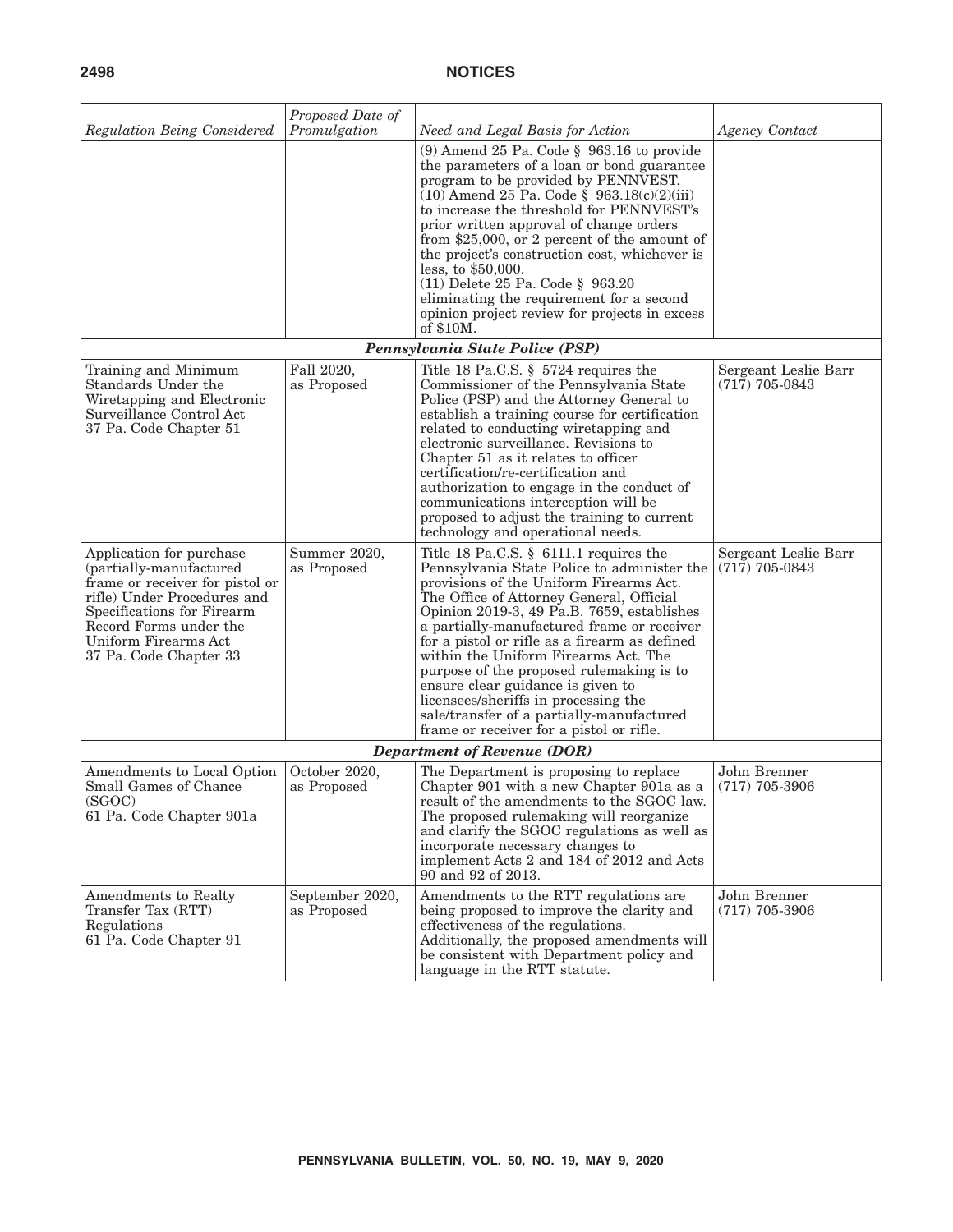| *Regulation Being Considered* | *Proposed Date of Promulgation* | *Need and Legal Basis for Action* | *Agency Contact* |
|---|---|---|---|
| | | (9) Amend 25 Pa. Code § 963.16 to provide the parameters of a loan or bond guarantee program to be provided by PENNVEST. (10) Amend 25 Pa. Code § 963.18(c)(2)(iii) to increase the threshold for PENNVEST's prior written approval of change orders from $25,000, or 2 percent of the amount of the project's construction cost, whichever is less, to $50,000. (11) Delete 25 Pa. Code § 963.20 eliminating the requirement for a second opinion project review for projects in excess of $10M. | |
| | | ***Pennsylvania State Police (PSP)*** | |
| Training and Minimum Standards Under the Wiretapping and Electronic Surveillance Control Act 37 Pa. Code Chapter 51 | Fall 2020, as Proposed | Title 18 Pa.C.S. § 5724 requires the Commissioner of the Pennsylvania State Police (PSP) and the Attorney General to establish a training course for certification related to conducting wiretapping and electronic surveillance. Revisions to Chapter 51 as it relates to officer certification/re-certification and authorization to engage in the conduct of communications interception will be proposed to adjust the training to current technology and operational needs. | Sergeant Leslie Barr (717) 705-0843 |
| Application for purchase (partially-manufactured frame or receiver for pistol or rifle) Under Procedures and Specifications for Firearm Record Forms under the Uniform Firearms Act 37 Pa. Code Chapter 33 | Summer 2020, as Proposed | Title 18 Pa.C.S. § 6111.1 requires the Pennsylvania State Police to administer the provisions of the Uniform Firearms Act. The Office of Attorney General, Official Opinion 2019-3, 49 Pa.B. 7659, establishes a partially-manufactured frame or receiver for a pistol or rifle as a firearm as defined within the Uniform Firearms Act. The purpose of the proposed rulemaking is to ensure clear guidance is given to licensees/sheriffs in processing the sale/transfer of a partially-manufactured frame or receiver for a pistol or rifle. | Sergeant Leslie Barr (717) 705-0843 |
| | | ***Department of Revenue (DOR)*** | |
| Amendments to Local Option Small Games of Chance (SGOC) 61 Pa. Code Chapter 901a | October 2020, as Proposed | The Department is proposing to replace Chapter 901 with a new Chapter 901a as a result of the amendments to the SGOC law. The proposed rulemaking will reorganize and clarify the SGOC regulations as well as incorporate necessary changes to implement Acts 2 and 184 of 2012 and Acts 90 and 92 of 2013. | John Brenner (717) 705-3906 |
| Amendments to Realty Transfer Tax (RTT) Regulations 61 Pa. Code Chapter 91 | September 2020, as Proposed | Amendments to the RTT regulations are being proposed to improve the clarity and effectiveness of the regulations. Additionally, the proposed amendments will be consistent with Department policy and language in the RTT statute. | John Brenner (717) 705-3906 |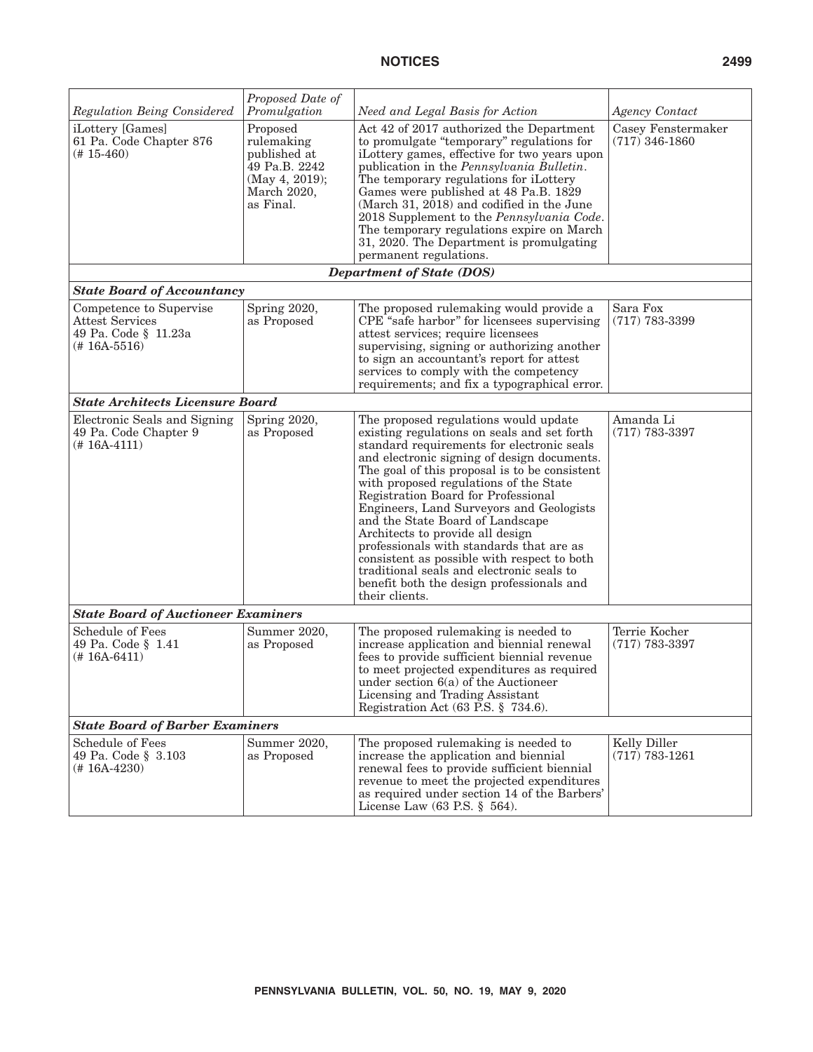| *Regulation Being Considered* | *Proposed Date of Promulgation* | *Need and Legal Basis for Action* | *Agency Contact* |
|---|---|---|---|
| iLottery [Games] 61 Pa. Code Chapter 876 (# 15-460) | Proposed rulemaking published at 49 Pa.B. 2242 (May 4, 2019); March 2020, as Final. | Act 42 of 2017 authorized the Department to promulgate "temporary" regulations for iLottery games, effective for two years upon publication in the *Pennsylvania Bulletin*. The temporary regulations for iLottery Games were published at 48 Pa.B. 1829 (March 31, 2018) and codified in the June 2018 Supplement to the *Pennsylvania Code*. The temporary regulations expire on March 31, 2020. The Department is promulgating permanent regulations. | Casey Fenstermaker (717) 346-1860 |
| ***Department of State (DOS)*** | | | |
| ***State Board of Accountancy*** | | | |
| Competence to Supervise Attest Services 49 Pa. Code § 11.23a (# 16A-5516) | Spring 2020, as Proposed | The proposed rulemaking would provide a CPE "safe harbor" for licensees supervising attest services; require licensees supervising, signing or authorizing another to sign an accountant's report for attest services to comply with the competency requirements; and fix a typographical error. | Sara Fox (717) 783-3399 |
| ***State Architects Licensure Board*** | | | |
| Electronic Seals and Signing 49 Pa. Code Chapter 9 (# 16A-4111) | Spring 2020, as Proposed | The proposed regulations would update existing regulations on seals and set forth standard requirements for electronic seals and electronic signing of design documents. The goal of this proposal is to be consistent with proposed regulations of the State Registration Board for Professional Engineers, Land Surveyors and Geologists and the State Board of Landscape Architects to provide all design professionals with standards that are as consistent as possible with respect to both traditional seals and electronic seals to benefit both the design professionals and their clients. | Amanda Li (717) 783-3397 |
| ***State Board of Auctioneer Examiners*** | | | |
| Schedule of Fees 49 Pa. Code § 1.41 (# 16A-6411) | Summer 2020, as Proposed | The proposed rulemaking is needed to increase application and biennial renewal fees to provide sufficient biennial revenue to meet projected expenditures as required under section 6(a) of the Auctioneer Licensing and Trading Assistant Registration Act (63 P.S. § 734.6). | Terrie Kocher (717) 783-3397 |
| ***State Board of Barber Examiners*** | | | |
| Schedule of Fees 49 Pa. Code § 3.103 (# 16A-4230) | Summer 2020, as Proposed | The proposed rulemaking is needed to increase the application and biennial renewal fees to provide sufficient biennial revenue to meet the projected expenditures as required under section 14 of the Barbers' License Law (63 P.S. § 564). | Kelly Diller (717) 783-1261 |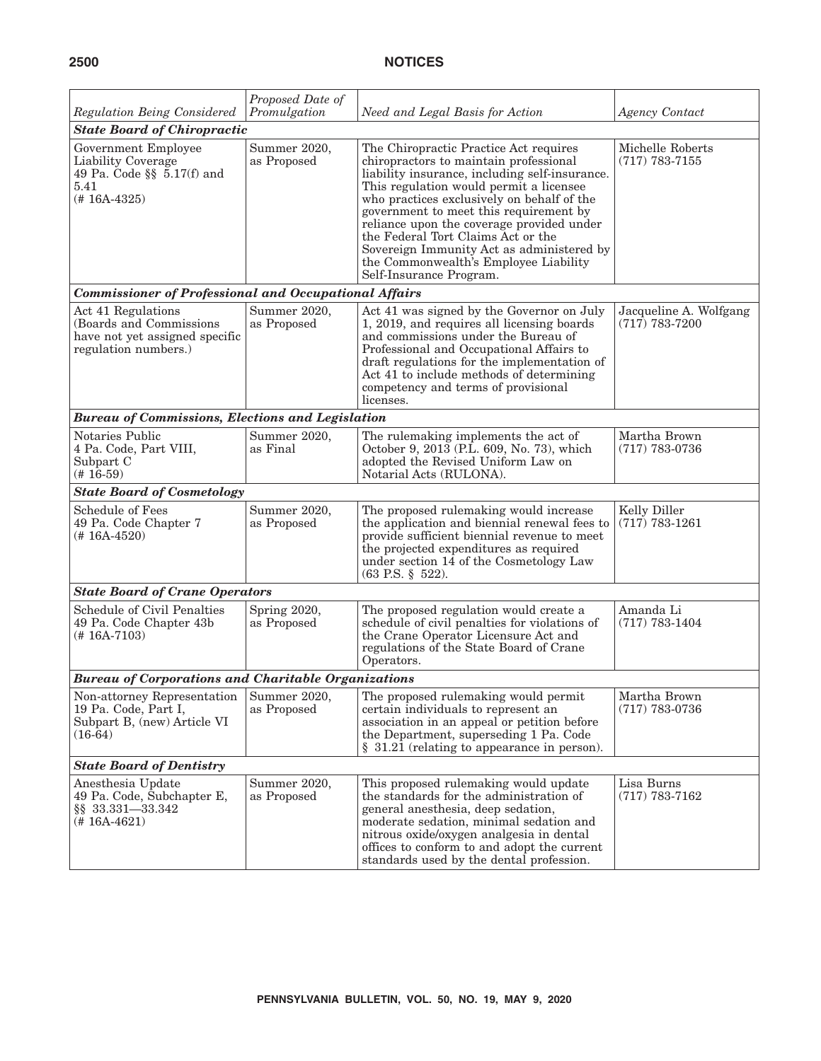| *Regulation Being Considered* | *Proposed Date of Promulgation* | *Need and Legal Basis for Action* | *Agency Contact* |
|---|---|---|---|
| ***State Board of Chiropractic*** | | | |
| Government Employee Liability Coverage 49 Pa. Code §§ 5.17(f) and 5.41 (# 16A-4325) | Summer 2020, as Proposed | The Chiropractic Practice Act requires chiropractors to maintain professional liability insurance, including self-insurance. This regulation would permit a licensee who practices exclusively on behalf of the government to meet this requirement by reliance upon the coverage provided under the Federal Tort Claims Act or the Sovereign Immunity Act as administered by the Commonwealth's Employee Liability Self-Insurance Program. | Michelle Roberts (717) 783-7155 |
| ***Commissioner of Professional and Occupational Affairs*** | | | |
| Act 41 Regulations (Boards and Commissions have not yet assigned specific regulation numbers.) | Summer 2020, as Proposed | Act 41 was signed by the Governor on July 1, 2019, and requires all licensing boards and commissions under the Bureau of Professional and Occupational Affairs to draft regulations for the implementation of Act 41 to include methods of determining competency and terms of provisional licenses. | Jacqueline A. Wolfgang (717) 783-7200 |
| ***Bureau of Commissions, Elections and Legislation*** | | | |
| Notaries Public 4 Pa. Code, Part VIII, Subpart C (# 16-59) | Summer 2020, as Final | The rulemaking implements the act of October 9, 2013 (P.L. 609, No. 73), which adopted the Revised Uniform Law on Notarial Acts (RULONA). | Martha Brown (717) 783-0736 |
| ***State Board of Cosmetology*** | | | |
| Schedule of Fees 49 Pa. Code Chapter 7 (# 16A-4520) | Summer 2020, as Proposed | The proposed rulemaking would increase the application and biennial renewal fees to provide sufficient biennial revenue to meet the projected expenditures as required under section 14 of the Cosmetology Law (63 P.S. § 522). | Kelly Diller (717) 783-1261 |
| ***State Board of Crane Operators*** | | | |
| Schedule of Civil Penalties 49 Pa. Code Chapter 43b (# 16A-7103) | Spring 2020, as Proposed | The proposed regulation would create a schedule of civil penalties for violations of the Crane Operator Licensure Act and regulations of the State Board of Crane Operators. | Amanda Li (717) 783-1404 |
| ***Bureau of Corporations and Charitable Organizations*** | | | |
| Non-attorney Representation 19 Pa. Code, Part I, Subpart B, (new) Article VI (16-64) | Summer 2020, as Proposed | The proposed rulemaking would permit certain individuals to represent an association in an appeal or petition before the Department, superseding 1 Pa. Code § 31.21 (relating to appearance in person). | Martha Brown (717) 783-0736 |
| ***State Board of Dentistry*** | | | |
| Anesthesia Update 49 Pa. Code, Subchapter E, §§ 33.331—33.342 (# 16A-4621) | Summer 2020, as Proposed | This proposed rulemaking would update the standards for the administration of general anesthesia, deep sedation, moderate sedation, minimal sedation and nitrous oxide/oxygen analgesia in dental offices to conform to and adopt the current standards used by the dental profession. | Lisa Burns (717) 783-7162 |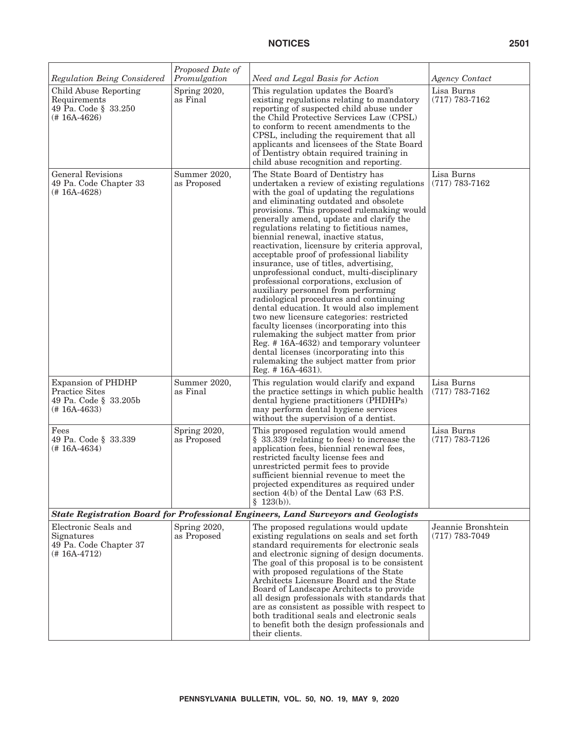| *Regulation Being Considered* | *Proposed Date of Promulgation* | *Need and Legal Basis for Action* | *Agency Contact* |
|---|---|---|---|
| Child Abuse Reporting Requirements 49 Pa. Code § 33.250 (# 16A-4626) | Spring 2020, as Final | This regulation updates the Board's existing regulations relating to mandatory reporting of suspected child abuse under the Child Protective Services Law (CPSL) to conform to recent amendments to the CPSL, including the requirement that all applicants and licensees of the State Board of Dentistry obtain required training in child abuse recognition and reporting. | Lisa Burns (717) 783-7162 |
| General Revisions 49 Pa. Code Chapter 33 (# 16A-4628) | Summer 2020, as Proposed | The State Board of Dentistry has undertaken a review of existing regulations with the goal of updating the regulations and eliminating outdated and obsolete provisions. This proposed rulemaking would generally amend, update and clarify the regulations relating to fictitious names, biennial renewal, inactive status, reactivation, licensure by criteria approval, acceptable proof of professional liability insurance, use of titles, advertising, unprofessional conduct, multi-disciplinary professional corporations, exclusion of auxiliary personnel from performing radiological procedures and continuing dental education. It would also implement two new licensure categories: restricted faculty licenses (incorporating into this rulemaking the subject matter from prior Reg. # 16A-4632) and temporary volunteer dental licenses (incorporating into this rulemaking the subject matter from prior Reg. # 16A-4631). | Lisa Burns (717) 783-7162 |
| Expansion of PHDHP Practice Sites 49 Pa. Code § 33.205b (# 16A-4633) | Summer 2020, as Final | This regulation would clarify and expand the practice settings in which public health dental hygiene practitioners (PHDHPs) may perform dental hygiene services without the supervision of a dentist. | Lisa Burns (717) 783-7162 |
| Fees 49 Pa. Code § 33.339 (# 16A-4634) | Spring 2020, as Proposed | This proposed regulation would amend § 33.339 (relating to fees) to increase the application fees, biennial renewal fees, restricted faculty license fees and unrestricted permit fees to provide sufficient biennial revenue to meet the projected expenditures as required under section 4(b) of the Dental Law (63 P.S. § 123(b)). | Lisa Burns (717) 783-7126 |
| ***State Registration Board for Professional Engineers, Land Surveyors and Geologists*** | | | |
| Electronic Seals and Signatures 49 Pa. Code Chapter 37 (# 16A-4712) | Spring 2020, as Proposed | The proposed regulations would update existing regulations on seals and set forth standard requirements for electronic seals and electronic signing of design documents. The goal of this proposal is to be consistent with proposed regulations of the State Architects Licensure Board and the State Board of Landscape Architects to provide all design professionals with standards that are as consistent as possible with respect to both traditional seals and electronic seals to benefit both the design professionals and their clients. | Jeannie Bronshtein (717) 783-7049 |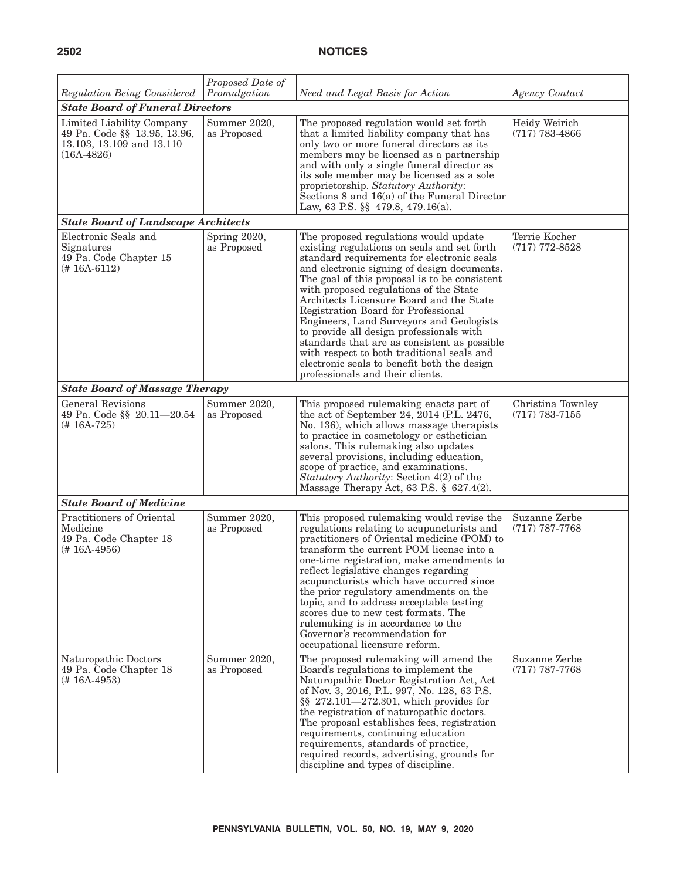| *Regulation Being Considered* | *Proposed Date of Promulgation* | *Need and Legal Basis for Action* | *Agency Contact* |
|---|---|---|---|
| ***State Board of Funeral Directors*** | | | |
| Limited Liability Company 49 Pa. Code §§ 13.95, 13.96, 13.103, 13.109 and 13.110 (16A-4826) | Summer 2020, as Proposed | The proposed regulation would set forth that a limited liability company that has only two or more funeral directors as its members may be licensed as a partnership and with only a single funeral director as its sole member may be licensed as a sole proprietorship. *Statutory Authority*: Sections 8 and 16(a) of the Funeral Director Law, 63 P.S. §§ 479.8, 479.16(a). | Heidy Weirich (717) 783-4866 |
| ***State Board of Landscape Architects*** | | | |
| Electronic Seals and Signatures 49 Pa. Code Chapter 15 (# 16A-6112) | Spring 2020, as Proposed | The proposed regulations would update existing regulations on seals and set forth standard requirements for electronic seals and electronic signing of design documents. The goal of this proposal is to be consistent with proposed regulations of the State Architects Licensure Board and the State Registration Board for Professional Engineers, Land Surveyors and Geologists to provide all design professionals with standards that are as consistent as possible with respect to both traditional seals and electronic seals to benefit both the design professionals and their clients. | Terrie Kocher (717) 772-8528 |
| ***State Board of Massage Therapy*** | | | |
| General Revisions 49 Pa. Code §§ 20.11—20.54 (# 16A-725) | Summer 2020, as Proposed | This proposed rulemaking enacts part of the act of September 24, 2014 (P.L. 2476, No. 136), which allows massage therapists to practice in cosmetology or esthetician salons. This rulemaking also updates several provisions, including education, scope of practice, and examinations. *Statutory Authority*: Section 4(2) of the Massage Therapy Act, 63 P.S. § 627.4(2). | Christina Townley (717) 783-7155 |
| ***State Board of Medicine*** | | | |
| Practitioners of Oriental Medicine 49 Pa. Code Chapter 18 (# 16A-4956) | Summer 2020, as Proposed | This proposed rulemaking would revise the regulations relating to acupuncturists and practitioners of Oriental medicine (POM) to transform the current POM license into a one-time registration, make amendments to reflect legislative changes regarding acupuncturists which have occurred since the prior regulatory amendments on the topic, and to address acceptable testing scores due to new test formats. The rulemaking is in accordance to the Governor's recommendation for occupational licensure reform. | Suzanne Zerbe (717) 787-7768 |
| Naturopathic Doctors 49 Pa. Code Chapter 18 (# 16A-4953) | Summer 2020, as Proposed | The proposed rulemaking will amend the Board's regulations to implement the Naturopathic Doctor Registration Act, Act of Nov. 3, 2016, P.L. 997, No. 128, 63 P.S. §§ 272.101—272.301, which provides for the registration of naturopathic doctors. The proposal establishes fees, registration requirements, continuing education requirements, standards of practice, required records, advertising, grounds for discipline and types of discipline. | Suzanne Zerbe (717) 787-7768 |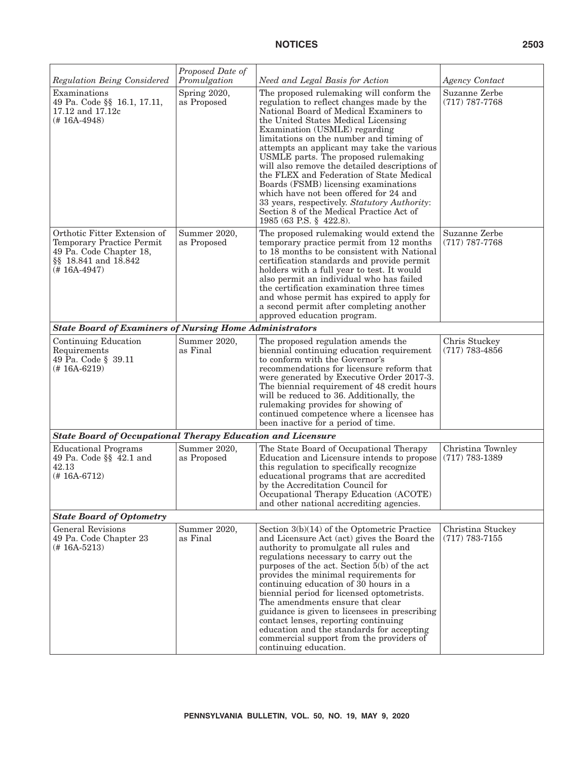| *Regulation Being Considered* | *Proposed Date of Promulgation* | *Need and Legal Basis for Action* | *Agency Contact* |
|---|---|---|---|
| Examinations 49 Pa. Code §§ 16.1, 17.11, 17.12 and 17.12c (# 16A-4948) | Spring 2020, as Proposed | The proposed rulemaking will conform the regulation to reflect changes made by the National Board of Medical Examiners to the United States Medical Licensing Examination (USMLE) regarding limitations on the number and timing of attempts an applicant may take the various USMLE parts. The proposed rulemaking will also remove the detailed descriptions of the FLEX and Federation of State Medical Boards (FSMB) licensing examinations which have not been offered for 24 and 33 years, respectively. *Statutory Authority*: Section 8 of the Medical Practice Act of 1985 (63 P.S. § 422.8). | Suzanne Zerbe (717) 787-7768 |
| Orthotic Fitter Extension of Temporary Practice Permit 49 Pa. Code Chapter 18, §§ 18.841 and 18.842 (# 16A-4947) | Summer 2020, as Proposed | The proposed rulemaking would extend the temporary practice permit from 12 months to 18 months to be consistent with National certification standards and provide permit holders with a full year to test. It would also permit an individual who has failed the certification examination three times and whose permit has expired to apply for a second permit after completing another approved education program. | Suzanne Zerbe (717) 787-7768 |
| ***State Board of Examiners of Nursing Home Administrators*** | | | |
| Continuing Education Requirements 49 Pa. Code § 39.11 (# 16A-6219) | Summer 2020, as Final | The proposed regulation amends the biennial continuing education requirement to conform with the Governor's recommendations for licensure reform that were generated by Executive Order 2017-3. The biennial requirement of 48 credit hours will be reduced to 36. Additionally, the rulemaking provides for showing of continued competence where a licensee has been inactive for a period of time. | Chris Stuckey (717) 783-4856 |
| ***State Board of Occupational Therapy Education and Licensure*** | | | |
| Educational Programs 49 Pa. Code §§ 42.1 and 42.13 (# 16A-6712) | Summer 2020, as Proposed | The State Board of Occupational Therapy Education and Licensure intends to propose this regulation to specifically recognize educational programs that are accredited by the Accreditation Council for Occupational Therapy Education (ACOTE) and other national accrediting agencies. | Christina Townley (717) 783-1389 |
| ***State Board of Optometry*** | | | |
| General Revisions 49 Pa. Code Chapter 23 (# 16A-5213) | Summer 2020, as Final | Section 3(b)(14) of the Optometric Practice and Licensure Act (act) gives the Board the authority to promulgate all rules and regulations necessary to carry out the purposes of the act. Section 5(b) of the act provides the minimal requirements for continuing education of 30 hours in a biennial period for licensed optometrists. The amendments ensure that clear guidance is given to licensees in prescribing contact lenses, reporting continuing education and the standards for accepting commercial support from the providers of continuing education. | Christina Stuckey (717) 783-7155 |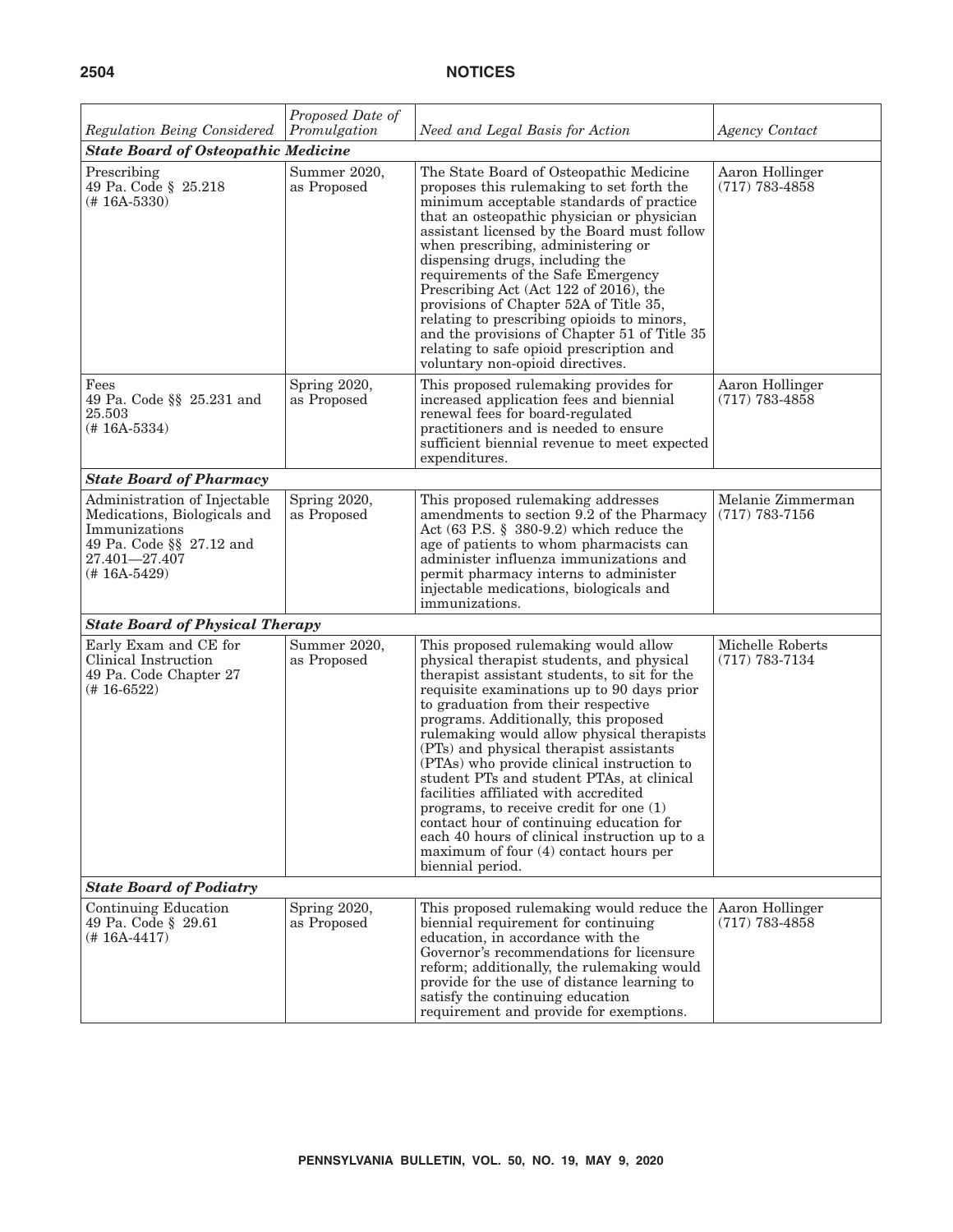| *Regulation Being Considered* | *Proposed Date of Promulgation* | *Need and Legal Basis for Action* | *Agency Contact* |
|---|---|---|---|
| ***State Board of Osteopathic Medicine*** | | | |
| Prescribing 49 Pa. Code § 25.218 (# 16A-5330) | Summer 2020, as Proposed | The State Board of Osteopathic Medicine proposes this rulemaking to set forth the minimum acceptable standards of practice that an osteopathic physician or physician assistant licensed by the Board must follow when prescribing, administering or dispensing drugs, including the requirements of the Safe Emergency Prescribing Act (Act 122 of 2016), the provisions of Chapter 52A of Title 35, relating to prescribing opioids to minors, and the provisions of Chapter 51 of Title 35 relating to safe opioid prescription and voluntary non-opioid directives. | Aaron Hollinger (717) 783-4858 |
| Fees 49 Pa. Code §§ 25.231 and 25.503 (# 16A-5334) | Spring 2020, as Proposed | This proposed rulemaking provides for increased application fees and biennial renewal fees for board-regulated practitioners and is needed to ensure sufficient biennial revenue to meet expected expenditures. | Aaron Hollinger (717) 783-4858 |
| ***State Board of Pharmacy*** | | | |
| Administration of Injectable Medications, Biologicals and Immunizations 49 Pa. Code §§ 27.12 and 27.401—27.407 (# 16A-5429) | Spring 2020, as Proposed | This proposed rulemaking addresses amendments to section 9.2 of the Pharmacy Act (63 P.S. § 380-9.2) which reduce the age of patients to whom pharmacists can administer influenza immunizations and permit pharmacy interns to administer injectable medications, biologicals and immunizations. | Melanie Zimmerman (717) 783-7156 |
| ***State Board of Physical Therapy*** | | | |
| Early Exam and CE for Clinical Instruction 49 Pa. Code Chapter 27 (# 16-6522) | Summer 2020, as Proposed | This proposed rulemaking would allow physical therapist students, and physical therapist assistant students, to sit for the requisite examinations up to 90 days prior to graduation from their respective programs. Additionally, this proposed rulemaking would allow physical therapists (PTs) and physical therapist assistants (PTAs) who provide clinical instruction to student PTs and student PTAs, at clinical facilities affiliated with accredited programs, to receive credit for one (1) contact hour of continuing education for each 40 hours of clinical instruction up to a maximum of four (4) contact hours per biennial period. | Michelle Roberts (717) 783-7134 |
| ***State Board of Podiatry*** | | | |
| Continuing Education 49 Pa. Code § 29.61 (# 16A-4417) | Spring 2020, as Proposed | This proposed rulemaking would reduce the biennial requirement for continuing education, in accordance with the Governor's recommendations for licensure reform; additionally, the rulemaking would provide for the use of distance learning to satisfy the continuing education requirement and provide for exemptions. | Aaron Hollinger (717) 783-4858 |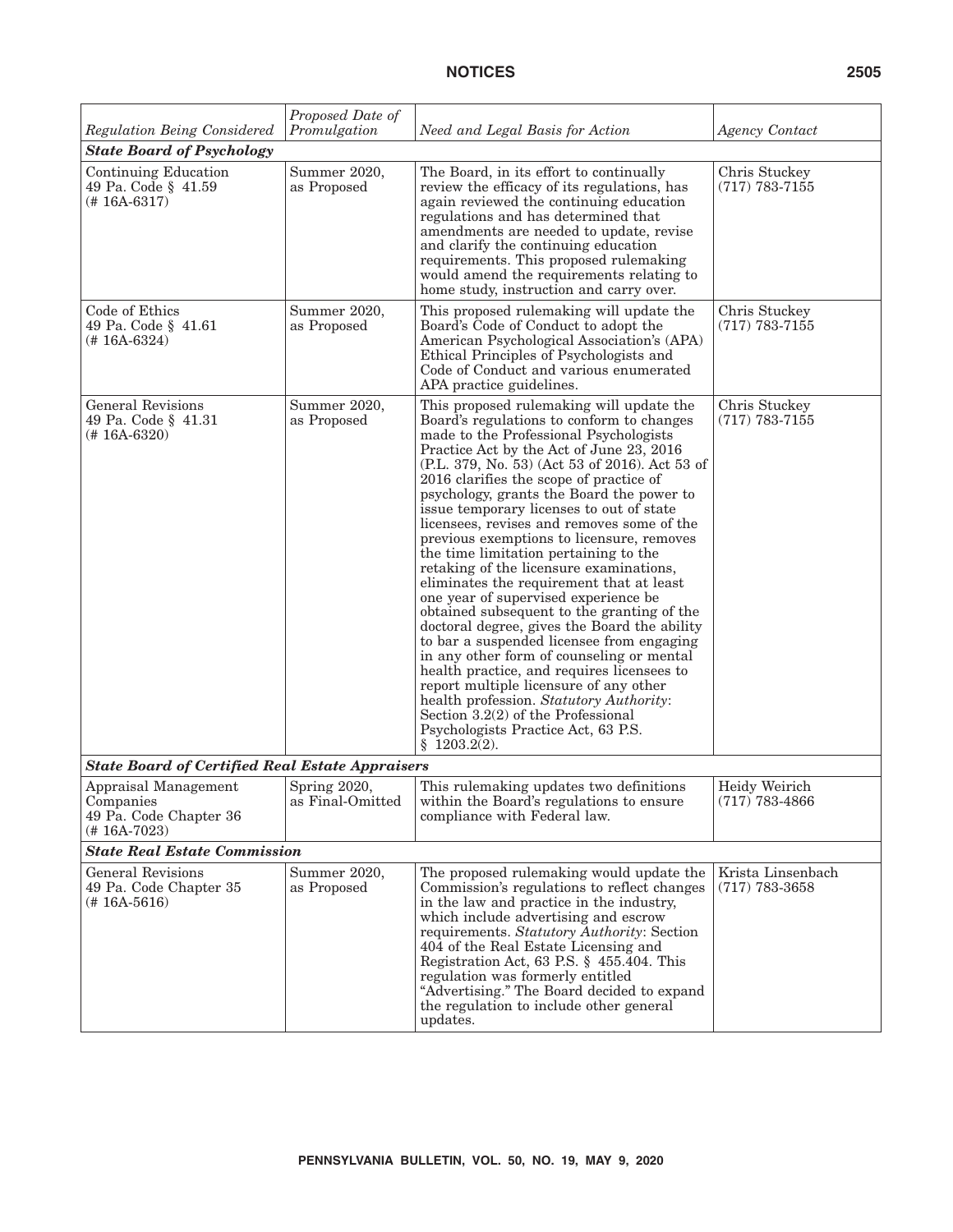| *Regulation Being Considered* | *Proposed Date of Promulgation* | *Need and Legal Basis for Action* | *Agency Contact* |
| --- | --- | --- | --- |
| ***State Board of Psychology*** | | | |
| Continuing Education 49 Pa. Code § 41.59 (# 16A-6317) | Summer 2020, as Proposed | The Board, in its effort to continually review the efficacy of its regulations, has again reviewed the continuing education regulations and has determined that amendments are needed to update, revise and clarify the continuing education requirements. This proposed rulemaking would amend the requirements relating to home study, instruction and carry over. | Chris Stuckey (717) 783-7155 |
| Code of Ethics 49 Pa. Code § 41.61 (# 16A-6324) | Summer 2020, as Proposed | This proposed rulemaking will update the Board's Code of Conduct to adopt the American Psychological Association's (APA) Ethical Principles of Psychologists and Code of Conduct and various enumerated APA practice guidelines. | Chris Stuckey (717) 783-7155 |
| General Revisions 49 Pa. Code § 41.31 (# 16A-6320) | Summer 2020, as Proposed | This proposed rulemaking will update the Board's regulations to conform to changes made to the Professional Psychologists Practice Act by the Act of June 23, 2016 (P.L. 379, No. 53) (Act 53 of 2016). Act 53 of 2016 clarifies the scope of practice of psychology, grants the Board the power to issue temporary licenses to out of state licensees, revises and removes some of the previous exemptions to licensure, removes the time limitation pertaining to the retaking of the licensure examinations, eliminates the requirement that at least one year of supervised experience be obtained subsequent to the granting of the doctoral degree, gives the Board the ability to bar a suspended licensee from engaging in any other form of counseling or mental health practice, and requires licensees to report multiple licensure of any other health profession. *Statutory Authority*: Section 3.2(2) of the Professional Psychologists Practice Act, 63 P.S. § 1203.2(2). | Chris Stuckey (717) 783-7155 |
| ***State Board of Certified Real Estate Appraisers*** | | | |
| Appraisal Management Companies 49 Pa. Code Chapter 36 (# 16A-7023) | Spring 2020, as Final-Omitted | This rulemaking updates two definitions within the Board's regulations to ensure compliance with Federal law. | Heidy Weirich (717) 783-4866 |
| ***State Real Estate Commission*** | | | |
| General Revisions 49 Pa. Code Chapter 35 (# 16A-5616) | Summer 2020, as Proposed | The proposed rulemaking would update the Commission's regulations to reflect changes in the law and practice in the industry, which include advertising and escrow requirements. *Statutory Authority*: Section 404 of the Real Estate Licensing and Registration Act, 63 P.S. § 455.404. This regulation was formerly entitled "Advertising." The Board decided to expand the regulation to include other general updates. | Krista Linsenbach (717) 783-3658 |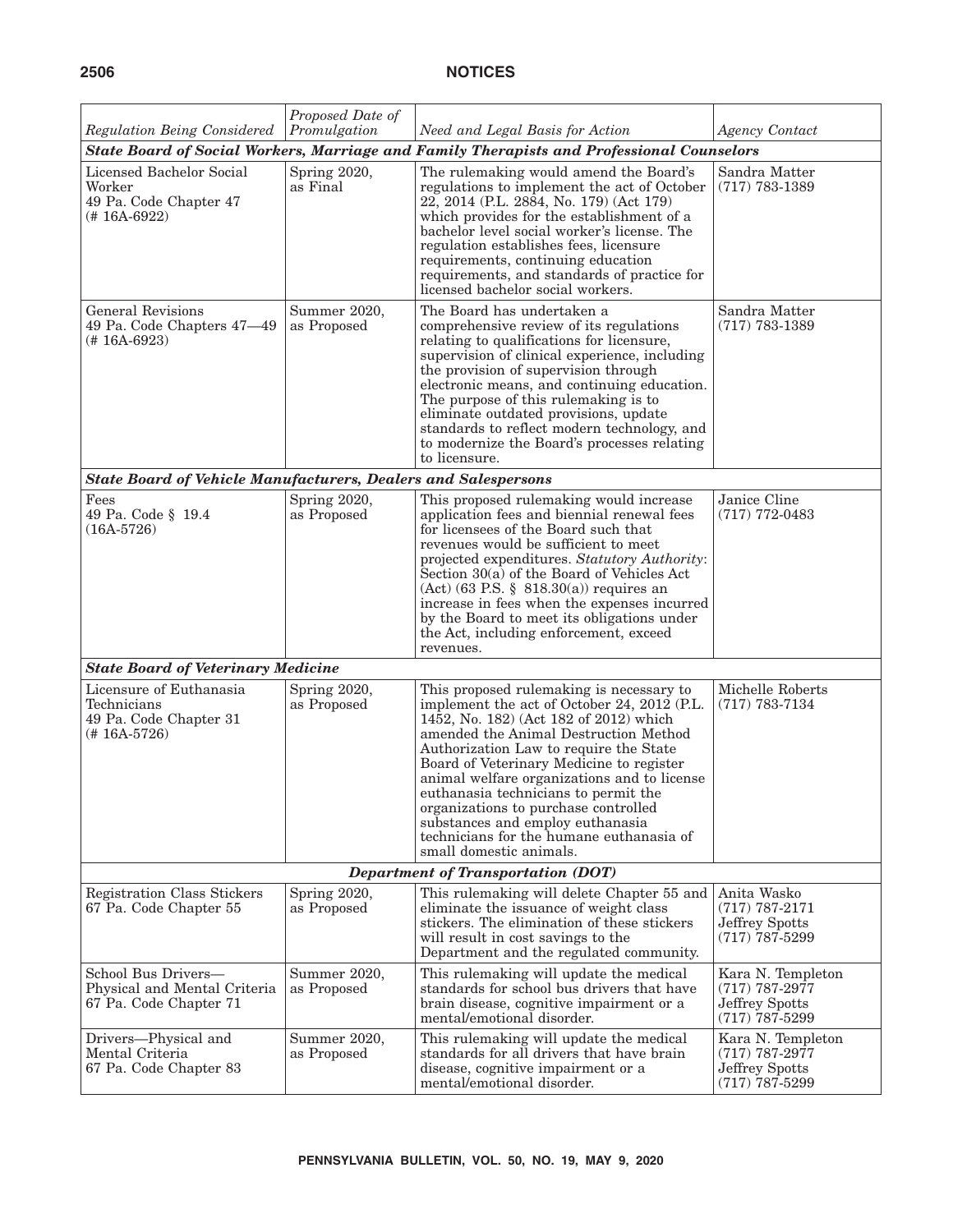| *Regulation Being Considered* | *Proposed Date of Promulgation* | *Need and Legal Basis for Action* | *Agency Contact* |
|---|---|---|---|
| ***State Board of Social Workers, Marriage and Family Therapists and Professional Counselors*** | | | |
| Licensed Bachelor Social Worker 49 Pa. Code Chapter 47 (# 16A-6922) | Spring 2020, as Final | The rulemaking would amend the Board's regulations to implement the act of October 22, 2014 (P.L. 2884, No. 179) (Act 179) which provides for the establishment of a bachelor level social worker's license. The regulation establishes fees, licensure requirements, continuing education requirements, and standards of practice for licensed bachelor social workers. | Sandra Matter (717) 783-1389 |
| General Revisions 49 Pa. Code Chapters 47—49 (# 16A-6923) | Summer 2020, as Proposed | The Board has undertaken a comprehensive review of its regulations relating to qualifications for licensure, supervision of clinical experience, including the provision of supervision through electronic means, and continuing education. The purpose of this rulemaking is to eliminate outdated provisions, update standards to reflect modern technology, and to modernize the Board's processes relating to licensure. | Sandra Matter (717) 783-1389 |
| ***State Board of Vehicle Manufacturers, Dealers and Salespersons*** | | | |
| Fees 49 Pa. Code § 19.4 (16A-5726) | Spring 2020, as Proposed | This proposed rulemaking would increase application fees and biennial renewal fees for licensees of the Board such that revenues would be sufficient to meet projected expenditures. *Statutory Authority*: Section 30(a) of the Board of Vehicles Act (Act) (63 P.S. § 818.30(a)) requires an increase in fees when the expenses incurred by the Board to meet its obligations under the Act, including enforcement, exceed revenues. | Janice Cline (717) 772-0483 |
| ***State Board of Veterinary Medicine*** | | | |
| Licensure of Euthanasia Technicians 49 Pa. Code Chapter 31 (# 16A-5726) | Spring 2020, as Proposed | This proposed rulemaking is necessary to implement the act of October 24, 2012 (P.L. 1452, No. 182) (Act 182 of 2012) which amended the Animal Destruction Method Authorization Law to require the State Board of Veterinary Medicine to register animal welfare organizations and to license euthanasia technicians to permit the organizations to purchase controlled substances and employ euthanasia technicians for the humane euthanasia of small domestic animals. | Michelle Roberts (717) 783-7134 |
| ***Department of Transportation (DOT)*** | | | |
| Registration Class Stickers 67 Pa. Code Chapter 55 | Spring 2020, as Proposed | This rulemaking will delete Chapter 55 and eliminate the issuance of weight class stickers. The elimination of these stickers will result in cost savings to the Department and the regulated community. | Anita Wasko (717) 787-2171 Jeffrey Spotts (717) 787-5299 |
| School Bus Drivers—Physical and Mental Criteria 67 Pa. Code Chapter 71 | Summer 2020, as Proposed | This rulemaking will update the medical standards for school bus drivers that have brain disease, cognitive impairment or a mental/emotional disorder. | Kara N. Templeton (717) 787-2977 Jeffrey Spotts (717) 787-5299 |
| Drivers—Physical and Mental Criteria 67 Pa. Code Chapter 83 | Summer 2020, as Proposed | This rulemaking will update the medical standards for all drivers that have brain disease, cognitive impairment or a mental/emotional disorder. | Kara N. Templeton (717) 787-2977 Jeffrey Spotts (717) 787-5299 |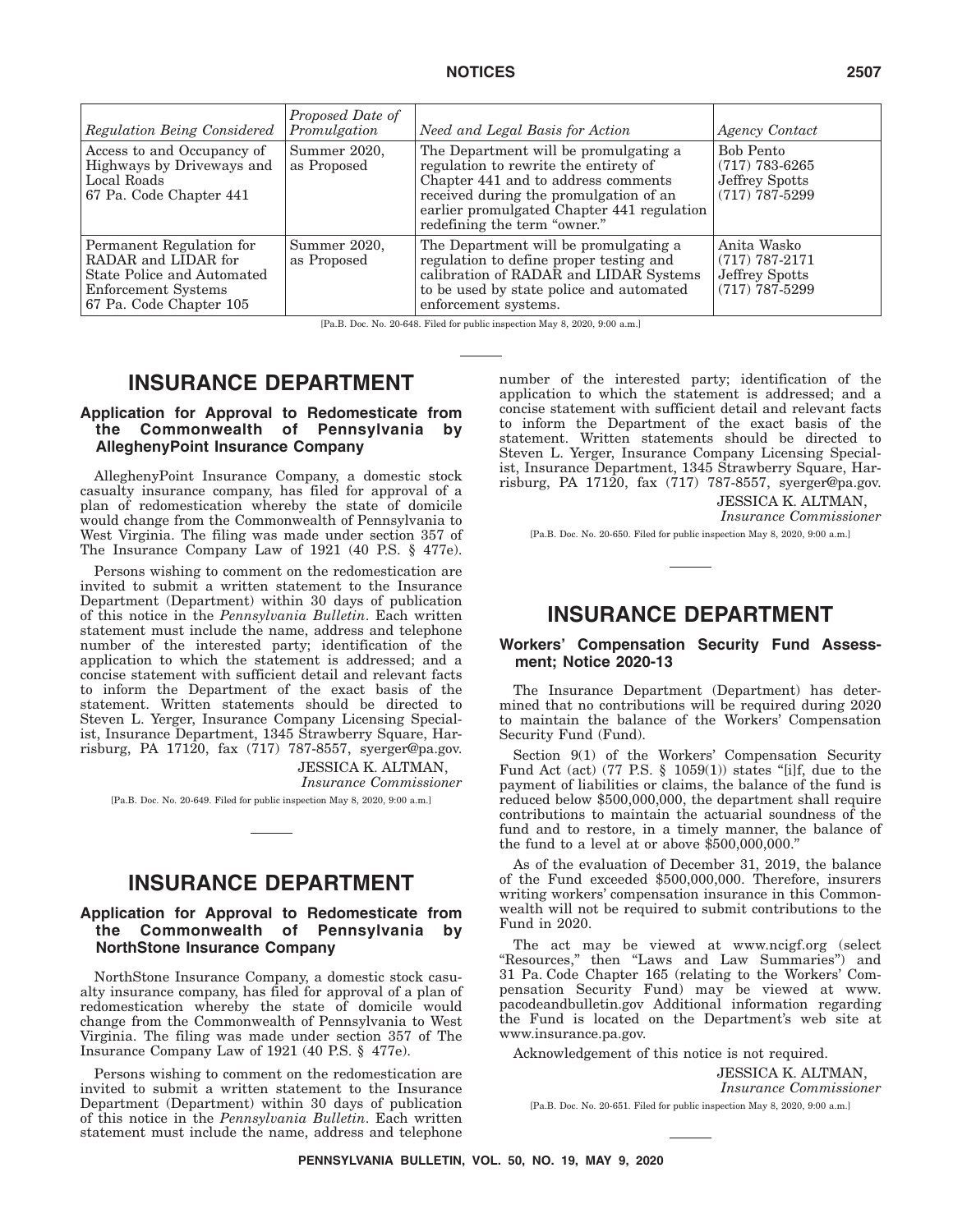| *Regulation Being Considered* | *Proposed Date of Promulgation* | *Need and Legal Basis for Action* | *Agency Contact* |
|---|---|---|---|
| Access to and Occupancy of Highways by Driveways and Local Roads 67 Pa. Code Chapter 441 | Summer 2020, as Proposed | The Department will be promulgating a regulation to rewrite the entirety of Chapter 441 and to address comments received during the promulgation of an earlier promulgated Chapter 441 regulation redefining the term "owner." | Bob Pento (717) 783-6265 Jeffrey Spotts (717) 787-5299 |
| Permanent Regulation for RADAR and LIDAR for State Police and Automated Enforcement Systems 67 Pa. Code Chapter 105 | Summer 2020, as Proposed | The Department will be promulgating a regulation to define proper testing and calibration of RADAR and LIDAR Systems to be used by state police and automated enforcement systems. | Anita Wasko (717) 787-2171 Jeffrey Spotts (717) 787-5299 |

[Pa.B. Doc. No. 20-648. Filed for public inspection May 8, 2020, 9:00 a.m.]

# INSURANCE DEPARTMENT

## Application for Approval to Redomesticate from the Commonwealth of Pennsylvania by AlleghenyPoint Insurance Company

AlleghenyPoint Insurance Company, a domestic stock casualty insurance company, has filed for approval of a plan of redomestication whereby the state of domicile would change from the Commonwealth of Pennsylvania to West Virginia. The filing was made under section 357 of The Insurance Company Law of 1921 (40 P.S. § 477e).

Persons wishing to comment on the redomestication are invited to submit a written statement to the Insurance Department (Department) within 30 days of publication of this notice in the *Pennsylvania Bulletin*. Each written statement must include the name, address and telephone number of the interested party; identification of the application to which the statement is addressed; and a concise statement with sufficient detail and relevant facts to inform the Department of the exact basis of the statement. Written statements should be directed to Steven L. Yerger, Insurance Company Licensing Specialist, Insurance Department, 1345 Strawberry Square, Harrisburg, PA 17120, fax (717) 787-8557, syerger@pa.gov.

JESSICA K. ALTMAN,
*Insurance Commissioner*

[Pa.B. Doc. No. 20-649. Filed for public inspection May 8, 2020, 9:00 a.m.]

# INSURANCE DEPARTMENT

## Application for Approval to Redomesticate from the Commonwealth of Pennsylvania by NorthStone Insurance Company

NorthStone Insurance Company, a domestic stock casualty insurance company, has filed for approval of a plan of redomestication whereby the state of domicile would change from the Commonwealth of Pennsylvania to West Virginia. The filing was made under section 357 of The Insurance Company Law of 1921 (40 P.S. § 477e).

Persons wishing to comment on the redomestication are invited to submit a written statement to the Insurance Department (Department) within 30 days of publication of this notice in the *Pennsylvania Bulletin*. Each written statement must include the name, address and telephone number of the interested party; identification of the application to which the statement is addressed; and a concise statement with sufficient detail and relevant facts to inform the Department of the exact basis of the statement. Written statements should be directed to Steven L. Yerger, Insurance Company Licensing Specialist, Insurance Department, 1345 Strawberry Square, Harrisburg, PA 17120, fax (717) 787-8557, syerger@pa.gov.

JESSICA K. ALTMAN,
*Insurance Commissioner*

[Pa.B. Doc. No. 20-650. Filed for public inspection May 8, 2020, 9:00 a.m.]

# INSURANCE DEPARTMENT

## Workers' Compensation Security Fund Assessment; Notice 2020-13

The Insurance Department (Department) has determined that no contributions will be required during 2020 to maintain the balance of the Workers' Compensation Security Fund (Fund).

Section 9(1) of the Workers' Compensation Security Fund Act (act) (77 P.S. § 1059(1)) states "[i]f, due to the payment of liabilities or claims, the balance of the fund is reduced below $500,000,000, the department shall require contributions to maintain the actuarial soundness of the fund and to restore, in a timely manner, the balance of the fund to a level at or above $500,000,000."

As of the evaluation of December 31, 2019, the balance of the Fund exceeded $500,000,000. Therefore, insurers writing workers' compensation insurance in this Commonwealth will not be required to submit contributions to the Fund in 2020.

The act may be viewed at www.ncigf.org (select "Resources," then "Laws and Law Summaries") and 31 Pa. Code Chapter 165 (relating to the Workers' Compensation Security Fund) may be viewed at www.pacodeandbulletin.gov Additional information regarding the Fund is located on the Department's web site at www.insurance.pa.gov.

Acknowledgement of this notice is not required.

JESSICA K. ALTMAN,
*Insurance Commissioner*

[Pa.B. Doc. No. 20-651. Filed for public inspection May 8, 2020, 9:00 a.m.]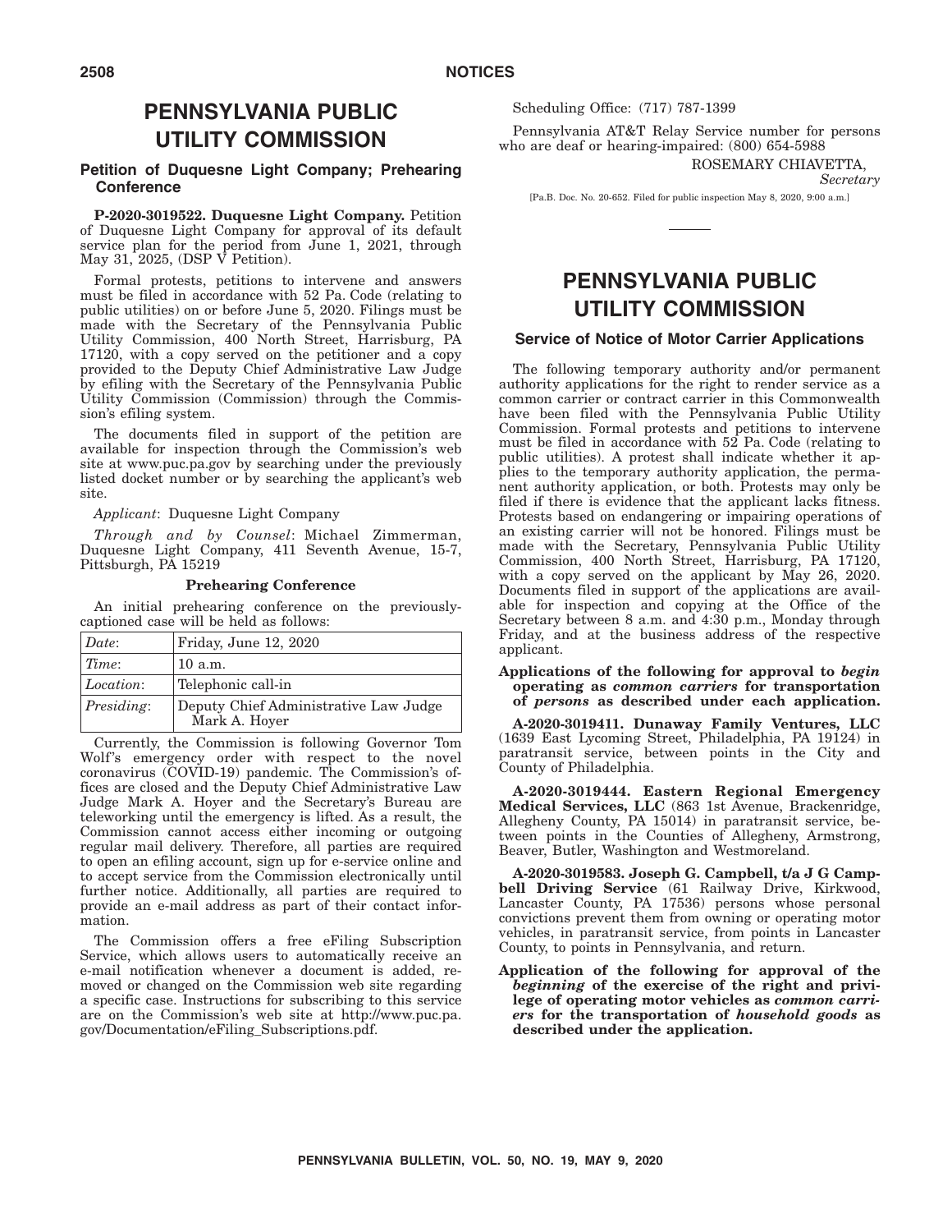# PENNSYLVANIA PUBLIC UTILITY COMMISSION

## Petition of Duquesne Light Company; Prehearing Conference

**P-2020-3019522. Duquesne Light Company.** Petition of Duquesne Light Company for approval of its default service plan for the period from June 1, 2021, through May 31, 2025, (DSP V Petition).

Formal protests, petitions to intervene and answers must be filed in accordance with 52 Pa. Code (relating to public utilities) on or before June 5, 2020. Filings must be made with the Secretary of the Pennsylvania Public Utility Commission, 400 North Street, Harrisburg, PA 17120, with a copy served on the petitioner and a copy provided to the Deputy Chief Administrative Law Judge by efiling with the Secretary of the Pennsylvania Public Utility Commission (Commission) through the Commission's efiling system.

The documents filed in support of the petition are available for inspection through the Commission's web site at www.puc.pa.gov by searching under the previously listed docket number or by searching the applicant's web site.

*Applicant*: Duquesne Light Company

*Through and by Counsel*: Michael Zimmerman, Duquesne Light Company, 411 Seventh Avenue, 15-7, Pittsburgh, PA 15219

**Prehearing Conference**

An initial prehearing conference on the previously-captioned case will be held as follows:

| *Date*: | Friday, June 12, 2020 |
|---|---|
| *Time*: | 10 a.m. |
| *Location*: | Telephonic call-in |
| *Presiding*: | Deputy Chief Administrative Law Judge Mark A. Hoyer |

Currently, the Commission is following Governor Tom Wolf's emergency order with respect to the novel coronavirus (COVID-19) pandemic. The Commission's offices are closed and the Deputy Chief Administrative Law Judge Mark A. Hoyer and the Secretary's Bureau are teleworking until the emergency is lifted. As a result, the Commission cannot access either incoming or outgoing regular mail delivery. Therefore, all parties are required to open an efiling account, sign up for e-service online and to accept service from the Commission electronically until further notice. Additionally, all parties are required to provide an e-mail address as part of their contact information.

The Commission offers a free eFiling Subscription Service, which allows users to automatically receive an e-mail notification whenever a document is added, removed or changed on the Commission web site regarding a specific case. Instructions for subscribing to this service are on the Commission's web site at http://www.puc.pa.gov/Documentation/eFiling_Subscriptions.pdf.

Scheduling Office: (717) 787-1399

Pennsylvania AT&T Relay Service number for persons who are deaf or hearing-impaired: (800) 654-5988

ROSEMARY CHIAVETTA,
*Secretary*

[Pa.B. Doc. No. 20-652. Filed for public inspection May 8, 2020, 9:00 a.m.]

# PENNSYLVANIA PUBLIC UTILITY COMMISSION

## Service of Notice of Motor Carrier Applications

The following temporary authority and/or permanent authority applications for the right to render service as a common carrier or contract carrier in this Commonwealth have been filed with the Pennsylvania Public Utility Commission. Formal protests and petitions to intervene must be filed in accordance with 52 Pa. Code (relating to public utilities). A protest shall indicate whether it applies to the temporary authority application, the permanent authority application, or both. Protests may only be filed if there is evidence that the applicant lacks fitness. Protests based on endangering or impairing operations of an existing carrier will not be honored. Filings must be made with the Secretary, Pennsylvania Public Utility Commission, 400 North Street, Harrisburg, PA 17120, with a copy served on the applicant by May 26, 2020. Documents filed in support of the applications are available for inspection and copying at the Office of the Secretary between 8 a.m. and 4:30 p.m., Monday through Friday, and at the business address of the respective applicant.

**Applications of the following for approval to *begin* operating as *common carriers* for transportation of *persons* as described under each application.**

**A-2020-3019411. Dunaway Family Ventures, LLC** (1639 East Lycoming Street, Philadelphia, PA 19124) in paratransit service, between points in the City and County of Philadelphia.

**A-2020-3019444. Eastern Regional Emergency Medical Services, LLC** (863 1st Avenue, Brackenridge, Allegheny County, PA 15014) in paratransit service, between points in the Counties of Allegheny, Armstrong, Beaver, Butler, Washington and Westmoreland.

**A-2020-3019583. Joseph G. Campbell, t/a J G Campbell Driving Service** (61 Railway Drive, Kirkwood, Lancaster County, PA 17536) persons whose personal convictions prevent them from owning or operating motor vehicles, in paratransit service, from points in Lancaster County, to points in Pennsylvania, and return.

**Application of the following for approval of the *beginning* of the exercise of the right and privilege of operating motor vehicles as *common carriers* for the transportation of *household goods* as described under the application.**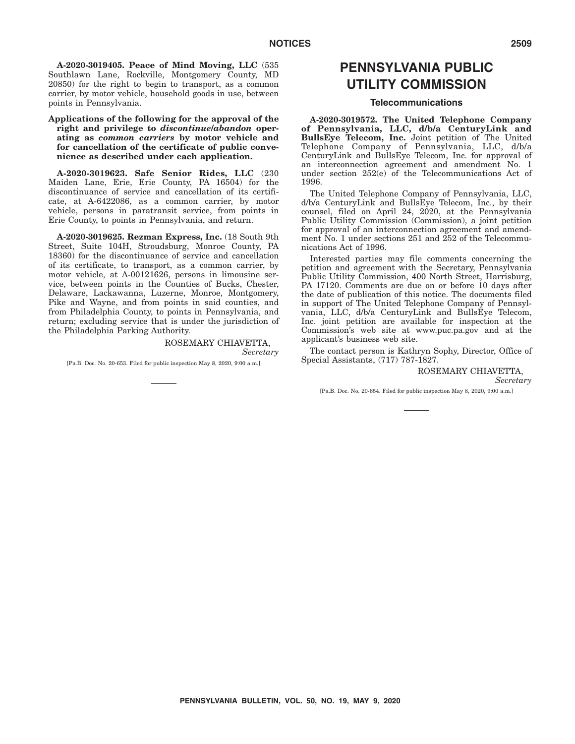**A-2020-3019405. Peace of Mind Moving, LLC** (535 Southlawn Lane, Rockville, Montgomery County, MD 20850) for the right to begin to transport, as a common carrier, by motor vehicle, household goods in use, between points in Pennsylvania.

**Applications of the following for the approval of the right and privilege to *discontinue/abandon* operating as *common carriers* by motor vehicle and for cancellation of the certificate of public convenience as described under each application.**

**A-2020-3019623. Safe Senior Rides, LLC** (230 Maiden Lane, Erie, Erie County, PA 16504) for the discontinuance of service and cancellation of its certificate, at A-6422086, as a common carrier, by motor vehicle, persons in paratransit service, from points in Erie County, to points in Pennsylvania, and return.

**A-2020-3019625. Rezman Express, Inc.** (18 South 9th Street, Suite 104H, Stroudsburg, Monroe County, PA 18360) for the discontinuance of service and cancellation of its certificate, to transport, as a common carrier, by motor vehicle, at A-00121626, persons in limousine service, between points in the Counties of Bucks, Chester, Delaware, Lackawanna, Luzerne, Monroe, Montgomery, Pike and Wayne, and from points in said counties, and from Philadelphia County, to points in Pennsylvania, and return; excluding service that is under the jurisdiction of the Philadelphia Parking Authority.

ROSEMARY CHIAVETTA,
*Secretary*

[Pa.B. Doc. No. 20-653. Filed for public inspection May 8, 2020, 9:00 a.m.]

# PENNSYLVANIA PUBLIC UTILITY COMMISSION

## Telecommunications

**A-2020-3019572. The United Telephone Company of Pennsylvania, LLC, d/b/a CenturyLink and BullsEye Telecom, Inc.** Joint petition of The United Telephone Company of Pennsylvania, LLC, d/b/a CenturyLink and BullsEye Telecom, Inc. for approval of an interconnection agreement and amendment No. 1 under section 252(e) of the Telecommunications Act of 1996.

The United Telephone Company of Pennsylvania, LLC, d/b/a CenturyLink and BullsEye Telecom, Inc., by their counsel, filed on April 24, 2020, at the Pennsylvania Public Utility Commission (Commission), a joint petition for approval of an interconnection agreement and amendment No. 1 under sections 251 and 252 of the Telecommunications Act of 1996.

Interested parties may file comments concerning the petition and agreement with the Secretary, Pennsylvania Public Utility Commission, 400 North Street, Harrisburg, PA 17120. Comments are due on or before 10 days after the date of publication of this notice. The documents filed in support of The United Telephone Company of Pennsylvania, LLC, d/b/a CenturyLink and BullsEye Telecom, Inc. joint petition are available for inspection at the Commission's web site at www.puc.pa.gov and at the applicant's business web site.

The contact person is Kathryn Sophy, Director, Office of Special Assistants, (717) 787-1827.

ROSEMARY CHIAVETTA,
*Secretary*

[Pa.B. Doc. No. 20-654. Filed for public inspection May 8, 2020, 9:00 a.m.]